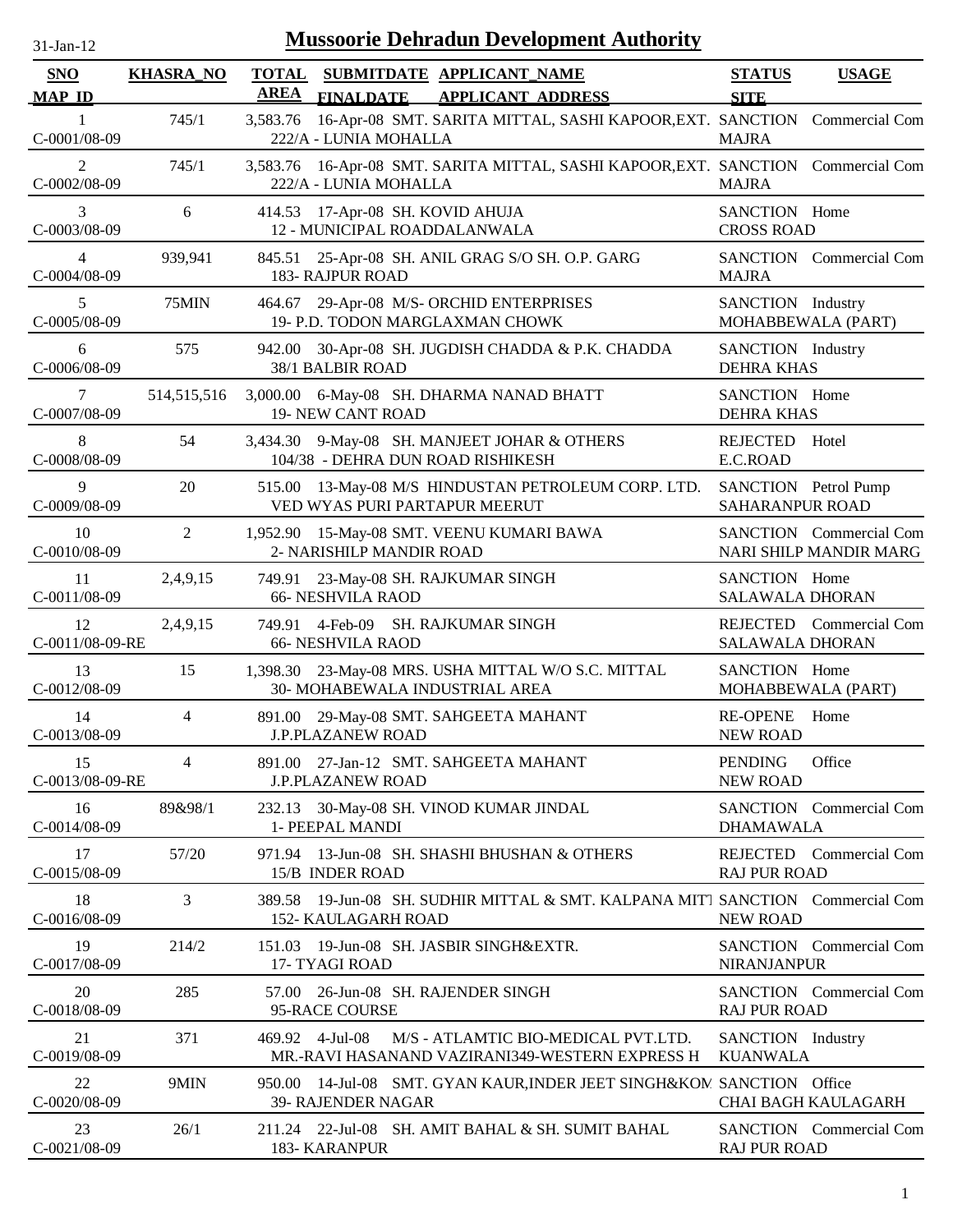# Mussoorie Dehradun Development Authority

31-Jan-12

| SNO / MAP ID | KHASRA_NO | TOTAL AREA | SUBMITDATE / FINALDATE | APPLICANT_NAME / APPLICANT ADDRESS | STATUS / SITE | USAGE |
|---|---|---|---|---|---|---|
| 1 / C-0001/08-09 | 745/1 | 3,583.76 | 16-Apr-08 | SMT. SARITA MITTAL, SASHI KAPOOR,EXT. / 222/A - LUNIA MOHALLA | SANCTION / MAJRA | Commercial Com |
| 2 / C-0002/08-09 | 745/1 | 3,583.76 | 16-Apr-08 | SMT. SARITA MITTAL, SASHI KAPOOR,EXT. / 222/A - LUNIA MOHALLA | SANCTION / MAJRA | Commercial Com |
| 3 / C-0003/08-09 | 6 | 414.53 | 17-Apr-08 | SH. KOVID AHUJA / 12 - MUNICIPAL ROADDALANWALA | SANCTION / CROSS ROAD | Home |
| 4 / C-0004/08-09 | 939,941 | 845.51 | 25-Apr-08 | SH. ANIL GRAG S/O SH. O.P. GARG / 183- RAJPUR ROAD | SANCTION / MAJRA | Commercial Com |
| 5 / C-0005/08-09 | 75MIN | 464.67 | 29-Apr-08 | M/S- ORCHID ENTERPRISES / 19- P.D. TODON MARGLAXMAN CHOWK | SANCTION / MOHABBEWALA (PART) | Industry |
| 6 / C-0006/08-09 | 575 | 942.00 | 30-Apr-08 | SH. JUGDISH CHADDA & P.K. CHADDA / 38/1 BALBIR ROAD | SANCTION / DEHRA KHAS | Industry |
| 7 / C-0007/08-09 | 514,515,516 | 3,000.00 | 6-May-08 | SH. DHARMA NANAD BHATT / 19- NEW CANT ROAD | SANCTION / DEHRA KHAS | Home |
| 8 / C-0008/08-09 | 54 | 3,434.30 | 9-May-08 | SH. MANJEET JOHAR & OTHERS / 104/38 - DEHRA DUN ROAD RISHIKESH | REJECTED / E.C.ROAD | Hotel |
| 9 / C-0009/08-09 | 20 | 515.00 | 13-May-08 | M/S HINDUSTAN PETROLEUM CORP. LTD. / VED WYAS PURI PARTAPUR MEERUT | SANCTION / SAHARANPUR ROAD | Petrol Pump |
| 10 / C-0010/08-09 | 2 | 1,952.90 | 15-May-08 | SMT. VEENU KUMARI BAWA / 2- NARISHILP MANDIR ROAD | SANCTION / NARI SHILP MANDIR MARG | Commercial Com |
| 11 / C-0011/08-09 | 2,4,9,15 | 749.91 | 23-May-08 | SH. RAJKUMAR SINGH / 66- NESHVILA RAOD | SANCTION / SALAWALA DHORAN | Home |
| 12 / C-0011/08-09-RE | 2,4,9,15 | 749.91 | 4-Feb-09 | SH. RAJKUMAR SINGH / 66- NESHVILA RAOD | REJECTED / SALAWALA DHORAN | Commercial Com |
| 13 / C-0012/08-09 | 15 | 1,398.30 | 23-May-08 | MRS. USHA MITTAL W/O S.C. MITTAL / 30- MOHABEWALA INDUSTRIAL AREA | SANCTION / MOHABBEWALA (PART) | Home |
| 14 / C-0013/08-09 | 4 | 891.00 | 29-May-08 | SMT. SAHGEETA MAHANT / J.P.PLAZANEW ROAD | RE-OPENE / NEW ROAD | Home |
| 15 / C-0013/08-09-RE | 4 | 891.00 | 27-Jan-12 | SMT. SAHGEETA MAHANT / J.P.PLAZANEW ROAD | PENDING / NEW ROAD | Office |
| 16 / C-0014/08-09 | 89&98/1 | 232.13 | 30-May-08 | SH. VINOD KUMAR JINDAL / 1- PEEPAL MANDI | SANCTION / DHAMAWALA | Commercial Com |
| 17 / C-0015/08-09 | 57/20 | 971.94 | 13-Jun-08 | SH. SHASHI BHUSHAN & OTHERS / 15/B INDER ROAD | REJECTED / RAJ PUR ROAD | Commercial Com |
| 18 / C-0016/08-09 | 3 | 389.58 | 19-Jun-08 | SH. SUDHIR MITTAL & SMT. KALPANA MITT / 152- KAULAGARH ROAD | SANCTION / NEW ROAD | Commercial Com |
| 19 / C-0017/08-09 | 214/2 | 151.03 | 19-Jun-08 | SH. JASBIR SINGH&EXTR. / 17- TYAGI ROAD | SANCTION / NIRANJANPUR | Commercial Com |
| 20 / C-0018/08-09 | 285 | 57.00 | 26-Jun-08 | SH. RAJENDER SINGH / 95-RACE COURSE | SANCTION / RAJ PUR ROAD | Commercial Com |
| 21 / C-0019/08-09 | 371 | 469.92 | 4-Jul-08 | M/S - ATLAMTIC BIO-MEDICAL PVT.LTD. / MR.-RAVI HASANAND VAZIRANI349-WESTERN EXPRESS H | SANCTION / KUANWALA | Industry |
| 22 / C-0020/08-09 | 9MIN | 950.00 | 14-Jul-08 | SMT. GYAN KAUR,INDER JEET SINGH&KOM / 39- RAJENDER NAGAR | SANCTION / CHAI BAGH KAULAGARH | Office |
| 23 / C-0021/08-09 | 26/1 | 211.24 | 22-Jul-08 | SH. AMIT BAHAL & SH. SUMIT BAHAL / 183- KARANPUR | SANCTION / RAJ PUR ROAD | Commercial Com |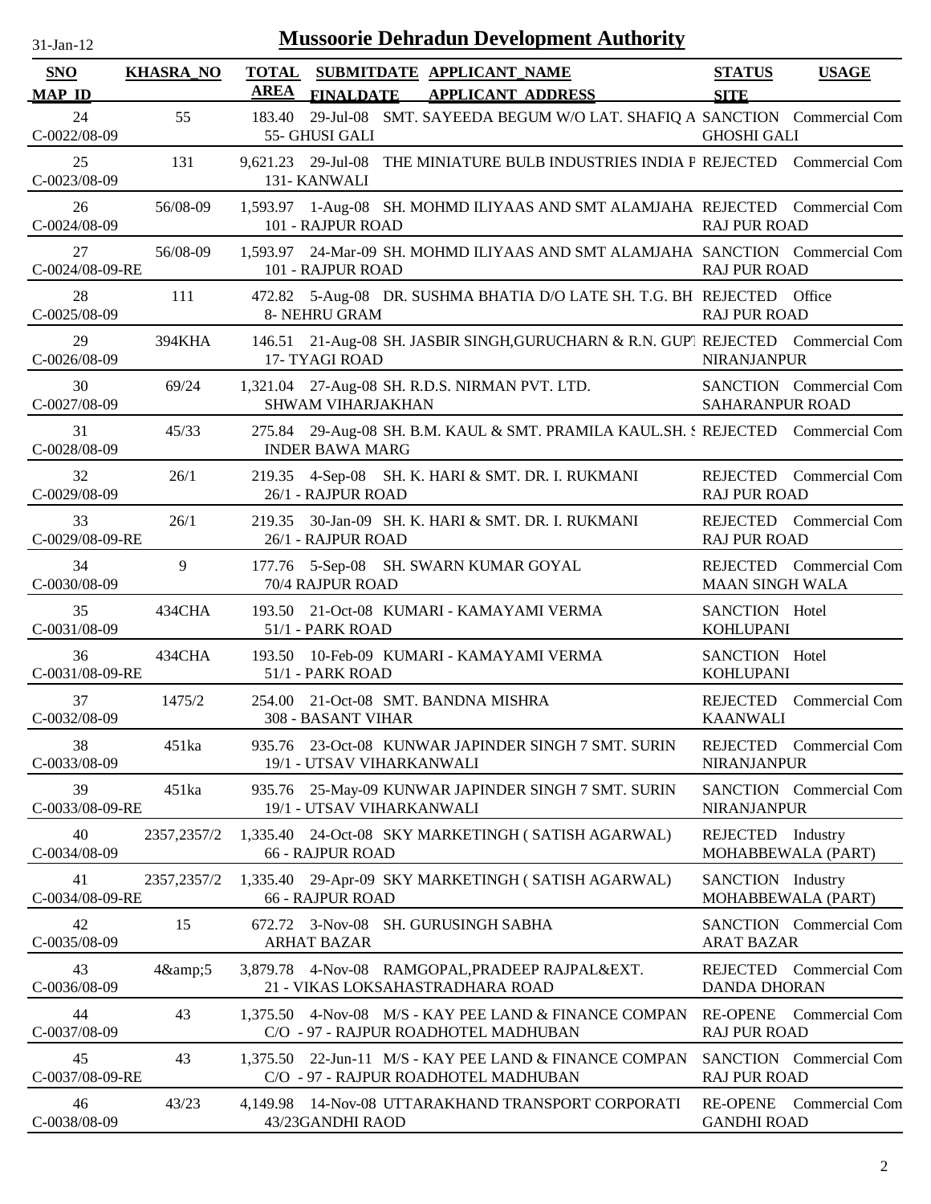# Mussoorie Dehradun Development Authority

31-Jan-12

| SNO / MAP_ID | KHASRA_NO | TOTAL AREA | SUBMITDATE / FINALDATE | APPLICANT_NAME / APPLICANT_ADDRESS | STATUS / SITE | USAGE |
|---|---|---|---|---|---|---|
| 24 / C-0022/08-09 | 55 | 183.40 | 29-Jul-08 | SMT. SAYEEDA BEGUM W/O LAT. SHAFIQ A / 55- GHUSI GALI | SANCTION / GHOSHI GALI | Commercial Com |
| 25 / C-0023/08-09 | 131 | 9,621.23 | 29-Jul-08 | THE MINIATURE BULB INDUSTRIES INDIA P / 131- KANWALI | REJECTED | Commercial Com |
| 26 / C-0024/08-09 | 56/08-09 | 1,593.97 | 1-Aug-08 | SH. MOHMD ILIYAAS AND SMT ALAMJAHA / 101 - RAJPUR ROAD | REJECTED / RAJ PUR ROAD | Commercial Com |
| 27 / C-0024/08-09-RE | 56/08-09 | 1,593.97 | 24-Mar-09 | SH. MOHMD ILIYAAS AND SMT ALAMJAHA / 101 - RAJPUR ROAD | SANCTION / RAJ PUR ROAD | Commercial Com |
| 28 / C-0025/08-09 | 111 | 472.82 | 5-Aug-08 | DR. SUSHMA BHATIA D/O LATE SH. T.G. BH / 8- NEHRU GRAM | REJECTED / RAJ PUR ROAD | Office |
| 29 / C-0026/08-09 | 394KHA | 146.51 | 21-Aug-08 | SH. JASBIR SINGH,GURUCHARN & R.N. GUPT / 17- TYAGI ROAD | REJECTED / NIRANJANPUR | Commercial Com |
| 30 / C-0027/08-09 | 69/24 | 1,321.04 | 27-Aug-08 | SH. R.D.S. NIRMAN PVT. LTD. / SHWAM VIHARJAKHAN | SANCTION / SAHARANPUR ROAD | Commercial Com |
| 31 / C-0028/08-09 | 45/33 | 275.84 | 29-Aug-08 | SH. B.M. KAUL & SMT. PRAMILA KAUL.SH. S / INDER BAWA MARG | REJECTED | Commercial Com |
| 32 / C-0029/08-09 | 26/1 | 219.35 | 4-Sep-08 | SH. K. HARI & SMT. DR. I. RUKMANI / 26/1 - RAJPUR ROAD | REJECTED / RAJ PUR ROAD | Commercial Com |
| 33 / C-0029/08-09-RE | 26/1 | 219.35 | 30-Jan-09 | SH. K. HARI & SMT. DR. I. RUKMANI / 26/1 - RAJPUR ROAD | REJECTED / RAJ PUR ROAD | Commercial Com |
| 34 / C-0030/08-09 | 9 | 177.76 | 5-Sep-08 | SH. SWARN KUMAR GOYAL / 70/4 RAJPUR ROAD | REJECTED / MAAN SINGH WALA | Commercial Com |
| 35 / C-0031/08-09 | 434CHA | 193.50 | 21-Oct-08 | KUMARI - KAMAYAMI VERMA / 51/1 - PARK ROAD | SANCTION / KOHLUPANI | Hotel |
| 36 / C-0031/08-09-RE | 434CHA | 193.50 | 10-Feb-09 | KUMARI - KAMAYAMI VERMA / 51/1 - PARK ROAD | SANCTION / KOHLUPANI | Hotel |
| 37 / C-0032/08-09 | 1475/2 | 254.00 | 21-Oct-08 | SMT. BANDNA MISHRA / 308 - BASANT VIHAR | REJECTED / KAANWALI | Commercial Com |
| 38 / C-0033/08-09 | 451ka | 935.76 | 23-Oct-08 | KUNWAR JAPINDER SINGH 7 SMT. SURIN / 19/1 - UTSAV VIHARKANWALI | REJECTED / NIRANJANPUR | Commercial Com |
| 39 / C-0033/08-09-RE | 451ka | 935.76 | 25-May-09 | KUNWAR JAPINDER SINGH 7 SMT. SURIN / 19/1 - UTSAV VIHARKANWALI | SANCTION / NIRANJANPUR | Commercial Com |
| 40 / C-0034/08-09 | 2357,2357/2 | 1,335.40 | 24-Oct-08 | SKY MARKETINGH ( SATISH AGARWAL) / 66 - RAJPUR ROAD | REJECTED / MOHABBEWALA (PART) | Industry |
| 41 / C-0034/08-09-RE | 2357,2357/2 | 1,335.40 | 29-Apr-09 | SKY MARKETINGH ( SATISH AGARWAL) / 66 - RAJPUR ROAD | SANCTION / MOHABBEWALA (PART) | Industry |
| 42 / C-0035/08-09 | 15 | 672.72 | 3-Nov-08 | SH. GURUSINGH SABHA / ARHAT BAZAR | SANCTION / ARAT BAZAR | Commercial Com |
| 43 / C-0036/08-09 | 4&amp;5 | 3,879.78 | 4-Nov-08 | RAMGOPAL,PRADEEP RAJPAL&EXT. / 21 - VIKAS LOKSAHASTRADHARA ROAD | REJECTED / DANDA DHORAN | Commercial Com |
| 44 / C-0037/08-09 | 43 | 1,375.50 | 4-Nov-08 | M/S - KAY PEE LAND & FINANCE COMPAN / C/O - 97 - RAJPUR ROADHOTEL MADHUBAN | RE-OPENE / RAJ PUR ROAD | Commercial Com |
| 45 / C-0037/08-09-RE | 43 | 1,375.50 | 22-Jun-11 | M/S - KAY PEE LAND & FINANCE COMPAN / C/O - 97 - RAJPUR ROADHOTEL MADHUBAN | SANCTION / RAJ PUR ROAD | Commercial Com |
| 46 / C-0038/08-09 | 43/23 | 4,149.98 | 14-Nov-08 | UTTARAKHAND TRANSPORT CORPORATI / 43/23GANDHI RAOD | RE-OPENE / GANDHI ROAD | Commercial Com |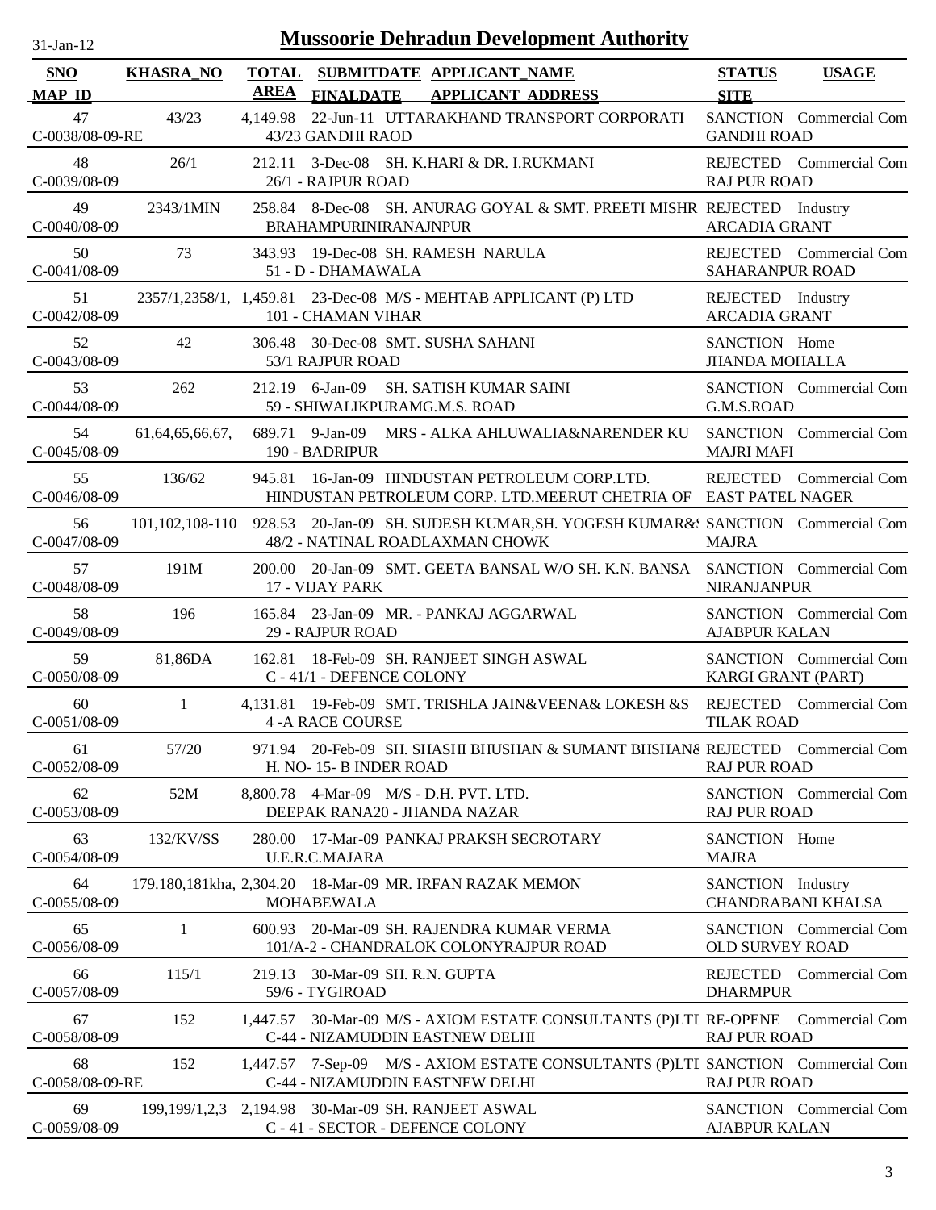31-Jan-12

# Mussoorie Dehradun Development Authority

| SNO / MAP_ID | KHASRA_NO | TOTAL AREA | SUBMITDATE / FINALDATE | APPLICANT_NAME / APPLICANT_ADDRESS | STATUS / SITE | USAGE |
|---|---|---|---|---|---|---|
| 47 / C-0038/08-09-RE | 43/23 | 4,149.98 | 22-Jun-11 | UTTARAKHAND TRANSPORT CORPORATI / 43/23 GANDHI RAOD | SANCTION / GANDHI ROAD | Commercial Com |
| 48 / C-0039/08-09 | 26/1 | 212.11 | 3-Dec-08 | SH. K.HARI & DR. I.RUKMANI / 26/1 - RAJPUR ROAD | REJECTED / RAJ PUR ROAD | Commercial Com |
| 49 / C-0040/08-09 | 2343/1MIN | 258.84 | 8-Dec-08 | SH. ANURAG GOYAL & SMT. PREETI MISHR / BRAHAMPURINIRANAJNPUR | REJECTED / ARCADIA GRANT | Industry |
| 50 / C-0041/08-09 | 73 | 343.93 | 19-Dec-08 | SH. RAMESH NARULA / 51 - D - DHAMAWALA | REJECTED / SAHARANPUR ROAD | Commercial Com |
| 51 / C-0042/08-09 | 2357/1,2358/1, | 1,459.81 | 23-Dec-08 | M/S - MEHTAB APPLICANT (P) LTD / 101 - CHAMAN VIHAR | REJECTED / ARCADIA GRANT | Industry |
| 52 / C-0043/08-09 | 42 | 306.48 | 30-Dec-08 | SMT. SUSHA SAHANI / 53/1 RAJPUR ROAD | SANCTION / JHANDA MOHALLA | Home |
| 53 / C-0044/08-09 | 262 | 212.19 | 6-Jan-09 | SH. SATISH KUMAR SAINI / 59 - SHIWALIKPURAMG.M.S. ROAD | SANCTION / G.M.S.ROAD | Commercial Com |
| 54 / C-0045/08-09 | 61,64,65,66,67, | 689.71 | 9-Jan-09 | MRS - ALKA AHLUWALIA&NARENDER KU / 190 - BADRIPUR | SANCTION / MAJRI MAFI | Commercial Com |
| 55 / C-0046/08-09 | 136/62 | 945.81 | 16-Jan-09 | HINDUSTAN PETROLEUM CORP.LTD. / HINDUSTAN PETROLEUM CORP. LTD.MEERUT CHETRIA OF | REJECTED / EAST PATEL NAGER | Commercial Com |
| 56 / C-0047/08-09 | 101,102,108-110 | 928.53 | 20-Jan-09 | SH. SUDESH KUMAR,SH. YOGESH KUMAR&S / 48/2 - NATINAL ROADLAXMAN CHOWK | SANCTION / MAJRA | Commercial Com |
| 57 / C-0048/08-09 | 191M | 200.00 | 20-Jan-09 | SMT. GEETA BANSAL W/O SH. K.N. BANSA / 17 - VIJAY PARK | SANCTION / NIRANJANPUR | Commercial Com |
| 58 / C-0049/08-09 | 196 | 165.84 | 23-Jan-09 | MR. - PANKAJ AGGARWAL / 29 - RAJPUR ROAD | SANCTION / AJABPUR KALAN | Commercial Com |
| 59 / C-0050/08-09 | 81,86DA | 162.81 | 18-Feb-09 | SH. RANJEET SINGH ASWAL / C - 41/1 - DEFENCE COLONY | SANCTION / KARGI GRANT (PART) | Commercial Com |
| 60 / C-0051/08-09 | 1 | 4,131.81 | 19-Feb-09 | SMT. TRISHLA JAIN&VEENA& LOKESH &S / 4 -A RACE COURSE | REJECTED / TILAK ROAD | Commercial Com |
| 61 / C-0052/08-09 | 57/20 | 971.94 | 20-Feb-09 | SH. SHASHI BHUSHAN & SUMANT BHSHAN& / H. NO- 15- B INDER ROAD | REJECTED / RAJ PUR ROAD | Commercial Com |
| 62 / C-0053/08-09 | 52M | 8,800.78 | 4-Mar-09 | M/S - D.H. PVT. LTD. / DEEPAK RANA20 - JHANDA NAZAR | SANCTION / RAJ PUR ROAD | Commercial Com |
| 63 / C-0054/08-09 | 132/KV/SS | 280.00 | 17-Mar-09 | PANKAJ PRAKSH SECROTARY / U.E.R.C.MAJARA | SANCTION / MAJRA | Home |
| 64 / C-0055/08-09 | 179.180,181kha, | 2,304.20 | 18-Mar-09 | MR. IRFAN RAZAK MEMON / MOHABEWALA | SANCTION / CHANDRABANI KHALSA | Industry |
| 65 / C-0056/08-09 | 1 | 600.93 | 20-Mar-09 | SH. RAJENDRA KUMAR VERMA / 101/A-2 - CHANDRALOK COLONYRAJPUR ROAD | SANCTION / OLD SURVEY ROAD | Commercial Com |
| 66 / C-0057/08-09 | 115/1 | 219.13 | 30-Mar-09 | SH. R.N. GUPTA / 59/6 - TYGIROAD | REJECTED / DHARMPUR | Commercial Com |
| 67 / C-0058/08-09 | 152 | 1,447.57 | 30-Mar-09 | M/S - AXIOM ESTATE CONSULTANTS (P)LTI / C-44 - NIZAMUDDIN EASTNEW DELHI | RE-OPENE / RAJ PUR ROAD | Commercial Com |
| 68 / C-0058/08-09-RE | 152 | 1,447.57 | 7-Sep-09 | M/S - AXIOM ESTATE CONSULTANTS (P)LTI / C-44 - NIZAMUDDIN EASTNEW DELHI | SANCTION / RAJ PUR ROAD | Commercial Com |
| 69 / C-0059/08-09 | 199,199/1,2,3 | 2,194.98 | 30-Mar-09 | SH. RANJEET ASWAL / C - 41 - SECTOR - DEFENCE COLONY | SANCTION / AJABPUR KALAN | Commercial Com |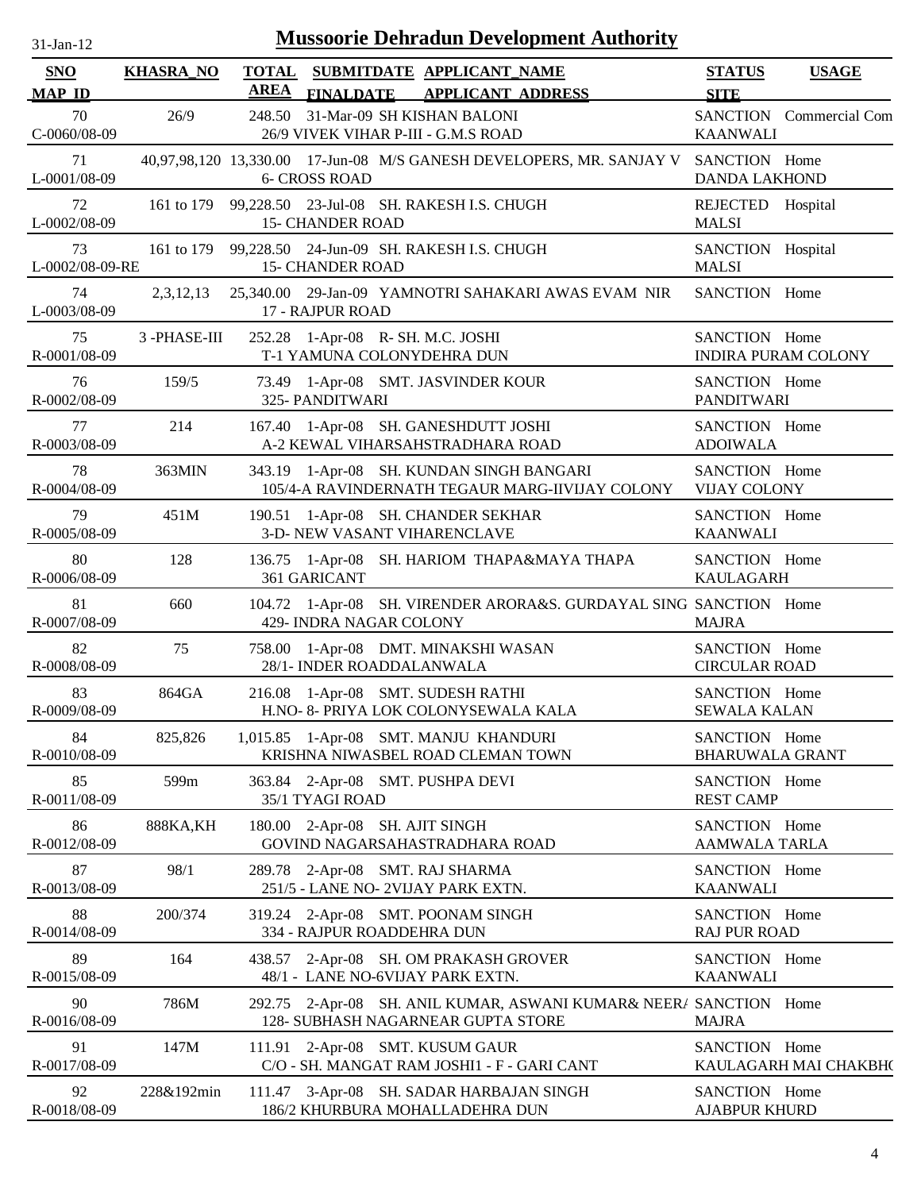# Mussoorie Dehradun Development Authority

31-Jan-12

| SNO / MAP_ID | KHASRA_NO | TOTAL AREA | SUBMITDATE / FINALDATE | APPLICANT_NAME / APPLICANT_ADDRESS | STATUS / SITE | USAGE |
|---|---|---|---|---|---|---|
| 70 / C-0060/08-09 | 26/9 | 248.50 | 31-Mar-09 | SH KISHAN BALONI / 26/9 VIVEK VIHAR P-III - G.M.S ROAD | SANCTION / KAANWALI | Commercial Com |
| 71 / L-0001/08-09 | 40,97,98,120 | 13,330.00 | 17-Jun-08 | M/S GANESH DEVELOPERS, MR. SANJAY V / 6- CROSS ROAD | SANCTION / DANDA LAKHOND | Home |
| 72 / L-0002/08-09 | 161 to 179 | 99,228.50 | 23-Jul-08 | SH. RAKESH I.S. CHUGH / 15- CHANDER ROAD | REJECTED / MALSI | Hospital |
| 73 / L-0002/08-09-RE | 161 to 179 | 99,228.50 | 24-Jun-09 | SH. RAKESH I.S. CHUGH / 15- CHANDER ROAD | SANCTION / MALSI | Hospital |
| 74 / L-0003/08-09 | 2,3,12,13 | 25,340.00 | 29-Jan-09 | YAMNOTRI SAHAKARI AWAS EVAM NIR / 17 - RAJPUR ROAD | SANCTION | Home |
| 75 / R-0001/08-09 | 3 -PHASE-III | 252.28 | 1-Apr-08 | R- SH. M.C. JOSHI / T-1 YAMUNA COLONYDEHRA DUN | SANCTION / INDIRA PURAM COLONY | Home |
| 76 / R-0002/08-09 | 159/5 | 73.49 | 1-Apr-08 | SMT. JASVINDER KOUR / 325- PANDITWARI | SANCTION / PANDITWARI | Home |
| 77 / R-0003/08-09 | 214 | 167.40 | 1-Apr-08 | SH. GANESHDUTT JOSHI / A-2 KEWAL VIHARSAHSTRADHARA ROAD | SANCTION / ADOIWALA | Home |
| 78 / R-0004/08-09 | 363MIN | 343.19 | 1-Apr-08 | SH. KUNDAN SINGH BANGARI / 105/4-A RAVINDERNATH TEGAUR MARG-IIVIJAY COLONY | SANCTION / VIJAY COLONY | Home |
| 79 / R-0005/08-09 | 451M | 190.51 | 1-Apr-08 | SH. CHANDER SEKHAR / 3-D- NEW VASANT VIHARENCLAVE | SANCTION / KAANWALI | Home |
| 80 / R-0006/08-09 | 128 | 136.75 | 1-Apr-08 | SH. HARIOM THAPA&MAYA THAPA / 361 GARICANT | SANCTION / KAULAGARH | Home |
| 81 / R-0007/08-09 | 660 | 104.72 | 1-Apr-08 | SH. VIRENDER ARORA&S. GURDAYAL SING / 429- INDRA NAGAR COLONY | SANCTION / MAJRA | Home |
| 82 / R-0008/08-09 | 75 | 758.00 | 1-Apr-08 | DMT. MINAKSHI WASAN / 28/1- INDER ROADDALANWALA | SANCTION / CIRCULAR ROAD | Home |
| 83 / R-0009/08-09 | 864GA | 216.08 | 1-Apr-08 | SMT. SUDESH RATHI / H.NO- 8- PRIYA LOK COLONYSEWALA KALA | SANCTION / SEWALA KALAN | Home |
| 84 / R-0010/08-09 | 825,826 | 1,015.85 | 1-Apr-08 | SMT. MANJU KHANDURI / KRISHNA NIWASBEL ROAD CLEMAN TOWN | SANCTION / BHARUWALA GRANT | Home |
| 85 / R-0011/08-09 | 599m | 363.84 | 2-Apr-08 | SMT. PUSHPA DEVI / 35/1 TYAGI ROAD | SANCTION / REST CAMP | Home |
| 86 / R-0012/08-09 | 888KA,KH | 180.00 | 2-Apr-08 | SH. AJIT SINGH / GOVIND NAGARSAHASTRADHARA ROAD | SANCTION / AAMWALA TARLA | Home |
| 87 / R-0013/08-09 | 98/1 | 289.78 | 2-Apr-08 | SMT. RAJ SHARMA / 251/5 - LANE NO- 2VIJAY PARK EXTN. | SANCTION / KAANWALI | Home |
| 88 / R-0014/08-09 | 200/374 | 319.24 | 2-Apr-08 | SMT. POONAM SINGH / 334 - RAJPUR ROADDEHRA DUN | SANCTION / RAJ PUR ROAD | Home |
| 89 / R-0015/08-09 | 164 | 438.57 | 2-Apr-08 | SH. OM PRAKASH GROVER / 48/1 - LANE NO-6VIJAY PARK EXTN. | SANCTION / KAANWALI | Home |
| 90 / R-0016/08-09 | 786M | 292.75 | 2-Apr-08 | SH. ANIL KUMAR, ASWANI KUMAR& NEER/ / 128- SUBHASH NAGARNEAR GUPTA STORE | SANCTION / MAJRA | Home |
| 91 / R-0017/08-09 | 147M | 111.91 | 2-Apr-08 | SMT. KUSUM GAUR / C/O - SH. MANGAT RAM JOSHI1 - F - GARI CANT | SANCTION / KAULAGARH MAI CHAKBH( | Home |
| 92 / R-0018/08-09 | 228&192min | 111.47 | 3-Apr-08 | SH. SADAR HARBAJAN SINGH / 186/2 KHURBURA MOHALLADEHRA DUN | SANCTION / AJABPUR KHURD | Home |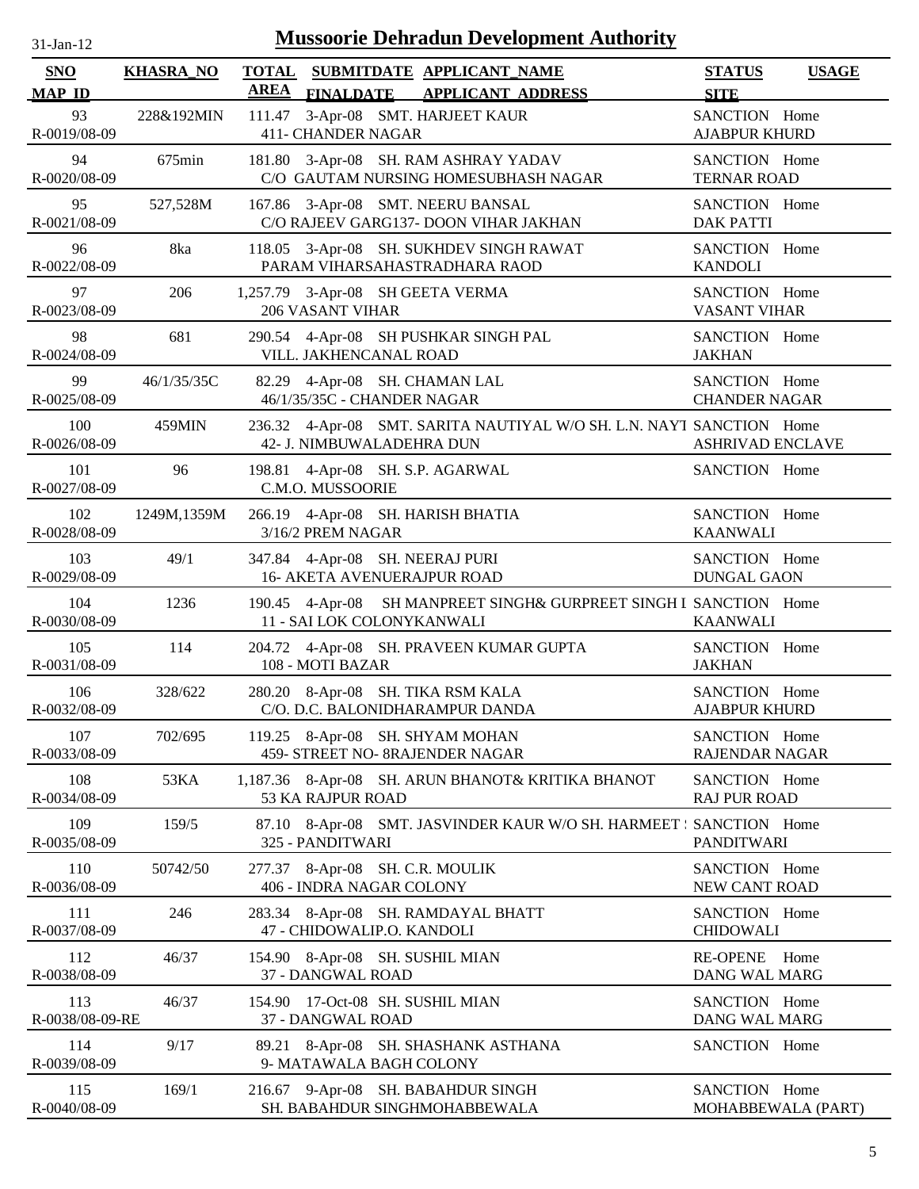# Mussoorie Dehradun Development Authority

| SNO / MAP_ID | KHASRA_NO | TOTAL AREA | SUBMITDATE / FINALDATE | APPLICANT_NAME / APPLICANT_ADDRESS | STATUS / SITE | USAGE |
|---|---|---|---|---|---|---|
| 93 R-0019/08-09 | 228&192MIN | 111.47 | 3-Apr-08 | SMT. HARJEET KAUR 411- CHANDER NAGAR | SANCTION AJABPUR KHURD | Home |
| 94 R-0020/08-09 | 675min | 181.80 | 3-Apr-08 | SH. RAM ASHRAY YADAV C/O GAUTAM NURSING HOMESUBHASH NAGAR | SANCTION TERNAR ROAD | Home |
| 95 R-0021/08-09 | 527,528M | 167.86 | 3-Apr-08 | SMT. NEERU BANSAL C/O RAJEEV GARG137- DOON VIHAR JAKHAN | SANCTION DAK PATTI | Home |
| 96 R-0022/08-09 | 8ka | 118.05 | 3-Apr-08 | SH. SUKHDEV SINGH RAWAT PARAM VIHARSAHASTRADHARA RAOD | SANCTION KANDOLI | Home |
| 97 R-0023/08-09 | 206 | 1,257.79 | 3-Apr-08 | SH GEETA VERMA 206 VASANT VIHAR | SANCTION VASANT VIHAR | Home |
| 98 R-0024/08-09 | 681 | 290.54 | 4-Apr-08 | SH PUSHKAR SINGH PAL VILL. JAKHENCANAL ROAD | SANCTION JAKHAN | Home |
| 99 R-0025/08-09 | 46/1/35/35C | 82.29 | 4-Apr-08 | SH. CHAMAN LAL 46/1/35/35C - CHANDER NAGAR | SANCTION CHANDER NAGAR | Home |
| 100 R-0026/08-09 | 459MIN | 236.32 | 4-Apr-08 | SMT. SARITA NAUTIYAL W/O SH. L.N. NAYI 42- J. NIMBUWALADEHRA DUN | SANCTION ASHRIVAD ENCLAVE | Home |
| 101 R-0027/08-09 | 96 | 198.81 | 4-Apr-08 | SH. S.P. AGARWAL C.M.O. MUSSOORIE | SANCTION | Home |
| 102 R-0028/08-09 | 1249M,1359M | 266.19 | 4-Apr-08 | SH. HARISH BHATIA 3/16/2 PREM NAGAR | SANCTION KAANWALI | Home |
| 103 R-0029/08-09 | 49/1 | 347.84 | 4-Apr-08 | SH. NEERAJ PURI 16- AKETA AVENUERAJPUR ROAD | SANCTION DUNGAL GAON | Home |
| 104 R-0030/08-09 | 1236 | 190.45 | 4-Apr-08 | SH MANPREET SINGH& GURPREET SINGH I 11 - SAI LOK COLONYKANWALI | SANCTION KAANWALI | Home |
| 105 R-0031/08-09 | 114 | 204.72 | 4-Apr-08 | SH. PRAVEEN KUMAR GUPTA 108 - MOTI BAZAR | SANCTION JAKHAN | Home |
| 106 R-0032/08-09 | 328/622 | 280.20 | 8-Apr-08 | SH. TIKA RSM KALA C/O. D.C. BALONIDHARAMPUR DANDA | SANCTION AJABPUR KHURD | Home |
| 107 R-0033/08-09 | 702/695 | 119.25 | 8-Apr-08 | SH. SHYAM MOHAN 459- STREET NO- 8RAJENDER NAGAR | SANCTION RAJENDAR NAGAR | Home |
| 108 R-0034/08-09 | 53KA | 1,187.36 | 8-Apr-08 | SH. ARUN BHANOT& KRITIKA BHANOT 53 KA RAJPUR ROAD | SANCTION RAJ PUR ROAD | Home |
| 109 R-0035/08-09 | 159/5 | 87.10 | 8-Apr-08 | SMT. JASVINDER KAUR W/O SH. HARMEET 325 - PANDITWARI | SANCTION PANDITWARI | Home |
| 110 R-0036/08-09 | 50742/50 | 277.37 | 8-Apr-08 | SH. C.R. MOULIK 406 - INDRA NAGAR COLONY | SANCTION NEW CANT ROAD | Home |
| 111 R-0037/08-09 | 246 | 283.34 | 8-Apr-08 | SH. RAMDAYAL BHATT 47 - CHIDOWALIP.O. KANDOLI | SANCTION CHIDOWALI | Home |
| 112 R-0038/08-09 | 46/37 | 154.90 | 8-Apr-08 | SH. SUSHIL MIAN 37 - DANGWAL ROAD | RE-OPENE DANG WAL MARG | Home |
| 113 R-0038/08-09-RE | 46/37 | 154.90 | 17-Oct-08 | SH. SUSHIL MIAN 37 - DANGWAL ROAD | SANCTION DANG WAL MARG | Home |
| 114 R-0039/08-09 | 9/17 | 89.21 | 8-Apr-08 | SH. SHASHANK ASTHANA 9- MATAWALA BAGH COLONY | SANCTION | Home |
| 115 R-0040/08-09 | 169/1 | 216.67 | 9-Apr-08 | SH. BABAHDUR SINGH SH. BABAHDUR SINGHMOHABBEWALA | SANCTION MOHABBEWALA (PART) | Home |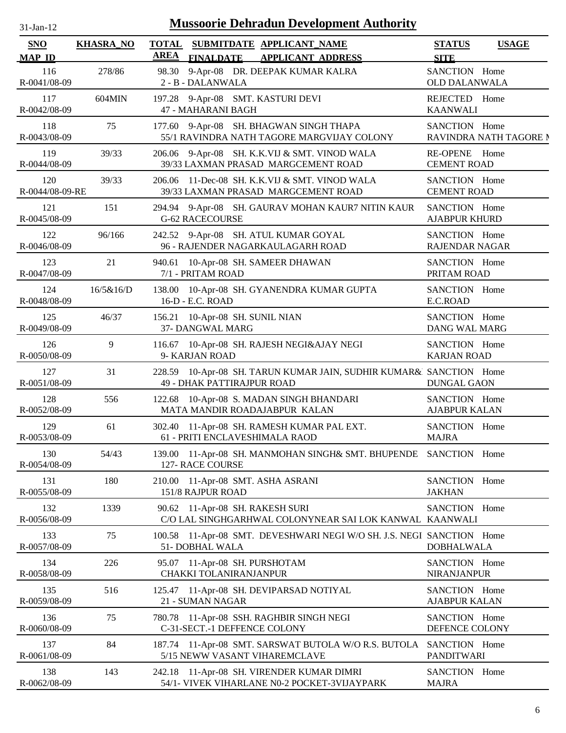# Mussoorie Dehradun Development Authority

31-Jan-12

| SNO / MAP_ID | KHASRA_NO | TOTAL AREA | SUBMITDATE / FINALDATE | APPLICANT_NAME / APPLICANT ADDRESS | STATUS / SITE | USAGE |
|---|---|---|---|---|---|---|
| 116 / R-0041/08-09 | 278/86 | 98.30 | 9-Apr-08 | DR. DEEPAK KUMAR KALRA / 2 - B - DALANWALA | SANCTION / OLD DALANWALA | Home |
| 117 / R-0042/08-09 | 604MIN | 197.28 | 9-Apr-08 | SMT. KASTURI DEVI / 47 - MAHARANI BAGH | REJECTED / KAANWALI | Home |
| 118 / R-0043/08-09 | 75 | 177.60 | 9-Apr-08 | SH. BHAGWAN SINGH THAPA / 55/1 RAVINDRA NATH TAGORE MARGVIJAY COLONY | SANCTION / RAVINDRA NATH TAGORE M | Home |
| 119 / R-0044/08-09 | 39/33 | 206.06 | 9-Apr-08 | SH. K.K.VIJ & SMT. VINOD WALA / 39/33 LAXMAN PRASAD MARGCEMENT ROAD | RE-OPENE / CEMENT ROAD | Home |
| 120 / R-0044/08-09-RE | 39/33 | 206.06 | 11-Dec-08 | SH. K.K.VIJ & SMT. VINOD WALA / 39/33 LAXMAN PRASAD MARGCEMENT ROAD | SANCTION / CEMENT ROAD | Home |
| 121 / R-0045/08-09 | 151 | 294.94 | 9-Apr-08 | SH. GAURAV MOHAN KAUR7 NITIN KAUR / G-62 RACECOURSE | SANCTION / AJABPUR KHURD | Home |
| 122 / R-0046/08-09 | 96/166 | 242.52 | 9-Apr-08 | SH. ATUL KUMAR GOYAL / 96 - RAJENDER NAGARKAULAGARH ROAD | SANCTION / RAJENDAR NAGAR | Home |
| 123 / R-0047/08-09 | 21 | 940.61 | 10-Apr-08 | SH. SAMEER DHAWAN / 7/1 - PRITAM ROAD | SANCTION / PRITAM ROAD | Home |
| 124 / R-0048/08-09 | 16/5&16/D | 138.00 | 10-Apr-08 | SH. GYANENDRA KUMAR GUPTA / 16-D - E.C. ROAD | SANCTION / E.C.ROAD | Home |
| 125 / R-0049/08-09 | 46/37 | 156.21 | 10-Apr-08 | SH. SUNIL NIAN / 37- DANGWAL MARG | SANCTION / DANG WAL MARG | Home |
| 126 / R-0050/08-09 | 9 | 116.67 | 10-Apr-08 | SH. RAJESH NEGI&AJAY NEGI / 9- KARJAN ROAD | SANCTION / KARJAN ROAD | Home |
| 127 / R-0051/08-09 | 31 | 228.59 | 10-Apr-08 | SH. TARUN KUMAR JAIN, SUDHIR KUMAR& / 49 - DHAK PATTIRAJPUR ROAD | SANCTION / DUNGAL GAON | Home |
| 128 / R-0052/08-09 | 556 | 122.68 | 10-Apr-08 | S. MADAN SINGH BHANDARI / MATA MANDIR ROADAJABPUR KALAN | SANCTION / AJABPUR KALAN | Home |
| 129 / R-0053/08-09 | 61 | 302.40 | 11-Apr-08 | SH. RAMESH KUMAR PAL EXT. / 61 - PRITI ENCLAVESHIMALA RAOD | SANCTION / MAJRA | Home |
| 130 / R-0054/08-09 | 54/43 | 139.00 | 11-Apr-08 | SH. MANMOHAN SINGH& SMT. BHUPENDE / 127- RACE COURSE | SANCTION | Home |
| 131 / R-0055/08-09 | 180 | 210.00 | 11-Apr-08 | SMT. ASHA ASRANI / 151/8 RAJPUR ROAD | SANCTION / JAKHAN | Home |
| 132 / R-0056/08-09 | 1339 | 90.62 | 11-Apr-08 | SH. RAKESH SURI / C/O LAL SINGHGARHWAL COLONYNEAR SAI LOK KANWAL | SANCTION / KAANWALI | Home |
| 133 / R-0057/08-09 | 75 | 100.58 | 11-Apr-08 | SMT. DEVESHWARI NEGI W/O SH. J.S. NEGI / 51- DOBHAL WALA | SANCTION / DOBHALWALA | Home |
| 134 / R-0058/08-09 | 226 | 95.07 | 11-Apr-08 | SH. PURSHOTAM / CHAKKI TOLANIRANJANPUR | SANCTION / NIRANJANPUR | Home |
| 135 / R-0059/08-09 | 516 | 125.47 | 11-Apr-08 | SH. DEVIPARSAD NOTIYAL / 21 - SUMAN NAGAR | SANCTION / AJABPUR KALAN | Home |
| 136 / R-0060/08-09 | 75 | 780.78 | 11-Apr-08 | SSH. RAGHBIR SINGH NEGI / C-31-SECT.-1 DEFFENCE COLONY | SANCTION / DEFENCE COLONY | Home |
| 137 / R-0061/08-09 | 84 | 187.74 | 11-Apr-08 | SMT. SARSWAT BUTOLA W/O R.S. BUTOLA / 5/15 NEWW VASANT VIHAREMCLAVE | SANCTION / PANDITWARI | Home |
| 138 / R-0062/08-09 | 143 | 242.18 | 11-Apr-08 | SH. VIRENDER KUMAR DIMRI / 54/1- VIVEK VIHARLANE N0-2 POCKET-3VIJAYPARK | SANCTION / MAJRA | Home |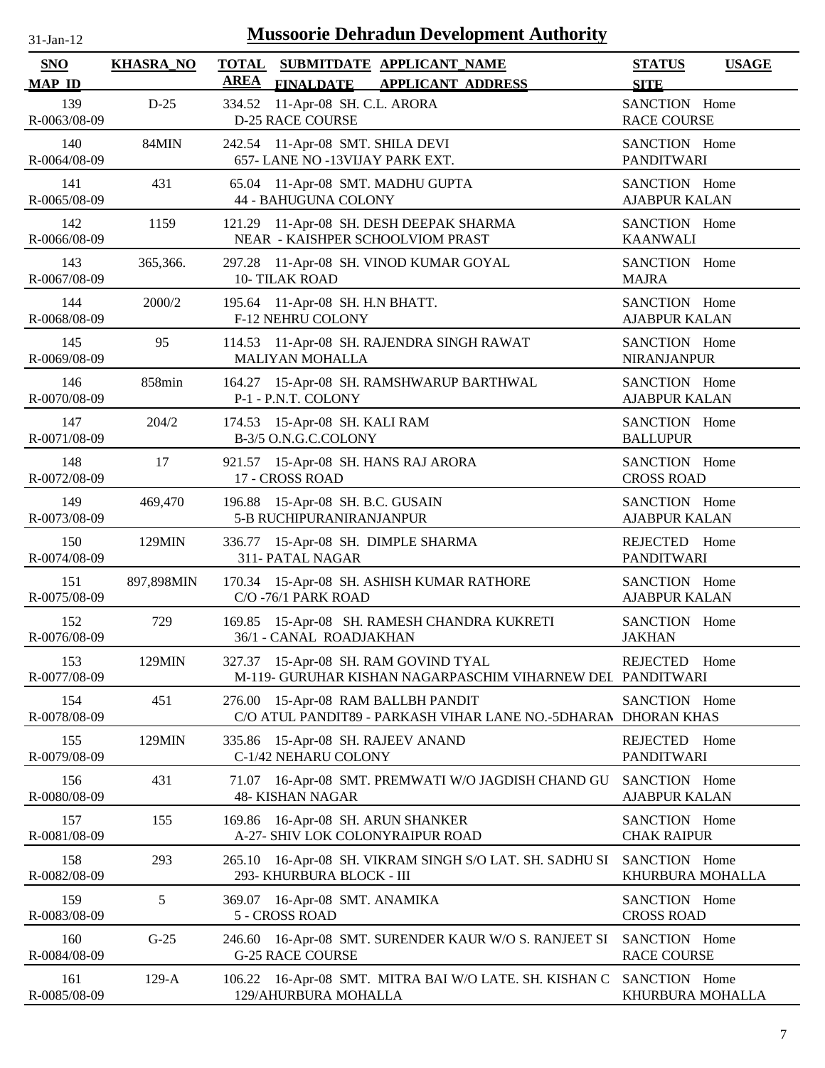# Mussoorie Dehradun Development Authority

31-Jan-12

| SNO / MAP_ID | KHASRA_NO | TOTAL AREA | SUBMITDATE / FINALDATE | APPLICANT_NAME / APPLICANT_ADDRESS | STATUS / SITE | USAGE |
|---|---|---|---|---|---|---|
| 139 / R-0063/08-09 | D-25 | 334.52 | 11-Apr-08 | SH. C.L. ARORA / D-25 RACE COURSE | SANCTION / RACE COURSE | Home |
| 140 / R-0064/08-09 | 84MIN | 242.54 | 11-Apr-08 | SMT. SHILA DEVI / 657- LANE NO -13VIJAY PARK EXT. | SANCTION / PANDITWARI | Home |
| 141 / R-0065/08-09 | 431 | 65.04 | 11-Apr-08 | SMT. MADHU GUPTA / 44 - BAHUGUNA COLONY | SANCTION / AJABPUR KALAN | Home |
| 142 / R-0066/08-09 | 1159 | 121.29 | 11-Apr-08 | SH. DESH DEEPAK SHARMA / NEAR - KAISHPER SCHOOLVIOM PRAST | SANCTION / KAANWALI | Home |
| 143 / R-0067/08-09 | 365,366. | 297.28 | 11-Apr-08 | SH. VINOD KUMAR GOYAL / 10- TILAK ROAD | SANCTION / MAJRA | Home |
| 144 / R-0068/08-09 | 2000/2 | 195.64 | 11-Apr-08 | SH. H.N BHATT. / F-12 NEHRU COLONY | SANCTION / AJABPUR KALAN | Home |
| 145 / R-0069/08-09 | 95 | 114.53 | 11-Apr-08 | SH. RAJENDRA SINGH RAWAT / MALIYAN MOHALLA | SANCTION / NIRANJANPUR | Home |
| 146 / R-0070/08-09 | 858min | 164.27 | 15-Apr-08 | SH. RAMSHWARUP BARTHWAL / P-1 - P.N.T. COLONY | SANCTION / AJABPUR KALAN | Home |
| 147 / R-0071/08-09 | 204/2 | 174.53 | 15-Apr-08 | SH. KALI RAM / B-3/5 O.N.G.C.COLONY | SANCTION / BALLUPUR | Home |
| 148 / R-0072/08-09 | 17 | 921.57 | 15-Apr-08 | SH. HANS RAJ ARORA / 17 - CROSS ROAD | SANCTION / CROSS ROAD | Home |
| 149 / R-0073/08-09 | 469,470 | 196.88 | 15-Apr-08 | SH. B.C. GUSAIN / 5-B RUCHIPURANIRANJANPUR | SANCTION / AJABPUR KALAN | Home |
| 150 / R-0074/08-09 | 129MIN | 336.77 | 15-Apr-08 | SH. DIMPLE SHARMA / 311- PATAL NAGAR | REJECTED / PANDITWARI | Home |
| 151 / R-0075/08-09 | 897,898MIN | 170.34 | 15-Apr-08 | SH. ASHISH KUMAR RATHORE / C/O -76/1 PARK ROAD | SANCTION / AJABPUR KALAN | Home |
| 152 / R-0076/08-09 | 729 | 169.85 | 15-Apr-08 | SH. RAMESH CHANDRA KUKRETI / 36/1 - CANAL ROADJAKHAN | SANCTION / JAKHAN | Home |
| 153 / R-0077/08-09 | 129MIN | 327.37 | 15-Apr-08 | SH. RAM GOVIND TYAL / M-119- GURUHAR KISHAN NAGARPASCHIM VIHARNEW DEL | REJECTED / PANDITWARI | Home |
| 154 / R-0078/08-09 | 451 | 276.00 | 15-Apr-08 | RAM BALLBH PANDIT / C/O ATUL PANDIT89 - PARKASH VIHAR LANE NO.-5DHARAM | SANCTION / DHORAN KHAS | Home |
| 155 / R-0079/08-09 | 129MIN | 335.86 | 15-Apr-08 | SH. RAJEEV ANAND / C-1/42 NEHARU COLONY | REJECTED / PANDITWARI | Home |
| 156 / R-0080/08-09 | 431 | 71.07 | 16-Apr-08 | SMT. PREMWATI W/O JAGDISH CHAND GU / 48- KISHAN NAGAR | SANCTION / AJABPUR KALAN | Home |
| 157 / R-0081/08-09 | 155 | 169.86 | 16-Apr-08 | SH. ARUN SHANKER / A-27- SHIV LOK COLONYRAIPUR ROAD | SANCTION / CHAK RAIPUR | Home |
| 158 / R-0082/08-09 | 293 | 265.10 | 16-Apr-08 | SH. VIKRAM SINGH S/O LAT. SH. SADHU SI / 293- KHURBURA BLOCK - III | SANCTION / KHURBURA MOHALLA | Home |
| 159 / R-0083/08-09 | 5 | 369.07 | 16-Apr-08 | SMT. ANAMIKA / 5 - CROSS ROAD | SANCTION / CROSS ROAD | Home |
| 160 / R-0084/08-09 | G-25 | 246.60 | 16-Apr-08 | SMT. SURENDER KAUR W/O S. RANJEET SI / G-25 RACE COURSE | SANCTION / RACE COURSE | Home |
| 161 / R-0085/08-09 | 129-A | 106.22 | 16-Apr-08 | SMT. MITRA BAI W/O LATE. SH. KISHAN C / 129/AHURBURA MOHALLA | SANCTION / KHURBURA MOHALLA | Home |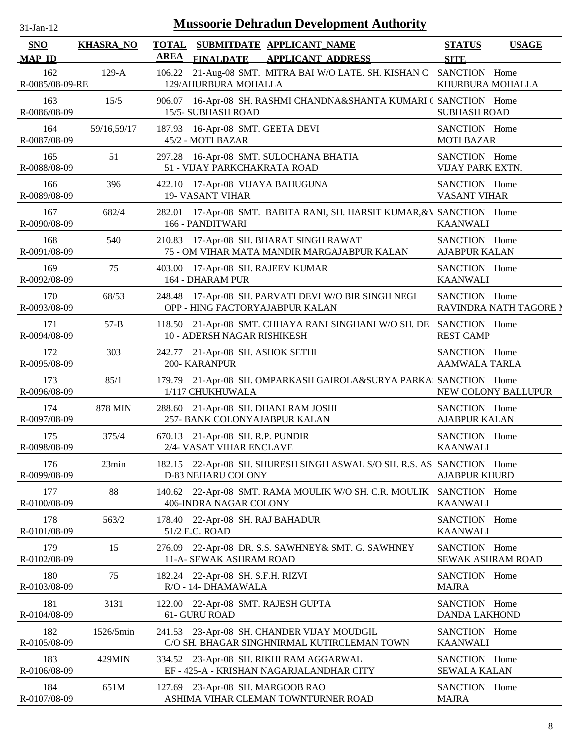31-Jan-12

# Mussoorie Dehradun Development Authority

| SNO / MAP_ID | KHASRA_NO | TOTAL AREA | SUBMITDATE / FINALDATE | APPLICANT_NAME / APPLICANT_ADDRESS | STATUS / SITE | USAGE |
|---|---|---|---|---|---|---|
| 162 / R-0085/08-09-RE | 129-A | 106.22 | 21-Aug-08 | SMT. MITRA BAI W/O LATE. SH. KISHAN C / 129/AHURBURA MOHALLA | SANCTION / KHURBURA MOHALLA | Home |
| 163 / R-0086/08-09 | 15/5 | 906.07 | 16-Apr-08 | SH. RASHMI CHANDNA&SHANTA KUMARI ( / 15/5- SUBHASH ROAD | SANCTION / SUBHASH ROAD | Home |
| 164 / R-0087/08-09 | 59/16,59/17 | 187.93 | 16-Apr-08 | SMT. GEETA DEVI / 45/2 - MOTI BAZAR | SANCTION / MOTI BAZAR | Home |
| 165 / R-0088/08-09 | 51 | 297.28 | 16-Apr-08 | SMT. SULOCHANA BHATIA / 51 - VIJAY PARKCHAKRATA ROAD | SANCTION / VIJAY PARK EXTN. | Home |
| 166 / R-0089/08-09 | 396 | 422.10 | 17-Apr-08 | VIJAYA BAHUGUNA / 19- VASANT VIHAR | SANCTION / VASANT VIHAR | Home |
| 167 / R-0090/08-09 | 682/4 | 282.01 | 17-Apr-08 | SMT. BABITA RANI, SH. HARSIT KUMAR,&V / 166 - PANDITWARI | SANCTION / KAANWALI | Home |
| 168 / R-0091/08-09 | 540 | 210.83 | 17-Apr-08 | SH. BHARAT SINGH RAWAT / 75 - OM VIHAR MATA MANDIR MARGAJABPUR KALAN | SANCTION / AJABPUR KALAN | Home |
| 169 / R-0092/08-09 | 75 | 403.00 | 17-Apr-08 | SH. RAJEEV KUMAR / 164 - DHARAM PUR | SANCTION / KAANWALI | Home |
| 170 / R-0093/08-09 | 68/53 | 248.48 | 17-Apr-08 | SH. PARVATI DEVI W/O BIR SINGH NEGI / OPP - HING FACTORYAJABPUR KALAN | SANCTION / RAVINDRA NATH TAGORE M | Home |
| 171 / R-0094/08-09 | 57-B | 118.50 | 21-Apr-08 | SMT. CHHAYA RANI SINGHANI W/O SH. DE / 10 - ADERSH NAGAR RISHIKESH | SANCTION / REST CAMP | Home |
| 172 / R-0095/08-09 | 303 | 242.77 | 21-Apr-08 | SH. ASHOK SETHI / 200- KARANPUR | SANCTION / AAMWALA TARLA | Home |
| 173 / R-0096/08-09 | 85/1 | 179.79 | 21-Apr-08 | SH. OMPARKASH GAIROLA&SURYA PARKA / 1/117 CHUKHUWALA | SANCTION / NEW COLONY BALLUPUR | Home |
| 174 / R-0097/08-09 | 878 MIN | 288.60 | 21-Apr-08 | SH. DHANI RAM JOSHI / 257- BANK COLONYAJABPUR KALAN | SANCTION / AJABPUR KALAN | Home |
| 175 / R-0098/08-09 | 375/4 | 670.13 | 21-Apr-08 | SH. R.P. PUNDIR / 2/4- VASAT VIHAR ENCLAVE | SANCTION / KAANWALI | Home |
| 176 / R-0099/08-09 | 23min | 182.15 | 22-Apr-08 | SH. SHURESH SINGH ASWAL S/O SH. R.S. AS / D-83 NEHARU COLONY | SANCTION / AJABPUR KHURD | Home |
| 177 / R-0100/08-09 | 88 | 140.62 | 22-Apr-08 | SMT. RAMA MOULIK W/O SH. C.R. MOULIK / 406-INDRA NAGAR COLONY | SANCTION / KAANWALI | Home |
| 178 / R-0101/08-09 | 563/2 | 178.40 | 22-Apr-08 | SH. RAJ BAHADUR / 51/2 E.C. ROAD | SANCTION / KAANWALI | Home |
| 179 / R-0102/08-09 | 15 | 276.09 | 22-Apr-08 | DR. S.S. SAWHNEY& SMT. G. SAWHNEY / 11-A- SEWAK ASHRAM ROAD | SANCTION / SEWAK ASHRAM ROAD | Home |
| 180 / R-0103/08-09 | 75 | 182.24 | 22-Apr-08 | SH. S.F.H. RIZVI / R/O - 14- DHAMAWALA | SANCTION / MAJRA | Home |
| 181 / R-0104/08-09 | 3131 | 122.00 | 22-Apr-08 | SMT. RAJESH GUPTA / 61- GURU ROAD | SANCTION / DANDA LAKHOND | Home |
| 182 / R-0105/08-09 | 1526/5min | 241.53 | 23-Apr-08 | SH. CHANDER VIJAY MOUDGIL / C/O SH. BHAGAR SINGHNIRMAL KUTIRCLEMAN TOWN | SANCTION / KAANWALI | Home |
| 183 / R-0106/08-09 | 429MIN | 334.52 | 23-Apr-08 | SH. RIKHI RAM AGGARWAL / EF - 425-A - KRISHAN NAGARJALANDHAR CITY | SANCTION / SEWALA KALAN | Home |
| 184 / R-0107/08-09 | 651M | 127.69 | 23-Apr-08 | SH. MARGOOB RAO / ASHIMA VIHAR CLEMAN TOWNTURNER ROAD | SANCTION / MAJRA | Home |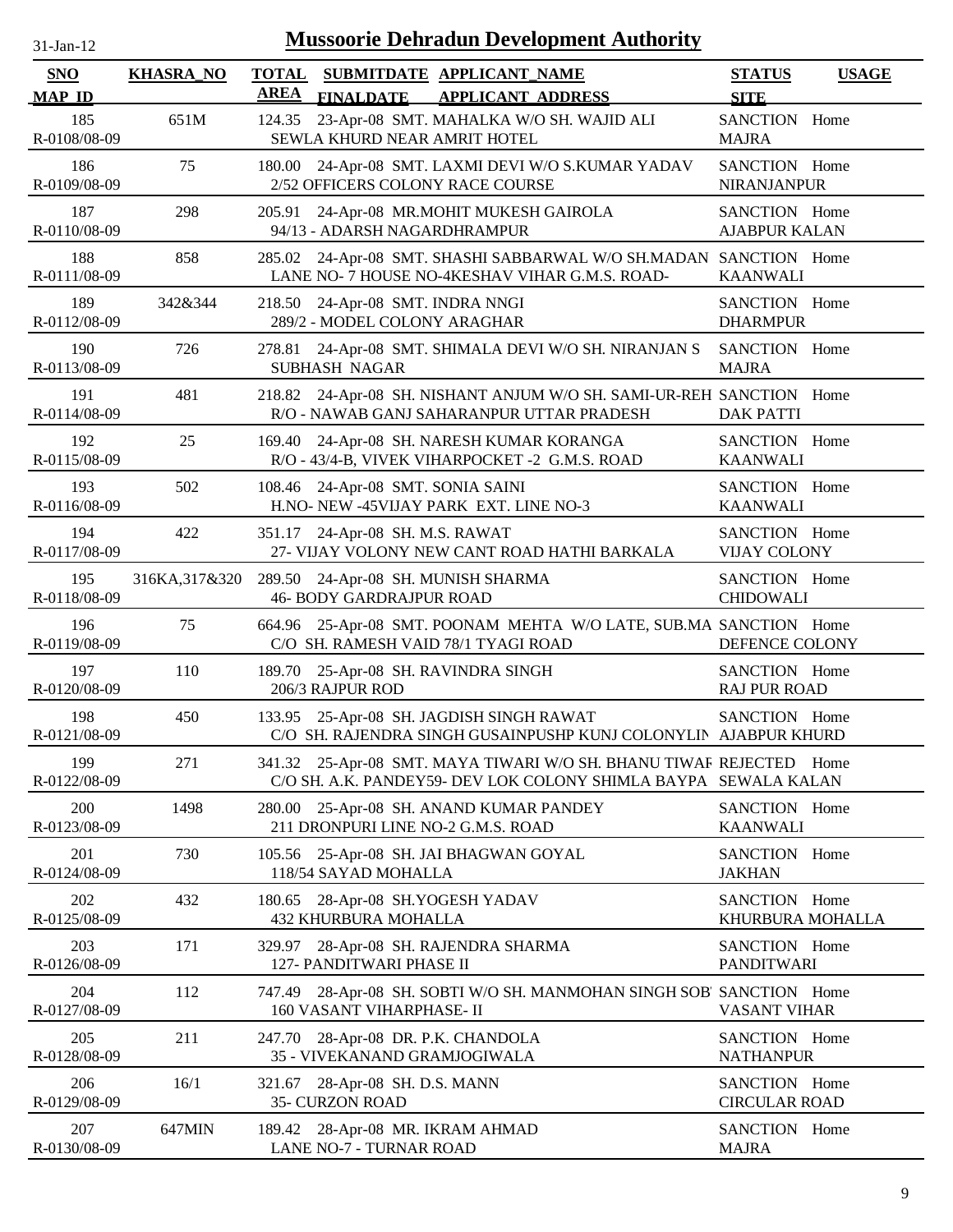# Mussoorie Dehradun Development Authority

31-Jan-12

| SNO / MAP_ID | KHASRA_NO | TOTAL AREA | SUBMITDATE / FINALDATE | APPLICANT_NAME / APPLICANT_ADDRESS | STATUS / SITE | USAGE |
|---|---|---|---|---|---|---|
| 185 / R-0108/08-09 | 651M | 124.35 | 23-Apr-08 | SMT. MAHALKA W/O SH. WAJID ALI / SEWLA KHURD NEAR AMRIT HOTEL | SANCTION / MAJRA | Home |
| 186 / R-0109/08-09 | 75 | 180.00 | 24-Apr-08 | SMT. LAXMI DEVI W/O S.KUMAR YADAV / 2/52 OFFICERS COLONY RACE COURSE | SANCTION / NIRANJANPUR | Home |
| 187 / R-0110/08-09 | 298 | 205.91 | 24-Apr-08 | MR.MOHIT MUKESH GAIROLA / 94/13 - ADARSH NAGARDHRAMPUR | SANCTION / AJABPUR KALAN | Home |
| 188 / R-0111/08-09 | 858 | 285.02 | 24-Apr-08 | SMT. SHASHI SABBARWAL W/O SH.MADAN / LANE NO- 7 HOUSE NO-4KESHAV VIHAR G.M.S. ROAD- | SANCTION / KAANWALI | Home |
| 189 / R-0112/08-09 | 342&344 | 218.50 | 24-Apr-08 | SMT. INDRA NNGI / 289/2 - MODEL COLONY ARAGHAR | SANCTION / DHARMPUR | Home |
| 190 / R-0113/08-09 | 726 | 278.81 | 24-Apr-08 | SMT. SHIMALA DEVI W/O SH. NIRANJAN S / SUBHASH NAGAR | SANCTION / MAJRA | Home |
| 191 / R-0114/08-09 | 481 | 218.82 | 24-Apr-08 | SH. NISHANT ANJUM W/O SH. SAMI-UR-REH / R/O - NAWAB GANJ SAHARANPUR UTTAR PRADESH | SANCTION / DAK PATTI | Home |
| 192 / R-0115/08-09 | 25 | 169.40 | 24-Apr-08 | SH. NARESH KUMAR KORANGA / R/O - 43/4-B, VIVEK VIHARPOCKET -2 G.M.S. ROAD | SANCTION / KAANWALI | Home |
| 193 / R-0116/08-09 | 502 | 108.46 | 24-Apr-08 | SMT. SONIA SAINI / H.NO- NEW -45VIJAY PARK EXT. LINE NO-3 | SANCTION / KAANWALI | Home |
| 194 / R-0117/08-09 | 422 | 351.17 | 24-Apr-08 | SH. M.S. RAWAT / 27- VIJAY VOLONY NEW CANT ROAD HATHI BARKALA | SANCTION / VIJAY COLONY | Home |
| 195 / R-0118/08-09 | 316KA,317&320 | 289.50 | 24-Apr-08 | SH. MUNISH SHARMA / 46- BODY GARDRAJPUR ROAD | SANCTION / CHIDOWALI | Home |
| 196 / R-0119/08-09 | 75 | 664.96 | 25-Apr-08 | SMT. POONAM MEHTA W/O LATE, SUB.MA / C/O SH. RAMESH VAID 78/1 TYAGI ROAD | SANCTION / DEFENCE COLONY | Home |
| 197 / R-0120/08-09 | 110 | 189.70 | 25-Apr-08 | SH. RAVINDRA SINGH / 206/3 RAJPUR ROD | SANCTION / RAJ PUR ROAD | Home |
| 198 / R-0121/08-09 | 450 | 133.95 | 25-Apr-08 | SH. JAGDISH SINGH RAWAT / C/O SH. RAJENDRA SINGH GUSAINPUSHP KUNJ COLONYLIN | SANCTION / AJABPUR KHURD | Home |
| 199 / R-0122/08-09 | 271 | 341.32 | 25-Apr-08 | SMT. MAYA TIWARI W/O SH. BHANU TIWAF / C/O SH. A.K. PANDEY59- DEV LOK COLONY SHIMLA BAYPA | REJECTED / SEWALA KALAN | Home |
| 200 / R-0123/08-09 | 1498 | 280.00 | 25-Apr-08 | SH. ANAND KUMAR PANDEY / 211 DRONPURI LINE NO-2 G.M.S. ROAD | SANCTION / KAANWALI | Home |
| 201 / R-0124/08-09 | 730 | 105.56 | 25-Apr-08 | SH. JAI BHAGWAN GOYAL / 118/54 SAYAD MOHALLA | SANCTION / JAKHAN | Home |
| 202 / R-0125/08-09 | 432 | 180.65 | 28-Apr-08 | SH.YOGESH YADAV / 432 KHURBURA MOHALLA | SANCTION / KHURBURA MOHALLA | Home |
| 203 / R-0126/08-09 | 171 | 329.97 | 28-Apr-08 | SH. RAJENDRA SHARMA / 127- PANDITWARI PHASE II | SANCTION / PANDITWARI | Home |
| 204 / R-0127/08-09 | 112 | 747.49 | 28-Apr-08 | SH. SOBTI W/O SH. MANMOHAN SINGH SOB / 160 VASANT VIHARPHASE- II | SANCTION / VASANT VIHAR | Home |
| 205 / R-0128/08-09 | 211 | 247.70 | 28-Apr-08 | DR. P.K. CHANDOLA / 35 - VIVEKANAND GRAMJOGIWALA | SANCTION / NATHANPUR | Home |
| 206 / R-0129/08-09 | 16/1 | 321.67 | 28-Apr-08 | SH. D.S. MANN / 35- CURZON ROAD | SANCTION / CIRCULAR ROAD | Home |
| 207 / R-0130/08-09 | 647MIN | 189.42 | 28-Apr-08 | MR. IKRAM AHMAD / LANE NO-7 - TURNAR ROAD | SANCTION / MAJRA | Home |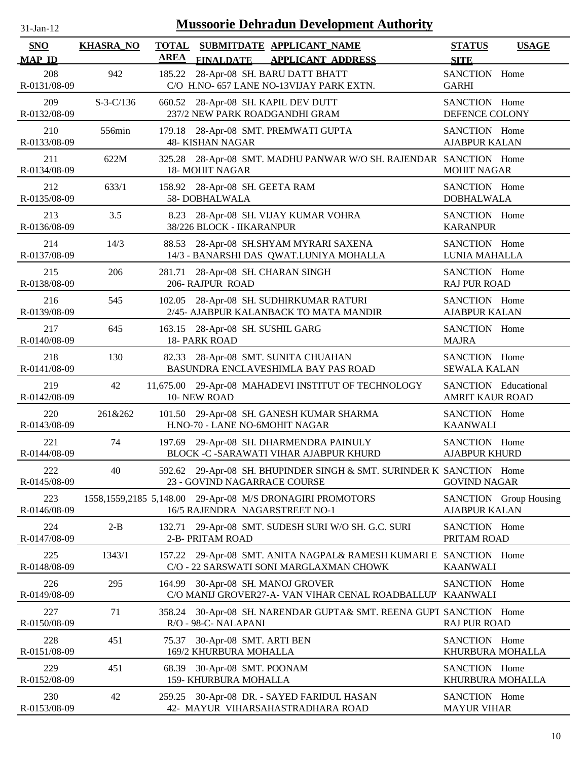# Mussoorie Dehradun Development Authority

31-Jan-12

| SNO / MAP_ID | KHASRA_NO | TOTAL AREA | SUBMITDATE / FINALDATE | APPLICANT_NAME / APPLICANT_ADDRESS | STATUS / SITE | USAGE |
|---|---|---|---|---|---|---|
| 208 / R-0131/08-09 | 942 | 185.22 | 28-Apr-08 | SH. BARU DATT BHATT / C/O H.NO- 657 LANE NO-13VIJAY PARK EXTN. | SANCTION / GARHI | Home |
| 209 / R-0132/08-09 | S-3-C/136 | 660.52 | 28-Apr-08 | SH. KAPIL DEV DUTT / 237/2 NEW PARK ROADGANDHI GRAM | SANCTION / DEFENCE COLONY | Home |
| 210 / R-0133/08-09 | 556min | 179.18 | 28-Apr-08 | SMT. PREMWATI GUPTA / 48- KISHAN NAGAR | SANCTION / AJABPUR KALAN | Home |
| 211 / R-0134/08-09 | 622M | 325.28 | 28-Apr-08 | SMT. MADHU PANWAR W/O SH. RAJENDAR / 18- MOHIT NAGAR | SANCTION / MOHIT NAGAR | Home |
| 212 / R-0135/08-09 | 633/1 | 158.92 | 28-Apr-08 | SH. GEETA RAM / 58- DOBHALWALA | SANCTION / DOBHALWALA | Home |
| 213 / R-0136/08-09 | 3.5 | 8.23 | 28-Apr-08 | SH. VIJAY KUMAR VOHRA / 38/226 BLOCK - IIKARANPUR | SANCTION / KARANPUR | Home |
| 214 / R-0137/08-09 | 14/3 | 88.53 | 28-Apr-08 | SH.SHYAM MYRARI SAXENA / 14/3 - BANARSHI DAS QWAT.LUNIYA MOHALLA | SANCTION / LUNIA MAHALLA | Home |
| 215 / R-0138/08-09 | 206 | 281.71 | 28-Apr-08 | SH. CHARAN SINGH / 206- RAJPUR ROAD | SANCTION / RAJ PUR ROAD | Home |
| 216 / R-0139/08-09 | 545 | 102.05 | 28-Apr-08 | SH. SUDHIRKUMAR RATURI / 2/45- AJABPUR KALANBACK TO MATA MANDIR | SANCTION / AJABPUR KALAN | Home |
| 217 / R-0140/08-09 | 645 | 163.15 | 28-Apr-08 | SH. SUSHIL GARG / 18- PARK ROAD | SANCTION / MAJRA | Home |
| 218 / R-0141/08-09 | 130 | 82.33 | 28-Apr-08 | SMT. SUNITA CHUAHAN / BASUNDRA ENCLAVESHIMLA BAY PAS ROAD | SANCTION / SEWALA KALAN | Home |
| 219 / R-0142/08-09 | 42 | 11,675.00 | 29-Apr-08 | MAHADEVI INSTITUT OF TECHNOLOGY / 10- NEW ROAD | SANCTION / AMRIT KAUR ROAD | Educational |
| 220 / R-0143/08-09 | 261&262 | 101.50 | 29-Apr-08 | SH. GANESH KUMAR SHARMA / H.NO-70 - LANE NO-6MOHIT NAGAR | SANCTION / KAANWALI | Home |
| 221 / R-0144/08-09 | 74 | 197.69 | 29-Apr-08 | SH. DHARMENDRA PAINULY / BLOCK -C -SARAWATI VIHAR AJABPUR KHURD | SANCTION / AJABPUR KHURD | Home |
| 222 / R-0145/08-09 | 40 | 592.62 | 29-Apr-08 | SH. BHUPINDER SINGH & SMT. SURINDER K / 23 - GOVIND NAGARRACE COURSE | SANCTION / GOVIND NAGAR | Home |
| 223 / R-0146/08-09 | 1558,1559,2185 | 5,148.00 | 29-Apr-08 | M/S DRONAGIRI PROMOTORS / 16/5 RAJENDRA NAGARSTREET NO-1 | SANCTION / AJABPUR KALAN | Group Housing |
| 224 / R-0147/08-09 | 2-B | 132.71 | 29-Apr-08 | SMT. SUDESH SURI W/O SH. G.C. SURI / 2-B- PRITAM ROAD | SANCTION / PRITAM ROAD | Home |
| 225 / R-0148/08-09 | 1343/1 | 157.22 | 29-Apr-08 | SMT. ANITA NAGPAL& RAMESH KUMARI E / C/O - 22 SARSWATI SONI MARGLAXMAN CHOWK | SANCTION / KAANWALI | Home |
| 226 / R-0149/08-09 | 295 | 164.99 | 30-Apr-08 | SH. MANOJ GROVER / C/O MANIJ GROVER27-A- VAN VIHAR CENAL ROADBALLUP | SANCTION / KAANWALI | Home |
| 227 / R-0150/08-09 | 71 | 358.24 | 30-Apr-08 | SH. NARENDAR GUPTA& SMT. REENA GUPT / R/O - 98-C- NALAPANI | SANCTION / RAJ PUR ROAD | Home |
| 228 / R-0151/08-09 | 451 | 75.37 | 30-Apr-08 | SMT. ARTI BEN / 169/2 KHURBURA MOHALLA | SANCTION / KHURBURA MOHALLA | Home |
| 229 / R-0152/08-09 | 451 | 68.39 | 30-Apr-08 | SMT. POONAM / 159- KHURBURA MOHALLA | SANCTION / KHURBURA MOHALLA | Home |
| 230 / R-0153/08-09 | 42 | 259.25 | 30-Apr-08 | DR. - SAYED FARIDUL HASAN / 42- MAYUR VIHARSAHASTRADHARA ROAD | SANCTION / MAYUR VIHAR | Home |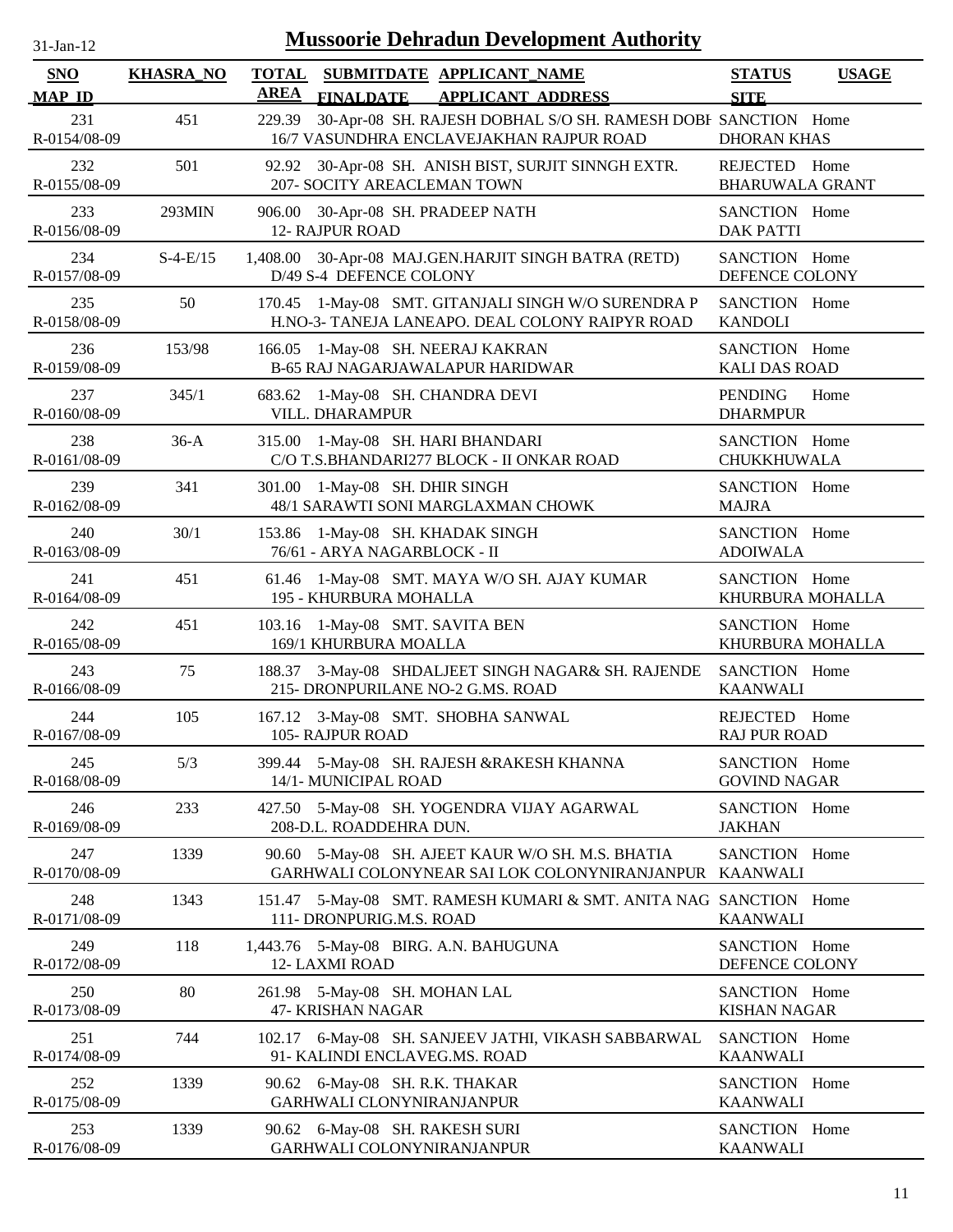# Mussoorie Dehradun Development Authority

31-Jan-12

| SNO / MAP_ID | KHASRA_NO | TOTAL AREA | SUBMITDATE / FINALDATE | APPLICANT_NAME / APPLICANT_ADDRESS | STATUS / SITE | USAGE |
|---|---|---|---|---|---|---|
| 231 / R-0154/08-09 | 451 | 229.39 | 30-Apr-08 | SH. RAJESH DOBHAL S/O SH. RAMESH DOBH / 16/7 VASUNDHRA ENCLAVEJAKHAN RAJPUR ROAD | SANCTION / DHORAN KHAS | Home |
| 232 / R-0155/08-09 | 501 | 92.92 | 30-Apr-08 | SH. ANISH BIST, SURJIT SINNGH EXTR. / 207- SOCITY AREACLEMAN TOWN | REJECTED / BHARUWALA GRANT | Home |
| 233 / R-0156/08-09 | 293MIN | 906.00 | 30-Apr-08 | SH. PRADEEP NATH / 12- RAJPUR ROAD | SANCTION / DAK PATTI | Home |
| 234 / R-0157/08-09 | S-4-E/15 | 1,408.00 | 30-Apr-08 | MAJ.GEN.HARJIT SINGH BATRA (RETD) / D/49 S-4 DEFENCE COLONY | SANCTION / DEFENCE COLONY | Home |
| 235 / R-0158/08-09 | 50 | 170.45 | 1-May-08 | SMT. GITANJALI SINGH W/O SURENDRA P / H.NO-3- TANEJA LANEAPO. DEAL COLONY RAIPYR ROAD | SANCTION / KANDOLI | Home |
| 236 / R-0159/08-09 | 153/98 | 166.05 | 1-May-08 | SH. NEERAJ KAKRAN / B-65 RAJ NAGARJAWALAPUR HARIDWAR | SANCTION / KALI DAS ROAD | Home |
| 237 / R-0160/08-09 | 345/1 | 683.62 | 1-May-08 | SH. CHANDRA DEVI / VILL. DHARAMPUR | PENDING / DHARMPUR | Home |
| 238 / R-0161/08-09 | 36-A | 315.00 | 1-May-08 | SH. HARI BHANDARI / C/O T.S.BHANDARI277 BLOCK - II ONKAR ROAD | SANCTION / CHUKKHUWALA | Home |
| 239 / R-0162/08-09 | 341 | 301.00 | 1-May-08 | SH. DHIR SINGH / 48/1 SARAWTI SONI MARGLAXMAN CHOWK | SANCTION / MAJRA | Home |
| 240 / R-0163/08-09 | 30/1 | 153.86 | 1-May-08 | SH. KHADAK SINGH / 76/61 - ARYA NAGARBLOCK - II | SANCTION / ADOIWALA | Home |
| 241 / R-0164/08-09 | 451 | 61.46 | 1-May-08 | SMT. MAYA W/O SH. AJAY KUMAR / 195 - KHURBURA MOHALLA | SANCTION / KHURBURA MOHALLA | Home |
| 242 / R-0165/08-09 | 451 | 103.16 | 1-May-08 | SMT. SAVITA BEN / 169/1 KHURBURA MOALLA | SANCTION / KHURBURA MOHALLA | Home |
| 243 / R-0166/08-09 | 75 | 188.37 | 3-May-08 | SHDALJEET SINGH NAGAR& SH. RAJENDE / 215- DRONPURILANE NO-2 G.MS. ROAD | SANCTION / KAANWALI | Home |
| 244 / R-0167/08-09 | 105 | 167.12 | 3-May-08 | SMT. SHOBHA SANWAL / 105- RAJPUR ROAD | REJECTED / RAJ PUR ROAD | Home |
| 245 / R-0168/08-09 | 5/3 | 399.44 | 5-May-08 | SH. RAJESH &RAKESH KHANNA / 14/1- MUNICIPAL ROAD | SANCTION / GOVIND NAGAR | Home |
| 246 / R-0169/08-09 | 233 | 427.50 | 5-May-08 | SH. YOGENDRA VIJAY AGARWAL / 208-D.L. ROADDEHRA DUN. | SANCTION / JAKHAN | Home |
| 247 / R-0170/08-09 | 1339 | 90.60 | 5-May-08 | SH. AJEET KAUR W/O SH. M.S. BHATIA / GARHWALI COLONYNEAR SAI LOK COLONYNIRANJANPUR | SANCTION / KAANWALI | Home |
| 248 / R-0171/08-09 | 1343 | 151.47 | 5-May-08 | SMT. RAMESH KUMARI & SMT. ANITA NAG / 111- DRONPURIG.M.S. ROAD | SANCTION / KAANWALI | Home |
| 249 / R-0172/08-09 | 118 | 1,443.76 | 5-May-08 | BIRG. A.N. BAHUGUNA / 12- LAXMI ROAD | SANCTION / DEFENCE COLONY | Home |
| 250 / R-0173/08-09 | 80 | 261.98 | 5-May-08 | SH. MOHAN LAL / 47- KRISHAN NAGAR | SANCTION / KISHAN NAGAR | Home |
| 251 / R-0174/08-09 | 744 | 102.17 | 6-May-08 | SH. SANJEEV JATHI, VIKASH SABBARWAL / 91- KALINDI ENCLAVEG.MS. ROAD | SANCTION / KAANWALI | Home |
| 252 / R-0175/08-09 | 1339 | 90.62 | 6-May-08 | SH. R.K. THAKAR / GARHWALI CLONYNIRANJANPUR | SANCTION / KAANWALI | Home |
| 253 / R-0176/08-09 | 1339 | 90.62 | 6-May-08 | SH. RAKESH SURI / GARHWALI COLONYNIRANJANPUR | SANCTION / KAANWALI | Home |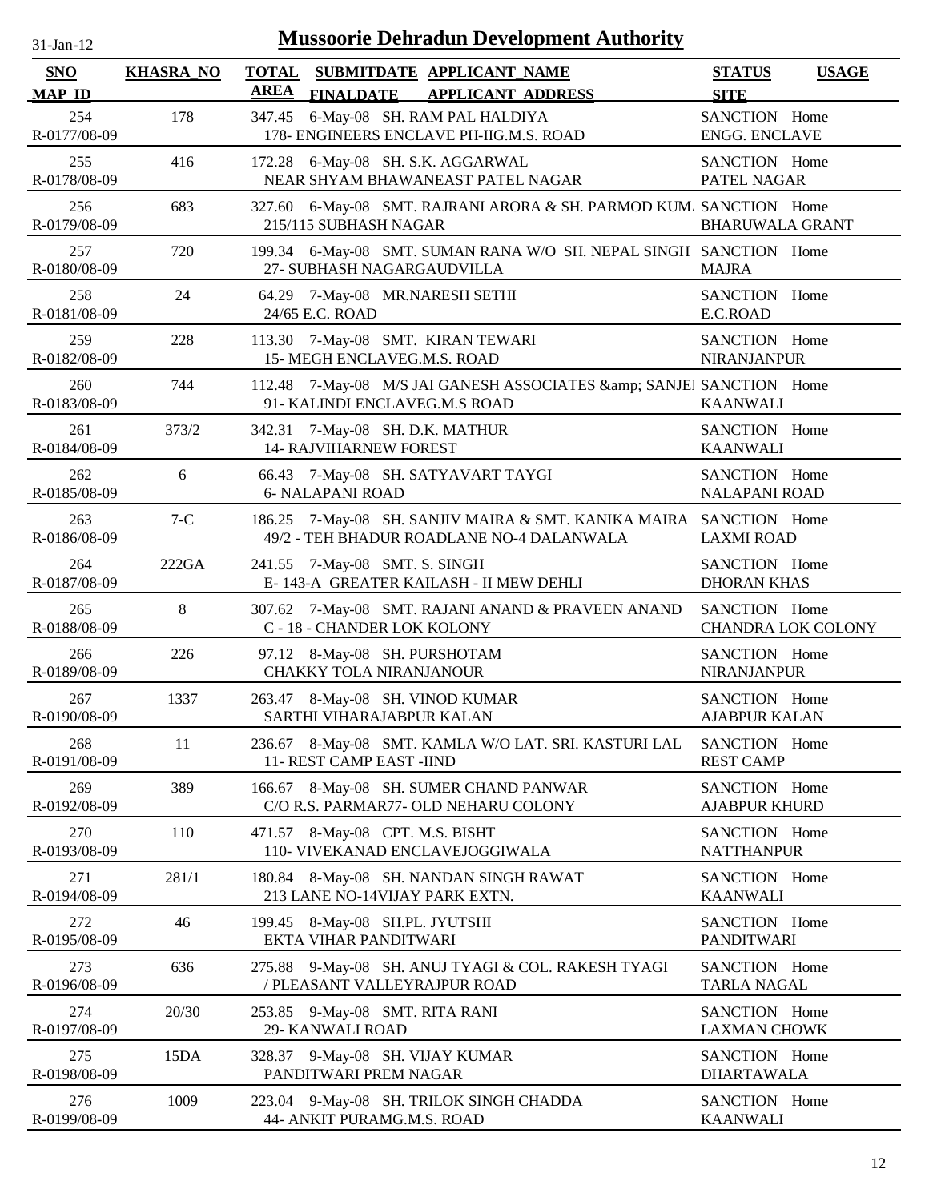# Mussoorie Dehradun Development Authority

31-Jan-12

| SNO<br>MAP_ID | KHASRA_NO | TOTAL AREA | SUBMITDATE FINALDATE | APPLICANT_NAME<br>APPLICANT_ADDRESS | STATUS<br>SITE | USAGE |
|---|---|---|---|---|---|---|
| 254<br>R-0177/08-09 | 178 | 347.45 | 6-May-08 | SH. RAM PAL HALDIYA<br>178- ENGINEERS ENCLAVE PH-IIG.M.S. ROAD | SANCTION<br>ENGG. ENCLAVE | Home |
| 255<br>R-0178/08-09 | 416 | 172.28 | 6-May-08 | SH. S.K. AGGARWAL<br>NEAR SHYAM BHAWANEAST PATEL NAGAR | SANCTION<br>PATEL NAGAR | Home |
| 256<br>R-0179/08-09 | 683 | 327.60 | 6-May-08 | SMT. RAJRANI ARORA & SH. PARMOD KUM.<br>215/115 SUBHASH NAGAR | SANCTION<br>BHARUWALA GRANT | Home |
| 257<br>R-0180/08-09 | 720 | 199.34 | 6-May-08 | SMT. SUMAN RANA W/O SH. NEPAL SINGH<br>27- SUBHASH NAGARGAUDVILLA | SANCTION<br>MAJRA | Home |
| 258<br>R-0181/08-09 | 24 | 64.29 | 7-May-08 | MR.NARESH SETHI<br>24/65 E.C. ROAD | SANCTION<br>E.C.ROAD | Home |
| 259<br>R-0182/08-09 | 228 | 113.30 | 7-May-08 | SMT. KIRAN TEWARI<br>15- MEGH ENCLAVEG.M.S. ROAD | SANCTION<br>NIRANJANPUR | Home |
| 260<br>R-0183/08-09 | 744 | 112.48 | 7-May-08 | M/S JAI GANESH ASSOCIATES &amp; SANJE<br>91- KALINDI ENCLAVEG.M.S ROAD | SANCTION<br>KAANWALI | Home |
| 261<br>R-0184/08-09 | 373/2 | 342.31 | 7-May-08 | SH. D.K. MATHUR<br>14- RAJVIHARNEW FOREST | SANCTION<br>KAANWALI | Home |
| 262<br>R-0185/08-09 | 6 | 66.43 | 7-May-08 | SH. SATYAVART TAYGI<br>6- NALAPANI ROAD | SANCTION<br>NALAPANI ROAD | Home |
| 263<br>R-0186/08-09 | 7-C | 186.25 | 7-May-08 | SH. SANJIV MAIRA & SMT. KANIKA MAIRA<br>49/2 - TEH BHADUR ROADLANE NO-4 DALANWALA | SANCTION<br>LAXMI ROAD | Home |
| 264<br>R-0187/08-09 | 222GA | 241.55 | 7-May-08 | SMT. S. SINGH<br>E- 143-A GREATER KAILASH - II MEW DEHLI | SANCTION<br>DHORAN KHAS | Home |
| 265<br>R-0188/08-09 | 8 | 307.62 | 7-May-08 | SMT. RAJANI ANAND & PRAVEEN ANAND<br>C - 18 - CHANDER LOK KOLONY | SANCTION<br>CHANDRA LOK COLONY | Home |
| 266<br>R-0189/08-09 | 226 | 97.12 | 8-May-08 | SH. PURSHOTAM<br>CHAKKY TOLA NIRANJANOUR | SANCTION<br>NIRANJANPUR | Home |
| 267<br>R-0190/08-09 | 1337 | 263.47 | 8-May-08 | SH. VINOD KUMAR<br>SARTHI VIHARAJABPUR KALAN | SANCTION<br>AJABPUR KALAN | Home |
| 268<br>R-0191/08-09 | 11 | 236.67 | 8-May-08 | SMT. KAMLA W/O LAT. SRI. KASTURI LAL<br>11- REST CAMP EAST -IIND | SANCTION<br>REST CAMP | Home |
| 269<br>R-0192/08-09 | 389 | 166.67 | 8-May-08 | SH. SUMER CHAND PANWAR<br>C/O R.S. PARMAR77- OLD NEHARU COLONY | SANCTION<br>AJABPUR KHURD | Home |
| 270<br>R-0193/08-09 | 110 | 471.57 | 8-May-08 | CPT. M.S. BISHT<br>110- VIVEKANAD ENCLAVEJOGGIWALA | SANCTION<br>NATTHANPUR | Home |
| 271<br>R-0194/08-09 | 281/1 | 180.84 | 8-May-08 | SH. NANDAN SINGH RAWAT<br>213 LANE NO-14VIJAY PARK EXTN. | SANCTION<br>KAANWALI | Home |
| 272<br>R-0195/08-09 | 46 | 199.45 | 8-May-08 | SH.PL. JYUTSHI<br>EKTA VIHAR PANDITWARI | SANCTION<br>PANDITWARI | Home |
| 273<br>R-0196/08-09 | 636 | 275.88 | 9-May-08 | SH. ANUJ TYAGI & COL. RAKESH TYAGI<br>/ PLEASANT VALLEYRAJPUR ROAD | SANCTION<br>TARLA NAGAL | Home |
| 274<br>R-0197/08-09 | 20/30 | 253.85 | 9-May-08 | SMT. RITA RANI<br>29- KANWALI ROAD | SANCTION<br>LAXMAN CHOWK | Home |
| 275<br>R-0198/08-09 | 15DA | 328.37 | 9-May-08 | SH. VIJAY KUMAR<br>PANDITWARI PREM NAGAR | SANCTION<br>DHARTAWALA | Home |
| 276<br>R-0199/08-09 | 1009 | 223.04 | 9-May-08 | SH. TRILOK SINGH CHADDA<br>44- ANKIT PURAMG.M.S. ROAD | SANCTION<br>KAANWALI | Home |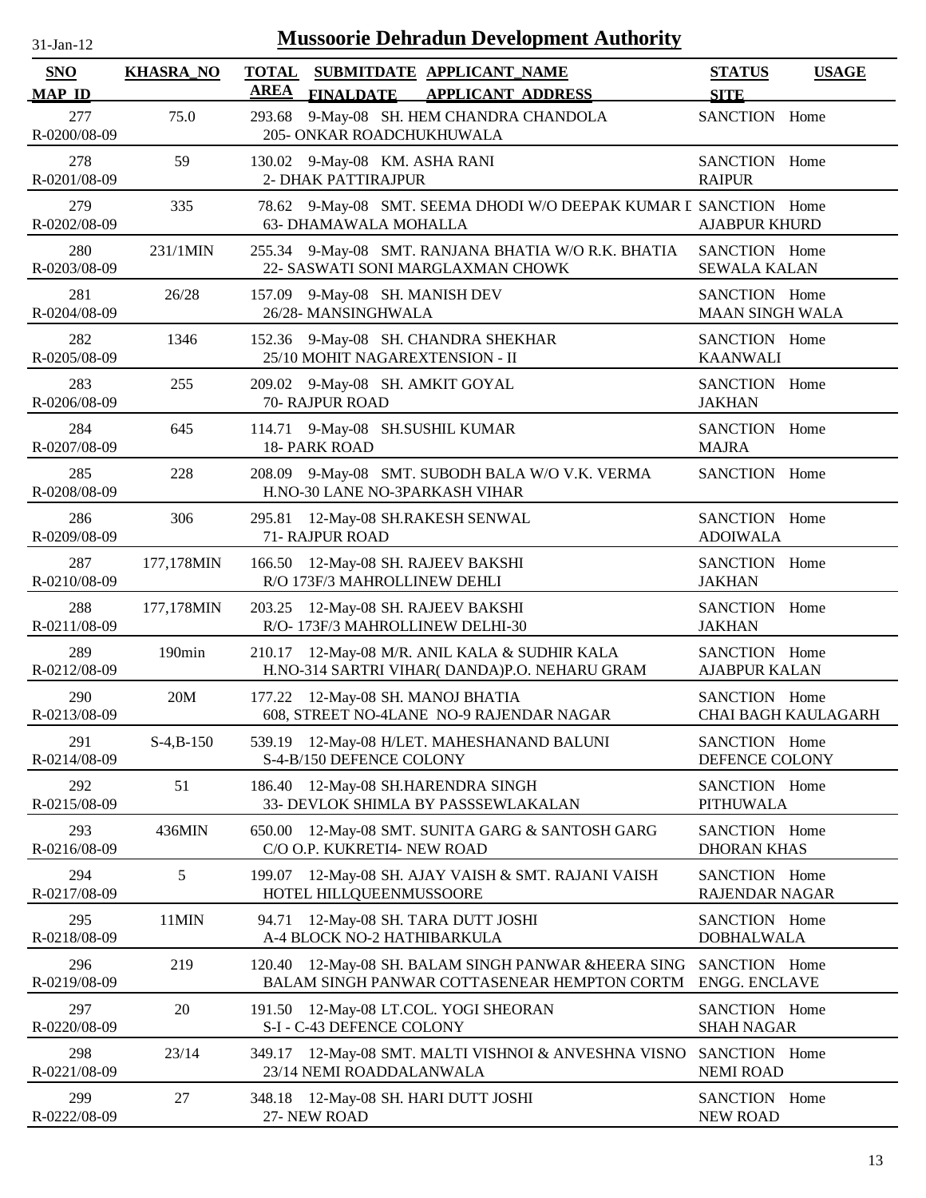31-Jan-12

# Mussoorie Dehradun Development Authority

| SNO / MAP_ID | KHASRA_NO | TOTAL AREA | SUBMITDATE / FINALDATE | APPLICANT_NAME / APPLICANT_ADDRESS | STATUS / SITE | USAGE |
|---|---|---|---|---|---|---|
| 277 / R-0200/08-09 | 75.0 | 293.68 | 9-May-08 | SH. HEM CHANDRA CHANDOLA / 205- ONKAR ROADCHUKHUWALA | SANCTION | Home |
| 278 / R-0201/08-09 | 59 | 130.02 | 9-May-08 | KM. ASHA RANI / 2- DHAK PATTIRAJPUR | SANCTION / RAIPUR | Home |
| 279 / R-0202/08-09 | 335 | 78.62 | 9-May-08 | SMT. SEEMA DHODI W/O DEEPAK KUMAR I / 63- DHAMAWALA MOHALLA | SANCTION / AJABPUR KHURD | Home |
| 280 / R-0203/08-09 | 231/1MIN | 255.34 | 9-May-08 | SMT. RANJANA BHATIA W/O R.K. BHATIA / 22- SASWATI SONI MARGLAXMAN CHOWK | SANCTION / SEWALA KALAN | Home |
| 281 / R-0204/08-09 | 26/28 | 157.09 | 9-May-08 | SH. MANISH DEV / 26/28- MANSINGHWALA | SANCTION / MAAN SINGH WALA | Home |
| 282 / R-0205/08-09 | 1346 | 152.36 | 9-May-08 | SH. CHANDRA SHEKHAR / 25/10 MOHIT NAGAREXTENSION - II | SANCTION / KAANWALI | Home |
| 283 / R-0206/08-09 | 255 | 209.02 | 9-May-08 | SH. AMKIT GOYAL / 70- RAJPUR ROAD | SANCTION / JAKHAN | Home |
| 284 / R-0207/08-09 | 645 | 114.71 | 9-May-08 | SH.SUSHIL KUMAR / 18- PARK ROAD | SANCTION / MAJRA | Home |
| 285 / R-0208/08-09 | 228 | 208.09 | 9-May-08 | SMT. SUBODH BALA W/O V.K. VERMA / H.NO-30 LANE NO-3PARKASH VIHAR | SANCTION | Home |
| 286 / R-0209/08-09 | 306 | 295.81 | 12-May-08 | SH.RAKESH SENWAL / 71- RAJPUR ROAD | SANCTION / ADOIWALA | Home |
| 287 / R-0210/08-09 | 177,178MIN | 166.50 | 12-May-08 | SH. RAJEEV BAKSHI / R/O 173F/3 MAHROLLINEW DEHLI | SANCTION / JAKHAN | Home |
| 288 / R-0211/08-09 | 177,178MIN | 203.25 | 12-May-08 | SH. RAJEEV BAKSHI / R/O- 173F/3 MAHROLLINEW DELHI-30 | SANCTION / JAKHAN | Home |
| 289 / R-0212/08-09 | 190min | 210.17 | 12-May-08 | M/R. ANIL KALA & SUDHIR KALA / H.NO-314 SARTRI VIHAR( DANDA)P.O. NEHARU GRAM | SANCTION / AJABPUR KALAN | Home |
| 290 / R-0213/08-09 | 20M | 177.22 | 12-May-08 | SH. MANOJ BHATIA / 608, STREET NO-4LANE NO-9 RAJENDAR NAGAR | SANCTION / CHAI BAGH KAULAGARH | Home |
| 291 / R-0214/08-09 | S-4,B-150 | 539.19 | 12-May-08 | H/LET. MAHESHANAND BALUNI / S-4-B/150 DEFENCE COLONY | SANCTION / DEFENCE COLONY | Home |
| 292 / R-0215/08-09 | 51 | 186.40 | 12-May-08 | SH.HARENDRA SINGH / 33- DEVLOK SHIMLA BY PASSSEWLAKALAN | SANCTION / PITHUWALA | Home |
| 293 / R-0216/08-09 | 436MIN | 650.00 | 12-May-08 | SMT. SUNITA GARG & SANTOSH GARG / C/O O.P. KUKRETI4- NEW ROAD | SANCTION / DHORAN KHAS | Home |
| 294 / R-0217/08-09 | 5 | 199.07 | 12-May-08 | SH. AJAY VAISH & SMT. RAJANI VAISH / HOTEL HILLQUEENMUSSOORE | SANCTION / RAJENDAR NAGAR | Home |
| 295 / R-0218/08-09 | 11MIN | 94.71 | 12-May-08 | SH. TARA DUTT JOSHI / A-4 BLOCK NO-2 HATHIBARKULA | SANCTION / DOBHALWALA | Home |
| 296 / R-0219/08-09 | 219 | 120.40 | 12-May-08 | SH. BALAM SINGH PANWAR &HEERA SING / BALAM SINGH PANWAR COTTASENEAR HEMPTON CORTM | SANCTION / ENGG. ENCLAVE | Home |
| 297 / R-0220/08-09 | 20 | 191.50 | 12-May-08 | LT.COL. YOGI SHEORAN / S-I - C-43 DEFENCE COLONY | SANCTION / SHAH NAGAR | Home |
| 298 / R-0221/08-09 | 23/14 | 349.17 | 12-May-08 | SMT. MALTI VISHNOI & ANVESHNA VISNO / 23/14 NEMI ROADDALANWALA | SANCTION / NEMI ROAD | Home |
| 299 / R-0222/08-09 | 27 | 348.18 | 12-May-08 | SH. HARI DUTT JOSHI / 27- NEW ROAD | SANCTION / NEW ROAD | Home |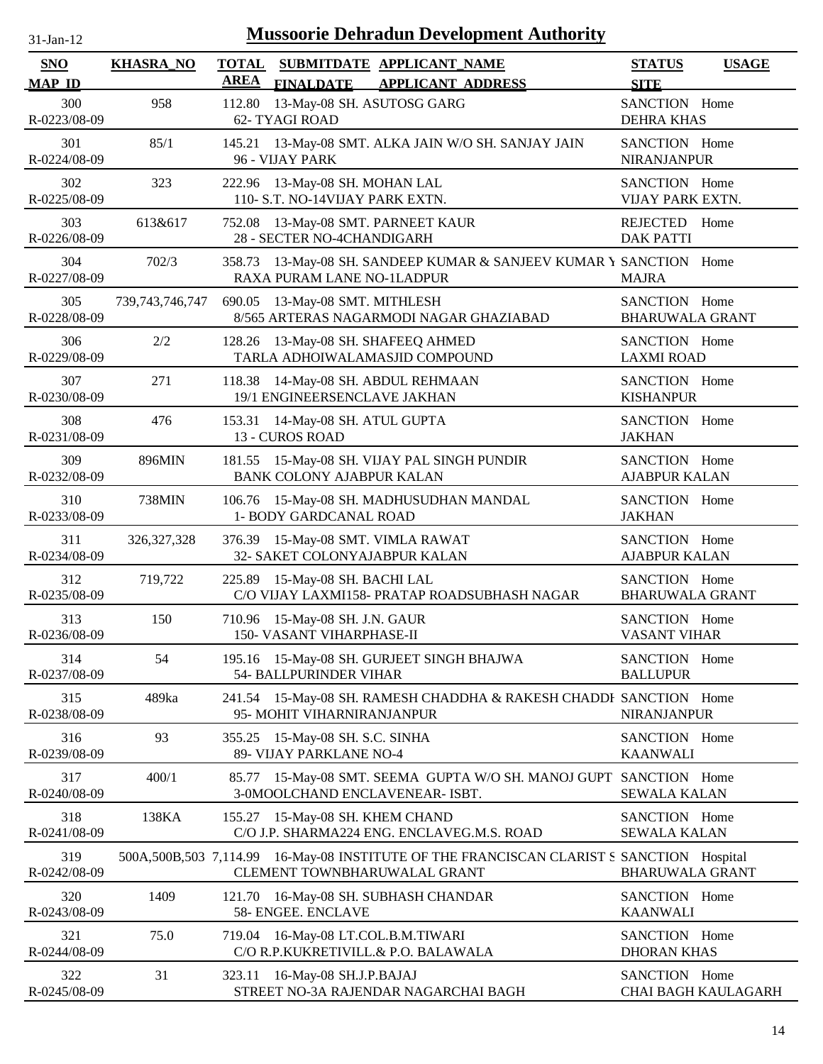# Mussoorie Dehradun Development Authority

31-Jan-12

| SNO / MAP_ID | KHASRA_NO | TOTAL AREA | SUBMITDATE / FINALDATE | APPLICANT_NAME / APPLICANT_ADDRESS | STATUS / SITE | USAGE |
|---|---|---|---|---|---|---|
| 300 / R-0223/08-09 | 958 | 112.80 | 13-May-08 | SH. ASUTOSG GARG / 62- TYAGI ROAD | SANCTION / DEHRA KHAS | Home |
| 301 / R-0224/08-09 | 85/1 | 145.21 | 13-May-08 | SMT. ALKA JAIN W/O SH. SANJAY JAIN / 96 - VIJAY PARK | SANCTION / NIRANJANPUR | Home |
| 302 / R-0225/08-09 | 323 | 222.96 | 13-May-08 | SH. MOHAN LAL / 110- S.T. NO-14VIJAY PARK EXTN. | SANCTION / VIJAY PARK EXTN. | Home |
| 303 / R-0226/08-09 | 613&617 | 752.08 | 13-May-08 | SMT. PARNEET KAUR / 28 - SECTER NO-4CHANDIGARH | REJECTED / DAK PATTI | Home |
| 304 / R-0227/08-09 | 702/3 | 358.73 | 13-May-08 | SH. SANDEEP KUMAR & SANJEEV KUMAR Y / RAXA PURAM LANE NO-1LADPUR | SANCTION / MAJRA | Home |
| 305 / R-0228/08-09 | 739,743,746,747 | 690.05 | 13-May-08 | SMT. MITHLESH / 8/565 ARTERAS NAGARMODI NAGAR GHAZIABAD | SANCTION / BHARUWALA GRANT | Home |
| 306 / R-0229/08-09 | 2/2 | 128.26 | 13-May-08 | SH. SHAFEEQ AHMED / TARLA ADHOIWALAMASJID COMPOUND | SANCTION / LAXMI ROAD | Home |
| 307 / R-0230/08-09 | 271 | 118.38 | 14-May-08 | SH. ABDUL REHMAAN / 19/1 ENGINEERSENCLAVE JAKHAN | SANCTION / KISHANPUR | Home |
| 308 / R-0231/08-09 | 476 | 153.31 | 14-May-08 | SH. ATUL GUPTA / 13 - CUROS ROAD | SANCTION / JAKHAN | Home |
| 309 / R-0232/08-09 | 896MIN | 181.55 | 15-May-08 | SH. VIJAY PAL SINGH PUNDIR / BANK COLONY AJABPUR KALAN | SANCTION / AJABPUR KALAN | Home |
| 310 / R-0233/08-09 | 738MIN | 106.76 | 15-May-08 | SH. MADHUSUDHAN MANDAL / 1- BODY GARDCANAL ROAD | SANCTION / JAKHAN | Home |
| 311 / R-0234/08-09 | 326,327,328 | 376.39 | 15-May-08 | SMT. VIMLA RAWAT / 32- SAKET COLONYAJABPUR KALAN | SANCTION / AJABPUR KALAN | Home |
| 312 / R-0235/08-09 | 719,722 | 225.89 | 15-May-08 | SH. BACHI LAL / C/O VIJAY LAXMI158- PRATAP ROADSUBHASH NAGAR | SANCTION / BHARUWALA GRANT | Home |
| 313 / R-0236/08-09 | 150 | 710.96 | 15-May-08 | SH. J.N. GAUR / 150- VASANT VIHARPHASE-II | SANCTION / VASANT VIHAR | Home |
| 314 / R-0237/08-09 | 54 | 195.16 | 15-May-08 | SH. GURJEET SINGH BHAJWA / 54- BALLPURINDER VIHAR | SANCTION / BALLUPUR | Home |
| 315 / R-0238/08-09 | 489ka | 241.54 | 15-May-08 | SH. RAMESH CHADDHA & RAKESH CHADDH / 95- MOHIT VIHARNIRANJANPUR | SANCTION / NIRANJANPUR | Home |
| 316 / R-0239/08-09 | 93 | 355.25 | 15-May-08 | SH. S.C. SINHA / 89- VIJAY PARKLANE NO-4 | SANCTION / KAANWALI | Home |
| 317 / R-0240/08-09 | 400/1 | 85.77 | 15-May-08 | SMT. SEEMA GUPTA W/O SH. MANOJ GUPT / 3-0MOOLCHAND ENCLAVENEAR- ISBT. | SANCTION / SEWALA KALAN | Home |
| 318 / R-0241/08-09 | 138KA | 155.27 | 15-May-08 | SH. KHEM CHAND / C/O J.P. SHARMA224 ENG. ENCLAVEG.M.S. ROAD | SANCTION / SEWALA KALAN | Home |
| 319 / R-0242/08-09 | 500A,500B,503 | 7,114.99 | 16-May-08 | INSTITUTE OF THE FRANCISCAN CLARIST S / CLEMENT TOWNBHARUWALAL GRANT | SANCTION / BHARUWALA GRANT | Hospital |
| 320 / R-0243/08-09 | 1409 | 121.70 | 16-May-08 | SH. SUBHASH CHANDAR / 58- ENGEE. ENCLAVE | SANCTION / KAANWALI | Home |
| 321 / R-0244/08-09 | 75.0 | 719.04 | 16-May-08 | LT.COL.B.M.TIWARI / C/O R.P.KUKRETIVILL.& P.O. BALAWALA | SANCTION / DHORAN KHAS | Home |
| 322 / R-0245/08-09 | 31 | 323.11 | 16-May-08 | SH.J.P.BAJAJ / STREET NO-3A RAJENDAR NAGARCHAI BAGH | SANCTION / CHAI BAGH KAULAGARH | Home |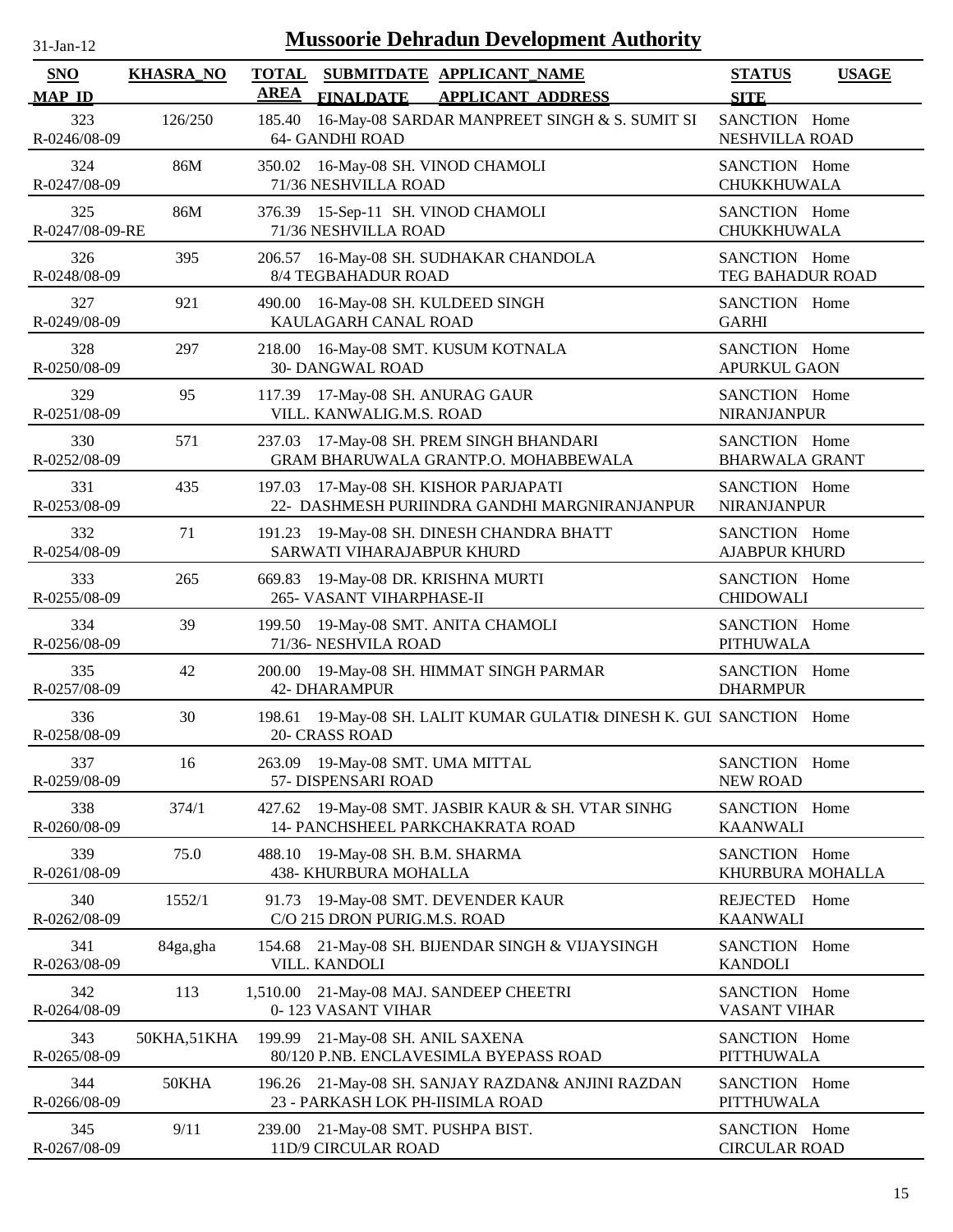# Mussoorie Dehradun Development Authority

31-Jan-12

| SNO / MAP_ID | KHASRA_NO | TOTAL AREA | SUBMITDATE / FINALDATE | APPLICANT_NAME / APPLICANT_ADDRESS | STATUS / SITE | USAGE |
|---|---|---|---|---|---|---|
| 323 / R-0246/08-09 | 126/250 | 185.40 | 16-May-08 | SARDAR MANPREET SINGH & S. SUMIT SI / 64- GANDHI ROAD | SANCTION / NESHVILLA ROAD | Home |
| 324 / R-0247/08-09 | 86M | 350.02 | 16-May-08 | SH. VINOD CHAMOLI / 71/36 NESHVILLA ROAD | SANCTION / CHUKKHUWALA | Home |
| 325 / R-0247/08-09-RE | 86M | 376.39 | 15-Sep-11 | SH. VINOD CHAMOLI / 71/36 NESHVILLA ROAD | SANCTION / CHUKKHUWALA | Home |
| 326 / R-0248/08-09 | 395 | 206.57 | 16-May-08 | SH. SUDHAKAR CHANDOLA / 8/4 TEGBAHADUR ROAD | SANCTION / TEG BAHADUR ROAD | Home |
| 327 / R-0249/08-09 | 921 | 490.00 | 16-May-08 | SH. KULDEED SINGH / KAULAGARH CANAL ROAD | SANCTION / GARHI | Home |
| 328 / R-0250/08-09 | 297 | 218.00 | 16-May-08 | SMT. KUSUM KOTNALA / 30- DANGWAL ROAD | SANCTION / APURKUL GAON | Home |
| 329 / R-0251/08-09 | 95 | 117.39 | 17-May-08 | SH. ANURAG GAUR / VILL. KANWALIG.M.S. ROAD | SANCTION / NIRANJANPUR | Home |
| 330 / R-0252/08-09 | 571 | 237.03 | 17-May-08 | SH. PREM SINGH BHANDARI / GRAM BHARUWALA GRANTP.O. MOHABBEWALA | SANCTION / BHARWALA GRANT | Home |
| 331 / R-0253/08-09 | 435 | 197.03 | 17-May-08 | SH. KISHOR PARJAPATI / 22- DASHMESH PURIINDRA GANDHI MARGNIRANJANPUR | SANCTION / NIRANJANPUR | Home |
| 332 / R-0254/08-09 | 71 | 191.23 | 19-May-08 | SH. DINESH CHANDRA BHATT / SARWATI VIHARAJABPUR KHURD | SANCTION / AJABPUR KHURD | Home |
| 333 / R-0255/08-09 | 265 | 669.83 | 19-May-08 | DR. KRISHNA MURTI / 265- VASANT VIHARPHASE-II | SANCTION / CHIDOWALI | Home |
| 334 / R-0256/08-09 | 39 | 199.50 | 19-May-08 | SMT. ANITA CHAMOLI / 71/36- NESHVILA ROAD | SANCTION / PITHUWALA | Home |
| 335 / R-0257/08-09 | 42 | 200.00 | 19-May-08 | SH. HIMMAT SINGH PARMAR / 42- DHARAMPUR | SANCTION / DHARMPUR | Home |
| 336 / R-0258/08-09 | 30 | 198.61 | 19-May-08 | SH. LALIT KUMAR GULATI& DINESH K. GUI / 20- CRASS ROAD | SANCTION | Home |
| 337 / R-0259/08-09 | 16 | 263.09 | 19-May-08 | SMT. UMA MITTAL / 57- DISPENSARI ROAD | SANCTION / NEW ROAD | Home |
| 338 / R-0260/08-09 | 374/1 | 427.62 | 19-May-08 | SMT. JASBIR KAUR & SH. VTAR SINHG / 14- PANCHSHEEL PARKCHAKRATA ROAD | SANCTION / KAANWALI | Home |
| 339 / R-0261/08-09 | 75.0 | 488.10 | 19-May-08 | SH. B.M. SHARMA / 438- KHURBURA MOHALLA | SANCTION / KHURBURA MOHALLA | Home |
| 340 / R-0262/08-09 | 1552/1 | 91.73 | 19-May-08 | SMT. DEVENDER KAUR / C/O 215 DRON PURIG.M.S. ROAD | REJECTED / KAANWALI | Home |
| 341 / R-0263/08-09 | 84ga,gha | 154.68 | 21-May-08 | SH. BIJENDAR SINGH & VIJAYSINGH / VILL. KANDOLI | SANCTION / KANDOLI | Home |
| 342 / R-0264/08-09 | 113 | 1,510.00 | 21-May-08 | MAJ. SANDEEP CHEETRI / 0- 123 VASANT VIHAR | SANCTION / VASANT VIHAR | Home |
| 343 / R-0265/08-09 | 50KHA,51KHA | 199.99 | 21-May-08 | SH. ANIL SAXENA / 80/120 P.NB. ENCLAVESIMLA BYEPASS ROAD | SANCTION / PITTHUWALA | Home |
| 344 / R-0266/08-09 | 50KHA | 196.26 | 21-May-08 | SH. SANJAY RAZDAN& ANJINI RAZDAN / 23 - PARKASH LOK PH-IISIMLA ROAD | SANCTION / PITTHUWALA | Home |
| 345 / R-0267/08-09 | 9/11 | 239.00 | 21-May-08 | SMT. PUSHPA BIST. / 11D/9 CIRCULAR ROAD | SANCTION / CIRCULAR ROAD | Home |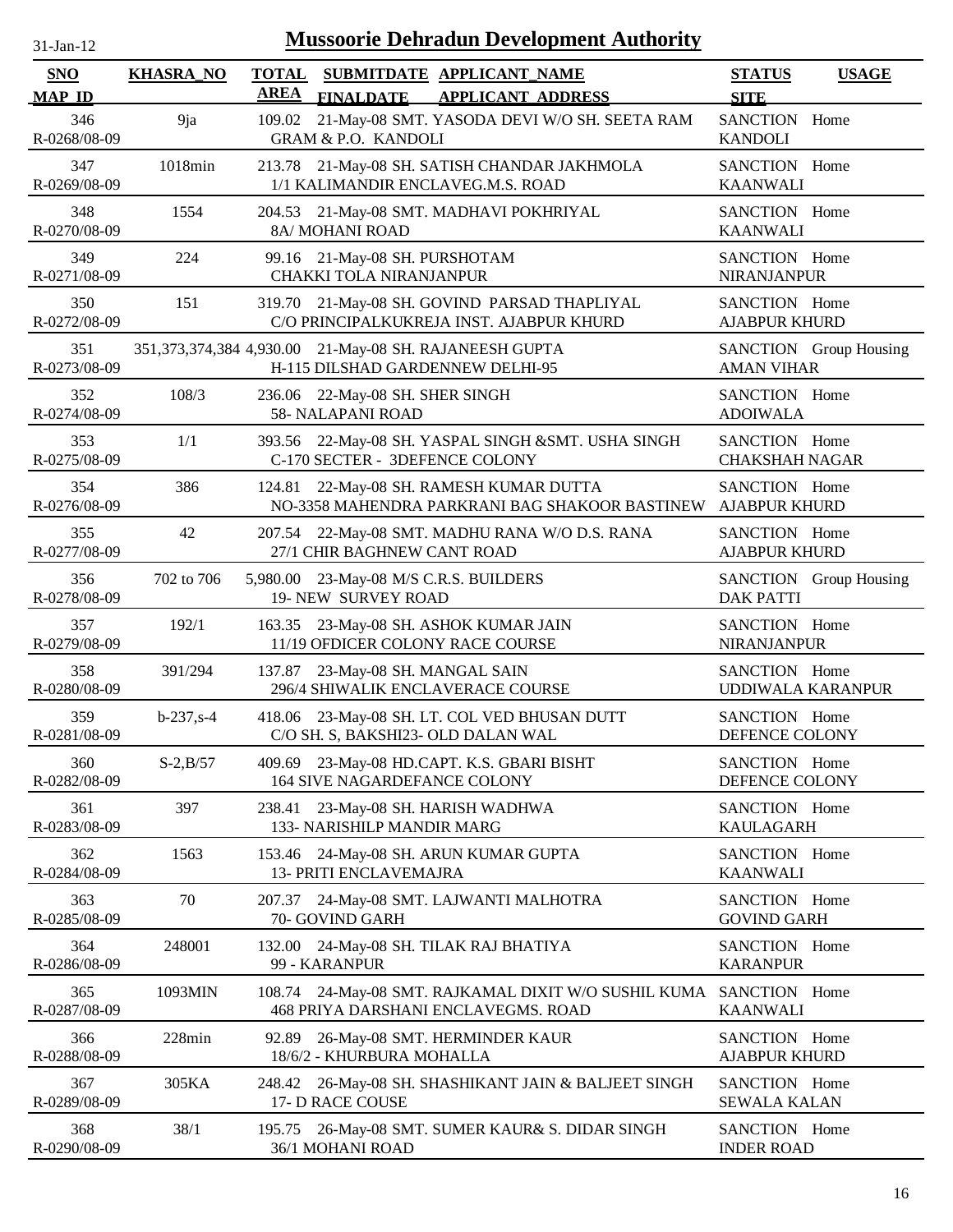31-Jan-12

# Mussoorie Dehradun Development Authority

| SNO<br>MAP_ID | KHASRA_NO | TOTAL AREA | SUBMITDATE FINALDATE | APPLICANT_NAME<br>APPLICANT ADDRESS | STATUS<br>SITE | USAGE |
|---|---|---|---|---|---|---|
| 346<br>R-0268/08-09 | 9ja | 109.02 | 21-May-08 | SMT. YASODA DEVI W/O SH. SEETA RAM<br>GRAM & P.O. KANDOLI | SANCTION<br>KANDOLI | Home |
| 347<br>R-0269/08-09 | 1018min | 213.78 | 21-May-08 | SH. SATISH CHANDAR JAKHMOLA<br>1/1 KALIMANDIR ENCLAVEG.M.S. ROAD | SANCTION<br>KAANWALI | Home |
| 348<br>R-0270/08-09 | 1554 | 204.53 | 21-May-08 | SMT. MADHAVI POKHRIYAL<br>8A/ MOHANI ROAD | SANCTION<br>KAANWALI | Home |
| 349<br>R-0271/08-09 | 224 | 99.16 | 21-May-08 | SH. PURSHOTAM<br>CHAKKI TOLA NIRANJANPUR | SANCTION<br>NIRANJANPUR | Home |
| 350<br>R-0272/08-09 | 151 | 319.70 | 21-May-08 | SH. GOVIND PARSAD THAPLIYAL<br>C/O PRINCIPALKUKREJA INST. AJABPUR KHURD | SANCTION<br>AJABPUR KHURD | Home |
| 351<br>R-0273/08-09 | 351,373,374,384 | 4,930.00 | 21-May-08 | SH. RAJANEESH GUPTA<br>H-115 DILSHAD GARDENNEW DELHI-95 | SANCTION<br>AMAN VIHAR | Group Housing |
| 352<br>R-0274/08-09 | 108/3 | 236.06 | 22-May-08 | SH. SHER SINGH<br>58- NALAPANI ROAD | SANCTION<br>ADOIWALA | Home |
| 353<br>R-0275/08-09 | 1/1 | 393.56 | 22-May-08 | SH. YASPAL SINGH &SMT. USHA SINGH<br>C-170 SECTER - 3DEFENCE COLONY | SANCTION<br>CHAKSHAH NAGAR | Home |
| 354<br>R-0276/08-09 | 386 | 124.81 | 22-May-08 | SH. RAMESH KUMAR DUTTA<br>NO-3358 MAHENDRA PARKRANI BAG SHAKOOR BASTINEW | SANCTION<br>AJABPUR KHURD | Home |
| 355<br>R-0277/08-09 | 42 | 207.54 | 22-May-08 | SMT. MADHU RANA W/O D.S. RANA<br>27/1 CHIR BAGHNEW CANT ROAD | SANCTION<br>AJABPUR KHURD | Home |
| 356<br>R-0278/08-09 | 702 to 706 | 5,980.00 | 23-May-08 | M/S C.R.S. BUILDERS<br>19- NEW SURVEY ROAD | SANCTION<br>DAK PATTI | Group Housing |
| 357<br>R-0279/08-09 | 192/1 | 163.35 | 23-May-08 | SH. ASHOK KUMAR JAIN<br>11/19 OFDICER COLONY RACE COURSE | SANCTION<br>NIRANJANPUR | Home |
| 358<br>R-0280/08-09 | 391/294 | 137.87 | 23-May-08 | SH. MANGAL SAIN<br>296/4 SHIWALIK ENCLAVERACE COURSE | SANCTION<br>UDDIWALA KARANPUR | Home |
| 359<br>R-0281/08-09 | b-237,s-4 | 418.06 | 23-May-08 | SH. LT. COL VED BHUSAN DUTT<br>C/O SH. S, BAKSHI23- OLD DALAN WAL | SANCTION<br>DEFENCE COLONY | Home |
| 360<br>R-0282/08-09 | S-2,B/57 | 409.69 | 23-May-08 | HD.CAPT. K.S. GBARI BISHT<br>164 SIVE NAGARDEFANCE COLONY | SANCTION<br>DEFENCE COLONY | Home |
| 361<br>R-0283/08-09 | 397 | 238.41 | 23-May-08 | SH. HARISH WADHWA<br>133- NARISHILP MANDIR MARG | SANCTION<br>KAULAGARH | Home |
| 362<br>R-0284/08-09 | 1563 | 153.46 | 24-May-08 | SH. ARUN KUMAR GUPTA<br>13- PRITI ENCLAVEMAJRA | SANCTION<br>KAANWALI | Home |
| 363<br>R-0285/08-09 | 70 | 207.37 | 24-May-08 | SMT. LAJWANTI MALHOTRA<br>70- GOVIND GARH | SANCTION<br>GOVIND GARH | Home |
| 364<br>R-0286/08-09 | 248001 | 132.00 | 24-May-08 | SH. TILAK RAJ BHATIYA<br>99 - KARANPUR | SANCTION<br>KARANPUR | Home |
| 365<br>R-0287/08-09 | 1093MIN | 108.74 | 24-May-08 | SMT. RAJKAMAL DIXIT W/O SUSHIL KUMA<br>468 PRIYA DARSHANI ENCLAVEGMS. ROAD | SANCTION<br>KAANWALI | Home |
| 366<br>R-0288/08-09 | 228min | 92.89 | 26-May-08 | SMT. HERMINDER KAUR<br>18/6/2 - KHURBURA MOHALLA | SANCTION<br>AJABPUR KHURD | Home |
| 367<br>R-0289/08-09 | 305KA | 248.42 | 26-May-08 | SH. SHASHIKANT JAIN & BALJEET SINGH<br>17- D RACE COUSE | SANCTION<br>SEWALA KALAN | Home |
| 368<br>R-0290/08-09 | 38/1 | 195.75 | 26-May-08 | SMT. SUMER KAUR& S. DIDAR SINGH<br>36/1 MOHANI ROAD | SANCTION<br>INDER ROAD | Home |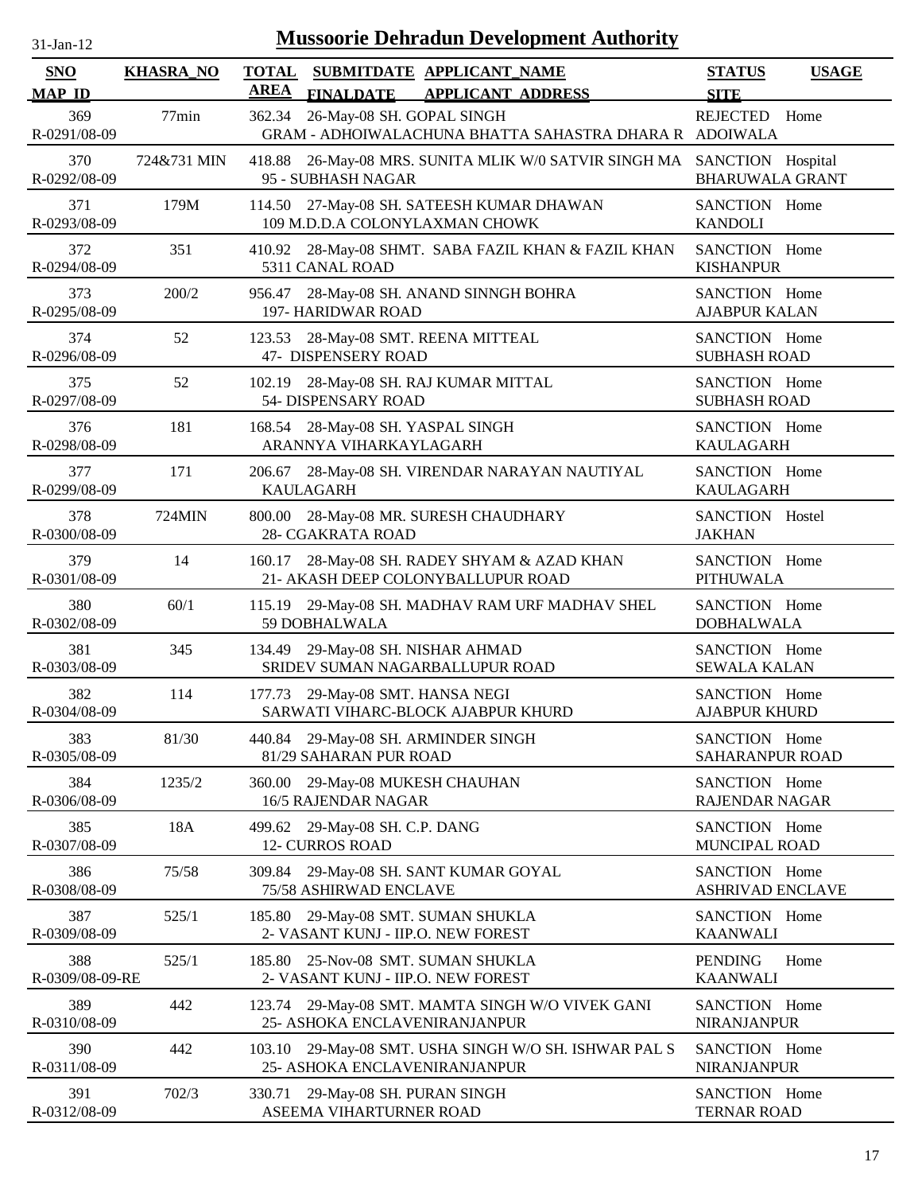# Mussoorie Dehradun Development Authority

31-Jan-12

| SNO<br>MAP_ID | KHASRA_NO | TOTAL AREA | SUBMITDATE<br>FINALDATE | APPLICANT_NAME<br>APPLICANT_ADDRESS | STATUS<br>SITE | USAGE |
|---|---|---|---|---|---|---|
| 369<br>R-0291/08-09 | 77min | 362.34 | 26-May-08 | SH. GOPAL SINGH<br>GRAM - ADHOIWALACHUNA BHATTA SAHASTRA DHARA R | REJECTED<br>ADOIWALA | Home |
| 370<br>R-0292/08-09 | 724&731 MIN | 418.88 | 26-May-08 | MRS. SUNITA MLIK W/0 SATVIR SINGH MA<br>95 - SUBHASH NAGAR | SANCTION<br>BHARUWALA GRANT | Hospital |
| 371<br>R-0293/08-09 | 179M | 114.50 | 27-May-08 | SH. SATEESH KUMAR DHAWAN<br>109 M.D.D.A COLONYLAXMAN CHOWK | SANCTION<br>KANDOLI | Home |
| 372<br>R-0294/08-09 | 351 | 410.92 | 28-May-08 | SHMT. SABA FAZIL KHAN & FAZIL KHAN<br>5311 CANAL ROAD | SANCTION<br>KISHANPUR | Home |
| 373<br>R-0295/08-09 | 200/2 | 956.47 | 28-May-08 | SH. ANAND SINNGH BOHRA<br>197- HARIDWAR ROAD | SANCTION<br>AJABPUR KALAN | Home |
| 374<br>R-0296/08-09 | 52 | 123.53 | 28-May-08 | SMT. REENA MITTEAL<br>47- DISPENSERY ROAD | SANCTION<br>SUBHASH ROAD | Home |
| 375<br>R-0297/08-09 | 52 | 102.19 | 28-May-08 | SH. RAJ KUMAR MITTAL<br>54- DISPENSARY ROAD | SANCTION<br>SUBHASH ROAD | Home |
| 376<br>R-0298/08-09 | 181 | 168.54 | 28-May-08 | SH. YASPAL SINGH<br>ARANNYA VIHARKAYLAGARH | SANCTION<br>KAULAGARH | Home |
| 377<br>R-0299/08-09 | 171 | 206.67 | 28-May-08 | SH. VIRENDAR NARAYAN NAUTIYAL<br>KAULAGARH | SANCTION<br>KAULAGARH | Home |
| 378<br>R-0300/08-09 | 724MIN | 800.00 | 28-May-08 | MR. SURESH CHAUDHARY<br>28- CGAKRATA ROAD | SANCTION<br>JAKHAN | Hostel |
| 379<br>R-0301/08-09 | 14 | 160.17 | 28-May-08 | SH. RADEY SHYAM & AZAD KHAN<br>21- AKASH DEEP COLONYBALLUPUR ROAD | SANCTION<br>PITHUWALA | Home |
| 380<br>R-0302/08-09 | 60/1 | 115.19 | 29-May-08 | SH. MADHAV RAM URF MADHAV SHEL<br>59 DOBHALWALA | SANCTION<br>DOBHALWALA | Home |
| 381<br>R-0303/08-09 | 345 | 134.49 | 29-May-08 | SH. NISHAR AHMAD<br>SRIDEV SUMAN NAGARBALLUPUR ROAD | SANCTION<br>SEWALA KALAN | Home |
| 382<br>R-0304/08-09 | 114 | 177.73 | 29-May-08 | SMT. HANSA NEGI<br>SARWATI VIHARC-BLOCK AJABPUR KHURD | SANCTION<br>AJABPUR KHURD | Home |
| 383<br>R-0305/08-09 | 81/30 | 440.84 | 29-May-08 | SH. ARMINDER SINGH<br>81/29 SAHARAN PUR ROAD | SANCTION<br>SAHARANPUR ROAD | Home |
| 384<br>R-0306/08-09 | 1235/2 | 360.00 | 29-May-08 | MUKESH CHAUHAN<br>16/5 RAJENDAR NAGAR | SANCTION<br>RAJENDAR NAGAR | Home |
| 385<br>R-0307/08-09 | 18A | 499.62 | 29-May-08 | SH. C.P. DANG<br>12- CURROS ROAD | SANCTION<br>MUNCIPAL ROAD | Home |
| 386<br>R-0308/08-09 | 75/58 | 309.84 | 29-May-08 | SH. SANT KUMAR GOYAL<br>75/58 ASHIRWAD ENCLAVE | SANCTION<br>ASHRIVAD ENCLAVE | Home |
| 387<br>R-0309/08-09 | 525/1 | 185.80 | 29-May-08 | SMT. SUMAN SHUKLA<br>2- VASANT KUNJ - IIP.O. NEW FOREST | SANCTION<br>KAANWALI | Home |
| 388<br>R-0309/08-09-RE | 525/1 | 185.80 | 25-Nov-08 | SMT. SUMAN SHUKLA<br>2- VASANT KUNJ - IIP.O. NEW FOREST | PENDING<br>KAANWALI | Home |
| 389<br>R-0310/08-09 | 442 | 123.74 | 29-May-08 | SMT. MAMTA SINGH W/O VIVEK GANI<br>25- ASHOKA ENCLAVENIRANJANPUR | SANCTION<br>NIRANJANPUR | Home |
| 390<br>R-0311/08-09 | 442 | 103.10 | 29-May-08 | SMT. USHA SINGH W/O SH. ISHWAR PAL S<br>25- ASHOKA ENCLAVENIRANJANPUR | SANCTION<br>NIRANJANPUR | Home |
| 391<br>R-0312/08-09 | 702/3 | 330.71 | 29-May-08 | SH. PURAN SINGH<br>ASEEMA VIHARTURNER ROAD | SANCTION<br>TERNAR ROAD | Home |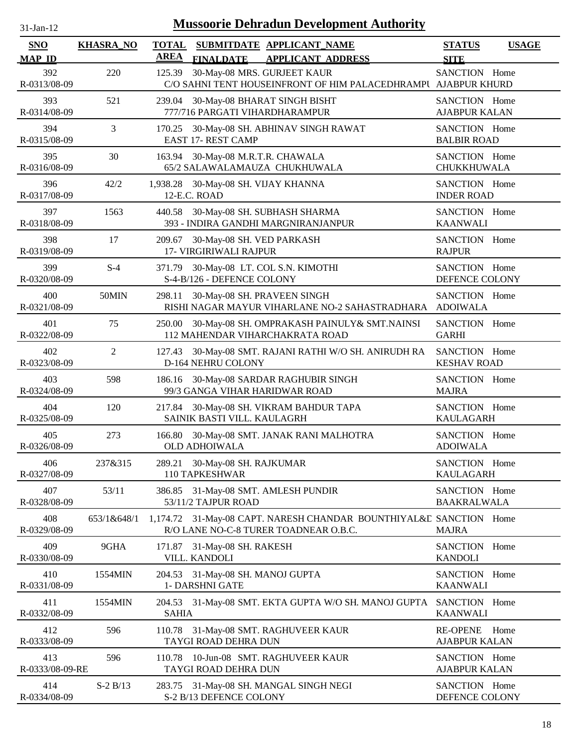31-Jan-12

# Mussoorie Dehradun Development Authority

| SNO<br>MAP_ID | KHASRA_NO | TOTAL AREA | SUBMITDATE FINALDATE | APPLICANT_NAME<br>APPLICANT_ADDRESS | STATUS<br>SITE | USAGE |
|---|---|---|---|---|---|---|
| 392<br>R-0313/08-09 | 220 | 125.39 | 30-May-08 | MRS. GURJEET KAUR<br>C/O SAHNI TENT HOUSEINFRONT OF HIM PALACEDHRAMPU | SANCTION<br>AJABPUR KHURD | Home |
| 393<br>R-0314/08-09 | 521 | 239.04 | 30-May-08 | BHARAT SINGH BISHT<br>777/716 PARGATI VIHARDHARAMPUR | SANCTION<br>AJABPUR KALAN | Home |
| 394<br>R-0315/08-09 | 3 | 170.25 | 30-May-08 | SH. ABHINAV SINGH RAWAT<br>EAST 17- REST CAMP | SANCTION<br>BALBIR ROAD | Home |
| 395<br>R-0316/08-09 | 30 | 163.94 | 30-May-08 | M.R.T.R. CHAWALA<br>65/2 SALAWALAMAUZA CHUKHUWALA | SANCTION<br>CHUKKHUWALA | Home |
| 396<br>R-0317/08-09 | 42/2 | 1,938.28 | 30-May-08 | SH. VIJAY KHANNA<br>12-E.C. ROAD | SANCTION<br>INDER ROAD | Home |
| 397<br>R-0318/08-09 | 1563 | 440.58 | 30-May-08 | SH. SUBHASH SHARMA<br>393 - INDIRA GANDHI MARGNIRANJANPUR | SANCTION<br>KAANWALI | Home |
| 398<br>R-0319/08-09 | 17 | 209.67 | 30-May-08 | SH. VED PARKASH<br>17- VIRGIRIWALI RAJPUR | SANCTION<br>RAJPUR | Home |
| 399<br>R-0320/08-09 | S-4 | 371.79 | 30-May-08 | LT. COL S.N. KIMOTHI<br>S-4-B/126 - DEFENCE COLONY | SANCTION<br>DEFENCE COLONY | Home |
| 400<br>R-0321/08-09 | 50MIN | 298.11 | 30-May-08 | SH. PRAVEEN SINGH<br>RISHI NAGAR MAYUR VIHARLANE NO-2 SAHASTRADHARA | SANCTION<br>ADOIWALA | Home |
| 401<br>R-0322/08-09 | 75 | 250.00 | 30-May-08 | SH. OMPRAKASH PAINULY& SMT.NAINSI<br>112 MAHENDAR VIHARCHAKRATA ROAD | SANCTION<br>GARHI | Home |
| 402<br>R-0323/08-09 | 2 | 127.43 | 30-May-08 | SMT. RAJANI RATHI W/O SH. ANIRUDH RA<br>D-164 NEHRU COLONY | SANCTION<br>KESHAV ROAD | Home |
| 403<br>R-0324/08-09 | 598 | 186.16 | 30-May-08 | SARDAR RAGHUBIR SINGH<br>99/3 GANGA VIHAR HARIDWAR ROAD | SANCTION<br>MAJRA | Home |
| 404<br>R-0325/08-09 | 120 | 217.84 | 30-May-08 | SH. VIKRAM BAHDUR TAPA<br>SAINIK BASTI VILL. KAULAGRH | SANCTION<br>KAULAGARH | Home |
| 405<br>R-0326/08-09 | 273 | 166.80 | 30-May-08 | SMT. JANAK RANI MALHOTRA<br>OLD ADHOIWALA | SANCTION<br>ADOIWALA | Home |
| 406<br>R-0327/08-09 | 237&315 | 289.21 | 30-May-08 | SH. RAJKUMAR<br>110 TAPKESHWAR | SANCTION<br>KAULAGARH | Home |
| 407<br>R-0328/08-09 | 53/11 | 386.85 | 31-May-08 | SMT. AMLESH PUNDIR<br>53/11/2 TAJPUR ROAD | SANCTION<br>BAAKRALWALA | Home |
| 408<br>R-0329/08-09 | 653/1&648/1 | 1,174.72 | 31-May-08 | CAPT. NARESH CHANDAR BOUNTHIYAL&D<br>R/O LANE NO-C-8 TURER TOADNEAR O.B.C. | SANCTION<br>MAJRA | Home |
| 409<br>R-0330/08-09 | 9GHA | 171.87 | 31-May-08 | SH. RAKESH<br>VILL. KANDOLI | SANCTION<br>KANDOLI | Home |
| 410<br>R-0331/08-09 | 1554MIN | 204.53 | 31-May-08 | SH. MANOJ GUPTA<br>1- DARSHNI GATE | SANCTION<br>KAANWALI | Home |
| 411<br>R-0332/08-09 | 1554MIN | 204.53 | 31-May-08 | SMT. EKTA GUPTA W/O SH. MANOJ GUPTA<br>SAHIA | SANCTION<br>KAANWALI | Home |
| 412<br>R-0333/08-09 | 596 | 110.78 | 31-May-08 | SMT. RAGHUVEER KAUR<br>TAYGI ROAD DEHRA DUN | RE-OPENE<br>AJABPUR KALAN | Home |
| 413<br>R-0333/08-09-RE | 596 | 110.78 | 10-Jun-08 | SMT. RAGHUVEER KAUR<br>TAYGI ROAD DEHRA DUN | SANCTION<br>AJABPUR KALAN | Home |
| 414<br>R-0334/08-09 | S-2 B/13 | 283.75 | 31-May-08 | SH. MANGAL SINGH NEGI<br>S-2 B/13 DEFENCE COLONY | SANCTION<br>DEFENCE COLONY | Home |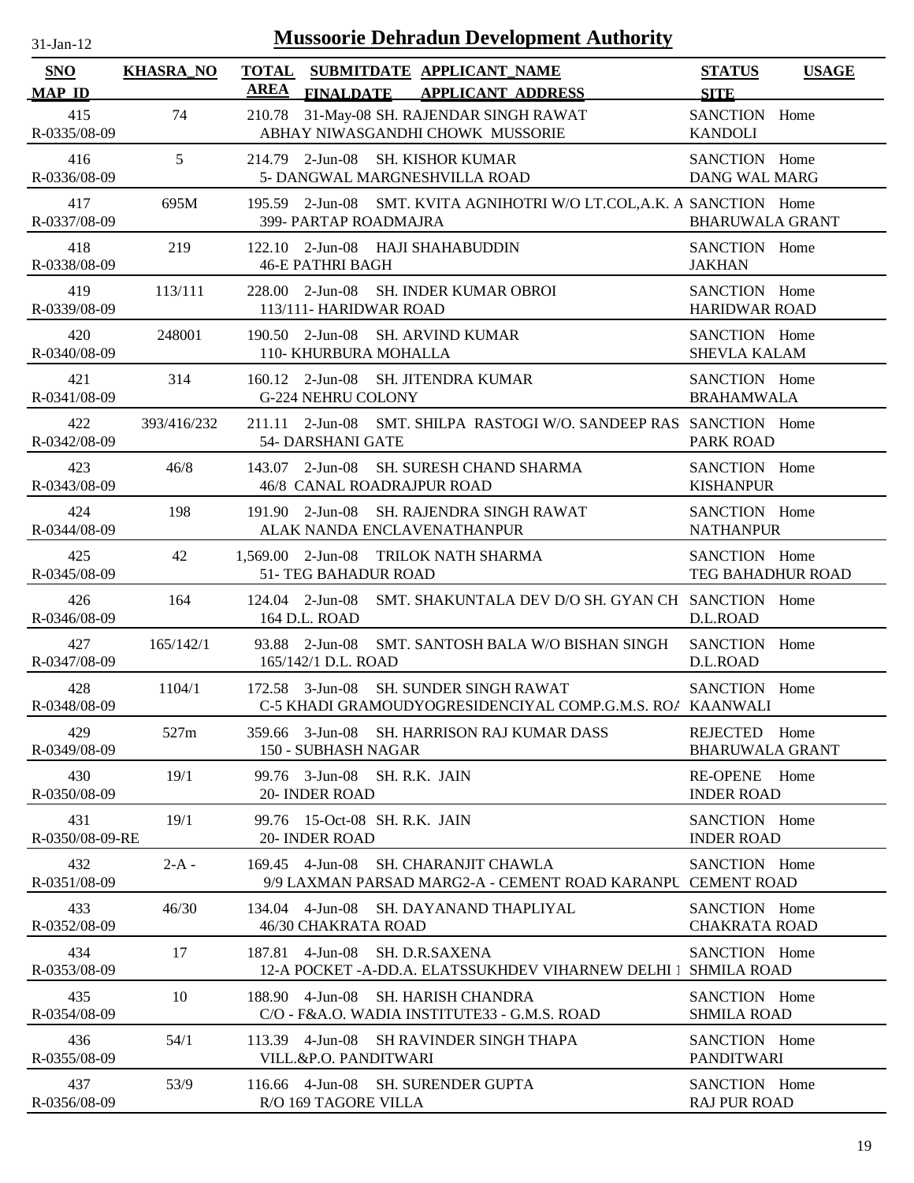# Mussoorie Dehradun Development Authority

| SNO / MAP_ID | KHASRA_NO | TOTAL AREA | SUBMITDATE / FINALDATE | APPLICANT_NAME / APPLICANT ADDRESS | STATUS / SITE | USAGE |
|---|---|---|---|---|---|---|
| 415<br>R-0335/08-09 | 74 | 210.78 | 31-May-08 | SH. RAJENDAR SINGH RAWAT<br>ABHAY NIWASGANDHI CHOWK MUSSORIE | SANCTION<br>KANDOLI | Home |
| 416<br>R-0336/08-09 | 5 | 214.79 | 2-Jun-08 | SH. KISHOR KUMAR<br>5- DANGWAL MARGNESHVILLA ROAD | SANCTION<br>DANG WAL MARG | Home |
| 417<br>R-0337/08-09 | 695M | 195.59 | 2-Jun-08 | SMT. KVITA AGNIHOTRI W/O LT.COL,A.K. A<br>399- PARTAP ROADMAJRA | SANCTION<br>BHARUWALA GRANT | Home |
| 418<br>R-0338/08-09 | 219 | 122.10 | 2-Jun-08 | HAJI SHAHABUDDIN<br>46-E PATHRI BAGH | SANCTION<br>JAKHAN | Home |
| 419<br>R-0339/08-09 | 113/111 | 228.00 | 2-Jun-08 | SH. INDER KUMAR OBROI<br>113/111- HARIDWAR ROAD | SANCTION<br>HARIDWAR ROAD | Home |
| 420<br>R-0340/08-09 | 248001 | 190.50 | 2-Jun-08 | SH. ARVIND KUMAR<br>110- KHURBURA MOHALLA | SANCTION<br>SHEVLA KALAM | Home |
| 421<br>R-0341/08-09 | 314 | 160.12 | 2-Jun-08 | SH. JITENDRA KUMAR<br>G-224 NEHRU COLONY | SANCTION<br>BRAHAMWALA | Home |
| 422<br>R-0342/08-09 | 393/416/232 | 211.11 | 2-Jun-08 | SMT. SHILPA RASTOGI W/O. SANDEEP RAS<br>54- DARSHANI GATE | SANCTION<br>PARK ROAD | Home |
| 423<br>R-0343/08-09 | 46/8 | 143.07 | 2-Jun-08 | SH. SURESH CHAND SHARMA<br>46/8 CANAL ROADRAJPUR ROAD | SANCTION<br>KISHANPUR | Home |
| 424<br>R-0344/08-09 | 198 | 191.90 | 2-Jun-08 | SH. RAJENDRA SINGH RAWAT<br>ALAK NANDA ENCLAVENATHANPUR | SANCTION<br>NATHANPUR | Home |
| 425<br>R-0345/08-09 | 42 | 1,569.00 | 2-Jun-08 | TRILOK NATH SHARMA<br>51- TEG BAHADUR ROAD | SANCTION<br>TEG BAHADHUR ROAD | Home |
| 426<br>R-0346/08-09 | 164 | 124.04 | 2-Jun-08 | SMT. SHAKUNTALA DEV D/O SH. GYAN CH<br>164 D.L. ROAD | SANCTION<br>D.L.ROAD | Home |
| 427<br>R-0347/08-09 | 165/142/1 | 93.88 | 2-Jun-08 | SMT. SANTOSH BALA W/O BISHAN SINGH<br>165/142/1 D.L. ROAD | SANCTION<br>D.L.ROAD | Home |
| 428<br>R-0348/08-09 | 1104/1 | 172.58 | 3-Jun-08 | SH. SUNDER SINGH RAWAT<br>C-5 KHADI GRAMOUDYOGRESIDENCIYAL COMP.G.M.S. ROA | SANCTION<br>KAANWALI | Home |
| 429<br>R-0349/08-09 | 527m | 359.66 | 3-Jun-08 | SH. HARRISON RAJ KUMAR DASS<br>150 - SUBHASH NAGAR | REJECTED<br>BHARUWALA GRANT | Home |
| 430<br>R-0350/08-09 | 19/1 | 99.76 | 3-Jun-08 | SH. R.K. JAIN<br>20- INDER ROAD | RE-OPENE<br>INDER ROAD | Home |
| 431<br>R-0350/08-09-RE | 19/1 | 99.76 | 15-Oct-08 | SH. R.K. JAIN<br>20- INDER ROAD | SANCTION<br>INDER ROAD | Home |
| 432<br>R-0351/08-09 | 2-A - | 169.45 | 4-Jun-08 | SH. CHARANJIT CHAWLA<br>9/9 LAXMAN PARSAD MARG2-A - CEMENT ROAD KARANPU | SANCTION<br>CEMENT ROAD | Home |
| 433<br>R-0352/08-09 | 46/30 | 134.04 | 4-Jun-08 | SH. DAYANAND THAPLIYAL<br>46/30 CHAKRATA ROAD | SANCTION<br>CHAKRATA ROAD | Home |
| 434<br>R-0353/08-09 | 17 | 187.81 | 4-Jun-08 | SH. D.R.SAXENA<br>12-A POCKET -A-DD.A. ELATSSUKHDEV VIHARNEW DELHI 1 | SANCTION<br>SHMILA ROAD | Home |
| 435<br>R-0354/08-09 | 10 | 188.90 | 4-Jun-08 | SH. HARISH CHANDRA<br>C/O - F&A.O. WADIA INSTITUTE33 - G.M.S. ROAD | SANCTION<br>SHMILA ROAD | Home |
| 436<br>R-0355/08-09 | 54/1 | 113.39 | 4-Jun-08 | SH RAVINDER SINGH THAPA<br>VILL.&P.O. PANDITWARI | SANCTION<br>PANDITWARI | Home |
| 437<br>R-0356/08-09 | 53/9 | 116.66 | 4-Jun-08 | SH. SURENDER GUPTA<br>R/O 169 TAGORE VILLA | SANCTION<br>RAJ PUR ROAD | Home |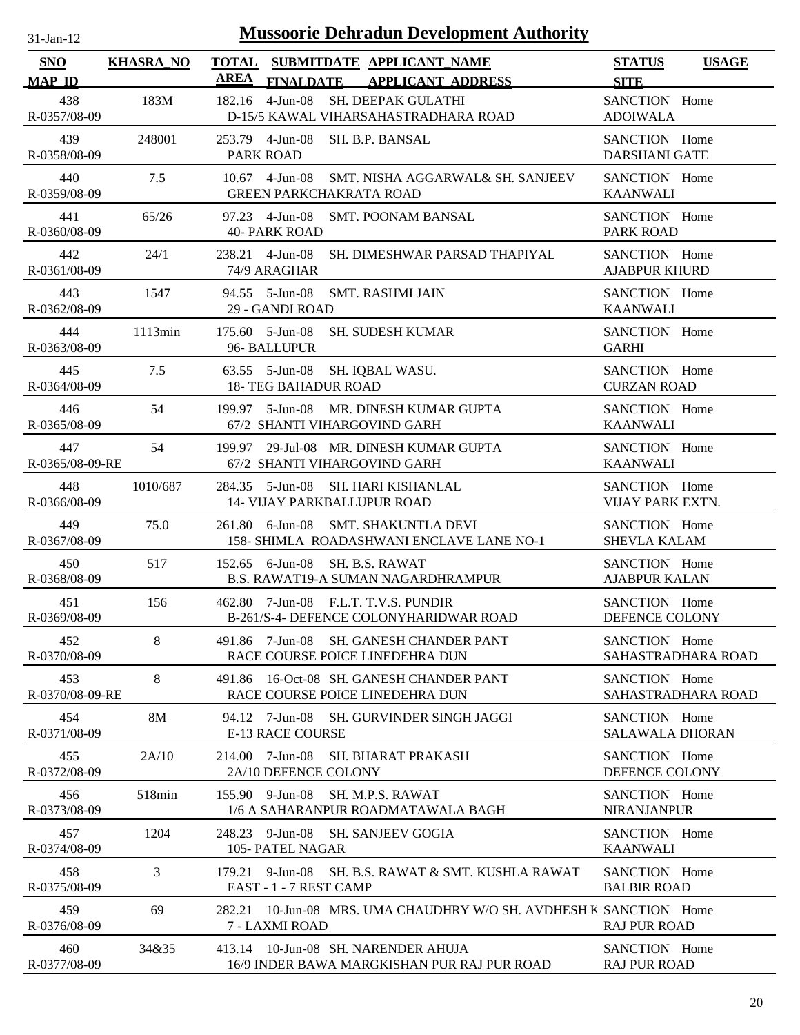# Mussoorie Dehradun Development Authority

| SNO<br>MAP_ID | KHASRA_NO | TOTAL AREA | SUBMITDATE<br>FINALDATE | APPLICANT_NAME<br>APPLICANT_ADDRESS | STATUS<br>SITE | USAGE |
|---|---|---|---|---|---|---|
| 438<br>R-0357/08-09 | 183M | 182.16 | 4-Jun-08 | SH. DEEPAK GULATHI<br>D-15/5 KAWAL VIHARSAHASTRADHARA ROAD | SANCTION<br>ADOIWALA | Home |
| 439<br>R-0358/08-09 | 248001 | 253.79 | 4-Jun-08 | SH. B.P. BANSAL<br>PARK ROAD | SANCTION<br>DARSHANI GATE | Home |
| 440<br>R-0359/08-09 | 7.5 | 10.67 | 4-Jun-08 | SMT. NISHA AGGARWAL& SH. SANJEEV<br>GREEN PARKCHAKRATA ROAD | SANCTION<br>KAANWALI | Home |
| 441<br>R-0360/08-09 | 65/26 | 97.23 | 4-Jun-08 | SMT. POONAM BANSAL<br>40- PARK ROAD | SANCTION<br>PARK ROAD | Home |
| 442<br>R-0361/08-09 | 24/1 | 238.21 | 4-Jun-08 | SH. DIMESHWAR PARSAD THAPIYAL<br>74/9 ARAGHAR | SANCTION<br>AJABPUR KHURD | Home |
| 443<br>R-0362/08-09 | 1547 | 94.55 | 5-Jun-08 | SMT. RASHMI JAIN<br>29 - GANDI ROAD | SANCTION<br>KAANWALI | Home |
| 444<br>R-0363/08-09 | 1113min | 175.60 | 5-Jun-08 | SH. SUDESH KUMAR<br>96- BALLUPUR | SANCTION<br>GARHI | Home |
| 445<br>R-0364/08-09 | 7.5 | 63.55 | 5-Jun-08 | SH. IQBAL WASU.<br>18- TEG BAHADUR ROAD | SANCTION<br>CURZAN ROAD | Home |
| 446<br>R-0365/08-09 | 54 | 199.97 | 5-Jun-08 | MR. DINESH KUMAR GUPTA<br>67/2 SHANTI VIHARGOVIND GARH | SANCTION<br>KAANWALI | Home |
| 447<br>R-0365/08-09-RE | 54 | 199.97 | 29-Jul-08 | MR. DINESH KUMAR GUPTA<br>67/2 SHANTI VIHARGOVIND GARH | SANCTION<br>KAANWALI | Home |
| 448<br>R-0366/08-09 | 1010/687 | 284.35 | 5-Jun-08 | SH. HARI KISHANLAL<br>14- VIJAY PARKBALLUPUR ROAD | SANCTION<br>VIJAY PARK EXTN. | Home |
| 449<br>R-0367/08-09 | 75.0 | 261.80 | 6-Jun-08 | SMT. SHAKUNTLA DEVI<br>158- SHIMLA ROADASHWANI ENCLAVE LANE NO-1 | SANCTION<br>SHEVLA KALAM | Home |
| 450<br>R-0368/08-09 | 517 | 152.65 | 6-Jun-08 | SH. B.S. RAWAT<br>B.S. RAWAT19-A SUMAN NAGARDHRAMPUR | SANCTION<br>AJABPUR KALAN | Home |
| 451<br>R-0369/08-09 | 156 | 462.80 | 7-Jun-08 | F.L.T. T.V.S. PUNDIR<br>B-261/S-4- DEFENCE COLONYHARIDWAR ROAD | SANCTION<br>DEFENCE COLONY | Home |
| 452<br>R-0370/08-09 | 8 | 491.86 | 7-Jun-08 | SH. GANESH CHANDER PANT<br>RACE COURSE POICE LINEDEHRA DUN | SANCTION<br>SAHASTRADHARA ROAD | Home |
| 453<br>R-0370/08-09-RE | 8 | 491.86 | 16-Oct-08 | SH. GANESH CHANDER PANT<br>RACE COURSE POICE LINEDEHRA DUN | SANCTION<br>SAHASTRADHARA ROAD | Home |
| 454<br>R-0371/08-09 | 8M | 94.12 | 7-Jun-08 | SH. GURVINDER SINGH JAGGI<br>E-13 RACE COURSE | SANCTION<br>SALAWALA DHORAN | Home |
| 455<br>R-0372/08-09 | 2A/10 | 214.00 | 7-Jun-08 | SH. BHARAT PRAKASH<br>2A/10 DEFENCE COLONY | SANCTION<br>DEFENCE COLONY | Home |
| 456<br>R-0373/08-09 | 518min | 155.90 | 9-Jun-08 | SH. M.P.S. RAWAT<br>1/6 A SAHARANPUR ROADMATAWALA BAGH | SANCTION<br>NIRANJANPUR | Home |
| 457<br>R-0374/08-09 | 1204 | 248.23 | 9-Jun-08 | SH. SANJEEV GOGIA<br>105- PATEL NAGAR | SANCTION<br>KAANWALI | Home |
| 458<br>R-0375/08-09 | 3 | 179.21 | 9-Jun-08 | SH. B.S. RAWAT & SMT. KUSHLA RAWAT<br>EAST - 1 - 7 REST CAMP | SANCTION<br>BALBIR ROAD | Home |
| 459<br>R-0376/08-09 | 69 | 282.21 | 10-Jun-08 | MRS. UMA CHAUDHRY W/O SH. AVDHESH K<br>7 - LAXMI ROAD | SANCTION<br>RAJ PUR ROAD | Home |
| 460<br>R-0377/08-09 | 34&35 | 413.14 | 10-Jun-08 | SH. NARENDER AHUJA<br>16/9 INDER BAWA MARGKISHAN PUR RAJ PUR ROAD | SANCTION<br>RAJ PUR ROAD | Home |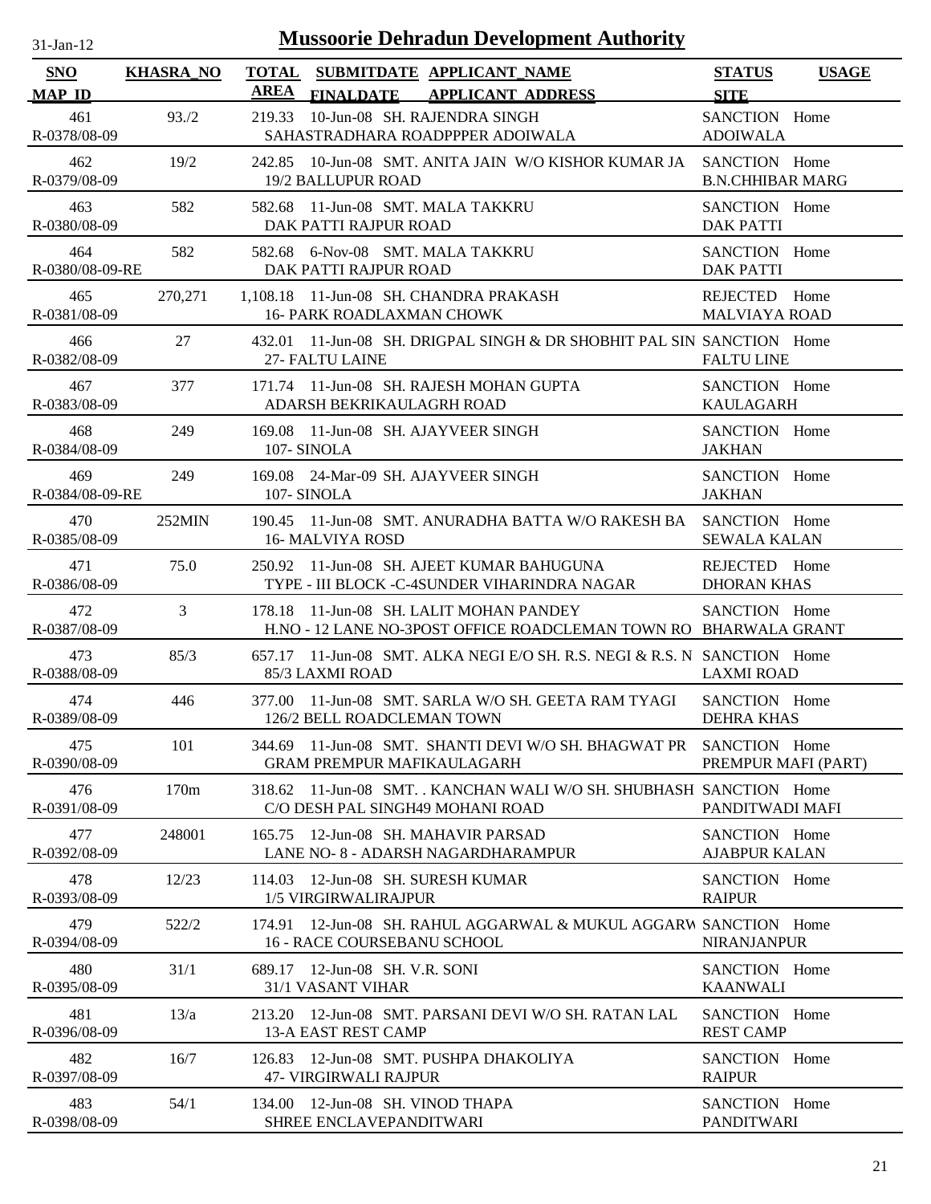# Mussoorie Dehradun Development Authority

31-Jan-12

| SNO<br>MAP_ID | KHASRA_NO | TOTAL AREA | SUBMITDATE<br>FINALDATE | APPLICANT_NAME<br>APPLICANT_ADDRESS | STATUS<br>SITE | USAGE |
|---|---|---|---|---|---|---|
| 461<br>R-0378/08-09 | 93./2 | 219.33 | 10-Jun-08 | SH. RAJENDRA SINGH<br>SAHASTRADHARA ROADPPPER ADOIWALA | SANCTION<br>ADOIWALA | Home |
| 462<br>R-0379/08-09 | 19/2 | 242.85 | 10-Jun-08 | SMT. ANITA JAIN W/O KISHOR KUMAR JA<br>19/2 BALLUPUR ROAD | SANCTION<br>B.N.CHHIBAR MARG | Home |
| 463<br>R-0380/08-09 | 582 | 582.68 | 11-Jun-08 | SMT. MALA TAKKRU<br>DAK PATTI RAJPUR ROAD | SANCTION<br>DAK PATTI | Home |
| 464<br>R-0380/08-09-RE | 582 | 582.68 | 6-Nov-08 | SMT. MALA TAKKRU<br>DAK PATTI RAJPUR ROAD | SANCTION<br>DAK PATTI | Home |
| 465<br>R-0381/08-09 | 270,271 | 1,108.18 | 11-Jun-08 | SH. CHANDRA PRAKASH<br>16- PARK ROADLAXMAN CHOWK | REJECTED<br>MALVIAYA ROAD | Home |
| 466<br>R-0382/08-09 | 27 | 432.01 | 11-Jun-08 | SH. DRIGPAL SINGH & DR SHOBHIT PAL SIN<br>27- FALTU LAINE | SANCTION<br>FALTU LINE | Home |
| 467<br>R-0383/08-09 | 377 | 171.74 | 11-Jun-08 | SH. RAJESH MOHAN GUPTA<br>ADARSH BEKRIKAULAGRH ROAD | SANCTION<br>KAULAGARH | Home |
| 468<br>R-0384/08-09 | 249 | 169.08 | 11-Jun-08 | SH. AJAYVEER SINGH<br>107- SINOLA | SANCTION<br>JAKHAN | Home |
| 469<br>R-0384/08-09-RE | 249 | 169.08 | 24-Mar-09 | SH. AJAYVEER SINGH<br>107- SINOLA | SANCTION<br>JAKHAN | Home |
| 470<br>R-0385/08-09 | 252MIN | 190.45 | 11-Jun-08 | SMT. ANURADHA BATTA W/O RAKESH BA<br>16- MALVIYA ROSD | SANCTION<br>SEWALA KALAN | Home |
| 471<br>R-0386/08-09 | 75.0 | 250.92 | 11-Jun-08 | SH. AJEET KUMAR BAHUGUNA<br>TYPE - III BLOCK -C-4SUNDER VIHARINDRA NAGAR | REJECTED<br>DHORAN KHAS | Home |
| 472<br>R-0387/08-09 | 3 | 178.18 | 11-Jun-08 | SH. LALIT MOHAN PANDEY<br>H.NO - 12 LANE NO-3POST OFFICE ROADCLEMAN TOWN RO | SANCTION<br>BHARWALA GRANT | Home |
| 473<br>R-0388/08-09 | 85/3 | 657.17 | 11-Jun-08 | SMT. ALKA NEGI E/O SH. R.S. NEGI & R.S. N<br>85/3 LAXMI ROAD | SANCTION<br>LAXMI ROAD | Home |
| 474<br>R-0389/08-09 | 446 | 377.00 | 11-Jun-08 | SMT. SARLA W/O SH. GEETA RAM TYAGI<br>126/2 BELL ROADCLEMAN TOWN | SANCTION<br>DEHRA KHAS | Home |
| 475<br>R-0390/08-09 | 101 | 344.69 | 11-Jun-08 | SMT. SHANTI DEVI W/O SH. BHAGWAT PR<br>GRAM PREMPUR MAFIKAULAGARH | SANCTION<br>PREMPUR MAFI (PART) | Home |
| 476<br>R-0391/08-09 | 170m | 318.62 | 11-Jun-08 | SMT. . KANCHAN WALI W/O SH. SHUBHASH<br>C/O DESH PAL SINGH49 MOHANI ROAD | SANCTION<br>PANDITWADI MAFI | Home |
| 477<br>R-0392/08-09 | 248001 | 165.75 | 12-Jun-08 | SH. MAHAVIR PARSAD<br>LANE NO- 8 - ADARSH NAGARDHARAMPUR | SANCTION<br>AJABPUR KALAN | Home |
| 478<br>R-0393/08-09 | 12/23 | 114.03 | 12-Jun-08 | SH. SURESH KUMAR<br>1/5 VIRGIRWALIRAJPUR | SANCTION<br>RAIPUR | Home |
| 479<br>R-0394/08-09 | 522/2 | 174.91 | 12-Jun-08 | SH. RAHUL AGGARWAL & MUKUL AGGARW<br>16 - RACE COURSEBANU SCHOOL | SANCTION<br>NIRANJANPUR | Home |
| 480<br>R-0395/08-09 | 31/1 | 689.17 | 12-Jun-08 | SH. V.R. SONI<br>31/1 VASANT VIHAR | SANCTION<br>KAANWALI | Home |
| 481<br>R-0396/08-09 | 13/a | 213.20 | 12-Jun-08 | SMT. PARSANI DEVI W/O SH. RATAN LAL<br>13-A EAST REST CAMP | SANCTION<br>REST CAMP | Home |
| 482<br>R-0397/08-09 | 16/7 | 126.83 | 12-Jun-08 | SMT. PUSHPA DHAKOLIYA<br>47- VIRGIRWALI RAJPUR | SANCTION<br>RAIPUR | Home |
| 483<br>R-0398/08-09 | 54/1 | 134.00 | 12-Jun-08 | SH. VINOD THAPA<br>SHREE ENCLAVEPANDITWARI | SANCTION<br>PANDITWARI | Home |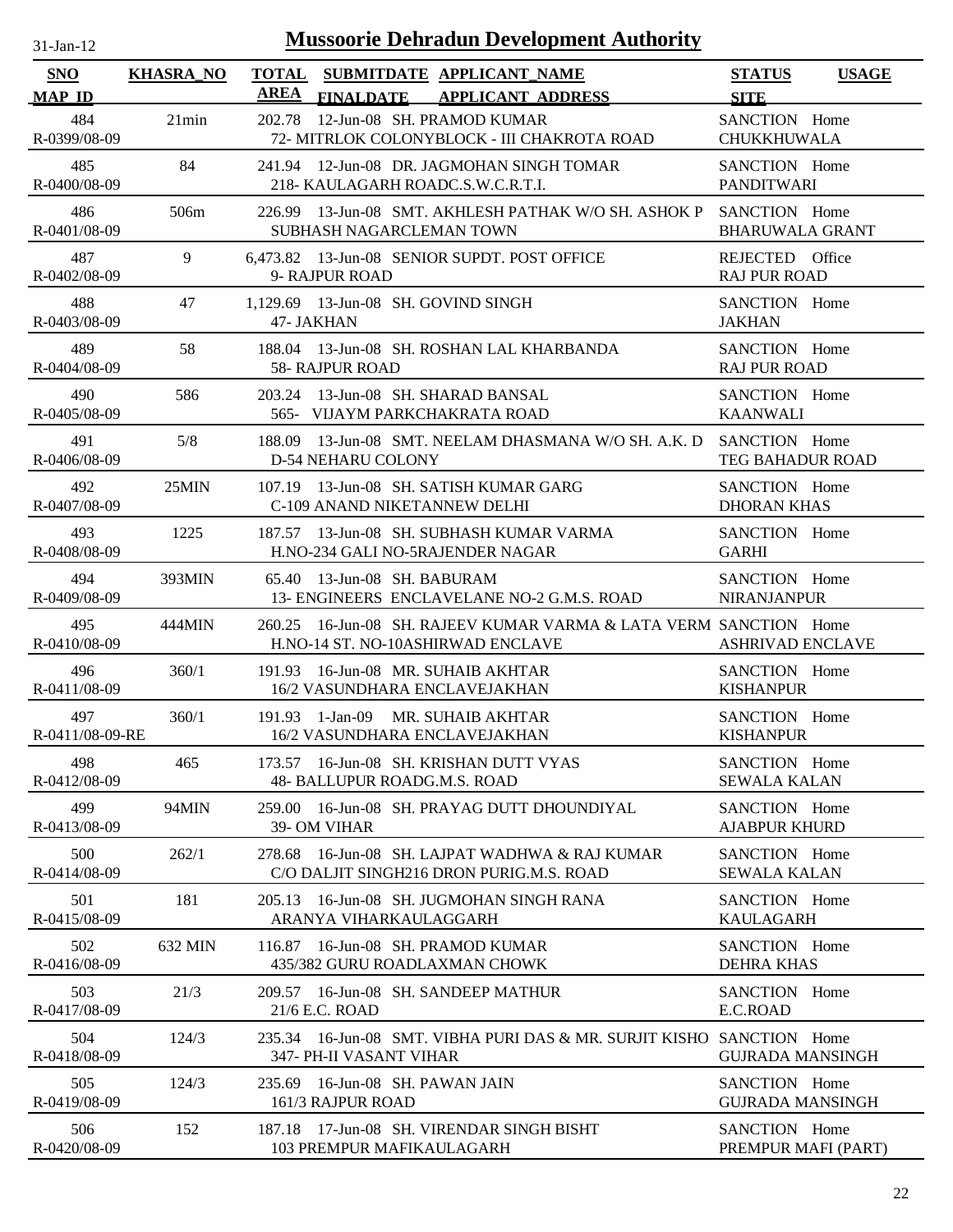# Mussoorie Dehradun Development Authority

31-Jan-12

| SNO / MAP_ID | KHASRA_NO | TOTAL AREA | SUBMITDATE / FINALDATE | APPLICANT_NAME / APPLICANT ADDRESS | STATUS / SITE | USAGE |
|---|---|---|---|---|---|---|
| 484 / R-0399/08-09 | 21min | 202.78 | 12-Jun-08 | SH. PRAMOD KUMAR / 72- MITRLOK COLONYBLOCK - III CHAKROTA ROAD | SANCTION / CHUKKHUWALA | Home |
| 485 / R-0400/08-09 | 84 | 241.94 | 12-Jun-08 | DR. JAGMOHAN SINGH TOMAR / 218- KAULAGARH ROADC.S.W.C.R.T.I. | SANCTION / PANDITWARI | Home |
| 486 / R-0401/08-09 | 506m | 226.99 | 13-Jun-08 | SMT. AKHLESH PATHAK W/O SH. ASHOK P / SUBHASH NAGARCLEMAN TOWN | SANCTION / BHARUWALA GRANT | Home |
| 487 / R-0402/08-09 | 9 | 6,473.82 | 13-Jun-08 | SENIOR SUPDT. POST OFFICE / 9- RAJPUR ROAD | REJECTED / RAJ PUR ROAD | Office |
| 488 / R-0403/08-09 | 47 | 1,129.69 | 13-Jun-08 | SH. GOVIND SINGH / 47- JAKHAN | SANCTION / JAKHAN | Home |
| 489 / R-0404/08-09 | 58 | 188.04 | 13-Jun-08 | SH. ROSHAN LAL KHARBANDA / 58- RAJPUR ROAD | SANCTION / RAJ PUR ROAD | Home |
| 490 / R-0405/08-09 | 586 | 203.24 | 13-Jun-08 | SH. SHARAD BANSAL / 565- VIJAYM PARKCHAKRATA ROAD | SANCTION / KAANWALI | Home |
| 491 / R-0406/08-09 | 5/8 | 188.09 | 13-Jun-08 | SMT. NEELAM DHASMANA W/O SH. A.K. D / D-54 NEHARU COLONY | SANCTION / TEG BAHADUR ROAD | Home |
| 492 / R-0407/08-09 | 25MIN | 107.19 | 13-Jun-08 | SH. SATISH KUMAR GARG / C-109 ANAND NIKETANNEW DELHI | SANCTION / DHORAN KHAS | Home |
| 493 / R-0408/08-09 | 1225 | 187.57 | 13-Jun-08 | SH. SUBHASH KUMAR VARMA / H.NO-234 GALI NO-5RAJENDER NAGAR | SANCTION / GARHI | Home |
| 494 / R-0409/08-09 | 393MIN | 65.40 | 13-Jun-08 | SH. BABURAM / 13- ENGINEERS ENCLAVELANE NO-2 G.M.S. ROAD | SANCTION / NIRANJANPUR | Home |
| 495 / R-0410/08-09 | 444MIN | 260.25 | 16-Jun-08 | SH. RAJEEV KUMAR VARMA & LATA VERM / H.NO-14 ST. NO-10ASHIRWAD ENCLAVE | SANCTION / ASHRIVAD ENCLAVE | Home |
| 496 / R-0411/08-09 | 360/1 | 191.93 | 16-Jun-08 | MR. SUHAIB AKHTAR / 16/2 VASUNDHARA ENCLAVEJAKHAN | SANCTION / KISHANPUR | Home |
| 497 / R-0411/08-09-RE | 360/1 | 191.93 | 1-Jan-09 | MR. SUHAIB AKHTAR / 16/2 VASUNDHARA ENCLAVEJAKHAN | SANCTION / KISHANPUR | Home |
| 498 / R-0412/08-09 | 465 | 173.57 | 16-Jun-08 | SH. KRISHAN DUTT VYAS / 48- BALLUPUR ROADG.M.S. ROAD | SANCTION / SEWALA KALAN | Home |
| 499 / R-0413/08-09 | 94MIN | 259.00 | 16-Jun-08 | SH. PRAYAG DUTT DHOUNDIYAL / 39- OM VIHAR | SANCTION / AJABPUR KHURD | Home |
| 500 / R-0414/08-09 | 262/1 | 278.68 | 16-Jun-08 | SH. LAJPAT WADHWA & RAJ KUMAR / C/O DALJIT SINGH216 DRON PURIG.M.S. ROAD | SANCTION / SEWALA KALAN | Home |
| 501 / R-0415/08-09 | 181 | 205.13 | 16-Jun-08 | SH. JUGMOHAN SINGH RANA / ARANYA VIHARKAULAGGARH | SANCTION / KAULAGARH | Home |
| 502 / R-0416/08-09 | 632 MIN | 116.87 | 16-Jun-08 | SH. PRAMOD KUMAR / 435/382 GURU ROADLAXMAN CHOWK | SANCTION / DEHRA KHAS | Home |
| 503 / R-0417/08-09 | 21/3 | 209.57 | 16-Jun-08 | SH. SANDEEP MATHUR / 21/6 E.C. ROAD | SANCTION / E.C.ROAD | Home |
| 504 / R-0418/08-09 | 124/3 | 235.34 | 16-Jun-08 | SMT. VIBHA PURI DAS & MR. SURJIT KISHO / 347- PH-II VASANT VIHAR | SANCTION / GUJRADA MANSINGH | Home |
| 505 / R-0419/08-09 | 124/3 | 235.69 | 16-Jun-08 | SH. PAWAN JAIN / 161/3 RAJPUR ROAD | SANCTION / GUJRADA MANSINGH | Home |
| 506 / R-0420/08-09 | 152 | 187.18 | 17-Jun-08 | SH. VIRENDAR SINGH BISHT / 103 PREMPUR MAFIKAULAGARH | SANCTION / PREMPUR MAFI (PART) | Home |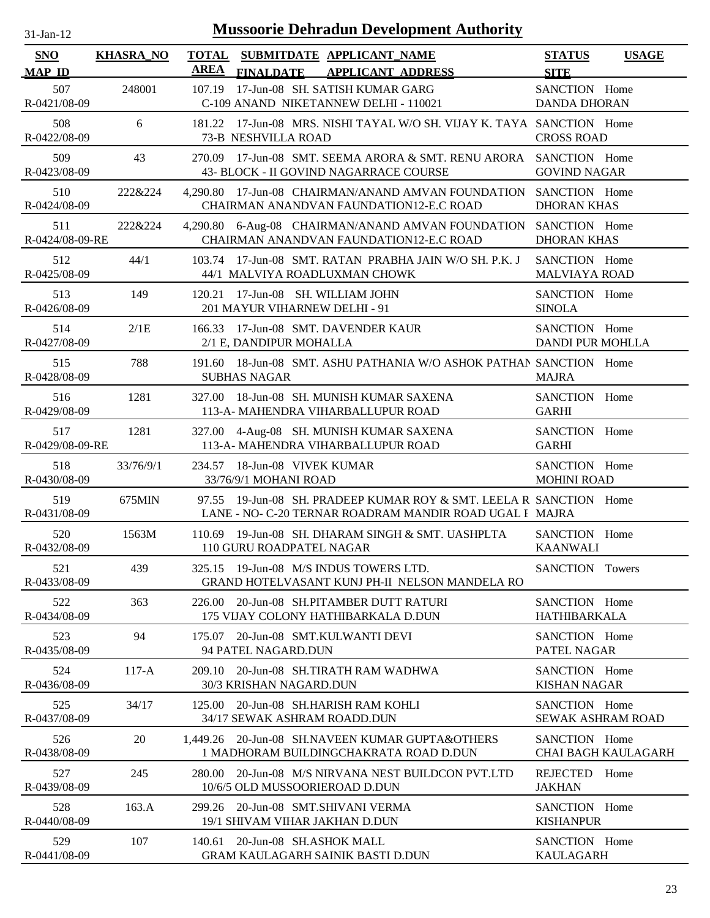# Mussoorie Dehradun Development Authority

31-Jan-12

| SNO / MAP_ID | KHASRA_NO | TOTAL AREA | SUBMITDATE / FINALDATE | APPLICANT_NAME / APPLICANT_ADDRESS | STATUS / SITE | USAGE |
|---|---|---|---|---|---|---|
| 507 / R-0421/08-09 | 248001 | 107.19 | 17-Jun-08 | SH. SATISH KUMAR GARG / C-109 ANAND NIKETANNEW DELHI - 110021 | SANCTION / DANDA DHORAN | Home |
| 508 / R-0422/08-09 | 6 | 181.22 | 17-Jun-08 | MRS. NISHI TAYAL W/O SH. VIJAY K. TAYA / 73-B NESHVILLA ROAD | SANCTION / CROSS ROAD | Home |
| 509 / R-0423/08-09 | 43 | 270.09 | 17-Jun-08 | SMT. SEEMA ARORA & SMT. RENU ARORA / 43- BLOCK - II GOVIND NAGARRACE COURSE | SANCTION / GOVIND NAGAR | Home |
| 510 / R-0424/08-09 | 222&224 | 4,290.80 | 17-Jun-08 | CHAIRMAN/ANAND AMVAN FOUNDATION / CHAIRMAN ANANDVAN FAUNDATION12-E.C ROAD | SANCTION / DHORAN KHAS | Home |
| 511 / R-0424/08-09-RE | 222&224 | 4,290.80 | 6-Aug-08 | CHAIRMAN/ANAND AMVAN FOUNDATION / CHAIRMAN ANANDVAN FAUNDATION12-E.C ROAD | SANCTION / DHORAN KHAS | Home |
| 512 / R-0425/08-09 | 44/1 | 103.74 | 17-Jun-08 | SMT. RATAN PRABHA JAIN W/O SH. P.K. J / 44/1 MALVIYA ROADLUXMAN CHOWK | SANCTION / MALVIAYA ROAD | Home |
| 513 / R-0426/08-09 | 149 | 120.21 | 17-Jun-08 | SH. WILLIAM JOHN / 201 MAYUR VIHARNEW DELHI - 91 | SANCTION / SINOLA | Home |
| 514 / R-0427/08-09 | 2/1E | 166.33 | 17-Jun-08 | SMT. DAVENDER KAUR / 2/1 E, DANDIPUR MOHALLA | SANCTION / DANDI PUR MOHLLA | Home |
| 515 / R-0428/08-09 | 788 | 191.60 | 18-Jun-08 | SMT. ASHU PATHANIA W/O ASHOK PATHAN / SUBHAS NAGAR | SANCTION / MAJRA | Home |
| 516 / R-0429/08-09 | 1281 | 327.00 | 18-Jun-08 | SH. MUNISH KUMAR SAXENA / 113-A- MAHENDRA VIHARBALLUPUR ROAD | SANCTION / GARHI | Home |
| 517 / R-0429/08-09-RE | 1281 | 327.00 | 4-Aug-08 | SH. MUNISH KUMAR SAXENA / 113-A- MAHENDRA VIHARBALLUPUR ROAD | SANCTION / GARHI | Home |
| 518 / R-0430/08-09 | 33/76/9/1 | 234.57 | 18-Jun-08 | VIVEK KUMAR / 33/76/9/1 MOHANI ROAD | SANCTION / MOHINI ROAD | Home |
| 519 / R-0431/08-09 | 675MIN | 97.55 | 19-Jun-08 | SH. PRADEEP KUMAR ROY & SMT. LEELA R / LANE - NO- C-20 TERNAR ROADRAM MANDIR ROAD UGAL I | SANCTION / MAJRA | Home |
| 520 / R-0432/08-09 | 1563M | 110.69 | 19-Jun-08 | SH. DHARAM SINGH & SMT. UASHPLTA / 110 GURU ROADPATEL NAGAR | SANCTION / KAANWALI | Home |
| 521 / R-0433/08-09 | 439 | 325.15 | 19-Jun-08 | M/S INDUS TOWERS LTD. / GRAND HOTELVASANT KUNJ PH-II NELSON MANDELA RO | SANCTION | Towers |
| 522 / R-0434/08-09 | 363 | 226.00 | 20-Jun-08 | SH.PITAMBER DUTT RATURI / 175 VIJAY COLONY HATHIBARKALA D.DUN | SANCTION / HATHIBARKALA | Home |
| 523 / R-0435/08-09 | 94 | 175.07 | 20-Jun-08 | SMT.KULWANTI DEVI / 94 PATEL NAGARD.DUN | SANCTION / PATEL NAGAR | Home |
| 524 / R-0436/08-09 | 117-A | 209.10 | 20-Jun-08 | SH.TIRATH RAM WADHWA / 30/3 KRISHAN NAGARD.DUN | SANCTION / KISHAN NAGAR | Home |
| 525 / R-0437/08-09 | 34/17 | 125.00 | 20-Jun-08 | SH.HARISH RAM KOHLI / 34/17 SEWAK ASHRAM ROADD.DUN | SANCTION / SEWAK ASHRAM ROAD | Home |
| 526 / R-0438/08-09 | 20 | 1,449.26 | 20-Jun-08 | SH.NAVEEN KUMAR GUPTA&OTHERS / 1 MADHORAM BUILDINGCHAKRATA ROAD D.DUN | SANCTION / CHAI BAGH KAULAGARH | Home |
| 527 / R-0439/08-09 | 245 | 280.00 | 20-Jun-08 | M/S NIRVANA NEST BUILDCON PVT.LTD / 10/6/5 OLD MUSSOORIEROAD D.DUN | REJECTED / JAKHAN | Home |
| 528 / R-0440/08-09 | 163.A | 299.26 | 20-Jun-08 | SMT.SHIVANI VERMA / 19/1 SHIVAM VIHAR JAKHAN D.DUN | SANCTION / KISHANPUR | Home |
| 529 / R-0441/08-09 | 107 | 140.61 | 20-Jun-08 | SH.ASHOK MALL / GRAM KAULAGARH SAINIK BASTI D.DUN | SANCTION / KAULAGARH | Home |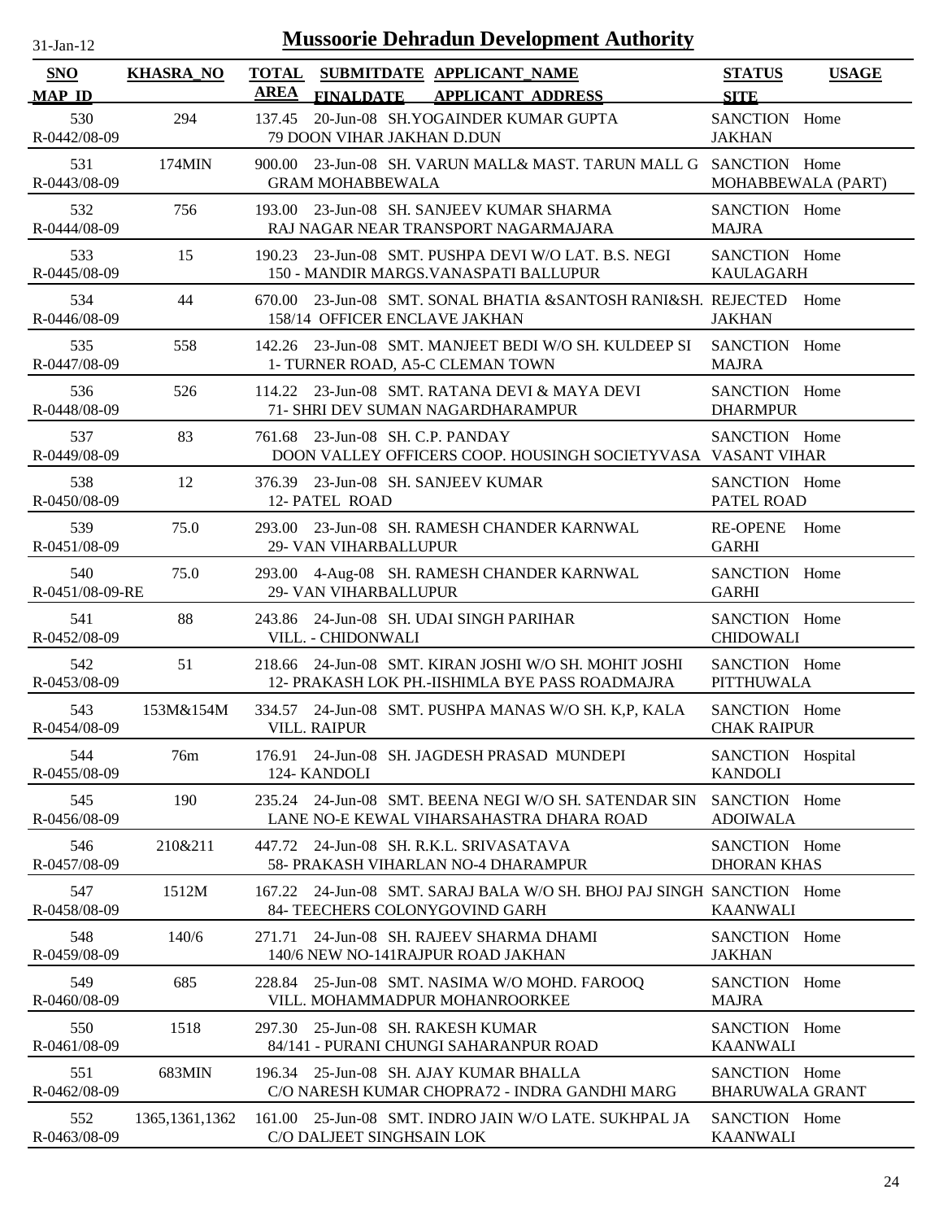# Mussoorie Dehradun Development Authority

31-Jan-12

| SNO<br>MAP_ID | KHASRA_NO | TOTAL AREA | SUBMITDATE<br>FINALDATE | APPLICANT_NAME<br>APPLICANT_ADDRESS | STATUS<br>SITE | USAGE |
|---|---|---|---|---|---|---|
| 530<br>R-0442/08-09 | 294 | 137.45 | 20-Jun-08 | SH.YOGAINDER KUMAR GUPTA<br>79 DOON VIHAR JAKHAN D.DUN | SANCTION<br>JAKHAN | Home |
| 531<br>R-0443/08-09 | 174MIN | 900.00 | 23-Jun-08 | SH. VARUN MALL& MAST. TARUN MALL G<br>GRAM MOHABBEWALA | SANCTION<br>MOHABBEWALA (PART) | Home |
| 532<br>R-0444/08-09 | 756 | 193.00 | 23-Jun-08 | SH. SANJEEV KUMAR SHARMA<br>RAJ NAGAR NEAR TRANSPORT NAGARMAJARA | SANCTION<br>MAJRA | Home |
| 533<br>R-0445/08-09 | 15 | 190.23 | 23-Jun-08 | SMT. PUSHPA DEVI W/O LAT. B.S. NEGI<br>150 - MANDIR MARGS.VANASPATI BALLUPUR | SANCTION<br>KAULAGARH | Home |
| 534<br>R-0446/08-09 | 44 | 670.00 | 23-Jun-08 | SMT. SONAL BHATIA &SANTOSH RANI&SH.<br>158/14 OFFICER ENCLAVE JAKHAN | REJECTED<br>JAKHAN | Home |
| 535<br>R-0447/08-09 | 558 | 142.26 | 23-Jun-08 | SMT. MANJEET BEDI W/O SH. KULDEEP SI<br>1- TURNER ROAD, A5-C CLEMAN TOWN | SANCTION<br>MAJRA | Home |
| 536<br>R-0448/08-09 | 526 | 114.22 | 23-Jun-08 | SMT. RATANA DEVI & MAYA DEVI<br>71- SHRI DEV SUMAN NAGARDHARAMPUR | SANCTION<br>DHARMPUR | Home |
| 537<br>R-0449/08-09 | 83 | 761.68 | 23-Jun-08 | SH. C.P. PANDAY<br>DOON VALLEY OFFICERS COOP. HOUSINGH SOCIETYVASA | SANCTION<br>VASANT VIHAR | Home |
| 538<br>R-0450/08-09 | 12 | 376.39 | 23-Jun-08 | SH. SANJEEV KUMAR<br>12- PATEL ROAD | SANCTION<br>PATEL ROAD | Home |
| 539<br>R-0451/08-09 | 75.0 | 293.00 | 23-Jun-08 | SH. RAMESH CHANDER KARNWAL<br>29- VAN VIHARBALLUPUR | RE-OPENE<br>GARHI | Home |
| 540<br>R-0451/08-09-RE | 75.0 | 293.00 | 4-Aug-08 | SH. RAMESH CHANDER KARNWAL<br>29- VAN VIHARBALLUPUR | SANCTION<br>GARHI | Home |
| 541<br>R-0452/08-09 | 88 | 243.86 | 24-Jun-08 | SH. UDAI SINGH PARIHAR<br>VILL. - CHIDONWALI | SANCTION<br>CHIDOWALI | Home |
| 542<br>R-0453/08-09 | 51 | 218.66 | 24-Jun-08 | SMT. KIRAN JOSHI W/O SH. MOHIT JOSHI<br>12- PRAKASH LOK PH.-IISHIMLA BYE PASS ROADMAJRA | SANCTION<br>PITTHUWALA | Home |
| 543<br>R-0454/08-09 | 153M&154M | 334.57 | 24-Jun-08 | SMT. PUSHPA MANAS W/O SH. K,P, KALA<br>VILL. RAIPUR | SANCTION<br>CHAK RAIPUR | Home |
| 544<br>R-0455/08-09 | 76m | 176.91 | 24-Jun-08 | SH. JAGDESH PRASAD MUNDEPI<br>124- KANDOLI | SANCTION<br>KANDOLI | Hospital |
| 545<br>R-0456/08-09 | 190 | 235.24 | 24-Jun-08 | SMT. BEENA NEGI W/O SH. SATENDAR SIN<br>LANE NO-E KEWAL VIHARSAHASTRA DHARA ROAD | SANCTION<br>ADOIWALA | Home |
| 546<br>R-0457/08-09 | 210&211 | 447.72 | 24-Jun-08 | SH. R.K.L. SRIVASATAVA<br>58- PRAKASH VIHARLAN NO-4 DHARAMPUR | SANCTION<br>DHORAN KHAS | Home |
| 547<br>R-0458/08-09 | 1512M | 167.22 | 24-Jun-08 | SMT. SARAJ BALA W/O SH. BHOJ PAJ SINGH<br>84- TEECHERS COLONYGOVIND GARH | SANCTION<br>KAANWALI | Home |
| 548<br>R-0459/08-09 | 140/6 | 271.71 | 24-Jun-08 | SH. RAJEEV SHARMA DHAMI<br>140/6 NEW NO-141RAJPUR ROAD JAKHAN | SANCTION<br>JAKHAN | Home |
| 549<br>R-0460/08-09 | 685 | 228.84 | 25-Jun-08 | SMT. NASIMA W/O MOHD. FAROOQ<br>VILL. MOHAMMADPUR MOHANROORKEE | SANCTION<br>MAJRA | Home |
| 550<br>R-0461/08-09 | 1518 | 297.30 | 25-Jun-08 | SH. RAKESH KUMAR<br>84/141 - PURANI CHUNGI SAHARANPUR ROAD | SANCTION<br>KAANWALI | Home |
| 551<br>R-0462/08-09 | 683MIN | 196.34 | 25-Jun-08 | SH. AJAY KUMAR BHALLA<br>C/O NARESH KUMAR CHOPRA72 - INDRA GANDHI MARG | SANCTION<br>BHARUWALA GRANT | Home |
| 552<br>R-0463/08-09 | 1365,1361,1362 | 161.00 | 25-Jun-08 | SMT. INDRO JAIN W/O LATE. SUKHPAL JA<br>C/O DALJEET SINGHSAIN LOK | SANCTION<br>KAANWALI | Home |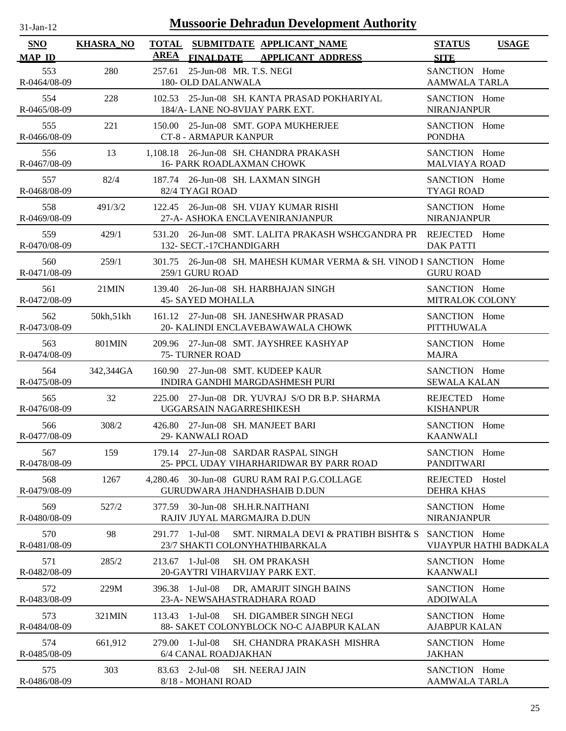# Mussoorie Dehradun Development Authority

31-Jan-12

| SNO / MAP_ID | KHASRA_NO | TOTAL AREA | SUBMITDATE / FINALDATE | APPLICANT_NAME / APPLICANT_ADDRESS | STATUS / SITE | USAGE |
|---|---|---|---|---|---|---|
| 553 / R-0464/08-09 | 280 | 257.61 | 25-Jun-08 | MR. T.S. NEGI / 180- OLD DALANWALA | SANCTION / AAMWALA TARLA | Home |
| 554 / R-0465/08-09 | 228 | 102.53 | 25-Jun-08 | SH. KANTA PRASAD POKHARIYAL / 184/A- LANE NO-8VIJAY PARK EXT. | SANCTION / NIRANJANPUR | Home |
| 555 / R-0466/08-09 | 221 | 150.00 | 25-Jun-08 | SMT. GOPA MUKHERJEE / CT-8 - ARMAPUR KANPUR | SANCTION / PONDHA | Home |
| 556 / R-0467/08-09 | 13 | 1,108.18 | 26-Jun-08 | SH. CHANDRA PRAKASH / 16- PARK ROADLAXMAN CHOWK | SANCTION / MALVIAYA ROAD | Home |
| 557 / R-0468/08-09 | 82/4 | 187.74 | 26-Jun-08 | SH. LAXMAN SINGH / 82/4 TYAGI ROAD | SANCTION / TYAGI ROAD | Home |
| 558 / R-0469/08-09 | 491/3/2 | 122.45 | 26-Jun-08 | SH. VIJAY KUMAR RISHI / 27-A- ASHOKA ENCLAVENIRANJANPUR | SANCTION / NIRANJANPUR | Home |
| 559 / R-0470/08-09 | 429/1 | 531.20 | 26-Jun-08 | SMT. LALITA PRAKASH WSHCGANDRA PR / 132- SECT.-17CHANDIGARH | REJECTED / DAK PATTI | Home |
| 560 / R-0471/08-09 | 259/1 | 301.75 | 26-Jun-08 | SH. MAHESH KUMAR VERMA & SH. VINOD I / 259/1 GURU ROAD | SANCTION / GURU ROAD | Home |
| 561 / R-0472/08-09 | 21MIN | 139.40 | 26-Jun-08 | SH. HARBHAJAN SINGH / 45- SAYED MOHALLA | SANCTION / MITRALOK COLONY | Home |
| 562 / R-0473/08-09 | 50kh,51kh | 161.12 | 27-Jun-08 | SH. JANESHWAR PRASAD / 20- KALINDI ENCLAVEBAWAWALA CHOWK | SANCTION / PITTHUWALA | Home |
| 563 / R-0474/08-09 | 801MIN | 209.96 | 27-Jun-08 | SMT. JAYSHREE KASHYAP / 75- TURNER ROAD | SANCTION / MAJRA | Home |
| 564 / R-0475/08-09 | 342,344GA | 160.90 | 27-Jun-08 | SMT. KUDEEP KAUR / INDIRA GANDHI MARGDASHMESH PURI | SANCTION / SEWALA KALAN | Home |
| 565 / R-0476/08-09 | 32 | 225.00 | 27-Jun-08 | DR. YUVRAJ S/O DR B.P. SHARMA / UGGARSAIN NAGARRESHIKESH | REJECTED / KISHANPUR | Home |
| 566 / R-0477/08-09 | 308/2 | 426.80 | 27-Jun-08 | SH. MANJEET BARI / 29- KANWALI ROAD | SANCTION / KAANWALI | Home |
| 567 / R-0478/08-09 | 159 | 179.14 | 27-Jun-08 | SARDAR RASPAL SINGH / 25- PPCL UDAY VIHARHARIDWAR BY PARR ROAD | SANCTION / PANDITWARI | Home |
| 568 / R-0479/08-09 | 1267 | 4,280.46 | 30-Jun-08 | GURU RAM RAI P.G.COLLAGE / GURUDWARA JHANDHASHAIB D.DUN | REJECTED / DEHRA KHAS | Hostel |
| 569 / R-0480/08-09 | 527/2 | 377.59 | 30-Jun-08 | SH.H.R.NAITHANI / RAJIV JUYAL MARGMAJRA D.DUN | SANCTION / NIRANJANPUR | Home |
| 570 / R-0481/08-09 | 98 | 291.77 | 1-Jul-08 | SMT. NIRMALA DEVI & PRATIBH BISHT& S / 23/7 SHAKTI COLONYHATHIBARKALA | SANCTION / VIJAYPUR HATHI BADKALA | Home |
| 571 / R-0482/08-09 | 285/2 | 213.67 | 1-Jul-08 | SH. OM PRAKASH / 20-GAYTRI VIHARVIJAY PARK EXT. | SANCTION / KAANWALI | Home |
| 572 / R-0483/08-09 | 229M | 396.38 | 1-Jul-08 | DR, AMARJIT SINGH BAINS / 23-A- NEWSAHASTRADHARA ROAD | SANCTION / ADOIWALA | Home |
| 573 / R-0484/08-09 | 321MIN | 113.43 | 1-Jul-08 | SH. DIGAMBER SINGH NEGI / 88- SAKET COLONYBLOCK NO-C AJABPUR KALAN | SANCTION / AJABPUR KALAN | Home |
| 574 / R-0485/08-09 | 661,912 | 279.00 | 1-Jul-08 | SH. CHANDRA PRAKASH MISHRA / 6/4 CANAL ROADJAKHAN | SANCTION / JAKHAN | Home |
| 575 / R-0486/08-09 | 303 | 83.63 | 2-Jul-08 | SH. NEERAJ JAIN / 8/18 - MOHANI ROAD | SANCTION / AAMWALA TARLA | Home |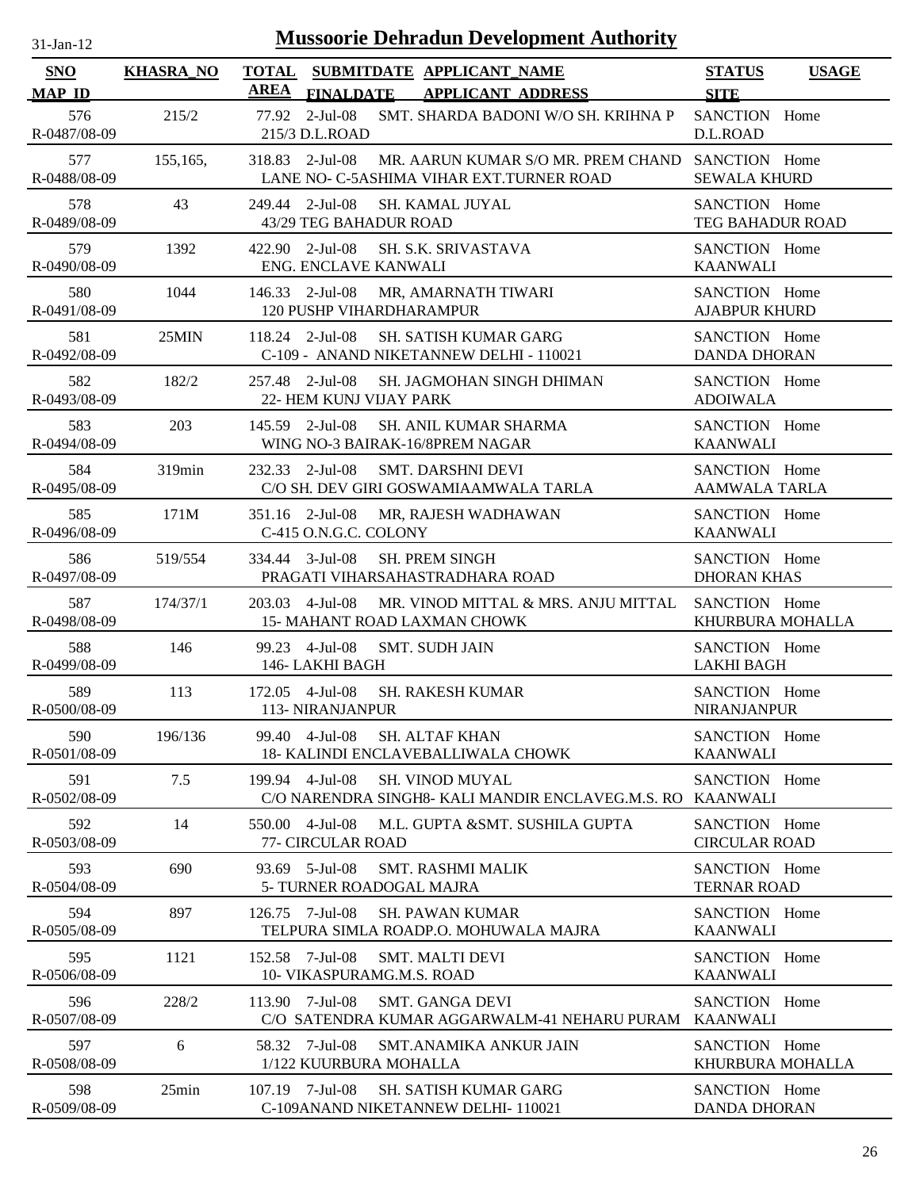# Mussoorie Dehradun Development Authority

| SNO / MAP_ID | KHASRA_NO | TOTAL AREA | SUBMITDATE / FINALDATE | APPLICANT_NAME / APPLICANT ADDRESS | STATUS / SITE | USAGE |
|---|---|---|---|---|---|---|
| 576 / R-0487/08-09 | 215/2 | 77.92 | 2-Jul-08 | SMT. SHARDA BADONI W/O SH. KRIHNA P / 215/3 D.L.ROAD | SANCTION / D.L.ROAD | Home |
| 577 / R-0488/08-09 | 155,165, | 318.83 | 2-Jul-08 | MR. AARUN KUMAR S/O MR. PREM CHAND / LANE NO- C-5ASHIMA VIHAR EXT.TURNER ROAD | SANCTION / SEWALA KHURD | Home |
| 578 / R-0489/08-09 | 43 | 249.44 | 2-Jul-08 | SH. KAMAL JUYAL / 43/29 TEG BAHADUR ROAD | SANCTION / TEG BAHADUR ROAD | Home |
| 579 / R-0490/08-09 | 1392 | 422.90 | 2-Jul-08 | SH. S.K. SRIVASTAVA / ENG. ENCLAVE KANWALI | SANCTION / KAANWALI | Home |
| 580 / R-0491/08-09 | 1044 | 146.33 | 2-Jul-08 | MR, AMARNATH TIWARI / 120 PUSHP VIHARDHARAMPUR | SANCTION / AJABPUR KHURD | Home |
| 581 / R-0492/08-09 | 25MIN | 118.24 | 2-Jul-08 | SH. SATISH KUMAR GARG / C-109 - ANAND NIKETANNEW DELHI - 110021 | SANCTION / DANDA DHORAN | Home |
| 582 / R-0493/08-09 | 182/2 | 257.48 | 2-Jul-08 | SH. JAGMOHAN SINGH DHIMAN / 22- HEM KUNJ VIJAY PARK | SANCTION / ADOIWALA | Home |
| 583 / R-0494/08-09 | 203 | 145.59 | 2-Jul-08 | SH. ANIL KUMAR SHARMA / WING NO-3 BAIRAK-16/8PREM NAGAR | SANCTION / KAANWALI | Home |
| 584 / R-0495/08-09 | 319min | 232.33 | 2-Jul-08 | SMT. DARSHNI DEVI / C/O SH. DEV GIRI GOSWAMIAAMWALA TARLA | SANCTION / AAMWALA TARLA | Home |
| 585 / R-0496/08-09 | 171M | 351.16 | 2-Jul-08 | MR, RAJESH WADHAWAN / C-415 O.N.G.C. COLONY | SANCTION / KAANWALI | Home |
| 586 / R-0497/08-09 | 519/554 | 334.44 | 3-Jul-08 | SH. PREM SINGH / PRAGATI VIHARSAHASTRADHARA ROAD | SANCTION / DHORAN KHAS | Home |
| 587 / R-0498/08-09 | 174/37/1 | 203.03 | 4-Jul-08 | MR. VINOD MITTAL & MRS. ANJU MITTAL / 15- MAHANT ROAD LAXMAN CHOWK | SANCTION / KHURBURA MOHALLA | Home |
| 588 / R-0499/08-09 | 146 | 99.23 | 4-Jul-08 | SMT. SUDH JAIN / 146- LAKHI BAGH | SANCTION / LAKHI BAGH | Home |
| 589 / R-0500/08-09 | 113 | 172.05 | 4-Jul-08 | SH. RAKESH KUMAR / 113- NIRANJANPUR | SANCTION / NIRANJANPUR | Home |
| 590 / R-0501/08-09 | 196/136 | 99.40 | 4-Jul-08 | SH. ALTAF KHAN / 18- KALINDI ENCLAVEBALLIWALA CHOWK | SANCTION / KAANWALI | Home |
| 591 / R-0502/08-09 | 7.5 | 199.94 | 4-Jul-08 | SH. VINOD MUYAL / C/O NARENDRA SINGH8- KALI MANDIR ENCLAVEG.M.S. RO | SANCTION / KAANWALI | Home |
| 592 / R-0503/08-09 | 14 | 550.00 | 4-Jul-08 | M.L. GUPTA &SMT. SUSHILA GUPTA / 77- CIRCULAR ROAD | SANCTION / CIRCULAR ROAD | Home |
| 593 / R-0504/08-09 | 690 | 93.69 | 5-Jul-08 | SMT. RASHMI MALIK / 5- TURNER ROADOGAL MAJRA | SANCTION / TERNAR ROAD | Home |
| 594 / R-0505/08-09 | 897 | 126.75 | 7-Jul-08 | SH. PAWAN KUMAR / TELPURA SIMLA ROADP.O. MOHUWALA MAJRA | SANCTION / KAANWALI | Home |
| 595 / R-0506/08-09 | 1121 | 152.58 | 7-Jul-08 | SMT. MALTI DEVI / 10- VIKASPURAMG.M.S. ROAD | SANCTION / KAANWALI | Home |
| 596 / R-0507/08-09 | 228/2 | 113.90 | 7-Jul-08 | SMT. GANGA DEVI / C/O SATENDRA KUMAR AGGARWALM-41 NEHARU PURAM | SANCTION / KAANWALI | Home |
| 597 / R-0508/08-09 | 6 | 58.32 | 7-Jul-08 | SMT.ANAMIKA ANKUR JAIN / 1/122 KUURBURA MOHALLA | SANCTION / KHURBURA MOHALLA | Home |
| 598 / R-0509/08-09 | 25min | 107.19 | 7-Jul-08 | SH. SATISH KUMAR GARG / C-109ANAND NIKETANNEW DELHI- 110021 | SANCTION / DANDA DHORAN | Home |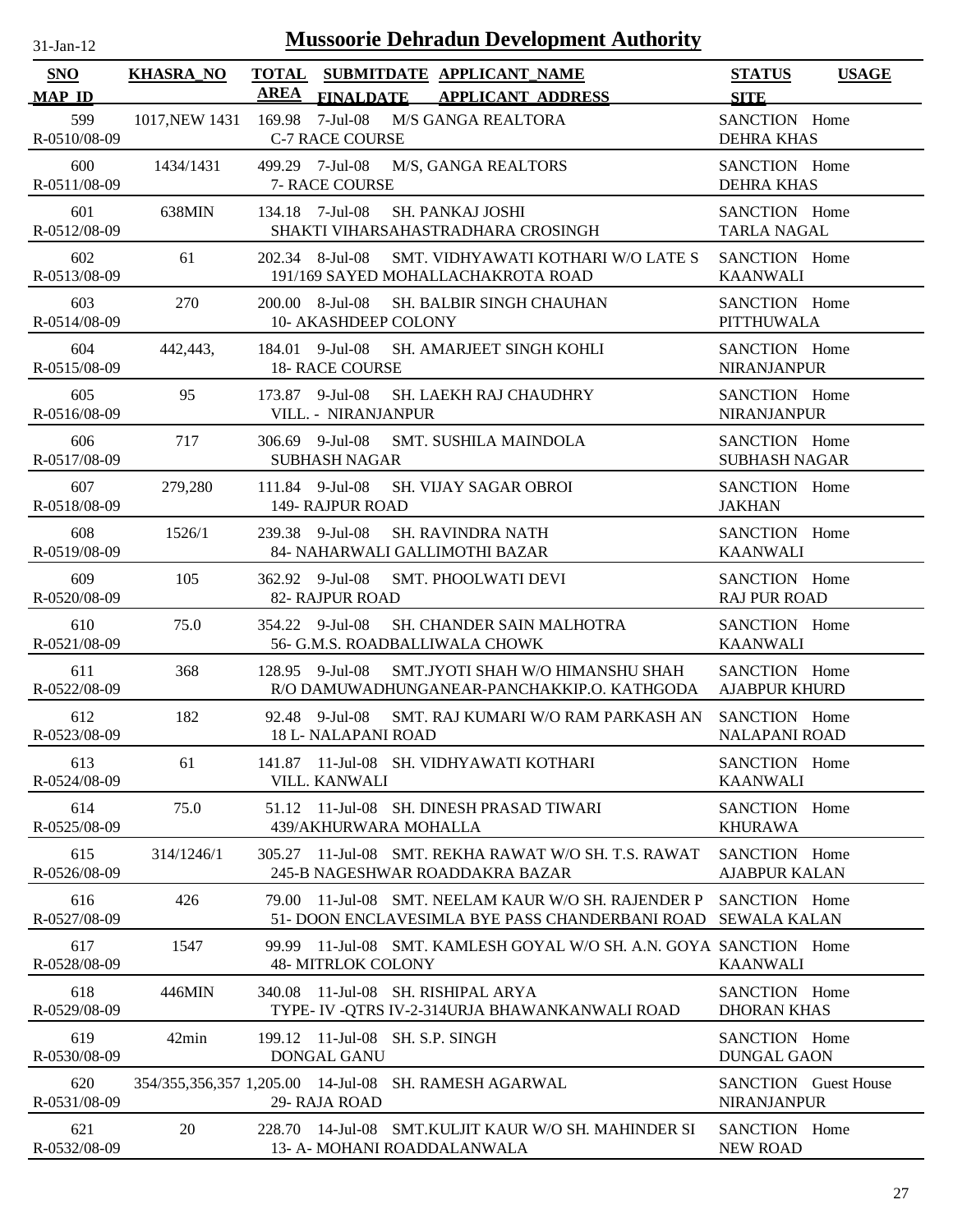# Mussoorie Dehradun Development Authority

31-Jan-12

| SNO / MAP_ID | KHASRA_NO | TOTAL AREA | SUBMITDATE / FINALDATE | APPLICANT_NAME / APPLICANT ADDRESS | STATUS / SITE | USAGE |
|---|---|---|---|---|---|---|
| 599 / R-0510/08-09 | 1017,NEW 1431 | 169.98 | 7-Jul-08 | M/S GANGA REALTORA / C-7 RACE COURSE | SANCTION / DEHRA KHAS | Home |
| 600 / R-0511/08-09 | 1434/1431 | 499.29 | 7-Jul-08 | M/S, GANGA REALTORS / 7- RACE COURSE | SANCTION / DEHRA KHAS | Home |
| 601 / R-0512/08-09 | 638MIN | 134.18 | 7-Jul-08 | SH. PANKAJ JOSHI / SHAKTI VIHARSAHASTRADHARA CROSINGH | SANCTION / TARLA NAGAL | Home |
| 602 / R-0513/08-09 | 61 | 202.34 | 8-Jul-08 | SMT. VIDHYAWATI KOTHARI W/O LATE S / 191/169 SAYED MOHALLACHAKROTA ROAD | SANCTION / KAANWALI | Home |
| 603 / R-0514/08-09 | 270 | 200.00 | 8-Jul-08 | SH. BALBIR SINGH CHAUHAN / 10- AKASHDEEP COLONY | SANCTION / PITTHUWALA | Home |
| 604 / R-0515/08-09 | 442,443, | 184.01 | 9-Jul-08 | SH. AMARJEET SINGH KOHLI / 18- RACE COURSE | SANCTION / NIRANJANPUR | Home |
| 605 / R-0516/08-09 | 95 | 173.87 | 9-Jul-08 | SH. LAEKH RAJ CHAUDHRY / VILL. - NIRANJANPUR | SANCTION / NIRANJANPUR | Home |
| 606 / R-0517/08-09 | 717 | 306.69 | 9-Jul-08 | SMT. SUSHILA MAINDOLA / SUBHASH NAGAR | SANCTION / SUBHASH NAGAR | Home |
| 607 / R-0518/08-09 | 279,280 | 111.84 | 9-Jul-08 | SH. VIJAY SAGAR OBROI / 149- RAJPUR ROAD | SANCTION / JAKHAN | Home |
| 608 / R-0519/08-09 | 1526/1 | 239.38 | 9-Jul-08 | SH. RAVINDRA NATH / 84- NAHARWALI GALLIMOTHI BAZAR | SANCTION / KAANWALI | Home |
| 609 / R-0520/08-09 | 105 | 362.92 | 9-Jul-08 | SMT. PHOOLWATI DEVI / 82- RAJPUR ROAD | SANCTION / RAJ PUR ROAD | Home |
| 610 / R-0521/08-09 | 75.0 | 354.22 | 9-Jul-08 | SH. CHANDER SAIN MALHOTRA / 56- G.M.S. ROADBALLIWALA CHOWK | SANCTION / KAANWALI | Home |
| 611 / R-0522/08-09 | 368 | 128.95 | 9-Jul-08 | SMT.JYOTI SHAH W/O HIMANSHU SHAH / R/O DAMUWADHUNGANEAR-PANCHAKKIP.O. KATHGODA | SANCTION / AJABPUR KHURD | Home |
| 612 / R-0523/08-09 | 182 | 92.48 | 9-Jul-08 | SMT. RAJ KUMARI W/O RAM PARKASH AN / 18 L- NALAPANI ROAD | SANCTION / NALAPANI ROAD | Home |
| 613 / R-0524/08-09 | 61 | 141.87 | 11-Jul-08 | SH. VIDHYAWATI KOTHARI / VILL. KANWALI | SANCTION / KAANWALI | Home |
| 614 / R-0525/08-09 | 75.0 | 51.12 | 11-Jul-08 | SH. DINESH PRASAD TIWARI / 439/AKHURWARA MOHALLA | SANCTION / KHURAWA | Home |
| 615 / R-0526/08-09 | 314/1246/1 | 305.27 | 11-Jul-08 | SMT. REKHA RAWAT W/O SH. T.S. RAWAT / 245-B NAGESHWAR ROADDAKRA BAZAR | SANCTION / AJABPUR KALAN | Home |
| 616 / R-0527/08-09 | 426 | 79.00 | 11-Jul-08 | SMT. NEELAM KAUR W/O SH. RAJENDER P / 51- DOON ENCLAVESIMLA BYE PASS CHANDERBANI ROAD | SANCTION / SEWALA KALAN | Home |
| 617 / R-0528/08-09 | 1547 | 99.99 | 11-Jul-08 | SMT. KAMLESH GOYAL W/O SH. A.N. GOYA / 48- MITRLOK COLONY | SANCTION / KAANWALI | Home |
| 618 / R-0529/08-09 | 446MIN | 340.08 | 11-Jul-08 | SH. RISHIPAL ARYA / TYPE- IV -QTRS IV-2-314URJA BHAWANKANWALI ROAD | SANCTION / DHORAN KHAS | Home |
| 619 / R-0530/08-09 | 42min | 199.12 | 11-Jul-08 | SH. S.P. SINGH / DONGAL GANU | SANCTION / DUNGAL GAON | Home |
| 620 / R-0531/08-09 | 354/355,356,357 | 1,205.00 | 14-Jul-08 | SH. RAMESH AGARWAL / 29- RAJA ROAD | SANCTION / NIRANJANPUR | Guest House |
| 621 / R-0532/08-09 | 20 | 228.70 | 14-Jul-08 | SMT.KULJIT KAUR W/O SH. MAHINDER SI / 13- A- MOHANI ROADDALANWALA | SANCTION / NEW ROAD | Home |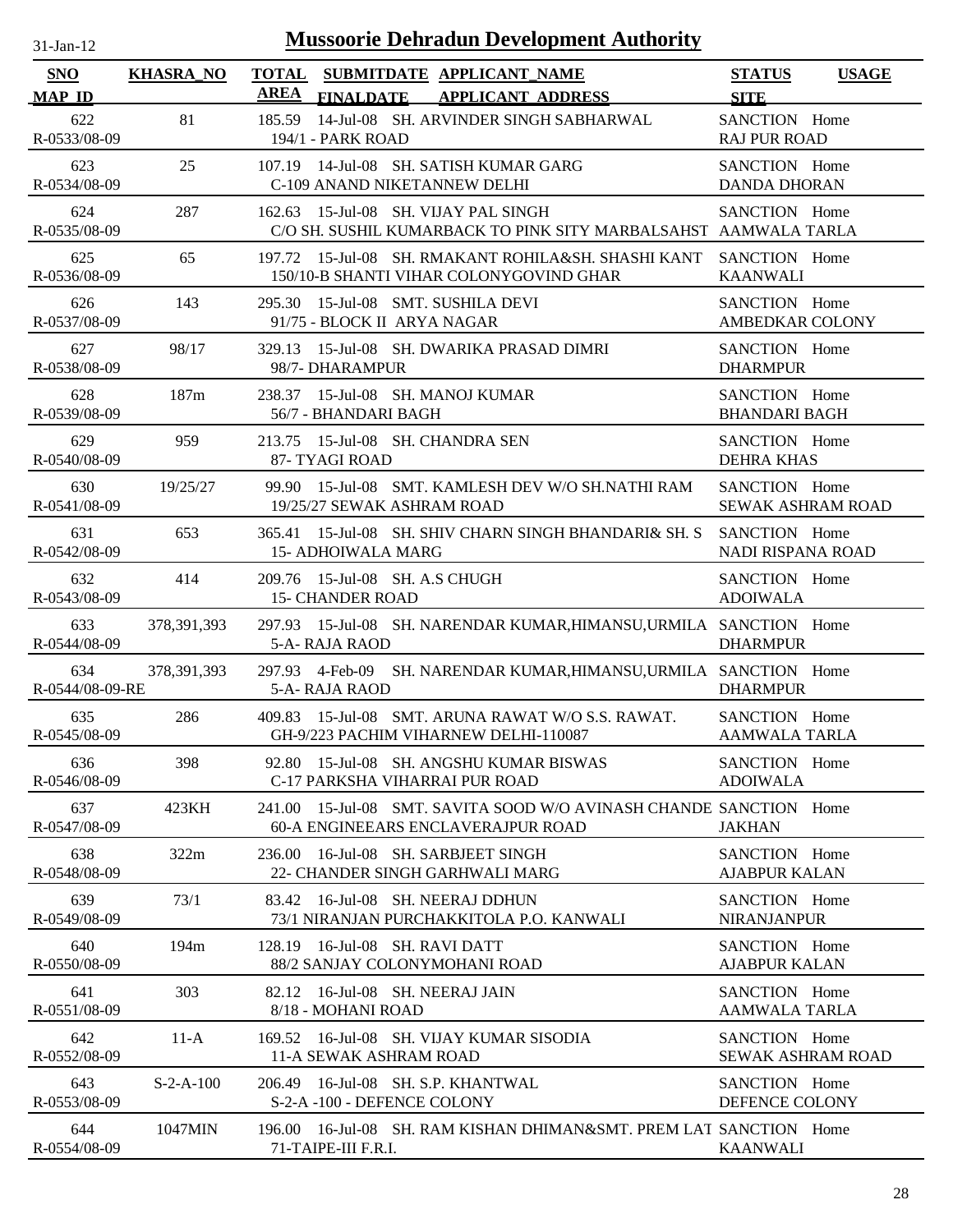# Mussoorie Dehradun Development Authority

| SNO / MAP_ID | KHASRA_NO | TOTAL AREA | SUBMITDATE / FINALDATE | APPLICANT_NAME / APPLICANT ADDRESS | STATUS / SITE | USAGE |
|---|---|---|---|---|---|---|
| 622 / R-0533/08-09 | 81 | 185.59 | 14-Jul-08 | SH. ARVINDER SINGH SABHARWAL / 194/1 - PARK ROAD | SANCTION / RAJ PUR ROAD | Home |
| 623 / R-0534/08-09 | 25 | 107.19 | 14-Jul-08 | SH. SATISH KUMAR GARG / C-109 ANAND NIKETANNEW DELHI | SANCTION / DANDA DHORAN | Home |
| 624 / R-0535/08-09 | 287 | 162.63 | 15-Jul-08 | SH. VIJAY PAL SINGH / C/O SH. SUSHIL KUMARBACK TO PINK SITY MARBALSAHST | SANCTION / AAMWALA TARLA | Home |
| 625 / R-0536/08-09 | 65 | 197.72 | 15-Jul-08 | SH. RMAKANT ROHILA&SH. SHASHI KANT / 150/10-B SHANTI VIHAR COLONYGOVIND GHAR | SANCTION / KAANWALI | Home |
| 626 / R-0537/08-09 | 143 | 295.30 | 15-Jul-08 | SMT. SUSHILA DEVI / 91/75 - BLOCK II ARYA NAGAR | SANCTION / AMBEDKAR COLONY | Home |
| 627 / R-0538/08-09 | 98/17 | 329.13 | 15-Jul-08 | SH. DWARIKA PRASAD DIMRI / 98/7- DHARAMPUR | SANCTION / DHARMPUR | Home |
| 628 / R-0539/08-09 | 187m | 238.37 | 15-Jul-08 | SH. MANOJ KUMAR / 56/7 - BHANDARI BAGH | SANCTION / BHANDARI BAGH | Home |
| 629 / R-0540/08-09 | 959 | 213.75 | 15-Jul-08 | SH. CHANDRA SEN / 87- TYAGI ROAD | SANCTION / DEHRA KHAS | Home |
| 630 / R-0541/08-09 | 19/25/27 | 99.90 | 15-Jul-08 | SMT. KAMLESH DEV W/O SH.NATHI RAM / 19/25/27 SEWAK ASHRAM ROAD | SANCTION / SEWAK ASHRAM ROAD | Home |
| 631 / R-0542/08-09 | 653 | 365.41 | 15-Jul-08 | SH. SHIV CHARN SINGH BHANDARI& SH. S / 15- ADHOIWALA MARG | SANCTION / NADI RISPANA ROAD | Home |
| 632 / R-0543/08-09 | 414 | 209.76 | 15-Jul-08 | SH. A.S CHUGH / 15- CHANDER ROAD | SANCTION / ADOIWALA | Home |
| 633 / R-0544/08-09 | 378,391,393 | 297.93 | 15-Jul-08 | SH. NARENDAR KUMAR,HIMANSU,URMILA / 5-A- RAJA RAOD | SANCTION / DHARMPUR | Home |
| 634 / R-0544/08-09-RE | 378,391,393 | 297.93 | 4-Feb-09 | SH. NARENDAR KUMAR,HIMANSU,URMILA / 5-A- RAJA RAOD | SANCTION / DHARMPUR | Home |
| 635 / R-0545/08-09 | 286 | 409.83 | 15-Jul-08 | SMT. ARUNA RAWAT W/O S.S. RAWAT. / GH-9/223 PACHIM VIHARNEW DELHI-110087 | SANCTION / AAMWALA TARLA | Home |
| 636 / R-0546/08-09 | 398 | 92.80 | 15-Jul-08 | SH. ANGSHU KUMAR BISWAS / C-17 PARKSHA VIHARRAI PUR ROAD | SANCTION / ADOIWALA | Home |
| 637 / R-0547/08-09 | 423KH | 241.00 | 15-Jul-08 | SMT. SAVITA SOOD W/O AVINASH CHANDE / 60-A ENGINEEARS ENCLAVERAJPUR ROAD | SANCTION / JAKHAN | Home |
| 638 / R-0548/08-09 | 322m | 236.00 | 16-Jul-08 | SH. SARBJEET SINGH / 22- CHANDER SINGH GARHWALI MARG | SANCTION / AJABPUR KALAN | Home |
| 639 / R-0549/08-09 | 73/1 | 83.42 | 16-Jul-08 | SH. NEERAJ DDHUN / 73/1 NIRANJAN PURCHAKKITOLA P.O. KANWALI | SANCTION / NIRANJANPUR | Home |
| 640 / R-0550/08-09 | 194m | 128.19 | 16-Jul-08 | SH. RAVI DATT / 88/2 SANJAY COLONYMOHANI ROAD | SANCTION / AJABPUR KALAN | Home |
| 641 / R-0551/08-09 | 303 | 82.12 | 16-Jul-08 | SH. NEERAJ JAIN / 8/18 - MOHANI ROAD | SANCTION / AAMWALA TARLA | Home |
| 642 / R-0552/08-09 | 11-A | 169.52 | 16-Jul-08 | SH. VIJAY KUMAR SISODIA / 11-A SEWAK ASHRAM ROAD | SANCTION / SEWAK ASHRAM ROAD | Home |
| 643 / R-0553/08-09 | S-2-A-100 | 206.49 | 16-Jul-08 | SH. S.P. KHANTWAL / S-2-A -100 - DEFENCE COLONY | SANCTION / DEFENCE COLONY | Home |
| 644 / R-0554/08-09 | 1047MIN | 196.00 | 16-Jul-08 | SH. RAM KISHAN DHIMAN&SMT. PREM LAT / 71-TAIPE-III F.R.I. | SANCTION / KAANWALI | Home |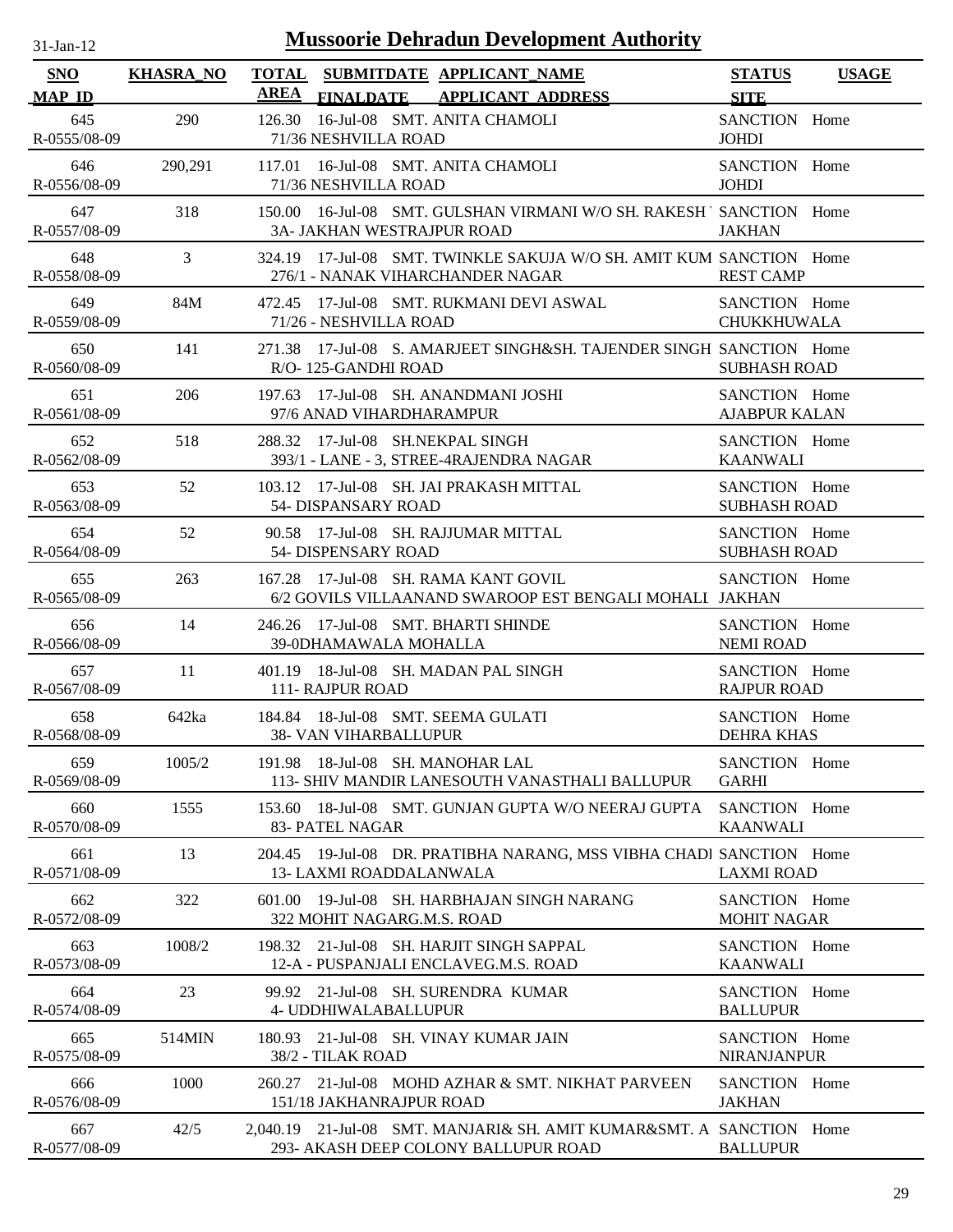# Mussoorie Dehradun Development Authority

31-Jan-12

| SNO / MAP_ID | KHASRA_NO | TOTAL AREA | SUBMITDATE / FINALDATE | APPLICANT_NAME / APPLICANT ADDRESS | STATUS / SITE | USAGE |
|---|---|---|---|---|---|---|
| 645 / R-0555/08-09 | 290 | 126.30 | 16-Jul-08 | SMT. ANITA CHAMOLI / 71/36 NESHVILLA ROAD | SANCTION / JOHDI | Home |
| 646 / R-0556/08-09 | 290,291 | 117.01 | 16-Jul-08 | SMT. ANITA CHAMOLI / 71/36 NESHVILLA ROAD | SANCTION / JOHDI | Home |
| 647 / R-0557/08-09 | 318 | 150.00 | 16-Jul-08 | SMT. GULSHAN VIRMANI W/O SH. RAKESH / 3A- JAKHAN WESTRAJPUR ROAD | SANCTION / JAKHAN | Home |
| 648 / R-0558/08-09 | 3 | 324.19 | 17-Jul-08 | SMT. TWINKLE SAKUJA W/O SH. AMIT KUM / 276/1 - NANAK VIHARCHANDER NAGAR | SANCTION / REST CAMP | Home |
| 649 / R-0559/08-09 | 84M | 472.45 | 17-Jul-08 | SMT. RUKMANI DEVI ASWAL / 71/26 - NESHVILLA ROAD | SANCTION / CHUKKHUWALA | Home |
| 650 / R-0560/08-09 | 141 | 271.38 | 17-Jul-08 | S. AMARJEET SINGH&SH. TAJENDER SINGH / R/O- 125-GANDHI ROAD | SANCTION / SUBHASH ROAD | Home |
| 651 / R-0561/08-09 | 206 | 197.63 | 17-Jul-08 | SH. ANANDMANI JOSHI / 97/6 ANAD VIHARDHARAMPUR | SANCTION / AJABPUR KALAN | Home |
| 652 / R-0562/08-09 | 518 | 288.32 | 17-Jul-08 | SH.NEKPAL SINGH / 393/1 - LANE - 3, STREE-4RAJENDRA NAGAR | SANCTION / KAANWALI | Home |
| 653 / R-0563/08-09 | 52 | 103.12 | 17-Jul-08 | SH. JAI PRAKASH MITTAL / 54- DISPANSARY ROAD | SANCTION / SUBHASH ROAD | Home |
| 654 / R-0564/08-09 | 52 | 90.58 | 17-Jul-08 | SH. RAJJUMAR MITTAL / 54- DISPENSARY ROAD | SANCTION / SUBHASH ROAD | Home |
| 655 / R-0565/08-09 | 263 | 167.28 | 17-Jul-08 | SH. RAMA KANT GOVIL / 6/2 GOVILS VILLAANAND SWAROOP EST BENGALI MOHALL | SANCTION / JAKHAN | Home |
| 656 / R-0566/08-09 | 14 | 246.26 | 17-Jul-08 | SMT. BHARTI SHINDE / 39-0DHAMAWALA MOHALLA | SANCTION / NEMI ROAD | Home |
| 657 / R-0567/08-09 | 11 | 401.19 | 18-Jul-08 | SH. MADAN PAL SINGH / 111- RAJPUR ROAD | SANCTION / RAJPUR ROAD | Home |
| 658 / R-0568/08-09 | 642ka | 184.84 | 18-Jul-08 | SMT. SEEMA GULATI / 38- VAN VIHARBALLUPUR | SANCTION / DEHRA KHAS | Home |
| 659 / R-0569/08-09 | 1005/2 | 191.98 | 18-Jul-08 | SH. MANOHAR LAL / 113- SHIV MANDIR LANESOUTH VANASTHALI BALLUPUR | SANCTION / GARHI | Home |
| 660 / R-0570/08-09 | 1555 | 153.60 | 18-Jul-08 | SMT. GUNJAN GUPTA W/O NEERAJ GUPTA / 83- PATEL NAGAR | SANCTION / KAANWALI | Home |
| 661 / R-0571/08-09 | 13 | 204.45 | 19-Jul-08 | DR. PRATIBHA NARANG, MSS VIBHA CHADI / 13- LAXMI ROADDALANWALA | SANCTION / LAXMI ROAD | Home |
| 662 / R-0572/08-09 | 322 | 601.00 | 19-Jul-08 | SH. HARBHAJAN SINGH NARANG / 322 MOHIT NAGARG.M.S. ROAD | SANCTION / MOHIT NAGAR | Home |
| 663 / R-0573/08-09 | 1008/2 | 198.32 | 21-Jul-08 | SH. HARJIT SINGH SAPPAL / 12-A - PUSPANJALI ENCLAVEG.M.S. ROAD | SANCTION / KAANWALI | Home |
| 664 / R-0574/08-09 | 23 | 99.92 | 21-Jul-08 | SH. SURENDRA KUMAR / 4- UDDHIWALABALLUPUR | SANCTION / BALLUPUR | Home |
| 665 / R-0575/08-09 | 514MIN | 180.93 | 21-Jul-08 | SH. VINAY KUMAR JAIN / 38/2 - TILAK ROAD | SANCTION / NIRANJANPUR | Home |
| 666 / R-0576/08-09 | 1000 | 260.27 | 21-Jul-08 | MOHD AZHAR & SMT. NIKHAT PARVEEN / 151/18 JAKHANRAJPUR ROAD | SANCTION / JAKHAN | Home |
| 667 / R-0577/08-09 | 42/5 | 2,040.19 | 21-Jul-08 | SMT. MANJARI& SH. AMIT KUMAR&SMT. A / 293- AKASH DEEP COLONY BALLUPUR ROAD | SANCTION / BALLUPUR | Home |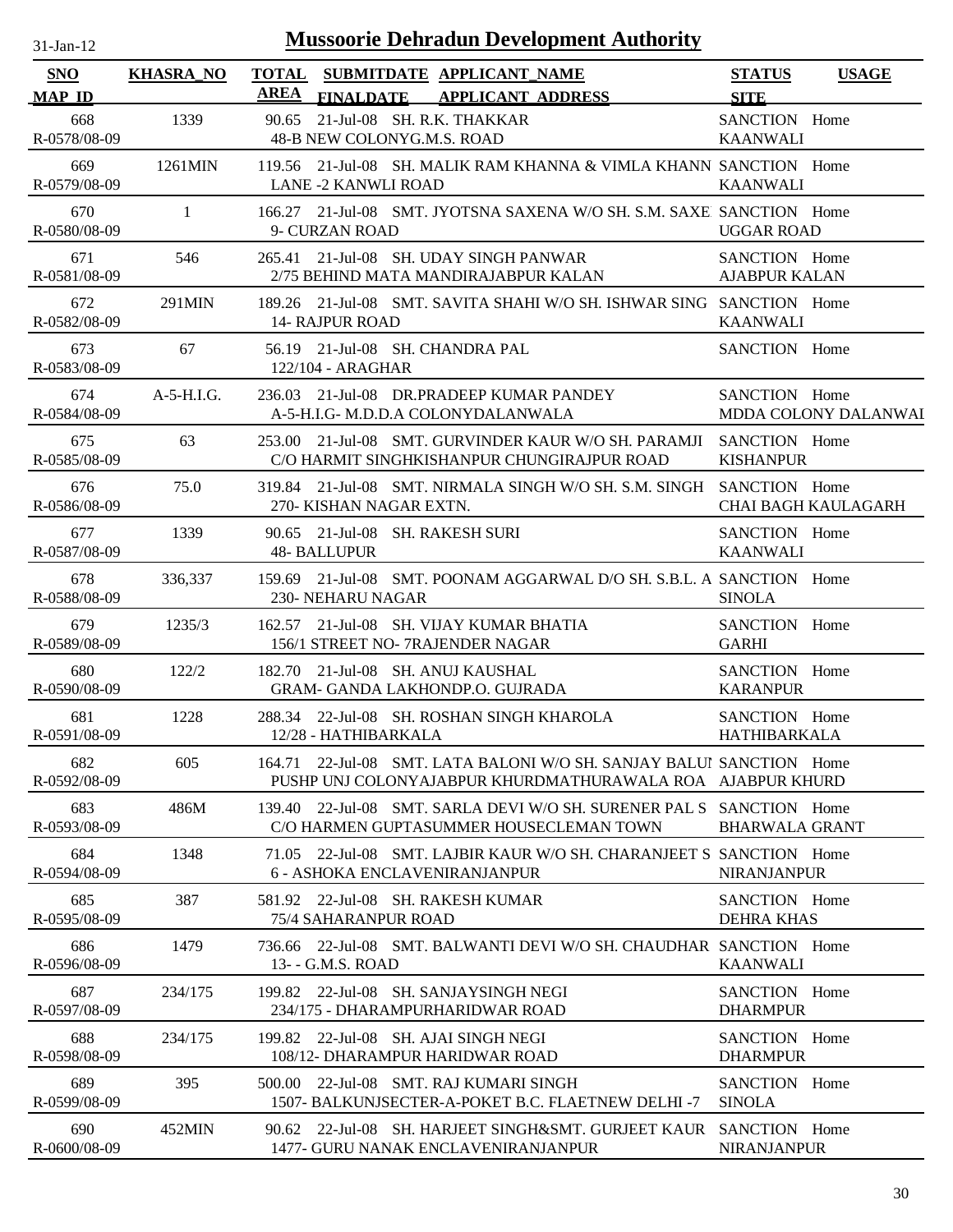# Mussoorie Dehradun Development Authority

31-Jan-12

| SNO<br>MAP_ID | KHASRA_NO | TOTAL AREA | SUBMITDATE<br>FINALDATE | APPLICANT_NAME<br>APPLICANT_ADDRESS | STATUS<br>SITE | USAGE |
|---|---|---|---|---|---|---|
| 668<br>R-0578/08-09 | 1339 | 90.65 | 21-Jul-08 | SH. R.K. THAKKAR<br>48-B NEW COLONYG.M.S. ROAD | SANCTION<br>KAANWALI | Home |
| 669<br>R-0579/08-09 | 1261MIN | 119.56 | 21-Jul-08 | SH. MALIK RAM KHANNA & VIMLA KHANN<br>LANE -2 KANWLI ROAD | SANCTION<br>KAANWALI | Home |
| 670<br>R-0580/08-09 | 1 | 166.27 | 21-Jul-08 | SMT. JYOTSNA SAXENA W/O SH. S.M. SAXE<br>9- CURZAN ROAD | SANCTION<br>UGGAR ROAD | Home |
| 671<br>R-0581/08-09 | 546 | 265.41 | 21-Jul-08 | SH. UDAY SINGH PANWAR<br>2/75 BEHIND MATA MANDIRAJABPUR KALAN | SANCTION<br>AJABPUR KALAN | Home |
| 672<br>R-0582/08-09 | 291MIN | 189.26 | 21-Jul-08 | SMT. SAVITA SHAHI W/O SH. ISHWAR SING<br>14- RAJPUR ROAD | SANCTION<br>KAANWALI | Home |
| 673<br>R-0583/08-09 | 67 | 56.19 | 21-Jul-08 | SH. CHANDRA PAL<br>122/104 - ARAGHAR | SANCTION | Home |
| 674<br>R-0584/08-09 | A-5-H.I.G. | 236.03 | 21-Jul-08 | DR.PRADEEP KUMAR PANDEY<br>A-5-H.I.G- M.D.D.A COLONYDALANWALA | SANCTION<br>MDDA COLONY DALANWAI | Home |
| 675<br>R-0585/08-09 | 63 | 253.00 | 21-Jul-08 | SMT. GURVINDER KAUR W/O SH. PARAMJI<br>C/O HARMIT SINGHKISHANPUR CHUNGIRAJPUR ROAD | SANCTION<br>KISHANPUR | Home |
| 676<br>R-0586/08-09 | 75.0 | 319.84 | 21-Jul-08 | SMT. NIRMALA SINGH W/O SH. S.M. SINGH<br>270- KISHAN NAGAR EXTN. | SANCTION<br>CHAI BAGH KAULAGARH | Home |
| 677<br>R-0587/08-09 | 1339 | 90.65 | 21-Jul-08 | SH. RAKESH SURI<br>48- BALLUPUR | SANCTION<br>KAANWALI | Home |
| 678<br>R-0588/08-09 | 336,337 | 159.69 | 21-Jul-08 | SMT. POONAM AGGARWAL D/O SH. S.B.L. A<br>230- NEHARU NAGAR | SANCTION<br>SINOLA | Home |
| 679<br>R-0589/08-09 | 1235/3 | 162.57 | 21-Jul-08 | SH. VIJAY KUMAR BHATIA<br>156/1 STREET NO- 7RAJENDER NAGAR | SANCTION<br>GARHI | Home |
| 680<br>R-0590/08-09 | 122/2 | 182.70 | 21-Jul-08 | SH. ANUJ KAUSHAL<br>GRAM- GANDA LAKHONDP.O. GUJRADA | SANCTION<br>KARANPUR | Home |
| 681<br>R-0591/08-09 | 1228 | 288.34 | 22-Jul-08 | SH. ROSHAN SINGH KHAROLA<br>12/28 - HATHIBARKALA | SANCTION<br>HATHIBARKALA | Home |
| 682<br>R-0592/08-09 | 605 | 164.71 | 22-Jul-08 | SMT. LATA BALONI W/O SH. SANJAY BALUI<br>PUSHP UNJ COLONYAJABPUR KHURDMATHURAWALA ROA | SANCTION<br>AJABPUR KHURD | Home |
| 683<br>R-0593/08-09 | 486M | 139.40 | 22-Jul-08 | SMT. SARLA DEVI W/O SH. SURENER PAL S<br>C/O HARMEN GUPTASUMMER HOUSECLEMAN TOWN | SANCTION<br>BHARWALA GRANT | Home |
| 684<br>R-0594/08-09 | 1348 | 71.05 | 22-Jul-08 | SMT. LAJBIR KAUR W/O SH. CHARANJEET S<br>6 - ASHOKA ENCLAVENIRANJANPUR | SANCTION<br>NIRANJANPUR | Home |
| 685<br>R-0595/08-09 | 387 | 581.92 | 22-Jul-08 | SH. RAKESH KUMAR<br>75/4 SAHARANPUR ROAD | SANCTION<br>DEHRA KHAS | Home |
| 686<br>R-0596/08-09 | 1479 | 736.66 | 22-Jul-08 | SMT. BALWANTI DEVI W/O SH. CHAUDHAR<br>13- - G.M.S. ROAD | SANCTION<br>KAANWALI | Home |
| 687<br>R-0597/08-09 | 234/175 | 199.82 | 22-Jul-08 | SH. SANJAYSINGH NEGI<br>234/175 - DHARAMPURHARIDWAR ROAD | SANCTION<br>DHARMPUR | Home |
| 688<br>R-0598/08-09 | 234/175 | 199.82 | 22-Jul-08 | SH. AJAI SINGH NEGI<br>108/12- DHARAMPUR HARIDWAR ROAD | SANCTION<br>DHARMPUR | Home |
| 689<br>R-0599/08-09 | 395 | 500.00 | 22-Jul-08 | SMT. RAJ KUMARI SINGH<br>1507- BALKUNJSECTER-A-POKET B.C. FLAETNEW DELHI -7 | SANCTION<br>SINOLA | Home |
| 690<br>R-0600/08-09 | 452MIN | 90.62 | 22-Jul-08 | SH. HARJEET SINGH&SMT. GURJEET KAUR<br>1477- GURU NANAK ENCLAVENIRANJANPUR | SANCTION<br>NIRANJANPUR | Home |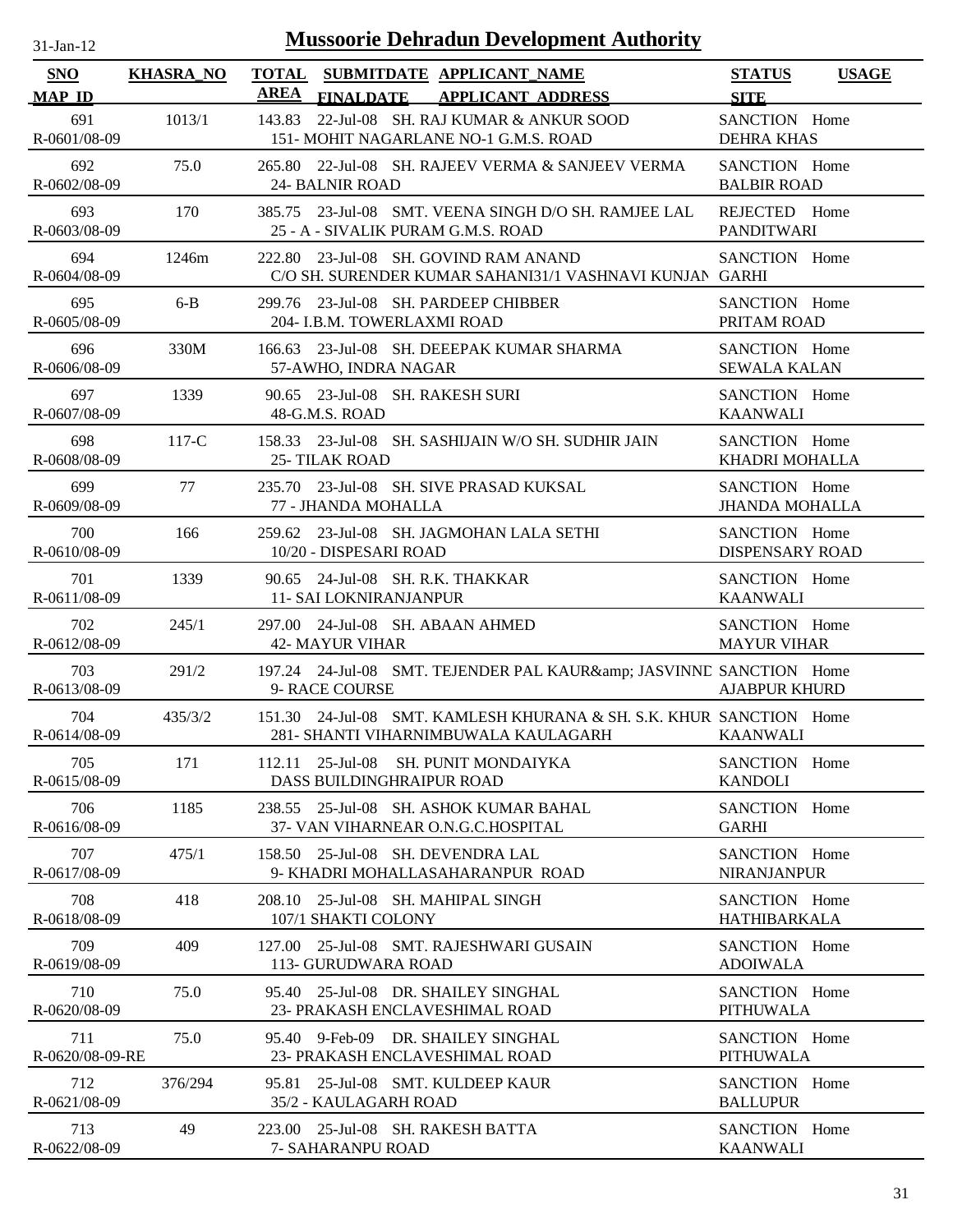# Mussoorie Dehradun Development Authority

31-Jan-12

| SNO / MAP_ID | KHASRA_NO | TOTAL AREA | SUBMITDATE / FINALDATE | APPLICANT_NAME / APPLICANT_ADDRESS | STATUS / SITE | USAGE |
|---|---|---|---|---|---|---|
| 691 / R-0601/08-09 | 1013/1 | 143.83 | 22-Jul-08 | SH. RAJ KUMAR & ANKUR SOOD / 151- MOHIT NAGARLANE NO-1 G.M.S. ROAD | SANCTION / DEHRA KHAS | Home |
| 692 / R-0602/08-09 | 75.0 | 265.80 | 22-Jul-08 | SH. RAJEEV VERMA & SANJEEV VERMA / 24- BALNIR ROAD | SANCTION / BALBIR ROAD | Home |
| 693 / R-0603/08-09 | 170 | 385.75 | 23-Jul-08 | SMT. VEENA SINGH D/O SH. RAMJEE LAL / 25 - A - SIVALIK PURAM G.M.S. ROAD | REJECTED / PANDITWARI | Home |
| 694 / R-0604/08-09 | 1246m | 222.80 | 23-Jul-08 | SH. GOVIND RAM ANAND / C/O SH. SURENDER KUMAR SAHANI31/1 VASHNAVI KUNJAN | SANCTION / GARHI | Home |
| 695 / R-0605/08-09 | 6-B | 299.76 | 23-Jul-08 | SH. PARDEEP CHIBBER / 204- I.B.M. TOWERLAXMI ROAD | SANCTION / PRITAM ROAD | Home |
| 696 / R-0606/08-09 | 330M | 166.63 | 23-Jul-08 | SH. DEEEPAK KUMAR SHARMA / 57-AWHO, INDRA NAGAR | SANCTION / SEWALA KALAN | Home |
| 697 / R-0607/08-09 | 1339 | 90.65 | 23-Jul-08 | SH. RAKESH SURI / 48-G.M.S. ROAD | SANCTION / KAANWALI | Home |
| 698 / R-0608/08-09 | 117-C | 158.33 | 23-Jul-08 | SH. SASHIJAIN W/O SH. SUDHIR JAIN / 25- TILAK ROAD | SANCTION / KHADRI MOHALLA | Home |
| 699 / R-0609/08-09 | 77 | 235.70 | 23-Jul-08 | SH. SIVE PRASAD KUKSAL / 77 - JHANDA MOHALLA | SANCTION / JHANDA MOHALLA | Home |
| 700 / R-0610/08-09 | 166 | 259.62 | 23-Jul-08 | SH. JAGMOHAN LALA SETHI / 10/20 - DISPESARI ROAD | SANCTION / DISPENSARY ROAD | Home |
| 701 / R-0611/08-09 | 1339 | 90.65 | 24-Jul-08 | SH. R.K. THAKKAR / 11- SAI LOKNIRANJANPUR | SANCTION / KAANWALI | Home |
| 702 / R-0612/08-09 | 245/1 | 297.00 | 24-Jul-08 | SH. ABAAN AHMED / 42- MAYUR VIHAR | SANCTION / MAYUR VIHAR | Home |
| 703 / R-0613/08-09 | 291/2 | 197.24 | 24-Jul-08 | SMT. TEJENDER PAL KAUR&amp; JASVINND / 9- RACE COURSE | SANCTION / AJABPUR KHURD | Home |
| 704 / R-0614/08-09 | 435/3/2 | 151.30 | 24-Jul-08 | SMT. KAMLESH KHURANA & SH. S.K. KHUR / 281- SHANTI VIHARNIMBUWALA KAULAGARH | SANCTION / KAANWALI | Home |
| 705 / R-0615/08-09 | 171 | 112.11 | 25-Jul-08 | SH. PUNIT MONDAIYKA / DASS BUILDINGHRAIPUR ROAD | SANCTION / KANDOLI | Home |
| 706 / R-0616/08-09 | 1185 | 238.55 | 25-Jul-08 | SH. ASHOK KUMAR BAHAL / 37- VAN VIHARNEAR O.N.G.C.HOSPITAL | SANCTION / GARHI | Home |
| 707 / R-0617/08-09 | 475/1 | 158.50 | 25-Jul-08 | SH. DEVENDRA LAL / 9- KHADRI MOHALLASAHARANPUR ROAD | SANCTION / NIRANJANPUR | Home |
| 708 / R-0618/08-09 | 418 | 208.10 | 25-Jul-08 | SH. MAHIPAL SINGH / 107/1 SHAKTI COLONY | SANCTION / HATHIBARKALA | Home |
| 709 / R-0619/08-09 | 409 | 127.00 | 25-Jul-08 | SMT. RAJESHWARI GUSAIN / 113- GURUDWARA ROAD | SANCTION / ADOIWALA | Home |
| 710 / R-0620/08-09 | 75.0 | 95.40 | 25-Jul-08 | DR. SHAILEY SINGHAL / 23- PRAKASH ENCLAVESHIMAL ROAD | SANCTION / PITHUWALA | Home |
| 711 / R-0620/08-09-RE | 75.0 | 95.40 | 9-Feb-09 | DR. SHAILEY SINGHAL / 23- PRAKASH ENCLAVESHIMAL ROAD | SANCTION / PITHUWALA | Home |
| 712 / R-0621/08-09 | 376/294 | 95.81 | 25-Jul-08 | SMT. KULDEEP KAUR / 35/2 - KAULAGARH ROAD | SANCTION / BALLUPUR | Home |
| 713 / R-0622/08-09 | 49 | 223.00 | 25-Jul-08 | SH. RAKESH BATTA / 7- SAHARANPU ROAD | SANCTION / KAANWALI | Home |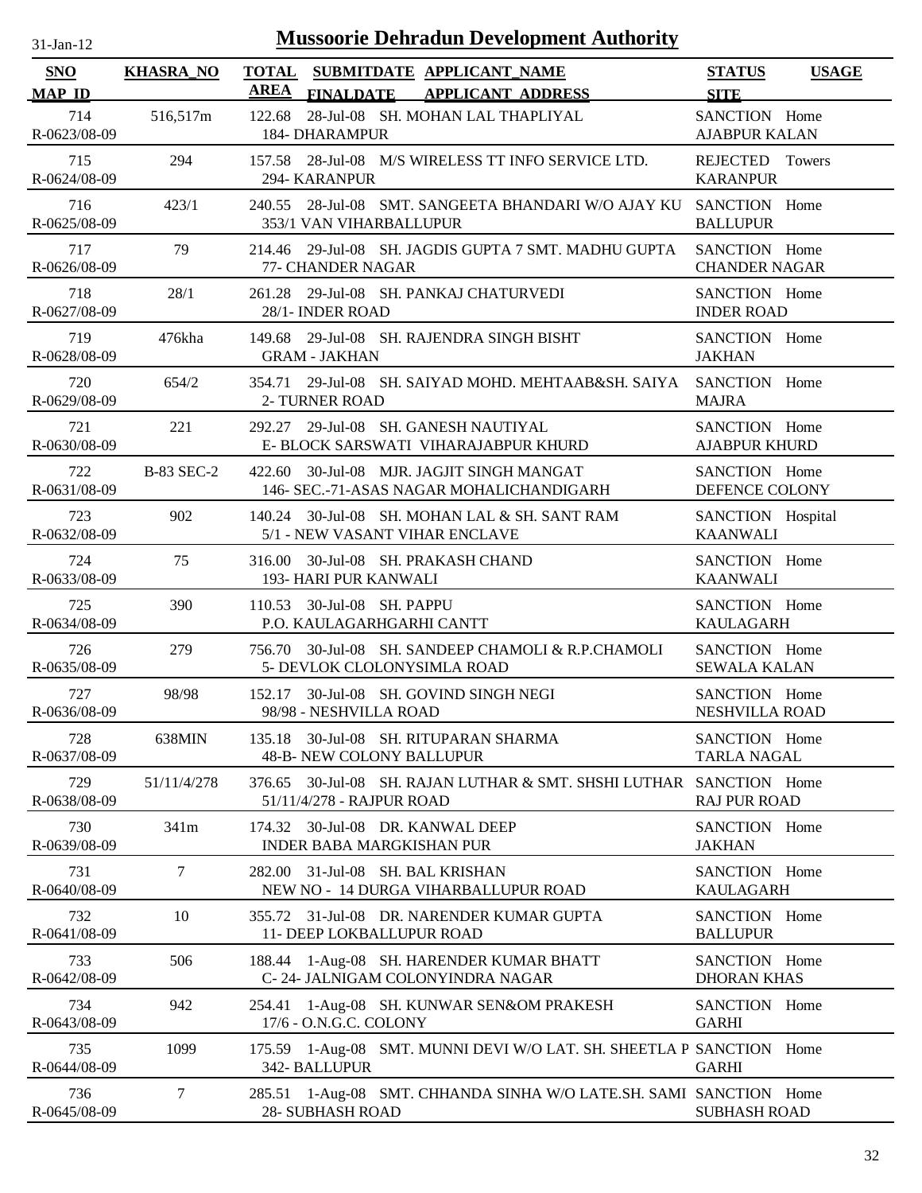# Mussoorie Dehradun Development Authority

31-Jan-12

| SNO / MAP_ID | KHASRA_NO | TOTAL AREA | SUBMITDATE / FINALDATE | APPLICANT_NAME / APPLICANT_ADDRESS | STATUS / SITE | USAGE |
|---|---|---|---|---|---|---|
| 714 / R-0623/08-09 | 516,517m | 122.68 | 28-Jul-08 | SH. MOHAN LAL THAPLIYAL / 184- DHARAMPUR | SANCTION / AJABPUR KALAN | Home |
| 715 / R-0624/08-09 | 294 | 157.58 | 28-Jul-08 | M/S WIRELESS TT INFO SERVICE LTD. / 294- KARANPUR | REJECTED / KARANPUR | Towers |
| 716 / R-0625/08-09 | 423/1 | 240.55 | 28-Jul-08 | SMT. SANGEETA BHANDARI W/O AJAY KU / 353/1 VAN VIHARBALLUPUR | SANCTION / BALLUPUR | Home |
| 717 / R-0626/08-09 | 79 | 214.46 | 29-Jul-08 | SH. JAGDIS GUPTA 7 SMT. MADHU GUPTA / 77- CHANDER NAGAR | SANCTION / CHANDER NAGAR | Home |
| 718 / R-0627/08-09 | 28/1 | 261.28 | 29-Jul-08 | SH. PANKAJ CHATURVEDI / 28/1- INDER ROAD | SANCTION / INDER ROAD | Home |
| 719 / R-0628/08-09 | 476kha | 149.68 | 29-Jul-08 | SH. RAJENDRA SINGH BISHT / GRAM - JAKHAN | SANCTION / JAKHAN | Home |
| 720 / R-0629/08-09 | 654/2 | 354.71 | 29-Jul-08 | SH. SAIYAD MOHD. MEHTAAB&SH. SAIYA / 2- TURNER ROAD | SANCTION / MAJRA | Home |
| 721 / R-0630/08-09 | 221 | 292.27 | 29-Jul-08 | SH. GANESH NAUTIYAL / E- BLOCK SARSWATI VIHARAJABPUR KHURD | SANCTION / AJABPUR KHURD | Home |
| 722 / R-0631/08-09 | B-83 SEC-2 | 422.60 | 30-Jul-08 | MJR. JAGJIT SINGH MANGAT / 146- SEC.-71-ASAS NAGAR MOHALICHANDIGARH | SANCTION / DEFENCE COLONY | Home |
| 723 / R-0632/08-09 | 902 | 140.24 | 30-Jul-08 | SH. MOHAN LAL & SH. SANT RAM / 5/1 - NEW VASANT VIHAR ENCLAVE | SANCTION / KAANWALI | Hospital |
| 724 / R-0633/08-09 | 75 | 316.00 | 30-Jul-08 | SH. PRAKASH CHAND / 193- HARI PUR KANWALI | SANCTION / KAANWALI | Home |
| 725 / R-0634/08-09 | 390 | 110.53 | 30-Jul-08 | SH. PAPPU / P.O. KAULAGARHGARHI CANTT | SANCTION / KAULAGARH | Home |
| 726 / R-0635/08-09 | 279 | 756.70 | 30-Jul-08 | SH. SANDEEP CHAMOLI & R.P.CHAMOLI / 5- DEVLOK CLOLONYSIMLA ROAD | SANCTION / SEWALA KALAN | Home |
| 727 / R-0636/08-09 | 98/98 | 152.17 | 30-Jul-08 | SH. GOVIND SINGH NEGI / 98/98 - NESHVILLA ROAD | SANCTION / NESHVILLA ROAD | Home |
| 728 / R-0637/08-09 | 638MIN | 135.18 | 30-Jul-08 | SH. RITUPARAN SHARMA / 48-B- NEW COLONY BALLUPUR | SANCTION / TARLA NAGAL | Home |
| 729 / R-0638/08-09 | 51/11/4/278 | 376.65 | 30-Jul-08 | SH. RAJAN LUTHAR & SMT. SHSHI LUTHAR / 51/11/4/278 - RAJPUR ROAD | SANCTION / RAJ PUR ROAD | Home |
| 730 / R-0639/08-09 | 341m | 174.32 | 30-Jul-08 | DR. KANWAL DEEP / INDER BABA MARGKISHAN PUR | SANCTION / JAKHAN | Home |
| 731 / R-0640/08-09 | 7 | 282.00 | 31-Jul-08 | SH. BAL KRISHAN / NEW NO - 14 DURGA VIHARBALLUPUR ROAD | SANCTION / KAULAGARH | Home |
| 732 / R-0641/08-09 | 10 | 355.72 | 31-Jul-08 | DR. NARENDER KUMAR GUPTA / 11- DEEP LOKBALLUPUR ROAD | SANCTION / BALLUPUR | Home |
| 733 / R-0642/08-09 | 506 | 188.44 | 1-Aug-08 | SH. HARENDER KUMAR BHATT / C- 24- JALNIGAM COLONYINDRA NAGAR | SANCTION / DHORAN KHAS | Home |
| 734 / R-0643/08-09 | 942 | 254.41 | 1-Aug-08 | SH. KUNWAR SEN&OM PRAKESH / 17/6 - O.N.G.C. COLONY | SANCTION / GARHI | Home |
| 735 / R-0644/08-09 | 1099 | 175.59 | 1-Aug-08 | SMT. MUNNI DEVI W/O LAT. SH. SHEETLA P / 342- BALLUPUR | SANCTION / GARHI | Home |
| 736 / R-0645/08-09 | 7 | 285.51 | 1-Aug-08 | SMT. CHHANDA SINHA W/O LATE.SH. SAMI / 28- SUBHASH ROAD | SANCTION / SUBHASH ROAD | Home |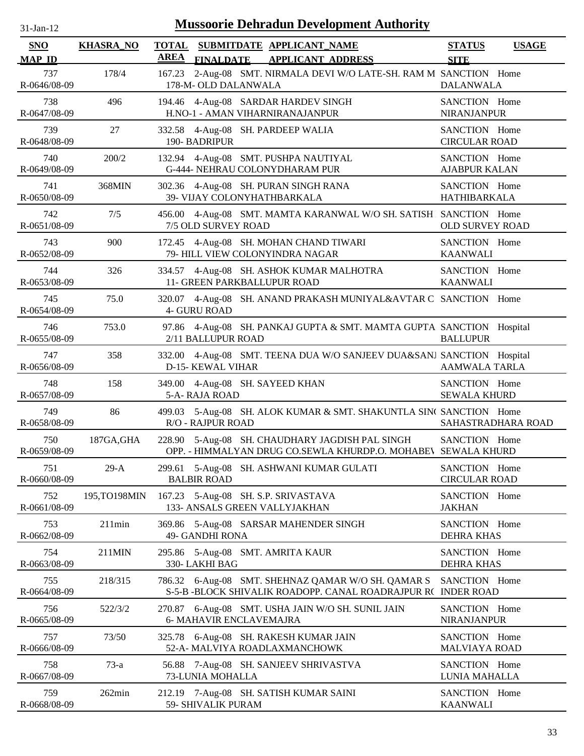# Mussoorie Dehradun Development Authority

31-Jan-12

| SNO / MAP_ID | KHASRA_NO | TOTAL AREA | SUBMITDATE / FINALDATE | APPLICANT_NAME / APPLICANT ADDRESS | STATUS / SITE | USAGE |
|---|---|---|---|---|---|---|
| 737 / R-0646/08-09 | 178/4 | 167.23 | 2-Aug-08 | SMT. NIRMALA DEVI W/O LATE-SH. RAM M / 178-M- OLD DALANWALA | SANCTION / DALANWALA | Home |
| 738 / R-0647/08-09 | 496 | 194.46 | 4-Aug-08 | SARDAR HARDEV SINGH / H.NO-1 - AMAN VIHARNIRANAJANPUR | SANCTION / NIRANJANPUR | Home |
| 739 / R-0648/08-09 | 27 | 332.58 | 4-Aug-08 | SH. PARDEEP WALIA / 190- BADRIPUR | SANCTION / CIRCULAR ROAD | Home |
| 740 / R-0649/08-09 | 200/2 | 132.94 | 4-Aug-08 | SMT. PUSHPA NAUTIYAL / G-444- NEHRAU COLONYDHARAM PUR | SANCTION / AJABPUR KALAN | Home |
| 741 / R-0650/08-09 | 368MIN | 302.36 | 4-Aug-08 | SH. PURAN SINGH RANA / 39- VIJAY COLONYHATHBARKALA | SANCTION / HATHIBARKALA | Home |
| 742 / R-0651/08-09 | 7/5 | 456.00 | 4-Aug-08 | SMT. MAMTA KARANWAL W/O SH. SATISH / 7/5 OLD SURVEY ROAD | SANCTION / OLD SURVEY ROAD | Home |
| 743 / R-0652/08-09 | 900 | 172.45 | 4-Aug-08 | SH. MOHAN CHAND TIWARI / 79- HILL VIEW COLONYINDRA NAGAR | SANCTION / KAANWALI | Home |
| 744 / R-0653/08-09 | 326 | 334.57 | 4-Aug-08 | SH. ASHOK KUMAR MALHOTRA / 11- GREEN PARKBALLUPUR ROAD | SANCTION / KAANWALI | Home |
| 745 / R-0654/08-09 | 75.0 | 320.07 | 4-Aug-08 | SH. ANAND PRAKASH MUNIYAL&AVTAR C / 4- GURU ROAD | SANCTION | Home |
| 746 / R-0655/08-09 | 753.0 | 97.86 | 4-Aug-08 | SH. PANKAJ GUPTA & SMT. MAMTA GUPTA / 2/11 BALLUPUR ROAD | SANCTION / BALLUPUR | Hospital |
| 747 / R-0656/08-09 | 358 | 332.00 | 4-Aug-08 | SMT. TEENA DUA W/O SANJEEV DUA&SANJ / D-15- KEWAL VIHAR | SANCTION / AAMWALA TARLA | Hospital |
| 748 / R-0657/08-09 | 158 | 349.00 | 4-Aug-08 | SH. SAYEED KHAN / 5-A- RAJA ROAD | SANCTION / SEWALA KHURD | Home |
| 749 / R-0658/08-09 | 86 | 499.03 | 5-Aug-08 | SH. ALOK KUMAR & SMT. SHAKUNTLA SIN( / R/O - RAJPUR ROAD | SANCTION / SAHASTRADHARA ROAD | Home |
| 750 / R-0659/08-09 | 187GA,GHA | 228.90 | 5-Aug-08 | SH. CHAUDHARY JAGDISH PAL SINGH / OPP. - HIMMALYAN DRUG CO.SEWLA KHURDP.O. MOHABEV | SANCTION / SEWALA KHURD | Home |
| 751 / R-0660/08-09 | 29-A | 299.61 | 5-Aug-08 | SH. ASHWANI KUMAR GULATI / BALBIR ROAD | SANCTION / CIRCULAR ROAD | Home |
| 752 / R-0661/08-09 | 195,TO198MIN | 167.23 | 5-Aug-08 | SH. S.P. SRIVASTAVA / 133- ANSALS GREEN VALLYJAKHAN | SANCTION / JAKHAN | Home |
| 753 / R-0662/08-09 | 211min | 369.86 | 5-Aug-08 | SARSAR MAHENDER SINGH / 49- GANDHI RONA | SANCTION / DEHRA KHAS | Home |
| 754 / R-0663/08-09 | 211MIN | 295.86 | 5-Aug-08 | SMT. AMRITA KAUR / 330- LAKHI BAG | SANCTION / DEHRA KHAS | Home |
| 755 / R-0664/08-09 | 218/315 | 786.32 | 6-Aug-08 | SMT. SHEHNAZ QAMAR W/O SH. QAMAR S / S-5-B -BLOCK SHIVALIK ROADOPP. CANAL ROADRAJPUR R( | SANCTION / INDER ROAD | Home |
| 756 / R-0665/08-09 | 522/3/2 | 270.87 | 6-Aug-08 | SMT. USHA JAIN W/O SH. SUNIL JAIN / 6- MAHAVIR ENCLAVEMAJRA | SANCTION / NIRANJANPUR | Home |
| 757 / R-0666/08-09 | 73/50 | 325.78 | 6-Aug-08 | SH. RAKESH KUMAR JAIN / 52-A- MALVIYA ROADLAXMANCHOWK | SANCTION / MALVIAYA ROAD | Home |
| 758 / R-0667/08-09 | 73-a | 56.88 | 7-Aug-08 | SH. SANJEEV SHRIVASTVA / 73-LUNIA MOHALLA | SANCTION / LUNIA MAHALLA | Home |
| 759 / R-0668/08-09 | 262min | 212.19 | 7-Aug-08 | SH. SATISH KUMAR SAINI / 59- SHIVALIK PURAM | SANCTION / KAANWALI | Home |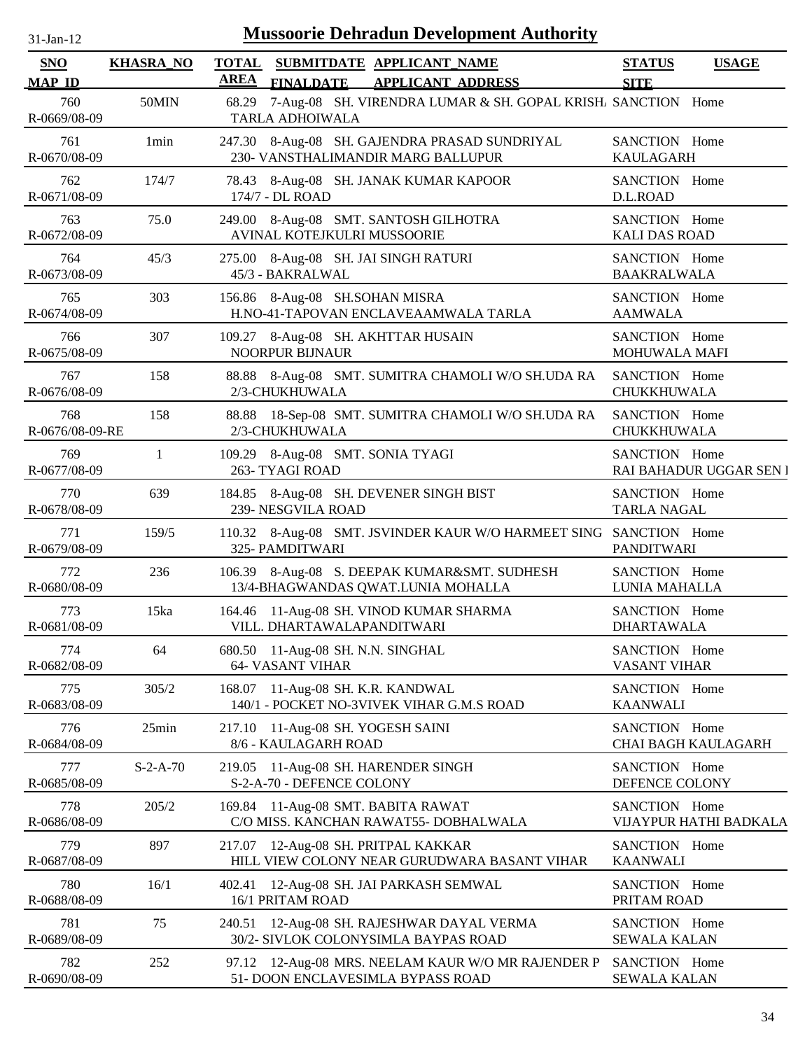# Mussoorie Dehradun Development Authority

31-Jan-12

| SNO / MAP_ID | KHASRA_NO | TOTAL AREA | SUBMITDATE / FINALDATE | APPLICANT_NAME / APPLICANT_ADDRESS | STATUS / SITE | USAGE |
|---|---|---|---|---|---|---|
| 760 / R-0669/08-09 | 50MIN | 68.29 | 7-Aug-08 | SH. VIRENDRA LUMAR & SH. GOPAL KRISH/ TARLA ADHOIWALA | SANCTION | Home |
| 761 / R-0670/08-09 | 1min | 247.30 | 8-Aug-08 | SH. GAJENDRA PRASAD SUNDRIYAL / 230- VANSTHALIMANDIR MARG BALLUPUR | SANCTION / KAULAGARH | Home |
| 762 / R-0671/08-09 | 174/7 | 78.43 | 8-Aug-08 | SH. JANAK KUMAR KAPOOR / 174/7 - DL ROAD | SANCTION / D.L.ROAD | Home |
| 763 / R-0672/08-09 | 75.0 | 249.00 | 8-Aug-08 | SMT. SANTOSH GILHOTRA / AVINAL KOTEJKULRI MUSSOORIE | SANCTION / KALI DAS ROAD | Home |
| 764 / R-0673/08-09 | 45/3 | 275.00 | 8-Aug-08 | SH. JAI SINGH RATURI / 45/3 - BAKRALWAL | SANCTION / BAAKRALWALA | Home |
| 765 / R-0674/08-09 | 303 | 156.86 | 8-Aug-08 | SH.SOHAN MISRA / H.NO-41-TAPOVAN ENCLAVEAAMWALA TARLA | SANCTION / AAMWALA | Home |
| 766 / R-0675/08-09 | 307 | 109.27 | 8-Aug-08 | SH. AKHTTAR HUSAIN / NOORPUR BIJNAUR | SANCTION / MOHUWALA MAFI | Home |
| 767 / R-0676/08-09 | 158 | 88.88 | 8-Aug-08 | SMT. SUMITRA CHAMOLI W/O SH.UDA RA / 2/3-CHUKHUWALA | SANCTION / CHUKKHUWALA | Home |
| 768 / R-0676/08-09-RE | 158 | 88.88 | 18-Sep-08 | SMT. SUMITRA CHAMOLI W/O SH.UDA RA / 2/3-CHUKHUWALA | SANCTION / CHUKKHUWALA | Home |
| 769 / R-0677/08-09 | 1 | 109.29 | 8-Aug-08 | SMT. SONIA TYAGI / 263- TYAGI ROAD | SANCTION / RAI BAHADUR UGGAR SEN I | Home |
| 770 / R-0678/08-09 | 639 | 184.85 | 8-Aug-08 | SH. DEVENER SINGH BIST / 239- NESGVILA ROAD | SANCTION / TARLA NAGAL | Home |
| 771 / R-0679/08-09 | 159/5 | 110.32 | 8-Aug-08 | SMT. JSVINDER KAUR W/O HARMEET SING / 325- PAMDITWARI | SANCTION / PANDITWARI | Home |
| 772 / R-0680/08-09 | 236 | 106.39 | 8-Aug-08 | S. DEEPAK KUMAR&SMT. SUDHESH / 13/4-BHAGWANDAS QWAT.LUNIA MOHALLA | SANCTION / LUNIA MAHALLA | Home |
| 773 / R-0681/08-09 | 15ka | 164.46 | 11-Aug-08 | SH. VINOD KUMAR SHARMA / VILL. DHARTAWALAPANDITWARI | SANCTION / DHARTAWALA | Home |
| 774 / R-0682/08-09 | 64 | 680.50 | 11-Aug-08 | SH. N.N. SINGHAL / 64- VASANT VIHAR | SANCTION / VASANT VIHAR | Home |
| 775 / R-0683/08-09 | 305/2 | 168.07 | 11-Aug-08 | SH. K.R. KANDWAL / 140/1 - POCKET NO-3VIVEK VIHAR G.M.S ROAD | SANCTION / KAANWALI | Home |
| 776 / R-0684/08-09 | 25min | 217.10 | 11-Aug-08 | SH. YOGESH SAINI / 8/6 - KAULAGARH ROAD | SANCTION / CHAI BAGH KAULAGARH | Home |
| 777 / R-0685/08-09 | S-2-A-70 | 219.05 | 11-Aug-08 | SH. HARENDER SINGH / S-2-A-70 - DEFENCE COLONY | SANCTION / DEFENCE COLONY | Home |
| 778 / R-0686/08-09 | 205/2 | 169.84 | 11-Aug-08 | SMT. BABITA RAWAT / C/O MISS. KANCHAN RAWAT55- DOBHALWALA | SANCTION / VIJAYPUR HATHI BADKALA | Home |
| 779 / R-0687/08-09 | 897 | 217.07 | 12-Aug-08 | SH. PRITPAL KAKKAR / HILL VIEW COLONY NEAR GURUDWARA BASANT VIHAR | SANCTION / KAANWALI | Home |
| 780 / R-0688/08-09 | 16/1 | 402.41 | 12-Aug-08 | SH. JAI PARKASH SEMWAL / 16/1 PRITAM ROAD | SANCTION / PRITAM ROAD | Home |
| 781 / R-0689/08-09 | 75 | 240.51 | 12-Aug-08 | SH. RAJESHWAR DAYAL VERMA / 30/2- SIVLOK COLONYSIMLA BAYPAS ROAD | SANCTION / SEWALA KALAN | Home |
| 782 / R-0690/08-09 | 252 | 97.12 | 12-Aug-08 | MRS. NEELAM KAUR W/O MR RAJENDER P / 51- DOON ENCLAVESIMLA BYPASS ROAD | SANCTION / SEWALA KALAN | Home |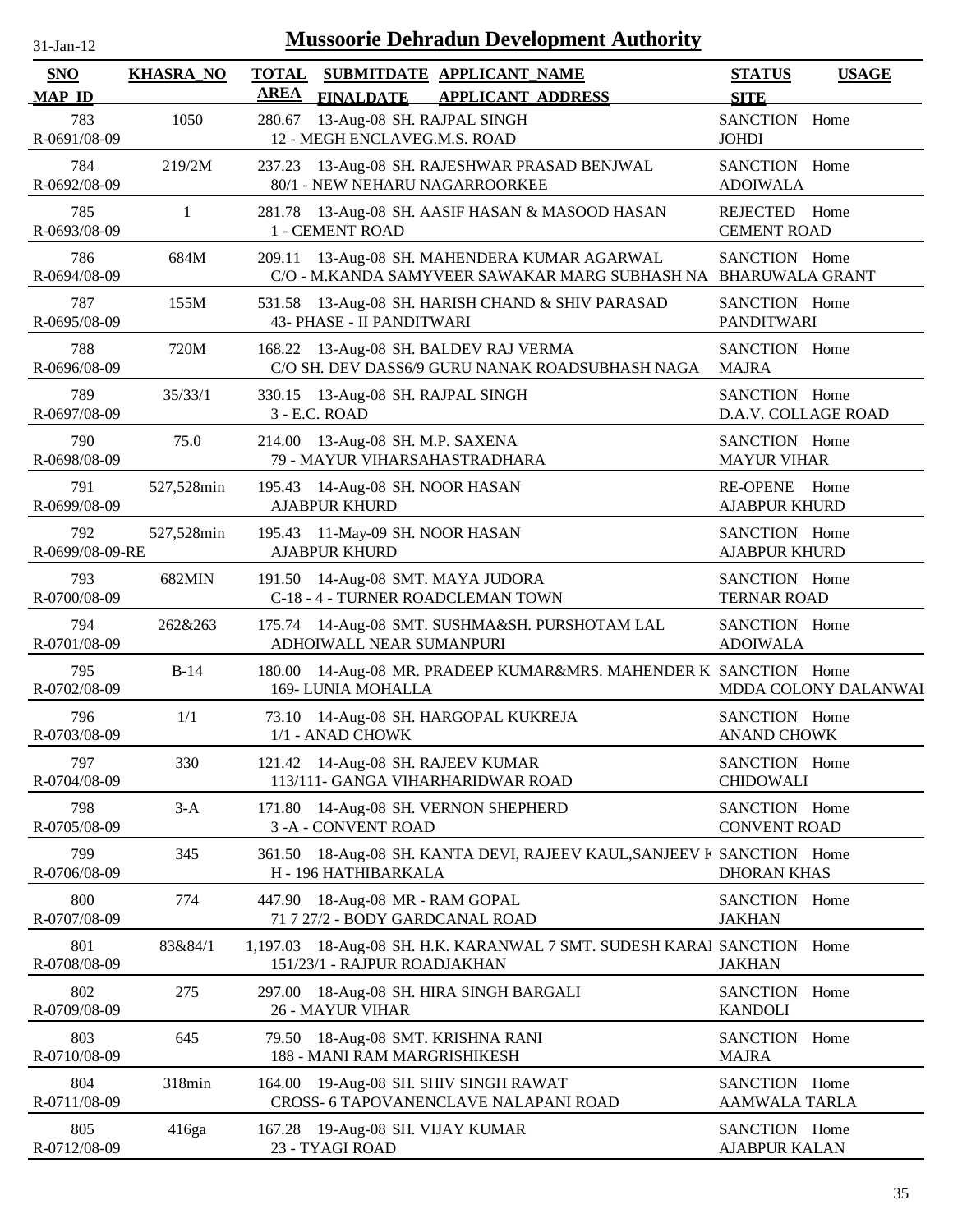# Mussoorie Dehradun Development Authority

31-Jan-12

| SNO / MAP_ID | KHASRA_NO | TOTAL AREA | SUBMITDATE / FINALDATE | APPLICANT_NAME / APPLICANT_ADDRESS | STATUS / SITE | USAGE |
|---|---|---|---|---|---|---|
| 783 / R-0691/08-09 | 1050 | 280.67 | 13-Aug-08 | SH. RAJPAL SINGH / 12 - MEGH ENCLAVEG.M.S. ROAD | SANCTION / JOHDI | Home |
| 784 / R-0692/08-09 | 219/2M | 237.23 | 13-Aug-08 | SH. RAJESHWAR PRASAD BENJWAL / 80/1 - NEW NEHARU NAGARROORKEE | SANCTION / ADOIWALA | Home |
| 785 / R-0693/08-09 | 1 | 281.78 | 13-Aug-08 | SH. AASIF HASAN & MASOOD HASAN / 1 - CEMENT ROAD | REJECTED / CEMENT ROAD | Home |
| 786 / R-0694/08-09 | 684M | 209.11 | 13-Aug-08 | SH. MAHENDERA KUMAR AGARWAL / C/O - M.KANDA SAMYVEER SAWAKAR MARG SUBHASH NA | SANCTION / BHARUWALA GRANT | Home |
| 787 / R-0695/08-09 | 155M | 531.58 | 13-Aug-08 | SH. HARISH CHAND & SHIV PARASAD / 43- PHASE - II PANDITWARI | SANCTION / PANDITWARI | Home |
| 788 / R-0696/08-09 | 720M | 168.22 | 13-Aug-08 | SH. BALDEV RAJ VERMA / C/O SH. DEV DASS6/9 GURU NANAK ROADSUBHASH NAGA | SANCTION / MAJRA | Home |
| 789 / R-0697/08-09 | 35/33/1 | 330.15 | 13-Aug-08 | SH. RAJPAL SINGH / 3 - E.C. ROAD | SANCTION / D.A.V. COLLAGE ROAD | Home |
| 790 / R-0698/08-09 | 75.0 | 214.00 | 13-Aug-08 | SH. M.P. SAXENA / 79 - MAYUR VIHARSAHASTRADHARA | SANCTION / MAYUR VIHAR | Home |
| 791 / R-0699/08-09 | 527,528min | 195.43 | 14-Aug-08 | SH. NOOR HASAN / AJABPUR KHURD | RE-OPENE / AJABPUR KHURD | Home |
| 792 / R-0699/08-09-RE | 527,528min | 195.43 | 11-May-09 | SH. NOOR HASAN / AJABPUR KHURD | SANCTION / AJABPUR KHURD | Home |
| 793 / R-0700/08-09 | 682MIN | 191.50 | 14-Aug-08 | SMT. MAYA JUDORA / C-18 - 4 - TURNER ROADCLEMAN TOWN | SANCTION / TERNAR ROAD | Home |
| 794 / R-0701/08-09 | 262&263 | 175.74 | 14-Aug-08 | SMT. SUSHMA&SH. PURSHOTAM LAL / ADHOIWALL NEAR SUMANPURI | SANCTION / ADOIWALA | Home |
| 795 / R-0702/08-09 | B-14 | 180.00 | 14-Aug-08 | MR. PRADEEP KUMAR&MRS. MAHENDER K / 169- LUNIA MOHALLA | SANCTION / MDDA COLONY DALANWAI | Home |
| 796 / R-0703/08-09 | 1/1 | 73.10 | 14-Aug-08 | SH. HARGOPAL KUKREJA / 1/1 - ANAD CHOWK | SANCTION / ANAND CHOWK | Home |
| 797 / R-0704/08-09 | 330 | 121.42 | 14-Aug-08 | SH. RAJEEV KUMAR / 113/111- GANGA VIHARHARIDWAR ROAD | SANCTION / CHIDOWALI | Home |
| 798 / R-0705/08-09 | 3-A | 171.80 | 14-Aug-08 | SH. VERNON SHEPHERD / 3 -A - CONVENT ROAD | SANCTION / CONVENT ROAD | Home |
| 799 / R-0706/08-09 | 345 | 361.50 | 18-Aug-08 | SH. KANTA DEVI, RAJEEV KAUL,SANJEEV K / H - 196 HATHIBARKALA | SANCTION / DHORAN KHAS | Home |
| 800 / R-0707/08-09 | 774 | 447.90 | 18-Aug-08 | MR - RAM GOPAL / 71 7 27/2 - BODY GARDCANAL ROAD | SANCTION / JAKHAN | Home |
| 801 / R-0708/08-09 | 83&84/1 | 1,197.03 | 18-Aug-08 | SH. H.K. KARANWAL 7 SMT. SUDESH KARAI / 151/23/1 - RAJPUR ROADJAKHAN | SANCTION / JAKHAN | Home |
| 802 / R-0709/08-09 | 275 | 297.00 | 18-Aug-08 | SH. HIRA SINGH BARGALI / 26 - MAYUR VIHAR | SANCTION / KANDOLI | Home |
| 803 / R-0710/08-09 | 645 | 79.50 | 18-Aug-08 | SMT. KRISHNA RANI / 188 - MANI RAM MARGRISHIKESH | SANCTION / MAJRA | Home |
| 804 / R-0711/08-09 | 318min | 164.00 | 19-Aug-08 | SH. SHIV SINGH RAWAT / CROSS- 6 TAPOVANENCLAVE NALAPANI ROAD | SANCTION / AAMWALA TARLA | Home |
| 805 / R-0712/08-09 | 416ga | 167.28 | 19-Aug-08 | SH. VIJAY KUMAR / 23 - TYAGI ROAD | SANCTION / AJABPUR KALAN | Home |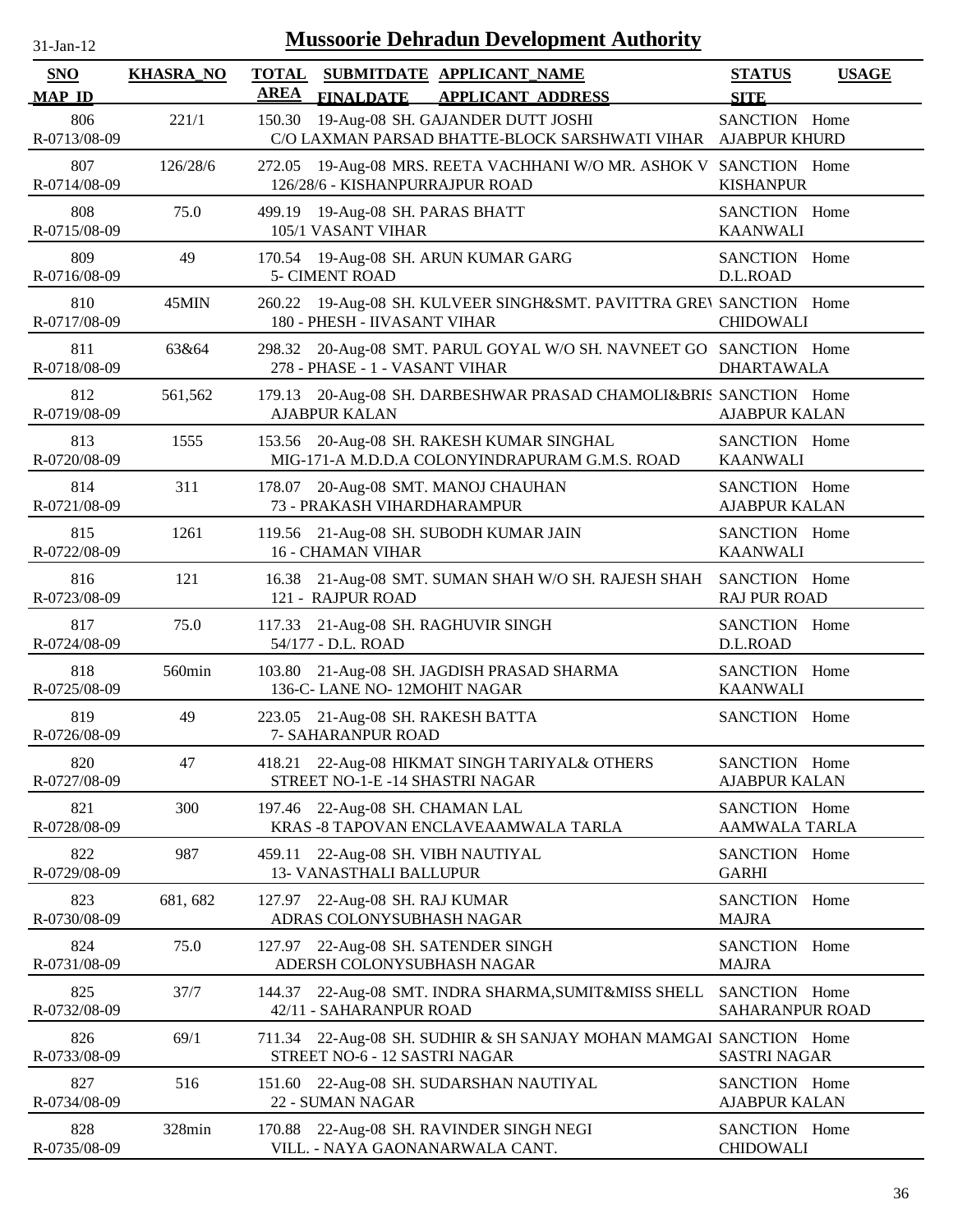# Mussoorie Dehradun Development Authority

31-Jan-12

| SNO / MAP_ID | KHASRA_NO | TOTAL AREA | SUBMITDATE / FINALDATE | APPLICANT_NAME / APPLICANT_ADDRESS | STATUS / SITE | USAGE |
|---|---|---|---|---|---|---|
| 806 R-0713/08-09 | 221/1 | 150.30 | 19-Aug-08 | SH. GAJANDER DUTT JOSHI C/O LAXMAN PARSAD BHATTE-BLOCK SARSHWATI VIHAR | SANCTION AJABPUR KHURD | Home |
| 807 R-0714/08-09 | 126/28/6 | 272.05 | 19-Aug-08 | MRS. REETA VACHHANI W/O MR. ASHOK V 126/28/6 - KISHANPURRAJPUR ROAD | SANCTION KISHANPUR | Home |
| 808 R-0715/08-09 | 75.0 | 499.19 | 19-Aug-08 | SH. PARAS BHATT 105/1 VASANT VIHAR | SANCTION KAANWALI | Home |
| 809 R-0716/08-09 | 49 | 170.54 | 19-Aug-08 | SH. ARUN KUMAR GARG 5- CIMENT ROAD | SANCTION D.L.ROAD | Home |
| 810 R-0717/08-09 | 45MIN | 260.22 | 19-Aug-08 | SH. KULVEER SINGH&SMT. PAVITTRA GREV 180 - PHESH - IIVASANT VIHAR | SANCTION CHIDOWALI | Home |
| 811 R-0718/08-09 | 63&64 | 298.32 | 20-Aug-08 | SMT. PARUL GOYAL W/O SH. NAVNEET GO 278 - PHASE - 1 - VASANT VIHAR | SANCTION DHARTAWALA | Home |
| 812 R-0719/08-09 | 561,562 | 179.13 | 20-Aug-08 | SH. DARBESHWAR PRASAD CHAMOLI&BRIS AJABPUR KALAN | SANCTION AJABPUR KALAN | Home |
| 813 R-0720/08-09 | 1555 | 153.56 | 20-Aug-08 | SH. RAKESH KUMAR SINGHAL MIG-171-A M.D.D.A COLONYINDRAPURAM G.M.S. ROAD | SANCTION KAANWALI | Home |
| 814 R-0721/08-09 | 311 | 178.07 | 20-Aug-08 | SMT. MANOJ CHAUHAN 73 - PRAKASH VIHARDHARAMPUR | SANCTION AJABPUR KALAN | Home |
| 815 R-0722/08-09 | 1261 | 119.56 | 21-Aug-08 | SH. SUBODH KUMAR JAIN 16 - CHAMAN VIHAR | SANCTION KAANWALI | Home |
| 816 R-0723/08-09 | 121 | 16.38 | 21-Aug-08 | SMT. SUMAN SHAH W/O SH. RAJESH SHAH 121 - RAJPUR ROAD | SANCTION RAJ PUR ROAD | Home |
| 817 R-0724/08-09 | 75.0 | 117.33 | 21-Aug-08 | SH. RAGHUVIR SINGH 54/177 - D.L. ROAD | SANCTION D.L.ROAD | Home |
| 818 R-0725/08-09 | 560min | 103.80 | 21-Aug-08 | SH. JAGDISH PRASAD SHARMA 136-C- LANE NO- 12MOHIT NAGAR | SANCTION KAANWALI | Home |
| 819 R-0726/08-09 | 49 | 223.05 | 21-Aug-08 | SH. RAKESH BATTA 7- SAHARANPUR ROAD | SANCTION | Home |
| 820 R-0727/08-09 | 47 | 418.21 | 22-Aug-08 | HIKMAT SINGH TARIYAL& OTHERS STREET NO-1-E -14 SHASTRI NAGAR | SANCTION AJABPUR KALAN | Home |
| 821 R-0728/08-09 | 300 | 197.46 | 22-Aug-08 | SH. CHAMAN LAL KRAS -8 TAPOVAN ENCLAVEAAMWALA TARLA | SANCTION AAMWALA TARLA | Home |
| 822 R-0729/08-09 | 987 | 459.11 | 22-Aug-08 | SH. VIBH NAUTIYAL 13- VANASTHALI BALLUPUR | SANCTION GARHI | Home |
| 823 R-0730/08-09 | 681, 682 | 127.97 | 22-Aug-08 | SH. RAJ KUMAR ADRAS COLONYSUBHASH NAGAR | SANCTION MAJRA | Home |
| 824 R-0731/08-09 | 75.0 | 127.97 | 22-Aug-08 | SH. SATENDER SINGH ADERSH COLONYSUBHASH NAGAR | SANCTION MAJRA | Home |
| 825 R-0732/08-09 | 37/7 | 144.37 | 22-Aug-08 | SMT. INDRA SHARMA,SUMIT&MISS SHELL 42/11 - SAHARANPUR ROAD | SANCTION SAHARANPUR ROAD | Home |
| 826 R-0733/08-09 | 69/1 | 711.34 | 22-Aug-08 | SH. SUDHIR & SH SANJAY MOHAN MAMGAI STREET NO-6 - 12 SASTRI NAGAR | SANCTION SASTRI NAGAR | Home |
| 827 R-0734/08-09 | 516 | 151.60 | 22-Aug-08 | SH. SUDARSHAN NAUTIYAL 22 - SUMAN NAGAR | SANCTION AJABPUR KALAN | Home |
| 828 R-0735/08-09 | 328min | 170.88 | 22-Aug-08 | SH. RAVINDER SINGH NEGI VILL. - NAYA GAONANARWALA CANT. | SANCTION CHIDOWALI | Home |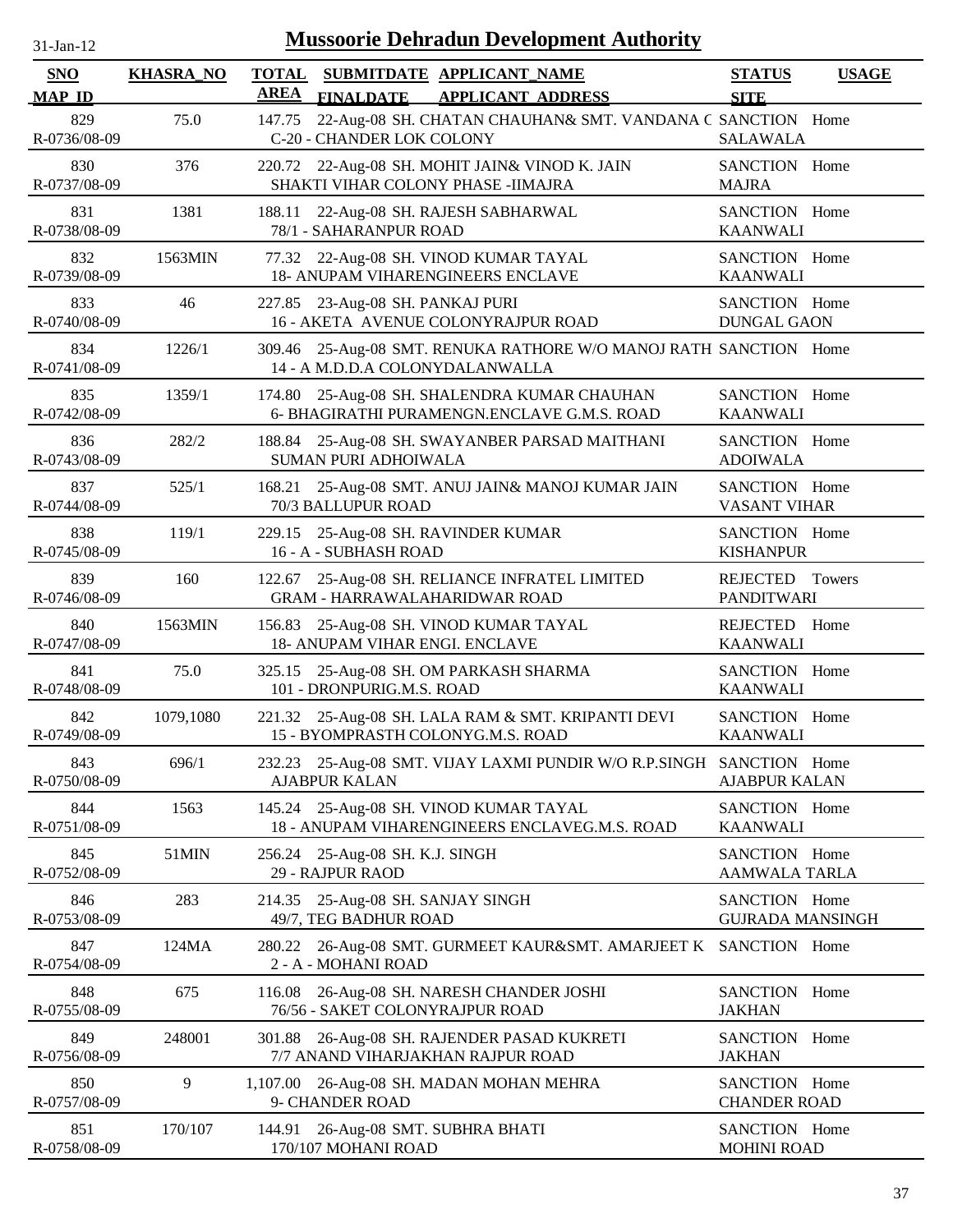# Mussoorie Dehradun Development Authority

31-Jan-12

| SNO / MAP_ID | KHASRA_NO | TOTAL AREA | SUBMITDATE / FINALDATE | APPLICANT_NAME / APPLICANT_ADDRESS | STATUS / SITE | USAGE |
|---|---|---|---|---|---|---|
| 829 / R-0736/08-09 | 75.0 | 147.75 | 22-Aug-08 | SH. CHATAN CHAUHAN& SMT. VANDANA C / C-20 - CHANDER LOK COLONY | SANCTION / SALAWALA | Home |
| 830 / R-0737/08-09 | 376 | 220.72 | 22-Aug-08 | SH. MOHIT JAIN& VINOD K. JAIN / SHAKTI VIHAR COLONY PHASE -IIMAJRA | SANCTION / MAJRA | Home |
| 831 / R-0738/08-09 | 1381 | 188.11 | 22-Aug-08 | SH. RAJESH SABHARWAL / 78/1 - SAHARANPUR ROAD | SANCTION / KAANWALI | Home |
| 832 / R-0739/08-09 | 1563MIN | 77.32 | 22-Aug-08 | SH. VINOD KUMAR TAYAL / 18- ANUPAM VIHARENGINEERS ENCLAVE | SANCTION / KAANWALI | Home |
| 833 / R-0740/08-09 | 46 | 227.85 | 23-Aug-08 | SH. PANKAJ PURI / 16 - AKETA AVENUE COLONYRAJPUR ROAD | SANCTION / DUNGAL GAON | Home |
| 834 / R-0741/08-09 | 1226/1 | 309.46 | 25-Aug-08 | SMT. RENUKA RATHORE W/O MANOJ RATH / 14 - A M.D.D.A COLONYDALANWALLA | SANCTION | Home |
| 835 / R-0742/08-09 | 1359/1 | 174.80 | 25-Aug-08 | SH. SHALENDRA KUMAR CHAUHAN / 6- BHAGIRATHI PURAMENGN.ENCLAVE G.M.S. ROAD | SANCTION / KAANWALI | Home |
| 836 / R-0743/08-09 | 282/2 | 188.84 | 25-Aug-08 | SH. SWAYANBER PARSAD MAITHANI / SUMAN PURI ADHOIWALA | SANCTION / ADOIWALA | Home |
| 837 / R-0744/08-09 | 525/1 | 168.21 | 25-Aug-08 | SMT. ANUJ JAIN& MANOJ KUMAR JAIN / 70/3 BALLUPUR ROAD | SANCTION / VASANT VIHAR | Home |
| 838 / R-0745/08-09 | 119/1 | 229.15 | 25-Aug-08 | SH. RAVINDER KUMAR / 16 - A - SUBHASH ROAD | SANCTION / KISHANPUR | Home |
| 839 / R-0746/08-09 | 160 | 122.67 | 25-Aug-08 | SH. RELIANCE INFRATEL LIMITED / GRAM - HARRAWALAHARIDWAR ROAD | REJECTED / PANDITWARI | Towers |
| 840 / R-0747/08-09 | 1563MIN | 156.83 | 25-Aug-08 | SH. VINOD KUMAR TAYAL / 18- ANUPAM VIHAR ENGI. ENCLAVE | REJECTED / KAANWALI | Home |
| 841 / R-0748/08-09 | 75.0 | 325.15 | 25-Aug-08 | SH. OM PARKASH SHARMA / 101 - DRONPURIG.M.S. ROAD | SANCTION / KAANWALI | Home |
| 842 / R-0749/08-09 | 1079,1080 | 221.32 | 25-Aug-08 | SH. LALA RAM & SMT. KRIPANTI DEVI / 15 - BYOMPRASTH COLONYG.M.S. ROAD | SANCTION / KAANWALI | Home |
| 843 / R-0750/08-09 | 696/1 | 232.23 | 25-Aug-08 | SMT. VIJAY LAXMI PUNDIR W/O R.P.SINGH / AJABPUR KALAN | SANCTION / AJABPUR KALAN | Home |
| 844 / R-0751/08-09 | 1563 | 145.24 | 25-Aug-08 | SH. VINOD KUMAR TAYAL / 18 - ANUPAM VIHARENGINEERS ENCLAVEG.M.S. ROAD | SANCTION / KAANWALI | Home |
| 845 / R-0752/08-09 | 51MIN | 256.24 | 25-Aug-08 | SH. K.J. SINGH / 29 - RAJPUR RAOD | SANCTION / AAMWALA TARLA | Home |
| 846 / R-0753/08-09 | 283 | 214.35 | 25-Aug-08 | SH. SANJAY SINGH / 49/7, TEG BADHUR ROAD | SANCTION / GUJRADA MANSINGH | Home |
| 847 / R-0754/08-09 | 124MA | 280.22 | 26-Aug-08 | SMT. GURMEET KAUR&SMT. AMARJEET K / 2 - A - MOHANI ROAD | SANCTION | Home |
| 848 / R-0755/08-09 | 675 | 116.08 | 26-Aug-08 | SH. NARESH CHANDER JOSHI / 76/56 - SAKET COLONYRAJPUR ROAD | SANCTION / JAKHAN | Home |
| 849 / R-0756/08-09 | 248001 | 301.88 | 26-Aug-08 | SH. RAJENDER PASAD KUKRETI / 7/7 ANAND VIHARJAKHAN RAJPUR ROAD | SANCTION / JAKHAN | Home |
| 850 / R-0757/08-09 | 9 | 1,107.00 | 26-Aug-08 | SH. MADAN MOHAN MEHRA / 9- CHANDER ROAD | SANCTION / CHANDER ROAD | Home |
| 851 / R-0758/08-09 | 170/107 | 144.91 | 26-Aug-08 | SMT. SUBHRA BHATI / 170/107 MOHANI ROAD | SANCTION / MOHINI ROAD | Home |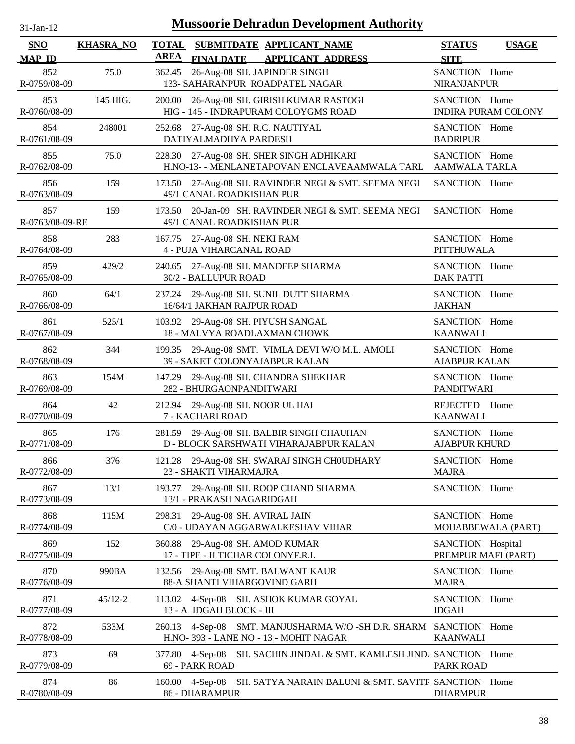# Mussoorie Dehradun Development Authority

| SNO / MAP_ID | KHASRA_NO | TOTAL AREA | SUBMITDATE / FINALDATE | APPLICANT_NAME / APPLICANT_ADDRESS | STATUS / SITE | USAGE |
|---|---|---|---|---|---|---|
| 852 / R-0759/08-09 | 75.0 | 362.45 | 26-Aug-08 | SH. JAPINDER SINGH / 133- SAHARANPUR ROADPATEL NAGAR | SANCTION / NIRANJANPUR | Home |
| 853 / R-0760/08-09 | 145 HIG. | 200.00 | 26-Aug-08 | SH. GIRISH KUMAR RASTOGI / HIG - 145 - INDRAPURAM COLOYGMS ROAD | SANCTION / INDIRA PURAM COLONY | Home |
| 854 / R-0761/08-09 | 248001 | 252.68 | 27-Aug-08 | SH. R.C. NAUTIYAL / DATIYALMADHYA PARDESH | SANCTION / BADRIPUR | Home |
| 855 / R-0762/08-09 | 75.0 | 228.30 | 27-Aug-08 | SH. SHER SINGH ADHIKARI / H.NO-13- - MENLANETAPOVAN ENCLAVEAAMWALA TARL | SANCTION / AAMWALA TARLA | Home |
| 856 / R-0763/08-09 | 159 | 173.50 | 27-Aug-08 | SH. RAVINDER NEGI & SMT. SEEMA NEGI / 49/1 CANAL ROADKISHAN PUR | SANCTION | Home |
| 857 / R-0763/08-09-RE | 159 | 173.50 | 20-Jan-09 | SH. RAVINDER NEGI & SMT. SEEMA NEGI / 49/1 CANAL ROADKISHAN PUR | SANCTION | Home |
| 858 / R-0764/08-09 | 283 | 167.75 | 27-Aug-08 | SH. NEKI RAM / 4 - PUJA VIHARCANAL ROAD | SANCTION / PITTHUWALA | Home |
| 859 / R-0765/08-09 | 429/2 | 240.65 | 27-Aug-08 | SH. MANDEEP SHARMA / 30/2 - BALLUPUR ROAD | SANCTION / DAK PATTI | Home |
| 860 / R-0766/08-09 | 64/1 | 237.24 | 29-Aug-08 | SH. SUNIL DUTT SHARMA / 16/64/1 JAKHAN RAJPUR ROAD | SANCTION / JAKHAN | Home |
| 861 / R-0767/08-09 | 525/1 | 103.92 | 29-Aug-08 | SH. PIYUSH SANGAL / 18 - MALVYA ROADLAXMAN CHOWK | SANCTION / KAANWALI | Home |
| 862 / R-0768/08-09 | 344 | 199.35 | 29-Aug-08 | SMT. VIMLA DEVI W/O M.L. AMOLI / 39 - SAKET COLONYAJABPUR KALAN | SANCTION / AJABPUR KALAN | Home |
| 863 / R-0769/08-09 | 154M | 147.29 | 29-Aug-08 | SH. CHANDRA SHEKHAR / 282 - BHURGAONPANDITWARI | SANCTION / PANDITWARI | Home |
| 864 / R-0770/08-09 | 42 | 212.94 | 29-Aug-08 | SH. NOOR UL HAI / 7 - KACHARI ROAD | REJECTED / KAANWALI | Home |
| 865 / R-0771/08-09 | 176 | 281.59 | 29-Aug-08 | SH. BALBIR SINGH CHAUHAN / D - BLOCK SARSHWATI VIHARAJABPUR KALAN | SANCTION / AJABPUR KHURD | Home |
| 866 / R-0772/08-09 | 376 | 121.28 | 29-Aug-08 | SH. SWARAJ SINGH CH0UDHARY / 23 - SHAKTI VIHARMAJRA | SANCTION / MAJRA | Home |
| 867 / R-0773/08-09 | 13/1 | 193.77 | 29-Aug-08 | SH. ROOP CHAND SHARMA / 13/1 - PRAKASH NAGARIDGAH | SANCTION | Home |
| 868 / R-0774/08-09 | 115M | 298.31 | 29-Aug-08 | SH. AVIRAL JAIN / C/0 - UDAYAN AGGARWALKESHAV VIHAR | SANCTION / MOHABBEWALA (PART) | Home |
| 869 / R-0775/08-09 | 152 | 360.88 | 29-Aug-08 | SH. AMOD KUMAR / 17 - TIPE - II TICHAR COLONYF.R.I. | SANCTION / PREMPUR MAFI (PART) | Hospital |
| 870 / R-0776/08-09 | 990BA | 132.56 | 29-Aug-08 | SMT. BALWANT KAUR / 88-A SHANTI VIHARGOVIND GARH | SANCTION / MAJRA | Home |
| 871 / R-0777/08-09 | 45/12-2 | 113.02 | 4-Sep-08 | SH. ASHOK KUMAR GOYAL / 13 - A IDGAH BLOCK - III | SANCTION / IDGAH | Home |
| 872 / R-0778/08-09 | 533M | 260.13 | 4-Sep-08 | SMT. MANJUSHARMA W/O -SH D.R. SHARM / H.NO- 393 - LANE NO - 13 - MOHIT NAGAR | SANCTION / KAANWALI | Home |
| 873 / R-0779/08-09 | 69 | 377.80 | 4-Sep-08 | SH. SACHIN JINDAL & SMT. KAMLESH JIND/ / 69 - PARK ROAD | SANCTION / PARK ROAD | Home |
| 874 / R-0780/08-09 | 86 | 160.00 | 4-Sep-08 | SH. SATYA NARAIN BALUNI & SMT. SAVITR / 86 - DHARAMPUR | SANCTION / DHARMPUR | Home |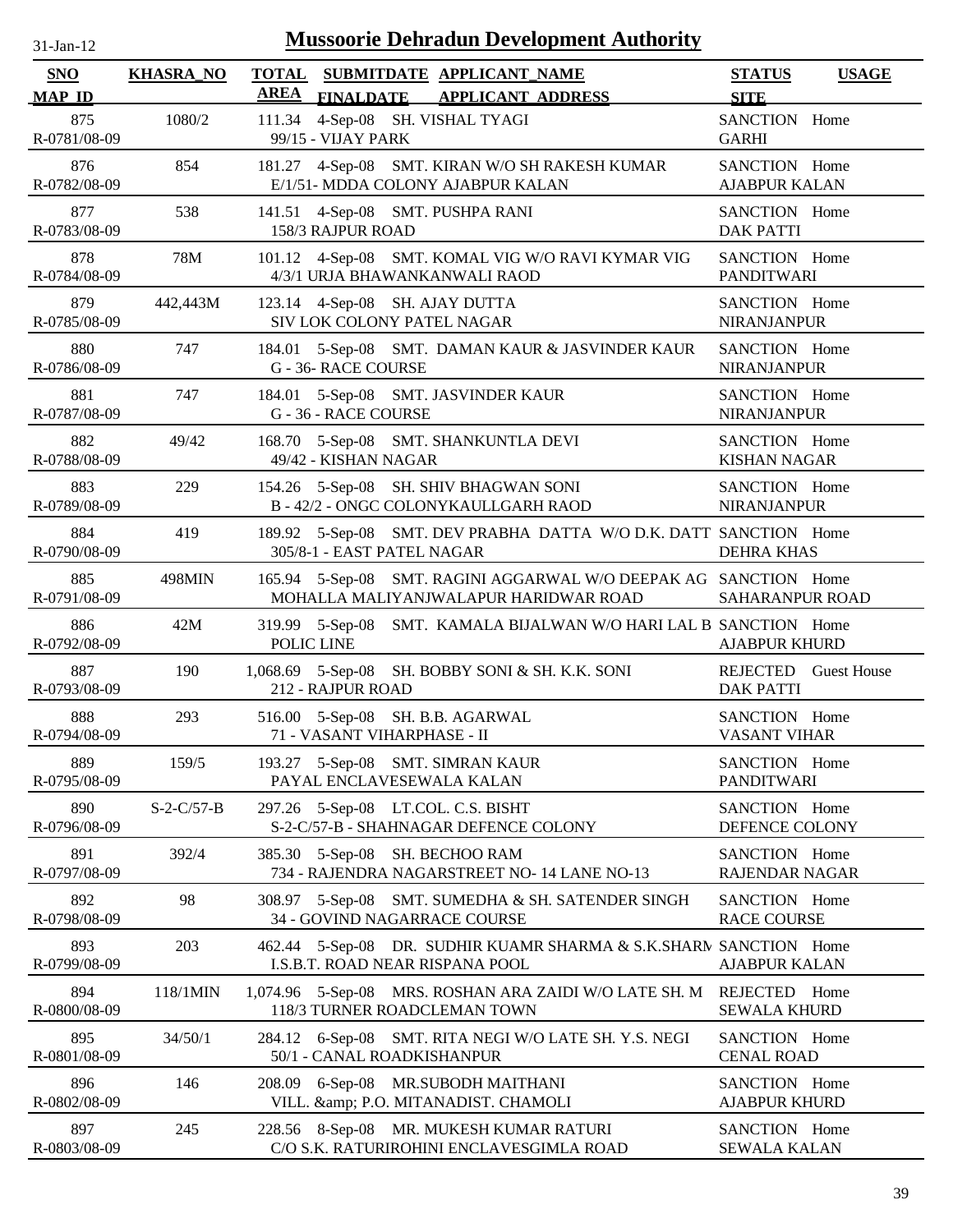# Mussoorie Dehradun Development Authority

31-Jan-12

| SNO / MAP_ID | KHASRA_NO | TOTAL AREA | SUBMITDATE / FINALDATE | APPLICANT_NAME / APPLICANT_ADDRESS | STATUS / SITE | USAGE |
|---|---|---|---|---|---|---|
| 875 / R-0781/08-09 | 1080/2 | 111.34 | 4-Sep-08 | SH. VISHAL TYAGI / 99/15 - VIJAY PARK | SANCTION / GARHI | Home |
| 876 / R-0782/08-09 | 854 | 181.27 | 4-Sep-08 | SMT. KIRAN W/O SH RAKESH KUMAR / E/1/51- MDDA COLONY AJABPUR KALAN | SANCTION / AJABPUR KALAN | Home |
| 877 / R-0783/08-09 | 538 | 141.51 | 4-Sep-08 | SMT. PUSHPA RANI / 158/3 RAJPUR ROAD | SANCTION / DAK PATTI | Home |
| 878 / R-0784/08-09 | 78M | 101.12 | 4-Sep-08 | SMT. KOMAL VIG W/O RAVI KYMAR VIG / 4/3/1 URJA BHAWANKANWALI RAOD | SANCTION / PANDITWARI | Home |
| 879 / R-0785/08-09 | 442,443M | 123.14 | 4-Sep-08 | SH. AJAY DUTTA / SIV LOK COLONY PATEL NAGAR | SANCTION / NIRANJANPUR | Home |
| 880 / R-0786/08-09 | 747 | 184.01 | 5-Sep-08 | SMT. DAMAN KAUR & JASVINDER KAUR / G - 36- RACE COURSE | SANCTION / NIRANJANPUR | Home |
| 881 / R-0787/08-09 | 747 | 184.01 | 5-Sep-08 | SMT. JASVINDER KAUR / G - 36 - RACE COURSE | SANCTION / NIRANJANPUR | Home |
| 882 / R-0788/08-09 | 49/42 | 168.70 | 5-Sep-08 | SMT. SHANKUNTLA DEVI / 49/42 - KISHAN NAGAR | SANCTION / KISHAN NAGAR | Home |
| 883 / R-0789/08-09 | 229 | 154.26 | 5-Sep-08 | SH. SHIV BHAGWAN SONI / B - 42/2 - ONGC COLONYKAULLGARH RAOD | SANCTION / NIRANJANPUR | Home |
| 884 / R-0790/08-09 | 419 | 189.92 | 5-Sep-08 | SMT. DEV PRABHA DATTA W/O D.K. DATT / 305/8-1 - EAST PATEL NAGAR | SANCTION / DEHRA KHAS | Home |
| 885 / R-0791/08-09 | 498MIN | 165.94 | 5-Sep-08 | SMT. RAGINI AGGARWAL W/O DEEPAK AG / MOHALLA MALIYANJWALAPUR HARIDWAR ROAD | SANCTION / SAHARANPUR ROAD | Home |
| 886 / R-0792/08-09 | 42M | 319.99 | 5-Sep-08 | SMT. KAMALA BIJALWAN W/O HARI LAL B / POLIC LINE | SANCTION / AJABPUR KHURD | Home |
| 887 / R-0793/08-09 | 190 | 1,068.69 | 5-Sep-08 | SH. BOBBY SONI & SH. K.K. SONI / 212 - RAJPUR ROAD | REJECTED / DAK PATTI | Guest House |
| 888 / R-0794/08-09 | 293 | 516.00 | 5-Sep-08 | SH. B.B. AGARWAL / 71 - VASANT VIHARPHASE - II | SANCTION / VASANT VIHAR | Home |
| 889 / R-0795/08-09 | 159/5 | 193.27 | 5-Sep-08 | SMT. SIMRAN KAUR / PAYAL ENCLAVESEWALA KALAN | SANCTION / PANDITWARI | Home |
| 890 / R-0796/08-09 | S-2-C/57-B | 297.26 | 5-Sep-08 | LT.COL. C.S. BISHT / S-2-C/57-B - SHAHNAGAR DEFENCE COLONY | SANCTION / DEFENCE COLONY | Home |
| 891 / R-0797/08-09 | 392/4 | 385.30 | 5-Sep-08 | SH. BECHOO RAM / 734 - RAJENDRA NAGARSTREET NO- 14 LANE NO-13 | SANCTION / RAJENDAR NAGAR | Home |
| 892 / R-0798/08-09 | 98 | 308.97 | 5-Sep-08 | SMT. SUMEDHA & SH. SATENDER SINGH / 34 - GOVIND NAGARRACE COURSE | SANCTION / RACE COURSE | Home |
| 893 / R-0799/08-09 | 203 | 462.44 | 5-Sep-08 | DR. SUDHIR KUAMR SHARMA & S.K.SHARM / I.S.B.T. ROAD NEAR RISPANA POOL | SANCTION / AJABPUR KALAN | Home |
| 894 / R-0800/08-09 | 118/1MIN | 1,074.96 | 5-Sep-08 | MRS. ROSHAN ARA ZAIDI W/O LATE SH. M / 118/3 TURNER ROADCLEMAN TOWN | REJECTED / SEWALA KHURD | Home |
| 895 / R-0801/08-09 | 34/50/1 | 284.12 | 6-Sep-08 | SMT. RITA NEGI W/O LATE SH. Y.S. NEGI / 50/1 - CANAL ROADKISHANPUR | SANCTION / CENAL ROAD | Home |
| 896 / R-0802/08-09 | 146 | 208.09 | 6-Sep-08 | MR.SUBODH MAITHANI / VILL. &amp; P.O. MITANADIST. CHAMOLI | SANCTION / AJABPUR KHURD | Home |
| 897 / R-0803/08-09 | 245 | 228.56 | 8-Sep-08 | MR. MUKESH KUMAR RATURI / C/O S.K. RATURIROHINI ENCLAVESGIMLA ROAD | SANCTION / SEWALA KALAN | Home |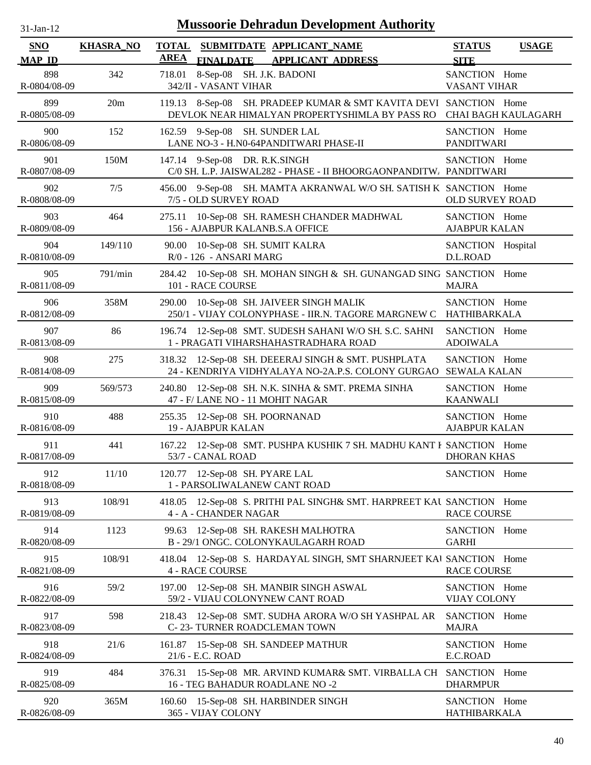# Mussoorie Dehradun Development Authority

31-Jan-12

| SNO / MAP_ID | KHASRA_NO | TOTAL AREA | SUBMITDATE / FINALDATE | APPLICANT_NAME / APPLICANT_ADDRESS | STATUS / SITE | USAGE |
|---|---|---|---|---|---|---|
| 898 / R-0804/08-09 | 342 | 718.01 | 8-Sep-08 | SH. J.K. BADONI / 342/II - VASANT VIHAR | SANCTION / VASANT VIHAR | Home |
| 899 / R-0805/08-09 | 20m | 119.13 | 8-Sep-08 | SH. PRADEEP KUMAR & SMT KAVITA DEVI / DEVLOK NEAR HIMALYAN PROPERTYSHIMLA BY PASS RO | SANCTION / CHAI BAGH KAULAGARH | Home |
| 900 / R-0806/08-09 | 152 | 162.59 | 9-Sep-08 | SH. SUNDER LAL / LANE NO-3 - H.N0-64PANDITWARI PHASE-II | SANCTION / PANDITWARI | Home |
| 901 / R-0807/08-09 | 150M | 147.14 | 9-Sep-08 | DR. R.K.SINGH / C/0 SH. L.P. JAISWAL282 - PHASE - II BHOORGAONPANDITW. | SANCTION / PANDITWARI | Home |
| 902 / R-0808/08-09 | 7/5 | 456.00 | 9-Sep-08 | SH. MAMTA AKRANWAL W/O SH. SATISH K / 7/5 - OLD SURVEY ROAD | SANCTION / OLD SURVEY ROAD | Home |
| 903 / R-0809/08-09 | 464 | 275.11 | 10-Sep-08 | SH. RAMESH CHANDER MADHWAL / 156 - AJABPUR KALANB.S.A OFFICE | SANCTION / AJABPUR KALAN | Home |
| 904 / R-0810/08-09 | 149/110 | 90.00 | 10-Sep-08 | SH. SUMIT KALRA / R/0 - 126 - ANSARI MARG | SANCTION / D.L.ROAD | Hospital |
| 905 / R-0811/08-09 | 791/min | 284.42 | 10-Sep-08 | SH. MOHAN SINGH & SH. GUNANGAD SING / 101 - RACE COURSE | SANCTION / MAJRA | Home |
| 906 / R-0812/08-09 | 358M | 290.00 | 10-Sep-08 | SH. JAIVEER SINGH MALIK / 250/1 - VIJAY COLONYPHASE - IIR.N. TAGORE MARGNEW C | SANCTION / HATHIBARKALA | Home |
| 907 / R-0813/08-09 | 86 | 196.74 | 12-Sep-08 | SMT. SUDESH SAHANI W/O SH. S.C. SAHNI / 1 - PRAGATI VIHARSHAHASTRADHARA ROAD | SANCTION / ADOIWALA | Home |
| 908 / R-0814/08-09 | 275 | 318.32 | 12-Sep-08 | SH. DEEERAJ SINGH & SMT. PUSHPLATA / 24 - KENDRIYA VIDHYALAYA NO-2A.P.S. COLONY GURGAO | SANCTION / SEWALA KALAN | Home |
| 909 / R-0815/08-09 | 569/573 | 240.80 | 12-Sep-08 | SH. N.K. SINHA & SMT. PREMA SINHA / 47 - F/ LANE NO - 11 MOHIT NAGAR | SANCTION / KAANWALI | Home |
| 910 / R-0816/08-09 | 488 | 255.35 | 12-Sep-08 | SH. POORNANAD / 19 - AJABPUR KALAN | SANCTION / AJABPUR KALAN | Home |
| 911 / R-0817/08-09 | 441 | 167.22 | 12-Sep-08 | SMT. PUSHPA KUSHIK 7 SH. MADHU KANT I / 53/7 - CANAL ROAD | SANCTION / DHORAN KHAS | Home |
| 912 / R-0818/08-09 | 11/10 | 120.77 | 12-Sep-08 | SH. PYARE LAL / 1 - PARSOLIWALANEW CANT ROAD | SANCTION | Home |
| 913 / R-0819/08-09 | 108/91 | 418.05 | 12-Sep-08 | S. PRITHI PAL SINGH& SMT. HARPREET KAU / 4 - A - CHANDER NAGAR | SANCTION / RACE COURSE | Home |
| 914 / R-0820/08-09 | 1123 | 99.63 | 12-Sep-08 | SH. RAKESH MALHOTRA / B - 29/1 ONGC. COLONYKAULAGARH ROAD | SANCTION / GARHI | Home |
| 915 / R-0821/08-09 | 108/91 | 418.04 | 12-Sep-08 | S. HARDAYAL SINGH, SMT SHARNJEET KAU / 4 - RACE COURSE | SANCTION / RACE COURSE | Home |
| 916 / R-0822/08-09 | 59/2 | 197.00 | 12-Sep-08 | SH. MANBIR SINGH ASWAL / 59/2 - VIJAU COLONYNEW CANT ROAD | SANCTION / VIJAY COLONY | Home |
| 917 / R-0823/08-09 | 598 | 218.43 | 12-Sep-08 | SMT. SUDHA ARORA W/O SH YASHPAL AR / C- 23- TURNER ROADCLEMAN TOWN | SANCTION / MAJRA | Home |
| 918 / R-0824/08-09 | 21/6 | 161.87 | 15-Sep-08 | SH. SANDEEP MATHUR / 21/6 - E.C. ROAD | SANCTION / E.C.ROAD | Home |
| 919 / R-0825/08-09 | 484 | 376.31 | 15-Sep-08 | MR. ARVIND KUMAR& SMT. VIRBALLA CH / 16 - TEG BAHADUR ROADLANE NO -2 | SANCTION / DHARMPUR | Home |
| 920 / R-0826/08-09 | 365M | 160.60 | 15-Sep-08 | SH. HARBINDER SINGH / 365 - VIJAY COLONY | SANCTION / HATHIBARKALA | Home |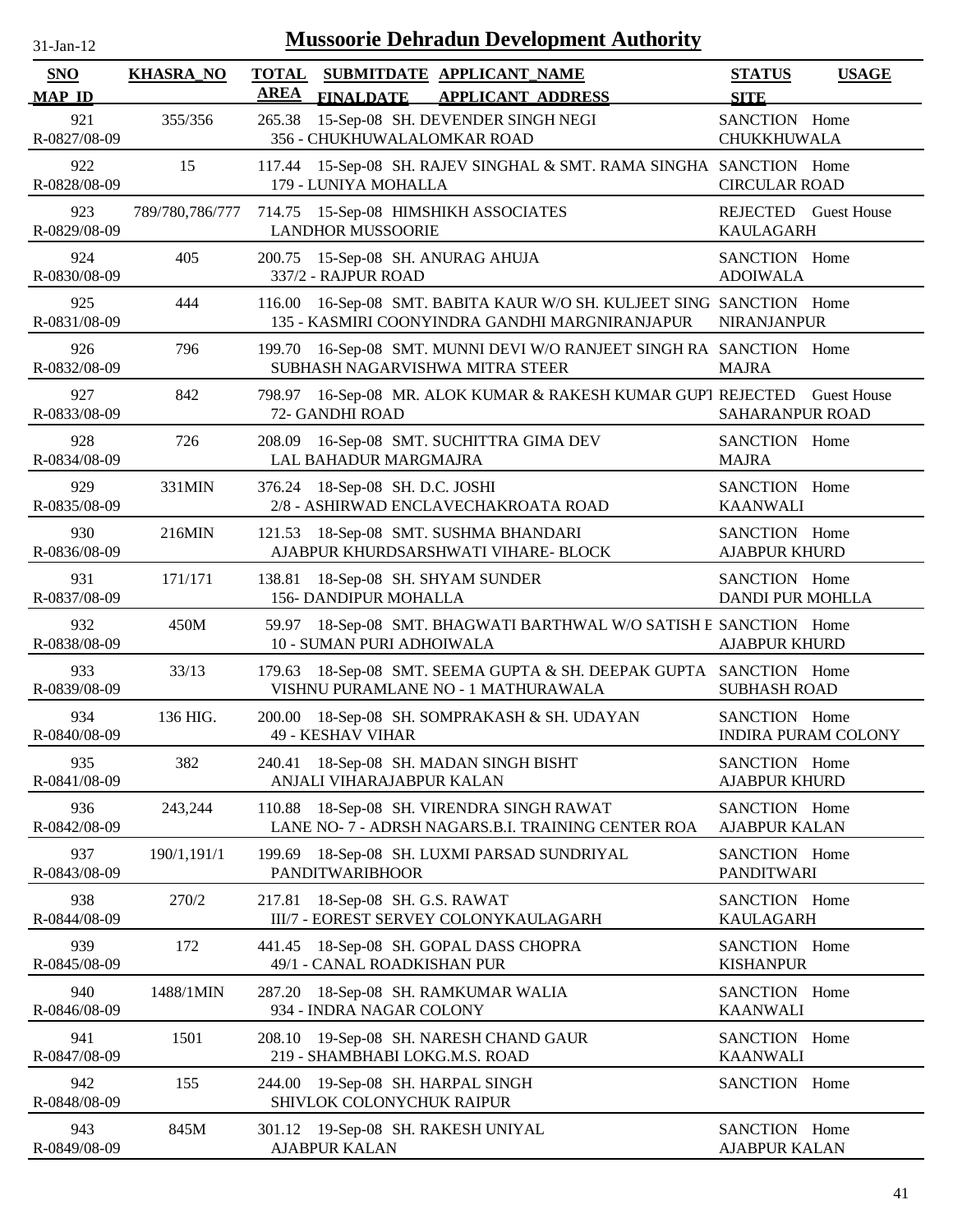# Mussoorie Dehradun Development Authority

31-Jan-12

| SNO / MAP_ID | KHASRA_NO | TOTAL AREA | SUBMITDATE / FINALDATE | APPLICANT_NAME / APPLICANT ADDRESS | STATUS / SITE | USAGE |
|---|---|---|---|---|---|---|
| 921 / R-0827/08-09 | 355/356 | 265.38 | 15-Sep-08 | SH. DEVENDER SINGH NEGI / 356 - CHUKHUWALALOMKAR ROAD | SANCTION / CHUKKHUWALA | Home |
| 922 / R-0828/08-09 | 15 | 117.44 | 15-Sep-08 | SH. RAJEV SINGHAL & SMT. RAMA SINGHA / 179 - LUNIYA MOHALLA | SANCTION / CIRCULAR ROAD | Home |
| 923 / R-0829/08-09 | 789/780,786/777 | 714.75 | 15-Sep-08 | HIMSHIKH ASSOCIATES / LANDHOR MUSSOORIE | REJECTED / KAULAGARH | Guest House |
| 924 / R-0830/08-09 | 405 | 200.75 | 15-Sep-08 | SH. ANURAG AHUJA / 337/2 - RAJPUR ROAD | SANCTION / ADOIWALA | Home |
| 925 / R-0831/08-09 | 444 | 116.00 | 16-Sep-08 | SMT. BABITA KAUR W/O SH. KULJEET SING / 135 - KASMIRI COONYINDRA GANDHI MARGNIRANJAPUR | SANCTION / NIRANJANPUR | Home |
| 926 / R-0832/08-09 | 796 | 199.70 | 16-Sep-08 | SMT. MUNNI DEVI W/O RANJEET SINGH RA / SUBHASH NAGARVISHWA MITRA STEER | SANCTION / MAJRA | Home |
| 927 / R-0833/08-09 | 842 | 798.97 | 16-Sep-08 | MR. ALOK KUMAR & RAKESH KUMAR GUPT / 72- GANDHI ROAD | REJECTED / SAHARANPUR ROAD | Guest House |
| 928 / R-0834/08-09 | 726 | 208.09 | 16-Sep-08 | SMT. SUCHITTRA GIMA DEV / LAL BAHADUR MARGMAJRA | SANCTION / MAJRA | Home |
| 929 / R-0835/08-09 | 331MIN | 376.24 | 18-Sep-08 | SH. D.C. JOSHI / 2/8 - ASHIRWAD ENCLAVECHAKROATA ROAD | SANCTION / KAANWALI | Home |
| 930 / R-0836/08-09 | 216MIN | 121.53 | 18-Sep-08 | SMT. SUSHMA BHANDARI / AJABPUR KHURDSARSHWATI VIHARE- BLOCK | SANCTION / AJABPUR KHURD | Home |
| 931 / R-0837/08-09 | 171/171 | 138.81 | 18-Sep-08 | SH. SHYAM SUNDER / 156- DANDIPUR MOHALLA | SANCTION / DANDI PUR MOHLLA | Home |
| 932 / R-0838/08-09 | 450M | 59.97 | 18-Sep-08 | SMT. BHAGWATI BARTHWAL W/O SATISH E / 10 - SUMAN PURI ADHOIWALA | SANCTION / AJABPUR KHURD | Home |
| 933 / R-0839/08-09 | 33/13 | 179.63 | 18-Sep-08 | SMT. SEEMA GUPTA & SH. DEEPAK GUPTA / VISHNU PURAMLANE NO - 1 MATHURAWALA | SANCTION / SUBHASH ROAD | Home |
| 934 / R-0840/08-09 | 136 HIG. | 200.00 | 18-Sep-08 | SH. SOMPRAKASH & SH. UDAYAN / 49 - KESHAV VIHAR | SANCTION / INDIRA PURAM COLONY | Home |
| 935 / R-0841/08-09 | 382 | 240.41 | 18-Sep-08 | SH. MADAN SINGH BISHT / ANJALI VIHARAJABPUR KALAN | SANCTION / AJABPUR KHURD | Home |
| 936 / R-0842/08-09 | 243,244 | 110.88 | 18-Sep-08 | SH. VIRENDRA SINGH RAWAT / LANE NO- 7 - ADRSH NAGARS.B.I. TRAINING CENTER ROA | SANCTION / AJABPUR KALAN | Home |
| 937 / R-0843/08-09 | 190/1,191/1 | 199.69 | 18-Sep-08 | SH. LUXMI PARSAD SUNDRIYAL / PANDITWARIBHOOR | SANCTION / PANDITWARI | Home |
| 938 / R-0844/08-09 | 270/2 | 217.81 | 18-Sep-08 | SH. G.S. RAWAT / III/7 - EOREST SERVEY COLONYKAULAGARH | SANCTION / KAULAGARH | Home |
| 939 / R-0845/08-09 | 172 | 441.45 | 18-Sep-08 | SH. GOPAL DASS CHOPRA / 49/1 - CANAL ROADKISHAN PUR | SANCTION / KISHANPUR | Home |
| 940 / R-0846/08-09 | 1488/1MIN | 287.20 | 18-Sep-08 | SH. RAMKUMAR WALIA / 934 - INDRA NAGAR COLONY | SANCTION / KAANWALI | Home |
| 941 / R-0847/08-09 | 1501 | 208.10 | 19-Sep-08 | SH. NARESH CHAND GAUR / 219 - SHAMBHABI LOKG.M.S. ROAD | SANCTION / KAANWALI | Home |
| 942 / R-0848/08-09 | 155 | 244.00 | 19-Sep-08 | SH. HARPAL SINGH / SHIVLOK COLONYCHUK RAIPUR | SANCTION | Home |
| 943 / R-0849/08-09 | 845M | 301.12 | 19-Sep-08 | SH. RAKESH UNIYAL / AJABPUR KALAN | SANCTION / AJABPUR KALAN | Home |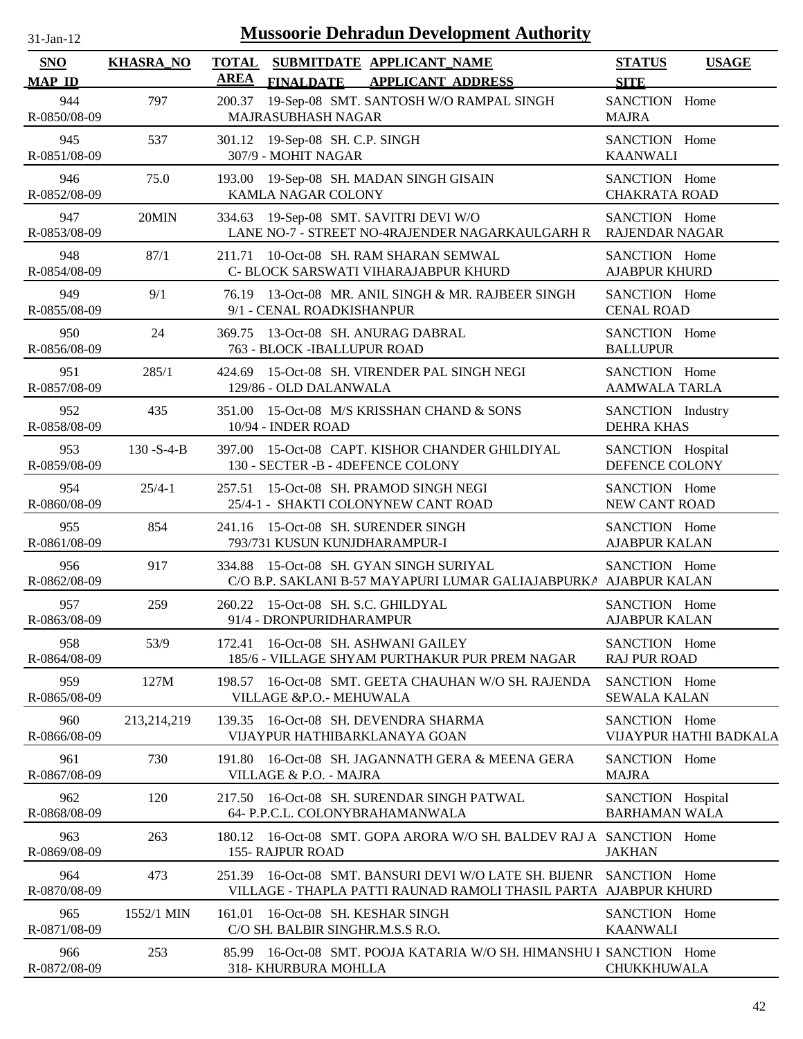# Mussoorie Dehradun Development Authority

31-Jan-12

| SNO / MAP_ID | KHASRA_NO | TOTAL AREA | SUBMITDATE / FINALDATE | APPLICANT_NAME / APPLICANT ADDRESS | STATUS / SITE | USAGE |
|---|---|---|---|---|---|---|
| 944 / R-0850/08-09 | 797 | 200.37 | 19-Sep-08 | SMT. SANTOSH W/O RAMPAL SINGH / MAJRASUBHASH NAGAR | SANCTION / MAJRA | Home |
| 945 / R-0851/08-09 | 537 | 301.12 | 19-Sep-08 | SH. C.P. SINGH / 307/9 - MOHIT NAGAR | SANCTION / KAANWALI | Home |
| 946 / R-0852/08-09 | 75.0 | 193.00 | 19-Sep-08 | SH. MADAN SINGH GISAIN / KAMLA NAGAR COLONY | SANCTION / CHAKRATA ROAD | Home |
| 947 / R-0853/08-09 | 20MIN | 334.63 | 19-Sep-08 | SMT. SAVITRI DEVI W/O / LANE NO-7 - STREET NO-4RAJENDER NAGARKAULGARH R | SANCTION / RAJENDAR NAGAR | Home |
| 948 / R-0854/08-09 | 87/1 | 211.71 | 10-Oct-08 | SH. RAM SHARAN SEMWAL / C- BLOCK SARSWATI VIHARAJABPUR KHURD | SANCTION / AJABPUR KHURD | Home |
| 949 / R-0855/08-09 | 9/1 | 76.19 | 13-Oct-08 | MR. ANIL SINGH & MR. RAJBEER SINGH / 9/1 - CENAL ROADKISHANPUR | SANCTION / CENAL ROAD | Home |
| 950 / R-0856/08-09 | 24 | 369.75 | 13-Oct-08 | SH. ANURAG DABRAL / 763 - BLOCK -IBALLUPUR ROAD | SANCTION / BALLUPUR | Home |
| 951 / R-0857/08-09 | 285/1 | 424.69 | 15-Oct-08 | SH. VIRENDER PAL SINGH NEGI / 129/86 - OLD DALANWALA | SANCTION / AAMWALA TARLA | Home |
| 952 / R-0858/08-09 | 435 | 351.00 | 15-Oct-08 | M/S KRISSHAN CHAND & SONS / 10/94 - INDER ROAD | SANCTION / DEHRA KHAS | Industry |
| 953 / R-0859/08-09 | 130 -S-4-B | 397.00 | 15-Oct-08 | CAPT. KISHOR CHANDER GHILDIYAL / 130 - SECTER -B - 4DEFENCE COLONY | SANCTION / DEFENCE COLONY | Hospital |
| 954 / R-0860/08-09 | 25/4-1 | 257.51 | 15-Oct-08 | SH. PRAMOD SINGH NEGI / 25/4-1 - SHAKTI COLONYNEW CANT ROAD | SANCTION / NEW CANT ROAD | Home |
| 955 / R-0861/08-09 | 854 | 241.16 | 15-Oct-08 | SH. SURENDER SINGH / 793/731 KUSUN KUNJDHARAMPUR-I | SANCTION / AJABPUR KALAN | Home |
| 956 / R-0862/08-09 | 917 | 334.88 | 15-Oct-08 | SH. GYAN SINGH SURIYAL / C/O B.P. SAKLANI B-57 MAYAPURI LUMAR GALIAJABPURKA | SANCTION / AJABPUR KALAN | Home |
| 957 / R-0863/08-09 | 259 | 260.22 | 15-Oct-08 | SH. S.C. GHILDYAL / 91/4 - DRONPURIDHARAMPUR | SANCTION / AJABPUR KALAN | Home |
| 958 / R-0864/08-09 | 53/9 | 172.41 | 16-Oct-08 | SH. ASHWANI GAILEY / 185/6 - VILLAGE SHYAM PURTHAKUR PUR PREM NAGAR | SANCTION / RAJ PUR ROAD | Home |
| 959 / R-0865/08-09 | 127M | 198.57 | 16-Oct-08 | SMT. GEETA CHAUHAN W/O SH. RAJENDA / VILLAGE &P.O.- MEHUWALA | SANCTION / SEWALA KALAN | Home |
| 960 / R-0866/08-09 | 213,214,219 | 139.35 | 16-Oct-08 | SH. DEVENDRA SHARMA / VIJAYPUR HATHIBARKLANAYA GOAN | SANCTION / VIJAYPUR HATHI BADKALA | Home |
| 961 / R-0867/08-09 | 730 | 191.80 | 16-Oct-08 | SH. JAGANNATH GERA & MEENA GERA / VILLAGE & P.O. - MAJRA | SANCTION / MAJRA | Home |
| 962 / R-0868/08-09 | 120 | 217.50 | 16-Oct-08 | SH. SURENDAR SINGH PATWAL / 64- P.P.C.L. COLONYBRAHAMANWALA | SANCTION / BARHAMAN WALA | Hospital |
| 963 / R-0869/08-09 | 263 | 180.12 | 16-Oct-08 | SMT. GOPA ARORA W/O SH. BALDEV RAJ A / 155- RAJPUR ROAD | SANCTION / JAKHAN | Home |
| 964 / R-0870/08-09 | 473 | 251.39 | 16-Oct-08 | SMT. BANSURI DEVI W/O LATE SH. BIJENR / VILLAGE - THAPLA PATTI RAUNAD RAMOLI THASIL PARTA | SANCTION / AJABPUR KHURD | Home |
| 965 / R-0871/08-09 | 1552/1 MIN | 161.01 | 16-Oct-08 | SH. KESHAR SINGH / C/O SH. BALBIR SINGHR.M.S.S R.O. | SANCTION / KAANWALI | Home |
| 966 / R-0872/08-09 | 253 | 85.99 | 16-Oct-08 | SMT. POOJA KATARIA W/O SH. HIMANSHU I / 318- KHURBURA MOHLLA | SANCTION / CHUKKHUWALA | Home |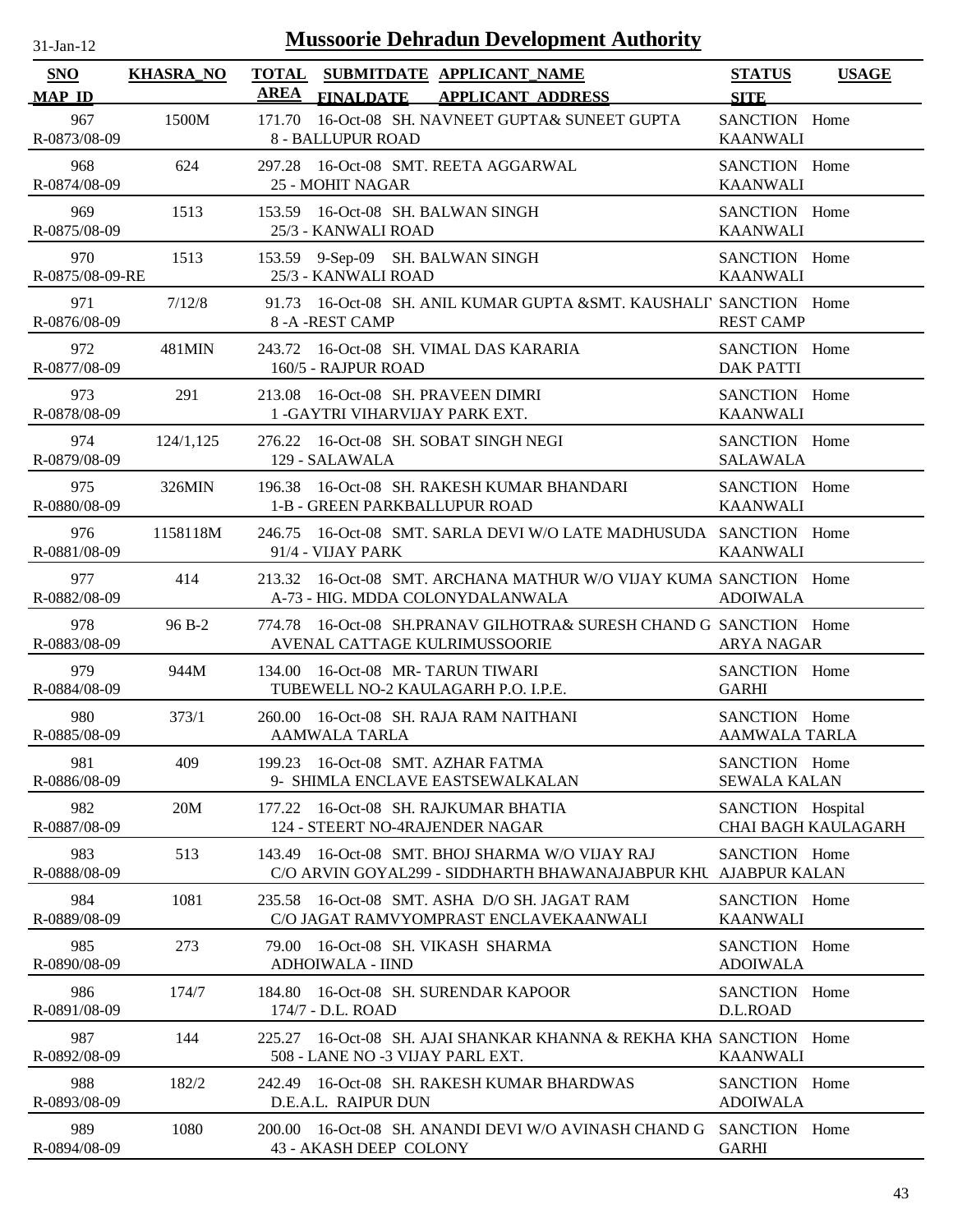# Mussoorie Dehradun Development Authority

31-Jan-12

| SNO / MAP_ID | KHASRA_NO | TOTAL AREA | SUBMITDATE / FINALDATE | APPLICANT_NAME / APPLICANT ADDRESS | STATUS / SITE | USAGE |
|---|---|---|---|---|---|---|
| 967 / R-0873/08-09 | 1500M | 171.70 | 16-Oct-08 | SH. NAVNEET GUPTA& SUNEET GUPTA / 8 - BALLUPUR ROAD | SANCTION / KAANWALI | Home |
| 968 / R-0874/08-09 | 624 | 297.28 | 16-Oct-08 | SMT. REETA AGGARWAL / 25 - MOHIT NAGAR | SANCTION / KAANWALI | Home |
| 969 / R-0875/08-09 | 1513 | 153.59 | 16-Oct-08 | SH. BALWAN SINGH / 25/3 - KANWALI ROAD | SANCTION / KAANWALI | Home |
| 970 / R-0875/08-09-RE | 1513 | 153.59 | 9-Sep-09 | SH. BALWAN SINGH / 25/3 - KANWALI ROAD | SANCTION / KAANWALI | Home |
| 971 / R-0876/08-09 | 7/12/8 | 91.73 | 16-Oct-08 | SH. ANIL KUMAR GUPTA &SMT. KAUSHALI' / 8 -A -REST CAMP | SANCTION / REST CAMP | Home |
| 972 / R-0877/08-09 | 481MIN | 243.72 | 16-Oct-08 | SH. VIMAL DAS KARARIA / 160/5 - RAJPUR ROAD | SANCTION / DAK PATTI | Home |
| 973 / R-0878/08-09 | 291 | 213.08 | 16-Oct-08 | SH. PRAVEEN DIMRI / 1 -GAYTRI VIHARVIJAY PARK EXT. | SANCTION / KAANWALI | Home |
| 974 / R-0879/08-09 | 124/1,125 | 276.22 | 16-Oct-08 | SH. SOBAT SINGH NEGI / 129 - SALAWALA | SANCTION / SALAWALA | Home |
| 975 / R-0880/08-09 | 326MIN | 196.38 | 16-Oct-08 | SH. RAKESH KUMAR BHANDARI / 1-B - GREEN PARKBALLUPUR ROAD | SANCTION / KAANWALI | Home |
| 976 / R-0881/08-09 | 1158118M | 246.75 | 16-Oct-08 | SMT. SARLA DEVI W/O LATE MADHUSUDA / 91/4 - VIJAY PARK | SANCTION / KAANWALI | Home |
| 977 / R-0882/08-09 | 414 | 213.32 | 16-Oct-08 | SMT. ARCHANA MATHUR W/O VIJAY KUMA / A-73 - HIG. MDDA COLONYDALANWALA | SANCTION / ADOIWALA | Home |
| 978 / R-0883/08-09 | 96 B-2 | 774.78 | 16-Oct-08 | SH.PRANAV GILHOTRA& SURESH CHAND G / AVENAL CATTAGE KULRIMUSSOORIE | SANCTION / ARYA NAGAR | Home |
| 979 / R-0884/08-09 | 944M | 134.00 | 16-Oct-08 | MR- TARUN TIWARI / TUBEWELL NO-2 KAULAGARH P.O. I.P.E. | SANCTION / GARHI | Home |
| 980 / R-0885/08-09 | 373/1 | 260.00 | 16-Oct-08 | SH. RAJA RAM NAITHANI / AAMWALA TARLA | SANCTION / AAMWALA TARLA | Home |
| 981 / R-0886/08-09 | 409 | 199.23 | 16-Oct-08 | SMT. AZHAR FATMA / 9- SHIMLA ENCLAVE EASTSEWALKALAN | SANCTION / SEWALA KALAN | Home |
| 982 / R-0887/08-09 | 20M | 177.22 | 16-Oct-08 | SH. RAJKUMAR BHATIA / 124 - STEERT NO-4RAJENDER NAGAR | SANCTION / CHAI BAGH KAULAGARH | Hospital |
| 983 / R-0888/08-09 | 513 | 143.49 | 16-Oct-08 | SMT. BHOJ SHARMA W/O VIJAY RAJ / C/O ARVIN GOYAL299 - SIDDHARTH BHAWANAJABPUR KHU | SANCTION / AJABPUR KALAN | Home |
| 984 / R-0889/08-09 | 1081 | 235.58 | 16-Oct-08 | SMT. ASHA D/O SH. JAGAT RAM / C/O JAGAT RAMVYOMPRAST ENCLAVEKAANWALI | SANCTION / KAANWALI | Home |
| 985 / R-0890/08-09 | 273 | 79.00 | 16-Oct-08 | SH. VIKASH SHARMA / ADHOIWALA - IIND | SANCTION / ADOIWALA | Home |
| 986 / R-0891/08-09 | 174/7 | 184.80 | 16-Oct-08 | SH. SURENDAR KAPOOR / 174/7 - D.L. ROAD | SANCTION / D.L.ROAD | Home |
| 987 / R-0892/08-09 | 144 | 225.27 | 16-Oct-08 | SH. AJAI SHANKAR KHANNA & REKHA KHA / 508 - LANE NO -3 VIJAY PARL EXT. | SANCTION / KAANWALI | Home |
| 988 / R-0893/08-09 | 182/2 | 242.49 | 16-Oct-08 | SH. RAKESH KUMAR BHARDWAS / D.E.A.L. RAIPUR DUN | SANCTION / ADOIWALA | Home |
| 989 / R-0894/08-09 | 1080 | 200.00 | 16-Oct-08 | SH. ANANDI DEVI W/O AVINASH CHAND G / 43 - AKASH DEEP COLONY | SANCTION / GARHI | Home |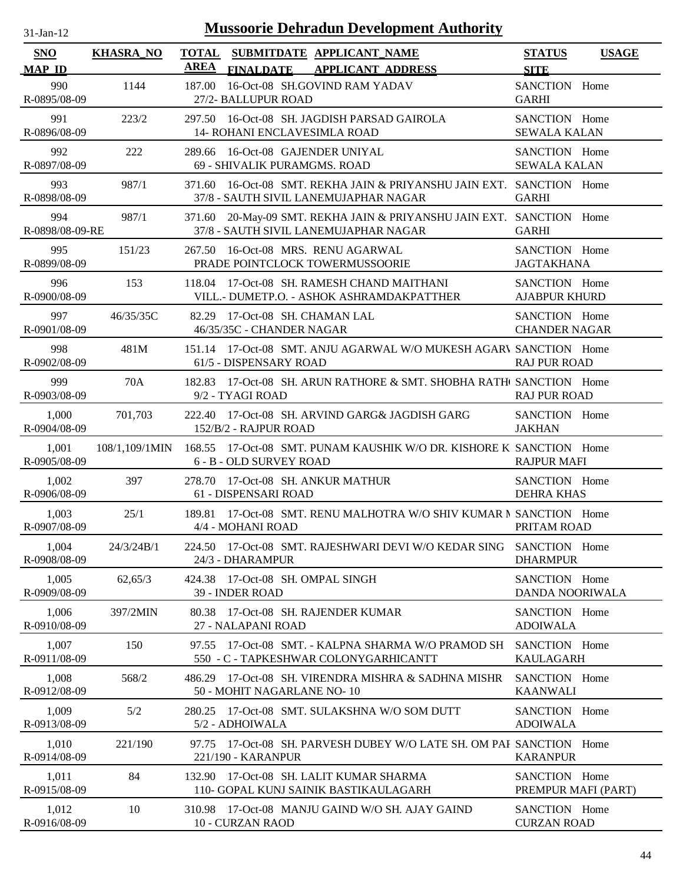# Mussoorie Dehradun Development Authority

31-Jan-12

| SNO<br>MAP_ID | KHASRA_NO | TOTAL AREA | SUBMITDATE<br>FINALDATE | APPLICANT_NAME<br>APPLICANT ADDRESS | STATUS<br>SITE | USAGE |
|---|---|---|---|---|---|---|
| 990<br>R-0895/08-09 | 1144 | 187.00 | 16-Oct-08 | SH.GOVIND RAM YADAV<br>27/2- BALLUPUR ROAD | SANCTION<br>GARHI | Home |
| 991<br>R-0896/08-09 | 223/2 | 297.50 | 16-Oct-08 | SH. JAGDISH PARSAD GAIROLA<br>14- ROHANI ENCLAVESIMLA ROAD | SANCTION<br>SEWALA KALAN | Home |
| 992<br>R-0897/08-09 | 222 | 289.66 | 16-Oct-08 | GAJENDER UNIYAL<br>69 - SHIVALIK PURAMGMS. ROAD | SANCTION<br>SEWALA KALAN | Home |
| 993<br>R-0898/08-09 | 987/1 | 371.60 | 16-Oct-08 | SMT. REKHA JAIN & PRIYANSHU JAIN EXT.<br>37/8 - SAUTH SIVIL LANEMUJAPHAR NAGAR | SANCTION<br>GARHI | Home |
| 994<br>R-0898/08-09-RE | 987/1 | 371.60 | 20-May-09 | SMT. REKHA JAIN & PRIYANSHU JAIN EXT.<br>37/8 - SAUTH SIVIL LANEMUJAPHAR NAGAR | SANCTION<br>GARHI | Home |
| 995<br>R-0899/08-09 | 151/23 | 267.50 | 16-Oct-08 | MRS. RENU AGARWAL<br>PRADE POINTCLOCK TOWERMUSSOORIE | SANCTION<br>JAGTAKHANA | Home |
| 996<br>R-0900/08-09 | 153 | 118.04 | 17-Oct-08 | SH. RAMESH CHAND MAITHANI<br>VILL.- DUMETP.O. - ASHOK ASHRAMDAKPATTHER | SANCTION<br>AJABPUR KHURD | Home |
| 997<br>R-0901/08-09 | 46/35/35C | 82.29 | 17-Oct-08 | SH. CHAMAN LAL<br>46/35/35C - CHANDER NAGAR | SANCTION<br>CHANDER NAGAR | Home |
| 998<br>R-0902/08-09 | 481M | 151.14 | 17-Oct-08 | SMT. ANJU AGARWAL W/O MUKESH AGARV<br>61/5 - DISPENSARY ROAD | SANCTION<br>RAJ PUR ROAD | Home |
| 999<br>R-0903/08-09 | 70A | 182.83 | 17-Oct-08 | SH. ARUN RATHORE & SMT. SHOBHA RATHO<br>9/2 - TYAGI ROAD | SANCTION<br>RAJ PUR ROAD | Home |
| 1,000<br>R-0904/08-09 | 701,703 | 222.40 | 17-Oct-08 | SH. ARVIND GARG& JAGDISH GARG<br>152/B/2 - RAJPUR ROAD | SANCTION<br>JAKHAN | Home |
| 1,001<br>R-0905/08-09 | 108/1,109/1MIN | 168.55 | 17-Oct-08 | SMT. PUNAM KAUSHIK W/O DR. KISHORE K<br>6 - B - OLD SURVEY ROAD | SANCTION<br>RAJPUR MAFI | Home |
| 1,002<br>R-0906/08-09 | 397 | 278.70 | 17-Oct-08 | SH. ANKUR MATHUR<br>61 - DISPENSARI ROAD | SANCTION<br>DEHRA KHAS | Home |
| 1,003<br>R-0907/08-09 | 25/1 | 189.81 | 17-Oct-08 | SMT. RENU MALHOTRA W/O SHIV KUMAR M<br>4/4 - MOHANI ROAD | SANCTION<br>PRITAM ROAD | Home |
| 1,004<br>R-0908/08-09 | 24/3/24B/1 | 224.50 | 17-Oct-08 | SMT. RAJESHWARI DEVI W/O KEDAR SING<br>24/3 - DHARAMPUR | SANCTION<br>DHARMPUR | Home |
| 1,005<br>R-0909/08-09 | 62,65/3 | 424.38 | 17-Oct-08 | SH. OMPAL SINGH<br>39 - INDER ROAD | SANCTION<br>DANDA NOORIWALA | Home |
| 1,006<br>R-0910/08-09 | 397/2MIN | 80.38 | 17-Oct-08 | SH. RAJENDER KUMAR<br>27 - NALAPANI ROAD | SANCTION<br>ADOIWALA | Home |
| 1,007<br>R-0911/08-09 | 150 | 97.55 | 17-Oct-08 | SMT. - KALPNA SHARMA W/O PRAMOD SH<br>550 - C - TAPKESHWAR COLONYGARHICANTT | SANCTION<br>KAULAGARH | Home |
| 1,008<br>R-0912/08-09 | 568/2 | 486.29 | 17-Oct-08 | SH. VIRENDRA MISHRA & SADHNA MISHR<br>50 - MOHIT NAGARLANE NO- 10 | SANCTION<br>KAANWALI | Home |
| 1,009<br>R-0913/08-09 | 5/2 | 280.25 | 17-Oct-08 | SMT. SULAKSHNA W/O SOM DUTT<br>5/2 - ADHOIWALA | SANCTION<br>ADOIWALA | Home |
| 1,010<br>R-0914/08-09 | 221/190 | 97.75 | 17-Oct-08 | SH. PARVESH DUBEY W/O LATE SH. OM PAI<br>221/190 - KARANPUR | SANCTION<br>KARANPUR | Home |
| 1,011<br>R-0915/08-09 | 84 | 132.90 | 17-Oct-08 | SH. LALIT KUMAR SHARMA<br>110- GOPAL KUNJ SAINIK BASTIKAULAGARH | SANCTION<br>PREMPUR MAFI (PART) | Home |
| 1,012<br>R-0916/08-09 | 10 | 310.98 | 17-Oct-08 | MANJU GAIND W/O SH. AJAY GAIND<br>10 - CURZAN RAOD | SANCTION<br>CURZAN ROAD | Home |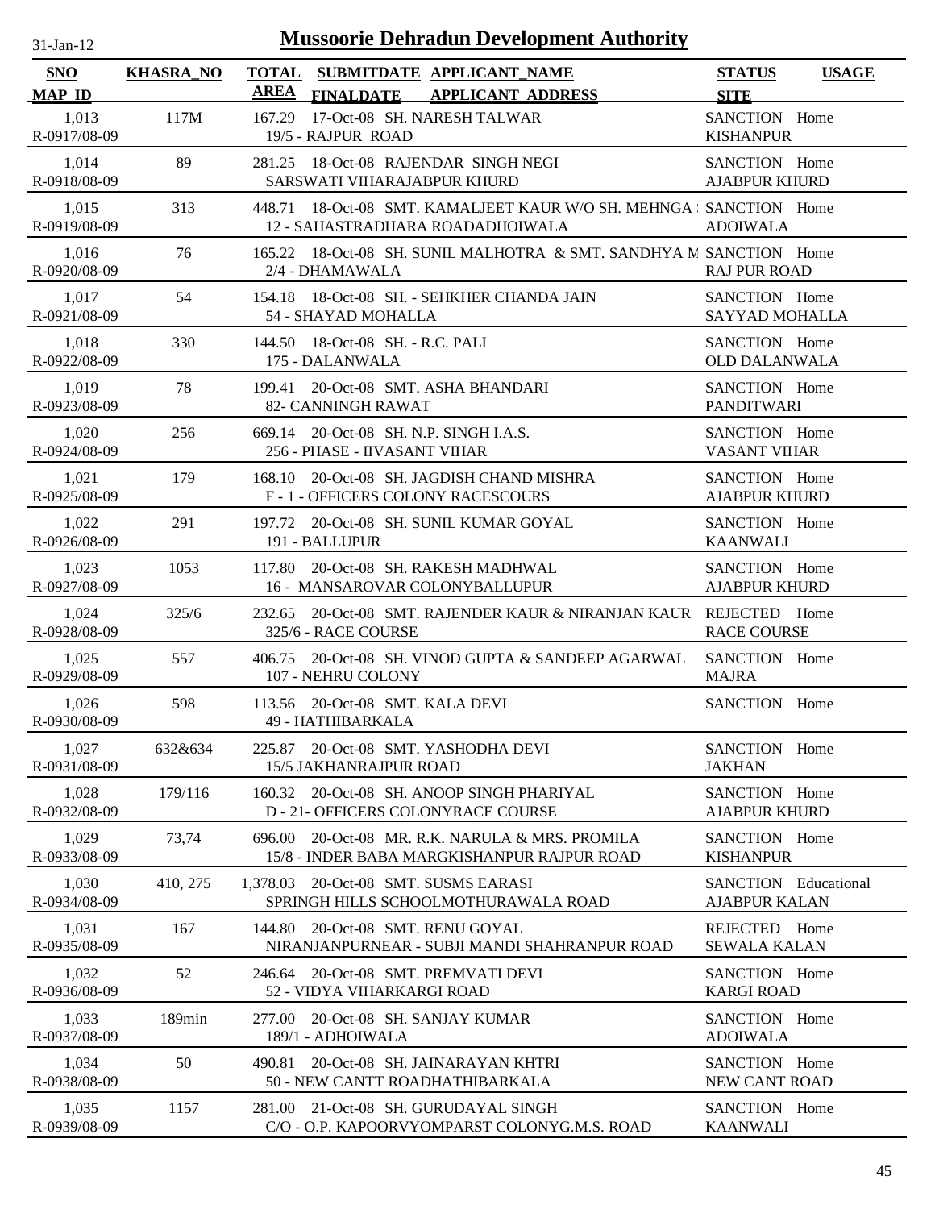# Mussoorie Dehradun Development Authority

31-Jan-12

| SNO<br>MAP ID | KHASRA_NO | TOTAL AREA | SUBMITDATE FINALDATE | APPLICANT_NAME<br>APPLICANT ADDRESS | STATUS<br>SITE | USAGE |
|---|---|---|---|---|---|---|
| 1,013<br>R-0917/08-09 | 117M | 167.29 | 17-Oct-08 | SH. NARESH TALWAR<br>19/5 - RAJPUR ROAD | SANCTION<br>KISHANPUR | Home |
| 1,014<br>R-0918/08-09 | 89 | 281.25 | 18-Oct-08 | RAJENDAR SINGH NEGI<br>SARSWATI VIHARAJABPUR KHURD | SANCTION<br>AJABPUR KHURD | Home |
| 1,015<br>R-0919/08-09 | 313 | 448.71 | 18-Oct-08 | SMT. KAMALJEET KAUR W/O SH. MEHNGA<br>12 - SAHASTRADHARA ROADADHOIWALA | SANCTION<br>ADOIWALA | Home |
| 1,016<br>R-0920/08-09 | 76 | 165.22 | 18-Oct-08 | SH. SUNIL MALHOTRA & SMT. SANDHYA M<br>2/4 - DHAMAWALA | SANCTION<br>RAJ PUR ROAD | Home |
| 1,017<br>R-0921/08-09 | 54 | 154.18 | 18-Oct-08 | SH. - SEHKHER CHANDA JAIN<br>54 - SHAYAD MOHALLA | SANCTION<br>SAYYAD MOHALLA | Home |
| 1,018<br>R-0922/08-09 | 330 | 144.50 | 18-Oct-08 | SH. - R.C. PALI<br>175 - DALANWALA | SANCTION<br>OLD DALANWALA | Home |
| 1,019<br>R-0923/08-09 | 78 | 199.41 | 20-Oct-08 | SMT. ASHA BHANDARI<br>82- CANNINGH RAWAT | SANCTION<br>PANDITWARI | Home |
| 1,020<br>R-0924/08-09 | 256 | 669.14 | 20-Oct-08 | SH. N.P. SINGH I.A.S.<br>256 - PHASE - IIVASANT VIHAR | SANCTION<br>VASANT VIHAR | Home |
| 1,021<br>R-0925/08-09 | 179 | 168.10 | 20-Oct-08 | SH. JAGDISH CHAND MISHRA<br>F - 1 - OFFICERS COLONY RACESCOURS | SANCTION<br>AJABPUR KHURD | Home |
| 1,022<br>R-0926/08-09 | 291 | 197.72 | 20-Oct-08 | SH. SUNIL KUMAR GOYAL<br>191 - BALLUPUR | SANCTION<br>KAANWALI | Home |
| 1,023<br>R-0927/08-09 | 1053 | 117.80 | 20-Oct-08 | SH. RAKESH MADHWAL<br>16 - MANSAROVAR COLONYBALLUPUR | SANCTION<br>AJABPUR KHURD | Home |
| 1,024<br>R-0928/08-09 | 325/6 | 232.65 | 20-Oct-08 | SMT. RAJENDER KAUR & NIRANJAN KAUR<br>325/6 - RACE COURSE | REJECTED<br>RACE COURSE | Home |
| 1,025<br>R-0929/08-09 | 557 | 406.75 | 20-Oct-08 | SH. VINOD GUPTA & SANDEEP AGARWAL<br>107 - NEHRU COLONY | SANCTION<br>MAJRA | Home |
| 1,026<br>R-0930/08-09 | 598 | 113.56 | 20-Oct-08 | SMT. KALA DEVI<br>49 - HATHIBARKALA | SANCTION | Home |
| 1,027<br>R-0931/08-09 | 632&634 | 225.87 | 20-Oct-08 | SMT. YASHODHA DEVI<br>15/5 JAKHANRAJPUR ROAD | SANCTION<br>JAKHAN | Home |
| 1,028<br>R-0932/08-09 | 179/116 | 160.32 | 20-Oct-08 | SH. ANOOP SINGH PHARIYAL<br>D - 21- OFFICERS COLONYRACE COURSE | SANCTION<br>AJABPUR KHURD | Home |
| 1,029<br>R-0933/08-09 | 73,74 | 696.00 | 20-Oct-08 | MR. R.K. NARULA & MRS. PROMILA<br>15/8 - INDER BABA MARGKISHANPUR RAJPUR ROAD | SANCTION<br>KISHANPUR | Home |
| 1,030<br>R-0934/08-09 | 410, 275 | 1,378.03 | 20-Oct-08 | SMT. SUSMS EARASI<br>SPRINGH HILLS SCHOOLMOTHURAWALA ROAD | SANCTION<br>AJABPUR KALAN | Educational |
| 1,031<br>R-0935/08-09 | 167 | 144.80 | 20-Oct-08 | SMT. RENU GOYAL<br>NIRANJANPURNEAR - SUBJI MANDI SHAHRANPUR ROAD | REJECTED<br>SEWALA KALAN | Home |
| 1,032<br>R-0936/08-09 | 52 | 246.64 | 20-Oct-08 | SMT. PREMVATI DEVI<br>52 - VIDYA VIHARKARGI ROAD | SANCTION<br>KARGI ROAD | Home |
| 1,033<br>R-0937/08-09 | 189min | 277.00 | 20-Oct-08 | SH. SANJAY KUMAR<br>189/1 - ADHOIWALA | SANCTION<br>ADOIWALA | Home |
| 1,034<br>R-0938/08-09 | 50 | 490.81 | 20-Oct-08 | SH. JAINARAYAN KHTRI<br>50 - NEW CANTT ROADHATHIBARKALA | SANCTION<br>NEW CANT ROAD | Home |
| 1,035<br>R-0939/08-09 | 1157 | 281.00 | 21-Oct-08 | SH. GURUDAYAL SINGH<br>C/O - O.P. KAPOORVYOMPARST COLONYG.M.S. ROAD | SANCTION<br>KAANWALI | Home |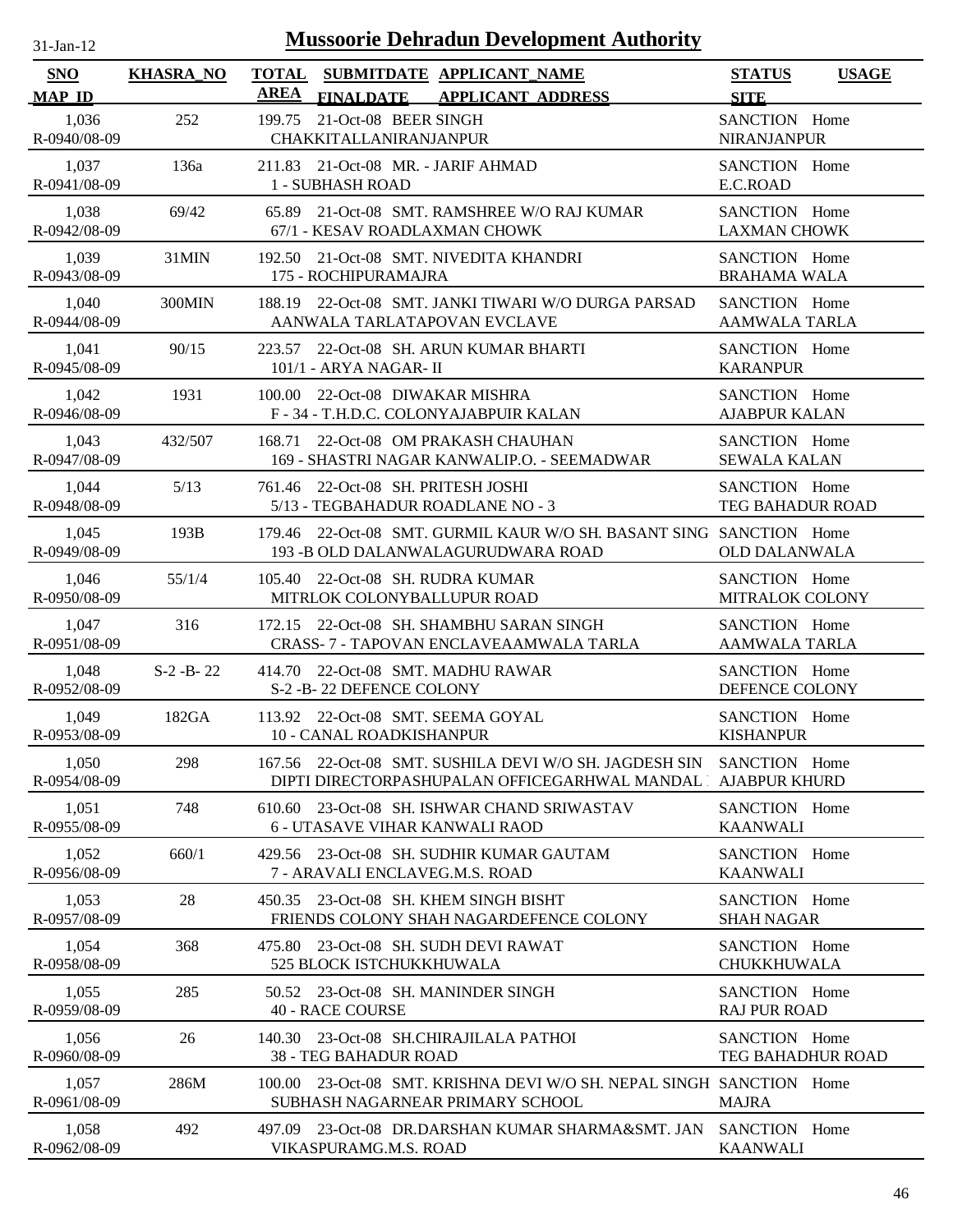# Mussoorie Dehradun Development Authority

31-Jan-12

| SNO / MAP_ID | KHASRA_NO | TOTAL AREA | SUBMITDATE / FINALDATE | APPLICANT_NAME / APPLICANT_ADDRESS | STATUS / SITE | USAGE |
|---|---|---|---|---|---|---|
| 1,036 / R-0940/08-09 | 252 | 199.75 | 21-Oct-08 | BEER SINGH / CHAKKITALLANIRANJANPUR | SANCTION / NIRANJANPUR | Home |
| 1,037 / R-0941/08-09 | 136a | 211.83 | 21-Oct-08 | MR. - JARIF AHMAD / 1 - SUBHASH ROAD | SANCTION / E.C.ROAD | Home |
| 1,038 / R-0942/08-09 | 69/42 | 65.89 | 21-Oct-08 | SMT. RAMSHREE W/O RAJ KUMAR / 67/1 - KESAV ROADLAXMAN CHOWK | SANCTION / LAXMAN CHOWK | Home |
| 1,039 / R-0943/08-09 | 31MIN | 192.50 | 21-Oct-08 | SMT. NIVEDITA KHANDRI / 175 - ROCHIPURAMAJRA | SANCTION / BRAHAMA WALA | Home |
| 1,040 / R-0944/08-09 | 300MIN | 188.19 | 22-Oct-08 | SMT. JANKI TIWARI W/O DURGA PARSAD / AANWALA TARLATAPOVAN EVCLAVE | SANCTION / AAMWALA TARLA | Home |
| 1,041 / R-0945/08-09 | 90/15 | 223.57 | 22-Oct-08 | SH. ARUN KUMAR BHARTI / 101/1 - ARYA NAGAR- II | SANCTION / KARANPUR | Home |
| 1,042 / R-0946/08-09 | 1931 | 100.00 | 22-Oct-08 | DIWAKAR MISHRA / F - 34 - T.H.D.C. COLONYAJABPUIR KALAN | SANCTION / AJABPUR KALAN | Home |
| 1,043 / R-0947/08-09 | 432/507 | 168.71 | 22-Oct-08 | OM PRAKASH CHAUHAN / 169 - SHASTRI NAGAR KANWALIP.O. - SEEMADWAR | SANCTION / SEWALA KALAN | Home |
| 1,044 / R-0948/08-09 | 5/13 | 761.46 | 22-Oct-08 | SH. PRITESH JOSHI / 5/13 - TEGBAHADUR ROADLANE NO - 3 | SANCTION / TEG BAHADUR ROAD | Home |
| 1,045 / R-0949/08-09 | 193B | 179.46 | 22-Oct-08 | SMT. GURMIL KAUR W/O SH. BASANT SING / 193 -B OLD DALANWALAGURUDWARA ROAD | SANCTION / OLD DALANWALA | Home |
| 1,046 / R-0950/08-09 | 55/1/4 | 105.40 | 22-Oct-08 | SH. RUDRA KUMAR / MITRLOK COLONYBALLUPUR ROAD | SANCTION / MITRALOK COLONY | Home |
| 1,047 / R-0951/08-09 | 316 | 172.15 | 22-Oct-08 | SH. SHAMBHU SARAN SINGH / CRASS- 7 - TAPOVAN ENCLAVEAAMWALA TARLA | SANCTION / AAMWALA TARLA | Home |
| 1,048 / R-0952/08-09 | S-2 -B- 22 | 414.70 | 22-Oct-08 | SMT. MADHU RAWAR / S-2 -B- 22 DEFENCE COLONY | SANCTION / DEFENCE COLONY | Home |
| 1,049 / R-0953/08-09 | 182GA | 113.92 | 22-Oct-08 | SMT. SEEMA GOYAL / 10 - CANAL ROADKISHANPUR | SANCTION / KISHANPUR | Home |
| 1,050 / R-0954/08-09 | 298 | 167.56 | 22-Oct-08 | SMT. SUSHILA DEVI W/O SH. JAGDESH SIN / DIPTI DIRECTORPASHUPALAN OFFICEGARHWAL MANDAL | SANCTION / AJABPUR KHURD | Home |
| 1,051 / R-0955/08-09 | 748 | 610.60 | 23-Oct-08 | SH. ISHWAR CHAND SRIWASTAV / 6 - UTASAVE VIHAR KANWALI RAOD | SANCTION / KAANWALI | Home |
| 1,052 / R-0956/08-09 | 660/1 | 429.56 | 23-Oct-08 | SH. SUDHIR KUMAR GAUTAM / 7 - ARAVALI ENCLAVEG.M.S. ROAD | SANCTION / KAANWALI | Home |
| 1,053 / R-0957/08-09 | 28 | 450.35 | 23-Oct-08 | SH. KHEM SINGH BISHT / FRIENDS COLONY SHAH NAGARDEFENCE COLONY | SANCTION / SHAH NAGAR | Home |
| 1,054 / R-0958/08-09 | 368 | 475.80 | 23-Oct-08 | SH. SUDH DEVI RAWAT / 525 BLOCK ISTCHUKKHUWALA | SANCTION / CHUKKHUWALA | Home |
| 1,055 / R-0959/08-09 | 285 | 50.52 | 23-Oct-08 | SH. MANINDER SINGH / 40 - RACE COURSE | SANCTION / RAJ PUR ROAD | Home |
| 1,056 / R-0960/08-09 | 26 | 140.30 | 23-Oct-08 | SH.CHIRAJILALA PATHOI / 38 - TEG BAHADUR ROAD | SANCTION / TEG BAHADHUR ROAD | Home |
| 1,057 / R-0961/08-09 | 286M | 100.00 | 23-Oct-08 | SMT. KRISHNA DEVI W/O SH. NEPAL SINGH / SUBHASH NAGARNEAR PRIMARY SCHOOL | SANCTION / MAJRA | Home |
| 1,058 / R-0962/08-09 | 492 | 497.09 | 23-Oct-08 | DR.DARSHAN KUMAR SHARMA&SMT. JAN / VIKASPURAMG.M.S. ROAD | SANCTION / KAANWALI | Home |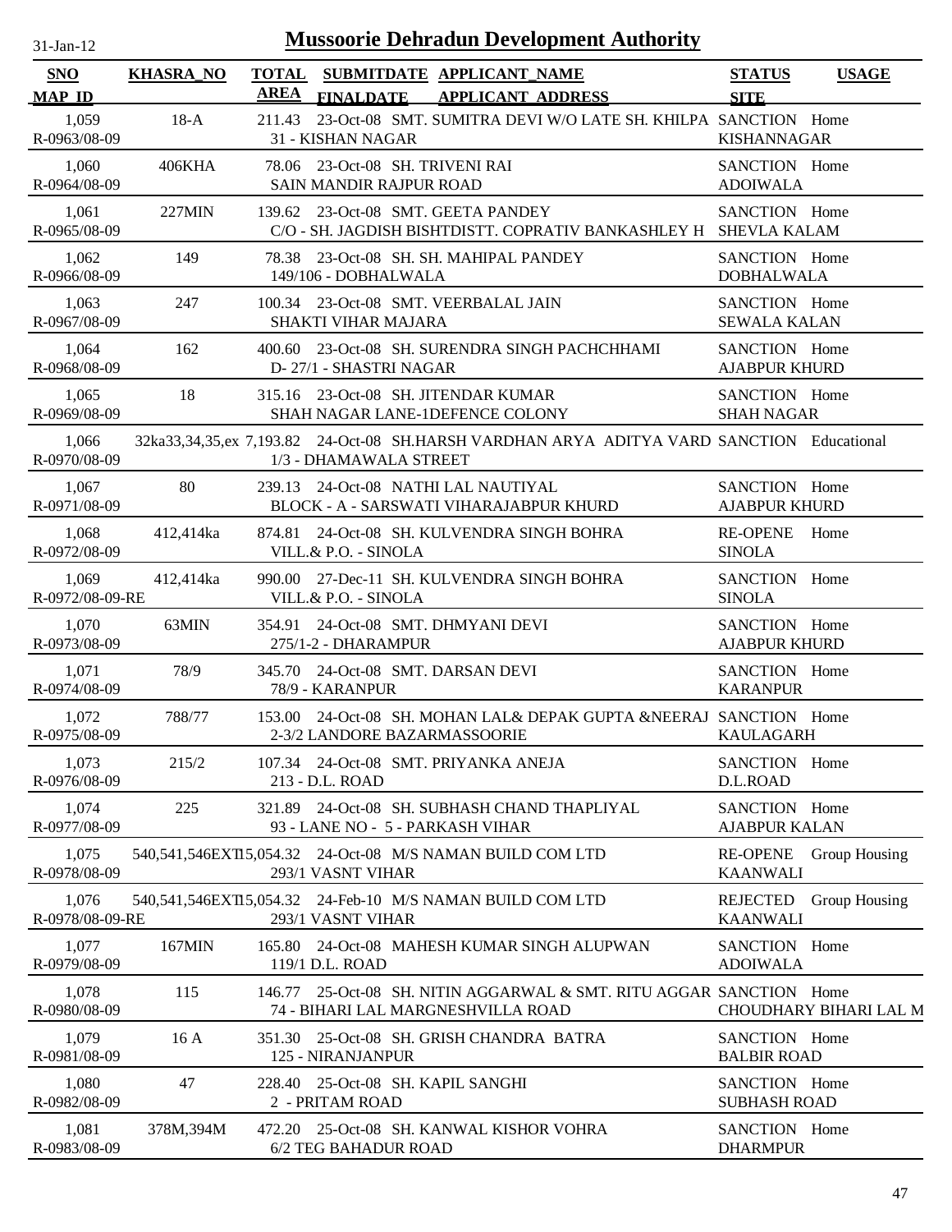# Mussoorie Dehradun Development Authority

31-Jan-12

| SNO / MAP_ID | KHASRA_NO | TOTAL AREA | SUBMITDATE / FINALDATE | APPLICANT_NAME / APPLICANT_ADDRESS | STATUS / SITE | USAGE |
|---|---|---|---|---|---|---|
| 1,059 / R-0963/08-09 | 18-A | 211.43 | 23-Oct-08 | SMT. SUMITRA DEVI W/O LATE SH. KHILPA / 31 - KISHAN NAGAR | SANCTION / KISHANNAGAR | Home |
| 1,060 / R-0964/08-09 | 406KHA | 78.06 | 23-Oct-08 | SH. TRIVENI RAI / SAIN MANDIR RAJPUR ROAD | SANCTION / ADOIWALA | Home |
| 1,061 / R-0965/08-09 | 227MIN | 139.62 | 23-Oct-08 | SMT. GEETA PANDEY / C/O - SH. JAGDISH BISHTDISTT. COPRATIV BANKASHLEY H | SANCTION / SHEVLA KALAM | Home |
| 1,062 / R-0966/08-09 | 149 | 78.38 | 23-Oct-08 | SH. SH. MAHIPAL PANDEY / 149/106 - DOBHALWALA | SANCTION / DOBHALWALA | Home |
| 1,063 / R-0967/08-09 | 247 | 100.34 | 23-Oct-08 | SMT. VEERBALAL JAIN / SHAKTI VIHAR MAJARA | SANCTION / SEWALA KALAN | Home |
| 1,064 / R-0968/08-09 | 162 | 400.60 | 23-Oct-08 | SH. SURENDRA SINGH PACHCHHAMI / D- 27/1 - SHASTRI NAGAR | SANCTION / AJABPUR KHURD | Home |
| 1,065 / R-0969/08-09 | 18 | 315.16 | 23-Oct-08 | SH. JITENDAR KUMAR / SHAH NAGAR LANE-1DEFENCE COLONY | SANCTION / SHAH NAGAR | Home |
| 1,066 / R-0970/08-09 | 32ka33,34,35,ex | 7,193.82 | 24-Oct-08 | SH.HARSH VARDHAN ARYA ADITYA VARD / 1/3 - DHAMAWALA STREET | SANCTION | Educational |
| 1,067 / R-0971/08-09 | 80 | 239.13 | 24-Oct-08 | NATHI LAL NAUTIYAL / BLOCK - A - SARSWATI VIHARAJABPUR KHURD | SANCTION / AJABPUR KHURD | Home |
| 1,068 / R-0972/08-09 | 412,414ka | 874.81 | 24-Oct-08 | SH. KULVENDRA SINGH BOHRA / VILL.& P.O. - SINOLA | RE-OPENE / SINOLA | Home |
| 1,069 / R-0972/08-09-RE | 412,414ka | 990.00 | 27-Dec-11 | SH. KULVENDRA SINGH BOHRA / VILL.& P.O. - SINOLA | SANCTION / SINOLA | Home |
| 1,070 / R-0973/08-09 | 63MIN | 354.91 | 24-Oct-08 | SMT. DHMYANI DEVI / 275/1-2 - DHARAMPUR | SANCTION / AJABPUR KHURD | Home |
| 1,071 / R-0974/08-09 | 78/9 | 345.70 | 24-Oct-08 | SMT. DARSAN DEVI / 78/9 - KARANPUR | SANCTION / KARANPUR | Home |
| 1,072 / R-0975/08-09 | 788/77 | 153.00 | 24-Oct-08 | SH. MOHAN LAL& DEPAK GUPTA &NEERAJ / 2-3/2 LANDORE BAZARMASSOORIE | SANCTION / KAULAGARH | Home |
| 1,073 / R-0976/08-09 | 215/2 | 107.34 | 24-Oct-08 | SMT. PRIYANKA ANEJA / 213 - D.L. ROAD | SANCTION / D.L.ROAD | Home |
| 1,074 / R-0977/08-09 | 225 | 321.89 | 24-Oct-08 | SH. SUBHASH CHAND THAPLIYAL / 93 - LANE NO - 5 - PARKASH VIHAR | SANCTION / AJABPUR KALAN | Home |
| 1,075 / R-0978/08-09 | 540,541,546EXT | 15,054.32 | 24-Oct-08 | M/S NAMAN BUILD COM LTD / 293/1 VASNT VIHAR | RE-OPENE / KAANWALI | Group Housing |
| 1,076 / R-0978/08-09-RE | 540,541,546EXT | 15,054.32 | 24-Feb-10 | M/S NAMAN BUILD COM LTD / 293/1 VASNT VIHAR | REJECTED / KAANWALI | Group Housing |
| 1,077 / R-0979/08-09 | 167MIN | 165.80 | 24-Oct-08 | MAHESH KUMAR SINGH ALUPWAN / 119/1 D.L. ROAD | SANCTION / ADOIWALA | Home |
| 1,078 / R-0980/08-09 | 115 | 146.77 | 25-Oct-08 | SH. NITIN AGGARWAL & SMT. RITU AGGAR / 74 - BIHARI LAL MARGNESHVILLA ROAD | SANCTION / CHOUDHARY BIHARI LAL M | Home |
| 1,079 / R-0981/08-09 | 16 A | 351.30 | 25-Oct-08 | SH. GRISH CHANDRA BATRA / 125 - NIRANJANPUR | SANCTION / BALBIR ROAD | Home |
| 1,080 / R-0982/08-09 | 47 | 228.40 | 25-Oct-08 | SH. KAPIL SANGHI / 2 - PRITAM ROAD | SANCTION / SUBHASH ROAD | Home |
| 1,081 / R-0983/08-09 | 378M,394M | 472.20 | 25-Oct-08 | SH. KANWAL KISHOR VOHRA / 6/2 TEG BAHADUR ROAD | SANCTION / DHARMPUR | Home |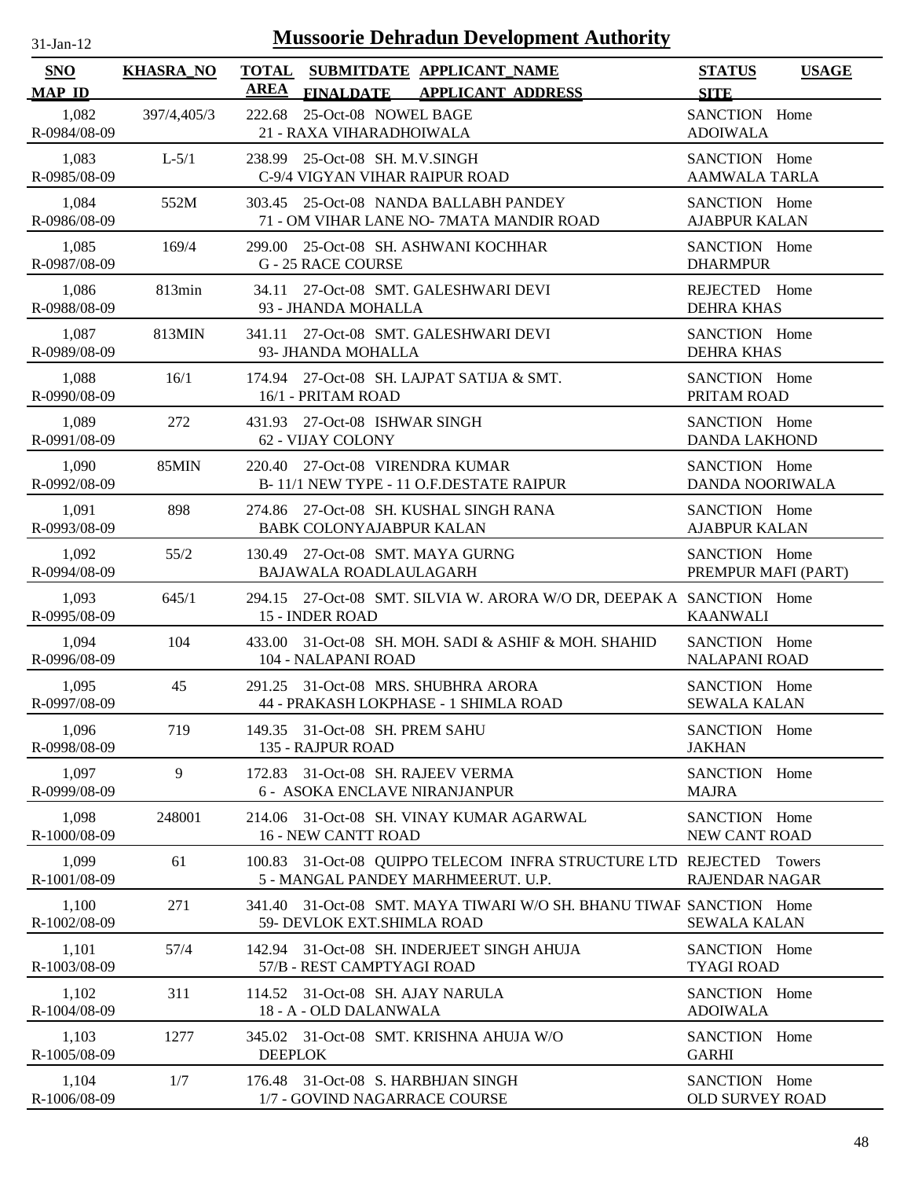31-Jan-12

# Mussoorie Dehradun Development Authority

| SNO<br>MAP_ID | KHASRA_NO | TOTAL AREA | SUBMITDATE<br>FINALDATE | APPLICANT_NAME<br>APPLICANT_ADDRESS | STATUS<br>SITE | USAGE |
|---|---|---|---|---|---|---|
| 1,082<br>R-0984/08-09 | 397/4,405/3 | 222.68 | 25-Oct-08 | NOWEL BAGE<br>21 - RAXA VIHARADHOIWALA | SANCTION<br>ADOIWALA | Home |
| 1,083<br>R-0985/08-09 | L-5/1 | 238.99 | 25-Oct-08 | SH. M.V.SINGH<br>C-9/4 VIGYAN VIHAR RAIPUR ROAD | SANCTION<br>AAMWALA TARLA | Home |
| 1,084<br>R-0986/08-09 | 552M | 303.45 | 25-Oct-08 | NANDA BALLABH PANDEY<br>71 - OM VIHAR LANE NO- 7MATA MANDIR ROAD | SANCTION<br>AJABPUR KALAN | Home |
| 1,085<br>R-0987/08-09 | 169/4 | 299.00 | 25-Oct-08 | SH. ASHWANI KOCHHAR<br>G - 25 RACE COURSE | SANCTION<br>DHARMPUR | Home |
| 1,086<br>R-0988/08-09 | 813min | 34.11 | 27-Oct-08 | SMT. GALESHWARI DEVI<br>93 - JHANDA MOHALLA | REJECTED<br>DEHRA KHAS | Home |
| 1,087<br>R-0989/08-09 | 813MIN | 341.11 | 27-Oct-08 | SMT. GALESHWARI DEVI<br>93- JHANDA MOHALLA | SANCTION<br>DEHRA KHAS | Home |
| 1,088<br>R-0990/08-09 | 16/1 | 174.94 | 27-Oct-08 | SH. LAJPAT SATIJA & SMT.<br>16/1 - PRITAM ROAD | SANCTION<br>PRITAM ROAD | Home |
| 1,089<br>R-0991/08-09 | 272 | 431.93 | 27-Oct-08 | ISHWAR SINGH<br>62 - VIJAY COLONY | SANCTION<br>DANDA LAKHOND | Home |
| 1,090<br>R-0992/08-09 | 85MIN | 220.40 | 27-Oct-08 | VIRENDRA KUMAR<br>B- 11/1 NEW TYPE - 11 O.F.DESTATE RAIPUR | SANCTION<br>DANDA NOORIWALA | Home |
| 1,091<br>R-0993/08-09 | 898 | 274.86 | 27-Oct-08 | SH. KUSHAL SINGH RANA<br>BABK COLONYAJABPUR KALAN | SANCTION<br>AJABPUR KALAN | Home |
| 1,092<br>R-0994/08-09 | 55/2 | 130.49 | 27-Oct-08 | SMT. MAYA GURNG<br>BAJAWALA ROADLAULAGARH | SANCTION<br>PREMPUR MAFI (PART) | Home |
| 1,093<br>R-0995/08-09 | 645/1 | 294.15 | 27-Oct-08 | SMT. SILVIA W. ARORA W/O DR, DEEPAK A<br>15 - INDER ROAD | SANCTION<br>KAANWALI | Home |
| 1,094<br>R-0996/08-09 | 104 | 433.00 | 31-Oct-08 | SH. MOH. SADI & ASHIF & MOH. SHAHID<br>104 - NALAPANI ROAD | SANCTION<br>NALAPANI ROAD | Home |
| 1,095<br>R-0997/08-09 | 45 | 291.25 | 31-Oct-08 | MRS. SHUBHRA ARORA<br>44 - PRAKASH LOKPHASE - 1 SHIMLA ROAD | SANCTION<br>SEWALA KALAN | Home |
| 1,096<br>R-0998/08-09 | 719 | 149.35 | 31-Oct-08 | SH. PREM SAHU<br>135 - RAJPUR ROAD | SANCTION<br>JAKHAN | Home |
| 1,097<br>R-0999/08-09 | 9 | 172.83 | 31-Oct-08 | SH. RAJEEV VERMA<br>6 - ASOKA ENCLAVE NIRANJANPUR | SANCTION<br>MAJRA | Home |
| 1,098<br>R-1000/08-09 | 248001 | 214.06 | 31-Oct-08 | SH. VINAY KUMAR AGARWAL<br>16 - NEW CANTT ROAD | SANCTION<br>NEW CANT ROAD | Home |
| 1,099<br>R-1001/08-09 | 61 | 100.83 | 31-Oct-08 | QUIPPO TELECOM INFRA STRUCTURE LTD<br>5 - MANGAL PANDEY MARHMEERUT. U.P. | REJECTED<br>RAJENDAR NAGAR | Towers |
| 1,100<br>R-1002/08-09 | 271 | 341.40 | 31-Oct-08 | SMT. MAYA TIWARI W/O SH. BHANU TIWAF<br>59- DEVLOK EXT.SHIMLA ROAD | SANCTION<br>SEWALA KALAN | Home |
| 1,101<br>R-1003/08-09 | 57/4 | 142.94 | 31-Oct-08 | SH. INDERJEET SINGH AHUJA<br>57/B - REST CAMPTYAGI ROAD | SANCTION<br>TYAGI ROAD | Home |
| 1,102<br>R-1004/08-09 | 311 | 114.52 | 31-Oct-08 | SH. AJAY NARULA<br>18 - A - OLD DALANWALA | SANCTION<br>ADOIWALA | Home |
| 1,103<br>R-1005/08-09 | 1277 | 345.02 | 31-Oct-08 | SMT. KRISHNA AHUJA W/O<br>DEEPLOK | SANCTION<br>GARHI | Home |
| 1,104<br>R-1006/08-09 | 1/7 | 176.48 | 31-Oct-08 | S. HARBHJAN SINGH<br>1/7 - GOVIND NAGARRACE COURSE | SANCTION<br>OLD SURVEY ROAD | Home |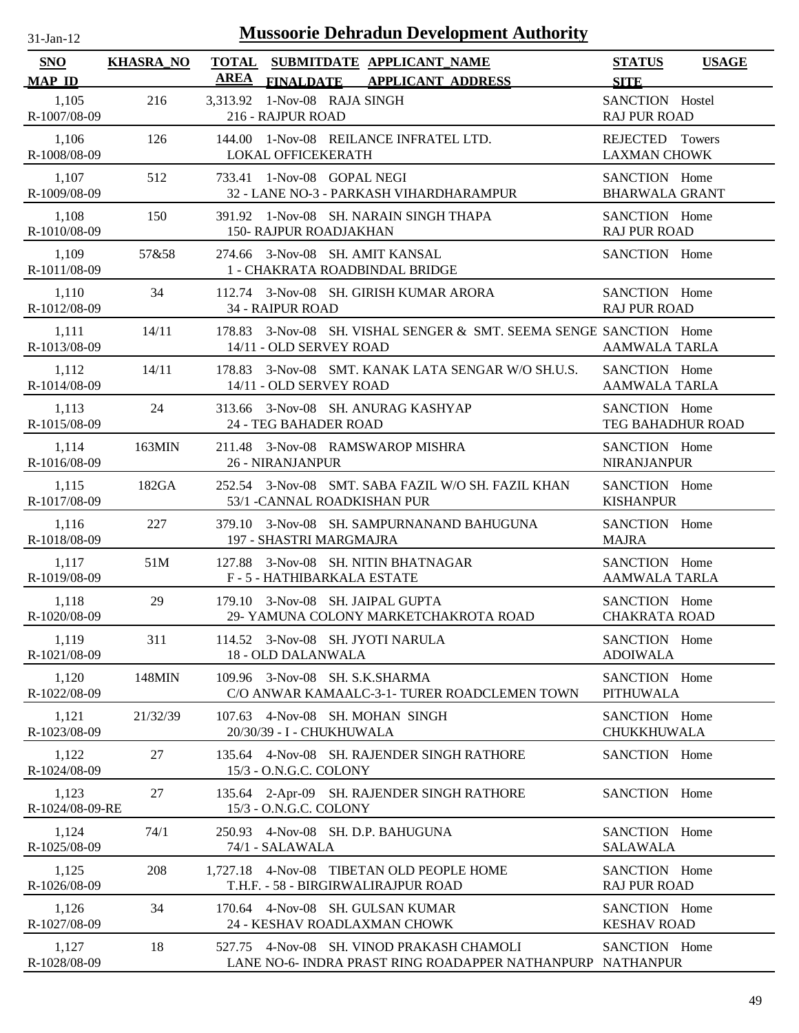# Mussoorie Dehradun Development Authority

31-Jan-12

| SNO / MAP_ID | KHASRA_NO | TOTAL AREA | SUBMITDATE / FINALDATE | APPLICANT_NAME / APPLICANT_ADDRESS | STATUS / SITE | USAGE |
|---|---|---|---|---|---|---|
| 1,105<br>R-1007/08-09 | 216 | 3,313.92 | 1-Nov-08 | RAJA SINGH<br>216 - RAJPUR ROAD | SANCTION<br>RAJ PUR ROAD | Hostel |
| 1,106<br>R-1008/08-09 | 126 | 144.00 | 1-Nov-08 | REILANCE INFRATEL LTD.<br>LOKAL OFFICEKERATH | REJECTED<br>LAXMAN CHOWK | Towers |
| 1,107<br>R-1009/08-09 | 512 | 733.41 | 1-Nov-08 | GOPAL NEGI<br>32 - LANE NO-3 - PARKASH VIHARDHARAMPUR | SANCTION<br>BHARWALA GRANT | Home |
| 1,108<br>R-1010/08-09 | 150 | 391.92 | 1-Nov-08 | SH. NARAIN SINGH THAPA<br>150- RAJPUR ROADJAKHAN | SANCTION<br>RAJ PUR ROAD | Home |
| 1,109<br>R-1011/08-09 | 57&58 | 274.66 | 3-Nov-08 | SH. AMIT KANSAL<br>1 - CHAKRATA ROADBINDAL BRIDGE | SANCTION | Home |
| 1,110<br>R-1012/08-09 | 34 | 112.74 | 3-Nov-08 | SH. GIRISH KUMAR ARORA<br>34 - RAIPUR ROAD | SANCTION<br>RAJ PUR ROAD | Home |
| 1,111<br>R-1013/08-09 | 14/11 | 178.83 | 3-Nov-08 | SH. VISHAL SENGER & SMT. SEEMA SENGE<br>14/11 - OLD SERVEY ROAD | SANCTION<br>AAMWALA TARLA | Home |
| 1,112<br>R-1014/08-09 | 14/11 | 178.83 | 3-Nov-08 | SMT. KANAK LATA SENGAR W/O SH.U.S.<br>14/11 - OLD SERVEY ROAD | SANCTION<br>AAMWALA TARLA | Home |
| 1,113<br>R-1015/08-09 | 24 | 313.66 | 3-Nov-08 | SH. ANURAG KASHYAP<br>24 - TEG BAHADER ROAD | SANCTION<br>TEG BAHADHUR ROAD | Home |
| 1,114<br>R-1016/08-09 | 163MIN | 211.48 | 3-Nov-08 | RAMSWAROP MISHRA<br>26 - NIRANJANPUR | SANCTION<br>NIRANJANPUR | Home |
| 1,115<br>R-1017/08-09 | 182GA | 252.54 | 3-Nov-08 | SMT. SABA FAZIL W/O SH. FAZIL KHAN<br>53/1 -CANNAL ROADKISHAN PUR | SANCTION<br>KISHANPUR | Home |
| 1,116<br>R-1018/08-09 | 227 | 379.10 | 3-Nov-08 | SH. SAMPURNANAND BAHUGUNA<br>197 - SHASTRI MARGMAJRA | SANCTION<br>MAJRA | Home |
| 1,117<br>R-1019/08-09 | 51M | 127.88 | 3-Nov-08 | SH. NITIN BHATNAGAR<br>F - 5 - HATHIBARKALA ESTATE | SANCTION<br>AAMWALA TARLA | Home |
| 1,118<br>R-1020/08-09 | 29 | 179.10 | 3-Nov-08 | SH. JAIPAL GUPTA<br>29- YAMUNA COLONY MARKETCHAKROTA ROAD | SANCTION<br>CHAKRATA ROAD | Home |
| 1,119<br>R-1021/08-09 | 311 | 114.52 | 3-Nov-08 | SH. JYOTI NARULA<br>18 - OLD DALANWALA | SANCTION<br>ADOIWALA | Home |
| 1,120<br>R-1022/08-09 | 148MIN | 109.96 | 3-Nov-08 | SH. S.K.SHARMA<br>C/O ANWAR KAMAALC-3-1- TURER ROADCLEMEN TOWN | SANCTION<br>PITHUWALA | Home |
| 1,121<br>R-1023/08-09 | 21/32/39 | 107.63 | 4-Nov-08 | SH. MOHAN SINGH<br>20/30/39 - I - CHUKHUWALA | SANCTION<br>CHUKKHUWALA | Home |
| 1,122<br>R-1024/08-09 | 27 | 135.64 | 4-Nov-08 | SH. RAJENDER SINGH RATHORE<br>15/3 - O.N.G.C. COLONY | SANCTION | Home |
| 1,123<br>R-1024/08-09-RE | 27 | 135.64 | 2-Apr-09 | SH. RAJENDER SINGH RATHORE<br>15/3 - O.N.G.C. COLONY | SANCTION | Home |
| 1,124<br>R-1025/08-09 | 74/1 | 250.93 | 4-Nov-08 | SH. D.P. BAHUGUNA<br>74/1 - SALAWALA | SANCTION<br>SALAWALA | Home |
| 1,125<br>R-1026/08-09 | 208 | 1,727.18 | 4-Nov-08 | TIBETAN OLD PEOPLE HOME<br>T.H.F. - 58 - BIRGIRWALIRAJPUR ROAD | SANCTION<br>RAJ PUR ROAD | Home |
| 1,126<br>R-1027/08-09 | 34 | 170.64 | 4-Nov-08 | SH. GULSAN KUMAR<br>24 - KESHAV ROADLAXMAN CHOWK | SANCTION<br>KESHAV ROAD | Home |
| 1,127<br>R-1028/08-09 | 18 | 527.75 | 4-Nov-08 | SH. VINOD PRAKASH CHAMOLI<br>LANE NO-6- INDRA PRAST RING ROADAPPER NATHANPURP | SANCTION<br>NATHANPUR | Home |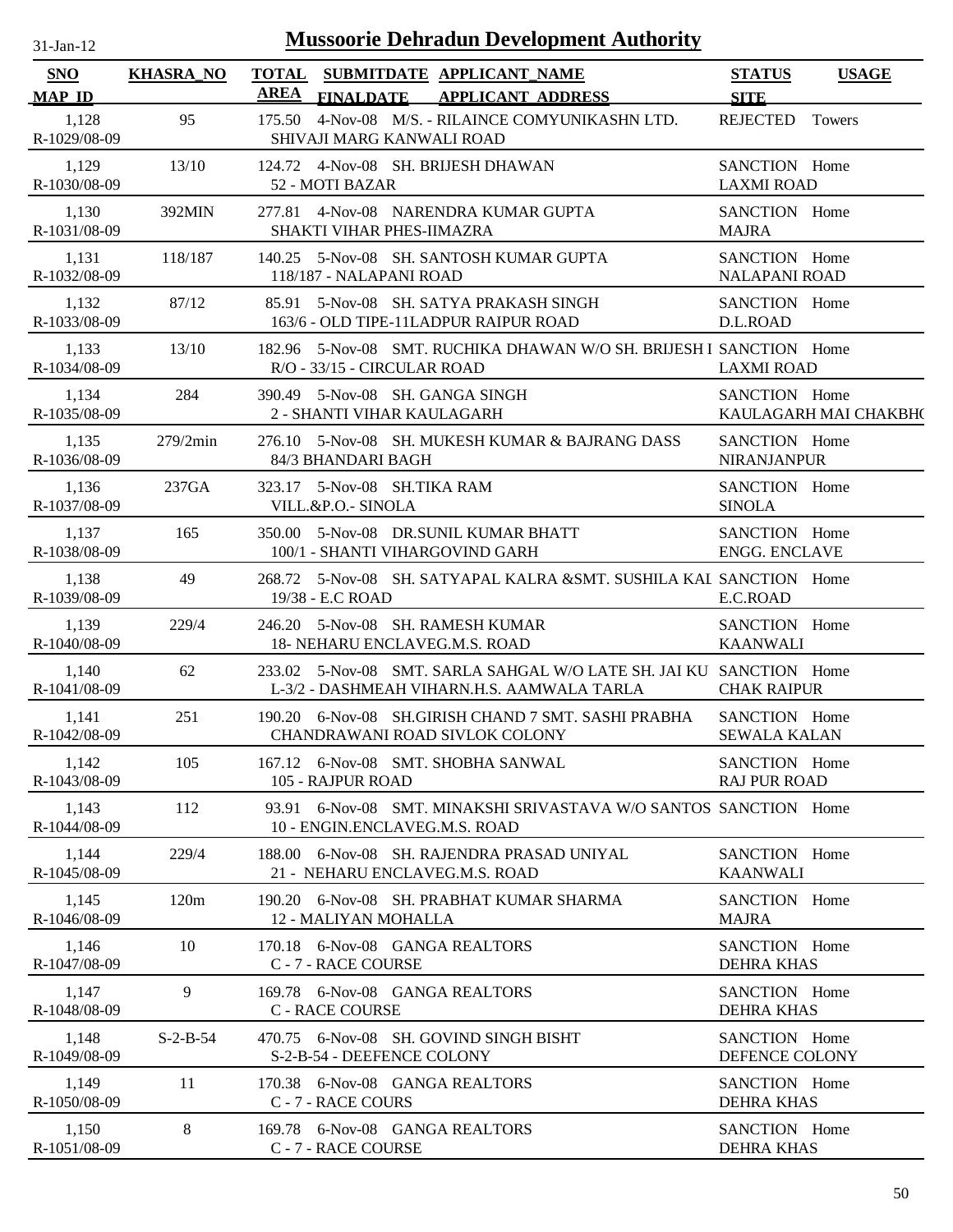# Mussoorie Dehradun Development Authority

31-Jan-12

| SNO / MAP_ID | KHASRA_NO | TOTAL AREA | SUBMITDATE / FINALDATE | APPLICANT_NAME / APPLICANT_ADDRESS | STATUS / SITE | USAGE |
|---|---|---|---|---|---|---|
| 1,128 / R-1029/08-09 | 95 | 175.50 | 4-Nov-08 | M/S. - RILAINCE COMYUNIKASHN LTD. / SHIVAJI MARG KANWALI ROAD | REJECTED | Towers |
| 1,129 / R-1030/08-09 | 13/10 | 124.72 | 4-Nov-08 | SH. BRIJESH DHAWAN / 52 - MOTI BAZAR | SANCTION / LAXMI ROAD | Home |
| 1,130 / R-1031/08-09 | 392MIN | 277.81 | 4-Nov-08 | NARENDRA KUMAR GUPTA / SHAKTI VIHAR PHES-IIMAZRA | SANCTION / MAJRA | Home |
| 1,131 / R-1032/08-09 | 118/187 | 140.25 | 5-Nov-08 | SH. SANTOSH KUMAR GUPTA / 118/187 - NALAPANI ROAD | SANCTION / NALAPANI ROAD | Home |
| 1,132 / R-1033/08-09 | 87/12 | 85.91 | 5-Nov-08 | SH. SATYA PRAKASH SINGH / 163/6 - OLD TIPE-11LADPUR RAIPUR ROAD | SANCTION / D.L.ROAD | Home |
| 1,133 / R-1034/08-09 | 13/10 | 182.96 | 5-Nov-08 | SMT. RUCHIKA DHAWAN W/O SH. BRIJESH I / R/O - 33/15 - CIRCULAR ROAD | SANCTION / LAXMI ROAD | Home |
| 1,134 / R-1035/08-09 | 284 | 390.49 | 5-Nov-08 | SH. GANGA SINGH / 2 - SHANTI VIHAR KAULAGARH | SANCTION / KAULAGARH MAI CHAKBH( | Home |
| 1,135 / R-1036/08-09 | 279/2min | 276.10 | 5-Nov-08 | SH. MUKESH KUMAR & BAJRANG DASS / 84/3 BHANDARI BAGH | SANCTION / NIRANJANPUR | Home |
| 1,136 / R-1037/08-09 | 237GA | 323.17 | 5-Nov-08 | SH.TIKA RAM / VILL.&P.O.- SINOLA | SANCTION / SINOLA | Home |
| 1,137 / R-1038/08-09 | 165 | 350.00 | 5-Nov-08 | DR.SUNIL KUMAR BHATT / 100/1 - SHANTI VIHARGOVIND GARH | SANCTION / ENGG. ENCLAVE | Home |
| 1,138 / R-1039/08-09 | 49 | 268.72 | 5-Nov-08 | SH. SATYAPAL KALRA &SMT. SUSHILA KAL / 19/38 - E.C ROAD | SANCTION / E.C.ROAD | Home |
| 1,139 / R-1040/08-09 | 229/4 | 246.20 | 5-Nov-08 | SH. RAMESH KUMAR / 18- NEHARU ENCLAVEG.M.S. ROAD | SANCTION / KAANWALI | Home |
| 1,140 / R-1041/08-09 | 62 | 233.02 | 5-Nov-08 | SMT. SARLA SAHGAL W/O LATE SH. JAI KU / L-3/2 - DASHMEAH VIHARN.H.S. AAMWALA TARLA | SANCTION / CHAK RAIPUR | Home |
| 1,141 / R-1042/08-09 | 251 | 190.20 | 6-Nov-08 | SH.GIRISH CHAND 7 SMT. SASHI PRABHA / CHANDRAWANI ROAD SIVLOK COLONY | SANCTION / SEWALA KALAN | Home |
| 1,142 / R-1043/08-09 | 105 | 167.12 | 6-Nov-08 | SMT. SHOBHA SANWAL / 105 - RAJPUR ROAD | SANCTION / RAJ PUR ROAD | Home |
| 1,143 / R-1044/08-09 | 112 | 93.91 | 6-Nov-08 | SMT. MINAKSHI SRIVASTAVA W/O SANTOS / 10 - ENGIN.ENCLAVEG.M.S. ROAD | SANCTION | Home |
| 1,144 / R-1045/08-09 | 229/4 | 188.00 | 6-Nov-08 | SH. RAJENDRA PRASAD UNIYAL / 21 - NEHARU ENCLAVEG.M.S. ROAD | SANCTION / KAANWALI | Home |
| 1,145 / R-1046/08-09 | 120m | 190.20 | 6-Nov-08 | SH. PRABHAT KUMAR SHARMA / 12 - MALIYAN MOHALLA | SANCTION / MAJRA | Home |
| 1,146 / R-1047/08-09 | 10 | 170.18 | 6-Nov-08 | GANGA REALTORS / C - 7 - RACE COURSE | SANCTION / DEHRA KHAS | Home |
| 1,147 / R-1048/08-09 | 9 | 169.78 | 6-Nov-08 | GANGA REALTORS / C - RACE COURSE | SANCTION / DEHRA KHAS | Home |
| 1,148 / R-1049/08-09 | S-2-B-54 | 470.75 | 6-Nov-08 | SH. GOVIND SINGH BISHT / S-2-B-54 - DEEFENCE COLONY | SANCTION / DEFENCE COLONY | Home |
| 1,149 / R-1050/08-09 | 11 | 170.38 | 6-Nov-08 | GANGA REALTORS / C - 7 - RACE COURS | SANCTION / DEHRA KHAS | Home |
| 1,150 / R-1051/08-09 | 8 | 169.78 | 6-Nov-08 | GANGA REALTORS / C - 7 - RACE COURSE | SANCTION / DEHRA KHAS | Home |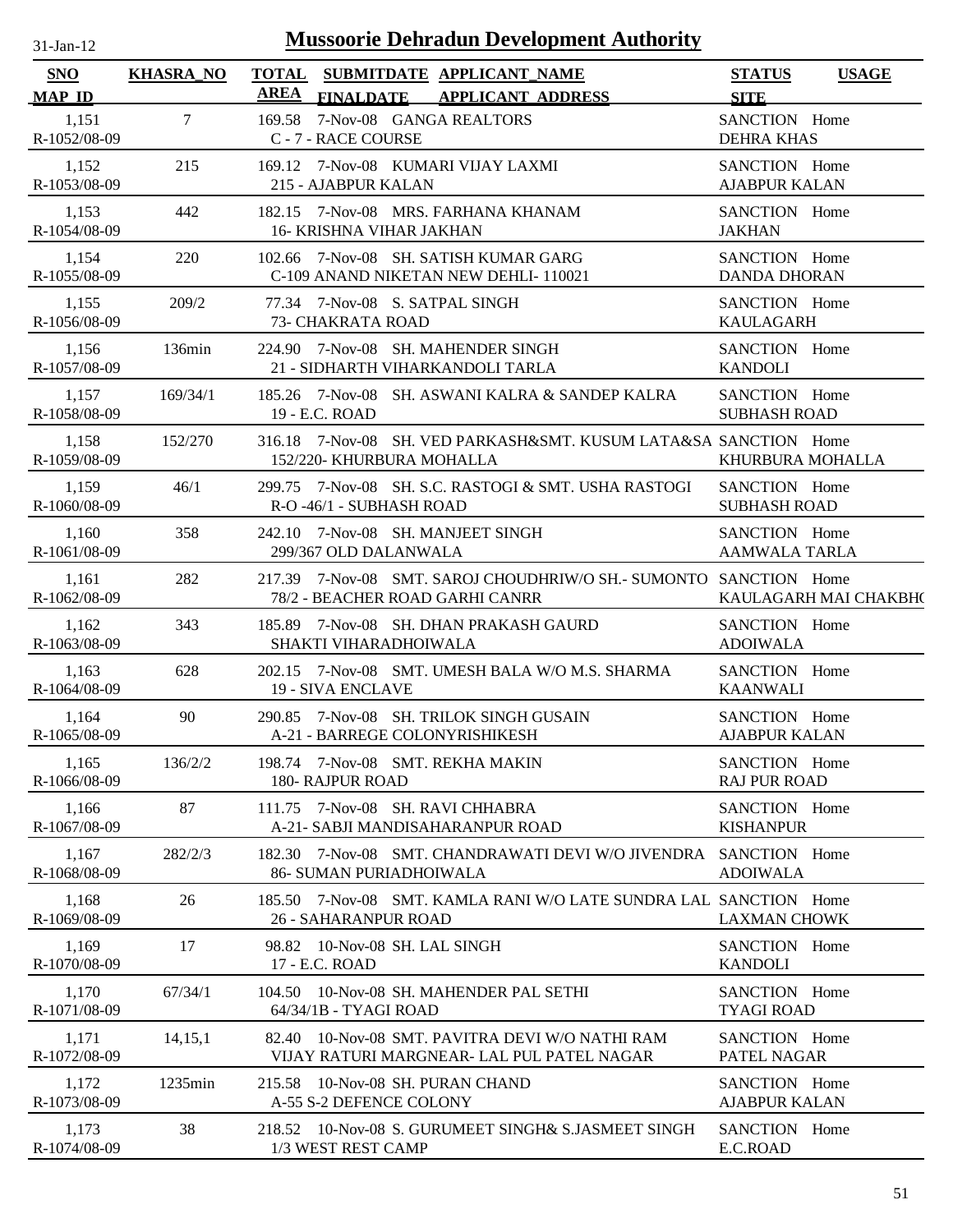# Mussoorie Dehradun Development Authority

31-Jan-12

| SNO / MAP_ID | KHASRA_NO | TOTAL AREA | SUBMITDATE / FINALDATE | APPLICANT_NAME / APPLICANT ADDRESS | STATUS / SITE | USAGE |
|---|---|---|---|---|---|---|
| 1,151 / R-1052/08-09 | 7 | 169.58 | 7-Nov-08 | GANGA REALTORS / C - 7 - RACE COURSE | SANCTION / DEHRA KHAS | Home |
| 1,152 / R-1053/08-09 | 215 | 169.12 | 7-Nov-08 | KUMARI VIJAY LAXMI / 215 - AJABPUR KALAN | SANCTION / AJABPUR KALAN | Home |
| 1,153 / R-1054/08-09 | 442 | 182.15 | 7-Nov-08 | MRS. FARHANA KHANAM / 16- KRISHNA VIHAR JAKHAN | SANCTION / JAKHAN | Home |
| 1,154 / R-1055/08-09 | 220 | 102.66 | 7-Nov-08 | SH. SATISH KUMAR GARG / C-109 ANAND NIKETAN NEW DEHLI- 110021 | SANCTION / DANDA DHORAN | Home |
| 1,155 / R-1056/08-09 | 209/2 | 77.34 | 7-Nov-08 | S. SATPAL SINGH / 73- CHAKRATA ROAD | SANCTION / KAULAGARH | Home |
| 1,156 / R-1057/08-09 | 136min | 224.90 | 7-Nov-08 | SH. MAHENDER SINGH / 21 - SIDHARTH VIHARKANDOLI TARLA | SANCTION / KANDOLI | Home |
| 1,157 / R-1058/08-09 | 169/34/1 | 185.26 | 7-Nov-08 | SH. ASWANI KALRA & SANDEP KALRA / 19 - E.C. ROAD | SANCTION / SUBHASH ROAD | Home |
| 1,158 / R-1059/08-09 | 152/270 | 316.18 | 7-Nov-08 | SH. VED PARKASH&SMT. KUSUM LATA&SA / 152/220- KHURBURA MOHALLA | SANCTION / KHURBURA MOHALLA | Home |
| 1,159 / R-1060/08-09 | 46/1 | 299.75 | 7-Nov-08 | SH. S.C. RASTOGI & SMT. USHA RASTOGI / R-O -46/1 - SUBHASH ROAD | SANCTION / SUBHASH ROAD | Home |
| 1,160 / R-1061/08-09 | 358 | 242.10 | 7-Nov-08 | SH. MANJEET SINGH / 299/367 OLD DALANWALA | SANCTION / AAMWALA TARLA | Home |
| 1,161 / R-1062/08-09 | 282 | 217.39 | 7-Nov-08 | SMT. SAROJ CHOUDHRIW/O SH.- SUMONTO / 78/2 - BEACHER ROAD GARHI CANRR | SANCTION / KAULAGARH MAI CHAKBH( | Home |
| 1,162 / R-1063/08-09 | 343 | 185.89 | 7-Nov-08 | SH. DHAN PRAKASH GAURD / SHAKTI VIHARADHOIWALA | SANCTION / ADOIWALA | Home |
| 1,163 / R-1064/08-09 | 628 | 202.15 | 7-Nov-08 | SMT. UMESH BALA W/O M.S. SHARMA / 19 - SIVA ENCLAVE | SANCTION / KAANWALI | Home |
| 1,164 / R-1065/08-09 | 90 | 290.85 | 7-Nov-08 | SH. TRILOK SINGH GUSAIN / A-21 - BARREGE COLONYRISHIKESH | SANCTION / AJABPUR KALAN | Home |
| 1,165 / R-1066/08-09 | 136/2/2 | 198.74 | 7-Nov-08 | SMT. REKHA MAKIN / 180- RAJPUR ROAD | SANCTION / RAJ PUR ROAD | Home |
| 1,166 / R-1067/08-09 | 87 | 111.75 | 7-Nov-08 | SH. RAVI CHHABRA / A-21- SABJI MANDISAHARANPUR ROAD | SANCTION / KISHANPUR | Home |
| 1,167 / R-1068/08-09 | 282/2/3 | 182.30 | 7-Nov-08 | SMT. CHANDRAWATI DEVI W/O JIVENDRA / 86- SUMAN PURIADHOIWALA | SANCTION / ADOIWALA | Home |
| 1,168 / R-1069/08-09 | 26 | 185.50 | 7-Nov-08 | SMT. KAMLA RANI W/O LATE SUNDRA LAL / 26 - SAHARANPUR ROAD | SANCTION / LAXMAN CHOWK | Home |
| 1,169 / R-1070/08-09 | 17 | 98.82 | 10-Nov-08 | SH. LAL SINGH / 17 - E.C. ROAD | SANCTION / KANDOLI | Home |
| 1,170 / R-1071/08-09 | 67/34/1 | 104.50 | 10-Nov-08 | SH. MAHENDER PAL SETHI / 64/34/1B - TYAGI ROAD | SANCTION / TYAGI ROAD | Home |
| 1,171 / R-1072/08-09 | 14,15,1 | 82.40 | 10-Nov-08 | SMT. PAVITRA DEVI W/O NATHI RAM / VIJAY RATURI MARGNEAR- LAL PUL PATEL NAGAR | SANCTION / PATEL NAGAR | Home |
| 1,172 / R-1073/08-09 | 1235min | 215.58 | 10-Nov-08 | SH. PURAN CHAND / A-55 S-2 DEFENCE COLONY | SANCTION / AJABPUR KALAN | Home |
| 1,173 / R-1074/08-09 | 38 | 218.52 | 10-Nov-08 | S. GURUMEET SINGH& S.JASMEET SINGH / 1/3 WEST REST CAMP | SANCTION / E.C.ROAD | Home |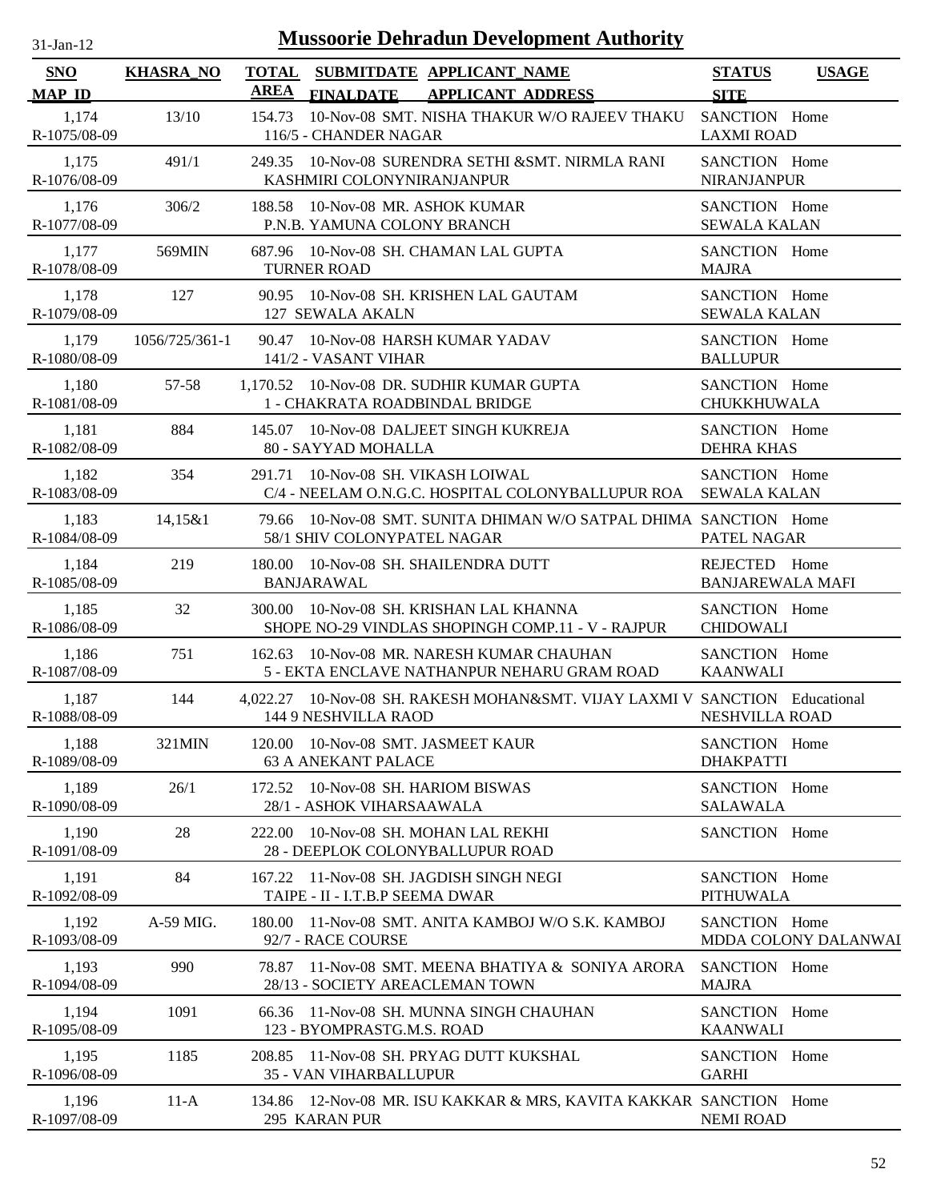# Mussoorie Dehradun Development Authority

31-Jan-12

| SNO / MAP_ID | KHASRA_NO | TOTAL AREA | SUBMITDATE / FINALDATE | APPLICANT_NAME / APPLICANT ADDRESS | STATUS / SITE | USAGE |
|---|---|---|---|---|---|---|
| 1,174 / R-1075/08-09 | 13/10 | 154.73 | 10-Nov-08 | SMT. NISHA THAKUR W/O RAJEEV THAKU / 116/5 - CHANDER NAGAR | SANCTION / LAXMI ROAD | Home |
| 1,175 / R-1076/08-09 | 491/1 | 249.35 | 10-Nov-08 | SURENDRA SETHI &SMT. NIRMLA RANI / KASHMIRI COLONYNIRANJANPUR | SANCTION / NIRANJANPUR | Home |
| 1,176 / R-1077/08-09 | 306/2 | 188.58 | 10-Nov-08 | MR. ASHOK KUMAR / P.N.B. YAMUNA COLONY BRANCH | SANCTION / SEWALA KALAN | Home |
| 1,177 / R-1078/08-09 | 569MIN | 687.96 | 10-Nov-08 | SH. CHAMAN LAL GUPTA / TURNER ROAD | SANCTION / MAJRA | Home |
| 1,178 / R-1079/08-09 | 127 | 90.95 | 10-Nov-08 | SH. KRISHEN LAL GAUTAM / 127 SEWALA AKALN | SANCTION / SEWALA KALAN | Home |
| 1,179 / R-1080/08-09 | 1056/725/361-1 | 90.47 | 10-Nov-08 | HARSH KUMAR YADAV / 141/2 - VASANT VIHAR | SANCTION / BALLUPUR | Home |
| 1,180 / R-1081/08-09 | 57-58 | 1,170.52 | 10-Nov-08 | DR. SUDHIR KUMAR GUPTA / 1 - CHAKRATA ROADBINDAL BRIDGE | SANCTION / CHUKKHUWALA | Home |
| 1,181 / R-1082/08-09 | 884 | 145.07 | 10-Nov-08 | DALJEET SINGH KUKREJA / 80 - SAYYAD MOHALLA | SANCTION / DEHRA KHAS | Home |
| 1,182 / R-1083/08-09 | 354 | 291.71 | 10-Nov-08 | SH. VIKASH LOIWAL / C/4 - NEELAM O.N.G.C. HOSPITAL COLONYBALLUPUR ROA | SANCTION / SEWALA KALAN | Home |
| 1,183 / R-1084/08-09 | 14,15&1 | 79.66 | 10-Nov-08 | SMT. SUNITA DHIMAN W/O SATPAL DHIMA / 58/1 SHIV COLONYPATEL NAGAR | SANCTION / PATEL NAGAR | Home |
| 1,184 / R-1085/08-09 | 219 | 180.00 | 10-Nov-08 | SH. SHAILENDRA DUTT / BANJARAWAL | REJECTED / BANJAREWALA MAFI | Home |
| 1,185 / R-1086/08-09 | 32 | 300.00 | 10-Nov-08 | SH. KRISHAN LAL KHANNA / SHOPE NO-29 VINDLAS SHOPINGH COMP.11 - V - RAJPUR | SANCTION / CHIDOWALI | Home |
| 1,186 / R-1087/08-09 | 751 | 162.63 | 10-Nov-08 | MR. NARESH KUMAR CHAUHAN / 5 - EKTA ENCLAVE NATHANPUR NEHARU GRAM ROAD | SANCTION / KAANWALI | Home |
| 1,187 / R-1088/08-09 | 144 | 4,022.27 | 10-Nov-08 | SH. RAKESH MOHAN&SMT. VIJAY LAXMI V / 144 9 NESHVILLA RAOD | SANCTION / NESHVILLA ROAD | Educational |
| 1,188 / R-1089/08-09 | 321MIN | 120.00 | 10-Nov-08 | SMT. JASMEET KAUR / 63 A ANEKANT PALACE | SANCTION / DHAKPATTI | Home |
| 1,189 / R-1090/08-09 | 26/1 | 172.52 | 10-Nov-08 | SH. HARIOM BISWAS / 28/1 - ASHOK VIHARSAAWALA | SANCTION / SALAWALA | Home |
| 1,190 / R-1091/08-09 | 28 | 222.00 | 10-Nov-08 | SH. MOHAN LAL REKHI / 28 - DEEPLOK COLONYBALLUPUR ROAD | SANCTION | Home |
| 1,191 / R-1092/08-09 | 84 | 167.22 | 11-Nov-08 | SH. JAGDISH SINGH NEGI / TAIPE - II - I.T.B.P SEEMA DWAR | SANCTION / PITHUWALA | Home |
| 1,192 / R-1093/08-09 | A-59 MIG. | 180.00 | 11-Nov-08 | SMT. ANITA KAMBOJ W/O S.K. KAMBOJ / 92/7 - RACE COURSE | SANCTION / MDDA COLONY DALANWAI | Home |
| 1,193 / R-1094/08-09 | 990 | 78.87 | 11-Nov-08 | SMT. MEENA BHATIYA & SONIYA ARORA / 28/13 - SOCIETY AREACLEMAN TOWN | SANCTION / MAJRA | Home |
| 1,194 / R-1095/08-09 | 1091 | 66.36 | 11-Nov-08 | SH. MUNNA SINGH CHAUHAN / 123 - BYOMPRASTG.M.S. ROAD | SANCTION / KAANWALI | Home |
| 1,195 / R-1096/08-09 | 1185 | 208.85 | 11-Nov-08 | SH. PRYAG DUTT KUKSHAL / 35 - VAN VIHARBALLUPUR | SANCTION / GARHI | Home |
| 1,196 / R-1097/08-09 | 11-A | 134.86 | 12-Nov-08 | MR. ISU KAKKAR & MRS, KAVITA KAKKAR / 295 KARAN PUR | SANCTION / NEMI ROAD | Home |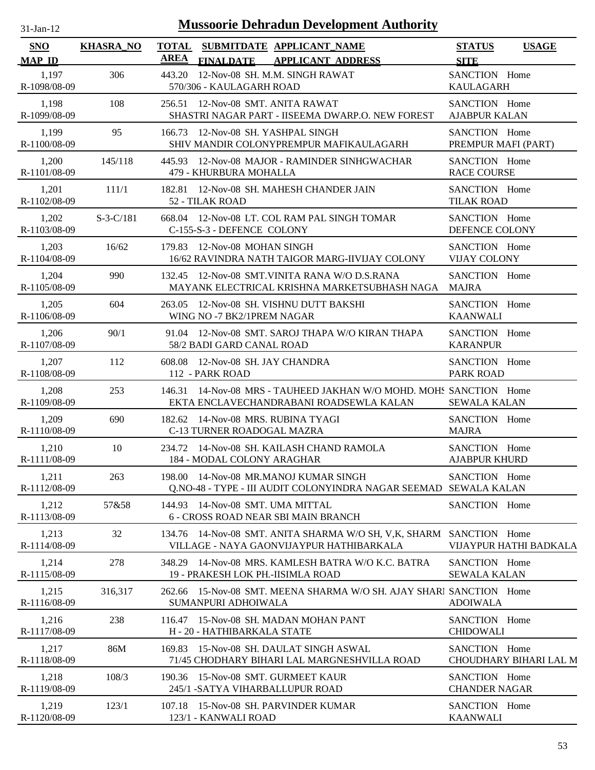# Mussoorie Dehradun Development Authority

31-Jan-12

| SNO / MAP_ID | KHASRA_NO | TOTAL AREA | SUBMITDATE / FINALDATE | APPLICANT_NAME / APPLICANT ADDRESS | STATUS / SITE | USAGE |
|---|---|---|---|---|---|---|
| 1,197 / R-1098/08-09 | 306 | 443.20 | 12-Nov-08 | SH. M.M. SINGH RAWAT / 570/306 - KAULAGARH ROAD | SANCTION / KAULAGARH | Home |
| 1,198 / R-1099/08-09 | 108 | 256.51 | 12-Nov-08 | SMT. ANITA RAWAT / SHASTRI NAGAR PART - IISEEMA DWARP.O. NEW FOREST | SANCTION / AJABPUR KALAN | Home |
| 1,199 / R-1100/08-09 | 95 | 166.73 | 12-Nov-08 | SH. YASHPAL SINGH / SHIV MANDIR COLONYPREMPUR MAFIKAULAGARH | SANCTION / PREMPUR MAFI (PART) | Home |
| 1,200 / R-1101/08-09 | 145/118 | 445.93 | 12-Nov-08 | MAJOR - RAMINDER SINHGWACHAR / 479 - KHURBURA MOHALLA | SANCTION / RACE COURSE | Home |
| 1,201 / R-1102/08-09 | 111/1 | 182.81 | 12-Nov-08 | SH. MAHESH CHANDER JAIN / 52 - TILAK ROAD | SANCTION / TILAK ROAD | Home |
| 1,202 / R-1103/08-09 | S-3-C/181 | 668.04 | 12-Nov-08 | LT. COL RAM PAL SINGH TOMAR / C-155-S-3 - DEFENCE COLONY | SANCTION / DEFENCE COLONY | Home |
| 1,203 / R-1104/08-09 | 16/62 | 179.83 | 12-Nov-08 | MOHAN SINGH / 16/62 RAVINDRA NATH TAIGOR MARG-IIVIJAY COLONY | SANCTION / VIJAY COLONY | Home |
| 1,204 / R-1105/08-09 | 990 | 132.45 | 12-Nov-08 | SMT.VINITA RANA W/O D.S.RANA / MAYANK ELECTRICAL KRISHNA MARKETSUBHASH NAGA | SANCTION / MAJRA | Home |
| 1,205 / R-1106/08-09 | 604 | 263.05 | 12-Nov-08 | SH. VISHNU DUTT BAKSHI / WING NO -7 BK2/1PREM NAGAR | SANCTION / KAANWALI | Home |
| 1,206 / R-1107/08-09 | 90/1 | 91.04 | 12-Nov-08 | SMT. SAROJ THAPA W/O KIRAN THAPA / 58/2 BADI GARD CANAL ROAD | SANCTION / KARANPUR | Home |
| 1,207 / R-1108/08-09 | 112 | 608.08 | 12-Nov-08 | SH. JAY CHANDRA / 112 - PARK ROAD | SANCTION / PARK ROAD | Home |
| 1,208 / R-1109/08-09 | 253 | 146.31 | 14-Nov-08 | MRS - TAUHEED JAKHAN W/O MOHD. MOHS / EKTA ENCLAVECHANDRABANI ROADSEWLA KALAN | SANCTION / SEWALA KALAN | Home |
| 1,209 / R-1110/08-09 | 690 | 182.62 | 14-Nov-08 | MRS. RUBINA TYAGI / C-13 TURNER ROADOGAL MAZRA | SANCTION / MAJRA | Home |
| 1,210 / R-1111/08-09 | 10 | 234.72 | 14-Nov-08 | SH. KAILASH CHAND RAMOLA / 184 - MODAL COLONY ARAGHAR | SANCTION / AJABPUR KHURD | Home |
| 1,211 / R-1112/08-09 | 263 | 198.00 | 14-Nov-08 | MR.MANOJ KUMAR SINGH / Q.NO-48 - TYPE - III AUDIT COLONYINDRA NAGAR SEEMAD | SANCTION / SEWALA KALAN | Home |
| 1,212 / R-1113/08-09 | 57&58 | 144.93 | 14-Nov-08 | SMT. UMA MITTAL / 6 - CROSS ROAD NEAR SBI MAIN BRANCH | SANCTION | Home |
| 1,213 / R-1114/08-09 | 32 | 134.76 | 14-Nov-08 | SMT. ANITA SHARMA W/O SH, V,K, SHARM / VILLAGE - NAYA GAONVIJAYPUR HATHIBARKALA | SANCTION / VIJAYPUR HATHI BADKALA | Home |
| 1,214 / R-1115/08-09 | 278 | 348.29 | 14-Nov-08 | MRS. KAMLESH BATRA W/O K.C. BATRA / 19 - PRAKESH LOK PH.-IISIMLA ROAD | SANCTION / SEWALA KALAN | Home |
| 1,215 / R-1116/08-09 | 316,317 | 262.66 | 15-Nov-08 | SMT. MEENA SHARMA W/O SH. AJAY SHARI / SUMANPURI ADHOIWALA | SANCTION / ADOIWALA | Home |
| 1,216 / R-1117/08-09 | 238 | 116.47 | 15-Nov-08 | SH. MADAN MOHAN PANT / H - 20 - HATHIBARKALA STATE | SANCTION / CHIDOWALI | Home |
| 1,217 / R-1118/08-09 | 86M | 169.83 | 15-Nov-08 | SH. DAULAT SINGH ASWAL / 71/45 CHODHARY BIHARI LAL MARGNESHVILLA ROAD | SANCTION / CHOUDHARY BIHARI LAL M | Home |
| 1,218 / R-1119/08-09 | 108/3 | 190.36 | 15-Nov-08 | SMT. GURMEET KAUR / 245/1 -SATYA VIHARBALLUPUR ROAD | SANCTION / CHANDER NAGAR | Home |
| 1,219 / R-1120/08-09 | 123/1 | 107.18 | 15-Nov-08 | SH. PARVINDER KUMAR / 123/1 - KANWALI ROAD | SANCTION / KAANWALI | Home |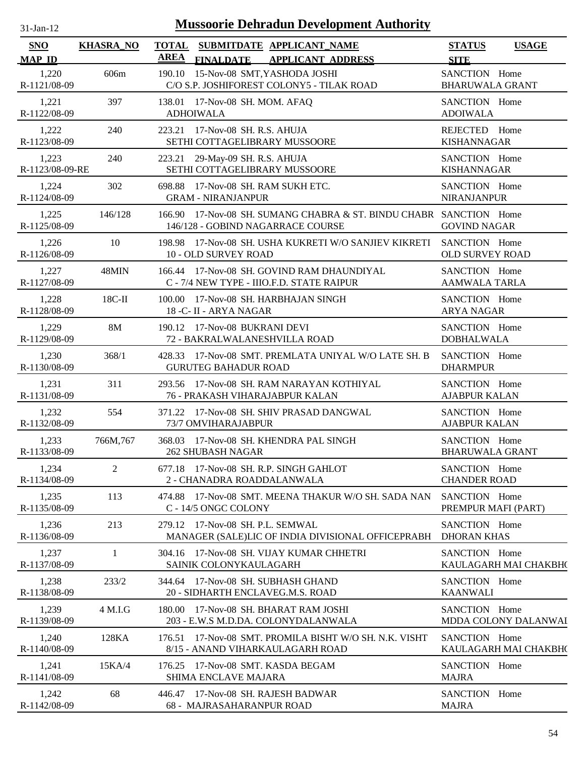# Mussoorie Dehradun Development Authority

31-Jan-12

| SNO / MAP_ID | KHASRA_NO | TOTAL AREA | SUBMITDATE / FINALDATE | APPLICANT_NAME / APPLICANT_ADDRESS | STATUS / SITE | USAGE |
|---|---|---|---|---|---|---|
| 1,220 / R-1121/08-09 | 606m | 190.10 | 15-Nov-08 | SMT,YASHODA JOSHI / C/O S.P. JOSHIFOREST COLONY5 - TILAK ROAD | SANCTION / BHARUWALA GRANT | Home |
| 1,221 / R-1122/08-09 | 397 | 138.01 | 17-Nov-08 | SH. MOM. AFAQ / ADHOIWALA | SANCTION / ADOIWALA | Home |
| 1,222 / R-1123/08-09 | 240 | 223.21 | 17-Nov-08 | SH. R.S. AHUJA / SETHI COTTAGELIBRARY MUSSOORE | REJECTED / KISHANNAGAR | Home |
| 1,223 / R-1123/08-09-RE | 240 | 223.21 | 29-May-09 | SH. R.S. AHUJA / SETHI COTTAGELIBRARY MUSSOORE | SANCTION / KISHANNAGAR | Home |
| 1,224 / R-1124/08-09 | 302 | 698.88 | 17-Nov-08 | SH. RAM SUKH ETC. / GRAM - NIRANJANPUR | SANCTION / NIRANJANPUR | Home |
| 1,225 / R-1125/08-09 | 146/128 | 166.90 | 17-Nov-08 | SH. SUMANG CHABRA & ST. BINDU CHABR / 146/128 - GOBIND NAGARRACE COURSE | SANCTION / GOVIND NAGAR | Home |
| 1,226 / R-1126/08-09 | 10 | 198.98 | 17-Nov-08 | SH. USHA KUKRETI W/O SANJIEV KIKRETI / 10 - OLD SURVEY ROAD | SANCTION / OLD SURVEY ROAD | Home |
| 1,227 / R-1127/08-09 | 48MIN | 166.44 | 17-Nov-08 | SH. GOVIND RAM DHAUNDIYAL / C - 7/4 NEW TYPE - IIIO.F.D. STATE RAIPUR | SANCTION / AAMWALA TARLA | Home |
| 1,228 / R-1128/08-09 | 18C-II | 100.00 | 17-Nov-08 | SH. HARBHAJAN SINGH / 18 -C- II - ARYA NAGAR | SANCTION / ARYA NAGAR | Home |
| 1,229 / R-1129/08-09 | 8M | 190.12 | 17-Nov-08 | BUKRANI DEVI / 72 - BAKRALWALANESHVILLA ROAD | SANCTION / DOBHALWALA | Home |
| 1,230 / R-1130/08-09 | 368/1 | 428.33 | 17-Nov-08 | SMT. PREMLATA UNIYAL W/O LATE SH. B / GURUTEG BAHADUR ROAD | SANCTION / DHARMPUR | Home |
| 1,231 / R-1131/08-09 | 311 | 293.56 | 17-Nov-08 | SH. RAM NARAYAN KOTHIYAL / 76 - PRAKASH VIHARAJABPUR KALAN | SANCTION / AJABPUR KALAN | Home |
| 1,232 / R-1132/08-09 | 554 | 371.22 | 17-Nov-08 | SH. SHIV PRASAD DANGWAL / 73/7 OMVIHARAJABPUR | SANCTION / AJABPUR KALAN | Home |
| 1,233 / R-1133/08-09 | 766M,767 | 368.03 | 17-Nov-08 | SH. KHENDRA PAL SINGH / 262 SHUBASH NAGAR | SANCTION / BHARUWALA GRANT | Home |
| 1,234 / R-1134/08-09 | 2 | 677.18 | 17-Nov-08 | SH. R.P. SINGH GAHLOT / 2 - CHANADRA ROADDALANWALA | SANCTION / CHANDER ROAD | Home |
| 1,235 / R-1135/08-09 | 113 | 474.88 | 17-Nov-08 | SMT. MEENA THAKUR W/O SH. SADA NAN / C - 14/5 ONGC COLONY | SANCTION / PREMPUR MAFI (PART) | Home |
| 1,236 / R-1136/08-09 | 213 | 279.12 | 17-Nov-08 | SH. P.L. SEMWAL / MANAGER (SALE)LIC OF INDIA DIVISIONAL OFFICEPRABH | SANCTION / DHORAN KHAS | Home |
| 1,237 / R-1137/08-09 | 1 | 304.16 | 17-Nov-08 | SH. VIJAY KUMAR CHHETRI / SAINIK COLONYKAULAGARH | SANCTION / KAULAGARH MAI CHAKBHO | Home |
| 1,238 / R-1138/08-09 | 233/2 | 344.64 | 17-Nov-08 | SH. SUBHASH GHAND / 20 - SIDHARTH ENCLAVEG.M.S. ROAD | SANCTION / KAANWALI | Home |
| 1,239 / R-1139/08-09 | 4 M.I.G | 180.00 | 17-Nov-08 | SH. BHARAT RAM JOSHI / 203 - E.W.S M.D.DA. COLONYDALANWALA | SANCTION / MDDA COLONY DALANWAL | Home |
| 1,240 / R-1140/08-09 | 128KA | 176.51 | 17-Nov-08 | SMT. PROMILA BISHT W/O SH. N.K. VISHT / 8/15 - ANAND VIHARKAULAGARH ROAD | SANCTION / KAULAGARH MAI CHAKBHO | Home |
| 1,241 / R-1141/08-09 | 15KA/4 | 176.25 | 17-Nov-08 | SMT. KASDA BEGAM / SHIMA ENCLAVE MAJARA | SANCTION / MAJRA | Home |
| 1,242 / R-1142/08-09 | 68 | 446.47 | 17-Nov-08 | SH. RAJESH BADWAR / 68 - MAJRASAHARANPUR ROAD | SANCTION / MAJRA | Home |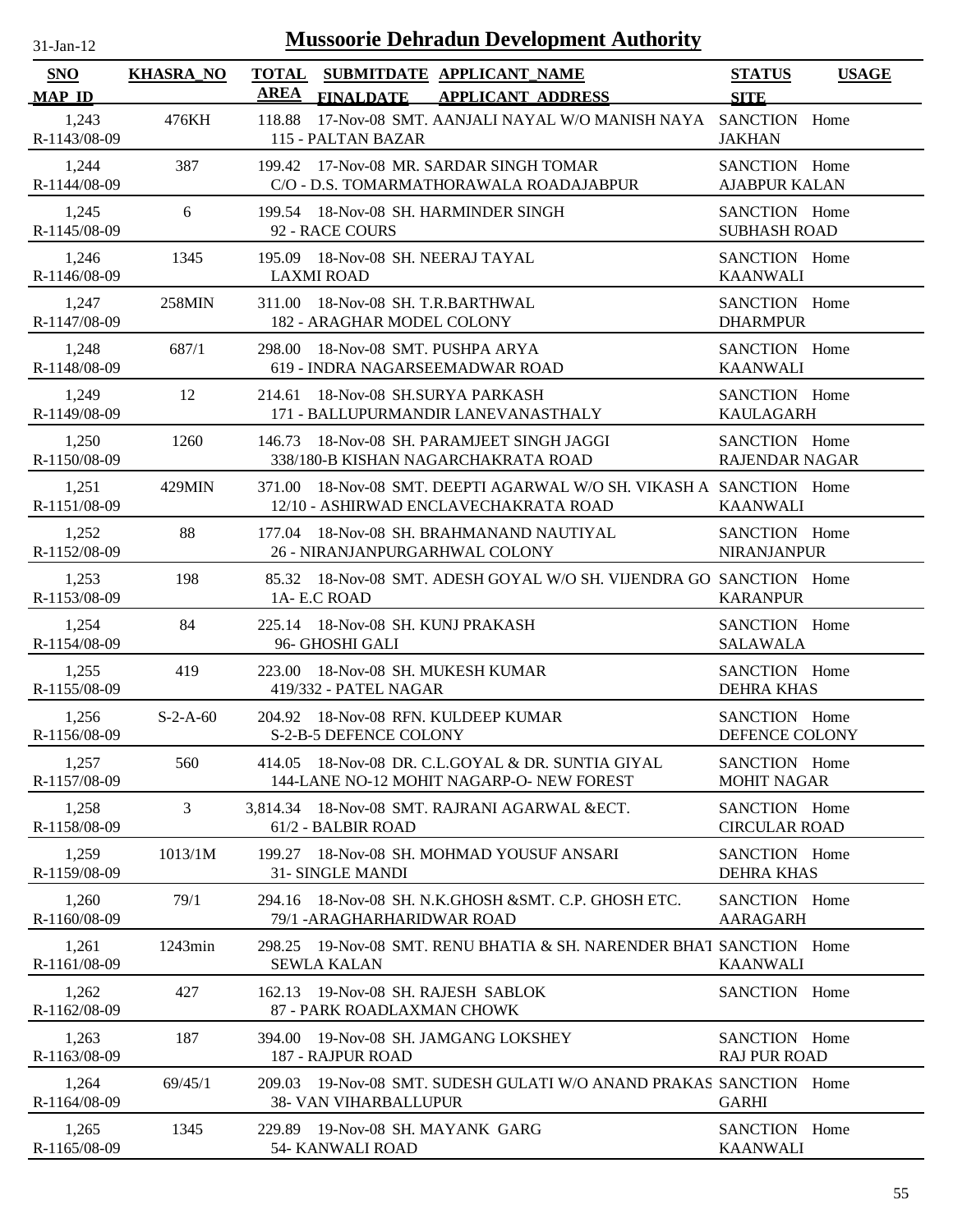# Mussoorie Dehradun Development Authority

31-Jan-12

| SNO / MAP_ID | KHASRA_NO | TOTAL AREA | SUBMITDATE / FINALDATE | APPLICANT_NAME / APPLICANT_ADDRESS | STATUS / SITE | USAGE |
|---|---|---|---|---|---|---|
| 1,243 / R-1143/08-09 | 476KH | 118.88 | 17-Nov-08 | SMT. AANJALI NAYAL W/O MANISH NAYA / 115 - PALTAN BAZAR | SANCTION / JAKHAN | Home |
| 1,244 / R-1144/08-09 | 387 | 199.42 | 17-Nov-08 | MR. SARDAR SINGH TOMAR / C/O - D.S. TOMARMATHORAWALA ROADAJABPUR | SANCTION / AJABPUR KALAN | Home |
| 1,245 / R-1145/08-09 | 6 | 199.54 | 18-Nov-08 | SH. HARMINDER SINGH / 92 - RACE COURS | SANCTION / SUBHASH ROAD | Home |
| 1,246 / R-1146/08-09 | 1345 | 195.09 | 18-Nov-08 | SH. NEERAJ TAYAL / LAXMI ROAD | SANCTION / KAANWALI | Home |
| 1,247 / R-1147/08-09 | 258MIN | 311.00 | 18-Nov-08 | SH. T.R.BARTHWAL / 182 - ARAGHAR MODEL COLONY | SANCTION / DHARMPUR | Home |
| 1,248 / R-1148/08-09 | 687/1 | 298.00 | 18-Nov-08 | SMT. PUSHPA ARYA / 619 - INDRA NAGARSEEMADWAR ROAD | SANCTION / KAANWALI | Home |
| 1,249 / R-1149/08-09 | 12 | 214.61 | 18-Nov-08 | SH.SURYA PARKASH / 171 - BALLUPURMANDIR LANEVANASTHALY | SANCTION / KAULAGARH | Home |
| 1,250 / R-1150/08-09 | 1260 | 146.73 | 18-Nov-08 | SH. PARAMJEET SINGH JAGGI / 338/180-B KISHAN NAGARCHAKRATA ROAD | SANCTION / RAJENDAR NAGAR | Home |
| 1,251 / R-1151/08-09 | 429MIN | 371.00 | 18-Nov-08 | SMT. DEEPTI AGARWAL W/O SH. VIKASH A / 12/10 - ASHIRWAD ENCLAVECHAKRATA ROAD | SANCTION / KAANWALI | Home |
| 1,252 / R-1152/08-09 | 88 | 177.04 | 18-Nov-08 | SH. BRAHMANAND NAUTIYAL / 26 - NIRANJANPURGARHWAL COLONY | SANCTION / NIRANJANPUR | Home |
| 1,253 / R-1153/08-09 | 198 | 85.32 | 18-Nov-08 | SMT. ADESH GOYAL W/O SH. VIJENDRA GO / 1A- E.C ROAD | SANCTION / KARANPUR | Home |
| 1,254 / R-1154/08-09 | 84 | 225.14 | 18-Nov-08 | SH. KUNJ PRAKASH / 96- GHOSHI GALI | SANCTION / SALAWALA | Home |
| 1,255 / R-1155/08-09 | 419 | 223.00 | 18-Nov-08 | SH. MUKESH KUMAR / 419/332 - PATEL NAGAR | SANCTION / DEHRA KHAS | Home |
| 1,256 / R-1156/08-09 | S-2-A-60 | 204.92 | 18-Nov-08 | RFN. KULDEEP KUMAR / S-2-B-5 DEFENCE COLONY | SANCTION / DEFENCE COLONY | Home |
| 1,257 / R-1157/08-09 | 560 | 414.05 | 18-Nov-08 | DR. C.L.GOYAL & DR. SUNTIA GIYAL / 144-LANE NO-12 MOHIT NAGARP-O- NEW FOREST | SANCTION / MOHIT NAGAR | Home |
| 1,258 / R-1158/08-09 | 3 | 3,814.34 | 18-Nov-08 | SMT. RAJRANI AGARWAL &ECT. / 61/2 - BALBIR ROAD | SANCTION / CIRCULAR ROAD | Home |
| 1,259 / R-1159/08-09 | 1013/1M | 199.27 | 18-Nov-08 | SH. MOHMAD YOUSUF ANSARI / 31- SINGLE MANDI | SANCTION / DEHRA KHAS | Home |
| 1,260 / R-1160/08-09 | 79/1 | 294.16 | 18-Nov-08 | SH. N.K.GHOSH &SMT. C.P. GHOSH ETC. / 79/1 -ARAGHARHARIDWAR ROAD | SANCTION / AARAGARH | Home |
| 1,261 / R-1161/08-09 | 1243min | 298.25 | 19-Nov-08 | SMT. RENU BHATIA & SH. NARENDER BHAT / SEWLA KALAN | SANCTION / KAANWALI | Home |
| 1,262 / R-1162/08-09 | 427 | 162.13 | 19-Nov-08 | SH. RAJESH SABLOK / 87 - PARK ROADLAXMAN CHOWK | SANCTION | Home |
| 1,263 / R-1163/08-09 | 187 | 394.00 | 19-Nov-08 | SH. JAMGANG LOKSHEY / 187 - RAJPUR ROAD | SANCTION / RAJ PUR ROAD | Home |
| 1,264 / R-1164/08-09 | 69/45/1 | 209.03 | 19-Nov-08 | SMT. SUDESH GULATI W/O ANAND PRAKAS / 38- VAN VIHARBALLUPUR | SANCTION / GARHI | Home |
| 1,265 / R-1165/08-09 | 1345 | 229.89 | 19-Nov-08 | SH. MAYANK GARG / 54- KANWALI ROAD | SANCTION / KAANWALI | Home |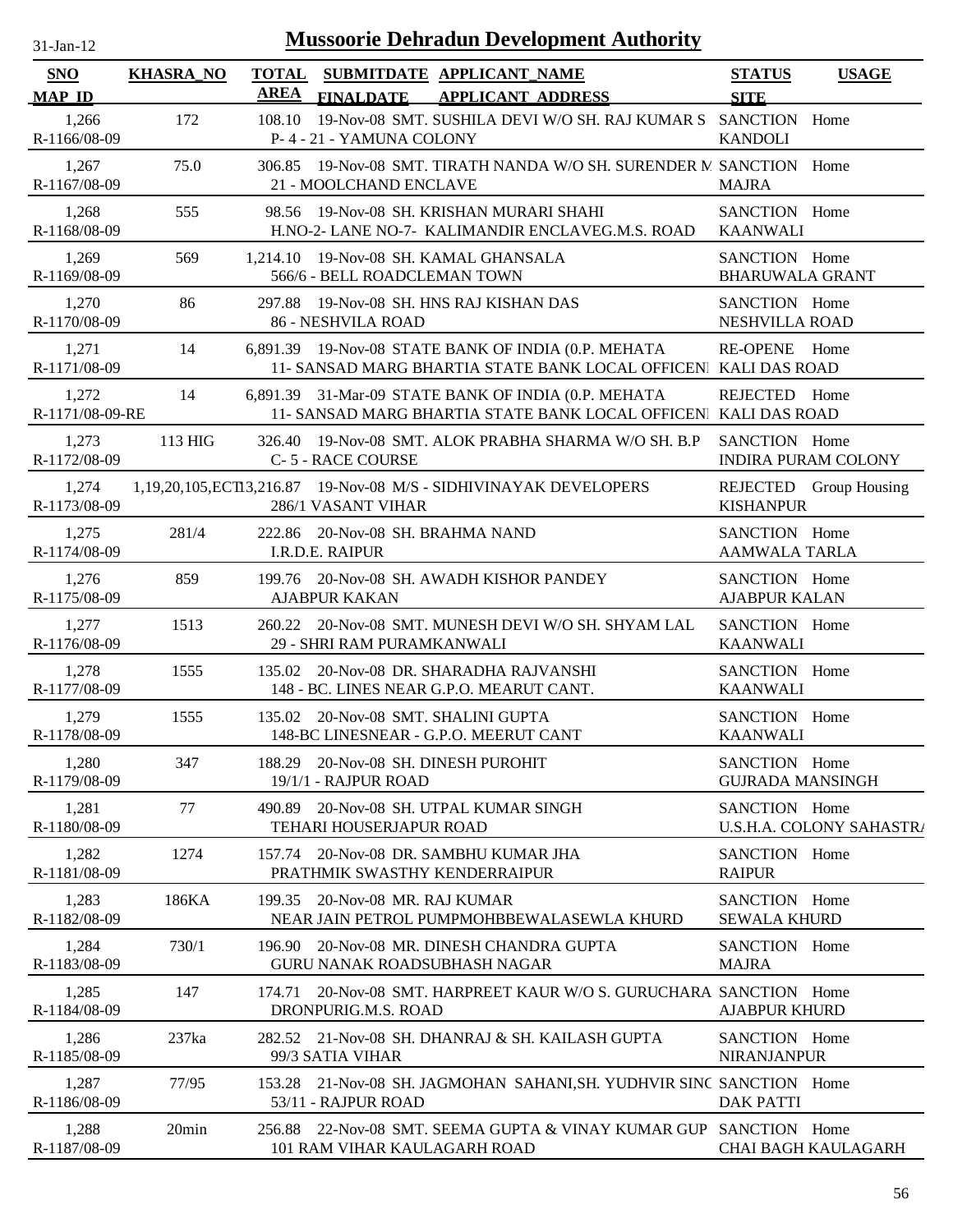# Mussoorie Dehradun Development Authority

31-Jan-12

| SNO<br>MAP ID | KHASRA_NO | TOTAL AREA | SUBMITDATE<br>FINALDATE | APPLICANT_NAME<br>APPLICANT ADDRESS | STATUS<br>SITE | USAGE |
|---|---|---|---|---|---|---|
| 1,266<br>R-1166/08-09 | 172 | 108.10 | 19-Nov-08 | SMT. SUSHILA DEVI W/O SH. RAJ KUMAR S<br>P- 4 - 21 - YAMUNA COLONY | SANCTION<br>KANDOLI | Home |
| 1,267<br>R-1167/08-09 | 75.0 | 306.85 | 19-Nov-08 | SMT. TIRATH NANDA W/O SH. SURENDER M<br>21 - MOOLCHAND ENCLAVE | SANCTION<br>MAJRA | Home |
| 1,268<br>R-1168/08-09 | 555 | 98.56 | 19-Nov-08 | SH. KRISHAN MURARI SHAHI<br>H.NO-2- LANE NO-7- KALIMANDIR ENCLAVEG.M.S. ROAD | SANCTION<br>KAANWALI | Home |
| 1,269<br>R-1169/08-09 | 569 | 1,214.10 | 19-Nov-08 | SH. KAMAL GHANSALA<br>566/6 - BELL ROADCLEMAN TOWN | SANCTION<br>BHARUWALA GRANT | Home |
| 1,270<br>R-1170/08-09 | 86 | 297.88 | 19-Nov-08 | SH. HNS RAJ KISHAN DAS<br>86 - NESHVILA ROAD | SANCTION<br>NESHVILLA ROAD | Home |
| 1,271<br>R-1171/08-09 | 14 | 6,891.39 | 19-Nov-08 | STATE BANK OF INDIA (0.P. MEHATA<br>11- SANSAD MARG BHARTIA STATE BANK LOCAL OFFICENI | RE-OPENE<br>KALI DAS ROAD | Home |
| 1,272<br>R-1171/08-09-RE | 14 | 6,891.39 | 31-Mar-09 | STATE BANK OF INDIA (0.P. MEHATA<br>11- SANSAD MARG BHARTIA STATE BANK LOCAL OFFICENI | REJECTED<br>KALI DAS ROAD | Home |
| 1,273<br>R-1172/08-09 | 113 HIG | 326.40 | 19-Nov-08 | SMT. ALOK PRABHA SHARMA W/O SH. B.P<br>C- 5 - RACE COURSE | SANCTION<br>INDIRA PURAM COLONY | Home |
| 1,274<br>R-1173/08-09 | 1,19,20,105,ECT | 13,216.87 | 19-Nov-08 | M/S - SIDHIVINAYAK DEVELOPERS<br>286/1 VASANT VIHAR | REJECTED<br>KISHANPUR | Group Housing |
| 1,275<br>R-1174/08-09 | 281/4 | 222.86 | 20-Nov-08 | SH. BRAHMA NAND<br>I.R.D.E. RAIPUR | SANCTION<br>AAMWALA TARLA | Home |
| 1,276<br>R-1175/08-09 | 859 | 199.76 | 20-Nov-08 | SH. AWADH KISHOR PANDEY<br>AJABPUR KAKAN | SANCTION<br>AJABPUR KALAN | Home |
| 1,277<br>R-1176/08-09 | 1513 | 260.22 | 20-Nov-08 | SMT. MUNESH DEVI W/O SH. SHYAM LAL<br>29 - SHRI RAM PURAMKANWALI | SANCTION<br>KAANWALI | Home |
| 1,278<br>R-1177/08-09 | 1555 | 135.02 | 20-Nov-08 | DR. SHARADHA RAJVANSHI<br>148 - BC. LINES NEAR G.P.O. MEARUT CANT. | SANCTION<br>KAANWALI | Home |
| 1,279<br>R-1178/08-09 | 1555 | 135.02 | 20-Nov-08 | SMT. SHALINI GUPTA<br>148-BC LINESNEAR - G.P.O. MEERUT CANT | SANCTION<br>KAANWALI | Home |
| 1,280<br>R-1179/08-09 | 347 | 188.29 | 20-Nov-08 | SH. DINESH PUROHIT<br>19/1/1 - RAJPUR ROAD | SANCTION<br>GUJRADA MANSINGH | Home |
| 1,281<br>R-1180/08-09 | 77 | 490.89 | 20-Nov-08 | SH. UTPAL KUMAR SINGH<br>TEHARI HOUSERJAPUR ROAD | SANCTION<br>U.S.H.A. COLONY SAHASTRA | Home |
| 1,282<br>R-1181/08-09 | 1274 | 157.74 | 20-Nov-08 | DR. SAMBHU KUMAR JHA<br>PRATHMIK SWASTHY KENDERRAIPUR | SANCTION<br>RAIPUR | Home |
| 1,283<br>R-1182/08-09 | 186KA | 199.35 | 20-Nov-08 | MR. RAJ KUMAR<br>NEAR JAIN PETROL PUMPMOHBBEWALASEWLA KHURD | SANCTION<br>SEWALA KHURD | Home |
| 1,284<br>R-1183/08-09 | 730/1 | 196.90 | 20-Nov-08 | MR. DINESH CHANDRA GUPTA<br>GURU NANAK ROADSUBHASH NAGAR | SANCTION<br>MAJRA | Home |
| 1,285<br>R-1184/08-09 | 147 | 174.71 | 20-Nov-08 | SMT. HARPREET KAUR W/O S. GURUCHARA<br>DRONPURIG.M.S. ROAD | SANCTION<br>AJABPUR KHURD | Home |
| 1,286<br>R-1185/08-09 | 237ka | 282.52 | 21-Nov-08 | SH. DHANRAJ & SH. KAILASH GUPTA<br>99/3 SATIA VIHAR | SANCTION<br>NIRANJANPUR | Home |
| 1,287<br>R-1186/08-09 | 77/95 | 153.28 | 21-Nov-08 | SH. JAGMOHAN SAHANI,SH. YUDHVIR SINC<br>53/11 - RAJPUR ROAD | SANCTION<br>DAK PATTI | Home |
| 1,288<br>R-1187/08-09 | 20min | 256.88 | 22-Nov-08 | SMT. SEEMA GUPTA & VINAY KUMAR GUP<br>101 RAM VIHAR KAULAGARH ROAD | SANCTION<br>CHAI BAGH KAULAGARH | Home |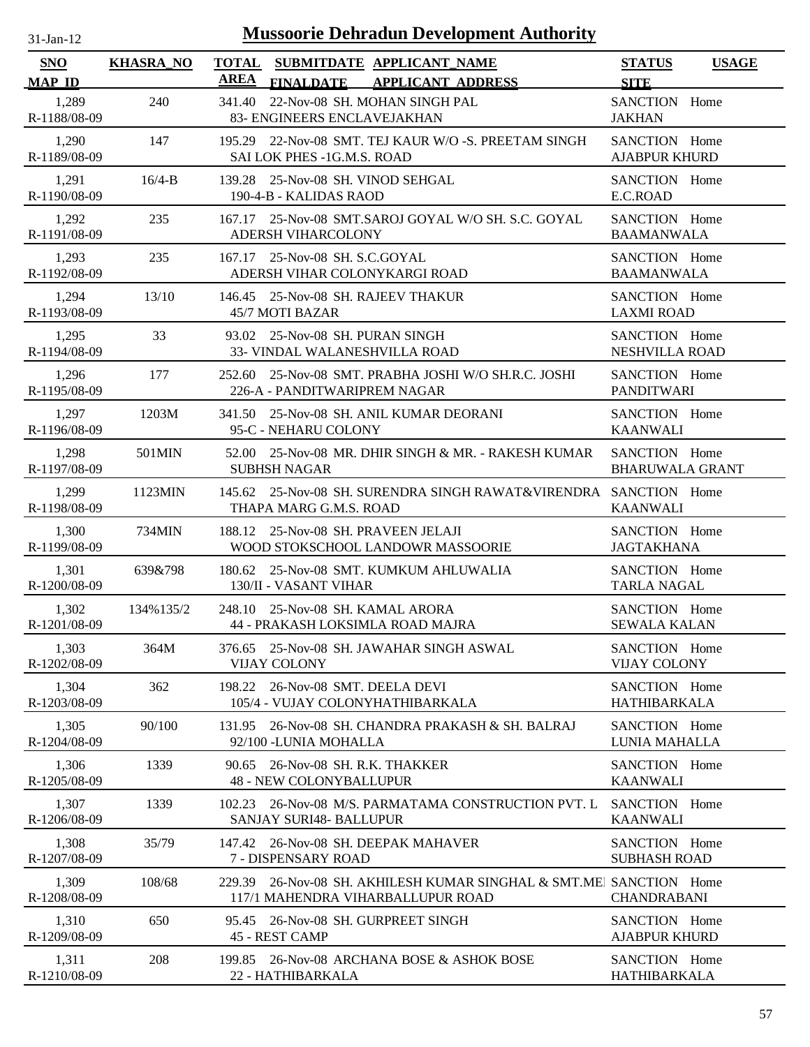# Mussoorie Dehradun Development Authority

31-Jan-12

| SNO / MAP_ID | KHASRA_NO | TOTAL AREA | SUBMITDATE / FINALDATE | APPLICANT_NAME / APPLICANT ADDRESS | STATUS / SITE | USAGE |
|---|---|---|---|---|---|---|
| 1,289 / R-1188/08-09 | 240 | 341.40 | 22-Nov-08 | SH. MOHAN SINGH PAL / 83- ENGINEERS ENCLAVEJAKHAN | SANCTION / JAKHAN | Home |
| 1,290 / R-1189/08-09 | 147 | 195.29 | 22-Nov-08 | SMT. TEJ KAUR W/O -S. PREETAM SINGH / SAI LOK PHES -1G.M.S. ROAD | SANCTION / AJABPUR KHURD | Home |
| 1,291 / R-1190/08-09 | 16/4-B | 139.28 | 25-Nov-08 | SH. VINOD SEHGAL / 190-4-B - KALIDAS RAOD | SANCTION / E.C.ROAD | Home |
| 1,292 / R-1191/08-09 | 235 | 167.17 | 25-Nov-08 | SMT.SAROJ GOYAL W/O SH. S.C. GOYAL / ADERSH VIHARCOLONY | SANCTION / BAAMANWALA | Home |
| 1,293 / R-1192/08-09 | 235 | 167.17 | 25-Nov-08 | SH. S.C.GOYAL / ADERSH VIHAR COLONYKARGI ROAD | SANCTION / BAAMANWALA | Home |
| 1,294 / R-1193/08-09 | 13/10 | 146.45 | 25-Nov-08 | SH. RAJEEV THAKUR / 45/7 MOTI BAZAR | SANCTION / LAXMI ROAD | Home |
| 1,295 / R-1194/08-09 | 33 | 93.02 | 25-Nov-08 | SH. PURAN SINGH / 33- VINDAL WALANESHVILLA ROAD | SANCTION / NESHVILLA ROAD | Home |
| 1,296 / R-1195/08-09 | 177 | 252.60 | 25-Nov-08 | SMT. PRABHA JOSHI W/O SH.R.C. JOSHI / 226-A - PANDITWARIPREM NAGAR | SANCTION / PANDITWARI | Home |
| 1,297 / R-1196/08-09 | 1203M | 341.50 | 25-Nov-08 | SH. ANIL KUMAR DEORANI / 95-C - NEHARU COLONY | SANCTION / KAANWALI | Home |
| 1,298 / R-1197/08-09 | 501MIN | 52.00 | 25-Nov-08 | MR. DHIR SINGH & MR. - RAKESH KUMAR / SUBHSH NAGAR | SANCTION / BHARUWALA GRANT | Home |
| 1,299 / R-1198/08-09 | 1123MIN | 145.62 | 25-Nov-08 | SH. SURENDRA SINGH RAWAT&VIRENDRA / THAPA MARG G.M.S. ROAD | SANCTION / KAANWALI | Home |
| 1,300 / R-1199/08-09 | 734MIN | 188.12 | 25-Nov-08 | SH. PRAVEEN JELAJI / WOOD STOKSCHOOL LANDOWR MASSOORIE | SANCTION / JAGTAKHANA | Home |
| 1,301 / R-1200/08-09 | 639&798 | 180.62 | 25-Nov-08 | SMT. KUMKUM AHLUWALIA / 130/II - VASANT VIHAR | SANCTION / TARLA NAGAL | Home |
| 1,302 / R-1201/08-09 | 134%135/2 | 248.10 | 25-Nov-08 | SH. KAMAL ARORA / 44 - PRAKASH LOKSIMLA ROAD MAJRA | SANCTION / SEWALA KALAN | Home |
| 1,303 / R-1202/08-09 | 364M | 376.65 | 25-Nov-08 | SH. JAWAHAR SINGH ASWAL / VIJAY COLONY | SANCTION / VIJAY COLONY | Home |
| 1,304 / R-1203/08-09 | 362 | 198.22 | 26-Nov-08 | SMT. DEELA DEVI / 105/4 - VUJAY COLONYHATHIBARKALA | SANCTION / HATHIBARKALA | Home |
| 1,305 / R-1204/08-09 | 90/100 | 131.95 | 26-Nov-08 | SH. CHANDRA PRAKASH & SH. BALRAJ / 92/100 -LUNIA MOHALLA | SANCTION / LUNIA MAHALLA | Home |
| 1,306 / R-1205/08-09 | 1339 | 90.65 | 26-Nov-08 | SH. R.K. THAKKER / 48 - NEW COLONYBALLUPUR | SANCTION / KAANWALI | Home |
| 1,307 / R-1206/08-09 | 1339 | 102.23 | 26-Nov-08 | M/S. PARMATAMA CONSTRUCTION PVT. L / SANJAY SURI48- BALLUPUR | SANCTION / KAANWALI | Home |
| 1,308 / R-1207/08-09 | 35/79 | 147.42 | 26-Nov-08 | SH. DEEPAK MAHAVER / 7 - DISPENSARY ROAD | SANCTION / SUBHASH ROAD | Home |
| 1,309 / R-1208/08-09 | 108/68 | 229.39 | 26-Nov-08 | SH. AKHILESH KUMAR SINGHAL & SMT.ME / 117/1 MAHENDRA VIHARBALLUPUR ROAD | SANCTION / CHANDRABANI | Home |
| 1,310 / R-1209/08-09 | 650 | 95.45 | 26-Nov-08 | SH. GURPREET SINGH / 45 - REST CAMP | SANCTION / AJABPUR KHURD | Home |
| 1,311 / R-1210/08-09 | 208 | 199.85 | 26-Nov-08 | ARCHANA BOSE & ASHOK BOSE / 22 - HATHIBARKALA | SANCTION / HATHIBARKALA | Home |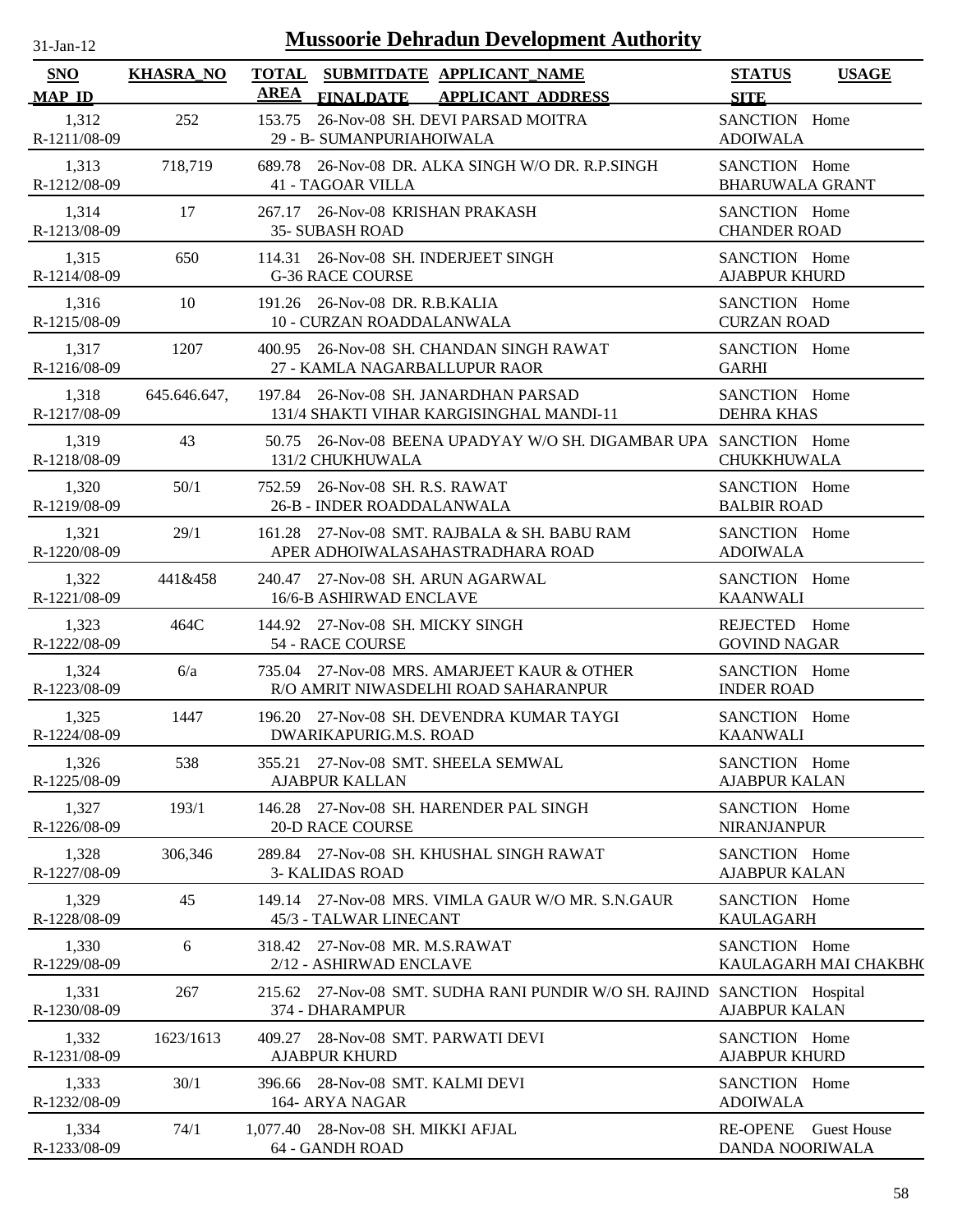# Mussoorie Dehradun Development Authority

31-Jan-12

| SNO<br>MAP_ID | KHASRA_NO | TOTAL AREA | SUBMITDATE<br>FINALDATE | APPLICANT_NAME<br>APPLICANT_ADDRESS | STATUS<br>SITE | USAGE |
|---|---|---|---|---|---|---|
| 1,312<br>R-1211/08-09 | 252 | 153.75 | 26-Nov-08 | SH. DEVI PARSAD MOITRA<br>29 - B- SUMANPURIAHOIWALA | SANCTION<br>ADOIWALA | Home |
| 1,313<br>R-1212/08-09 | 718,719 | 689.78 | 26-Nov-08 | DR. ALKA SINGH W/O DR. R.P.SINGH<br>41 - TAGOAR VILLA | SANCTION<br>BHARUWALA GRANT | Home |
| 1,314<br>R-1213/08-09 | 17 | 267.17 | 26-Nov-08 | KRISHAN PRAKASH<br>35- SUBASH ROAD | SANCTION<br>CHANDER ROAD | Home |
| 1,315<br>R-1214/08-09 | 650 | 114.31 | 26-Nov-08 | SH. INDERJEET SINGH<br>G-36 RACE COURSE | SANCTION<br>AJABPUR KHURD | Home |
| 1,316<br>R-1215/08-09 | 10 | 191.26 | 26-Nov-08 | DR. R.B.KALIA<br>10 - CURZAN ROADDALANWALA | SANCTION<br>CURZAN ROAD | Home |
| 1,317<br>R-1216/08-09 | 1207 | 400.95 | 26-Nov-08 | SH. CHANDAN SINGH RAWAT<br>27 - KAMLA NAGARBALLUPUR RAOR | SANCTION<br>GARHI | Home |
| 1,318<br>R-1217/08-09 | 645.646.647, | 197.84 | 26-Nov-08 | SH. JANARDHAN PARSAD<br>131/4 SHAKTI VIHAR KARGISINGHAL MANDI-11 | SANCTION<br>DEHRA KHAS | Home |
| 1,319<br>R-1218/08-09 | 43 | 50.75 | 26-Nov-08 | BEENA UPADYAY W/O SH. DIGAMBAR UPA<br>131/2 CHUKHUWALA | SANCTION<br>CHUKKHUWALA | Home |
| 1,320<br>R-1219/08-09 | 50/1 | 752.59 | 26-Nov-08 | SH. R.S. RAWAT<br>26-B - INDER ROADDALANWALA | SANCTION<br>BALBIR ROAD | Home |
| 1,321<br>R-1220/08-09 | 29/1 | 161.28 | 27-Nov-08 | SMT. RAJBALA & SH. BABU RAM<br>APER ADHOIWALASAHASTRADHARA ROAD | SANCTION<br>ADOIWALA | Home |
| 1,322<br>R-1221/08-09 | 441&458 | 240.47 | 27-Nov-08 | SH. ARUN AGARWAL<br>16/6-B ASHIRWAD ENCLAVE | SANCTION<br>KAANWALI | Home |
| 1,323<br>R-1222/08-09 | 464C | 144.92 | 27-Nov-08 | SH. MICKY SINGH<br>54 - RACE COURSE | REJECTED<br>GOVIND NAGAR | Home |
| 1,324<br>R-1223/08-09 | 6/a | 735.04 | 27-Nov-08 | MRS. AMARJEET KAUR & OTHER<br>R/O AMRIT NIWASDELHI ROAD SAHARANPUR | SANCTION<br>INDER ROAD | Home |
| 1,325<br>R-1224/08-09 | 1447 | 196.20 | 27-Nov-08 | SH. DEVENDRA KUMAR TAYGI<br>DWARIKAPURIG.M.S. ROAD | SANCTION<br>KAANWALI | Home |
| 1,326<br>R-1225/08-09 | 538 | 355.21 | 27-Nov-08 | SMT. SHEELA SEMWAL<br>AJABPUR KALLAN | SANCTION<br>AJABPUR KALAN | Home |
| 1,327<br>R-1226/08-09 | 193/1 | 146.28 | 27-Nov-08 | SH. HARENDER PAL SINGH<br>20-D RACE COURSE | SANCTION<br>NIRANJANPUR | Home |
| 1,328<br>R-1227/08-09 | 306,346 | 289.84 | 27-Nov-08 | SH. KHUSHAL SINGH RAWAT<br>3- KALIDAS ROAD | SANCTION<br>AJABPUR KALAN | Home |
| 1,329<br>R-1228/08-09 | 45 | 149.14 | 27-Nov-08 | MRS. VIMLA GAUR W/O MR. S.N.GAUR<br>45/3 - TALWAR LINECANT | SANCTION<br>KAULAGARH | Home |
| 1,330<br>R-1229/08-09 | 6 | 318.42 | 27-Nov-08 | MR. M.S.RAWAT<br>2/12 - ASHIRWAD ENCLAVE | SANCTION<br>KAULAGARH MAI CHAKBHO | Home |
| 1,331<br>R-1230/08-09 | 267 | 215.62 | 27-Nov-08 | SMT. SUDHA RANI PUNDIR W/O SH. RAJIND<br>374 - DHARAMPUR | SANCTION<br>AJABPUR KALAN | Hospital |
| 1,332<br>R-1231/08-09 | 1623/1613 | 409.27 | 28-Nov-08 | SMT. PARWATI DEVI<br>AJABPUR KHURD | SANCTION<br>AJABPUR KHURD | Home |
| 1,333<br>R-1232/08-09 | 30/1 | 396.66 | 28-Nov-08 | SMT. KALMI DEVI<br>164- ARYA NAGAR | SANCTION<br>ADOIWALA | Home |
| 1,334<br>R-1233/08-09 | 74/1 | 1,077.40 | 28-Nov-08 | SH. MIKKI AFJAL<br>64 - GANDH ROAD | RE-OPENE<br>DANDA NOORIWALA | Guest House |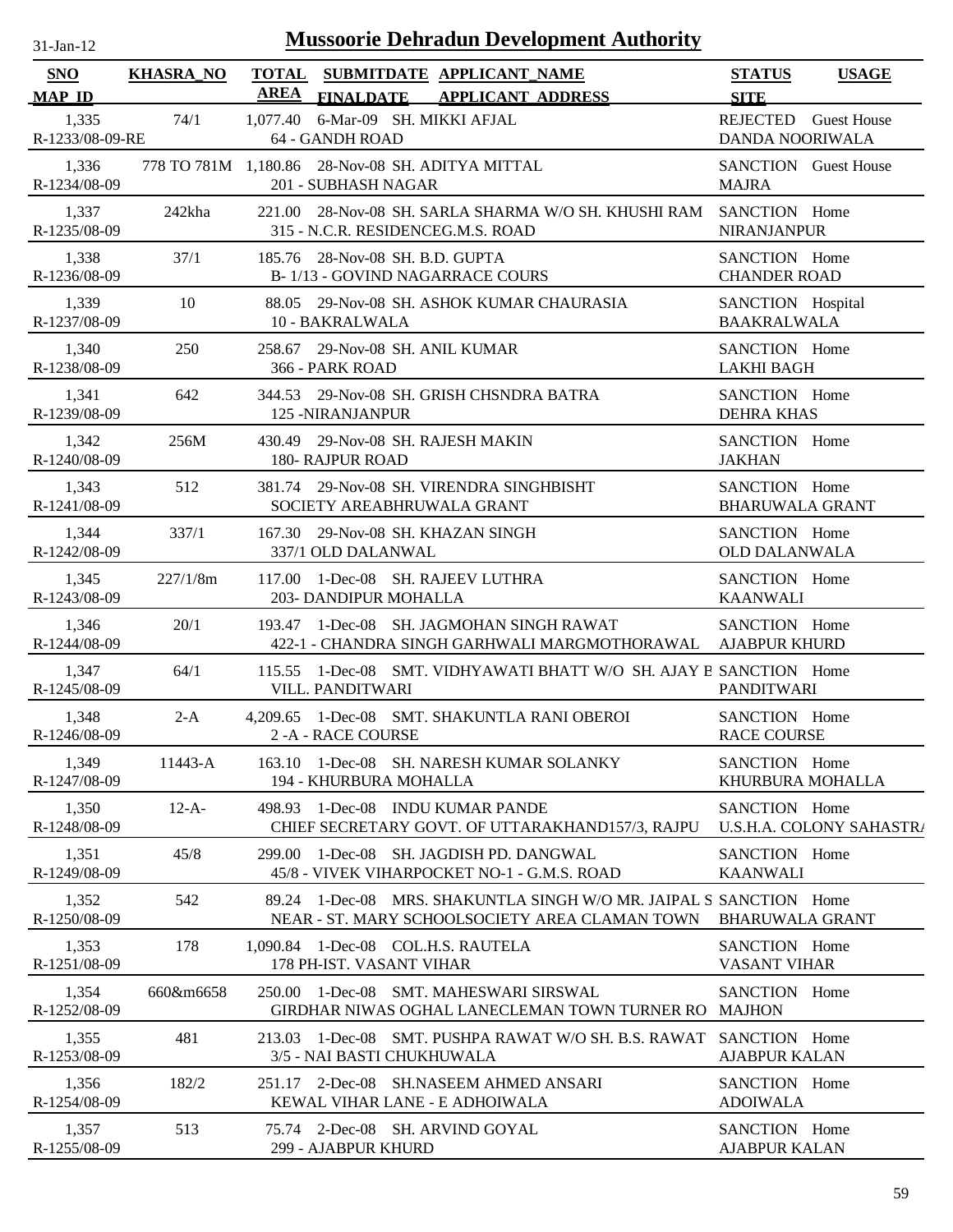# Mussoorie Dehradun Development Authority

31-Jan-12

| SNO / MAP_ID | KHASRA_NO | TOTAL AREA | SUBMITDATE / FINALDATE | APPLICANT_NAME / APPLICANT_ADDRESS | STATUS / SITE | USAGE |
|---|---|---|---|---|---|---|
| 1,335 / R-1233/08-09-RE | 74/1 | 1,077.40 | 6-Mar-09 | SH. MIKKI AFJAL / 64 - GANDH ROAD | REJECTED / DANDA NOORIWALA | Guest House |
| 1,336 / R-1234/08-09 | 778 TO 781M | 1,180.86 | 28-Nov-08 | SH. ADITYA MITTAL / 201 - SUBHASH NAGAR | SANCTION / MAJRA | Guest House |
| 1,337 / R-1235/08-09 | 242kha | 221.00 | 28-Nov-08 | SH. SARLA SHARMA W/O SH. KHUSHI RAM / 315 - N.C.R. RESIDENCEG.M.S. ROAD | SANCTION / NIRANJANPUR | Home |
| 1,338 / R-1236/08-09 | 37/1 | 185.76 | 28-Nov-08 | SH. B.D. GUPTA / B- 1/13 - GOVIND NAGARRACE COURS | SANCTION / CHANDER ROAD | Home |
| 1,339 / R-1237/08-09 | 10 | 88.05 | 29-Nov-08 | SH. ASHOK KUMAR CHAURASIA / 10 - BAKRALWALA | SANCTION / BAAKRALWALA | Hospital |
| 1,340 / R-1238/08-09 | 250 | 258.67 | 29-Nov-08 | SH. ANIL KUMAR / 366 - PARK ROAD | SANCTION / LAKHI BAGH | Home |
| 1,341 / R-1239/08-09 | 642 | 344.53 | 29-Nov-08 | SH. GRISH CHSNDRA BATRA / 125 -NIRANJANPUR | SANCTION / DEHRA KHAS | Home |
| 1,342 / R-1240/08-09 | 256M | 430.49 | 29-Nov-08 | SH. RAJESH MAKIN / 180- RAJPUR ROAD | SANCTION / JAKHAN | Home |
| 1,343 / R-1241/08-09 | 512 | 381.74 | 29-Nov-08 | SH. VIRENDRA SINGHBISHT / SOCIETY AREABHRUWALA GRANT | SANCTION / BHARUWALA GRANT | Home |
| 1,344 / R-1242/08-09 | 337/1 | 167.30 | 29-Nov-08 | SH. KHAZAN SINGH / 337/1 OLD DALANWAL | SANCTION / OLD DALANWALA | Home |
| 1,345 / R-1243/08-09 | 227/1/8m | 117.00 | 1-Dec-08 | SH. RAJEEV LUTHRA / 203- DANDIPUR MOHALLA | SANCTION / KAANWALI | Home |
| 1,346 / R-1244/08-09 | 20/1 | 193.47 | 1-Dec-08 | SH. JAGMOHAN SINGH RAWAT / 422-1 - CHANDRA SINGH GARHWALI MARGMOTHORAWAL | SANCTION / AJABPUR KHURD | Home |
| 1,347 / R-1245/08-09 | 64/1 | 115.55 | 1-Dec-08 | SMT. VIDHYAWATI BHATT W/O SH. AJAY E / VILL. PANDITWARI | SANCTION / PANDITWARI | Home |
| 1,348 / R-1246/08-09 | 2-A | 4,209.65 | 1-Dec-08 | SMT. SHAKUNTLA RANI OBEROI / 2 -A - RACE COURSE | SANCTION / RACE COURSE | Home |
| 1,349 / R-1247/08-09 | 11443-A | 163.10 | 1-Dec-08 | SH. NARESH KUMAR SOLANKY / 194 - KHURBURA MOHALLA | SANCTION / KHURBURA MOHALLA | Home |
| 1,350 / R-1248/08-09 | 12-A- | 498.93 | 1-Dec-08 | INDU KUMAR PANDE / CHIEF SECRETARY GOVT. OF UTTARAKHAND157/3, RAJPU | SANCTION / U.S.H.A. COLONY SAHASTRA | Home |
| 1,351 / R-1249/08-09 | 45/8 | 299.00 | 1-Dec-08 | SH. JAGDISH PD. DANGWAL / 45/8 - VIVEK VIHARPOCKET NO-1 - G.M.S. ROAD | SANCTION / KAANWALI | Home |
| 1,352 / R-1250/08-09 | 542 | 89.24 | 1-Dec-08 | MRS. SHAKUNTLA SINGH W/O MR. JAIPAL S / NEAR - ST. MARY SCHOOLSOCIETY AREA CLAMAN TOWN | SANCTION / BHARUWALA GRANT | Home |
| 1,353 / R-1251/08-09 | 178 | 1,090.84 | 1-Dec-08 | COL.H.S. RAUTELA / 178 PH-IST. VASANT VIHAR | SANCTION / VASANT VIHAR | Home |
| 1,354 / R-1252/08-09 | 660&m6658 | 250.00 | 1-Dec-08 | SMT. MAHESWARI SIRSWAL / GIRDHAR NIWAS OGHAL LANECLEMAN TOWN TURNER RO | SANCTION / MAJHON | Home |
| 1,355 / R-1253/08-09 | 481 | 213.03 | 1-Dec-08 | SMT. PUSHPA RAWAT W/O SH. B.S. RAWAT / 3/5 - NAI BASTI CHUKHUWALA | SANCTION / AJABPUR KALAN | Home |
| 1,356 / R-1254/08-09 | 182/2 | 251.17 | 2-Dec-08 | SH.NASEEM AHMED ANSARI / KEWAL VIHAR LANE - E ADHOIWALA | SANCTION / ADOIWALA | Home |
| 1,357 / R-1255/08-09 | 513 | 75.74 | 2-Dec-08 | SH. ARVIND GOYAL / 299 - AJABPUR KHURD | SANCTION / AJABPUR KALAN | Home |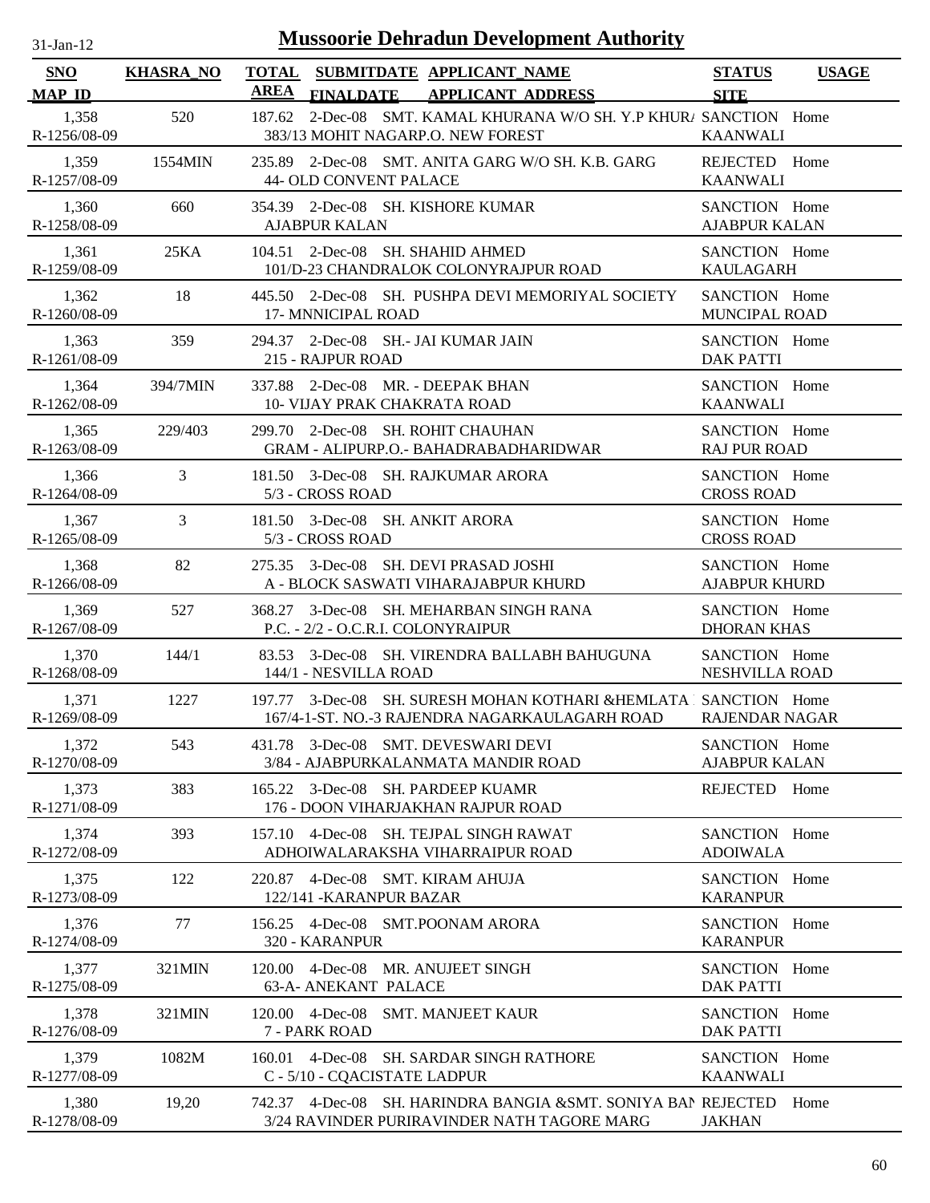# Mussoorie Dehradun Development Authority

31-Jan-12

| SNO / MAP_ID | KHASRA_NO | TOTAL AREA | SUBMITDATE / FINALDATE | APPLICANT_NAME / APPLICANT_ADDRESS | STATUS / SITE | USAGE |
|---|---|---|---|---|---|---|
| 1,358 / R-1256/08-09 | 520 | 187.62 | 2-Dec-08 | SMT. KAMAL KHURANA W/O SH. Y.P KHUR/ 383/13 MOHIT NAGARP.O. NEW FOREST | SANCTION / KAANWALI | Home |
| 1,359 / R-1257/08-09 | 1554MIN | 235.89 | 2-Dec-08 | SMT. ANITA GARG W/O SH. K.B. GARG 44- OLD CONVENT PALACE | REJECTED / KAANWALI | Home |
| 1,360 / R-1258/08-09 | 660 | 354.39 | 2-Dec-08 | SH. KISHORE KUMAR AJABPUR KALAN | SANCTION / AJABPUR KALAN | Home |
| 1,361 / R-1259/08-09 | 25KA | 104.51 | 2-Dec-08 | SH. SHAHID AHMED 101/D-23 CHANDRALOK COLONYRAJPUR ROAD | SANCTION / KAULAGARH | Home |
| 1,362 / R-1260/08-09 | 18 | 445.50 | 2-Dec-08 | SH. PUSHPA DEVI MEMORIYAL SOCIETY 17- MNNICIPAL ROAD | SANCTION / MUNCIPAL ROAD | Home |
| 1,363 / R-1261/08-09 | 359 | 294.37 | 2-Dec-08 | SH.- JAI KUMAR JAIN 215 - RAJPUR ROAD | SANCTION / DAK PATTI | Home |
| 1,364 / R-1262/08-09 | 394/7MIN | 337.88 | 2-Dec-08 | MR. - DEEPAK BHAN 10- VIJAY PRAK CHAKRATA ROAD | SANCTION / KAANWALI | Home |
| 1,365 / R-1263/08-09 | 229/403 | 299.70 | 2-Dec-08 | SH. ROHIT CHAUHAN GRAM - ALIPURP.O.- BAHADRABADHARIDWAR | SANCTION / RAJ PUR ROAD | Home |
| 1,366 / R-1264/08-09 | 3 | 181.50 | 3-Dec-08 | SH. RAJKUMAR ARORA 5/3 - CROSS ROAD | SANCTION / CROSS ROAD | Home |
| 1,367 / R-1265/08-09 | 3 | 181.50 | 3-Dec-08 | SH. ANKIT ARORA 5/3 - CROSS ROAD | SANCTION / CROSS ROAD | Home |
| 1,368 / R-1266/08-09 | 82 | 275.35 | 3-Dec-08 | SH. DEVI PRASAD JOSHI A - BLOCK SASWATI VIHARAJABPUR KHURD | SANCTION / AJABPUR KHURD | Home |
| 1,369 / R-1267/08-09 | 527 | 368.27 | 3-Dec-08 | SH. MEHARBAN SINGH RANA P.C. - 2/2 - O.C.R.I. COLONYRAIPUR | SANCTION / DHORAN KHAS | Home |
| 1,370 / R-1268/08-09 | 144/1 | 83.53 | 3-Dec-08 | SH. VIRENDRA BALLABH BAHUGUNA 144/1 - NESVILLA ROAD | SANCTION / NESHVILLA ROAD | Home |
| 1,371 / R-1269/08-09 | 1227 | 197.77 | 3-Dec-08 | SH. SURESH MOHAN KOTHARI &HEMLATA 167/4-1-ST. NO.-3 RAJENDRA NAGARKAULAGARH ROAD | SANCTION / RAJENDAR NAGAR | Home |
| 1,372 / R-1270/08-09 | 543 | 431.78 | 3-Dec-08 | SMT. DEVESWARI DEVI 3/84 - AJABPURKALANMATA MANDIR ROAD | SANCTION / AJABPUR KALAN | Home |
| 1,373 / R-1271/08-09 | 383 | 165.22 | 3-Dec-08 | SH. PARDEEP KUAMR 176 - DOON VIHARJAKHAN RAJPUR ROAD | REJECTED | Home |
| 1,374 / R-1272/08-09 | 393 | 157.10 | 4-Dec-08 | SH. TEJPAL SINGH RAWAT ADHOIWALARAKSHA VIHARRAIPUR ROAD | SANCTION / ADOIWALA | Home |
| 1,375 / R-1273/08-09 | 122 | 220.87 | 4-Dec-08 | SMT. KIRAM AHUJA 122/141 -KARANPUR BAZAR | SANCTION / KARANPUR | Home |
| 1,376 / R-1274/08-09 | 77 | 156.25 | 4-Dec-08 | SMT.POONAM ARORA 320 - KARANPUR | SANCTION / KARANPUR | Home |
| 1,377 / R-1275/08-09 | 321MIN | 120.00 | 4-Dec-08 | MR. ANUJEET SINGH 63-A- ANEKANT PALACE | SANCTION / DAK PATTI | Home |
| 1,378 / R-1276/08-09 | 321MIN | 120.00 | 4-Dec-08 | SMT. MANJEET KAUR 7 - PARK ROAD | SANCTION / DAK PATTI | Home |
| 1,379 / R-1277/08-09 | 1082M | 160.01 | 4-Dec-08 | SH. SARDAR SINGH RATHORE C - 5/10 - CQACISTATE LADPUR | SANCTION / KAANWALI | Home |
| 1,380 / R-1278/08-09 | 19,20 | 742.37 | 4-Dec-08 | SH. HARINDRA BANGIA &SMT. SONIYA BAN 3/24 RAVINDER PURIRAVINDER NATH TAGORE MARG | REJECTED / JAKHAN | Home |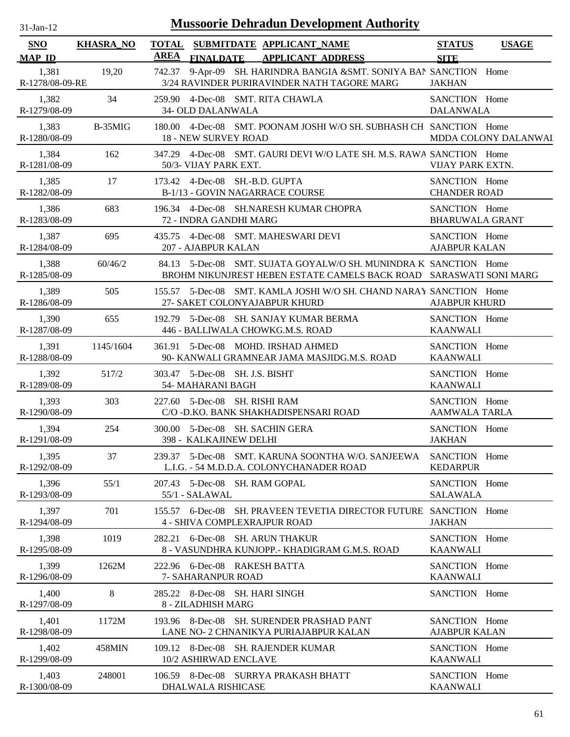# Mussoorie Dehradun Development Authority

31-Jan-12

| SNO<br>MAP_ID | KHASRA_NO | TOTAL AREA | SUBMITDATE<br>FINALDATE | APPLICANT_NAME<br>APPLICANT_ADDRESS | STATUS<br>SITE | USAGE |
|---|---|---|---|---|---|---|
| 1,381<br>R-1278/08-09-RE | 19,20 | 742.37 | 9-Apr-09 | SH. HARINDRA BANGIA &SMT. SONIYA BAN<br>3/24 RAVINDER PURIRAVINDER NATH TAGORE MARG | SANCTION<br>JAKHAN | Home |
| 1,382<br>R-1279/08-09 | 34 | 259.90 | 4-Dec-08 | SMT. RITA CHAWLA<br>34- OLD DALANWALA | SANCTION<br>DALANWALA | Home |
| 1,383<br>R-1280/08-09 | B-35MIG | 180.00 | 4-Dec-08 | SMT. POONAM JOSHI W/O SH. SUBHASH CH<br>18 - NEW SURVEY ROAD | SANCTION<br>MDDA COLONY DALANWAL | Home |
| 1,384<br>R-1281/08-09 | 162 | 347.29 | 4-Dec-08 | SMT. GAURI DEVI W/O LATE SH. M.S. RAWA<br>50/3- VIJAY PARK EXT. | SANCTION<br>VIJAY PARK EXTN. | Home |
| 1,385<br>R-1282/08-09 | 17 | 173.42 | 4-Dec-08 | SH.-B.D. GUPTA<br>B-1/13 - GOVIN NAGARRACE COURSE | SANCTION<br>CHANDER ROAD | Home |
| 1,386<br>R-1283/08-09 | 683 | 196.34 | 4-Dec-08 | SH.NARESH KUMAR CHOPRA<br>72 - INDRA GANDHI MARG | SANCTION<br>BHARUWALA GRANT | Home |
| 1,387<br>R-1284/08-09 | 695 | 435.75 | 4-Dec-08 | SMT. MAHESWARI DEVI<br>207 - AJABPUR KALAN | SANCTION<br>AJABPUR KALAN | Home |
| 1,388<br>R-1285/08-09 | 60/46/2 | 84.13 | 5-Dec-08 | SMT. SUJATA GOYALW/O SH. MUNINDRA K<br>BROHM NIKUNJREST HEBEN ESTATE CAMELS BACK ROAD | SANCTION<br>SARASWATI SONI MARG | Home |
| 1,389<br>R-1286/08-09 | 505 | 155.57 | 5-Dec-08 | SMT. KAMLA JOSHI W/O SH. CHAND NARAY<br>27- SAKET COLONYAJABPUR KHURD | SANCTION<br>AJABPUR KHURD | Home |
| 1,390<br>R-1287/08-09 | 655 | 192.79 | 5-Dec-08 | SH. SANJAY KUMAR BERMA<br>446 - BALLIWALA CHOWKG.M.S. ROAD | SANCTION<br>KAANWALI | Home |
| 1,391<br>R-1288/08-09 | 1145/1604 | 361.91 | 5-Dec-08 | MOHD. IRSHAD AHMED<br>90- KANWALI GRAMNEAR JAMA MASJIDG.M.S. ROAD | SANCTION<br>KAANWALI | Home |
| 1,392<br>R-1289/08-09 | 517/2 | 303.47 | 5-Dec-08 | SH. J.S. BISHT<br>54- MAHARANI BAGH | SANCTION<br>KAANWALI | Home |
| 1,393<br>R-1290/08-09 | 303 | 227.60 | 5-Dec-08 | SH. RISHI RAM<br>C/O -D.KO. BANK SHAKHADISPENSARI ROAD | SANCTION<br>AAMWALA TARLA | Home |
| 1,394<br>R-1291/08-09 | 254 | 300.00 | 5-Dec-08 | SH. SACHIN GERA<br>398 - KALKAJINEW DELHI | SANCTION<br>JAKHAN | Home |
| 1,395<br>R-1292/08-09 | 37 | 239.37 | 5-Dec-08 | SMT. KARUNA SOONTHA W/O. SANJEEWA<br>L.I.G. - 54 M.D.D.A. COLONYCHANADER ROAD | SANCTION<br>KEDARPUR | Home |
| 1,396<br>R-1293/08-09 | 55/1 | 207.43 | 5-Dec-08 | SH. RAM GOPAL<br>55/1 - SALAWAL | SANCTION<br>SALAWALA | Home |
| 1,397<br>R-1294/08-09 | 701 | 155.57 | 6-Dec-08 | SH. PRAVEEN TEVETIA DIRECTOR FUTURE<br>4 - SHIVA COMPLEXRAJPUR ROAD | SANCTION<br>JAKHAN | Home |
| 1,398<br>R-1295/08-09 | 1019 | 282.21 | 6-Dec-08 | SH. ARUN THAKUR<br>8 - VASUNDHRA KUNJOPP.- KHADIGRAM G.M.S. ROAD | SANCTION<br>KAANWALI | Home |
| 1,399<br>R-1296/08-09 | 1262M | 222.96 | 6-Dec-08 | RAKESH BATTA<br>7- SAHARANPUR ROAD | SANCTION<br>KAANWALI | Home |
| 1,400<br>R-1297/08-09 | 8 | 285.22 | 8-Dec-08 | SH. HARI SINGH<br>8 - ZILADHISH MARG | SANCTION | Home |
| 1,401<br>R-1298/08-09 | 1172M | 193.96 | 8-Dec-08 | SH. SURENDER PRASHAD PANT<br>LANE NO- 2 CHNANIKYA PURIAJABPUR KALAN | SANCTION<br>AJABPUR KALAN | Home |
| 1,402<br>R-1299/08-09 | 458MIN | 109.12 | 8-Dec-08 | SH. RAJENDER KUMAR<br>10/2 ASHIRWAD ENCLAVE | SANCTION<br>KAANWALI | Home |
| 1,403<br>R-1300/08-09 | 248001 | 106.59 | 8-Dec-08 | SURRYA PRAKASH BHATT<br>DHALWALA RISHICASE | SANCTION<br>KAANWALI | Home |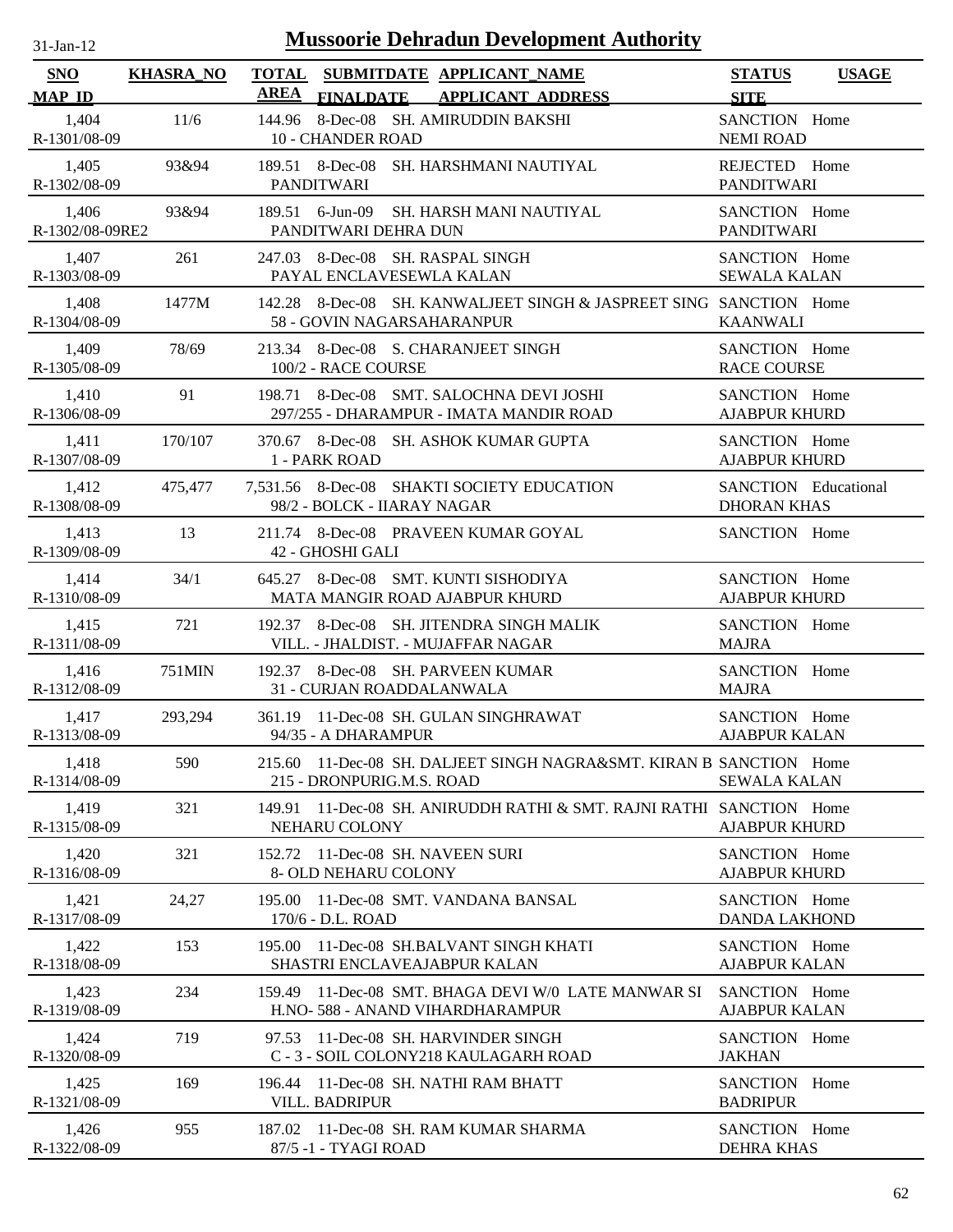# Mussoorie Dehradun Development Authority

31-Jan-12

| SNO / MAP_ID | KHASRA_NO | TOTAL AREA | SUBMITDATE / FINALDATE | APPLICANT_NAME / APPLICANT_ADDRESS | STATUS / SITE | USAGE |
|---|---|---|---|---|---|---|
| 1,404 / R-1301/08-09 | 11/6 | 144.96 | 8-Dec-08 | SH. AMIRUDDIN BAKSHI / 10 - CHANDER ROAD | SANCTION / NEMI ROAD | Home |
| 1,405 / R-1302/08-09 | 93&94 | 189.51 | 8-Dec-08 | SH. HARSHMANI NAUTIYAL / PANDITWARI | REJECTED / PANDITWARI | Home |
| 1,406 / R-1302/08-09RE2 | 93&94 | 189.51 | 6-Jun-09 | SH. HARSH MANI NAUTIYAL / PANDITWARI DEHRA DUN | SANCTION / PANDITWARI | Home |
| 1,407 / R-1303/08-09 | 261 | 247.03 | 8-Dec-08 | SH. RASPAL SINGH / PAYAL ENCLAVESEWLA KALAN | SANCTION / SEWALA KALAN | Home |
| 1,408 / R-1304/08-09 | 1477M | 142.28 | 8-Dec-08 | SH. KANWALJEET SINGH & JASPREET SING / 58 - GOVIN NAGARSAHARANPUR | SANCTION / KAANWALI | Home |
| 1,409 / R-1305/08-09 | 78/69 | 213.34 | 8-Dec-08 | S. CHARANJEET SINGH / 100/2 - RACE COURSE | SANCTION / RACE COURSE | Home |
| 1,410 / R-1306/08-09 | 91 | 198.71 | 8-Dec-08 | SMT. SALOCHNA DEVI JOSHI / 297/255 - DHARAMPUR - IMATA MANDIR ROAD | SANCTION / AJABPUR KHURD | Home |
| 1,411 / R-1307/08-09 | 170/107 | 370.67 | 8-Dec-08 | SH. ASHOK KUMAR GUPTA / 1 - PARK ROAD | SANCTION / AJABPUR KHURD | Home |
| 1,412 / R-1308/08-09 | 475,477 | 7,531.56 | 8-Dec-08 | SHAKTI SOCIETY EDUCATION / 98/2 - BOLCK - IIARAY NAGAR | SANCTION / DHORAN KHAS | Educational |
| 1,413 / R-1309/08-09 | 13 | 211.74 | 8-Dec-08 | PRAVEEN KUMAR GOYAL / 42 - GHOSHI GALI | SANCTION | Home |
| 1,414 / R-1310/08-09 | 34/1 | 645.27 | 8-Dec-08 | SMT. KUNTI SISHODIYA / MATA MANGIR ROAD AJABPUR KHURD | SANCTION / AJABPUR KHURD | Home |
| 1,415 / R-1311/08-09 | 721 | 192.37 | 8-Dec-08 | SH. JITENDRA SINGH MALIK / VILL. - JHALDIST. - MUJAFFAR NAGAR | SANCTION / MAJRA | Home |
| 1,416 / R-1312/08-09 | 751MIN | 192.37 | 8-Dec-08 | SH. PARVEEN KUMAR / 31 - CURJAN ROADDALANWALA | SANCTION / MAJRA | Home |
| 1,417 / R-1313/08-09 | 293,294 | 361.19 | 11-Dec-08 | SH. GULAN SINGHRAWAT / 94/35 - A DHARAMPUR | SANCTION / AJABPUR KALAN | Home |
| 1,418 / R-1314/08-09 | 590 | 215.60 | 11-Dec-08 | SH. DALJEET SINGH NAGRA&SMT. KIRAN B / 215 - DRONPURIG.M.S. ROAD | SANCTION / SEWALA KALAN | Home |
| 1,419 / R-1315/08-09 | 321 | 149.91 | 11-Dec-08 | SH. ANIRUDDH RATHI & SMT. RAJNI RATHI / NEHARU COLONY | SANCTION / AJABPUR KHURD | Home |
| 1,420 / R-1316/08-09 | 321 | 152.72 | 11-Dec-08 | SH. NAVEEN SURI / 8- OLD NEHARU COLONY | SANCTION / AJABPUR KHURD | Home |
| 1,421 / R-1317/08-09 | 24,27 | 195.00 | 11-Dec-08 | SMT. VANDANA BANSAL / 170/6 - D.L. ROAD | SANCTION / DANDA LAKHOND | Home |
| 1,422 / R-1318/08-09 | 153 | 195.00 | 11-Dec-08 | SH.BALVANT SINGH KHATI / SHASTRI ENCLAVEAJABPUR KALAN | SANCTION / AJABPUR KALAN | Home |
| 1,423 / R-1319/08-09 | 234 | 159.49 | 11-Dec-08 | SMT. BHAGA DEVI W/0 LATE MANWAR SI / H.NO- 588 - ANAND VIHARDHARAMPUR | SANCTION / AJABPUR KALAN | Home |
| 1,424 / R-1320/08-09 | 719 | 97.53 | 11-Dec-08 | SH. HARVINDER SINGH / C - 3 - SOIL COLONY218 KAULAGARH ROAD | SANCTION / JAKHAN | Home |
| 1,425 / R-1321/08-09 | 169 | 196.44 | 11-Dec-08 | SH. NATHI RAM BHATT / VILL. BADRIPUR | SANCTION / BADRIPUR | Home |
| 1,426 / R-1322/08-09 | 955 | 187.02 | 11-Dec-08 | SH. RAM KUMAR SHARMA / 87/5 -1 - TYAGI ROAD | SANCTION / DEHRA KHAS | Home |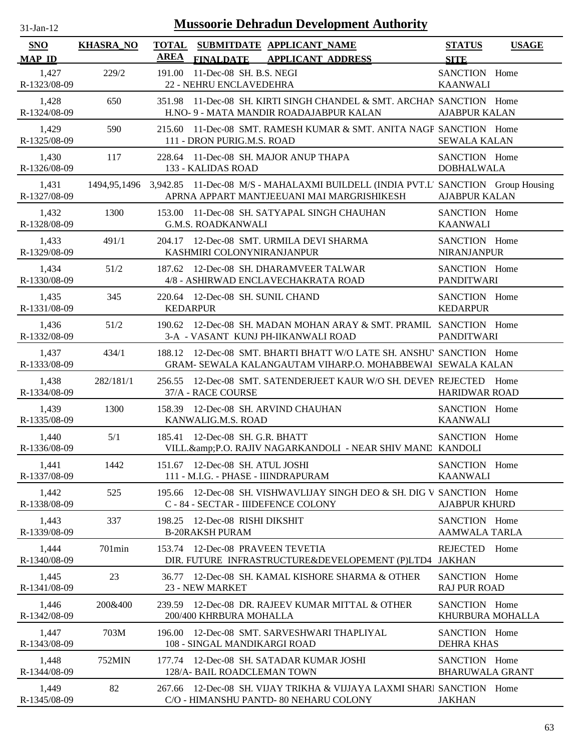# Mussoorie Dehradun Development Authority

31-Jan-12

| SNO / MAP_ID | KHASRA_NO | TOTAL AREA | SUBMITDATE / FINALDATE | APPLICANT_NAME / APPLICANT_ADDRESS | STATUS / SITE | USAGE |
|---|---|---|---|---|---|---|
| 1,427 R-1323/08-09 | 229/2 | 191.00 | 11-Dec-08 | SH. B.S. NEGI 22 - NEHRU ENCLAVEDEHRA | SANCTION KAANWALI | Home |
| 1,428 R-1324/08-09 | 650 | 351.98 | 11-Dec-08 | SH. KIRTI SINGH CHANDEL & SMT. ARCHAN H.NO- 9 - MATA MANDIR ROADAJABPUR KALAN | SANCTION AJABPUR KALAN | Home |
| 1,429 R-1325/08-09 | 590 | 215.60 | 11-Dec-08 | SMT. RAMESH KUMAR & SMT. ANITA NAGF 111 - DRON PURIG.M.S. ROAD | SANCTION SEWALA KALAN | Home |
| 1,430 R-1326/08-09 | 117 | 228.64 | 11-Dec-08 | SH. MAJOR ANUP THAPA 133 - KALIDAS ROAD | SANCTION DOBHALWALA | Home |
| 1,431 R-1327/08-09 | 1494,95,1496 | 3,942.85 | 11-Dec-08 | M/S - MAHALAXMI BUILDELL (INDIA PVT.L' APRNA APPART MANTJEEUANI MAI MARGRISHIKESH | SANCTION AJABPUR KALAN | Group Housing |
| 1,432 R-1328/08-09 | 1300 | 153.00 | 11-Dec-08 | SH. SATYAPAL SINGH CHAUHAN G.M.S. ROADKANWALI | SANCTION KAANWALI | Home |
| 1,433 R-1329/08-09 | 491/1 | 204.17 | 12-Dec-08 | SMT. URMILA DEVI SHARMA KASHMIRI COLONYNIRANJANPUR | SANCTION NIRANJANPUR | Home |
| 1,434 R-1330/08-09 | 51/2 | 187.62 | 12-Dec-08 | SH. DHARAMVEER TALWAR 4/8 - ASHIRWAD ENCLAVECHAKRATA ROAD | SANCTION PANDITWARI | Home |
| 1,435 R-1331/08-09 | 345 | 220.64 | 12-Dec-08 | SH. SUNIL CHAND KEDARPUR | SANCTION KEDARPUR | Home |
| 1,436 R-1332/08-09 | 51/2 | 190.62 | 12-Dec-08 | SH. MADAN MOHAN ARAY & SMT. PRAMIL 3-A - VASANT KUNJ PH-IIKANWALI ROAD | SANCTION PANDITWARI | Home |
| 1,437 R-1333/08-09 | 434/1 | 188.12 | 12-Dec-08 | SMT. BHARTI BHATT W/O LATE SH. ANSHU' GRAM- SEWALA KALANGAUTAM VIHARP.O. MOHABBEWAI | SANCTION SEWALA KALAN | Home |
| 1,438 R-1334/08-09 | 282/181/1 | 256.55 | 12-Dec-08 | SMT. SATENDERJEET KAUR W/O SH. DEVEN 37/A - RACE COURSE | REJECTED HARIDWAR ROAD | Home |
| 1,439 R-1335/08-09 | 1300 | 158.39 | 12-Dec-08 | SH. ARVIND CHAUHAN KANWALIG.M.S. ROAD | SANCTION KAANWALI | Home |
| 1,440 R-1336/08-09 | 5/1 | 185.41 | 12-Dec-08 | SH. G.R. BHATT VILL.&amp;P.O. RAJIV NAGARKANDOLI - NEAR SHIV MANE | SANCTION KANDOLI | Home |
| 1,441 R-1337/08-09 | 1442 | 151.67 | 12-Dec-08 | SH. ATUL JOSHI 111 - M.I.G. - PHASE - IIINDRAPURAM | SANCTION KAANWALI | Home |
| 1,442 R-1338/08-09 | 525 | 195.66 | 12-Dec-08 | SH. VISHWAVLIJAY SINGH DEO & SH. DIG V C - 84 - SECTAR - IIIDEFENCE COLONY | SANCTION AJABPUR KHURD | Home |
| 1,443 R-1339/08-09 | 337 | 198.25 | 12-Dec-08 | RISHI DIKSHIT B-20RAKSH PURAM | SANCTION AAMWALA TARLA | Home |
| 1,444 R-1340/08-09 | 701min | 153.74 | 12-Dec-08 | PRAVEEN TEVETIA DIR. FUTURE INFRASTRUCTURE&DEVELOPEMENT (P)LTD4 | REJECTED JAKHAN | Home |
| 1,445 R-1341/08-09 | 23 | 36.77 | 12-Dec-08 | SH. KAMAL KISHORE SHARMA & OTHER 23 - NEW MARKET | SANCTION RAJ PUR ROAD | Home |
| 1,446 R-1342/08-09 | 200&400 | 239.59 | 12-Dec-08 | DR. RAJEEV KUMAR MITTAL & OTHER 200/400 KHRBURA MOHALLA | SANCTION KHURBURA MOHALLA | Home |
| 1,447 R-1343/08-09 | 703M | 196.00 | 12-Dec-08 | SMT. SARVESHWARI THAPLIYAL 108 - SINGAL MANDIKARGI ROAD | SANCTION DEHRA KHAS | Home |
| 1,448 R-1344/08-09 | 752MIN | 177.74 | 12-Dec-08 | SH. SATADAR KUMAR JOSHI 128/A- BAIL ROADCLEMAN TOWN | SANCTION BHARUWALA GRANT | Home |
| 1,449 R-1345/08-09 | 82 | 267.66 | 12-Dec-08 | SH. VIJAY TRIKHA & VIJJAYA LAXMI SHARI C/O - HIMANSHU PANTD- 80 NEHARU COLONY | SANCTION JAKHAN | Home |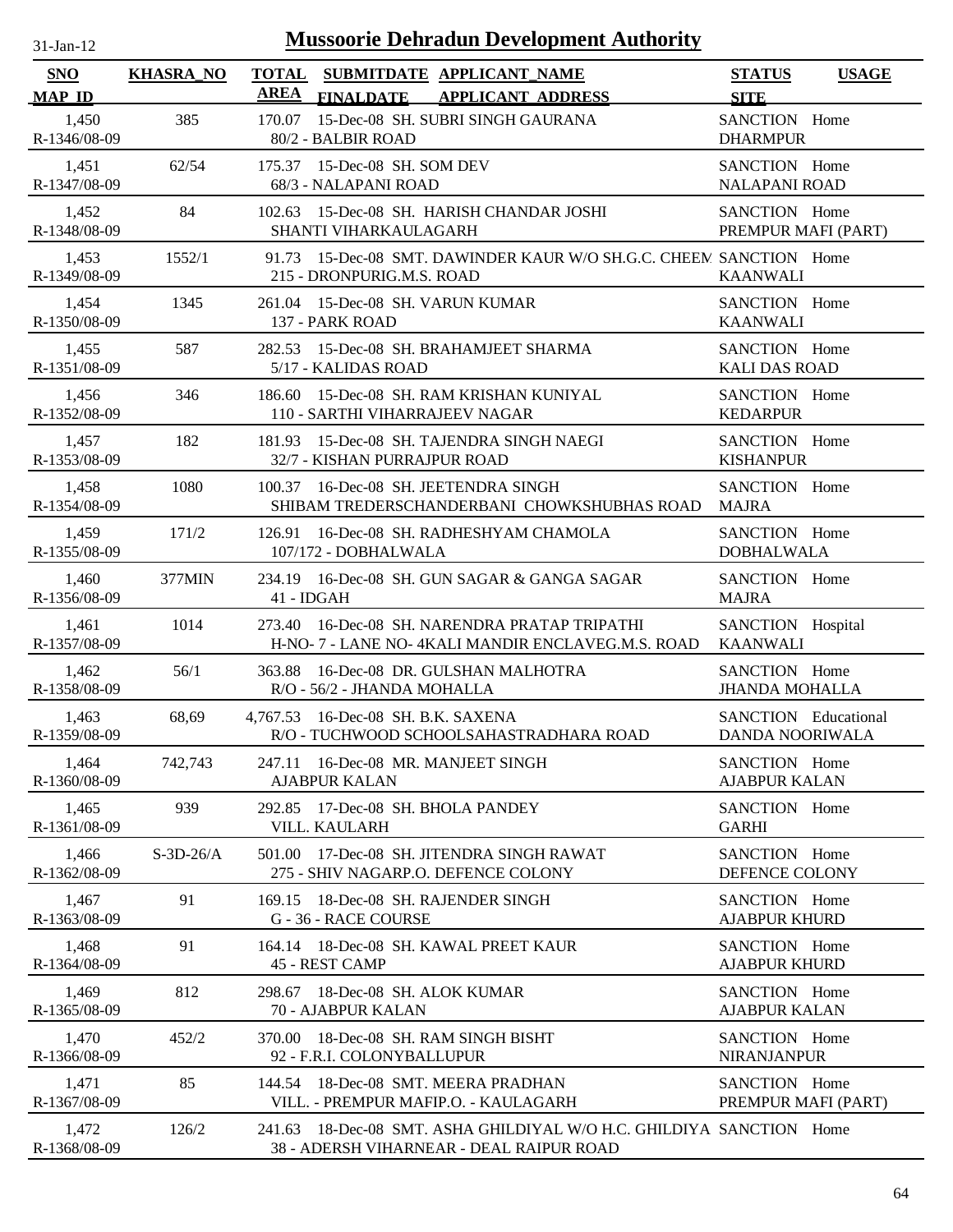# Mussoorie Dehradun Development Authority

| SNO<br>MAP_ID | KHASRA_NO | TOTAL AREA | SUBMITDATE FINALDATE | APPLICANT_NAME<br>APPLICANT ADDRESS | STATUS<br>SITE | USAGE |
|---|---|---|---|---|---|---|
| 1,450<br>R-1346/08-09 | 385 | 170.07 | 15-Dec-08 | SH. SUBRI SINGH GAURANA<br>80/2 - BALBIR ROAD | SANCTION<br>DHARMPUR | Home |
| 1,451<br>R-1347/08-09 | 62/54 | 175.37 | 15-Dec-08 | SH. SOM DEV<br>68/3 - NALAPANI ROAD | SANCTION<br>NALAPANI ROAD | Home |
| 1,452<br>R-1348/08-09 | 84 | 102.63 | 15-Dec-08 | SH. HARISH CHANDAR JOSHI<br>SHANTI VIHARKAULAGARH | SANCTION<br>PREMPUR MAFI (PART) | Home |
| 1,453<br>R-1349/08-09 | 1552/1 | 91.73 | 15-Dec-08 | SMT. DAWINDER KAUR W/O SH.G.C. CHEEM<br>215 - DRONPURIG.M.S. ROAD | SANCTION<br>KAANWALI | Home |
| 1,454<br>R-1350/08-09 | 1345 | 261.04 | 15-Dec-08 | SH. VARUN KUMAR<br>137 - PARK ROAD | SANCTION<br>KAANWALI | Home |
| 1,455<br>R-1351/08-09 | 587 | 282.53 | 15-Dec-08 | SH. BRAHAMJEET SHARMA<br>5/17 - KALIDAS ROAD | SANCTION<br>KALI DAS ROAD | Home |
| 1,456<br>R-1352/08-09 | 346 | 186.60 | 15-Dec-08 | SH. RAM KRISHAN KUNIYAL<br>110 - SARTHI VIHARRAJEEV NAGAR | SANCTION<br>KEDARPUR | Home |
| 1,457<br>R-1353/08-09 | 182 | 181.93 | 15-Dec-08 | SH. TAJENDRA SINGH NAEGI<br>32/7 - KISHAN PURRAJPUR ROAD | SANCTION<br>KISHANPUR | Home |
| 1,458<br>R-1354/08-09 | 1080 | 100.37 | 16-Dec-08 | SH. JEETENDRA SINGH<br>SHIBAM TREDERSCHANDERBANI CHOWKSHUBHAS ROAD | SANCTION<br>MAJRA | Home |
| 1,459<br>R-1355/08-09 | 171/2 | 126.91 | 16-Dec-08 | SH. RADHESHYAM CHAMOLA<br>107/172 - DOBHALWALA | SANCTION<br>DOBHALWALA | Home |
| 1,460<br>R-1356/08-09 | 377MIN | 234.19 | 16-Dec-08 | SH. GUN SAGAR & GANGA SAGAR<br>41 - IDGAH | SANCTION<br>MAJRA | Home |
| 1,461<br>R-1357/08-09 | 1014 | 273.40 | 16-Dec-08 | SH. NARENDRA PRATAP TRIPATHI<br>H-NO- 7 - LANE NO- 4KALI MANDIR ENCLAVEG.M.S. ROAD | SANCTION<br>KAANWALI | Hospital |
| 1,462<br>R-1358/08-09 | 56/1 | 363.88 | 16-Dec-08 | DR. GULSHAN MALHOTRA<br>R/O - 56/2 - JHANDA MOHALLA | SANCTION<br>JHANDA MOHALLA | Home |
| 1,463<br>R-1359/08-09 | 68,69 | 4,767.53 | 16-Dec-08 | SH. B.K. SAXENA<br>R/O - TUCHWOOD SCHOOLSAHASTRADHARA ROAD | SANCTION<br>DANDA NOORIWALA | Educational |
| 1,464<br>R-1360/08-09 | 742,743 | 247.11 | 16-Dec-08 | MR. MANJEET SINGH<br>AJABPUR KALAN | SANCTION<br>AJABPUR KALAN | Home |
| 1,465<br>R-1361/08-09 | 939 | 292.85 | 17-Dec-08 | SH. BHOLA PANDEY<br>VILL. KAULARH | SANCTION<br>GARHI | Home |
| 1,466<br>R-1362/08-09 | S-3D-26/A | 501.00 | 17-Dec-08 | SH. JITENDRA SINGH RAWAT<br>275 - SHIV NAGARP.O. DEFENCE COLONY | SANCTION<br>DEFENCE COLONY | Home |
| 1,467<br>R-1363/08-09 | 91 | 169.15 | 18-Dec-08 | SH. RAJENDER SINGH<br>G - 36 - RACE COURSE | SANCTION<br>AJABPUR KHURD | Home |
| 1,468<br>R-1364/08-09 | 91 | 164.14 | 18-Dec-08 | SH. KAWAL PREET KAUR<br>45 - REST CAMP | SANCTION<br>AJABPUR KHURD | Home |
| 1,469<br>R-1365/08-09 | 812 | 298.67 | 18-Dec-08 | SH. ALOK KUMAR<br>70 - AJABPUR KALAN | SANCTION<br>AJABPUR KALAN | Home |
| 1,470<br>R-1366/08-09 | 452/2 | 370.00 | 18-Dec-08 | SH. RAM SINGH BISHT<br>92 - F.R.I. COLONYBALLUPUR | SANCTION<br>NIRANJANPUR | Home |
| 1,471<br>R-1367/08-09 | 85 | 144.54 | 18-Dec-08 | SMT. MEERA PRADHAN<br>VILL. - PREMPUR MAFIP.O. - KAULAGARH | SANCTION<br>PREMPUR MAFI (PART) | Home |
| 1,472<br>R-1368/08-09 | 126/2 | 241.63 | 18-Dec-08 | SMT. ASHA GHILDIYAL W/O H.C. GHILDIYA<br>38 - ADERSH VIHARNEAR - DEAL RAIPUR ROAD | SANCTION | Home |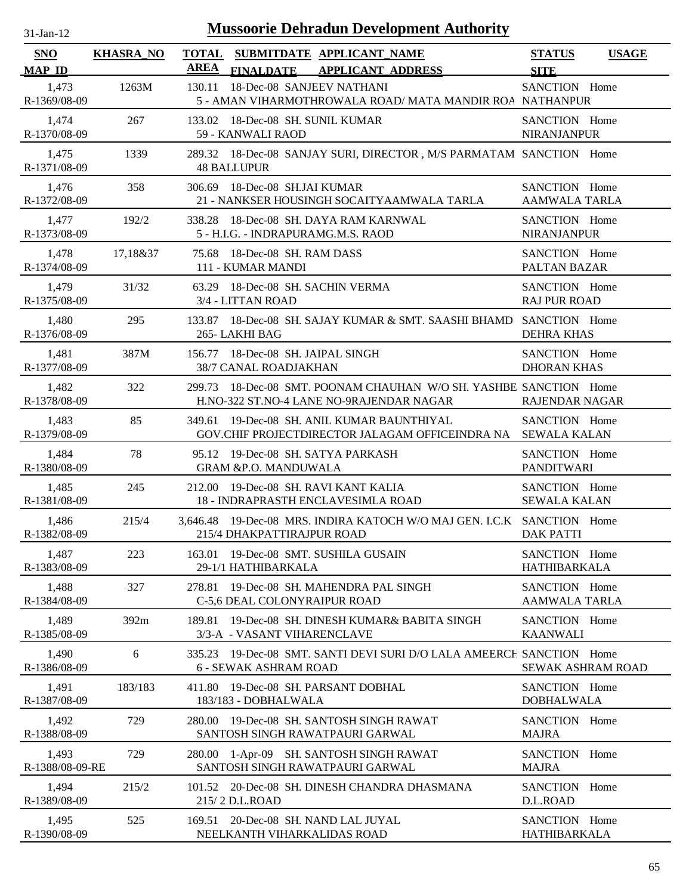# Mussoorie Dehradun Development Authority

31-Jan-12

| SNO / MAP_ID | KHASRA_NO | TOTAL AREA | SUBMITDATE / FINALDATE | APPLICANT_NAME / APPLICANT_ADDRESS | STATUS / SITE | USAGE |
|---|---|---|---|---|---|---|
| 1,473 / R-1369/08-09 | 1263M | 130.11 | 18-Dec-08 | SANJEEV NATHANI / 5 - AMAN VIHARMOTHROWALA ROAD/ MATA MANDIR ROA | SANCTION / NATHANPUR | Home |
| 1,474 / R-1370/08-09 | 267 | 133.02 | 18-Dec-08 | SH. SUNIL KUMAR / 59 - KANWALI RAOD | SANCTION / NIRANJANPUR | Home |
| 1,475 / R-1371/08-09 | 1339 | 289.32 | 18-Dec-08 | SANJAY SURI, DIRECTOR , M/S PARMATAM / 48 BALLUPUR | SANCTION | Home |
| 1,476 / R-1372/08-09 | 358 | 306.69 | 18-Dec-08 | SH.JAI KUMAR / 21 - NANKSER HOUSINGH SOCAITYAAMWALA TARLA | SANCTION / AAMWALA TARLA | Home |
| 1,477 / R-1373/08-09 | 192/2 | 338.28 | 18-Dec-08 | SH. DAYA RAM KARNWAL / 5 - H.I.G. - INDRAPURAMG.M.S. RAOD | SANCTION / NIRANJANPUR | Home |
| 1,478 / R-1374/08-09 | 17,18&37 | 75.68 | 18-Dec-08 | SH. RAM DASS / 111 - KUMAR MANDI | SANCTION / PALTAN BAZAR | Home |
| 1,479 / R-1375/08-09 | 31/32 | 63.29 | 18-Dec-08 | SH. SACHIN VERMA / 3/4 - LITTAN ROAD | SANCTION / RAJ PUR ROAD | Home |
| 1,480 / R-1376/08-09 | 295 | 133.87 | 18-Dec-08 | SH. SAJAY KUMAR & SMT. SAASHI BHAMD / 265- LAKHI BAG | SANCTION / DEHRA KHAS | Home |
| 1,481 / R-1377/08-09 | 387M | 156.77 | 18-Dec-08 | SH. JAIPAL SINGH / 38/7 CANAL ROADJAKHAN | SANCTION / DHORAN KHAS | Home |
| 1,482 / R-1378/08-09 | 322 | 299.73 | 18-Dec-08 | SMT. POONAM CHAUHAN W/O SH. YASHBE / H.NO-322 ST.NO-4 LANE NO-9RAJENDAR NAGAR | SANCTION / RAJENDAR NAGAR | Home |
| 1,483 / R-1379/08-09 | 85 | 349.61 | 19-Dec-08 | SH. ANIL KUMAR BAUNTHIYAL / GOV.CHIF PROJECTDIRECTOR JALAGAM OFFICEINDRA NA | SANCTION / SEWALA KALAN | Home |
| 1,484 / R-1380/08-09 | 78 | 95.12 | 19-Dec-08 | SH. SATYA PARKASH / GRAM &P.O. MANDUWALA | SANCTION / PANDITWARI | Home |
| 1,485 / R-1381/08-09 | 245 | 212.00 | 19-Dec-08 | SH. RAVI KANT KALIA / 18 - INDRAPRASTH ENCLAVESIMLA ROAD | SANCTION / SEWALA KALAN | Home |
| 1,486 / R-1382/08-09 | 215/4 | 3,646.48 | 19-Dec-08 | MRS. INDIRA KATOCH W/O MAJ GEN. I.C.K / 215/4 DHAKPATTIRAJPUR ROAD | SANCTION / DAK PATTI | Home |
| 1,487 / R-1383/08-09 | 223 | 163.01 | 19-Dec-08 | SMT. SUSHILA GUSAIN / 29-1/1 HATHIBARKALA | SANCTION / HATHIBARKALA | Home |
| 1,488 / R-1384/08-09 | 327 | 278.81 | 19-Dec-08 | SH. MAHENDRA PAL SINGH / C-5,6 DEAL COLONYRAIPUR ROAD | SANCTION / AAMWALA TARLA | Home |
| 1,489 / R-1385/08-09 | 392m | 189.81 | 19-Dec-08 | SH. DINESH KUMAR& BABITA SINGH / 3/3-A - VASANT VIHARENCLAVE | SANCTION / KAANWALI | Home |
| 1,490 / R-1386/08-09 | 6 | 335.23 | 19-Dec-08 | SMT. SANTI DEVI SURI D/O LALA AMEERCH / 6 - SEWAK ASHRAM ROAD | SANCTION / SEWAK ASHRAM ROAD | Home |
| 1,491 / R-1387/08-09 | 183/183 | 411.80 | 19-Dec-08 | SH. PARSANT DOBHAL / 183/183 - DOBHALWALA | SANCTION / DOBHALWALA | Home |
| 1,492 / R-1388/08-09 | 729 | 280.00 | 19-Dec-08 | SH. SANTOSH SINGH RAWAT / SANTOSH SINGH RAWATPAURI GARWAL | SANCTION / MAJRA | Home |
| 1,493 / R-1388/08-09-RE | 729 | 280.00 | 1-Apr-09 | SH. SANTOSH SINGH RAWAT / SANTOSH SINGH RAWATPAURI GARWAL | SANCTION / MAJRA | Home |
| 1,494 / R-1389/08-09 | 215/2 | 101.52 | 20-Dec-08 | SH. DINESH CHANDRA DHASMANA / 215/ 2 D.L.ROAD | SANCTION / D.L.ROAD | Home |
| 1,495 / R-1390/08-09 | 525 | 169.51 | 20-Dec-08 | SH. NAND LAL JUYAL / NEELKANTH VIHARKALIDAS ROAD | SANCTION / HATHIBARKALA | Home |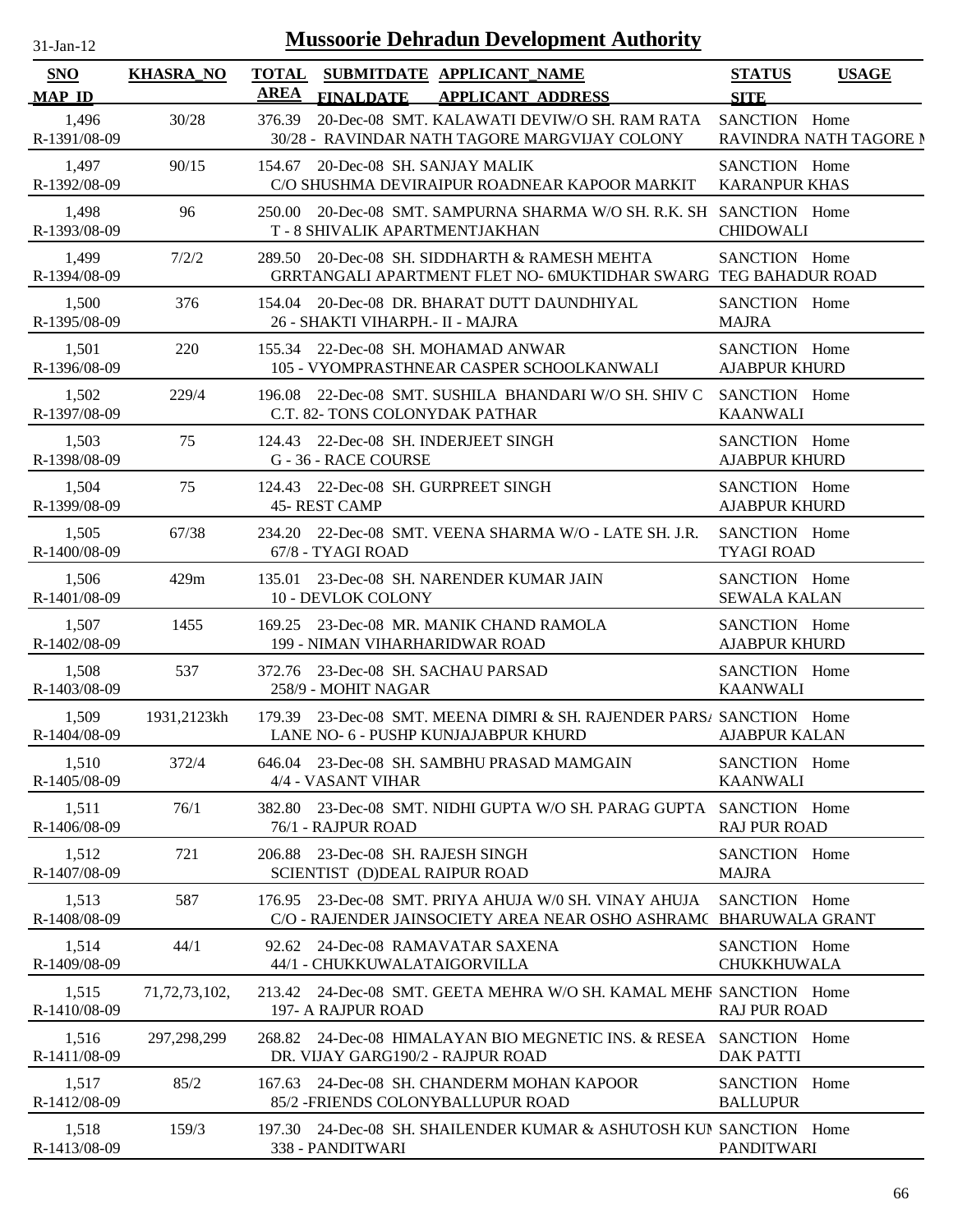31-Jan-12

# Mussoorie Dehradun Development Authority

| SNO MAP_ID | KHASRA_NO | TOTAL AREA | SUBMITDATE FINALDATE | APPLICANT_NAME APPLICANT ADDRESS | STATUS SITE | USAGE |
|---|---|---|---|---|---|---|
| 1,496 R-1391/08-09 | 30/28 | 376.39 | 20-Dec-08 | SMT. KALAWATI DEVIW/O SH. RAM RATA 30/28 - RAVINDAR NATH TAGORE MARGVIJAY COLONY | SANCTION RAVINDRA NATH TAGORE M | Home |
| 1,497 R-1392/08-09 | 90/15 | 154.67 | 20-Dec-08 | SH. SANJAY MALIK C/O SHUSHMA DEVIRAIPUR ROADNEAR KAPOOR MARKIT | SANCTION KARANPUR KHAS | Home |
| 1,498 R-1393/08-09 | 96 | 250.00 | 20-Dec-08 | SMT. SAMPURNA SHARMA W/O SH. R.K. SH T - 8 SHIVALIK APARTMENTJAKHAN | SANCTION CHIDOWALI | Home |
| 1,499 R-1394/08-09 | 7/2/2 | 289.50 | 20-Dec-08 | SH. SIDDHARTH & RAMESH MEHTA GRRTANGALI APARTMENT FLET NO- 6MUKTIDHAR SWARG | SANCTION TEG BAHADUR ROAD | Home |
| 1,500 R-1395/08-09 | 376 | 154.04 | 20-Dec-08 | DR. BHARAT DUTT DAUNDHIYAL 26 - SHAKTI VIHARPH.- II - MAJRA | SANCTION MAJRA | Home |
| 1,501 R-1396/08-09 | 220 | 155.34 | 22-Dec-08 | SH. MOHAMAD ANWAR 105 - VYOMPRASTHNEAR CASPER SCHOOLKANWALI | SANCTION AJABPUR KHURD | Home |
| 1,502 R-1397/08-09 | 229/4 | 196.08 | 22-Dec-08 | SMT. SUSHILA BHANDARI W/O SH. SHIV C C.T. 82- TONS COLONYDAK PATHAR | SANCTION KAANWALI | Home |
| 1,503 R-1398/08-09 | 75 | 124.43 | 22-Dec-08 | SH. INDERJEET SINGH G - 36 - RACE COURSE | SANCTION AJABPUR KHURD | Home |
| 1,504 R-1399/08-09 | 75 | 124.43 | 22-Dec-08 | SH. GURPREET SINGH 45- REST CAMP | SANCTION AJABPUR KHURD | Home |
| 1,505 R-1400/08-09 | 67/38 | 234.20 | 22-Dec-08 | SMT. VEENA SHARMA W/O - LATE SH. J.R. 67/8 - TYAGI ROAD | SANCTION TYAGI ROAD | Home |
| 1,506 R-1401/08-09 | 429m | 135.01 | 23-Dec-08 | SH. NARENDER KUMAR JAIN 10 - DEVLOK COLONY | SANCTION SEWALA KALAN | Home |
| 1,507 R-1402/08-09 | 1455 | 169.25 | 23-Dec-08 | MR. MANIK CHAND RAMOLA 199 - NIMAN VIHARHARIDWAR ROAD | SANCTION AJABPUR KHURD | Home |
| 1,508 R-1403/08-09 | 537 | 372.76 | 23-Dec-08 | SH. SACHAU PARSAD 258/9 - MOHIT NAGAR | SANCTION KAANWALI | Home |
| 1,509 R-1404/08-09 | 1931,2123kh | 179.39 | 23-Dec-08 | SMT. MEENA DIMRI & SH. RAJENDER PARSA LANE NO- 6 - PUSHP KUNJAJABPUR KHURD | SANCTION AJABPUR KALAN | Home |
| 1,510 R-1405/08-09 | 372/4 | 646.04 | 23-Dec-08 | SH. SAMBHU PRASAD MAMGAIN 4/4 - VASANT VIHAR | SANCTION KAANWALI | Home |
| 1,511 R-1406/08-09 | 76/1 | 382.80 | 23-Dec-08 | SMT. NIDHI GUPTA W/O SH. PARAG GUPTA 76/1 - RAJPUR ROAD | SANCTION RAJ PUR ROAD | Home |
| 1,512 R-1407/08-09 | 721 | 206.88 | 23-Dec-08 | SH. RAJESH SINGH SCIENTIST (D)DEAL RAIPUR ROAD | SANCTION MAJRA | Home |
| 1,513 R-1408/08-09 | 587 | 176.95 | 23-Dec-08 | SMT. PRIYA AHUJA W/0 SH. VINAY AHUJA C/O - RAJENDER JAINSOCIETY AREA NEAR OSHO ASHRAMC | SANCTION BHARUWALA GRANT | Home |
| 1,514 R-1409/08-09 | 44/1 | 92.62 | 24-Dec-08 | RAMAVATAR SAXENA 44/1 - CHUKKUWALATAIGORVILLA | SANCTION CHUKKHUWALA | Home |
| 1,515 R-1410/08-09 | 71,72,73,102, | 213.42 | 24-Dec-08 | SMT. GEETA MEHRA W/O SH. KAMAL MEHR 197- A RAJPUR ROAD | SANCTION RAJ PUR ROAD | Home |
| 1,516 R-1411/08-09 | 297,298,299 | 268.82 | 24-Dec-08 | HIMALAYAN BIO MEGNETIC INS. & RESEA DR. VIJAY GARG190/2 - RAJPUR ROAD | SANCTION DAK PATTI | Home |
| 1,517 R-1412/08-09 | 85/2 | 167.63 | 24-Dec-08 | SH. CHANDERM MOHAN KAPOOR 85/2 -FRIENDS COLONYBALLUPUR ROAD | SANCTION BALLUPUR | Home |
| 1,518 R-1413/08-09 | 159/3 | 197.30 | 24-Dec-08 | SH. SHAILENDER KUMAR & ASHUTOSH KUM 338 - PANDITWARI | SANCTION PANDITWARI | Home |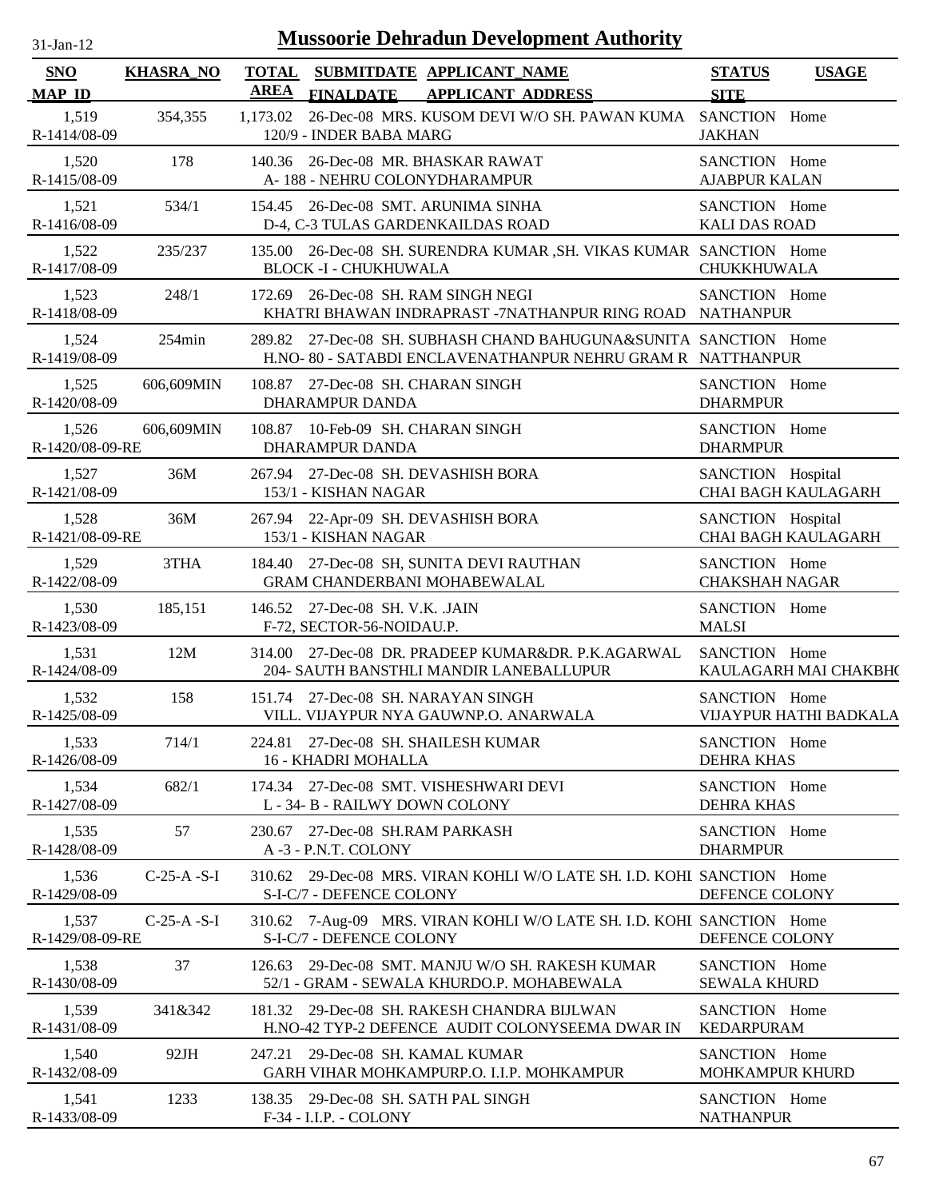# Mussoorie Dehradun Development Authority

31-Jan-12

| SNO / MAP_ID | KHASRA_NO | TOTAL AREA | SUBMITDATE / FINALDATE | APPLICANT_NAME / APPLICANT_ADDRESS | STATUS / SITE | USAGE |
|---|---|---|---|---|---|---|
| 1,519 / R-1414/08-09 | 354,355 | 1,173.02 | 26-Dec-08 | MRS. KUSOM DEVI W/O SH. PAWAN KUMA / 120/9 - INDER BABA MARG | SANCTION / JAKHAN | Home |
| 1,520 / R-1415/08-09 | 178 | 140.36 | 26-Dec-08 | MR. BHASKAR RAWAT / A- 188 - NEHRU COLONYDHARAMPUR | SANCTION / AJABPUR KALAN | Home |
| 1,521 / R-1416/08-09 | 534/1 | 154.45 | 26-Dec-08 | SMT. ARUNIMA SINHA / D-4, C-3 TULAS GARDENKAILDAS ROAD | SANCTION / KALI DAS ROAD | Home |
| 1,522 / R-1417/08-09 | 235/237 | 135.00 | 26-Dec-08 | SH. SURENDRA KUMAR ,SH. VIKAS KUMAR / BLOCK -I - CHUKHUWALA | SANCTION / CHUKKHUWALA | Home |
| 1,523 / R-1418/08-09 | 248/1 | 172.69 | 26-Dec-08 | SH. RAM SINGH NEGI / KHATRI BHAWAN INDRAPRAST -7NATHANPUR RING ROAD | SANCTION / NATHANPUR | Home |
| 1,524 / R-1419/08-09 | 254min | 289.82 | 27-Dec-08 | SH. SUBHASH CHAND BAHUGUNA&SUNITA / H.NO- 80 - SATABDI ENCLAVENATHANPUR NEHRU GRAM R | SANCTION / NATTHANPUR | Home |
| 1,525 / R-1420/08-09 | 606,609MIN | 108.87 | 27-Dec-08 | SH. CHARAN SINGH / DHARAMPUR DANDA | SANCTION / DHARMPUR | Home |
| 1,526 / R-1420/08-09-RE | 606,609MIN | 108.87 | 10-Feb-09 | SH. CHARAN SINGH / DHARAMPUR DANDA | SANCTION / DHARMPUR | Home |
| 1,527 / R-1421/08-09 | 36M | 267.94 | 27-Dec-08 | SH. DEVASHISH BORA / 153/1 - KISHAN NAGAR | SANCTION / CHAI BAGH KAULAGARH | Hospital |
| 1,528 / R-1421/08-09-RE | 36M | 267.94 | 22-Apr-09 | SH. DEVASHISH BORA / 153/1 - KISHAN NAGAR | SANCTION / CHAI BAGH KAULAGARH | Hospital |
| 1,529 / R-1422/08-09 | 3THA | 184.40 | 27-Dec-08 | SH, SUNITA DEVI RAUTHAN / GRAM CHANDERBANI MOHABEWALAL | SANCTION / CHAKSHAH NAGAR | Home |
| 1,530 / R-1423/08-09 | 185,151 | 146.52 | 27-Dec-08 | SH. V.K. .JAIN / F-72, SECTOR-56-NOIDAU.P. | SANCTION / MALSI | Home |
| 1,531 / R-1424/08-09 | 12M | 314.00 | 27-Dec-08 | DR. PRADEEP KUMAR&DR. P.K.AGARWAL / 204- SAUTH BANSTHLI MANDIR LANEBALLUPUR | SANCTION / KAULAGARH MAI CHAKBH( | Home |
| 1,532 / R-1425/08-09 | 158 | 151.74 | 27-Dec-08 | SH. NARAYAN SINGH / VILL. VIJAYPUR NYA GAUWNP.O. ANARWALA | SANCTION / VIJAYPUR HATHI BADKALA | Home |
| 1,533 / R-1426/08-09 | 714/1 | 224.81 | 27-Dec-08 | SH. SHAILESH KUMAR / 16 - KHADRI MOHALLA | SANCTION / DEHRA KHAS | Home |
| 1,534 / R-1427/08-09 | 682/1 | 174.34 | 27-Dec-08 | SMT. VISHESHWARI DEVI / L - 34- B - RAILWY DOWN COLONY | SANCTION / DEHRA KHAS | Home |
| 1,535 / R-1428/08-09 | 57 | 230.67 | 27-Dec-08 | SH.RAM PARKASH / A -3 - P.N.T. COLONY | SANCTION / DHARMPUR | Home |
| 1,536 / R-1429/08-09 | C-25-A -S-I | 310.62 | 29-Dec-08 | MRS. VIRAN KOHLI W/O LATE SH. I.D. KOHL / S-I-C/7 - DEFENCE COLONY | SANCTION / DEFENCE COLONY | Home |
| 1,537 / R-1429/08-09-RE | C-25-A -S-I | 310.62 | 7-Aug-09 | MRS. VIRAN KOHLI W/O LATE SH. I.D. KOHL / S-I-C/7 - DEFENCE COLONY | SANCTION / DEFENCE COLONY | Home |
| 1,538 / R-1430/08-09 | 37 | 126.63 | 29-Dec-08 | SMT. MANJU W/O SH. RAKESH KUMAR / 52/1 - GRAM - SEWALA KHURDO.P. MOHABEWALA | SANCTION / SEWALA KHURD | Home |
| 1,539 / R-1431/08-09 | 341&342 | 181.32 | 29-Dec-08 | SH. RAKESH CHANDRA BIJLWAN / H.NO-42 TYP-2 DEFENCE AUDIT COLONYSEEMA DWAR IN | SANCTION / KEDARPURAM | Home |
| 1,540 / R-1432/08-09 | 92JH | 247.21 | 29-Dec-08 | SH. KAMAL KUMAR / GARH VIHAR MOHKAMPURP.O. I.I.P. MOHKAMPUR | SANCTION / MOHKAMPUR KHURD | Home |
| 1,541 / R-1433/08-09 | 1233 | 138.35 | 29-Dec-08 | SH. SATH PAL SINGH / F-34 - I.I.P. - COLONY | SANCTION / NATHANPUR | Home |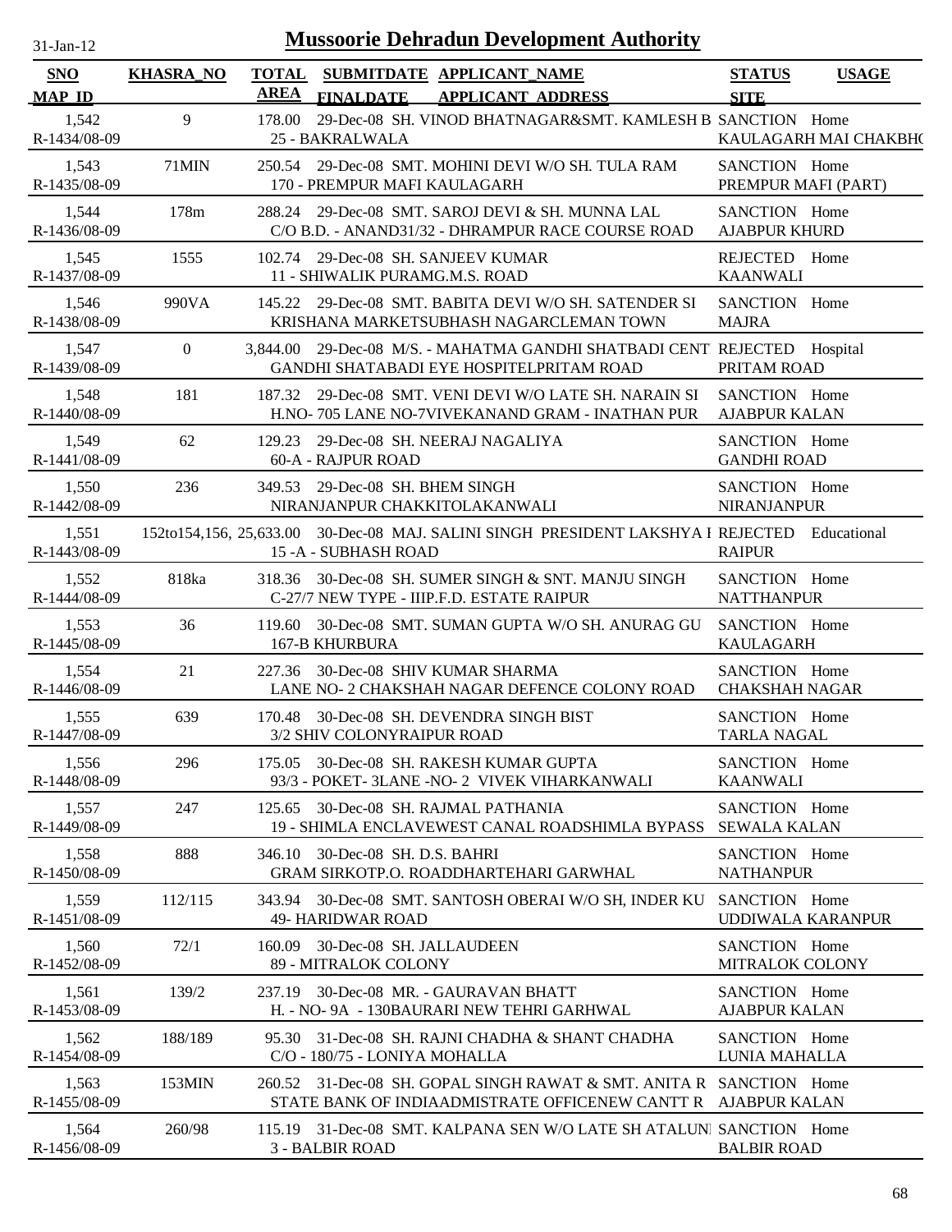# Mussoorie Dehradun Development Authority

31-Jan-12

| SNO / MAP_ID | KHASRA_NO | TOTAL AREA | SUBMITDATE / FINALDATE | APPLICANT_NAME / APPLICANT_ADDRESS | STATUS / SITE | USAGE |
|---|---|---|---|---|---|---|
| 1,542 / R-1434/08-09 | 9 | 178.00 | 29-Dec-08 | SH. VINOD BHATNAGAR&SMT. KAMLESH B / 25 - BAKRALWALA | SANCTION / KAULAGARH MAI CHAKBHO | Home |
| 1,543 / R-1435/08-09 | 71MIN | 250.54 | 29-Dec-08 | SMT. MOHINI DEVI W/O SH. TULA RAM / 170 - PREMPUR MAFI KAULAGARH | SANCTION / PREMPUR MAFI (PART) | Home |
| 1,544 / R-1436/08-09 | 178m | 288.24 | 29-Dec-08 | SMT. SAROJ DEVI & SH. MUNNA LAL / C/O B.D. - ANAND31/32 - DHRAMPUR RACE COURSE ROAD | SANCTION / AJABPUR KHURD | Home |
| 1,545 / R-1437/08-09 | 1555 | 102.74 | 29-Dec-08 | SH. SANJEEV KUMAR / 11 - SHIWALIK PURAMG.M.S. ROAD | REJECTED / KAANWALI | Home |
| 1,546 / R-1438/08-09 | 990VA | 145.22 | 29-Dec-08 | SMT. BABITA DEVI W/O SH. SATENDER SI / KRISHANA MARKETSUBHASH NAGARCLEMAN TOWN | SANCTION / MAJRA | Home |
| 1,547 / R-1439/08-09 | 0 | 3,844.00 | 29-Dec-08 | M/S. - MAHATMA GANDHI SHATBADI CENT / GANDHI SHATABADI EYE HOSPITELPRITAM ROAD | REJECTED / PRITAM ROAD | Hospital |
| 1,548 / R-1440/08-09 | 181 | 187.32 | 29-Dec-08 | SMT. VENI DEVI W/O LATE SH. NARAIN SI / H.NO- 705 LANE NO-7VIVEKANAND GRAM - INATHAN PUR | SANCTION / AJABPUR KALAN | Home |
| 1,549 / R-1441/08-09 | 62 | 129.23 | 29-Dec-08 | SH. NEERAJ NAGALIYA / 60-A - RAJPUR ROAD | SANCTION / GANDHI ROAD | Home |
| 1,550 / R-1442/08-09 | 236 | 349.53 | 29-Dec-08 | SH. BHEM SINGH / NIRANJANPUR CHAKKITOLAKANWALI | SANCTION / NIRANJANPUR | Home |
| 1,551 / R-1443/08-09 | 152to154,156, | 25,633.00 | 30-Dec-08 | MAJ. SALINI SINGH PRESIDENT LAKSHYA I / 15 -A - SUBHASH ROAD | REJECTED / RAIPUR | Educational |
| 1,552 / R-1444/08-09 | 818ka | 318.36 | 30-Dec-08 | SH. SUMER SINGH & SNT. MANJU SINGH / C-27/7 NEW TYPE - IIIP.F.D. ESTATE RAIPUR | SANCTION / NATTHANPUR | Home |
| 1,553 / R-1445/08-09 | 36 | 119.60 | 30-Dec-08 | SMT. SUMAN GUPTA W/O SH. ANURAG GU / 167-B KHURBURA | SANCTION / KAULAGARH | Home |
| 1,554 / R-1446/08-09 | 21 | 227.36 | 30-Dec-08 | SHIV KUMAR SHARMA / LANE NO- 2 CHAKSHAH NAGAR DEFENCE COLONY ROAD | SANCTION / CHAKSHAH NAGAR | Home |
| 1,555 / R-1447/08-09 | 639 | 170.48 | 30-Dec-08 | SH. DEVENDRA SINGH BIST / 3/2 SHIV COLONYRAIPUR ROAD | SANCTION / TARLA NAGAL | Home |
| 1,556 / R-1448/08-09 | 296 | 175.05 | 30-Dec-08 | SH. RAKESH KUMAR GUPTA / 93/3 - POKET- 3LANE -NO- 2 VIVEK VIHARKANWALI | SANCTION / KAANWALI | Home |
| 1,557 / R-1449/08-09 | 247 | 125.65 | 30-Dec-08 | SH. RAJMAL PATHANIA / 19 - SHIMLA ENCLAVEWEST CANAL ROADSHIMLA BYPASS | SANCTION / SEWALA KALAN | Home |
| 1,558 / R-1450/08-09 | 888 | 346.10 | 30-Dec-08 | SH. D.S. BAHRI / GRAM SIRKOTP.O. ROADDHARTEHARI GARWHAL | SANCTION / NATHANPUR | Home |
| 1,559 / R-1451/08-09 | 112/115 | 343.94 | 30-Dec-08 | SMT. SANTOSH OBERAI W/O SH, INDER KU / 49- HARIDWAR ROAD | SANCTION / UDDIWALA KARANPUR | Home |
| 1,560 / R-1452/08-09 | 72/1 | 160.09 | 30-Dec-08 | SH. JALLAUDEEN / 89 - MITRALOK COLONY | SANCTION / MITRALOK COLONY | Home |
| 1,561 / R-1453/08-09 | 139/2 | 237.19 | 30-Dec-08 | MR. - GAURAVAN BHATT / H. - NO- 9A - 130BAURARI NEW TEHRI GARHWAL | SANCTION / AJABPUR KALAN | Home |
| 1,562 / R-1454/08-09 | 188/189 | 95.30 | 31-Dec-08 | SH. RAJNI CHADHA & SHANT CHADHA / C/O - 180/75 - LONIYA MOHALLA | SANCTION / LUNIA MAHALLA | Home |
| 1,563 / R-1455/08-09 | 153MIN | 260.52 | 31-Dec-08 | SH. GOPAL SINGH RAWAT & SMT. ANITA R / STATE BANK OF INDIAADMISTRATE OFFICENEW CANTT R | SANCTION / AJABPUR KALAN | Home |
| 1,564 / R-1456/08-09 | 260/98 | 115.19 | 31-Dec-08 | SMT. KALPANA SEN W/O LATE SH ATALUN / 3 - BALBIR ROAD | SANCTION / BALBIR ROAD | Home |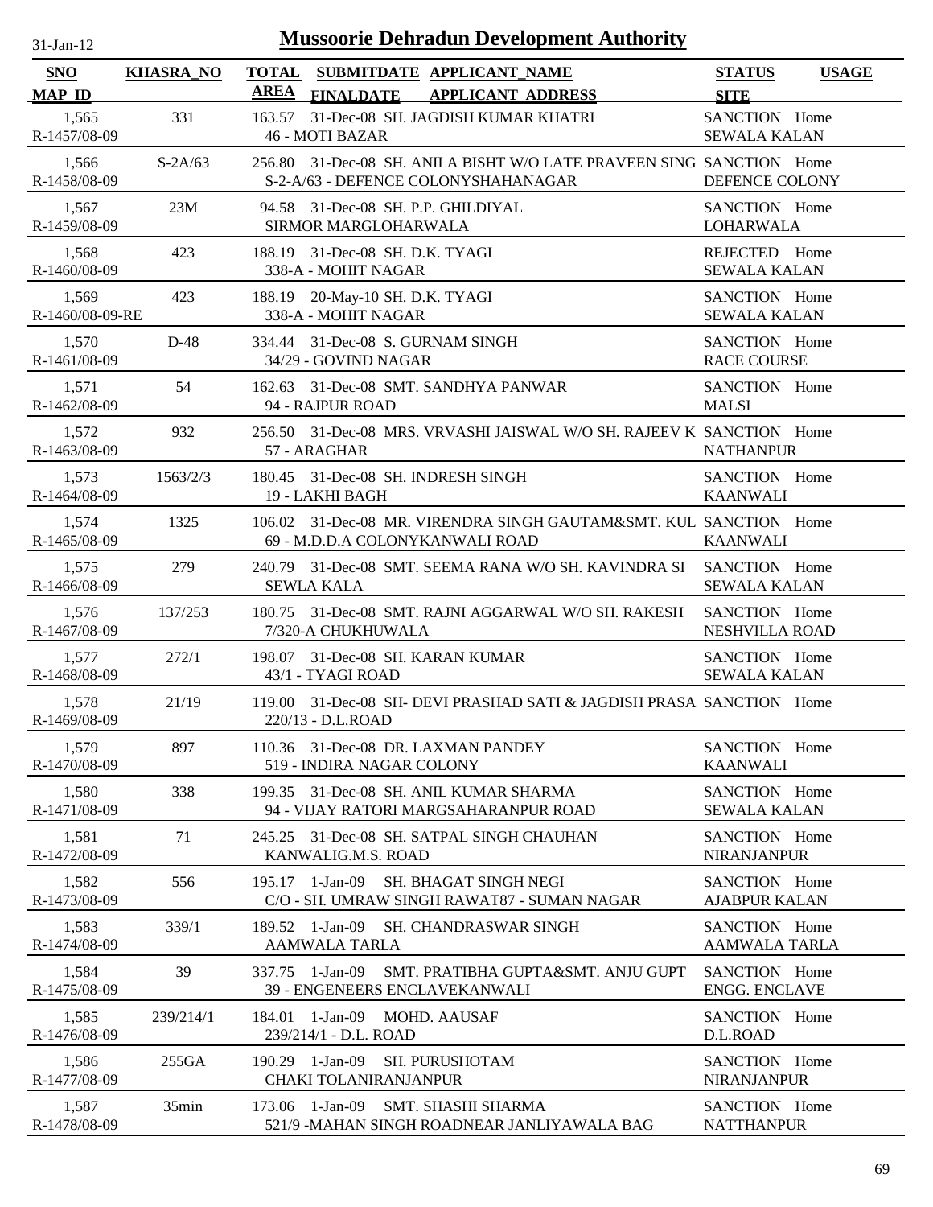# Mussoorie Dehradun Development Authority

31-Jan-12

| SNO / MAP_ID | KHASRA_NO | TOTAL AREA | SUBMITDATE / FINALDATE | APPLICANT_NAME / APPLICANT ADDRESS | STATUS / SITE | USAGE |
|---|---|---|---|---|---|---|
| 1,565 / R-1457/08-09 | 331 | 163.57 | 31-Dec-08 | SH. JAGDISH KUMAR KHATRI / 46 - MOTI BAZAR | SANCTION / SEWALA KALAN | Home |
| 1,566 / R-1458/08-09 | S-2A/63 | 256.80 | 31-Dec-08 | SH. ANILA BISHT W/O LATE PRAVEEN SING / S-2-A/63 - DEFENCE COLONYSHAHANAGAR | SANCTION / DEFENCE COLONY | Home |
| 1,567 / R-1459/08-09 | 23M | 94.58 | 31-Dec-08 | SH. P.P. GHILDIYAL / SIRMOR MARGLOHARWALA | SANCTION / LOHARWALA | Home |
| 1,568 / R-1460/08-09 | 423 | 188.19 | 31-Dec-08 | SH. D.K. TYAGI / 338-A - MOHIT NAGAR | REJECTED / SEWALA KALAN | Home |
| 1,569 / R-1460/08-09-RE | 423 | 188.19 | 20-May-10 | SH. D.K. TYAGI / 338-A - MOHIT NAGAR | SANCTION / SEWALA KALAN | Home |
| 1,570 / R-1461/08-09 | D-48 | 334.44 | 31-Dec-08 | S. GURNAM SINGH / 34/29 - GOVIND NAGAR | SANCTION / RACE COURSE | Home |
| 1,571 / R-1462/08-09 | 54 | 162.63 | 31-Dec-08 | SMT. SANDHYA PANWAR / 94 - RAJPUR ROAD | SANCTION / MALSI | Home |
| 1,572 / R-1463/08-09 | 932 | 256.50 | 31-Dec-08 | MRS. VRVASHI JAISWAL W/O SH. RAJEEV K / 57 - ARAGHAR | SANCTION / NATHANPUR | Home |
| 1,573 / R-1464/08-09 | 1563/2/3 | 180.45 | 31-Dec-08 | SH. INDRESH SINGH / 19 - LAKHI BAGH | SANCTION / KAANWALI | Home |
| 1,574 / R-1465/08-09 | 1325 | 106.02 | 31-Dec-08 | MR. VIRENDRA SINGH GAUTAM&SMT. KUL / 69 - M.D.D.A COLONYKANWALI ROAD | SANCTION / KAANWALI | Home |
| 1,575 / R-1466/08-09 | 279 | 240.79 | 31-Dec-08 | SMT. SEEMA RANA W/O SH. KAVINDRA SI / SEWLA KALA | SANCTION / SEWALA KALAN | Home |
| 1,576 / R-1467/08-09 | 137/253 | 180.75 | 31-Dec-08 | SMT. RAJNI AGGARWAL W/O SH. RAKESH / 7/320-A CHUKHUWALA | SANCTION / NESHVILLA ROAD | Home |
| 1,577 / R-1468/08-09 | 272/1 | 198.07 | 31-Dec-08 | SH. KARAN KUMAR / 43/1 - TYAGI ROAD | SANCTION / SEWALA KALAN | Home |
| 1,578 / R-1469/08-09 | 21/19 | 119.00 | 31-Dec-08 | SH- DEVI PRASHAD SATI & JAGDISH PRASA / 220/13 - D.L.ROAD | SANCTION | Home |
| 1,579 / R-1470/08-09 | 897 | 110.36 | 31-Dec-08 | DR. LAXMAN PANDEY / 519 - INDIRA NAGAR COLONY | SANCTION / KAANWALI | Home |
| 1,580 / R-1471/08-09 | 338 | 199.35 | 31-Dec-08 | SH. ANIL KUMAR SHARMA / 94 - VIJAY RATORI MARGSAHARANPUR ROAD | SANCTION / SEWALA KALAN | Home |
| 1,581 / R-1472/08-09 | 71 | 245.25 | 31-Dec-08 | SH. SATPAL SINGH CHAUHAN / KANWALIG.M.S. ROAD | SANCTION / NIRANJANPUR | Home |
| 1,582 / R-1473/08-09 | 556 | 195.17 | 1-Jan-09 | SH. BHAGAT SINGH NEGI / C/O - SH. UMRAW SINGH RAWAT87 - SUMAN NAGAR | SANCTION / AJABPUR KALAN | Home |
| 1,583 / R-1474/08-09 | 339/1 | 189.52 | 1-Jan-09 | SH. CHANDRASWAR SINGH / AAMWALA TARLA | SANCTION / AAMWALA TARLA | Home |
| 1,584 / R-1475/08-09 | 39 | 337.75 | 1-Jan-09 | SMT. PRATIBHA GUPTA&SMT. ANJU GUPT / 39 - ENGENEERS ENCLAVEKANWALI | SANCTION / ENGG. ENCLAVE | Home |
| 1,585 / R-1476/08-09 | 239/214/1 | 184.01 | 1-Jan-09 | MOHD. AAUSAF / 239/214/1 - D.L. ROAD | SANCTION / D.L.ROAD | Home |
| 1,586 / R-1477/08-09 | 255GA | 190.29 | 1-Jan-09 | SH. PURUSHOTAM / CHAKI TOLANIRANJANPUR | SANCTION / NIRANJANPUR | Home |
| 1,587 / R-1478/08-09 | 35min | 173.06 | 1-Jan-09 | SMT. SHASHI SHARMA / 521/9 -MAHAN SINGH ROADNEAR JANLIYAWALA BAG | SANCTION / NATTHANPUR | Home |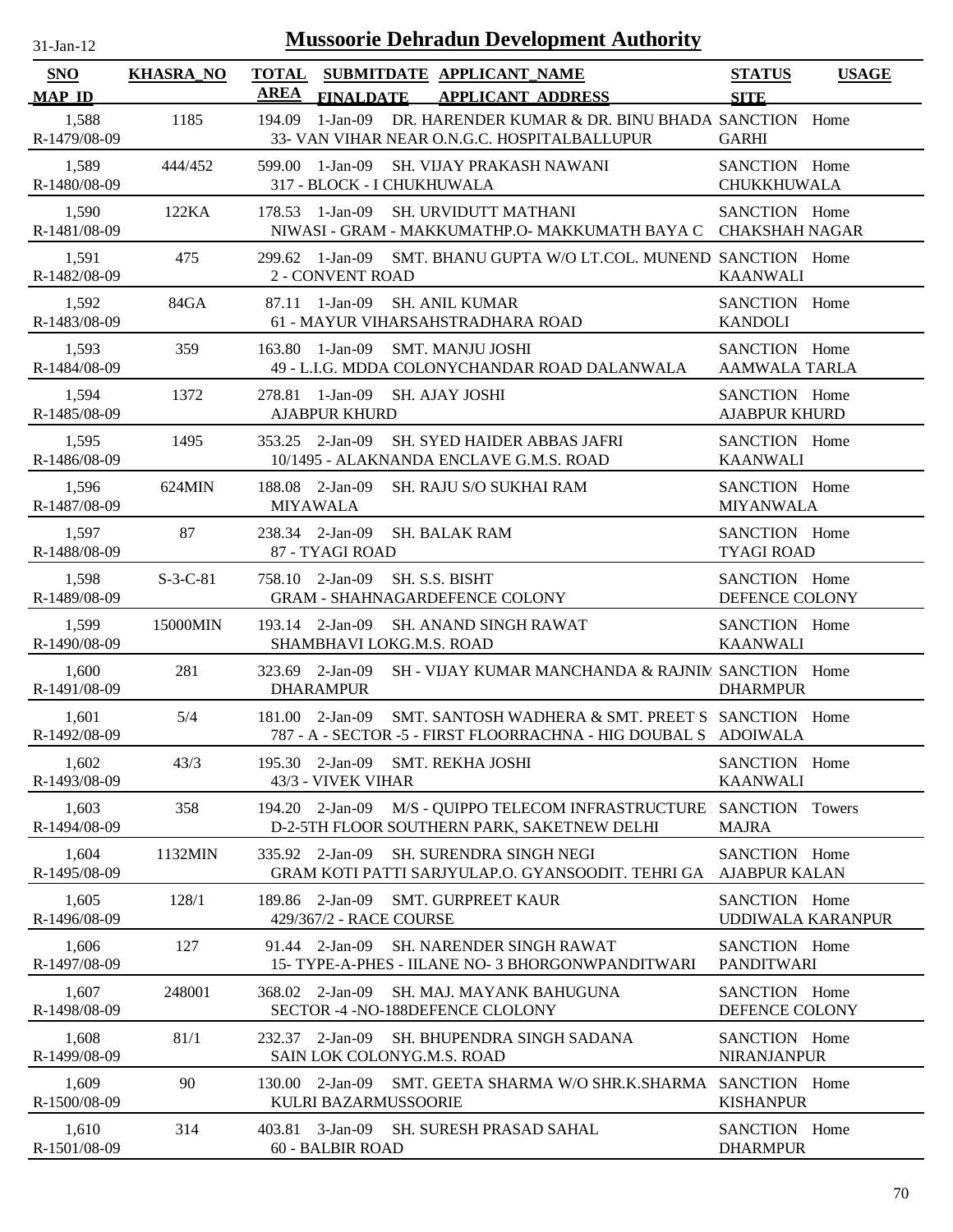# Mussoorie Dehradun Development Authority

31-Jan-12

| SNO / MAP_ID | KHASRA_NO | TOTAL AREA | SUBMITDATE / FINALDATE | APPLICANT_NAME / APPLICANT_ADDRESS | STATUS / SITE | USAGE |
|---|---|---|---|---|---|---|
| 1,588<br>R-1479/08-09 | 1185 | 194.09 | 1-Jan-09 | DR. HARENDER KUMAR & DR. BINU BHADA<br>33- VAN VIHAR NEAR O.N.G.C. HOSPITALBALLUPUR | SANCTION<br>GARHI | Home |
| 1,589<br>R-1480/08-09 | 444/452 | 599.00 | 1-Jan-09 | SH. VIJAY PRAKASH NAWANI<br>317 - BLOCK - I CHUKHUWALA | SANCTION<br>CHUKKHUWALA | Home |
| 1,590<br>R-1481/08-09 | 122KA | 178.53 | 1-Jan-09 | SH. URVIDUTT MATHANI<br>NIWASI - GRAM - MAKKUMATHP.O- MAKKUMATH BAYA C | SANCTION<br>CHAKSHAH NAGAR | Home |
| 1,591<br>R-1482/08-09 | 475 | 299.62 | 1-Jan-09 | SMT. BHANU GUPTA W/O LT.COL. MUNEND<br>2 - CONVENT ROAD | SANCTION<br>KAANWALI | Home |
| 1,592<br>R-1483/08-09 | 84GA | 87.11 | 1-Jan-09 | SH. ANIL KUMAR<br>61 - MAYUR VIHARSAHSTRADHARA ROAD | SANCTION<br>KANDOLI | Home |
| 1,593<br>R-1484/08-09 | 359 | 163.80 | 1-Jan-09 | SMT. MANJU JOSHI<br>49 - L.I.G. MDDA COLONYCHANDAR ROAD DALANWALA | SANCTION<br>AAMWALA TARLA | Home |
| 1,594<br>R-1485/08-09 | 1372 | 278.81 | 1-Jan-09 | SH. AJAY JOSHI<br>AJABPUR KHURD | SANCTION<br>AJABPUR KHURD | Home |
| 1,595<br>R-1486/08-09 | 1495 | 353.25 | 2-Jan-09 | SH. SYED HAIDER ABBAS JAFRI<br>10/1495 - ALAKNANDA ENCLAVE G.M.S. ROAD | SANCTION<br>KAANWALI | Home |
| 1,596<br>R-1487/08-09 | 624MIN | 188.08 | 2-Jan-09 | SH. RAJU S/O SUKHAI RAM<br>MIYAWALA | SANCTION<br>MIYANWALA | Home |
| 1,597<br>R-1488/08-09 | 87 | 238.34 | 2-Jan-09 | SH. BALAK RAM<br>87 - TYAGI ROAD | SANCTION<br>TYAGI ROAD | Home |
| 1,598<br>R-1489/08-09 | S-3-C-81 | 758.10 | 2-Jan-09 | SH. S.S. BISHT<br>GRAM - SHAHNAGARDEFENCE COLONY | SANCTION<br>DEFENCE COLONY | Home |
| 1,599<br>R-1490/08-09 | 15000MIN | 193.14 | 2-Jan-09 | SH. ANAND SINGH RAWAT<br>SHAMBHAVI LOKG.M.S. ROAD | SANCTION<br>KAANWALI | Home |
| 1,600<br>R-1491/08-09 | 281 | 323.69 | 2-Jan-09 | SH - VIJAY KUMAR MANCHANDA & RAJNIM<br>DHARAMPUR | SANCTION<br>DHARMPUR | Home |
| 1,601<br>R-1492/08-09 | 5/4 | 181.00 | 2-Jan-09 | SMT. SANTOSH WADHERA & SMT. PREET S<br>787 - A - SECTOR -5 - FIRST FLOORRACHNA - HIG DOUBAL S | SANCTION<br>ADOIWALA | Home |
| 1,602<br>R-1493/08-09 | 43/3 | 195.30 | 2-Jan-09 | SMT. REKHA JOSHI<br>43/3 - VIVEK VIHAR | SANCTION<br>KAANWALI | Home |
| 1,603<br>R-1494/08-09 | 358 | 194.20 | 2-Jan-09 | M/S - QUIPPO TELECOM INFRASTRUCTURE<br>D-2-5TH FLOOR SOUTHERN PARK, SAKETNEW DELHI | SANCTION<br>MAJRA | Towers |
| 1,604<br>R-1495/08-09 | 1132MIN | 335.92 | 2-Jan-09 | SH. SURENDRA SINGH NEGI<br>GRAM KOTI PATTI SARJYULAP.O. GYANSOODIT. TEHRI GA | SANCTION<br>AJABPUR KALAN | Home |
| 1,605<br>R-1496/08-09 | 128/1 | 189.86 | 2-Jan-09 | SMT. GURPREET KAUR<br>429/367/2 - RACE COURSE | SANCTION<br>UDDIWALA KARANPUR | Home |
| 1,606<br>R-1497/08-09 | 127 | 91.44 | 2-Jan-09 | SH. NARENDER SINGH RAWAT<br>15- TYPE-A-PHES - IILANE NO- 3 BHORGONWPANDITWARI | SANCTION<br>PANDITWARI | Home |
| 1,607<br>R-1498/08-09 | 248001 | 368.02 | 2-Jan-09 | SH. MAJ. MAYANK BAHUGUNA<br>SECTOR -4 -NO-188DEFENCE CLOLONY | SANCTION<br>DEFENCE COLONY | Home |
| 1,608<br>R-1499/08-09 | 81/1 | 232.37 | 2-Jan-09 | SH. BHUPENDRA SINGH SADANA<br>SAIN LOK COLONYG.M.S. ROAD | SANCTION<br>NIRANJANPUR | Home |
| 1,609<br>R-1500/08-09 | 90 | 130.00 | 2-Jan-09 | SMT. GEETA SHARMA W/O SHR.K.SHARMA<br>KULRI BAZARMUSSOORIE | SANCTION<br>KISHANPUR | Home |
| 1,610<br>R-1501/08-09 | 314 | 403.81 | 3-Jan-09 | SH. SURESH PRASAD SAHAL<br>60 - BALBIR ROAD | SANCTION<br>DHARMPUR | Home |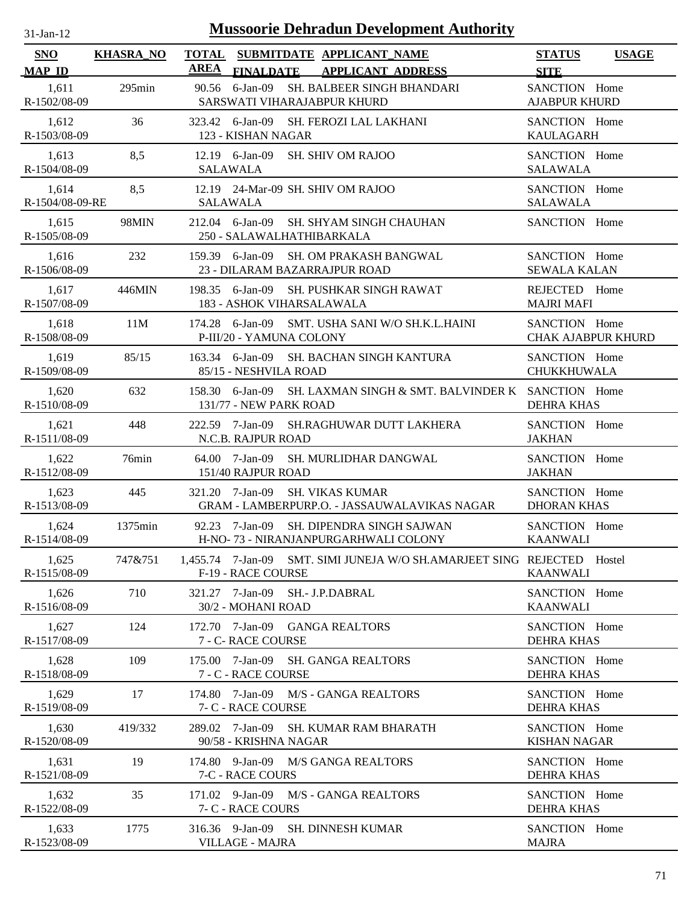# Mussoorie Dehradun Development Authority

31-Jan-12

| SNO / MAP_ID | KHASRA_NO | TOTAL AREA | SUBMITDATE / FINALDATE | APPLICANT_NAME / APPLICANT_ADDRESS | STATUS / SITE | USAGE |
|---|---|---|---|---|---|---|
| 1,611 / R-1502/08-09 | 295min | 90.56 | 6-Jan-09 | SH. BALBEER SINGH BHANDARI / SARSWATI VIHARAJABPUR KHURD | SANCTION / AJABPUR KHURD | Home |
| 1,612 / R-1503/08-09 | 36 | 323.42 | 6-Jan-09 | SH. FEROZI LAL LAKHANI / 123 - KISHAN NAGAR | SANCTION / KAULAGARH | Home |
| 1,613 / R-1504/08-09 | 8,5 | 12.19 | 6-Jan-09 | SH. SHIV OM RAJOO / SALAWALA | SANCTION / SALAWALA | Home |
| 1,614 / R-1504/08-09-RE | 8,5 | 12.19 | 24-Mar-09 | SH. SHIV OM RAJOO / SALAWALA | SANCTION / SALAWALA | Home |
| 1,615 / R-1505/08-09 | 98MIN | 212.04 | 6-Jan-09 | SH. SHYAM SINGH CHAUHAN / 250 - SALAWALHATHIBARKALA | SANCTION | Home |
| 1,616 / R-1506/08-09 | 232 | 159.39 | 6-Jan-09 | SH. OM PRAKASH BANGWAL / 23 - DILARAM BAZARRAJPUR ROAD | SANCTION / SEWALA KALAN | Home |
| 1,617 / R-1507/08-09 | 446MIN | 198.35 | 6-Jan-09 | SH. PUSHKAR SINGH RAWAT / 183 - ASHOK VIHARSALAWALA | REJECTED / MAJRI MAFI | Home |
| 1,618 / R-1508/08-09 | 11M | 174.28 | 6-Jan-09 | SMT. USHA SANI W/O SH.K.L.HAINI / P-III/20 - YAMUNA COLONY | SANCTION / CHAK AJABPUR KHURD | Home |
| 1,619 / R-1509/08-09 | 85/15 | 163.34 | 6-Jan-09 | SH. BACHAN SINGH KANTURA / 85/15 - NESHVILA ROAD | SANCTION / CHUKKHUWALA | Home |
| 1,620 / R-1510/08-09 | 632 | 158.30 | 6-Jan-09 | SH. LAXMAN SINGH & SMT. BALVINDER K / 131/77 - NEW PARK ROAD | SANCTION / DEHRA KHAS | Home |
| 1,621 / R-1511/08-09 | 448 | 222.59 | 7-Jan-09 | SH.RAGHUWAR DUTT LAKHERA / N.C.B. RAJPUR ROAD | SANCTION / JAKHAN | Home |
| 1,622 / R-1512/08-09 | 76min | 64.00 | 7-Jan-09 | SH. MURLIDHAR DANGWAL / 151/40 RAJPUR ROAD | SANCTION / JAKHAN | Home |
| 1,623 / R-1513/08-09 | 445 | 321.20 | 7-Jan-09 | SH. VIKAS KUMAR / GRAM - LAMBERPURP.O. - JASSAUWALAVIKAS NAGAR | SANCTION / DHORAN KHAS | Home |
| 1,624 / R-1514/08-09 | 1375min | 92.23 | 7-Jan-09 | SH. DIPENDRA SINGH SAJWAN / H-NO- 73 - NIRANJANPURGARHWALI COLONY | SANCTION / KAANWALI | Home |
| 1,625 / R-1515/08-09 | 747&751 | 1,455.74 | 7-Jan-09 | SMT. SIMI JUNEJA W/O SH.AMARJEET SING / F-19 - RACE COURSE | REJECTED / KAANWALI | Hostel |
| 1,626 / R-1516/08-09 | 710 | 321.27 | 7-Jan-09 | SH.- J.P.DABRAL / 30/2 - MOHANI ROAD | SANCTION / KAANWALI | Home |
| 1,627 / R-1517/08-09 | 124 | 172.70 | 7-Jan-09 | GANGA REALTORS / 7 - C- RACE COURSE | SANCTION / DEHRA KHAS | Home |
| 1,628 / R-1518/08-09 | 109 | 175.00 | 7-Jan-09 | SH. GANGA REALTORS / 7 - C - RACE COURSE | SANCTION / DEHRA KHAS | Home |
| 1,629 / R-1519/08-09 | 17 | 174.80 | 7-Jan-09 | M/S - GANGA REALTORS / 7- C - RACE COURSE | SANCTION / DEHRA KHAS | Home |
| 1,630 / R-1520/08-09 | 419/332 | 289.02 | 7-Jan-09 | SH. KUMAR RAM BHARATH / 90/58 - KRISHNA NAGAR | SANCTION / KISHAN NAGAR | Home |
| 1,631 / R-1521/08-09 | 19 | 174.80 | 9-Jan-09 | M/S GANGA REALTORS / 7-C - RACE COURS | SANCTION / DEHRA KHAS | Home |
| 1,632 / R-1522/08-09 | 35 | 171.02 | 9-Jan-09 | M/S - GANGA REALTORS / 7- C - RACE COURS | SANCTION / DEHRA KHAS | Home |
| 1,633 / R-1523/08-09 | 1775 | 316.36 | 9-Jan-09 | SH. DINNESH KUMAR / VILLAGE - MAJRA | SANCTION / MAJRA | Home |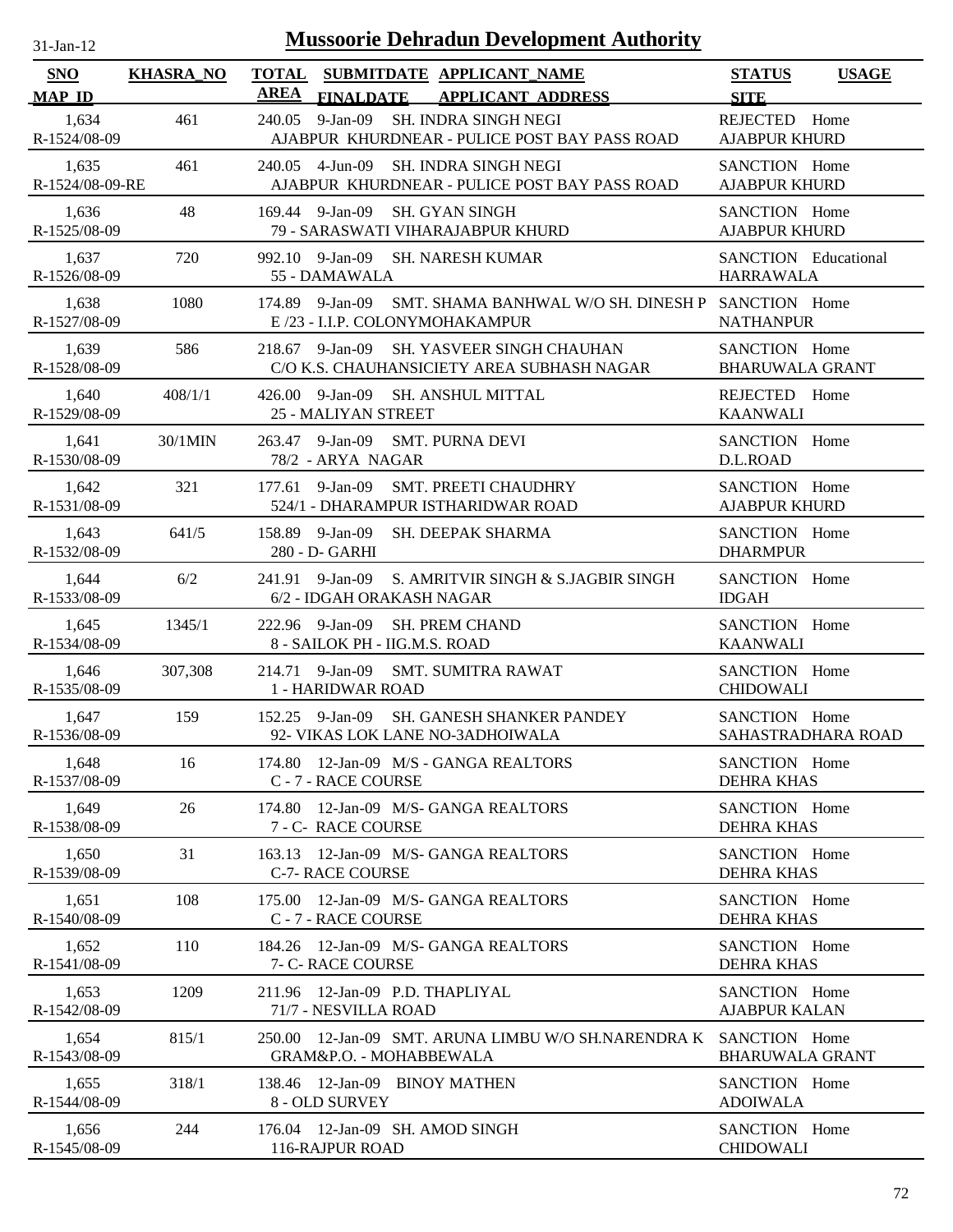# Mussoorie Dehradun Development Authority

| SNO / MAP_ID | KHASRA_NO | TOTAL AREA | SUBMITDATE / FINALDATE | APPLICANT_NAME / APPLICANT_ADDRESS | STATUS / SITE | USAGE |
|---|---|---|---|---|---|---|
| 1,634 / R-1524/08-09 | 461 | 240.05 | 9-Jan-09 | SH. INDRA SINGH NEGI / AJABPUR KHURDNEAR - PULICE POST BAY PASS ROAD | REJECTED / AJABPUR KHURD | Home |
| 1,635 / R-1524/08-09-RE | 461 | 240.05 | 4-Jun-09 | SH. INDRA SINGH NEGI / AJABPUR KHURDNEAR - PULICE POST BAY PASS ROAD | SANCTION / AJABPUR KHURD | Home |
| 1,636 / R-1525/08-09 | 48 | 169.44 | 9-Jan-09 | SH. GYAN SINGH / 79 - SARASWATI VIHARAJABPUR KHURD | SANCTION / AJABPUR KHURD | Home |
| 1,637 / R-1526/08-09 | 720 | 992.10 | 9-Jan-09 | SH. NARESH KUMAR / 55 - DAMAWALA | SANCTION / HARRAWALA | Educational |
| 1,638 / R-1527/08-09 | 1080 | 174.89 | 9-Jan-09 | SMT. SHAMA BANHWAL W/O SH. DINESH P / E /23 - I.I.P. COLONYMOHAKAMPUR | SANCTION / NATHANPUR | Home |
| 1,639 / R-1528/08-09 | 586 | 218.67 | 9-Jan-09 | SH. YASVEER SINGH CHAUHAN / C/O K.S. CHAUHANSICIETY AREA SUBHASH NAGAR | SANCTION / BHARUWALA GRANT | Home |
| 1,640 / R-1529/08-09 | 408/1/1 | 426.00 | 9-Jan-09 | SH. ANSHUL MITTAL / 25 - MALIYAN STREET | REJECTED / KAANWALI | Home |
| 1,641 / R-1530/08-09 | 30/1MIN | 263.47 | 9-Jan-09 | SMT. PURNA DEVI / 78/2 - ARYA NAGAR | SANCTION / D.L.ROAD | Home |
| 1,642 / R-1531/08-09 | 321 | 177.61 | 9-Jan-09 | SMT. PREETI CHAUDHRY / 524/1 - DHARAMPUR ISTHARIDWAR ROAD | SANCTION / AJABPUR KHURD | Home |
| 1,643 / R-1532/08-09 | 641/5 | 158.89 | 9-Jan-09 | SH. DEEPAK SHARMA / 280 - D- GARHI | SANCTION / DHARMPUR | Home |
| 1,644 / R-1533/08-09 | 6/2 | 241.91 | 9-Jan-09 | S. AMRITVIR SINGH & S.JAGBIR SINGH / 6/2 - IDGAH ORAKASH NAGAR | SANCTION / IDGAH | Home |
| 1,645 / R-1534/08-09 | 1345/1 | 222.96 | 9-Jan-09 | SH. PREM CHAND / 8 - SAILOK PH - IIG.M.S. ROAD | SANCTION / KAANWALI | Home |
| 1,646 / R-1535/08-09 | 307,308 | 214.71 | 9-Jan-09 | SMT. SUMITRA RAWAT / 1 - HARIDWAR ROAD | SANCTION / CHIDOWALI | Home |
| 1,647 / R-1536/08-09 | 159 | 152.25 | 9-Jan-09 | SH. GANESH SHANKER PANDEY / 92- VIKAS LOK LANE NO-3ADHOIWALA | SANCTION / SAHASTRADHARA ROAD | Home |
| 1,648 / R-1537/08-09 | 16 | 174.80 | 12-Jan-09 | M/S - GANGA REALTORS / C - 7 - RACE COURSE | SANCTION / DEHRA KHAS | Home |
| 1,649 / R-1538/08-09 | 26 | 174.80 | 12-Jan-09 | M/S- GANGA REALTORS / 7 - C- RACE COURSE | SANCTION / DEHRA KHAS | Home |
| 1,650 / R-1539/08-09 | 31 | 163.13 | 12-Jan-09 | M/S- GANGA REALTORS / C-7- RACE COURSE | SANCTION / DEHRA KHAS | Home |
| 1,651 / R-1540/08-09 | 108 | 175.00 | 12-Jan-09 | M/S- GANGA REALTORS / C - 7 - RACE COURSE | SANCTION / DEHRA KHAS | Home |
| 1,652 / R-1541/08-09 | 110 | 184.26 | 12-Jan-09 | M/S- GANGA REALTORS / 7- C- RACE COURSE | SANCTION / DEHRA KHAS | Home |
| 1,653 / R-1542/08-09 | 1209 | 211.96 | 12-Jan-09 | P.D. THAPLIYAL / 71/7 - NESVILLA ROAD | SANCTION / AJABPUR KALAN | Home |
| 1,654 / R-1543/08-09 | 815/1 | 250.00 | 12-Jan-09 | SMT. ARUNA LIMBU W/O SH.NARENDRA K / GRAM&P.O. - MOHABBEWALA | SANCTION / BHARUWALA GRANT | Home |
| 1,655 / R-1544/08-09 | 318/1 | 138.46 | 12-Jan-09 | BINOY MATHEN / 8 - OLD SURVEY | SANCTION / ADOIWALA | Home |
| 1,656 / R-1545/08-09 | 244 | 176.04 | 12-Jan-09 | SH. AMOD SINGH / 116-RAJPUR ROAD | SANCTION / CHIDOWALI | Home |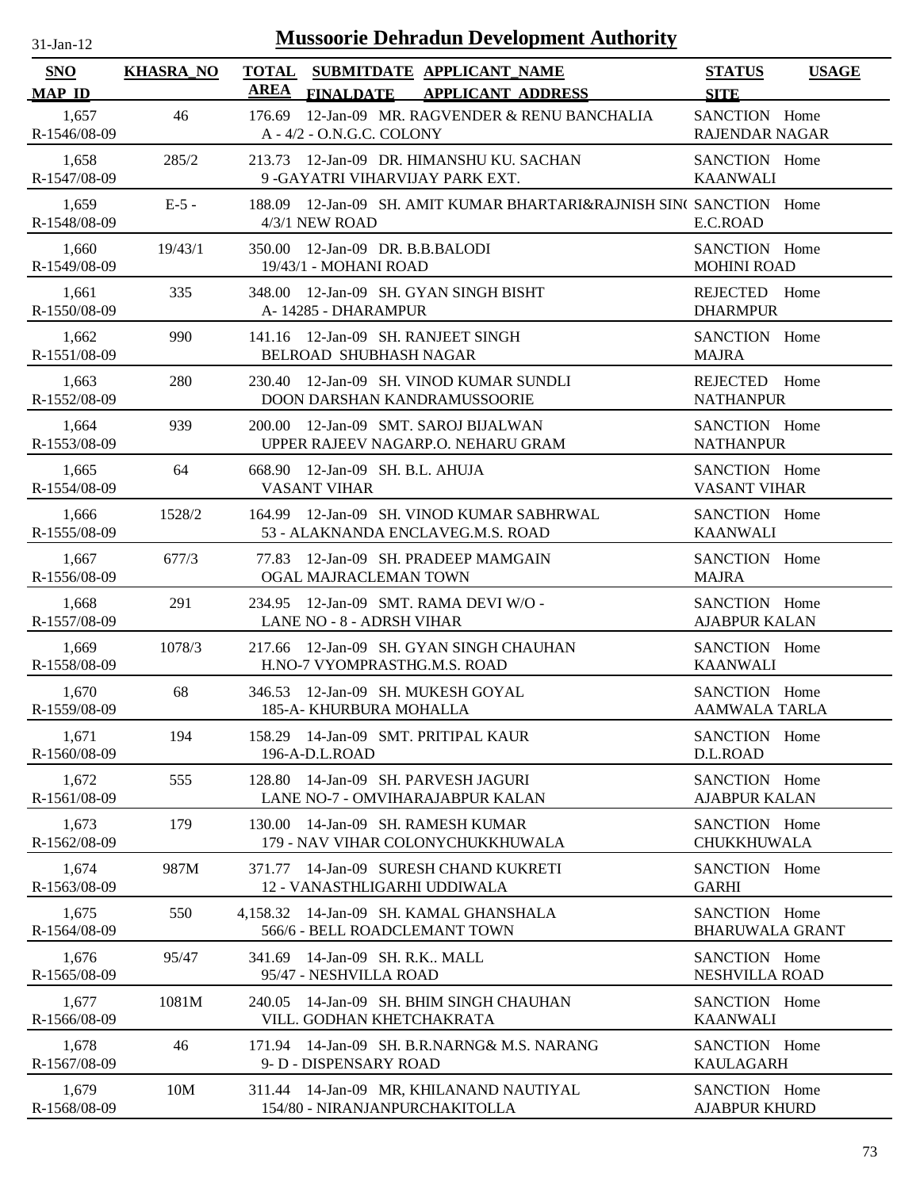# Mussoorie Dehradun Development Authority

31-Jan-12

| SNO / MAP ID | KHASRA_NO | TOTAL AREA | SUBMITDATE / FINALDATE | APPLICANT_NAME / APPLICANT ADDRESS | STATUS / SITE | USAGE |
|---|---|---|---|---|---|---|
| 1,657 / R-1546/08-09 | 46 | 176.69 | 12-Jan-09 | MR. RAGVENDER & RENU BANCHALIA / A - 4/2 - O.N.G.C. COLONY | SANCTION / RAJENDAR NAGAR | Home |
| 1,658 / R-1547/08-09 | 285/2 | 213.73 | 12-Jan-09 | DR. HIMANSHU KU. SACHAN / 9 -GAYATRI VIHARVIJAY PARK EXT. | SANCTION / KAANWALI | Home |
| 1,659 / R-1548/08-09 | E-5 - | 188.09 | 12-Jan-09 | SH. AMIT KUMAR BHARTARI&RAJNISH SIN( / 4/3/1 NEW ROAD | SANCTION / E.C.ROAD | Home |
| 1,660 / R-1549/08-09 | 19/43/1 | 350.00 | 12-Jan-09 | DR. B.B.BALODI / 19/43/1 - MOHANI ROAD | SANCTION / MOHINI ROAD | Home |
| 1,661 / R-1550/08-09 | 335 | 348.00 | 12-Jan-09 | SH. GYAN SINGH BISHT / A- 14285 - DHARAMPUR | REJECTED / DHARMPUR | Home |
| 1,662 / R-1551/08-09 | 990 | 141.16 | 12-Jan-09 | SH. RANJEET SINGH / BELROAD SHUBHASH NAGAR | SANCTION / MAJRA | Home |
| 1,663 / R-1552/08-09 | 280 | 230.40 | 12-Jan-09 | SH. VINOD KUMAR SUNDLI / DOON DARSHAN KANDRAMUSSOORIE | REJECTED / NATHANPUR | Home |
| 1,664 / R-1553/08-09 | 939 | 200.00 | 12-Jan-09 | SMT. SAROJ BIJALWAN / UPPER RAJEEV NAGARP.O. NEHARU GRAM | SANCTION / NATHANPUR | Home |
| 1,665 / R-1554/08-09 | 64 | 668.90 | 12-Jan-09 | SH. B.L. AHUJA / VASANT VIHAR | SANCTION / VASANT VIHAR | Home |
| 1,666 / R-1555/08-09 | 1528/2 | 164.99 | 12-Jan-09 | SH. VINOD KUMAR SABHRWAL / 53 - ALAKNANDA ENCLAVEG.M.S. ROAD | SANCTION / KAANWALI | Home |
| 1,667 / R-1556/08-09 | 677/3 | 77.83 | 12-Jan-09 | SH. PRADEEP MAMGAIN / OGAL MAJRACLEMAN TOWN | SANCTION / MAJRA | Home |
| 1,668 / R-1557/08-09 | 291 | 234.95 | 12-Jan-09 | SMT. RAMA DEVI W/O - / LANE NO - 8 - ADRSH VIHAR | SANCTION / AJABPUR KALAN | Home |
| 1,669 / R-1558/08-09 | 1078/3 | 217.66 | 12-Jan-09 | SH. GYAN SINGH CHAUHAN / H.NO-7 VYOMPRASTHG.M.S. ROAD | SANCTION / KAANWALI | Home |
| 1,670 / R-1559/08-09 | 68 | 346.53 | 12-Jan-09 | SH. MUKESH GOYAL / 185-A- KHURBURA MOHALLA | SANCTION / AAMWALA TARLA | Home |
| 1,671 / R-1560/08-09 | 194 | 158.29 | 14-Jan-09 | SMT. PRITIPAL KAUR / 196-A-D.L.ROAD | SANCTION / D.L.ROAD | Home |
| 1,672 / R-1561/08-09 | 555 | 128.80 | 14-Jan-09 | SH. PARVESH JAGURI / LANE NO-7 - OMVIHARAJABPUR KALAN | SANCTION / AJABPUR KALAN | Home |
| 1,673 / R-1562/08-09 | 179 | 130.00 | 14-Jan-09 | SH. RAMESH KUMAR / 179 - NAV VIHAR COLONYCHUKKHUWALA | SANCTION / CHUKKHUWALA | Home |
| 1,674 / R-1563/08-09 | 987M | 371.77 | 14-Jan-09 | SURESH CHAND KUKRETI / 12 - VANASTHLIGARHI UDDIWALA | SANCTION / GARHI | Home |
| 1,675 / R-1564/08-09 | 550 | 4,158.32 | 14-Jan-09 | SH. KAMAL GHANSHALA / 566/6 - BELL ROADCLEMANT TOWN | SANCTION / BHARUWALA GRANT | Home |
| 1,676 / R-1565/08-09 | 95/47 | 341.69 | 14-Jan-09 | SH. R.K.. MALL / 95/47 - NESHVILLA ROAD | SANCTION / NESHVILLA ROAD | Home |
| 1,677 / R-1566/08-09 | 1081M | 240.05 | 14-Jan-09 | SH. BHIM SINGH CHAUHAN / VILL. GODHAN KHETCHAKRATA | SANCTION / KAANWALI | Home |
| 1,678 / R-1567/08-09 | 46 | 171.94 | 14-Jan-09 | SH. B.R.NARNG& M.S. NARANG / 9- D - DISPENSARY ROAD | SANCTION / KAULAGARH | Home |
| 1,679 / R-1568/08-09 | 10M | 311.44 | 14-Jan-09 | MR, KHILANAND NAUTIYAL / 154/80 - NIRANJANPURCHAKITOLLA | SANCTION / AJABPUR KHURD | Home |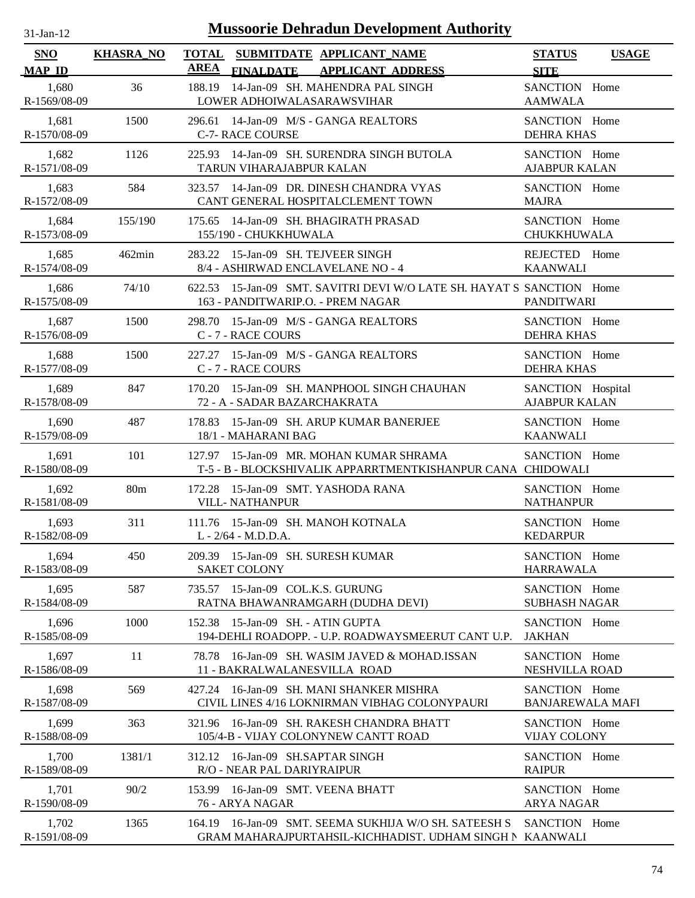31-Jan-12

# Mussoorie Dehradun Development Authority

| SNO MAP_ID | KHASRA_NO | TOTAL AREA | SUBMITDATE FINALDATE | APPLICANT_NAME APPLICANT_ADDRESS | STATUS SITE | USAGE |
|---|---|---|---|---|---|---|
| 1,680 R-1569/08-09 | 36 | 188.19 | 14-Jan-09 | SH. MAHENDRA PAL SINGH LOWER ADHOIWALASARAWSVIHAR | SANCTION AAMWALA | Home |
| 1,681 R-1570/08-09 | 1500 | 296.61 | 14-Jan-09 | M/S - GANGA REALTORS C-7- RACE COURSE | SANCTION DEHRA KHAS | Home |
| 1,682 R-1571/08-09 | 1126 | 225.93 | 14-Jan-09 | SH. SURENDRA SINGH BUTOLA TARUN VIHARAJABPUR KALAN | SANCTION AJABPUR KALAN | Home |
| 1,683 R-1572/08-09 | 584 | 323.57 | 14-Jan-09 | DR. DINESH CHANDRA VYAS CANT GENERAL HOSPITALCLEMENT TOWN | SANCTION MAJRA | Home |
| 1,684 R-1573/08-09 | 155/190 | 175.65 | 14-Jan-09 | SH. BHAGIRATH PRASAD 155/190 - CHUKKHUWALA | SANCTION CHUKKHUWALA | Home |
| 1,685 R-1574/08-09 | 462min | 283.22 | 15-Jan-09 | SH. TEJVEER SINGH 8/4 - ASHIRWAD ENCLAVELANE NO - 4 | REJECTED KAANWALI | Home |
| 1,686 R-1575/08-09 | 74/10 | 622.53 | 15-Jan-09 | SMT. SAVITRI DEVI W/O LATE SH. HAYAT S 163 - PANDITWARIP.O. - PREM NAGAR | SANCTION PANDITWARI | Home |
| 1,687 R-1576/08-09 | 1500 | 298.70 | 15-Jan-09 | M/S - GANGA REALTORS C - 7 - RACE COURS | SANCTION DEHRA KHAS | Home |
| 1,688 R-1577/08-09 | 1500 | 227.27 | 15-Jan-09 | M/S - GANGA REALTORS C - 7 - RACE COURS | SANCTION DEHRA KHAS | Home |
| 1,689 R-1578/08-09 | 847 | 170.20 | 15-Jan-09 | SH. MANPHOOL SINGH CHAUHAN 72 - A - SADAR BAZARCHAKRATA | SANCTION AJABPUR KALAN | Hospital |
| 1,690 R-1579/08-09 | 487 | 178.83 | 15-Jan-09 | SH. ARUP KUMAR BANERJEE 18/1 - MAHARANI BAG | SANCTION KAANWALI | Home |
| 1,691 R-1580/08-09 | 101 | 127.97 | 15-Jan-09 | MR. MOHAN KUMAR SHRAMA T-5 - B - BLOCKSHIVALIK APPARRTMENTKISHANPUR CANA | SANCTION CHIDOWALI | Home |
| 1,692 R-1581/08-09 | 80m | 172.28 | 15-Jan-09 | SMT. YASHODA RANA VILL- NATHANPUR | SANCTION NATHANPUR | Home |
| 1,693 R-1582/08-09 | 311 | 111.76 | 15-Jan-09 | SH. MANOH KOTNALA L - 2/64 - M.D.D.A. | SANCTION KEDARPUR | Home |
| 1,694 R-1583/08-09 | 450 | 209.39 | 15-Jan-09 | SH. SURESH KUMAR SAKET COLONY | SANCTION HARRAWALA | Home |
| 1,695 R-1584/08-09 | 587 | 735.57 | 15-Jan-09 | COL.K.S. GURUNG RATNA BHAWANRAMGARH (DUDHA DEVI) | SANCTION SUBHASH NAGAR | Home |
| 1,696 R-1585/08-09 | 1000 | 152.38 | 15-Jan-09 | SH. - ATIN GUPTA 194-DEHLI ROADOPP. - U.P. ROADWAYSMEERUT CANT U.P. | SANCTION JAKHAN | Home |
| 1,697 R-1586/08-09 | 11 | 78.78 | 16-Jan-09 | SH. WASIM JAVED & MOHAD.ISSAN 11 - BAKRALWALANESVILLA ROAD | SANCTION NESHVILLA ROAD | Home |
| 1,698 R-1587/08-09 | 569 | 427.24 | 16-Jan-09 | SH. MANI SHANKER MISHRA CIVIL LINES 4/16 LOKNIRMAN VIBHAG COLONYPAURI | SANCTION BANJAREWALA MAFI | Home |
| 1,699 R-1588/08-09 | 363 | 321.96 | 16-Jan-09 | SH. RAKESH CHANDRA BHATT 105/4-B - VIJAY COLONYNEW CANTT ROAD | SANCTION VIJAY COLONY | Home |
| 1,700 R-1589/08-09 | 1381/1 | 312.12 | 16-Jan-09 | SH.SAPTAR SINGH R/O - NEAR PAL DARIYRAIPUR | SANCTION RAIPUR | Home |
| 1,701 R-1590/08-09 | 90/2 | 153.99 | 16-Jan-09 | SMT. VEENA BHATT 76 - ARYA NAGAR | SANCTION ARYA NAGAR | Home |
| 1,702 R-1591/08-09 | 1365 | 164.19 | 16-Jan-09 | SMT. SEEMA SUKHIJA W/O SH. SATEESH S GRAM MAHARAJPURTAHSIL-KICHHADIST. UDHAM SINGH N | SANCTION KAANWALI | Home |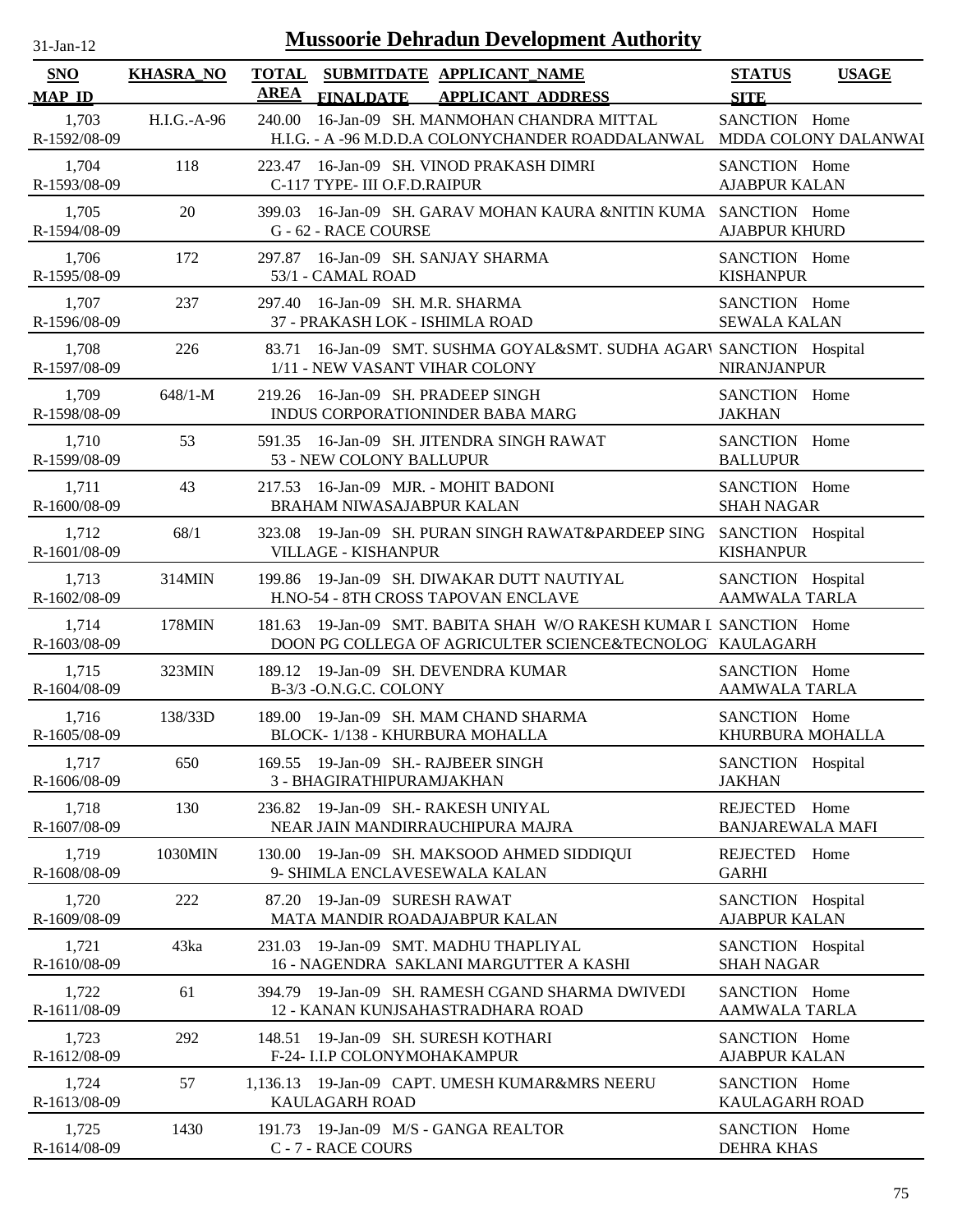# Mussoorie Dehradun Development Authority

31-Jan-12

| SNO / MAP_ID | KHASRA_NO | TOTAL AREA | SUBMITDATE / FINALDATE | APPLICANT_NAME / APPLICANT_ADDRESS | STATUS / SITE | USAGE |
|---|---|---|---|---|---|---|
| 1,703 / R-1592/08-09 | H.I.G.-A-96 | 240.00 | 16-Jan-09 | SH. MANMOHAN CHANDRA MITTAL / H.I.G. - A -96 M.D.D.A COLONYCHANDER ROADDALANWAL | SANCTION / MDDA COLONY DALANWAI | Home |
| 1,704 / R-1593/08-09 | 118 | 223.47 | 16-Jan-09 | SH. VINOD PRAKASH DIMRI / C-117 TYPE- III O.F.D.RAIPUR | SANCTION / AJABPUR KALAN | Home |
| 1,705 / R-1594/08-09 | 20 | 399.03 | 16-Jan-09 | SH. GARAV MOHAN KAURA &NITIN KUMA / G - 62 - RACE COURSE | SANCTION / AJABPUR KHURD | Home |
| 1,706 / R-1595/08-09 | 172 | 297.87 | 16-Jan-09 | SH. SANJAY SHARMA / 53/1 - CAMAL ROAD | SANCTION / KISHANPUR | Home |
| 1,707 / R-1596/08-09 | 237 | 297.40 | 16-Jan-09 | SH. M.R. SHARMA / 37 - PRAKASH LOK - ISHIMLA ROAD | SANCTION / SEWALA KALAN | Home |
| 1,708 / R-1597/08-09 | 226 | 83.71 | 16-Jan-09 | SMT. SUSHMA GOYAL&SMT. SUDHA AGARV / 1/11 - NEW VASANT VIHAR COLONY | SANCTION / NIRANJANPUR | Hospital |
| 1,709 / R-1598/08-09 | 648/1-M | 219.26 | 16-Jan-09 | SH. PRADEEP SINGH / INDUS CORPORATIONINDER BABA MARG | SANCTION / JAKHAN | Home |
| 1,710 / R-1599/08-09 | 53 | 591.35 | 16-Jan-09 | SH. JITENDRA SINGH RAWAT / 53 - NEW COLONY BALLUPUR | SANCTION / BALLUPUR | Home |
| 1,711 / R-1600/08-09 | 43 | 217.53 | 16-Jan-09 | MJR. - MOHIT BADONI / BRAHAM NIWASAJABPUR KALAN | SANCTION / SHAH NAGAR | Home |
| 1,712 / R-1601/08-09 | 68/1 | 323.08 | 19-Jan-09 | SH. PURAN SINGH RAWAT&PARDEEP SING / VILLAGE - KISHANPUR | SANCTION / KISHANPUR | Hospital |
| 1,713 / R-1602/08-09 | 314MIN | 199.86 | 19-Jan-09 | SH. DIWAKAR DUTT NAUTIYAL / H.NO-54 - 8TH CROSS TAPOVAN ENCLAVE | SANCTION / AAMWALA TARLA | Hospital |
| 1,714 / R-1603/08-09 | 178MIN | 181.63 | 19-Jan-09 | SMT. BABITA SHAH W/O RAKESH KUMAR I / DOON PG COLLEGA OF AGRICULTER SCIENCE&TECNOLOG | SANCTION / KAULAGARH | Home |
| 1,715 / R-1604/08-09 | 323MIN | 189.12 | 19-Jan-09 | SH. DEVENDRA KUMAR / B-3/3 -O.N.G.C. COLONY | SANCTION / AAMWALA TARLA | Home |
| 1,716 / R-1605/08-09 | 138/33D | 189.00 | 19-Jan-09 | SH. MAM CHAND SHARMA / BLOCK- 1/138 - KHURBURA MOHALLA | SANCTION / KHURBURA MOHALLA | Home |
| 1,717 / R-1606/08-09 | 650 | 169.55 | 19-Jan-09 | SH.- RAJBEER SINGH / 3 - BHAGIRATHIPURAMJAKHAN | SANCTION / JAKHAN | Hospital |
| 1,718 / R-1607/08-09 | 130 | 236.82 | 19-Jan-09 | SH.- RAKESH UNIYAL / NEAR JAIN MANDIRRAUCHIPURA MAJRA | REJECTED / BANJAREWALA MAFI | Home |
| 1,719 / R-1608/08-09 | 1030MIN | 130.00 | 19-Jan-09 | SH. MAKSOOD AHMED SIDDIQUI / 9- SHIMLA ENCLAVESEWALA KALAN | REJECTED / GARHI | Home |
| 1,720 / R-1609/08-09 | 222 | 87.20 | 19-Jan-09 | SURESH RAWAT / MATA MANDIR ROADAJABPUR KALAN | SANCTION / AJABPUR KALAN | Hospital |
| 1,721 / R-1610/08-09 | 43ka | 231.03 | 19-Jan-09 | SMT. MADHU THAPLIYAL / 16 - NAGENDRA SAKLANI MARGUTTER A KASHI | SANCTION / SHAH NAGAR | Hospital |
| 1,722 / R-1611/08-09 | 61 | 394.79 | 19-Jan-09 | SH. RAMESH CGAND SHARMA DWIVEDI / 12 - KANAN KUNJSAHASTRADHARA ROAD | SANCTION / AAMWALA TARLA | Home |
| 1,723 / R-1612/08-09 | 292 | 148.51 | 19-Jan-09 | SH. SURESH KOTHARI / F-24- I.I.P COLONYMOHAKAMPUR | SANCTION / AJABPUR KALAN | Home |
| 1,724 / R-1613/08-09 | 57 | 1,136.13 | 19-Jan-09 | CAPT. UMESH KUMAR&MRS NEERU / KAULAGARH ROAD | SANCTION / KAULAGARH ROAD | Home |
| 1,725 / R-1614/08-09 | 1430 | 191.73 | 19-Jan-09 | M/S - GANGA REALTOR / C - 7 - RACE COURS | SANCTION / DEHRA KHAS | Home |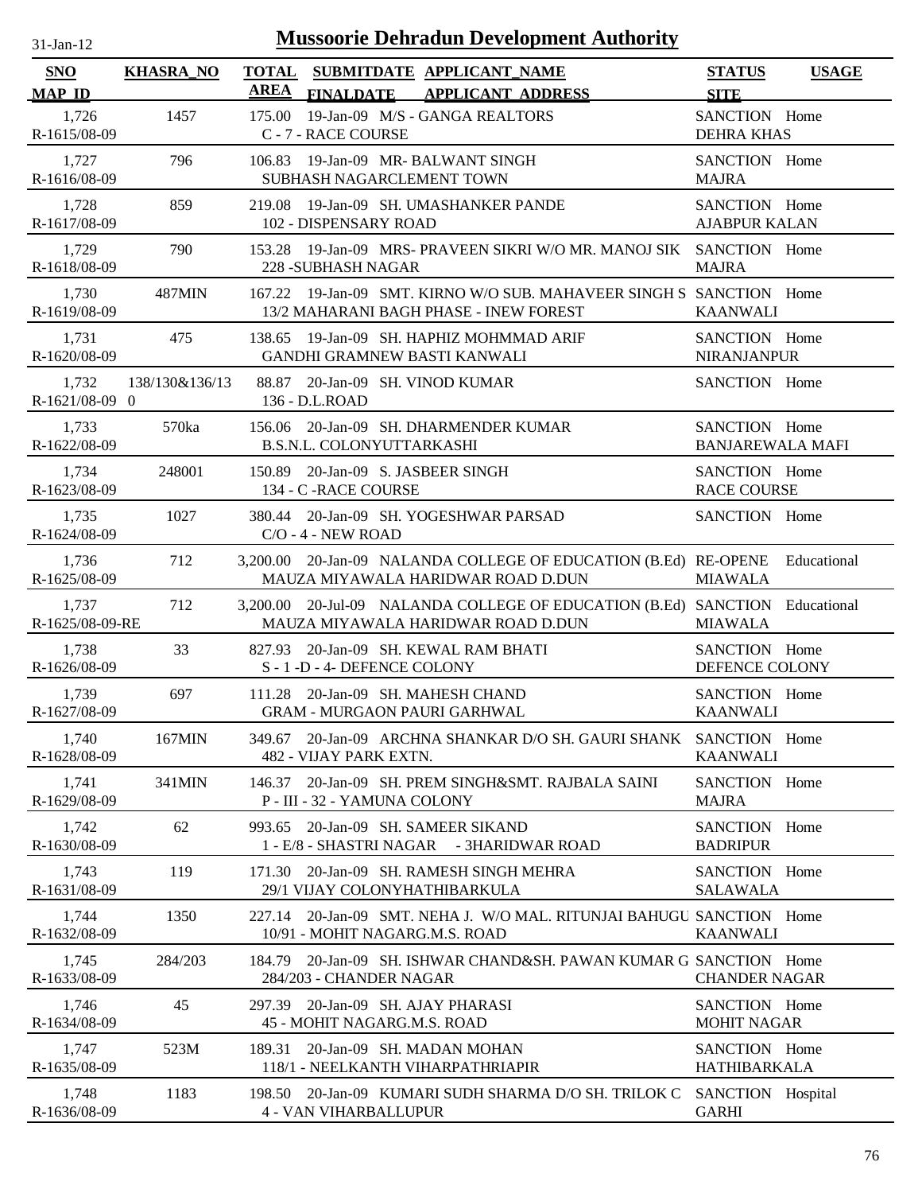# Mussoorie Dehradun Development Authority

31-Jan-12

| SNO / MAP_ID | KHASRA_NO | TOTAL AREA | SUBMITDATE / FINALDATE | APPLICANT_NAME / APPLICANT_ADDRESS | STATUS / SITE | USAGE |
|---|---|---|---|---|---|---|
| 1,726 / R-1615/08-09 | 1457 | 175.00 | 19-Jan-09 | M/S - GANGA REALTORS / C - 7 - RACE COURSE | SANCTION / DEHRA KHAS | Home |
| 1,727 / R-1616/08-09 | 796 | 106.83 | 19-Jan-09 | MR- BALWANT SINGH / SUBHASH NAGARCLEMENT TOWN | SANCTION / MAJRA | Home |
| 1,728 / R-1617/08-09 | 859 | 219.08 | 19-Jan-09 | SH. UMASHANKER PANDE / 102 - DISPENSARY ROAD | SANCTION / AJABPUR KALAN | Home |
| 1,729 / R-1618/08-09 | 790 | 153.28 | 19-Jan-09 | MRS- PRAVEEN SIKRI W/O MR. MANOJ SIK / 228 -SUBHASH NAGAR | SANCTION / MAJRA | Home |
| 1,730 / R-1619/08-09 | 487MIN | 167.22 | 19-Jan-09 | SMT. KIRNO W/O SUB. MAHAVEER SINGH S / 13/2 MAHARANI BAGH PHASE - INEW FOREST | SANCTION / KAANWALI | Home |
| 1,731 / R-1620/08-09 | 475 | 138.65 | 19-Jan-09 | SH. HAPHIZ MOHMMAD ARIF / GANDHI GRAMNEW BASTI KANWALI | SANCTION / NIRANJANPUR | Home |
| 1,732 / R-1621/08-09 | 138/130&136/130 | 88.87 | 20-Jan-09 | SH. VINOD KUMAR / 136 - D.L.ROAD | SANCTION | Home |
| 1,733 / R-1622/08-09 | 570ka | 156.06 | 20-Jan-09 | SH. DHARMENDER KUMAR / B.S.N.L. COLONYUTTARKASHI | SANCTION / BANJAREWALA MAFI | Home |
| 1,734 / R-1623/08-09 | 248001 | 150.89 | 20-Jan-09 | S. JASBEER SINGH / 134 - C -RACE COURSE | SANCTION / RACE COURSE | Home |
| 1,735 / R-1624/08-09 | 1027 | 380.44 | 20-Jan-09 | SH. YOGESHWAR PARSAD / C/O - 4 - NEW ROAD | SANCTION | Home |
| 1,736 / R-1625/08-09 | 712 | 3,200.00 | 20-Jan-09 | NALANDA COLLEGE OF EDUCATION (B.Ed) / MAUZA MIYAWALA HARIDWAR ROAD D.DUN | RE-OPENE / MIAWALA | Educational |
| 1,737 / R-1625/08-09-RE | 712 | 3,200.00 | 20-Jul-09 | NALANDA COLLEGE OF EDUCATION (B.Ed) / MAUZA MIYAWALA HARIDWAR ROAD D.DUN | SANCTION / MIAWALA | Educational |
| 1,738 / R-1626/08-09 | 33 | 827.93 | 20-Jan-09 | SH. KEWAL RAM BHATI / S - 1 -D - 4- DEFENCE COLONY | SANCTION / DEFENCE COLONY | Home |
| 1,739 / R-1627/08-09 | 697 | 111.28 | 20-Jan-09 | SH. MAHESH CHAND / GRAM - MURGAON PAURI GARHWAL | SANCTION / KAANWALI | Home |
| 1,740 / R-1628/08-09 | 167MIN | 349.67 | 20-Jan-09 | ARCHNA SHANKAR D/O SH. GAURI SHANK / 482 - VIJAY PARK EXTN. | SANCTION / KAANWALI | Home |
| 1,741 / R-1629/08-09 | 341MIN | 146.37 | 20-Jan-09 | SH. PREM SINGH&SMT. RAJBALA SAINI / P - III - 32 - YAMUNA COLONY | SANCTION / MAJRA | Home |
| 1,742 / R-1630/08-09 | 62 | 993.65 | 20-Jan-09 | SH. SAMEER SIKAND / 1 - E/8 - SHASTRI NAGAR - 3HARIDWAR ROAD | SANCTION / BADRIPUR | Home |
| 1,743 / R-1631/08-09 | 119 | 171.30 | 20-Jan-09 | SH. RAMESH SINGH MEHRA / 29/1 VIJAY COLONYHATHIBARKULA | SANCTION / SALAWALA | Home |
| 1,744 / R-1632/08-09 | 1350 | 227.14 | 20-Jan-09 | SMT. NEHA J. W/O MAL. RITUNJAI BAHUGU / 10/91 - MOHIT NAGARG.M.S. ROAD | SANCTION / KAANWALI | Home |
| 1,745 / R-1633/08-09 | 284/203 | 184.79 | 20-Jan-09 | SH. ISHWAR CHAND&SH. PAWAN KUMAR G / 284/203 - CHANDER NAGAR | SANCTION / CHANDER NAGAR | Home |
| 1,746 / R-1634/08-09 | 45 | 297.39 | 20-Jan-09 | SH. AJAY PHARASI / 45 - MOHIT NAGARG.M.S. ROAD | SANCTION / MOHIT NAGAR | Home |
| 1,747 / R-1635/08-09 | 523M | 189.31 | 20-Jan-09 | SH. MADAN MOHAN / 118/1 - NEELKANTH VIHARPATHRIAPIR | SANCTION / HATHIBARKALA | Home |
| 1,748 / R-1636/08-09 | 1183 | 198.50 | 20-Jan-09 | KUMARI SUDH SHARMA D/O SH. TRILOK C / 4 - VAN VIHARBALLUPUR | SANCTION / GARHI | Hospital |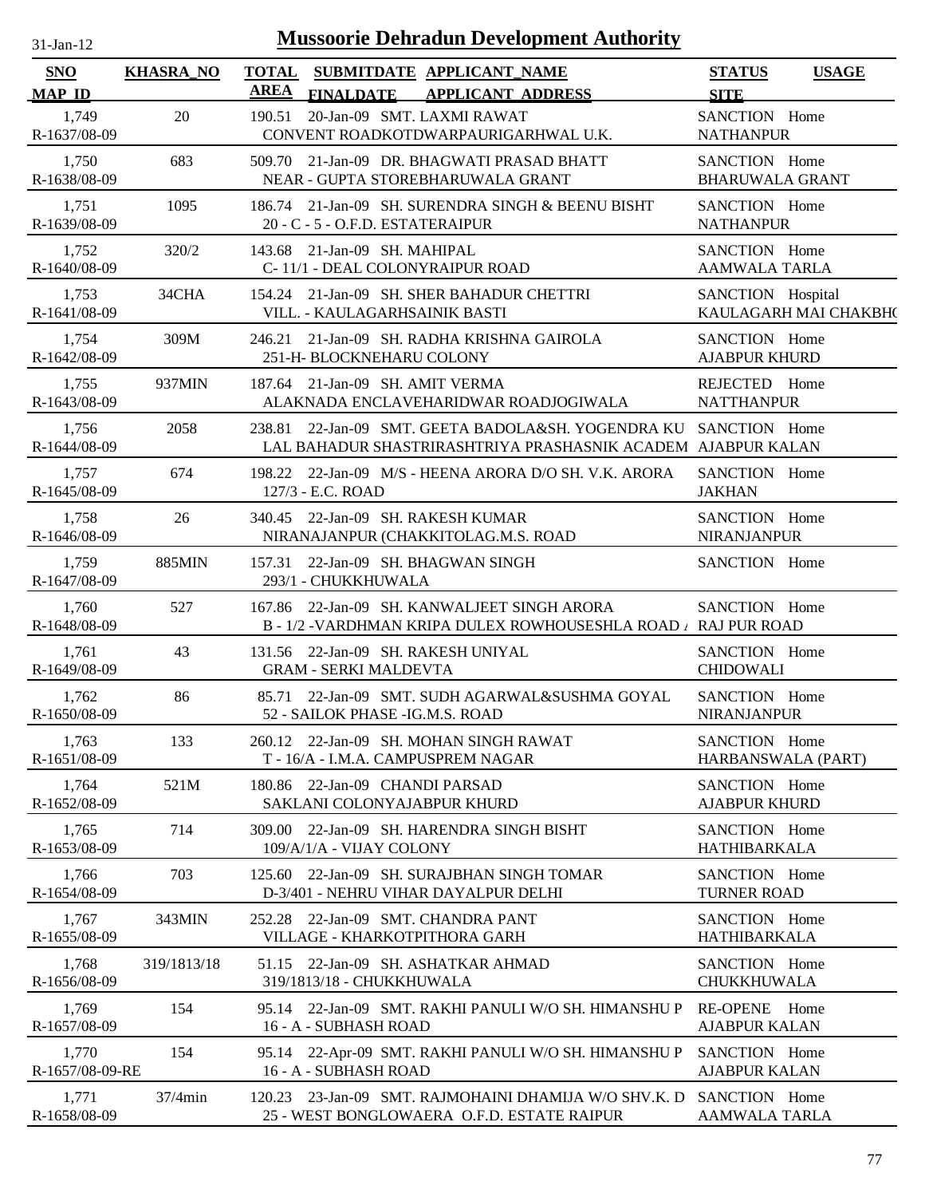# Mussoorie Dehradun Development Authority

31-Jan-12

| SNO / MAP_ID | KHASRA_NO | TOTAL AREA | SUBMITDATE / FINALDATE | APPLICANT_NAME / APPLICANT_ADDRESS | STATUS / SITE | USAGE |
|---|---|---|---|---|---|---|
| 1,749<br>R-1637/08-09 | 20 | 190.51 | 20-Jan-09 | SMT. LAXMI RAWAT<br>CONVENT ROADKOTDWARPAURIGARHWAL U.K. | SANCTION<br>NATHANPUR | Home |
| 1,750<br>R-1638/08-09 | 683 | 509.70 | 21-Jan-09 | DR. BHAGWATI PRASAD BHATT<br>NEAR - GUPTA STOREBHARUWALA GRANT | SANCTION<br>BHARUWALA GRANT | Home |
| 1,751<br>R-1639/08-09 | 1095 | 186.74 | 21-Jan-09 | SH. SURENDRA SINGH & BEENU BISHT<br>20 - C - 5 - O.F.D. ESTATERAIPUR | SANCTION<br>NATHANPUR | Home |
| 1,752<br>R-1640/08-09 | 320/2 | 143.68 | 21-Jan-09 | SH. MAHIPAL<br>C- 11/1 - DEAL COLONYRAIPUR ROAD | SANCTION<br>AAMWALA TARLA | Home |
| 1,753<br>R-1641/08-09 | 34CHA | 154.24 | 21-Jan-09 | SH. SHER BAHADUR CHETTRI<br>VILL. - KAULAGARHSAINIK BASTI | SANCTION<br>KAULAGARH MAI CHAKBH( | Hospital |
| 1,754<br>R-1642/08-09 | 309M | 246.21 | 21-Jan-09 | SH. RADHA KRISHNA GAIROLA<br>251-H- BLOCKNEHARU COLONY | SANCTION<br>AJABPUR KHURD | Home |
| 1,755<br>R-1643/08-09 | 937MIN | 187.64 | 21-Jan-09 | SH. AMIT VERMA<br>ALAKNADA ENCLAVEHARIDWAR ROADJOGIWALA | REJECTED<br>NATTHANPUR | Home |
| 1,756<br>R-1644/08-09 | 2058 | 238.81 | 22-Jan-09 | SMT. GEETA BADOLA&SH. YOGENDRA KU<br>LAL BAHADUR SHASTRIRASHTRIYA PRASHASNIK ACADEM | SANCTION<br>AJABPUR KALAN | Home |
| 1,757<br>R-1645/08-09 | 674 | 198.22 | 22-Jan-09 | M/S - HEENA ARORA D/O SH. V.K. ARORA<br>127/3 - E.C. ROAD | SANCTION<br>JAKHAN | Home |
| 1,758<br>R-1646/08-09 | 26 | 340.45 | 22-Jan-09 | SH. RAKESH KUMAR<br>NIRANAJANPUR (CHAKKITOLAG.M.S. ROAD | SANCTION<br>NIRANJANPUR | Home |
| 1,759<br>R-1647/08-09 | 885MIN | 157.31 | 22-Jan-09 | SH. BHAGWAN SINGH<br>293/1 - CHUKKHUWALA | SANCTION | Home |
| 1,760<br>R-1648/08-09 | 527 | 167.86 | 22-Jan-09 | SH. KANWALJEET SINGH ARORA<br>B - 1/2 -VARDHMAN KRIPA DULEX ROWHOUSESHLA ROAD / | SANCTION<br>RAJ PUR ROAD | Home |
| 1,761<br>R-1649/08-09 | 43 | 131.56 | 22-Jan-09 | SH. RAKESH UNIYAL<br>GRAM - SERKI MALDEVTA | SANCTION<br>CHIDOWALI | Home |
| 1,762<br>R-1650/08-09 | 86 | 85.71 | 22-Jan-09 | SMT. SUDH AGARWAL&SUSHMA GOYAL<br>52 - SAILOK PHASE -IG.M.S. ROAD | SANCTION<br>NIRANJANPUR | Home |
| 1,763<br>R-1651/08-09 | 133 | 260.12 | 22-Jan-09 | SH. MOHAN SINGH RAWAT<br>T - 16/A - I.M.A. CAMPUSPREM NAGAR | SANCTION<br>HARBANSWALA (PART) | Home |
| 1,764<br>R-1652/08-09 | 521M | 180.86 | 22-Jan-09 | CHANDI PARSAD<br>SAKLANI COLONYAJABPUR KHURD | SANCTION<br>AJABPUR KHURD | Home |
| 1,765<br>R-1653/08-09 | 714 | 309.00 | 22-Jan-09 | SH. HARENDRA SINGH BISHT<br>109/A/1/A - VIJAY COLONY | SANCTION<br>HATHIBARKALA | Home |
| 1,766<br>R-1654/08-09 | 703 | 125.60 | 22-Jan-09 | SH. SURAJBHAN SINGH TOMAR<br>D-3/401 - NEHRU VIHAR DAYALPUR DELHI | SANCTION<br>TURNER ROAD | Home |
| 1,767<br>R-1655/08-09 | 343MIN | 252.28 | 22-Jan-09 | SMT. CHANDRA PANT<br>VILLAGE - KHARKOTPITHORA GARH | SANCTION<br>HATHIBARKALA | Home |
| 1,768<br>R-1656/08-09 | 319/1813/18 | 51.15 | 22-Jan-09 | SH. ASHATKAR AHMAD<br>319/1813/18 - CHUKKHUWALA | SANCTION<br>CHUKKHUWALA | Home |
| 1,769<br>R-1657/08-09 | 154 | 95.14 | 22-Jan-09 | SMT. RAKHI PANULI W/O SH. HIMANSHU P<br>16 - A - SUBHASH ROAD | RE-OPENE<br>AJABPUR KALAN | Home |
| 1,770<br>R-1657/08-09-RE | 154 | 95.14 | 22-Apr-09 | SMT. RAKHI PANULI W/O SH. HIMANSHU P<br>16 - A - SUBHASH ROAD | SANCTION<br>AJABPUR KALAN | Home |
| 1,771<br>R-1658/08-09 | 37/4min | 120.23 | 23-Jan-09 | SMT. RAJMOHAINI DHAMIJA W/O SHV.K. D<br>25 - WEST BONGLOWAERA O.F.D. ESTATE RAIPUR | SANCTION<br>AAMWALA TARLA | Home |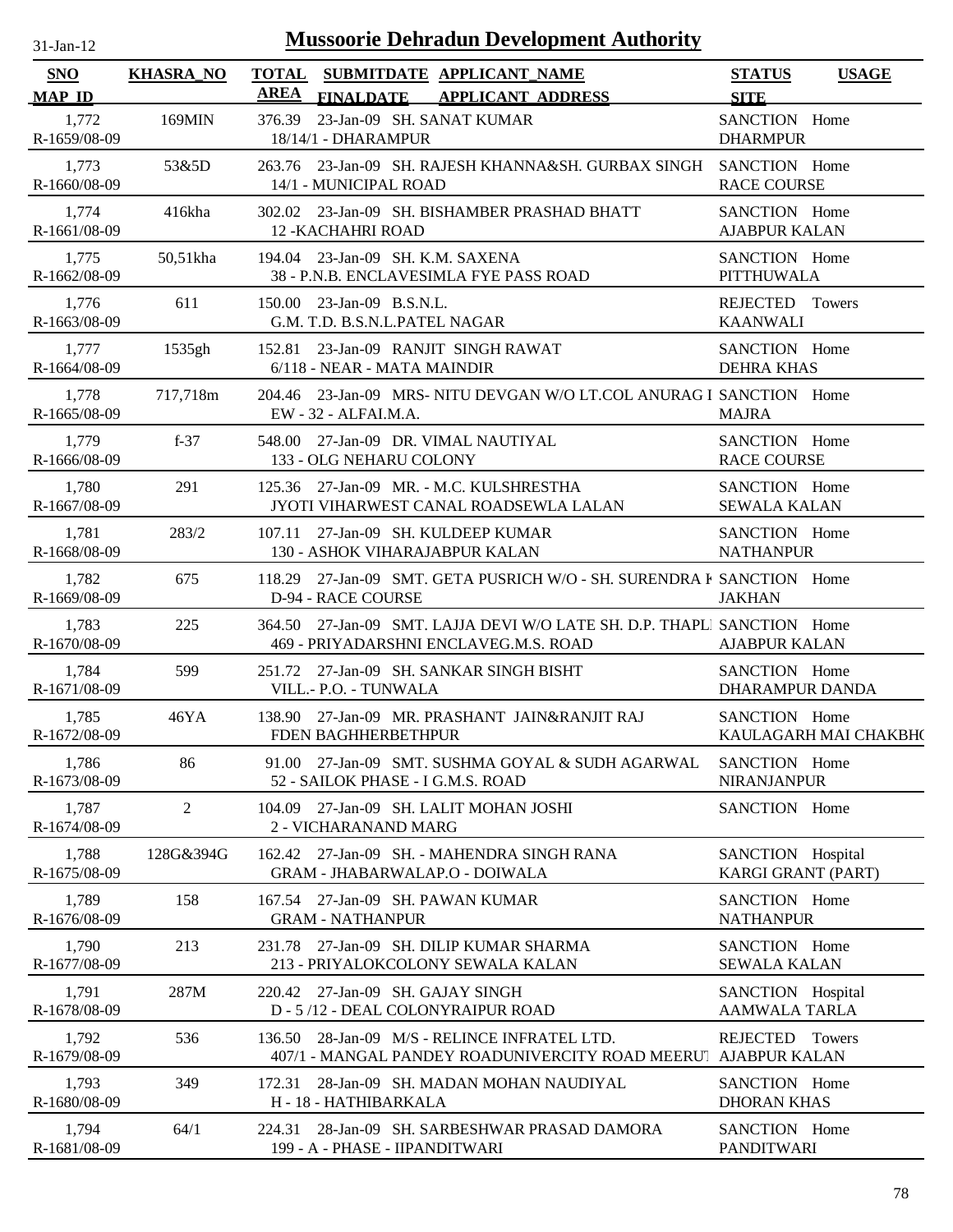31-Jan-12

# Mussoorie Dehradun Development Authority

| SNO / MAP_ID | KHASRA_NO | TOTAL AREA | SUBMITDATE / FINALDATE | APPLICANT_NAME / APPLICANT_ADDRESS | STATUS / SITE | USAGE |
|---|---|---|---|---|---|---|
| 1,772 / R-1659/08-09 | 169MIN | 376.39 | 23-Jan-09 | SH. SANAT KUMAR / 18/14/1 - DHARAMPUR | SANCTION / DHARMPUR | Home |
| 1,773 / R-1660/08-09 | 53&5D | 263.76 | 23-Jan-09 | SH. RAJESH KHANNA&SH. GURBAX SINGH / 14/1 - MUNICIPAL ROAD | SANCTION / RACE COURSE | Home |
| 1,774 / R-1661/08-09 | 416kha | 302.02 | 23-Jan-09 | SH. BISHAMBER PRASHAD BHATT / 12 -KACHAHRI ROAD | SANCTION / AJABPUR KALAN | Home |
| 1,775 / R-1662/08-09 | 50,51kha | 194.04 | 23-Jan-09 | SH. K.M. SAXENA / 38 - P.N.B. ENCLAVESIMLA FYE PASS ROAD | SANCTION / PITTHUWALA | Home |
| 1,776 / R-1663/08-09 | 611 | 150.00 | 23-Jan-09 | B.S.N.L. / G.M. T.D. B.S.N.L.PATEL NAGAR | REJECTED / KAANWALI | Towers |
| 1,777 / R-1664/08-09 | 1535gh | 152.81 | 23-Jan-09 | RANJIT SINGH RAWAT / 6/118 - NEAR - MATA MAINDIR | SANCTION / DEHRA KHAS | Home |
| 1,778 / R-1665/08-09 | 717,718m | 204.46 | 23-Jan-09 | MRS- NITU DEVGAN W/O LT.COL ANURAG I / EW - 32 - ALFAI.M.A. | SANCTION / MAJRA | Home |
| 1,779 / R-1666/08-09 | f-37 | 548.00 | 27-Jan-09 | DR. VIMAL NAUTIYAL / 133 - OLG NEHARU COLONY | SANCTION / RACE COURSE | Home |
| 1,780 / R-1667/08-09 | 291 | 125.36 | 27-Jan-09 | MR. - M.C. KULSHRESTHA / JYOTI VIHARWEST CANAL ROADSEWLA LALAN | SANCTION / SEWALA KALAN | Home |
| 1,781 / R-1668/08-09 | 283/2 | 107.11 | 27-Jan-09 | SH. KULDEEP KUMAR / 130 - ASHOK VIHARAJABPUR KALAN | SANCTION / NATHANPUR | Home |
| 1,782 / R-1669/08-09 | 675 | 118.29 | 27-Jan-09 | SMT. GETA PUSRICH W/O - SH. SURENDRA K / D-94 - RACE COURSE | SANCTION / JAKHAN | Home |
| 1,783 / R-1670/08-09 | 225 | 364.50 | 27-Jan-09 | SMT. LAJJA DEVI W/O LATE SH. D.P. THAPL / 469 - PRIYADARSHNI ENCLAVEG.M.S. ROAD | SANCTION / AJABPUR KALAN | Home |
| 1,784 / R-1671/08-09 | 599 | 251.72 | 27-Jan-09 | SH. SANKAR SINGH BISHT / VILL.- P.O. - TUNWALA | SANCTION / DHARAMPUR DANDA | Home |
| 1,785 / R-1672/08-09 | 46YA | 138.90 | 27-Jan-09 | MR. PRASHANT JAIN&RANJIT RAJ / FDEN BAGHHERBETHPUR | SANCTION / KAULAGARH MAI CHAKBHO | Home |
| 1,786 / R-1673/08-09 | 86 | 91.00 | 27-Jan-09 | SMT. SUSHMA GOYAL & SUDH AGARWAL / 52 - SAILOK PHASE - I G.M.S. ROAD | SANCTION / NIRANJANPUR | Home |
| 1,787 / R-1674/08-09 | 2 | 104.09 | 27-Jan-09 | SH. LALIT MOHAN JOSHI / 2 - VICHARANAND MARG | SANCTION | Home |
| 1,788 / R-1675/08-09 | 128G&394G | 162.42 | 27-Jan-09 | SH. - MAHENDRA SINGH RANA / GRAM - JHABARWALAP.O - DOIWALA | SANCTION / KARGI GRANT (PART) | Hospital |
| 1,789 / R-1676/08-09 | 158 | 167.54 | 27-Jan-09 | SH. PAWAN KUMAR / GRAM - NATHANPUR | SANCTION / NATHANPUR | Home |
| 1,790 / R-1677/08-09 | 213 | 231.78 | 27-Jan-09 | SH. DILIP KUMAR SHARMA / 213 - PRIYALOKCOLONY SEWALA KALAN | SANCTION / SEWALA KALAN | Home |
| 1,791 / R-1678/08-09 | 287M | 220.42 | 27-Jan-09 | SH. GAJAY SINGH / D - 5 /12 - DEAL COLONYRAIPUR ROAD | SANCTION / AAMWALA TARLA | Hospital |
| 1,792 / R-1679/08-09 | 536 | 136.50 | 28-Jan-09 | M/S - RELINCE INFRATEL LTD. / 407/1 - MANGAL PANDEY ROADUNIVERCITY ROAD MEERUT | REJECTED / AJABPUR KALAN | Towers |
| 1,793 / R-1680/08-09 | 349 | 172.31 | 28-Jan-09 | SH. MADAN MOHAN NAUDIYAL / H - 18 - HATHIBARKALA | SANCTION / DHORAN KHAS | Home |
| 1,794 / R-1681/08-09 | 64/1 | 224.31 | 28-Jan-09 | SH. SARBESHWAR PRASAD DAMORA / 199 - A - PHASE - IIPANDITWARI | SANCTION / PANDITWARI | Home |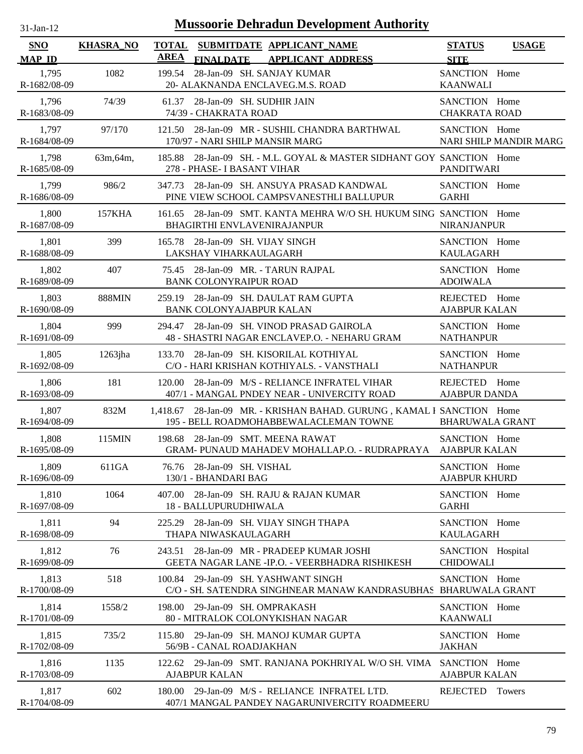# Mussoorie Dehradun Development Authority

31-Jan-12

| SNO / MAP_ID | KHASRA_NO | TOTAL AREA | SUBMITDATE / FINALDATE | APPLICANT_NAME / APPLICANT ADDRESS | STATUS / SITE | USAGE |
|---|---|---|---|---|---|---|
| 1,795 / R-1682/08-09 | 1082 | 199.54 | 28-Jan-09 | SH. SANJAY KUMAR / 20- ALAKNANDA ENCLAVEG.M.S. ROAD | SANCTION / KAANWALI | Home |
| 1,796 / R-1683/08-09 | 74/39 | 61.37 | 28-Jan-09 | SH. SUDHIR JAIN / 74/39 - CHAKRATA ROAD | SANCTION / CHAKRATA ROAD | Home |
| 1,797 / R-1684/08-09 | 97/170 | 121.50 | 28-Jan-09 | MR - SUSHIL CHANDRA BARTHWAL / 170/97 - NARI SHILP MANSIR MARG | SANCTION / NARI SHILP MANDIR MARG | Home |
| 1,798 / R-1685/08-09 | 63m,64m, | 185.88 | 28-Jan-09 | SH. - M.L. GOYAL & MASTER SIDHANT GOY / 278 - PHASE- I BASANT VIHAR | SANCTION / PANDITWARI | Home |
| 1,799 / R-1686/08-09 | 986/2 | 347.73 | 28-Jan-09 | SH. ANSUYA PRASAD KANDWAL / PINE VIEW SCHOOL CAMPSVANESTHLI BALLUPUR | SANCTION / GARHI | Home |
| 1,800 / R-1687/08-09 | 157KHA | 161.65 | 28-Jan-09 | SMT. KANTA MEHRA W/O SH. HUKUM SING / BHAGIRTHI ENVLAVENIRAJANPUR | SANCTION / NIRANJANPUR | Home |
| 1,801 / R-1688/08-09 | 399 | 165.78 | 28-Jan-09 | SH. VIJAY SINGH / LAKSHAY VIHARKAULAGARH | SANCTION / KAULAGARH | Home |
| 1,802 / R-1689/08-09 | 407 | 75.45 | 28-Jan-09 | MR. - TARUN RAJPAL / BANK COLONYRAIPUR ROAD | SANCTION / ADOIWALA | Home |
| 1,803 / R-1690/08-09 | 888MIN | 259.19 | 28-Jan-09 | SH. DAULAT RAM GUPTA / BANK COLONYAJABPUR KALAN | REJECTED / AJABPUR KALAN | Home |
| 1,804 / R-1691/08-09 | 999 | 294.47 | 28-Jan-09 | SH. VINOD PRASAD GAIROLA / 48 - SHASTRI NAGAR ENCLAVEP.O. - NEHARU GRAM | SANCTION / NATHANPUR | Home |
| 1,805 / R-1692/08-09 | 1263jha | 133.70 | 28-Jan-09 | SH. KISORILAL KOTHIYAL / C/O - HARI KRISHAN KOTHIYALS. - VANSTHALI | SANCTION / NATHANPUR | Home |
| 1,806 / R-1693/08-09 | 181 | 120.00 | 28-Jan-09 | M/S - RELIANCE INFRATEL VIHAR / 407/1 - MANGAL PNDEY NEAR - UNIVERCITY ROAD | REJECTED / AJABPUR DANDA | Home |
| 1,807 / R-1694/08-09 | 832M | 1,418.67 | 28-Jan-09 | MR. - KRISHAN BAHAD. GURUNG , KAMAL I / 195 - BELL ROADMOHABBEWALACLEMAN TOWNE | SANCTION / BHARUWALA GRANT | Home |
| 1,808 / R-1695/08-09 | 115MIN | 198.68 | 28-Jan-09 | SMT. MEENA RAWAT / GRAM- PUNAUD MAHADEV MOHALLAP.O. - RUDRAPRAYA | SANCTION / AJABPUR KALAN | Home |
| 1,809 / R-1696/08-09 | 611GA | 76.76 | 28-Jan-09 | SH. VISHAL / 130/1 - BHANDARI BAG | SANCTION / AJABPUR KHURD | Home |
| 1,810 / R-1697/08-09 | 1064 | 407.00 | 28-Jan-09 | SH. RAJU & RAJAN KUMAR / 18 - BALLUPURUDHIWALA | SANCTION / GARHI | Home |
| 1,811 / R-1698/08-09 | 94 | 225.29 | 28-Jan-09 | SH. VIJAY SINGH THAPA / THAPA NIWASKAULAGARH | SANCTION / KAULAGARH | Home |
| 1,812 / R-1699/08-09 | 76 | 243.51 | 28-Jan-09 | MR - PRADEEP KUMAR JOSHI / GEETA NAGAR LANE -IP.O. - VEERBHADRA RISHIKESH | SANCTION / CHIDOWALI | Hospital |
| 1,813 / R-1700/08-09 | 518 | 100.84 | 29-Jan-09 | SH. YASHWANT SINGH / C/O - SH. SATENDRA SINGHNEAR MANAW KANDRASUBHAS | SANCTION / BHARUWALA GRANT | Home |
| 1,814 / R-1701/08-09 | 1558/2 | 198.00 | 29-Jan-09 | SH. OMPRAKASH / 80 - MITRALOK COLONYKISHAN NAGAR | SANCTION / KAANWALI | Home |
| 1,815 / R-1702/08-09 | 735/2 | 115.80 | 29-Jan-09 | SH. MANOJ KUMAR GUPTA / 56/9B - CANAL ROADJAKHAN | SANCTION / JAKHAN | Home |
| 1,816 / R-1703/08-09 | 1135 | 122.62 | 29-Jan-09 | SMT. RANJANA POKHRIYAL W/O SH. VIMA / AJABPUR KALAN | SANCTION / AJABPUR KALAN | Home |
| 1,817 / R-1704/08-09 | 602 | 180.00 | 29-Jan-09 | M/S - RELIANCE INFRATEL LTD. / 407/1 MANGAL PANDEY NAGARUNIVERCITY ROADMEERU | REJECTED | Towers |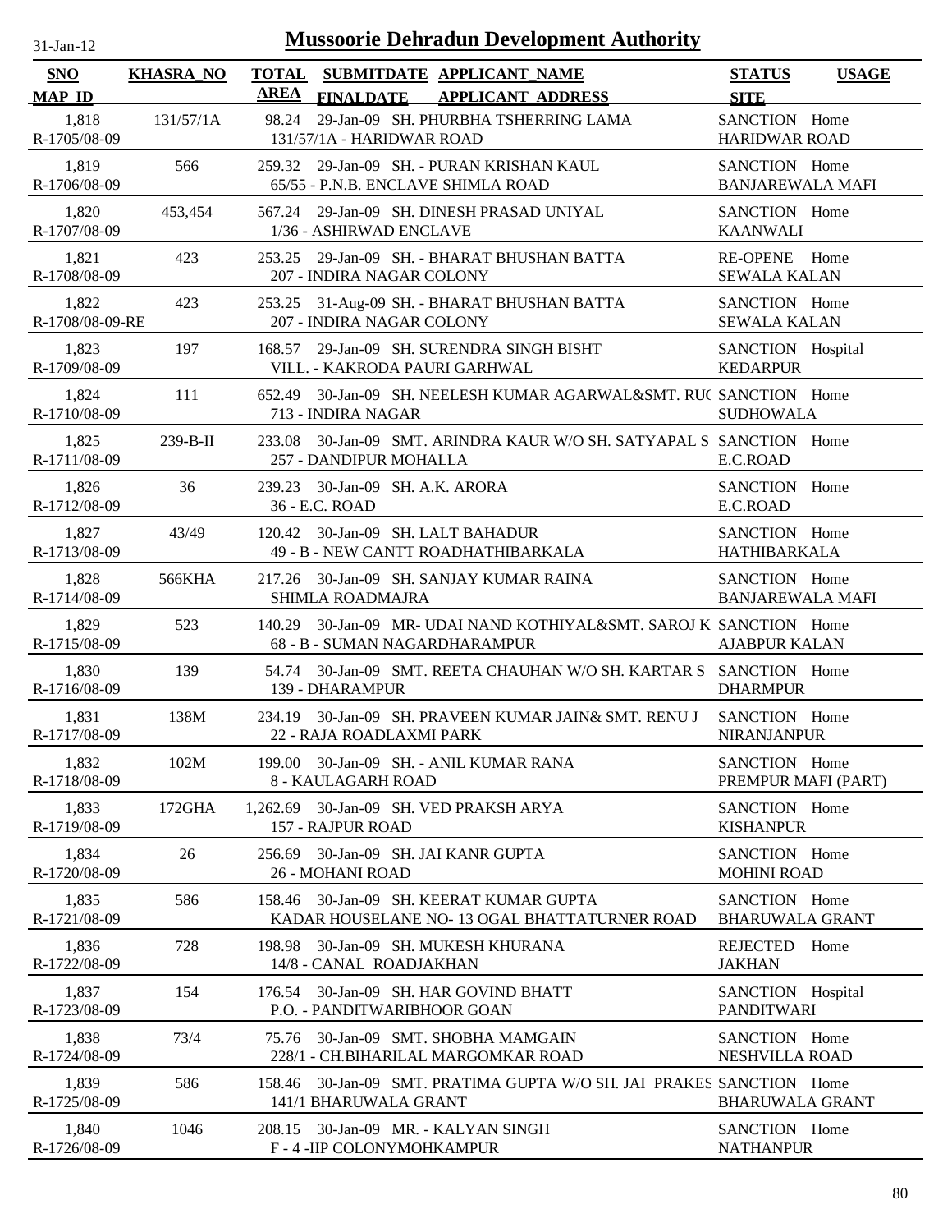# Mussoorie Dehradun Development Authority

31-Jan-12

| SNO / MAP_ID | KHASRA_NO | TOTAL AREA | SUBMITDATE / FINALDATE | APPLICANT_NAME / APPLICANT ADDRESS | STATUS / SITE | USAGE |
|---|---|---|---|---|---|---|
| 1,818<br>R-1705/08-09 | 131/57/1A | 98.24 | 29-Jan-09 | SH. PHURBHA TSHERRING LAMA<br>131/57/1A - HARIDWAR ROAD | SANCTION<br>HARIDWAR ROAD | Home |
| 1,819<br>R-1706/08-09 | 566 | 259.32 | 29-Jan-09 | SH. - PURAN KRISHAN KAUL<br>65/55 - P.N.B. ENCLAVE SHIMLA ROAD | SANCTION<br>BANJAREWALA MAFI | Home |
| 1,820<br>R-1707/08-09 | 453,454 | 567.24 | 29-Jan-09 | SH. DINESH PRASAD UNIYAL<br>1/36 - ASHIRWAD ENCLAVE | SANCTION<br>KAANWALI | Home |
| 1,821<br>R-1708/08-09 | 423 | 253.25 | 29-Jan-09 | SH. - BHARAT BHUSHAN BATTA<br>207 - INDIRA NAGAR COLONY | RE-OPENE<br>SEWALA KALAN | Home |
| 1,822<br>R-1708/08-09-RE | 423 | 253.25 | 31-Aug-09 | SH. - BHARAT BHUSHAN BATTA<br>207 - INDIRA NAGAR COLONY | SANCTION<br>SEWALA KALAN | Home |
| 1,823<br>R-1709/08-09 | 197 | 168.57 | 29-Jan-09 | SH. SURENDRA SINGH BISHT<br>VILL. - KAKRODA PAURI GARHWAL | SANCTION<br>KEDARPUR | Hospital |
| 1,824<br>R-1710/08-09 | 111 | 652.49 | 30-Jan-09 | SH. NEELESH KUMAR AGARWAL&SMT. RU(<br>713 - INDIRA NAGAR | SANCTION<br>SUDHOWALA | Home |
| 1,825<br>R-1711/08-09 | 239-B-II | 233.08 | 30-Jan-09 | SMT. ARINDRA KAUR W/O SH. SATYAPAL S<br>257 - DANDIPUR MOHALLA | SANCTION<br>E.C.ROAD | Home |
| 1,826<br>R-1712/08-09 | 36 | 239.23 | 30-Jan-09 | SH. A.K. ARORA<br>36 - E.C. ROAD | SANCTION<br>E.C.ROAD | Home |
| 1,827<br>R-1713/08-09 | 43/49 | 120.42 | 30-Jan-09 | SH. LALT BAHADUR<br>49 - B - NEW CANTT ROADHATHIBARKALA | SANCTION<br>HATHIBARKALA | Home |
| 1,828<br>R-1714/08-09 | 566KHA | 217.26 | 30-Jan-09 | SH. SANJAY KUMAR RAINA<br>SHIMLA ROADMAJRA | SANCTION<br>BANJAREWALA MAFI | Home |
| 1,829<br>R-1715/08-09 | 523 | 140.29 | 30-Jan-09 | MR- UDAI NAND KOTHIYAL&SMT. SAROJ K<br>68 - B - SUMAN NAGARDHARAMPUR | SANCTION<br>AJABPUR KALAN | Home |
| 1,830<br>R-1716/08-09 | 139 | 54.74 | 30-Jan-09 | SMT. REETA CHAUHAN W/O SH. KARTAR S<br>139 - DHARAMPUR | SANCTION<br>DHARMPUR | Home |
| 1,831<br>R-1717/08-09 | 138M | 234.19 | 30-Jan-09 | SH. PRAVEEN KUMAR JAIN& SMT. RENU J<br>22 - RAJA ROADLAXMI PARK | SANCTION<br>NIRANJANPUR | Home |
| 1,832<br>R-1718/08-09 | 102M | 199.00 | 30-Jan-09 | SH. - ANIL KUMAR RANA<br>8 - KAULAGARH ROAD | SANCTION<br>PREMPUR MAFI (PART) | Home |
| 1,833<br>R-1719/08-09 | 172GHA | 1,262.69 | 30-Jan-09 | SH. VED PRAKSH ARYA<br>157 - RAJPUR ROAD | SANCTION<br>KISHANPUR | Home |
| 1,834<br>R-1720/08-09 | 26 | 256.69 | 30-Jan-09 | SH. JAI KANR GUPTA<br>26 - MOHANI ROAD | SANCTION<br>MOHINI ROAD | Home |
| 1,835<br>R-1721/08-09 | 586 | 158.46 | 30-Jan-09 | SH. KEERAT KUMAR GUPTA<br>KADAR HOUSELANE NO- 13 OGAL BHATTATURNER ROAD | SANCTION<br>BHARUWALA GRANT | Home |
| 1,836<br>R-1722/08-09 | 728 | 198.98 | 30-Jan-09 | SH. MUKESH KHURANA<br>14/8 - CANAL ROADJAKHAN | REJECTED<br>JAKHAN | Home |
| 1,837<br>R-1723/08-09 | 154 | 176.54 | 30-Jan-09 | SH. HAR GOVIND BHATT<br>P.O. - PANDITWARIBHOOR GOAN | SANCTION<br>PANDITWARI | Hospital |
| 1,838<br>R-1724/08-09 | 73/4 | 75.76 | 30-Jan-09 | SMT. SHOBHA MAMGAIN<br>228/1 - CH.BIHARILAL MARGOMKAR ROAD | SANCTION<br>NESHVILLA ROAD | Home |
| 1,839<br>R-1725/08-09 | 586 | 158.46 | 30-Jan-09 | SMT. PRATIMA GUPTA W/O SH. JAI PRAKES<br>141/1 BHARUWALA GRANT | SANCTION<br>BHARUWALA GRANT | Home |
| 1,840<br>R-1726/08-09 | 1046 | 208.15 | 30-Jan-09 | MR. - KALYAN SINGH<br>F - 4 -IIP COLONYMOHKAMPUR | SANCTION<br>NATHANPUR | Home |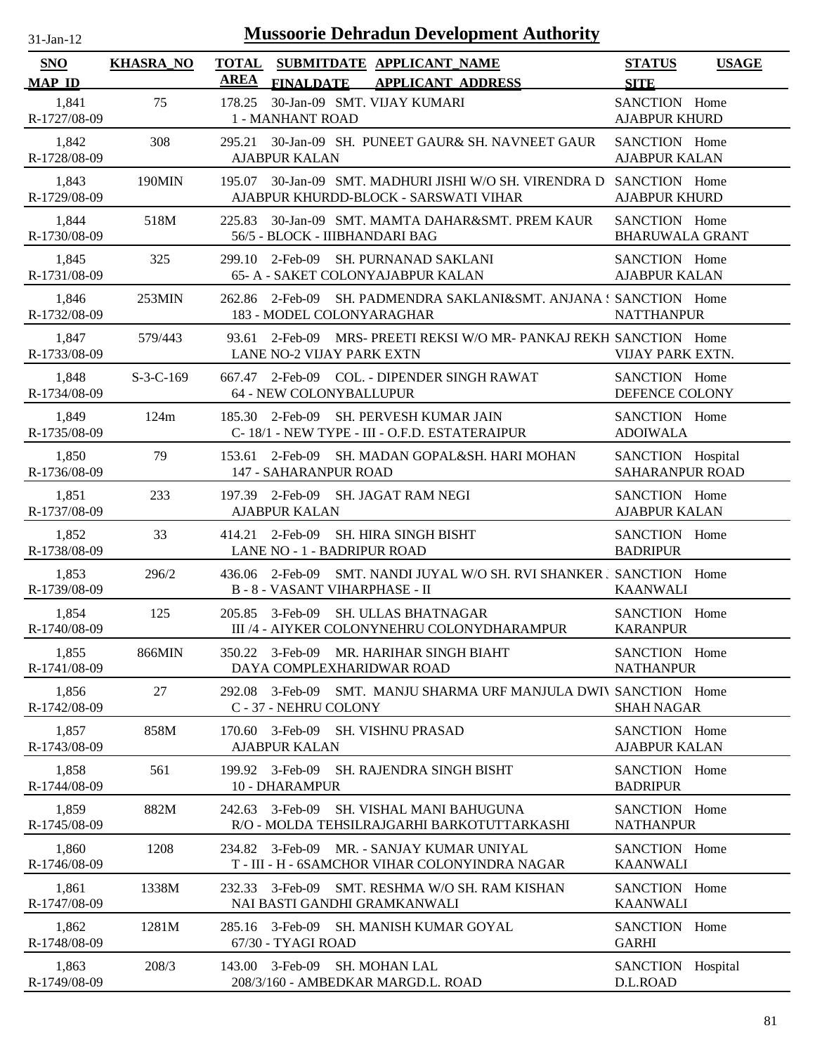# Mussoorie Dehradun Development Authority

31-Jan-12

| SNO / MAP_ID | KHASRA_NO | TOTAL AREA | SUBMITDATE / FINALDATE | APPLICANT_NAME / APPLICANT_ADDRESS | STATUS / SITE | USAGE |
|---|---|---|---|---|---|---|
| 1,841 / R-1727/08-09 | 75 | 178.25 | 30-Jan-09 | SMT. VIJAY KUMARI / 1 - MANHANT ROAD | SANCTION / AJABPUR KHURD | Home |
| 1,842 / R-1728/08-09 | 308 | 295.21 | 30-Jan-09 | SH. PUNEET GAUR& SH. NAVNEET GAUR / AJABPUR KALAN | SANCTION / AJABPUR KALAN | Home |
| 1,843 / R-1729/08-09 | 190MIN | 195.07 | 30-Jan-09 | SMT. MADHURI JISHI W/O SH. VIRENDRA D / AJABPUR KHURDD-BLOCK - SARSWATI VIHAR | SANCTION / AJABPUR KHURD | Home |
| 1,844 / R-1730/08-09 | 518M | 225.83 | 30-Jan-09 | SMT. MAMTA DAHAR&SMT. PREM KAUR / 56/5 - BLOCK - IIIBHANDARI BAG | SANCTION / BHARUWALA GRANT | Home |
| 1,845 / R-1731/08-09 | 325 | 299.10 | 2-Feb-09 | SH. PURNANAD SAKLANI / 65- A - SAKET COLONYAJABPUR KALAN | SANCTION / AJABPUR KALAN | Home |
| 1,846 / R-1732/08-09 | 253MIN | 262.86 | 2-Feb-09 | SH. PADMENDRA SAKLANI&SMT. ANJANA S / 183 - MODEL COLONYARAGHAR | SANCTION / NATTHANPUR | Home |
| 1,847 / R-1733/08-09 | 579/443 | 93.61 | 2-Feb-09 | MRS- PREETI REKSI W/O MR- PANKAJ REKH / LANE NO-2 VIJAY PARK EXTN | SANCTION / VIJAY PARK EXTN. | Home |
| 1,848 / R-1734/08-09 | S-3-C-169 | 667.47 | 2-Feb-09 | COL. - DIPENDER SINGH RAWAT / 64 - NEW COLONYBALLUPUR | SANCTION / DEFENCE COLONY | Home |
| 1,849 / R-1735/08-09 | 124m | 185.30 | 2-Feb-09 | SH. PERVESH KUMAR JAIN / C- 18/1 - NEW TYPE - III - O.F.D. ESTATERAIPUR | SANCTION / ADOIWALA | Home |
| 1,850 / R-1736/08-09 | 79 | 153.61 | 2-Feb-09 | SH. MADAN GOPAL&SH. HARI MOHAN / 147 - SAHARANPUR ROAD | SANCTION / SAHARANPUR ROAD | Hospital |
| 1,851 / R-1737/08-09 | 233 | 197.39 | 2-Feb-09 | SH. JAGAT RAM NEGI / AJABPUR KALAN | SANCTION / AJABPUR KALAN | Home |
| 1,852 / R-1738/08-09 | 33 | 414.21 | 2-Feb-09 | SH. HIRA SINGH BISHT / LANE NO - 1 - BADRIPUR ROAD | SANCTION / BADRIPUR | Home |
| 1,853 / R-1739/08-09 | 296/2 | 436.06 | 2-Feb-09 | SMT. NANDI JUYAL W/O SH. RVI SHANKER J / B - 8 - VASANT VIHARPHASE - II | SANCTION / KAANWALI | Home |
| 1,854 / R-1740/08-09 | 125 | 205.85 | 3-Feb-09 | SH. ULLAS BHATNAGAR / III /4 - AIYKER COLONYNEHRU COLONYDHARAMPUR | SANCTION / KARANPUR | Home |
| 1,855 / R-1741/08-09 | 866MIN | 350.22 | 3-Feb-09 | MR. HARIHAR SINGH BIAHT / DAYA COMPLEXHARIDWAR ROAD | SANCTION / NATHANPUR | Home |
| 1,856 / R-1742/08-09 | 27 | 292.08 | 3-Feb-09 | SMT. MANJU SHARMA URF MANJULA DWIV / C - 37 - NEHRU COLONY | SANCTION / SHAH NAGAR | Home |
| 1,857 / R-1743/08-09 | 858M | 170.60 | 3-Feb-09 | SH. VISHNU PRASAD / AJABPUR KALAN | SANCTION / AJABPUR KALAN | Home |
| 1,858 / R-1744/08-09 | 561 | 199.92 | 3-Feb-09 | SH. RAJENDRA SINGH BISHT / 10 - DHARAMPUR | SANCTION / BADRIPUR | Home |
| 1,859 / R-1745/08-09 | 882M | 242.63 | 3-Feb-09 | SH. VISHAL MANI BAHUGUNA / R/O - MOLDA TEHSILRAJGARHI BARKOTUTTARKASHI | SANCTION / NATHANPUR | Home |
| 1,860 / R-1746/08-09 | 1208 | 234.82 | 3-Feb-09 | MR. - SANJAY KUMAR UNIYAL / T - III - H - 6SAMCHOR VIHAR COLONYINDRA NAGAR | SANCTION / KAANWALI | Home |
| 1,861 / R-1747/08-09 | 1338M | 232.33 | 3-Feb-09 | SMT. RESHMA W/O SH. RAM KISHAN / NAI BASTI GANDHI GRAMKANWALI | SANCTION / KAANWALI | Home |
| 1,862 / R-1748/08-09 | 1281M | 285.16 | 3-Feb-09 | SH. MANISH KUMAR GOYAL / 67/30 - TYAGI ROAD | SANCTION / GARHI | Home |
| 1,863 / R-1749/08-09 | 208/3 | 143.00 | 3-Feb-09 | SH. MOHAN LAL / 208/3/160 - AMBEDKAR MARGD.L. ROAD | SANCTION / D.L.ROAD | Hospital |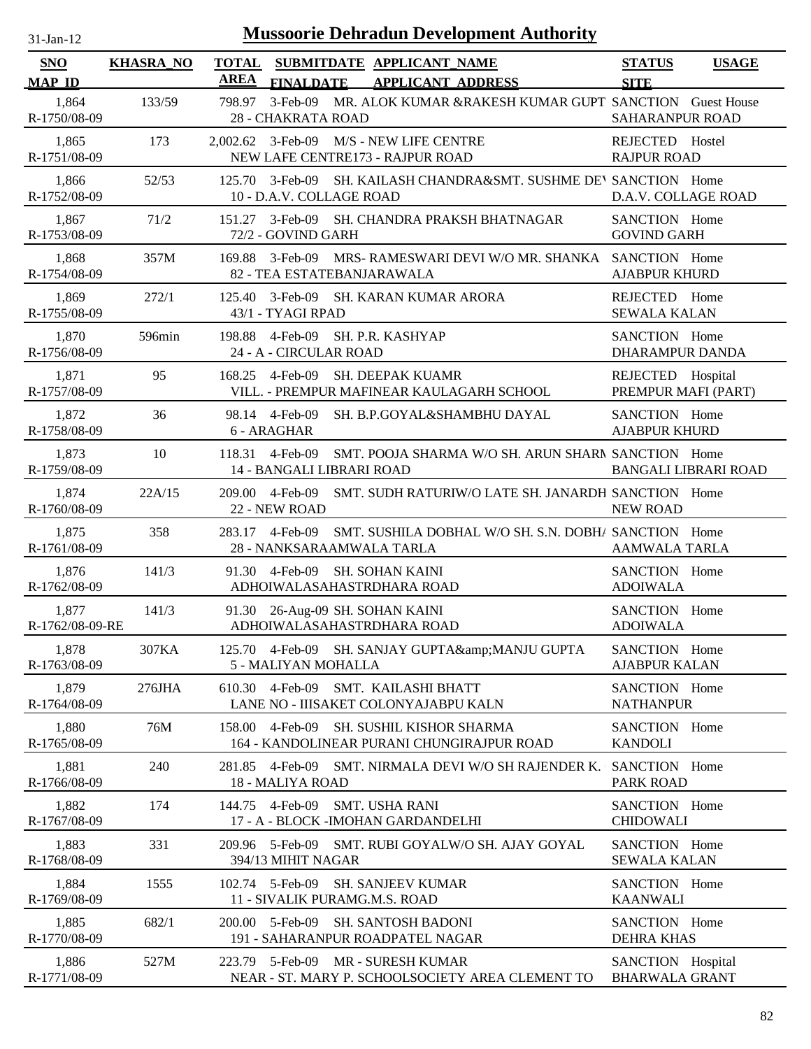# Mussoorie Dehradun Development Authority

31-Jan-12

| SNO / MAP_ID | KHASRA_NO | TOTAL AREA | SUBMITDATE / FINALDATE | APPLICANT_NAME / APPLICANT_ADDRESS | STATUS / SITE | USAGE |
|---|---|---|---|---|---|---|
| 1,864 / R-1750/08-09 | 133/59 | 798.97 | 3-Feb-09 | MR. ALOK KUMAR &RAKESH KUMAR GUPT / 28 - CHAKRATA ROAD | SANCTION / SAHARANPUR ROAD | Guest House |
| 1,865 / R-1751/08-09 | 173 | 2,002.62 | 3-Feb-09 | M/S - NEW LIFE CENTRE / NEW LAFE CENTRE173 - RAJPUR ROAD | REJECTED / RAJPUR ROAD | Hostel |
| 1,866 / R-1752/08-09 | 52/53 | 125.70 | 3-Feb-09 | SH. KAILASH CHANDRA&SMT. SUSHME DEV / 10 - D.A.V. COLLEGE ROAD | SANCTION / D.A.V. COLLAGE ROAD | Home |
| 1,867 / R-1753/08-09 | 71/2 | 151.27 | 3-Feb-09 | SH. CHANDRA PRAKSH BHATNAGAR / 72/2 - GOVIND GARH | SANCTION / GOVIND GARH | Home |
| 1,868 / R-1754/08-09 | 357M | 169.88 | 3-Feb-09 | MRS- RAMESWARI DEVI W/O MR. SHANKA / 82 - TEA ESTATEBANJARAWALA | SANCTION / AJABPUR KHURD | Home |
| 1,869 / R-1755/08-09 | 272/1 | 125.40 | 3-Feb-09 | SH. KARAN KUMAR ARORA / 43/1 - TYAGI RPAD | REJECTED / SEWALA KALAN | Home |
| 1,870 / R-1756/08-09 | 596min | 198.88 | 4-Feb-09 | SH. P.R. KASHYAP / 24 - A - CIRCULAR ROAD | SANCTION / DHARAMPUR DANDA | Home |
| 1,871 / R-1757/08-09 | 95 | 168.25 | 4-Feb-09 | SH. DEEPAK KUAMR / VILL. - PREMPUR MAFINEAR KAULAGARH SCHOOL | REJECTED / PREMPUR MAFI (PART) | Hospital |
| 1,872 / R-1758/08-09 | 36 | 98.14 | 4-Feb-09 | SH. B.P.GOYAL&SHAMBHU DAYAL / 6 - ARAGHAR | SANCTION / AJABPUR KHURD | Home |
| 1,873 / R-1759/08-09 | 10 | 118.31 | 4-Feb-09 | SMT. POOJA SHARMA W/O SH. ARUN SHARM / 14 - BANGALI LIBRARI ROAD | SANCTION / BANGALI LIBRARI ROAD | Home |
| 1,874 / R-1760/08-09 | 22A/15 | 209.00 | 4-Feb-09 | SMT. SUDH RATURIW/O LATE SH. JANARDH / 22 - NEW ROAD | SANCTION / NEW ROAD | Home |
| 1,875 / R-1761/08-09 | 358 | 283.17 | 4-Feb-09 | SMT. SUSHILA DOBHAL W/O SH. S.N. DOBHA / 28 - NANKSARAAMWALA TARLA | SANCTION / AAMWALA TARLA | Home |
| 1,876 / R-1762/08-09 | 141/3 | 91.30 | 4-Feb-09 | SH. SOHAN KAINI / ADHOIWALASAHASTRDHARA ROAD | SANCTION / ADOIWALA | Home |
| 1,877 / R-1762/08-09-RE | 141/3 | 91.30 | 26-Aug-09 | SH. SOHAN KAINI / ADHOIWALASAHASTRDHARA ROAD | SANCTION / ADOIWALA | Home |
| 1,878 / R-1763/08-09 | 307KA | 125.70 | 4-Feb-09 | SH. SANJAY GUPTA&amp;MANJU GUPTA / 5 - MALIYAN MOHALLA | SANCTION / AJABPUR KALAN | Home |
| 1,879 / R-1764/08-09 | 276JHA | 610.30 | 4-Feb-09 | SMT. KAILASHI BHATT / LANE NO - IIISAKET COLONYAJABPU KALN | SANCTION / NATHANPUR | Home |
| 1,880 / R-1765/08-09 | 76M | 158.00 | 4-Feb-09 | SH. SUSHIL KISHOR SHARMA / 164 - KANDOLINEAR PURANI CHUNGIRAJPUR ROAD | SANCTION / KANDOLI | Home |
| 1,881 / R-1766/08-09 | 240 | 281.85 | 4-Feb-09 | SMT. NIRMALA DEVI W/O SH RAJENDER K. / 18 - MALIYA ROAD | SANCTION / PARK ROAD | Home |
| 1,882 / R-1767/08-09 | 174 | 144.75 | 4-Feb-09 | SMT. USHA RANI / 17 - A - BLOCK -IMOHAN GARDANDELHI | SANCTION / CHIDOWALI | Home |
| 1,883 / R-1768/08-09 | 331 | 209.96 | 5-Feb-09 | SMT. RUBI GOYALW/O SH. AJAY GOYAL / 394/13 MIHIT NAGAR | SANCTION / SEWALA KALAN | Home |
| 1,884 / R-1769/08-09 | 1555 | 102.74 | 5-Feb-09 | SH. SANJEEV KUMAR / 11 - SIVALIK PURAMG.M.S. ROAD | SANCTION / KAANWALI | Home |
| 1,885 / R-1770/08-09 | 682/1 | 200.00 | 5-Feb-09 | SH. SANTOSH BADONI / 191 - SAHARANPUR ROADPATEL NAGAR | SANCTION / DEHRA KHAS | Home |
| 1,886 / R-1771/08-09 | 527M | 223.79 | 5-Feb-09 | MR - SURESH KUMAR / NEAR - ST. MARY P. SCHOOLSOCIETY AREA CLEMENT TO | SANCTION / BHARWALA GRANT | Hospital |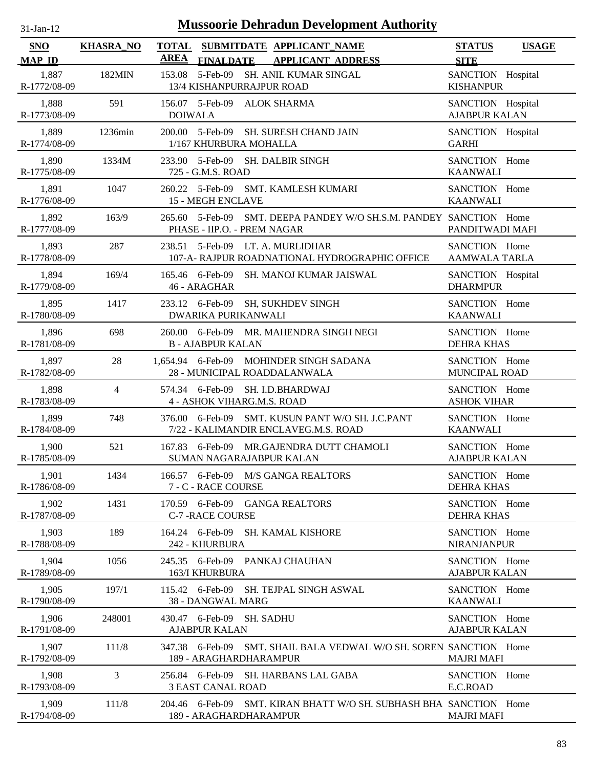# Mussoorie Dehradun Development Authority

31-Jan-12

| SNO / MAP_ID | KHASRA_NO | TOTAL AREA | SUBMITDATE / FINALDATE | APPLICANT_NAME / APPLICANT_ADDRESS | STATUS / SITE | USAGE |
|---|---|---|---|---|---|---|
| 1,887 / R-1772/08-09 | 182MIN | 153.08 | 5-Feb-09 | SH. ANIL KUMAR SINGAL / 13/4 KISHANPURRAJPUR ROAD | SANCTION / KISHANPUR | Hospital |
| 1,888 / R-1773/08-09 | 591 | 156.07 | 5-Feb-09 | ALOK SHARMA / DOIWALA | SANCTION / AJABPUR KALAN | Hospital |
| 1,889 / R-1774/08-09 | 1236min | 200.00 | 5-Feb-09 | SH. SURESH CHAND JAIN / 1/167 KHURBURA MOHALLA | SANCTION / GARHI | Hospital |
| 1,890 / R-1775/08-09 | 1334M | 233.90 | 5-Feb-09 | SH. DALBIR SINGH / 725 - G.M.S. ROAD | SANCTION / KAANWALI | Home |
| 1,891 / R-1776/08-09 | 1047 | 260.22 | 5-Feb-09 | SMT. KAMLESH KUMARI / 15 - MEGH ENCLAVE | SANCTION / KAANWALI | Home |
| 1,892 / R-1777/08-09 | 163/9 | 265.60 | 5-Feb-09 | SMT. DEEPA PANDEY W/O SH.S.M. PANDEY / PHASE - IIP.O. - PREM NAGAR | SANCTION / PANDITWADI MAFI | Home |
| 1,893 / R-1778/08-09 | 287 | 238.51 | 5-Feb-09 | LT. A. MURLIDHAR / 107-A- RAJPUR ROADNATIONAL HYDROGRAPHIC OFFICE | SANCTION / AAMWALA TARLA | Home |
| 1,894 / R-1779/08-09 | 169/4 | 165.46 | 6-Feb-09 | SH. MANOJ KUMAR JAISWAL / 46 - ARAGHAR | SANCTION / DHARMPUR | Hospital |
| 1,895 / R-1780/08-09 | 1417 | 233.12 | 6-Feb-09 | SH, SUKHDEV SINGH / DWARIKA PURIKANWALI | SANCTION / KAANWALI | Home |
| 1,896 / R-1781/08-09 | 698 | 260.00 | 6-Feb-09 | MR. MAHENDRA SINGH NEGI / B - AJABPUR KALAN | SANCTION / DEHRA KHAS | Home |
| 1,897 / R-1782/08-09 | 28 | 1,654.94 | 6-Feb-09 | MOHINDER SINGH SADANA / 28 - MUNICIPAL ROADDALANWALA | SANCTION / MUNCIPAL ROAD | Home |
| 1,898 / R-1783/08-09 | 4 | 574.34 | 6-Feb-09 | SH. I.D.BHARDWAJ / 4 - ASHOK VIHARG.M.S. ROAD | SANCTION / ASHOK VIHAR | Home |
| 1,899 / R-1784/08-09 | 748 | 376.00 | 6-Feb-09 | SMT. KUSUN PANT W/O SH. J.C.PANT / 7/22 - KALIMANDIR ENCLAVEG.M.S. ROAD | SANCTION / KAANWALI | Home |
| 1,900 / R-1785/08-09 | 521 | 167.83 | 6-Feb-09 | MR.GAJENDRA DUTT CHAMOLI / SUMAN NAGARAJABPUR KALAN | SANCTION / AJABPUR KALAN | Home |
| 1,901 / R-1786/08-09 | 1434 | 166.57 | 6-Feb-09 | M/S GANGA REALTORS / 7 - C - RACE COURSE | SANCTION / DEHRA KHAS | Home |
| 1,902 / R-1787/08-09 | 1431 | 170.59 | 6-Feb-09 | GANGA REALTORS / C-7 -RACE COURSE | SANCTION / DEHRA KHAS | Home |
| 1,903 / R-1788/08-09 | 189 | 164.24 | 6-Feb-09 | SH. KAMAL KISHORE / 242 - KHURBURA | SANCTION / NIRANJANPUR | Home |
| 1,904 / R-1789/08-09 | 1056 | 245.35 | 6-Feb-09 | PANKAJ CHAUHAN / 163/I KHURBURA | SANCTION / AJABPUR KALAN | Home |
| 1,905 / R-1790/08-09 | 197/1 | 115.42 | 6-Feb-09 | SH. TEJPAL SINGH ASWAL / 38 - DANGWAL MARG | SANCTION / KAANWALI | Home |
| 1,906 / R-1791/08-09 | 248001 | 430.47 | 6-Feb-09 | SH. SADHU / AJABPUR KALAN | SANCTION / AJABPUR KALAN | Home |
| 1,907 / R-1792/08-09 | 111/8 | 347.38 | 6-Feb-09 | SMT. SHAIL BALA VEDWAL W/O SH. SOREN / 189 - ARAGHARDHARAMPUR | SANCTION / MAJRI MAFI | Home |
| 1,908 / R-1793/08-09 | 3 | 256.84 | 6-Feb-09 | SH. HARBANS LAL GABA / 3 EAST CANAL ROAD | SANCTION / E.C.ROAD | Home |
| 1,909 / R-1794/08-09 | 111/8 | 204.46 | 6-Feb-09 | SMT. KIRAN BHATT W/O SH. SUBHASH BHA / 189 - ARAGHARDHARAMPUR | SANCTION / MAJRI MAFI | Home |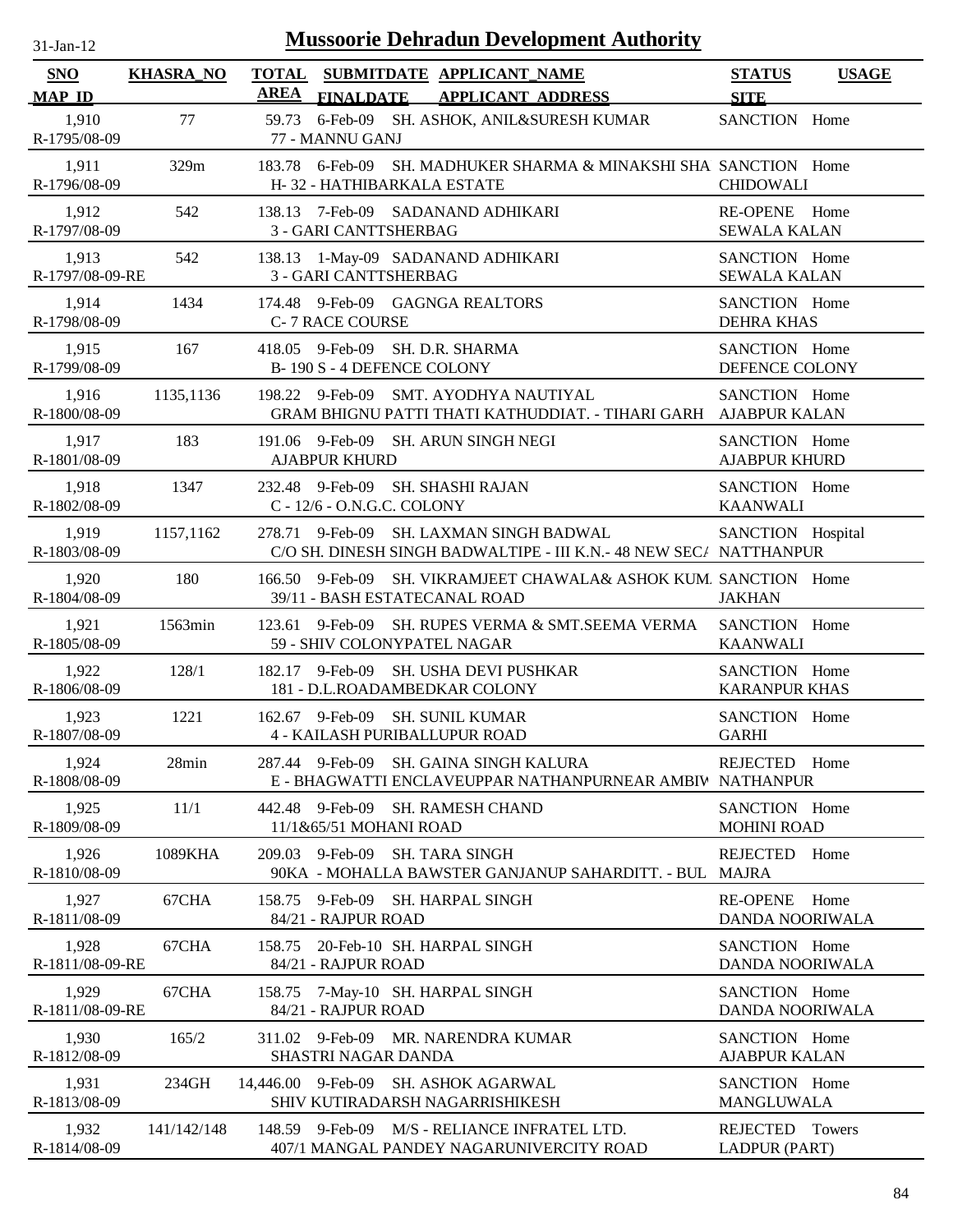# Mussoorie Dehradun Development Authority

31-Jan-12

| SNO / MAP_ID | KHASRA_NO | TOTAL AREA | SUBMITDATE / FINALDATE | APPLICANT_NAME / APPLICANT_ADDRESS | STATUS / SITE | USAGE |
|---|---|---|---|---|---|---|
| 1,910 / R-1795/08-09 | 77 | 59.73 | 6-Feb-09 | SH. ASHOK, ANIL&SURESH KUMAR / 77 - MANNU GANJ | SANCTION | Home |
| 1,911 / R-1796/08-09 | 329m | 183.78 | 6-Feb-09 | SH. MADHUKER SHARMA & MINAKSHI SHA / H- 32 - HATHIBARKALA ESTATE | SANCTION / CHIDOWALI | Home |
| 1,912 / R-1797/08-09 | 542 | 138.13 | 7-Feb-09 | SADANAND ADHIKARI / 3 - GARI CANTTSHERBAG | RE-OPENE / SEWALA KALAN | Home |
| 1,913 / R-1797/08-09-RE | 542 | 138.13 | 1-May-09 | SADANAND ADHIKARI / 3 - GARI CANTTSHERBAG | SANCTION / SEWALA KALAN | Home |
| 1,914 / R-1798/08-09 | 1434 | 174.48 | 9-Feb-09 | GAGNGA REALTORS / C- 7 RACE COURSE | SANCTION / DEHRA KHAS | Home |
| 1,915 / R-1799/08-09 | 167 | 418.05 | 9-Feb-09 | SH. D.R. SHARMA / B- 190 S - 4 DEFENCE COLONY | SANCTION / DEFENCE COLONY | Home |
| 1,916 / R-1800/08-09 | 1135,1136 | 198.22 | 9-Feb-09 | SMT. AYODHYA NAUTIYAL / GRAM BHIGNU PATTI THATI KATHUDDIAT. - TIHARI GARH | SANCTION / AJABPUR KALAN | Home |
| 1,917 / R-1801/08-09 | 183 | 191.06 | 9-Feb-09 | SH. ARUN SINGH NEGI / AJABPUR KHURD | SANCTION / AJABPUR KHURD | Home |
| 1,918 / R-1802/08-09 | 1347 | 232.48 | 9-Feb-09 | SH. SHASHI RAJAN / C - 12/6 - O.N.G.C. COLONY | SANCTION / KAANWALI | Home |
| 1,919 / R-1803/08-09 | 1157,1162 | 278.71 | 9-Feb-09 | SH. LAXMAN SINGH BADWAL / C/O SH. DINESH SINGH BADWALTIPE - III K.N.- 48 NEW SEC/ | SANCTION / NATTHANPUR | Hospital |
| 1,920 / R-1804/08-09 | 180 | 166.50 | 9-Feb-09 | SH. VIKRAMJEET CHAWALA& ASHOK KUM. / 39/11 - BASH ESTATECANAL ROAD | SANCTION / JAKHAN | Home |
| 1,921 / R-1805/08-09 | 1563min | 123.61 | 9-Feb-09 | SH. RUPES VERMA & SMT.SEEMA VERMA / 59 - SHIV COLONYPATEL NAGAR | SANCTION / KAANWALI | Home |
| 1,922 / R-1806/08-09 | 128/1 | 182.17 | 9-Feb-09 | SH. USHA DEVI PUSHKAR / 181 - D.L.ROADAMBEDKAR COLONY | SANCTION / KARANPUR KHAS | Home |
| 1,923 / R-1807/08-09 | 1221 | 162.67 | 9-Feb-09 | SH. SUNIL KUMAR / 4 - KAILASH PURIBALLUPUR ROAD | SANCTION / GARHI | Home |
| 1,924 / R-1808/08-09 | 28min | 287.44 | 9-Feb-09 | SH. GAINA SINGH KALURA / E - BHAGWATTI ENCLAVEUPPAR NATHANPURNEAR AMBIV | REJECTED / NATHANPUR | Home |
| 1,925 / R-1809/08-09 | 11/1 | 442.48 | 9-Feb-09 | SH. RAMESH CHAND / 11/1&65/51 MOHANI ROAD | SANCTION / MOHINI ROAD | Home |
| 1,926 / R-1810/08-09 | 1089KHA | 209.03 | 9-Feb-09 | SH. TARA SINGH / 90KA - MOHALLA BAWSTER GANJANUP SAHARDITT. - BUL | REJECTED / MAJRA | Home |
| 1,927 / R-1811/08-09 | 67CHA | 158.75 | 9-Feb-09 | SH. HARPAL SINGH / 84/21 - RAJPUR ROAD | RE-OPENE / DANDA NOORIWALA | Home |
| 1,928 / R-1811/08-09-RE | 67CHA | 158.75 | 20-Feb-10 | SH. HARPAL SINGH / 84/21 - RAJPUR ROAD | SANCTION / DANDA NOORIWALA | Home |
| 1,929 / R-1811/08-09-RE | 67CHA | 158.75 | 7-May-10 | SH. HARPAL SINGH / 84/21 - RAJPUR ROAD | SANCTION / DANDA NOORIWALA | Home |
| 1,930 / R-1812/08-09 | 165/2 | 311.02 | 9-Feb-09 | MR. NARENDRA KUMAR / SHASTRI NAGAR DANDA | SANCTION / AJABPUR KALAN | Home |
| 1,931 / R-1813/08-09 | 234GH | 14,446.00 | 9-Feb-09 | SH. ASHOK AGARWAL / SHIV KUTIRADARSH NAGARRISHIKESH | SANCTION / MANGLUWALA | Home |
| 1,932 / R-1814/08-09 | 141/142/148 | 148.59 | 9-Feb-09 | M/S - RELIANCE INFRATEL LTD. / 407/1 MANGAL PANDEY NAGARUNIVERCITY ROAD | REJECTED / LADPUR (PART) | Towers |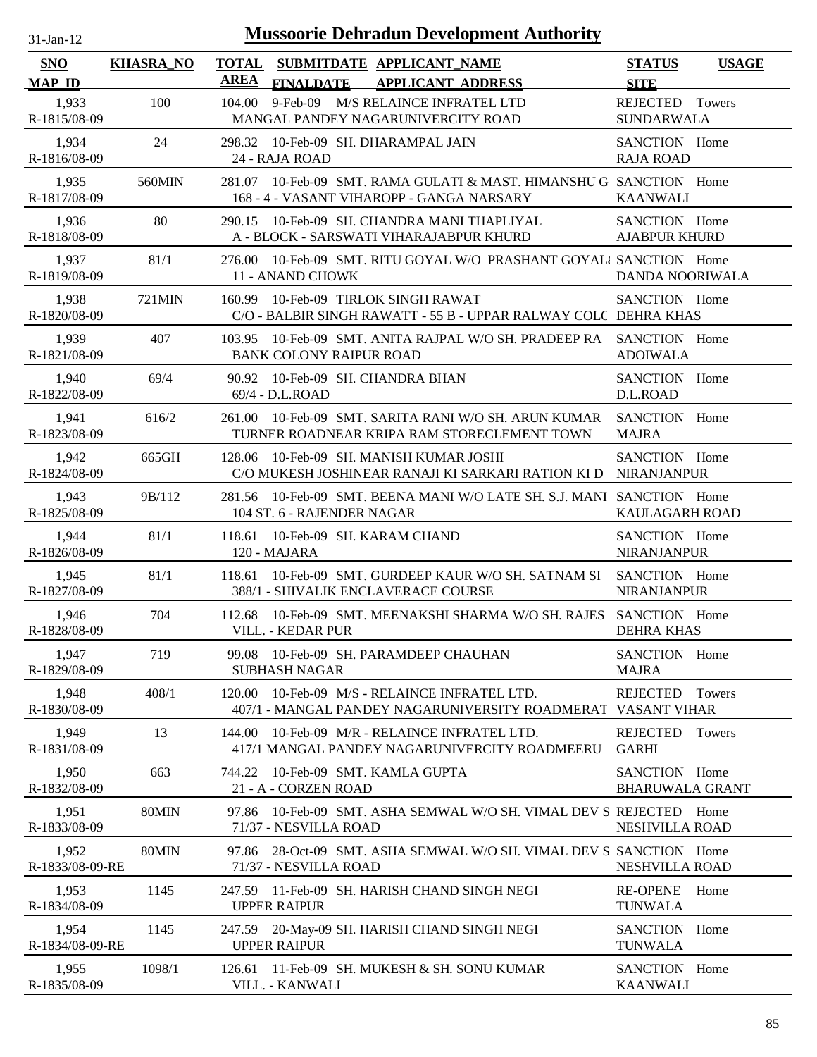# Mussoorie Dehradun Development Authority

31-Jan-12

| SNO / MAP_ID | KHASRA_NO | TOTAL AREA | SUBMITDATE / FINALDATE | APPLICANT_NAME / APPLICANT_ADDRESS | STATUS / SITE | USAGE |
|---|---|---|---|---|---|---|
| 1,933 R-1815/08-09 | 100 | 104.00 | 9-Feb-09 | M/S RELAINCE INFRATEL LTD MANGAL PANDEY NAGARUNIVERCITY ROAD | REJECTED SUNDARWALA | Towers |
| 1,934 R-1816/08-09 | 24 | 298.32 | 10-Feb-09 | SH. DHARAMPAL JAIN 24 - RAJA ROAD | SANCTION RAJA ROAD | Home |
| 1,935 R-1817/08-09 | 560MIN | 281.07 | 10-Feb-09 | SMT. RAMA GULATI & MAST. HIMANSHU G 168 - 4 - VASANT VIHAROPP - GANGA NARSARY | SANCTION KAANWALI | Home |
| 1,936 R-1818/08-09 | 80 | 290.15 | 10-Feb-09 | SH. CHANDRA MANI THAPLIYAL A - BLOCK - SARSWATI VIHARAJABPUR KHURD | SANCTION AJABPUR KHURD | Home |
| 1,937 R-1819/08-09 | 81/1 | 276.00 | 10-Feb-09 | SMT. RITU GOYAL W/O PRASHANT GOYAL 11 - ANAND CHOWK | SANCTION DANDA NOORIWALA | Home |
| 1,938 R-1820/08-09 | 721MIN | 160.99 | 10-Feb-09 | TIRLOK SINGH RAWAT C/O - BALBIR SINGH RAWATT - 55 B - UPPAR RALWAY COLC | SANCTION DEHRA KHAS | Home |
| 1,939 R-1821/08-09 | 407 | 103.95 | 10-Feb-09 | SMT. ANITA RAJPAL W/O SH. PRADEEP RA BANK COLONY RAIPUR ROAD | SANCTION ADOIWALA | Home |
| 1,940 R-1822/08-09 | 69/4 | 90.92 | 10-Feb-09 | SH. CHANDRA BHAN 69/4 - D.L.ROAD | SANCTION D.L.ROAD | Home |
| 1,941 R-1823/08-09 | 616/2 | 261.00 | 10-Feb-09 | SMT. SARITA RANI W/O SH. ARUN KUMAR TURNER ROADNEAR KRIPA RAM STORECLEMENT TOWN | SANCTION MAJRA | Home |
| 1,942 R-1824/08-09 | 665GH | 128.06 | 10-Feb-09 | SH. MANISH KUMAR JOSHI C/O MUKESH JOSHINEAR RANAJI KI SARKARI RATION KI D | SANCTION NIRANJANPUR | Home |
| 1,943 R-1825/08-09 | 9B/112 | 281.56 | 10-Feb-09 | SMT. BEENA MANI W/O LATE SH. S.J. MANI 104 ST. 6 - RAJENDER NAGAR | SANCTION KAULAGARH ROAD | Home |
| 1,944 R-1826/08-09 | 81/1 | 118.61 | 10-Feb-09 | SH. KARAM CHAND 120 - MAJARA | SANCTION NIRANJANPUR | Home |
| 1,945 R-1827/08-09 | 81/1 | 118.61 | 10-Feb-09 | SMT. GURDEEP KAUR W/O SH. SATNAM SI 388/1 - SHIVALIK ENCLAVERACE COURSE | SANCTION NIRANJANPUR | Home |
| 1,946 R-1828/08-09 | 704 | 112.68 | 10-Feb-09 | SMT. MEENAKSHI SHARMA W/O SH. RAJES VILL. - KEDAR PUR | SANCTION DEHRA KHAS | Home |
| 1,947 R-1829/08-09 | 719 | 99.08 | 10-Feb-09 | SH. PARAMDEEP CHAUHAN SUBHASH NAGAR | SANCTION MAJRA | Home |
| 1,948 R-1830/08-09 | 408/1 | 120.00 | 10-Feb-09 | M/S - RELAINCE INFRATEL LTD. 407/1 - MANGAL PANDEY NAGARUNIVERSITY ROADMERAT | REJECTED VASANT VIHAR | Towers |
| 1,949 R-1831/08-09 | 13 | 144.00 | 10-Feb-09 | M/R - RELAINCE INFRATEL LTD. 417/1 MANGAL PANDEY NAGARUNIVERCITY ROADMEERU | REJECTED GARHI | Towers |
| 1,950 R-1832/08-09 | 663 | 744.22 | 10-Feb-09 | SMT. KAMLA GUPTA 21 - A - CORZEN ROAD | SANCTION BHARUWALA GRANT | Home |
| 1,951 R-1833/08-09 | 80MIN | 97.86 | 10-Feb-09 | SMT. ASHA SEMWAL W/O SH. VIMAL DEV S 71/37 - NESVILLA ROAD | REJECTED NESHVILLA ROAD | Home |
| 1,952 R-1833/08-09-RE | 80MIN | 97.86 | 28-Oct-09 | SMT. ASHA SEMWAL W/O SH. VIMAL DEV S 71/37 - NESVILLA ROAD | SANCTION NESHVILLA ROAD | Home |
| 1,953 R-1834/08-09 | 1145 | 247.59 | 11-Feb-09 | SH. HARISH CHAND SINGH NEGI UPPER RAIPUR | RE-OPENE TUNWALA | Home |
| 1,954 R-1834/08-09-RE | 1145 | 247.59 | 20-May-09 | SH. HARISH CHAND SINGH NEGI UPPER RAIPUR | SANCTION TUNWALA | Home |
| 1,955 R-1835/08-09 | 1098/1 | 126.61 | 11-Feb-09 | SH. MUKESH & SH. SONU KUMAR VILL. - KANWALI | SANCTION KAANWALI | Home |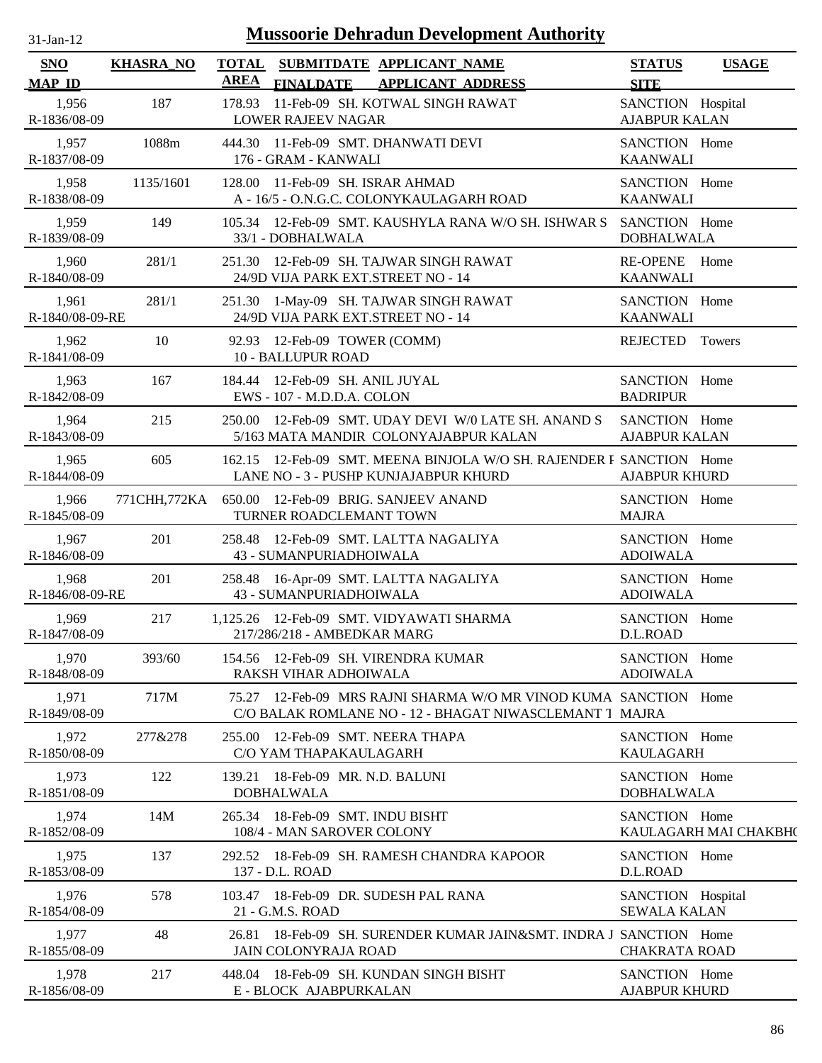# Mussoorie Dehradun Development Authority

31-Jan-12

| SNO / MAP_ID | KHASRA_NO | TOTAL AREA | SUBMITDATE / FINALDATE | APPLICANT_NAME / APPLICANT ADDRESS | STATUS / SITE | USAGE |
|---|---|---|---|---|---|---|
| 1,956<br>R-1836/08-09 | 187 | 178.93 | 11-Feb-09 | SH. KOTWAL SINGH RAWAT<br>LOWER RAJEEV NAGAR | SANCTION<br>AJABPUR KALAN | Hospital |
| 1,957<br>R-1837/08-09 | 1088m | 444.30 | 11-Feb-09 | SMT. DHANWATI DEVI<br>176 - GRAM - KANWALI | SANCTION<br>KAANWALI | Home |
| 1,958<br>R-1838/08-09 | 1135/1601 | 128.00 | 11-Feb-09 | SH. ISRAR AHMAD<br>A - 16/5 - O.N.G.C. COLONYKAULAGARH ROAD | SANCTION<br>KAANWALI | Home |
| 1,959<br>R-1839/08-09 | 149 | 105.34 | 12-Feb-09 | SMT. KAUSHYLA RANA W/O SH. ISHWAR S<br>33/1 - DOBHALWALA | SANCTION<br>DOBHALWALA | Home |
| 1,960<br>R-1840/08-09 | 281/1 | 251.30 | 12-Feb-09 | SH. TAJWAR SINGH RAWAT<br>24/9D VIJA PARK EXT.STREET NO - 14 | RE-OPENE<br>KAANWALI | Home |
| 1,961<br>R-1840/08-09-RE | 281/1 | 251.30 | 1-May-09 | SH. TAJWAR SINGH RAWAT<br>24/9D VIJA PARK EXT.STREET NO - 14 | SANCTION<br>KAANWALI | Home |
| 1,962<br>R-1841/08-09 | 10 | 92.93 | 12-Feb-09 | TOWER (COMM)<br>10 - BALLUPUR ROAD | REJECTED | Towers |
| 1,963<br>R-1842/08-09 | 167 | 184.44 | 12-Feb-09 | SH. ANIL JUYAL<br>EWS - 107 - M.D.D.A. COLON | SANCTION<br>BADRIPUR | Home |
| 1,964<br>R-1843/08-09 | 215 | 250.00 | 12-Feb-09 | SMT. UDAY DEVI W/0 LATE SH. ANAND S<br>5/163 MATA MANDIR COLONYAJABPUR KALAN | SANCTION<br>AJABPUR KALAN | Home |
| 1,965<br>R-1844/08-09 | 605 | 162.15 | 12-Feb-09 | SMT. MEENA BINJOLA W/O SH. RAJENDER F<br>LANE NO - 3 - PUSHP KUNJAJABPUR KHURD | SANCTION<br>AJABPUR KHURD | Home |
| 1,966<br>R-1845/08-09 | 771CHH,772KA | 650.00 | 12-Feb-09 | BRIG. SANJEEV ANAND<br>TURNER ROADCLEMANT TOWN | SANCTION<br>MAJRA | Home |
| 1,967<br>R-1846/08-09 | 201 | 258.48 | 12-Feb-09 | SMT. LALTTA NAGALIYA<br>43 - SUMANPURIADHOIWALA | SANCTION<br>ADOIWALA | Home |
| 1,968<br>R-1846/08-09-RE | 201 | 258.48 | 16-Apr-09 | SMT. LALTTA NAGALIYA<br>43 - SUMANPURIADHOIWALA | SANCTION<br>ADOIWALA | Home |
| 1,969<br>R-1847/08-09 | 217 | 1,125.26 | 12-Feb-09 | SMT. VIDYAWATI SHARMA<br>217/286/218 - AMBEDKAR MARG | SANCTION<br>D.L.ROAD | Home |
| 1,970<br>R-1848/08-09 | 393/60 | 154.56 | 12-Feb-09 | SH. VIRENDRA KUMAR<br>RAKSH VIHAR ADHOIWALA | SANCTION<br>ADOIWALA | Home |
| 1,971<br>R-1849/08-09 | 717M | 75.27 | 12-Feb-09 | MRS RAJNI SHARMA W/O MR VINOD KUMA<br>C/O BALAK ROMLANE NO - 12 - BHAGAT NIWASCLEMANT T | SANCTION<br>MAJRA | Home |
| 1,972<br>R-1850/08-09 | 277&278 | 255.00 | 12-Feb-09 | SMT. NEERA THAPA<br>C/O YAM THAPAKAULAGARH | SANCTION<br>KAULAGARH | Home |
| 1,973<br>R-1851/08-09 | 122 | 139.21 | 18-Feb-09 | MR. N.D. BALUNI<br>DOBHALWALA | SANCTION<br>DOBHALWALA | Home |
| 1,974<br>R-1852/08-09 | 14M | 265.34 | 18-Feb-09 | SMT. INDU BISHT<br>108/4 - MAN SAROVER COLONY | SANCTION<br>KAULAGARH MAI CHAKBHO | Home |
| 1,975<br>R-1853/08-09 | 137 | 292.52 | 18-Feb-09 | SH. RAMESH CHANDRA KAPOOR<br>137 - D.L. ROAD | SANCTION<br>D.L.ROAD | Home |
| 1,976<br>R-1854/08-09 | 578 | 103.47 | 18-Feb-09 | DR. SUDESH PAL RANA<br>21 - G.M.S. ROAD | SANCTION<br>SEWALA KALAN | Hospital |
| 1,977<br>R-1855/08-09 | 48 | 26.81 | 18-Feb-09 | SH. SURENDER KUMAR JAIN&SMT. INDRA J<br>JAIN COLONYRAJA ROAD | SANCTION<br>CHAKRATA ROAD | Home |
| 1,978<br>R-1856/08-09 | 217 | 448.04 | 18-Feb-09 | SH. KUNDAN SINGH BISHT<br>E - BLOCK AJABPURKALAN | SANCTION<br>AJABPUR KHURD | Home |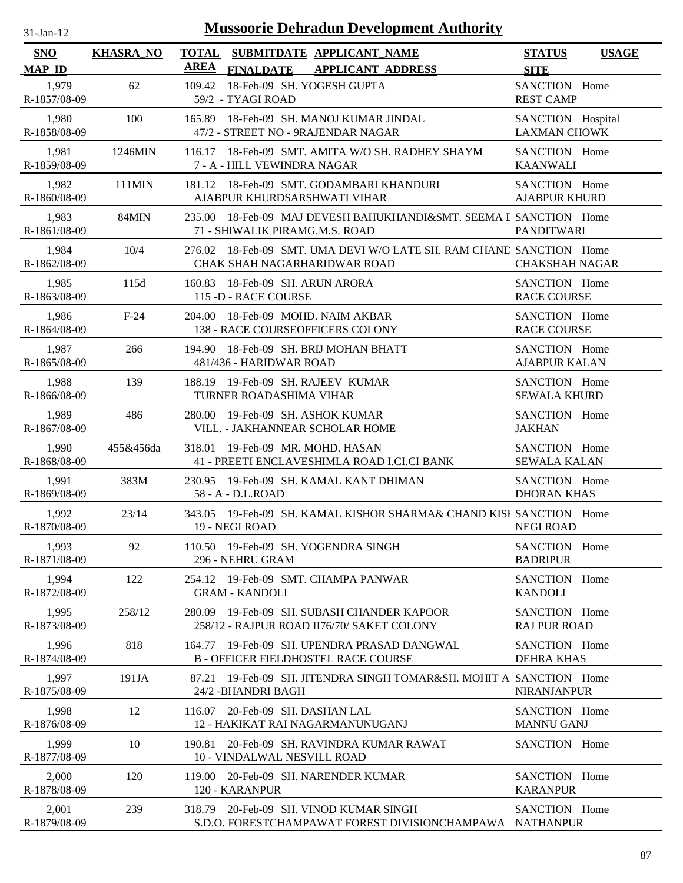# Mussoorie Dehradun Development Authority

31-Jan-12

| SNO<br>MAP ID | KHASRA_NO | TOTAL AREA | SUBMITDATE<br>FINALDATE | APPLICANT_NAME<br>APPLICANT ADDRESS | STATUS<br>SITE | USAGE |
|---|---|---|---|---|---|---|
| 1,979<br>R-1857/08-09 | 62 | 109.42 | 18-Feb-09 | SH. YOGESH GUPTA<br>59/2 - TYAGI ROAD | SANCTION<br>REST CAMP | Home |
| 1,980<br>R-1858/08-09 | 100 | 165.89 | 18-Feb-09 | SH. MANOJ KUMAR JINDAL<br>47/2 - STREET NO - 9RAJENDAR NAGAR | SANCTION<br>LAXMAN CHOWK | Hospital |
| 1,981<br>R-1859/08-09 | 1246MIN | 116.17 | 18-Feb-09 | SMT. AMITA W/O SH. RADHEY SHAYM<br>7 - A - HILL VEWINDRA NAGAR | SANCTION<br>KAANWALI | Home |
| 1,982<br>R-1860/08-09 | 111MIN | 181.12 | 18-Feb-09 | SMT. GODAMBARI KHANDURI<br>AJABPUR KHURDSARSHWATI VIHAR | SANCTION<br>AJABPUR KHURD | Home |
| 1,983<br>R-1861/08-09 | 84MIN | 235.00 | 18-Feb-09 | MAJ DEVESH BAHUKHANDI&SMT. SEEMA I<br>71 - SHIWALIK PIRAMG.M.S. ROAD | SANCTION<br>PANDITWARI | Home |
| 1,984<br>R-1862/08-09 | 10/4 | 276.02 | 18-Feb-09 | SMT. UMA DEVI W/O LATE SH. RAM CHAND<br>CHAK SHAH NAGARHARIDWAR ROAD | SANCTION<br>CHAKSHAH NAGAR | Home |
| 1,985<br>R-1863/08-09 | 115d | 160.83 | 18-Feb-09 | SH. ARUN ARORA<br>115 -D - RACE COURSE | SANCTION<br>RACE COURSE | Home |
| 1,986<br>R-1864/08-09 | F-24 | 204.00 | 18-Feb-09 | MOHD. NAIM AKBAR<br>138 - RACE COURSEOFFICERS COLONY | SANCTION<br>RACE COURSE | Home |
| 1,987<br>R-1865/08-09 | 266 | 194.90 | 18-Feb-09 | SH. BRIJ MOHAN BHATT<br>481/436 - HARIDWAR ROAD | SANCTION<br>AJABPUR KALAN | Home |
| 1,988<br>R-1866/08-09 | 139 | 188.19 | 19-Feb-09 | SH. RAJEEV KUMAR<br>TURNER ROADASHIMA VIHAR | SANCTION<br>SEWALA KHURD | Home |
| 1,989<br>R-1867/08-09 | 486 | 280.00 | 19-Feb-09 | SH. ASHOK KUMAR<br>VILL. - JAKHANNEAR SCHOLAR HOME | SANCTION<br>JAKHAN | Home |
| 1,990<br>R-1868/08-09 | 455&456da | 318.01 | 19-Feb-09 | MR. MOHD. HASAN<br>41 - PREETI ENCLAVESHIMLA ROAD I.CI.CI BANK | SANCTION<br>SEWALA KALAN | Home |
| 1,991<br>R-1869/08-09 | 383M | 230.95 | 19-Feb-09 | SH. KAMAL KANT DHIMAN<br>58 - A - D.L.ROAD | SANCTION<br>DHORAN KHAS | Home |
| 1,992<br>R-1870/08-09 | 23/14 | 343.05 | 19-Feb-09 | SH. KAMAL KISHOR SHARMA& CHAND KISI<br>19 - NEGI ROAD | SANCTION<br>NEGI ROAD | Home |
| 1,993<br>R-1871/08-09 | 92 | 110.50 | 19-Feb-09 | SH. YOGENDRA SINGH<br>296 - NEHRU GRAM | SANCTION<br>BADRIPUR | Home |
| 1,994<br>R-1872/08-09 | 122 | 254.12 | 19-Feb-09 | SMT. CHAMPA PANWAR<br>GRAM - KANDOLI | SANCTION<br>KANDOLI | Home |
| 1,995<br>R-1873/08-09 | 258/12 | 280.09 | 19-Feb-09 | SH. SUBASH CHANDER KAPOOR<br>258/12 - RAJPUR ROAD II76/70/ SAKET COLONY | SANCTION<br>RAJ PUR ROAD | Home |
| 1,996<br>R-1874/08-09 | 818 | 164.77 | 19-Feb-09 | SH. UPENDRA PRASAD DANGWAL<br>B - OFFICER FIELDHOSTEL RACE COURSE | SANCTION<br>DEHRA KHAS | Home |
| 1,997<br>R-1875/08-09 | 191JA | 87.21 | 19-Feb-09 | SH. JITENDRA SINGH TOMAR&SH. MOHIT A<br>24/2 -BHANDRI BAGH | SANCTION<br>NIRANJANPUR | Home |
| 1,998<br>R-1876/08-09 | 12 | 116.07 | 20-Feb-09 | SH. DASHAN LAL<br>12 - HAKIKAT RAI NAGARMANUNUGANJ | SANCTION<br>MANNU GANJ | Home |
| 1,999<br>R-1877/08-09 | 10 | 190.81 | 20-Feb-09 | SH. RAVINDRA KUMAR RAWAT<br>10 - VINDALWAL NESVILL ROAD | SANCTION | Home |
| 2,000<br>R-1878/08-09 | 120 | 119.00 | 20-Feb-09 | SH. NARENDER KUMAR<br>120 - KARANPUR | SANCTION<br>KARANPUR | Home |
| 2,001<br>R-1879/08-09 | 239 | 318.79 | 20-Feb-09 | SH. VINOD KUMAR SINGH<br>S.D.O. FORESTCHAMPAWAT FOREST DIVISIONCHAMPAWA | SANCTION<br>NATHANPUR | Home |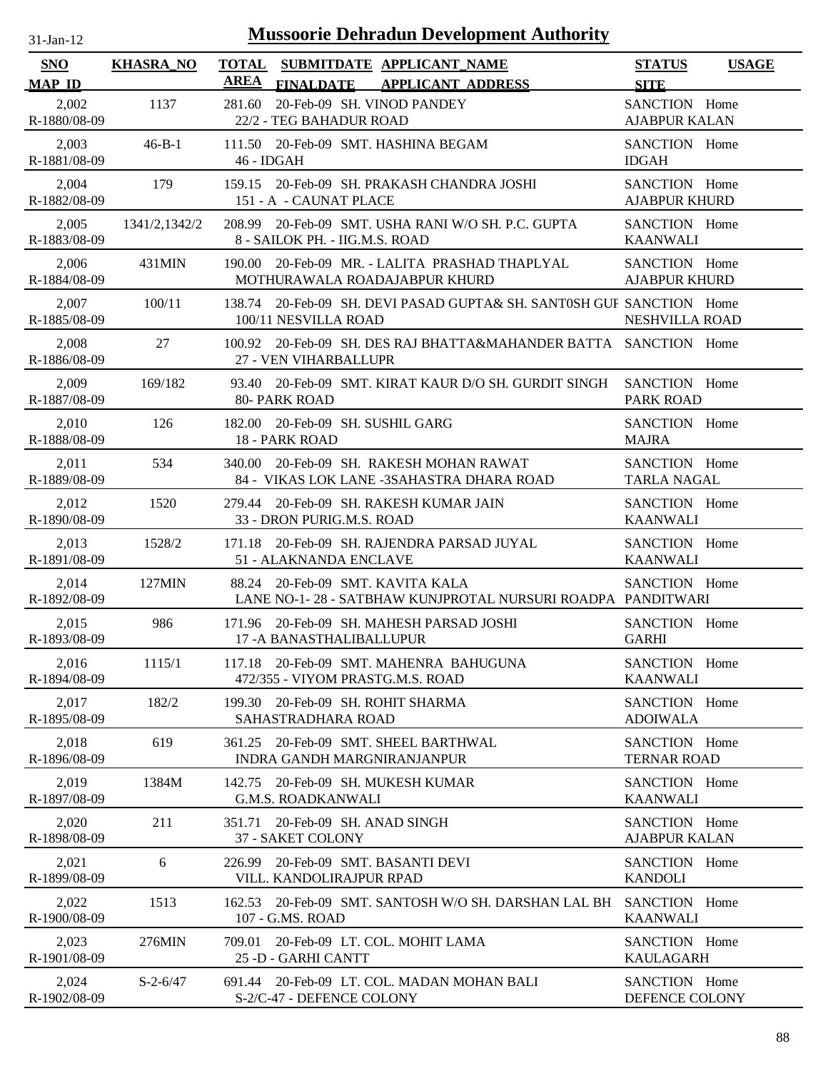# Mussoorie Dehradun Development Authority

31-Jan-12

| SNO / MAP_ID | KHASRA_NO | TOTAL AREA | SUBMITDATE / FINALDATE | APPLICANT_NAME / APPLICANT ADDRESS | STATUS / SITE | USAGE |
|---|---|---|---|---|---|---|
| 2,002 / R-1880/08-09 | 1137 | 281.60 | 20-Feb-09 | SH. VINOD PANDEY / 22/2 - TEG BAHADUR ROAD | SANCTION / AJABPUR KALAN | Home |
| 2,003 / R-1881/08-09 | 46-B-1 | 111.50 | 20-Feb-09 | SMT. HASHINA BEGAM / 46 - IDGAH | SANCTION / IDGAH | Home |
| 2,004 / R-1882/08-09 | 179 | 159.15 | 20-Feb-09 | SH. PRAKASH CHANDRA JOSHI / 151 - A - CAUNAT PLACE | SANCTION / AJABPUR KHURD | Home |
| 2,005 / R-1883/08-09 | 1341/2,1342/2 | 208.99 | 20-Feb-09 | SMT. USHA RANI W/O SH. P.C. GUPTA / 8 - SAILOK PH. - IIG.M.S. ROAD | SANCTION / KAANWALI | Home |
| 2,006 / R-1884/08-09 | 431MIN | 190.00 | 20-Feb-09 | MR. - LALITA PRASHAD THAPLYAL / MOTHURAWALA ROADAJABPUR KHURD | SANCTION / AJABPUR KHURD | Home |
| 2,007 / R-1885/08-09 | 100/11 | 138.74 | 20-Feb-09 | SH. DEVI PASAD GUPTA& SH. SANT0SH GUI / 100/11 NESVILLA ROAD | SANCTION / NESHVILLA ROAD | Home |
| 2,008 / R-1886/08-09 | 27 | 100.92 | 20-Feb-09 | SH. DES RAJ BHATTA&MAHANDER BATTA / 27 - VEN VIHARBALLUPR | SANCTION | Home |
| 2,009 / R-1887/08-09 | 169/182 | 93.40 | 20-Feb-09 | SMT. KIRAT KAUR D/O SH. GURDIT SINGH / 80- PARK ROAD | SANCTION / PARK ROAD | Home |
| 2,010 / R-1888/08-09 | 126 | 182.00 | 20-Feb-09 | SH. SUSHIL GARG / 18 - PARK ROAD | SANCTION / MAJRA | Home |
| 2,011 / R-1889/08-09 | 534 | 340.00 | 20-Feb-09 | SH. RAKESH MOHAN RAWAT / 84 - VIKAS LOK LANE -3SAHASTRA DHARA ROAD | SANCTION / TARLA NAGAL | Home |
| 2,012 / R-1890/08-09 | 1520 | 279.44 | 20-Feb-09 | SH. RAKESH KUMAR JAIN / 33 - DRON PURIG.M.S. ROAD | SANCTION / KAANWALI | Home |
| 2,013 / R-1891/08-09 | 1528/2 | 171.18 | 20-Feb-09 | SH. RAJENDRA PARSAD JUYAL / 51 - ALAKNANDA ENCLAVE | SANCTION / KAANWALI | Home |
| 2,014 / R-1892/08-09 | 127MIN | 88.24 | 20-Feb-09 | SMT. KAVITA KALA / LANE NO-1- 28 - SATBHAW KUNJPROTAL NURSURI ROADPA | SANCTION / PANDITWARI | Home |
| 2,015 / R-1893/08-09 | 986 | 171.96 | 20-Feb-09 | SH. MAHESH PARSAD JOSHI / 17 -A BANASTHALIBALLUPUR | SANCTION / GARHI | Home |
| 2,016 / R-1894/08-09 | 1115/1 | 117.18 | 20-Feb-09 | SMT. MAHENRA BAHUGUNA / 472/355 - VIYOM PRASTG.M.S. ROAD | SANCTION / KAANWALI | Home |
| 2,017 / R-1895/08-09 | 182/2 | 199.30 | 20-Feb-09 | SH. ROHIT SHARMA / SAHASTRADHARA ROAD | SANCTION / ADOIWALA | Home |
| 2,018 / R-1896/08-09 | 619 | 361.25 | 20-Feb-09 | SMT. SHEEL BARTHWAL / INDRA GANDH MARGNIRANJANPUR | SANCTION / TERNAR ROAD | Home |
| 2,019 / R-1897/08-09 | 1384M | 142.75 | 20-Feb-09 | SH. MUKESH KUMAR / G.M.S. ROADKANWALI | SANCTION / KAANWALI | Home |
| 2,020 / R-1898/08-09 | 211 | 351.71 | 20-Feb-09 | SH. ANAD SINGH / 37 - SAKET COLONY | SANCTION / AJABPUR KALAN | Home |
| 2,021 / R-1899/08-09 | 6 | 226.99 | 20-Feb-09 | SMT. BASANTI DEVI / VILL. KANDOLIRAJPUR RPAD | SANCTION / KANDOLI | Home |
| 2,022 / R-1900/08-09 | 1513 | 162.53 | 20-Feb-09 | SMT. SANTOSH W/O SH. DARSHAN LAL BH / 107 - G.MS. ROAD | SANCTION / KAANWALI | Home |
| 2,023 / R-1901/08-09 | 276MIN | 709.01 | 20-Feb-09 | LT. COL. MOHIT LAMA / 25 -D - GARHI CANTT | SANCTION / KAULAGARH | Home |
| 2,024 / R-1902/08-09 | S-2-6/47 | 691.44 | 20-Feb-09 | LT. COL. MADAN MOHAN BALI / S-2/C-47 - DEFENCE COLONY | SANCTION / DEFENCE COLONY | Home |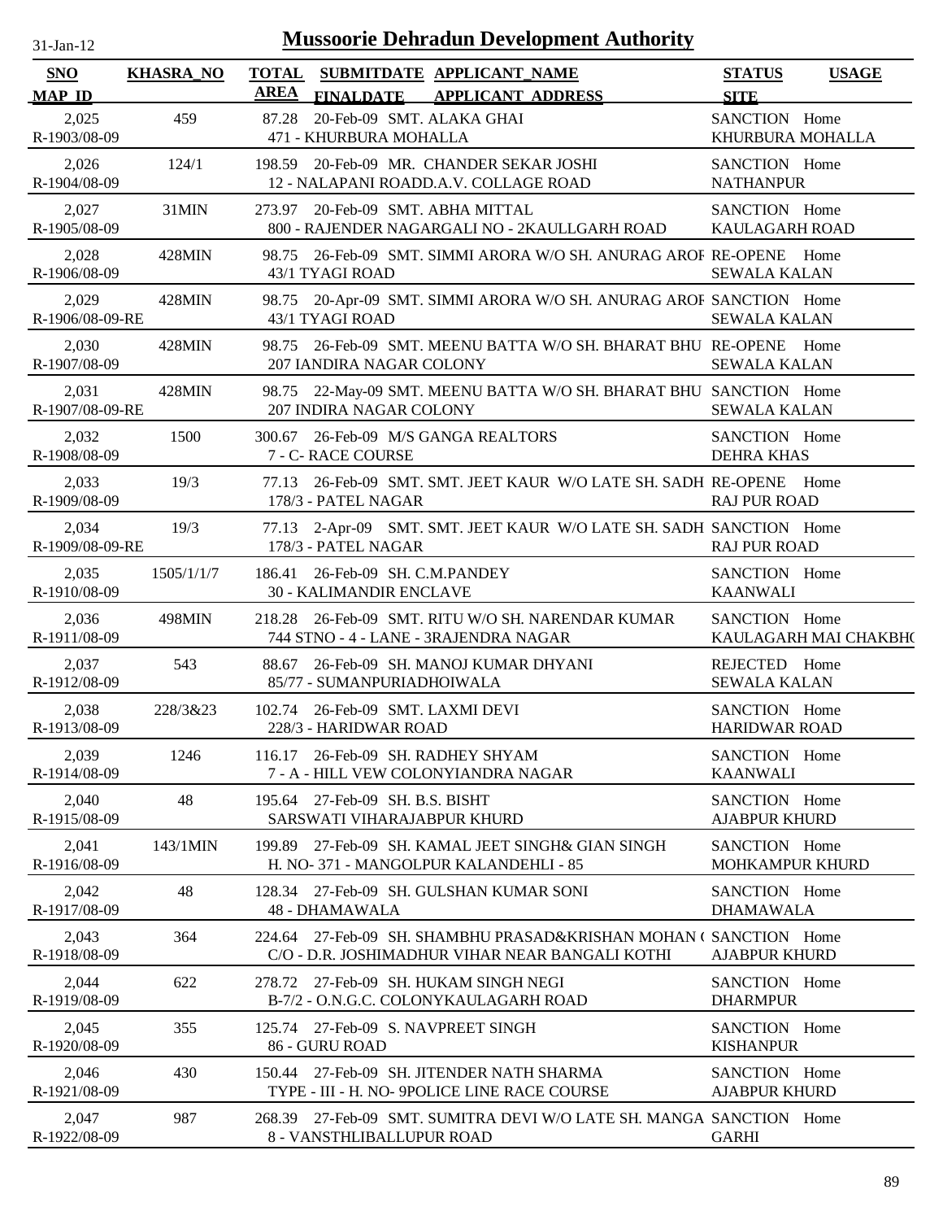# Mussoorie Dehradun Development Authority

31-Jan-12

| SNO / MAP_ID | KHASRA_NO | TOTAL AREA | SUBMITDATE / FINALDATE | APPLICANT_NAME / APPLICANT_ADDRESS | STATUS / SITE | USAGE |
|---|---|---|---|---|---|---|
| 2,025 / R-1903/08-09 | 459 | 87.28 | 20-Feb-09 | SMT. ALAKA GHAI / 471 - KHURBURA MOHALLA | SANCTION / KHURBURA MOHALLA | Home |
| 2,026 / R-1904/08-09 | 124/1 | 198.59 | 20-Feb-09 | MR. CHANDER SEKAR JOSHI / 12 - NALAPANI ROADD.A.V. COLLAGE ROAD | SANCTION / NATHANPUR | Home |
| 2,027 / R-1905/08-09 | 31MIN | 273.97 | 20-Feb-09 | SMT. ABHA MITTAL / 800 - RAJENDER NAGARGALI NO - 2KAULLGARH ROAD | SANCTION / KAULAGARH ROAD | Home |
| 2,028 / R-1906/08-09 | 428MIN | 98.75 | 26-Feb-09 | SMT. SIMMI ARORA W/O SH. ANURAG AROI / 43/1 TYAGI ROAD | RE-OPENE / SEWALA KALAN | Home |
| 2,029 / R-1906/08-09-RE | 428MIN | 98.75 | 20-Apr-09 | SMT. SIMMI ARORA W/O SH. ANURAG AROI / 43/1 TYAGI ROAD | SANCTION / SEWALA KALAN | Home |
| 2,030 / R-1907/08-09 | 428MIN | 98.75 | 26-Feb-09 | SMT. MEENU BATTA W/O SH. BHARAT BHU / 207 IANDIRA NAGAR COLONY | RE-OPENE / SEWALA KALAN | Home |
| 2,031 / R-1907/08-09-RE | 428MIN | 98.75 | 22-May-09 | SMT. MEENU BATTA W/O SH. BHARAT BHU / 207 INDIRA NAGAR COLONY | SANCTION / SEWALA KALAN | Home |
| 2,032 / R-1908/08-09 | 1500 | 300.67 | 26-Feb-09 | M/S GANGA REALTORS / 7 - C- RACE COURSE | SANCTION / DEHRA KHAS | Home |
| 2,033 / R-1909/08-09 | 19/3 | 77.13 | 26-Feb-09 | SMT. SMT. JEET KAUR W/O LATE SH. SADH / 178/3 - PATEL NAGAR | RE-OPENE / RAJ PUR ROAD | Home |
| 2,034 / R-1909/08-09-RE | 19/3 | 77.13 | 2-Apr-09 | SMT. SMT. JEET KAUR W/O LATE SH. SADH / 178/3 - PATEL NAGAR | SANCTION / RAJ PUR ROAD | Home |
| 2,035 / R-1910/08-09 | 1505/1/1/7 | 186.41 | 26-Feb-09 | SH. C.M.PANDEY / 30 - KALIMANDIR ENCLAVE | SANCTION / KAANWALI | Home |
| 2,036 / R-1911/08-09 | 498MIN | 218.28 | 26-Feb-09 | SMT. RITU W/O SH. NARENDAR KUMAR / 744 STNO - 4 - LANE - 3RAJENDRA NAGAR | SANCTION / KAULAGARH MAI CHAKBH( | Home |
| 2,037 / R-1912/08-09 | 543 | 88.67 | 26-Feb-09 | SH. MANOJ KUMAR DHYANI / 85/77 - SUMANPURIADHOIWALA | REJECTED / SEWALA KALAN | Home |
| 2,038 / R-1913/08-09 | 228/3&23 | 102.74 | 26-Feb-09 | SMT. LAXMI DEVI / 228/3 - HARIDWAR ROAD | SANCTION / HARIDWAR ROAD | Home |
| 2,039 / R-1914/08-09 | 1246 | 116.17 | 26-Feb-09 | SH. RADHEY SHYAM / 7 - A - HILL VEW COLONYIANDRA NAGAR | SANCTION / KAANWALI | Home |
| 2,040 / R-1915/08-09 | 48 | 195.64 | 27-Feb-09 | SH. B.S. BISHT / SARSWATI VIHARAJABPUR KHURD | SANCTION / AJABPUR KHURD | Home |
| 2,041 / R-1916/08-09 | 143/1MIN | 199.89 | 27-Feb-09 | SH. KAMAL JEET SINGH& GIAN SINGH / H. NO- 371 - MANGOLPUR KALANDEHLI - 85 | SANCTION / MOHKAMPUR KHURD | Home |
| 2,042 / R-1917/08-09 | 48 | 128.34 | 27-Feb-09 | SH. GULSHAN KUMAR SONI / 48 - DHAMAWALA | SANCTION / DHAMAWALA | Home |
| 2,043 / R-1918/08-09 | 364 | 224.64 | 27-Feb-09 | SH. SHAMBHU PRASAD&KRISHAN MOHAN ( / C/O - D.R. JOSHIMADHUR VIHAR NEAR BANGALI KOTHI | SANCTION / AJABPUR KHURD | Home |
| 2,044 / R-1919/08-09 | 622 | 278.72 | 27-Feb-09 | SH. HUKAM SINGH NEGI / B-7/2 - O.N.G.C. COLONYKAULAGARH ROAD | SANCTION / DHARMPUR | Home |
| 2,045 / R-1920/08-09 | 355 | 125.74 | 27-Feb-09 | S. NAVPREET SINGH / 86 - GURU ROAD | SANCTION / KISHANPUR | Home |
| 2,046 / R-1921/08-09 | 430 | 150.44 | 27-Feb-09 | SH. JITENDER NATH SHARMA / TYPE - III - H. NO- 9POLICE LINE RACE COURSE | SANCTION / AJABPUR KHURD | Home |
| 2,047 / R-1922/08-09 | 987 | 268.39 | 27-Feb-09 | SMT. SUMITRA DEVI W/O LATE SH. MANGA / 8 - VANSTHLIBALLUPUR ROAD | SANCTION / GARHI | Home |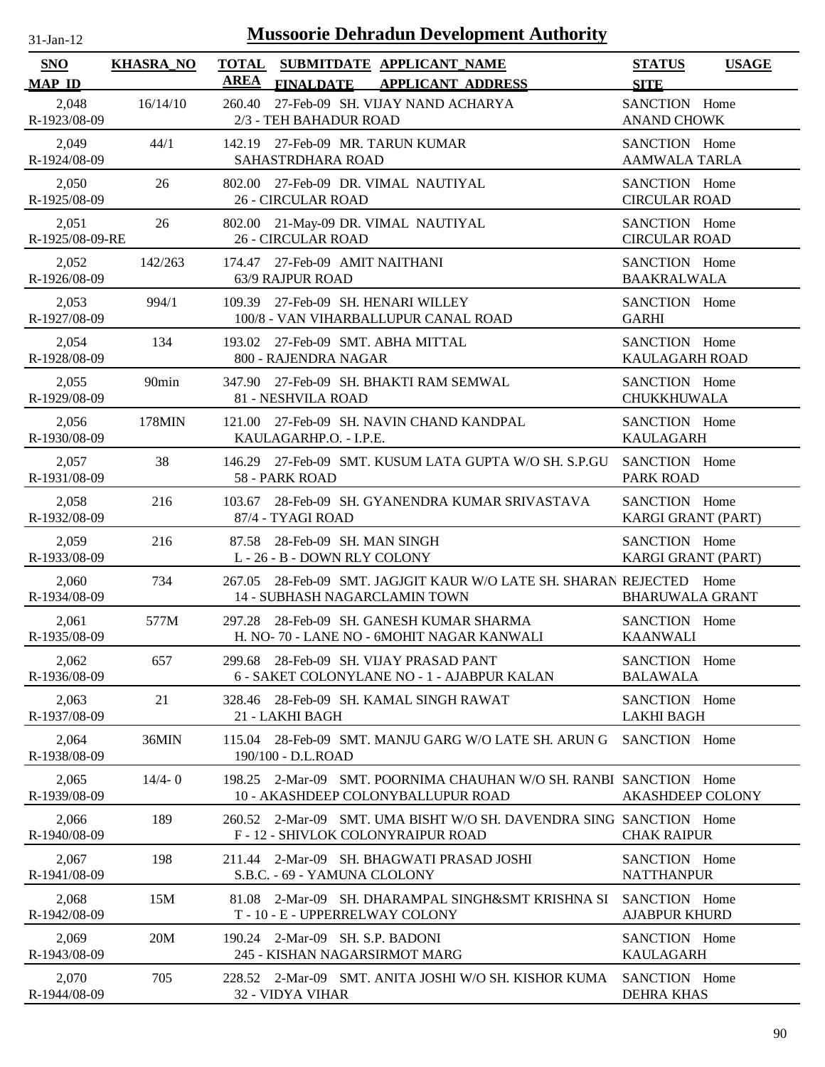# Mussoorie Dehradun Development Authority

31-Jan-12

| SNO<br>MAP_ID | KHASRA_NO | TOTAL AREA | SUBMITDATE<br>FINALDATE | APPLICANT_NAME<br>APPLICANT_ADDRESS | STATUS<br>SITE | USAGE |
|---|---|---|---|---|---|---|
| 2,048<br>R-1923/08-09 | 16/14/10 | 260.40 | 27-Feb-09 | SH. VIJAY NAND ACHARYA<br>2/3 - TEH BAHADUR ROAD | SANCTION<br>ANAND CHOWK | Home |
| 2,049<br>R-1924/08-09 | 44/1 | 142.19 | 27-Feb-09 | MR. TARUN KUMAR<br>SAHASTRDHARA ROAD | SANCTION<br>AAMWALA TARLA | Home |
| 2,050<br>R-1925/08-09 | 26 | 802.00 | 27-Feb-09 | DR. VIMAL NAUTIYAL<br>26 - CIRCULAR ROAD | SANCTION<br>CIRCULAR ROAD | Home |
| 2,051<br>R-1925/08-09-RE | 26 | 802.00 | 21-May-09 | DR. VIMAL NAUTIYAL<br>26 - CIRCULAR ROAD | SANCTION<br>CIRCULAR ROAD | Home |
| 2,052<br>R-1926/08-09 | 142/263 | 174.47 | 27-Feb-09 | AMIT NAITHANI<br>63/9 RAJPUR ROAD | SANCTION<br>BAAKRALWALA | Home |
| 2,053<br>R-1927/08-09 | 994/1 | 109.39 | 27-Feb-09 | SH. HENARI WILLEY<br>100/8 - VAN VIHARBALLUPUR CANAL ROAD | SANCTION<br>GARHI | Home |
| 2,054<br>R-1928/08-09 | 134 | 193.02 | 27-Feb-09 | SMT. ABHA MITTAL<br>800 - RAJENDRA NAGAR | SANCTION<br>KAULAGARH ROAD | Home |
| 2,055<br>R-1929/08-09 | 90min | 347.90 | 27-Feb-09 | SH. BHAKTI RAM SEMWAL<br>81 - NESHVILA ROAD | SANCTION<br>CHUKKHUWALA | Home |
| 2,056<br>R-1930/08-09 | 178MIN | 121.00 | 27-Feb-09 | SH. NAVIN CHAND KANDPAL<br>KAULAGARHP.O. - I.P.E. | SANCTION<br>KAULAGARH | Home |
| 2,057<br>R-1931/08-09 | 38 | 146.29 | 27-Feb-09 | SMT. KUSUM LATA GUPTA W/O SH. S.P.GU<br>58 - PARK ROAD | SANCTION<br>PARK ROAD | Home |
| 2,058<br>R-1932/08-09 | 216 | 103.67 | 28-Feb-09 | SH. GYANENDRA KUMAR SRIVASTAVA<br>87/4 - TYAGI ROAD | SANCTION<br>KARGI GRANT (PART) | Home |
| 2,059<br>R-1933/08-09 | 216 | 87.58 | 28-Feb-09 | SH. MAN SINGH<br>L - 26 - B - DOWN RLY COLONY | SANCTION<br>KARGI GRANT (PART) | Home |
| 2,060<br>R-1934/08-09 | 734 | 267.05 | 28-Feb-09 | SMT. JAGJGIT KAUR W/O LATE SH. SHARAN<br>14 - SUBHASH NAGARCLAMIN TOWN | REJECTED<br>BHARUWALA GRANT | Home |
| 2,061<br>R-1935/08-09 | 577M | 297.28 | 28-Feb-09 | SH. GANESH KUMAR SHARMA<br>H. NO- 70 - LANE NO - 6MOHIT NAGAR KANWALI | SANCTION<br>KAANWALI | Home |
| 2,062<br>R-1936/08-09 | 657 | 299.68 | 28-Feb-09 | SH. VIJAY PRASAD PANT<br>6 - SAKET COLONYLANE NO - 1 - AJABPUR KALAN | SANCTION<br>BALAWALA | Home |
| 2,063<br>R-1937/08-09 | 21 | 328.46 | 28-Feb-09 | SH. KAMAL SINGH RAWAT<br>21 - LAKHI BAGH | SANCTION<br>LAKHI BAGH | Home |
| 2,064<br>R-1938/08-09 | 36MIN | 115.04 | 28-Feb-09 | SMT. MANJU GARG W/O LATE SH. ARUN G<br>190/100 - D.L.ROAD | SANCTION | Home |
| 2,065<br>R-1939/08-09 | 14/4- 0 | 198.25 | 2-Mar-09 | SMT. POORNIMA CHAUHAN W/O SH. RANBI<br>10 - AKASHDEEP COLONYBALLUPUR ROAD | SANCTION<br>AKASHDEEP COLONY | Home |
| 2,066<br>R-1940/08-09 | 189 | 260.52 | 2-Mar-09 | SMT. UMA BISHT W/O SH. DAVENDRA SING<br>F - 12 - SHIVLOK COLONYRAIPUR ROAD | SANCTION<br>CHAK RAIPUR | Home |
| 2,067<br>R-1941/08-09 | 198 | 211.44 | 2-Mar-09 | SH. BHAGWATI PRASAD JOSHI<br>S.B.C. - 69 - YAMUNA CLOLONY | SANCTION<br>NATTHANPUR | Home |
| 2,068<br>R-1942/08-09 | 15M | 81.08 | 2-Mar-09 | SH. DHARAMPAL SINGH&SMT KRISHNA SI<br>T - 10 - E - UPPERRELWAY COLONY | SANCTION<br>AJABPUR KHURD | Home |
| 2,069<br>R-1943/08-09 | 20M | 190.24 | 2-Mar-09 | SH. S.P. BADONI<br>245 - KISHAN NAGARSIRMOT MARG | SANCTION<br>KAULAGARH | Home |
| 2,070<br>R-1944/08-09 | 705 | 228.52 | 2-Mar-09 | SMT. ANITA JOSHI W/O SH. KISHOR KUMA<br>32 - VIDYA VIHAR | SANCTION<br>DEHRA KHAS | Home |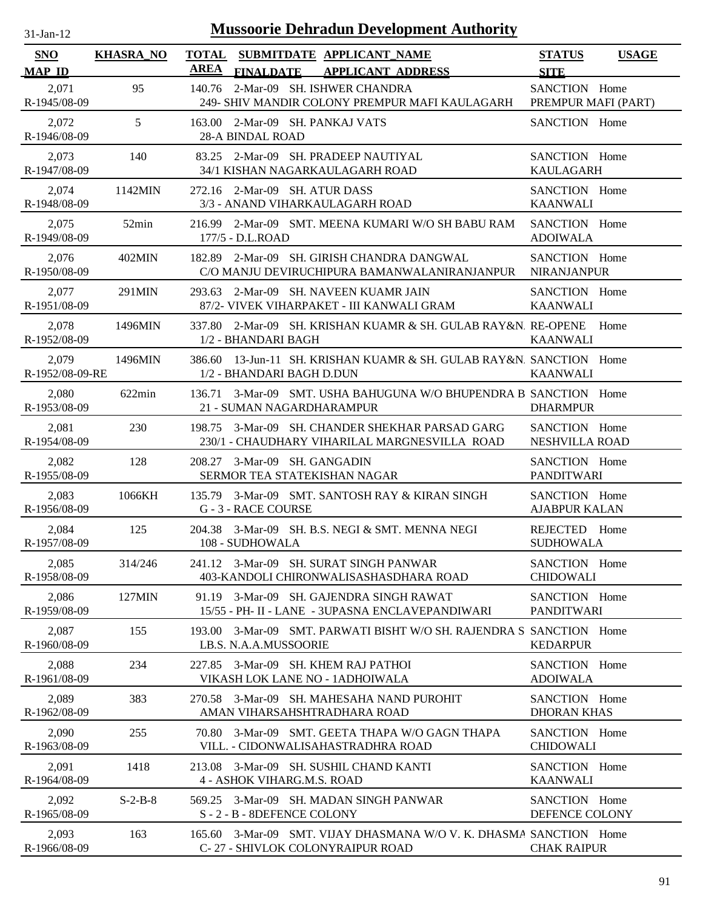# Mussoorie Dehradun Development Authority

31-Jan-12

| SNO / MAP_ID | KHASRA_NO | TOTAL AREA | SUBMITDATE / FINALDATE | APPLICANT_NAME / APPLICANT_ADDRESS | STATUS / SITE | USAGE |
|---|---|---|---|---|---|---|
| 2,071 / R-1945/08-09 | 95 | 140.76 | 2-Mar-09 | SH. ISHWER CHANDRA / 249- SHIV MANDIR COLONY PREMPUR MAFI KAULAGARH | SANCTION / PREMPUR MAFI (PART) | Home |
| 2,072 / R-1946/08-09 | 5 | 163.00 | 2-Mar-09 | SH. PANKAJ VATS / 28-A BINDAL ROAD | SANCTION | Home |
| 2,073 / R-1947/08-09 | 140 | 83.25 | 2-Mar-09 | SH. PRADEEP NAUTIYAL / 34/1 KISHAN NAGARKAULAGARH ROAD | SANCTION / KAULAGARH | Home |
| 2,074 / R-1948/08-09 | 1142MIN | 272.16 | 2-Mar-09 | SH. ATUR DASS / 3/3 - ANAND VIHARKAULAGARH ROAD | SANCTION / KAANWALI | Home |
| 2,075 / R-1949/08-09 | 52min | 216.99 | 2-Mar-09 | SMT. MEENA KUMARI W/O SH BABU RAM / 177/5 - D.L.ROAD | SANCTION / ADOIWALA | Home |
| 2,076 / R-1950/08-09 | 402MIN | 182.89 | 2-Mar-09 | SH. GIRISH CHANDRA DANGWAL / C/O MANJU DEVIRUCHIPURA BAMANWALANIRANJANPUR | SANCTION / NIRANJANPUR | Home |
| 2,077 / R-1951/08-09 | 291MIN | 293.63 | 2-Mar-09 | SH. NAVEEN KUAMR JAIN / 87/2- VIVEK VIHARPAKET - III KANWALI GRAM | SANCTION / KAANWALI | Home |
| 2,078 / R-1952/08-09 | 1496MIN | 337.80 | 2-Mar-09 | SH. KRISHAN KUAMR & SH. GULAB RAY&N. / 1/2 - BHANDARI BAGH | RE-OPENE / KAANWALI | Home |
| 2,079 / R-1952/08-09-RE | 1496MIN | 386.60 | 13-Jun-11 | SH. KRISHAN KUAMR & SH. GULAB RAY&N. / 1/2 - BHANDARI BAGH D.DUN | SANCTION / KAANWALI | Home |
| 2,080 / R-1953/08-09 | 622min | 136.71 | 3-Mar-09 | SMT. USHA BAHUGUNA W/O BHUPENDRA B / 21 - SUMAN NAGARDHARAMPUR | SANCTION / DHARMPUR | Home |
| 2,081 / R-1954/08-09 | 230 | 198.75 | 3-Mar-09 | SH. CHANDER SHEKHAR PARSAD GARG / 230/1 - CHAUDHARY VIHARILAL MARGNESVILLA ROAD | SANCTION / NESHVILLA ROAD | Home |
| 2,082 / R-1955/08-09 | 128 | 208.27 | 3-Mar-09 | SH. GANGADIN / SERMOR TEA STATEKISHAN NAGAR | SANCTION / PANDITWARI | Home |
| 2,083 / R-1956/08-09 | 1066KH | 135.79 | 3-Mar-09 | SMT. SANTOSH RAY & KIRAN SINGH / G - 3 - RACE COURSE | SANCTION / AJABPUR KALAN | Home |
| 2,084 / R-1957/08-09 | 125 | 204.38 | 3-Mar-09 | SH. B.S. NEGI & SMT. MENNA NEGI / 108 - SUDHOWALA | REJECTED / SUDHOWALA | Home |
| 2,085 / R-1958/08-09 | 314/246 | 241.12 | 3-Mar-09 | SH. SURAT SINGH PANWAR / 403-KANDOLI CHIRONWALISASHASDHARA ROAD | SANCTION / CHIDOWALI | Home |
| 2,086 / R-1959/08-09 | 127MIN | 91.19 | 3-Mar-09 | SH. GAJENDRA SINGH RAWAT / 15/55 - PH- II - LANE - 3UPASNA ENCLAVEPANDIWARI | SANCTION / PANDITWARI | Home |
| 2,087 / R-1960/08-09 | 155 | 193.00 | 3-Mar-09 | SMT. PARWATI BISHT W/O SH. RAJENDRA S / LB.S. N.A.A.MUSSOORIE | SANCTION / KEDARPUR | Home |
| 2,088 / R-1961/08-09 | 234 | 227.85 | 3-Mar-09 | SH. KHEM RAJ PATHOI / VIKASH LOK LANE NO - 1ADHOIWALA | SANCTION / ADOIWALA | Home |
| 2,089 / R-1962/08-09 | 383 | 270.58 | 3-Mar-09 | SH. MAHESAHA NAND PUROHIT / AMAN VIHARSAHSHTRADHARA ROAD | SANCTION / DHORAN KHAS | Home |
| 2,090 / R-1963/08-09 | 255 | 70.80 | 3-Mar-09 | SMT. GEETA THAPA W/O GAGN THAPA / VILL. - CIDONWALISAHASTRADHRA ROAD | SANCTION / CHIDOWALI | Home |
| 2,091 / R-1964/08-09 | 1418 | 213.08 | 3-Mar-09 | SH. SUSHIL CHAND KANTI / 4 - ASHOK VIHARG.M.S. ROAD | SANCTION / KAANWALI | Home |
| 2,092 / R-1965/08-09 | S-2-B-8 | 569.25 | 3-Mar-09 | SH. MADAN SINGH PANWAR / S - 2 - B - 8DEFENCE COLONY | SANCTION / DEFENCE COLONY | Home |
| 2,093 / R-1966/08-09 | 163 | 165.60 | 3-Mar-09 | SMT. VIJAY DHASMANA W/O V. K. DHASMA / C- 27 - SHIVLOK COLONYRAIPUR ROAD | SANCTION / CHAK RAIPUR | Home |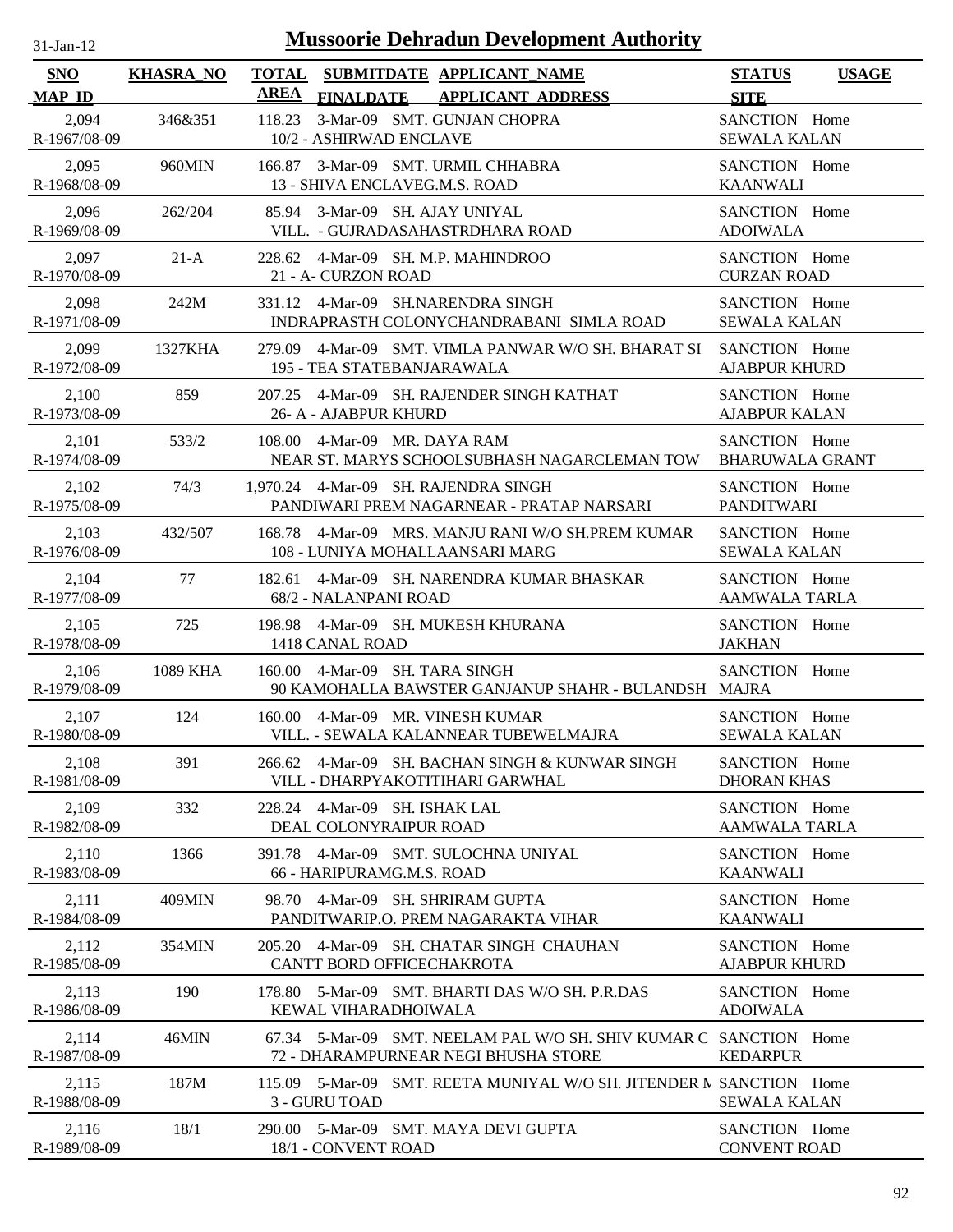# Mussoorie Dehradun Development Authority

31-Jan-12

| SNO / MAP_ID | KHASRA_NO | TOTAL AREA | SUBMITDATE / FINALDATE | APPLICANT_NAME / APPLICANT ADDRESS | STATUS / SITE | USAGE |
|---|---|---|---|---|---|---|
| 2,094 / R-1967/08-09 | 346&351 | 118.23 | 3-Mar-09 | SMT. GUNJAN CHOPRA / 10/2 - ASHIRWAD ENCLAVE | SANCTION / SEWALA KALAN | Home |
| 2,095 / R-1968/08-09 | 960MIN | 166.87 | 3-Mar-09 | SMT. URMIL CHHABRA / 13 - SHIVA ENCLAVEG.M.S. ROAD | SANCTION / KAANWALI | Home |
| 2,096 / R-1969/08-09 | 262/204 | 85.94 | 3-Mar-09 | SH. AJAY UNIYAL / VILL. - GUJRADASAHASTRDHARA ROAD | SANCTION / ADOIWALA | Home |
| 2,097 / R-1970/08-09 | 21-A | 228.62 | 4-Mar-09 | SH. M.P. MAHINDROO / 21 - A- CURZON ROAD | SANCTION / CURZAN ROAD | Home |
| 2,098 / R-1971/08-09 | 242M | 331.12 | 4-Mar-09 | SH.NARENDRA SINGH / INDRAPRASTH COLONYCHANDRABANI SIMLA ROAD | SANCTION / SEWALA KALAN | Home |
| 2,099 / R-1972/08-09 | 1327KHA | 279.09 | 4-Mar-09 | SMT. VIMLA PANWAR W/O SH. BHARAT SI / 195 - TEA STATEBANJARAWALA | SANCTION / AJABPUR KHURD | Home |
| 2,100 / R-1973/08-09 | 859 | 207.25 | 4-Mar-09 | SH. RAJENDER SINGH KATHAT / 26- A - AJABPUR KHURD | SANCTION / AJABPUR KALAN | Home |
| 2,101 / R-1974/08-09 | 533/2 | 108.00 | 4-Mar-09 | MR. DAYA RAM / NEAR ST. MARYS SCHOOLSUBHASH NAGARCLEMAN TOW | SANCTION / BHARUWALA GRANT | Home |
| 2,102 / R-1975/08-09 | 74/3 | 1,970.24 | 4-Mar-09 | SH. RAJENDRA SINGH / PANDIWARI PREM NAGARNEAR - PRATAP NARSARI | SANCTION / PANDITWARI | Home |
| 2,103 / R-1976/08-09 | 432/507 | 168.78 | 4-Mar-09 | MRS. MANJU RANI W/O SH.PREM KUMAR / 108 - LUNIYA MOHALLAANSARI MARG | SANCTION / SEWALA KALAN | Home |
| 2,104 / R-1977/08-09 | 77 | 182.61 | 4-Mar-09 | SH. NARENDRA KUMAR BHASKAR / 68/2 - NALANPANI ROAD | SANCTION / AAMWALA TARLA | Home |
| 2,105 / R-1978/08-09 | 725 | 198.98 | 4-Mar-09 | SH. MUKESH KHURANA / 1418 CANAL ROAD | SANCTION / JAKHAN | Home |
| 2,106 / R-1979/08-09 | 1089 KHA | 160.00 | 4-Mar-09 | SH. TARA SINGH / 90 KAMOHALLA BAWSTER GANJANUP SHAHR - BULANDSH | SANCTION / MAJRA | Home |
| 2,107 / R-1980/08-09 | 124 | 160.00 | 4-Mar-09 | MR. VINESH KUMAR / VILL. - SEWALA KALANNEAR TUBEWELMAJRA | SANCTION / SEWALA KALAN | Home |
| 2,108 / R-1981/08-09 | 391 | 266.62 | 4-Mar-09 | SH. BACHAN SINGH & KUNWAR SINGH / VILL - DHARPYAKOTITIHARI GARWHAL | SANCTION / DHORAN KHAS | Home |
| 2,109 / R-1982/08-09 | 332 | 228.24 | 4-Mar-09 | SH. ISHAK LAL / DEAL COLONYRAIPUR ROAD | SANCTION / AAMWALA TARLA | Home |
| 2,110 / R-1983/08-09 | 1366 | 391.78 | 4-Mar-09 | SMT. SULOCHNA UNIYAL / 66 - HARIPURAMG.M.S. ROAD | SANCTION / KAANWALI | Home |
| 2,111 / R-1984/08-09 | 409MIN | 98.70 | 4-Mar-09 | SH. SHRIRAM GUPTA / PANDITWARIP.O. PREM NAGARAKTA VIHAR | SANCTION / KAANWALI | Home |
| 2,112 / R-1985/08-09 | 354MIN | 205.20 | 4-Mar-09 | SH. CHATAR SINGH CHAUHAN / CANTT BORD OFFICECHAKROTA | SANCTION / AJABPUR KHURD | Home |
| 2,113 / R-1986/08-09 | 190 | 178.80 | 5-Mar-09 | SMT. BHARTI DAS W/O SH. P.R.DAS / KEWAL VIHARADHOIWALA | SANCTION / ADOIWALA | Home |
| 2,114 / R-1987/08-09 | 46MIN | 67.34 | 5-Mar-09 | SMT. NEELAM PAL W/O SH. SHIV KUMAR C / 72 - DHARAMPURNEAR NEGI BHUSHA STORE | SANCTION / KEDARPUR | Home |
| 2,115 / R-1988/08-09 | 187M | 115.09 | 5-Mar-09 | SMT. REETA MUNIYAL W/O SH. JITENDER M / 3 - GURU TOAD | SANCTION / SEWALA KALAN | Home |
| 2,116 / R-1989/08-09 | 18/1 | 290.00 | 5-Mar-09 | SMT. MAYA DEVI GUPTA / 18/1 - CONVENT ROAD | SANCTION / CONVENT ROAD | Home |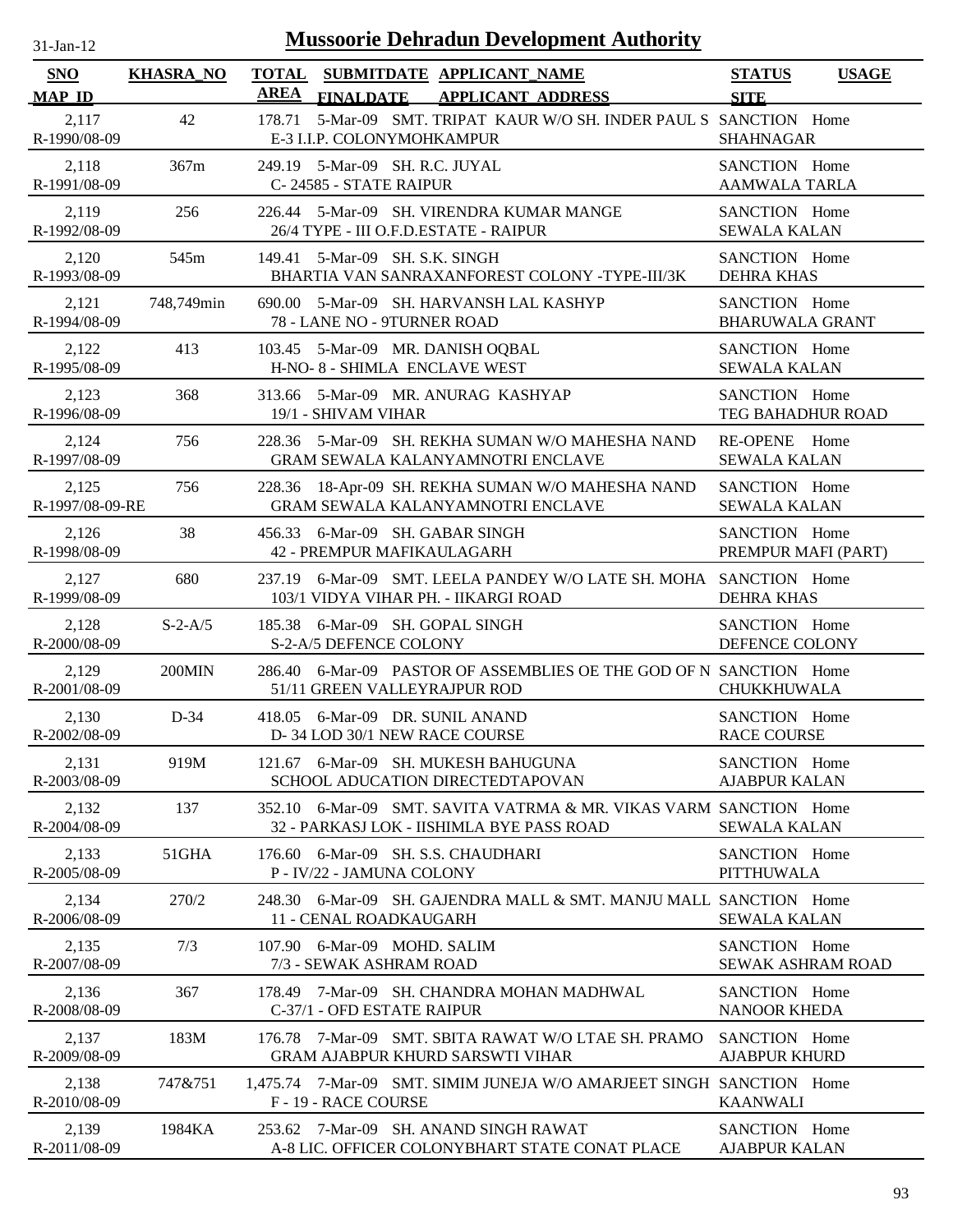# Mussoorie Dehradun Development Authority

31-Jan-12

| SNO / MAP_ID | KHASRA_NO | TOTAL AREA | SUBMITDATE / FINALDATE | APPLICANT_NAME / APPLICANT_ADDRESS | STATUS / SITE | USAGE |
|---|---|---|---|---|---|---|
| 2,117 / R-1990/08-09 | 42 | 178.71 | 5-Mar-09 | SMT. TRIPAT KAUR W/O SH. INDER PAUL S / E-3 I.I.P. COLONYMOHKAMPUR | SANCTION / SHAHNAGAR | Home |
| 2,118 / R-1991/08-09 | 367m | 249.19 | 5-Mar-09 | SH. R.C. JUYAL / C- 24585 - STATE RAIPUR | SANCTION / AAMWALA TARLA | Home |
| 2,119 / R-1992/08-09 | 256 | 226.44 | 5-Mar-09 | SH. VIRENDRA KUMAR MANGE / 26/4 TYPE - III O.F.D.ESTATE - RAIPUR | SANCTION / SEWALA KALAN | Home |
| 2,120 / R-1993/08-09 | 545m | 149.41 | 5-Mar-09 | SH. S.K. SINGH / BHARTIA VAN SANRAXANFOREST COLONY -TYPE-III/3K | SANCTION / DEHRA KHAS | Home |
| 2,121 / R-1994/08-09 | 748,749min | 690.00 | 5-Mar-09 | SH. HARVANSH LAL KASHYP / 78 - LANE NO - 9TURNER ROAD | SANCTION / BHARUWALA GRANT | Home |
| 2,122 / R-1995/08-09 | 413 | 103.45 | 5-Mar-09 | MR. DANISH OQBAL / H-NO- 8 - SHIMLA ENCLAVE WEST | SANCTION / SEWALA KALAN | Home |
| 2,123 / R-1996/08-09 | 368 | 313.66 | 5-Mar-09 | MR. ANURAG KASHYAP / 19/1 - SHIVAM VIHAR | SANCTION / TEG BAHADHUR ROAD | Home |
| 2,124 / R-1997/08-09 | 756 | 228.36 | 5-Mar-09 | SH. REKHA SUMAN W/O MAHESHA NAND / GRAM SEWALA KALANYAMNOTRI ENCLAVE | RE-OPENE / SEWALA KALAN | Home |
| 2,125 / R-1997/08-09-RE | 756 | 228.36 | 18-Apr-09 | SH. REKHA SUMAN W/O MAHESHA NAND / GRAM SEWALA KALANYAMNOTRI ENCLAVE | SANCTION / SEWALA KALAN | Home |
| 2,126 / R-1998/08-09 | 38 | 456.33 | 6-Mar-09 | SH. GABAR SINGH / 42 - PREMPUR MAFIKAULAGARH | SANCTION / PREMPUR MAFI (PART) | Home |
| 2,127 / R-1999/08-09 | 680 | 237.19 | 6-Mar-09 | SMT. LEELA PANDEY W/O LATE SH. MOHA / 103/1 VIDYA VIHAR PH. - IIKARGI ROAD | SANCTION / DEHRA KHAS | Home |
| 2,128 / R-2000/08-09 | S-2-A/5 | 185.38 | 6-Mar-09 | SH. GOPAL SINGH / S-2-A/5 DEFENCE COLONY | SANCTION / DEFENCE COLONY | Home |
| 2,129 / R-2001/08-09 | 200MIN | 286.40 | 6-Mar-09 | PASTOR OF ASSEMBLIES OE THE GOD OF N / 51/11 GREEN VALLEYRAJPUR ROD | SANCTION / CHUKKHUWALA | Home |
| 2,130 / R-2002/08-09 | D-34 | 418.05 | 6-Mar-09 | DR. SUNIL ANAND / D- 34 LOD 30/1 NEW RACE COURSE | SANCTION / RACE COURSE | Home |
| 2,131 / R-2003/08-09 | 919M | 121.67 | 6-Mar-09 | SH. MUKESH BAHUGUNA / SCHOOL ADUCATION DIRECTEDTAPOVAN | SANCTION / AJABPUR KALAN | Home |
| 2,132 / R-2004/08-09 | 137 | 352.10 | 6-Mar-09 | SMT. SAVITA VATRMA & MR. VIKAS VARM / 32 - PARKASJ LOK - IISHIMLA BYE PASS ROAD | SANCTION / SEWALA KALAN | Home |
| 2,133 / R-2005/08-09 | 51GHA | 176.60 | 6-Mar-09 | SH. S.S. CHAUDHARI / P - IV/22 - JAMUNA COLONY | SANCTION / PITTHUWALA | Home |
| 2,134 / R-2006/08-09 | 270/2 | 248.30 | 6-Mar-09 | SH. GAJENDRA MALL & SMT. MANJU MALL / 11 - CENAL ROADKAUGARH | SANCTION / SEWALA KALAN | Home |
| 2,135 / R-2007/08-09 | 7/3 | 107.90 | 6-Mar-09 | MOHD. SALIM / 7/3 - SEWAK ASHRAM ROAD | SANCTION / SEWAK ASHRAM ROAD | Home |
| 2,136 / R-2008/08-09 | 367 | 178.49 | 7-Mar-09 | SH. CHANDRA MOHAN MADHWAL / C-37/1 - OFD ESTATE RAIPUR | SANCTION / NANOOR KHEDA | Home |
| 2,137 / R-2009/08-09 | 183M | 176.78 | 7-Mar-09 | SMT. SBITA RAWAT W/O LTAE SH. PRAMO / GRAM AJABPUR KHURD SARSWTI VIHAR | SANCTION / AJABPUR KHURD | Home |
| 2,138 / R-2010/08-09 | 747&751 | 1,475.74 | 7-Mar-09 | SMT. SIMIM JUNEJA W/O AMARJEET SINGH / F - 19 - RACE COURSE | SANCTION / KAANWALI | Home |
| 2,139 / R-2011/08-09 | 1984KA | 253.62 | 7-Mar-09 | SH. ANAND SINGH RAWAT / A-8 LIC. OFFICER COLONYBHART STATE CONAT PLACE | SANCTION / AJABPUR KALAN | Home |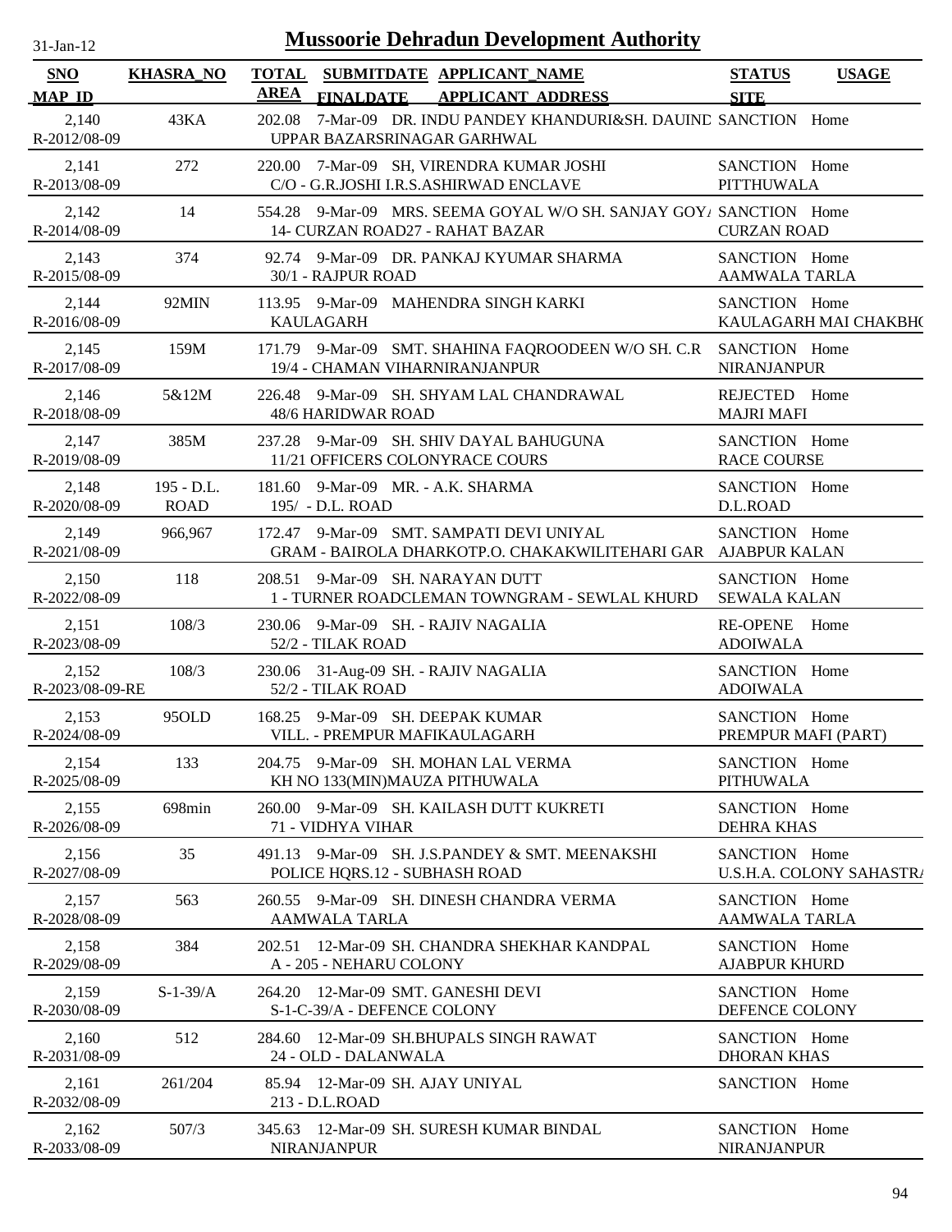31-Jan-12

# Mussoorie Dehradun Development Authority

| SNO MAP_ID | KHASRA_NO | TOTAL AREA | SUBMITDATE FINALDATE | APPLICANT_NAME APPLICANT_ADDRESS | STATUS SITE | USAGE |
|---|---|---|---|---|---|---|
| 2,140 R-2012/08-09 | 43KA | 202.08 | 7-Mar-09 | DR. INDU PANDEY KHANDURI&SH. DAUIND UPPAR BAZARSRINAGAR GARHWAL | SANCTION | Home |
| 2,141 R-2013/08-09 | 272 | 220.00 | 7-Mar-09 | SH, VIRENDRA KUMAR JOSHI C/O - G.R.JOSHI I.R.S.ASHIRWAD ENCLAVE | SANCTION PITTHUWALA | Home |
| 2,142 R-2014/08-09 | 14 | 554.28 | 9-Mar-09 | MRS. SEEMA GOYAL W/O SH. SANJAY GOY/ 14- CURZAN ROAD27 - RAHAT BAZAR | SANCTION CURZAN ROAD | Home |
| 2,143 R-2015/08-09 | 374 | 92.74 | 9-Mar-09 | DR. PANKAJ KYUMAR SHARMA 30/1 - RAJPUR ROAD | SANCTION AAMWALA TARLA | Home |
| 2,144 R-2016/08-09 | 92MIN | 113.95 | 9-Mar-09 | MAHENDRA SINGH KARKI KAULAGARH | SANCTION KAULAGARH MAI CHAKBH( | Home |
| 2,145 R-2017/08-09 | 159M | 171.79 | 9-Mar-09 | SMT. SHAHINA FAQROODEEN W/O SH. C.R 19/4 - CHAMAN VIHARNIRANJANPUR | SANCTION NIRANJANPUR | Home |
| 2,146 R-2018/08-09 | 5&12M | 226.48 | 9-Mar-09 | SH. SHYAM LAL CHANDRAWAL 48/6 HARIDWAR ROAD | REJECTED MAJRI MAFI | Home |
| 2,147 R-2019/08-09 | 385M | 237.28 | 9-Mar-09 | SH. SHIV DAYAL BAHUGUNA 11/21 OFFICERS COLONYRACE COURS | SANCTION RACE COURSE | Home |
| 2,148 R-2020/08-09 | 195 - D.L. ROAD | 181.60 | 9-Mar-09 | MR. - A.K. SHARMA 195/ - D.L. ROAD | SANCTION D.L.ROAD | Home |
| 2,149 R-2021/08-09 | 966,967 | 172.47 | 9-Mar-09 | SMT. SAMPATI DEVI UNIYAL GRAM - BAIROLA DHARKOTP.O. CHAKAKWILITEHARI GAR | SANCTION AJABPUR KALAN | Home |
| 2,150 R-2022/08-09 | 118 | 208.51 | 9-Mar-09 | SH. NARAYAN DUTT 1 - TURNER ROADCLEMAN TOWNGRAM - SEWLAL KHURD | SANCTION SEWALA KALAN | Home |
| 2,151 R-2023/08-09 | 108/3 | 230.06 | 9-Mar-09 | SH. - RAJIV NAGALIA 52/2 - TILAK ROAD | RE-OPENE ADOIWALA | Home |
| 2,152 R-2023/08-09-RE | 108/3 | 230.06 | 31-Aug-09 | SH. - RAJIV NAGALIA 52/2 - TILAK ROAD | SANCTION ADOIWALA | Home |
| 2,153 R-2024/08-09 | 95OLD | 168.25 | 9-Mar-09 | SH. DEEPAK KUMAR VILL. - PREMPUR MAFIKAULAGARH | SANCTION PREMPUR MAFI (PART) | Home |
| 2,154 R-2025/08-09 | 133 | 204.75 | 9-Mar-09 | SH. MOHAN LAL VERMA KH NO 133(MIN)MAUZA PITHUWALA | SANCTION PITHUWALA | Home |
| 2,155 R-2026/08-09 | 698min | 260.00 | 9-Mar-09 | SH. KAILASH DUTT KUKRETI 71 - VIDHYA VIHAR | SANCTION DEHRA KHAS | Home |
| 2,156 R-2027/08-09 | 35 | 491.13 | 9-Mar-09 | SH. J.S.PANDEY & SMT. MEENAKSHI POLICE HQRS.12 - SUBHASH ROAD | SANCTION U.S.H.A. COLONY SAHASTR/ | Home |
| 2,157 R-2028/08-09 | 563 | 260.55 | 9-Mar-09 | SH. DINESH CHANDRA VERMA AAMWALA TARLA | SANCTION AAMWALA TARLA | Home |
| 2,158 R-2029/08-09 | 384 | 202.51 | 12-Mar-09 | SH. CHANDRA SHEKHAR KANDPAL A - 205 - NEHARU COLONY | SANCTION AJABPUR KHURD | Home |
| 2,159 R-2030/08-09 | S-1-39/A | 264.20 | 12-Mar-09 | SMT. GANESHI DEVI S-1-C-39/A - DEFENCE COLONY | SANCTION DEFENCE COLONY | Home |
| 2,160 R-2031/08-09 | 512 | 284.60 | 12-Mar-09 | SH.BHUPALS SINGH RAWAT 24 - OLD - DALANWALA | SANCTION DHORAN KHAS | Home |
| 2,161 R-2032/08-09 | 261/204 | 85.94 | 12-Mar-09 | SH. AJAY UNIYAL 213 - D.L.ROAD | SANCTION | Home |
| 2,162 R-2033/08-09 | 507/3 | 345.63 | 12-Mar-09 | SH. SURESH KUMAR BINDAL NIRANJANPUR | SANCTION NIRANJANPUR | Home |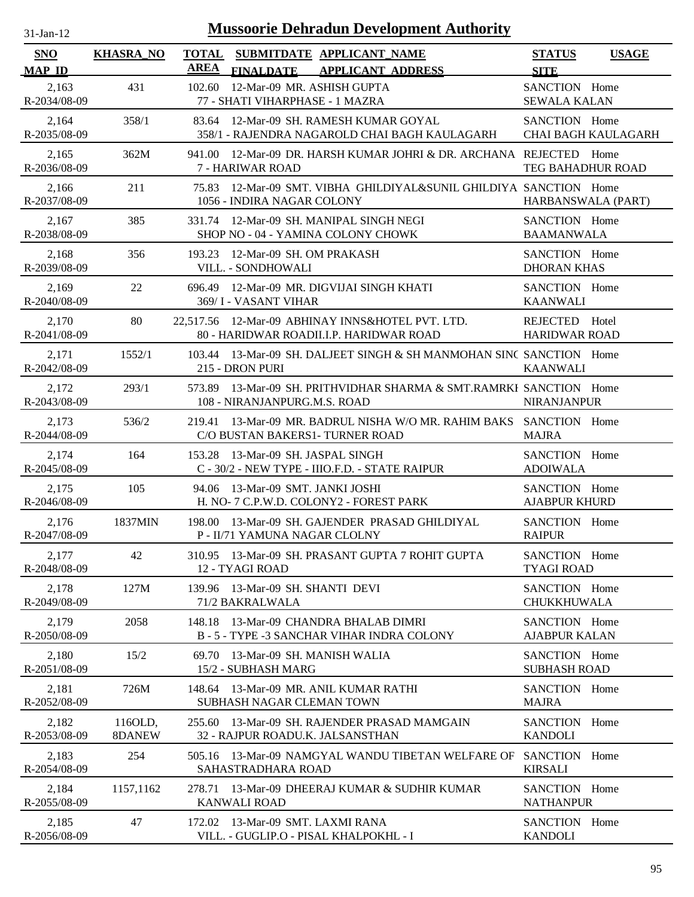# Mussoorie Dehradun Development Authority

31-Jan-12

| SNO / MAP_ID | KHASRA_NO | TOTAL AREA | SUBMITDATE / FINALDATE | APPLICANT_NAME / APPLICANT_ADDRESS | STATUS / SITE | USAGE |
|---|---|---|---|---|---|---|
| 2,163 / R-2034/08-09 | 431 | 102.60 | 12-Mar-09 | MR. ASHISH GUPTA / 77 - SHATI VIHARPHASE - 1 MAZRA | SANCTION / SEWALA KALAN | Home |
| 2,164 / R-2035/08-09 | 358/1 | 83.64 | 12-Mar-09 | SH. RAMESH KUMAR GOYAL / 358/1 - RAJENDRA NAGAROLD CHAI BAGH KAULAGARH | SANCTION / CHAI BAGH KAULAGARH | Home |
| 2,165 / R-2036/08-09 | 362M | 941.00 | 12-Mar-09 | DR. HARSH KUMAR JOHRI & DR. ARCHANA / 7 - HARIWAR ROAD | REJECTED / TEG BAHADHUR ROAD | Home |
| 2,166 / R-2037/08-09 | 211 | 75.83 | 12-Mar-09 | SMT. VIBHA GHILDIYAL&SUNIL GHILDIYA / 1056 - INDIRA NAGAR COLONY | SANCTION / HARBANSWALA (PART) | Home |
| 2,167 / R-2038/08-09 | 385 | 331.74 | 12-Mar-09 | SH. MANIPAL SINGH NEGI / SHOP NO - 04 - YAMINA COLONY CHOWK | SANCTION / BAAMANWALA | Home |
| 2,168 / R-2039/08-09 | 356 | 193.23 | 12-Mar-09 | SH. OM PRAKASH / VILL. - SONDHOWALI | SANCTION / DHORAN KHAS | Home |
| 2,169 / R-2040/08-09 | 22 | 696.49 | 12-Mar-09 | MR. DIGVIJAI SINGH KHATI / 369/ I - VASANT VIHAR | SANCTION / KAANWALI | Home |
| 2,170 / R-2041/08-09 | 80 | 22,517.56 | 12-Mar-09 | ABHINAY INNS&HOTEL PVT. LTD. / 80 - HARIDWAR ROADII.I.P. HARIDWAR ROAD | REJECTED / HARIDWAR ROAD | Hotel |
| 2,171 / R-2042/08-09 | 1552/1 | 103.44 | 13-Mar-09 | SH. DALJEET SINGH & SH MANMOHAN SINC / 215 - DRON PURI | SANCTION / KAANWALI | Home |
| 2,172 / R-2043/08-09 | 293/1 | 573.89 | 13-Mar-09 | SH. PRITHVIDHAR SHARMA & SMT.RAMRKI / 108 - NIRANJANPURG.M.S. ROAD | SANCTION / NIRANJANPUR | Home |
| 2,173 / R-2044/08-09 | 536/2 | 219.41 | 13-Mar-09 | MR. BADRUL NISHA W/O MR. RAHIM BAKS / C/O BUSTAN BAKERS1- TURNER ROAD | SANCTION / MAJRA | Home |
| 2,174 / R-2045/08-09 | 164 | 153.28 | 13-Mar-09 | SH. JASPAL SINGH / C - 30/2 - NEW TYPE - IIIO.F.D. - STATE RAIPUR | SANCTION / ADOIWALA | Home |
| 2,175 / R-2046/08-09 | 105 | 94.06 | 13-Mar-09 | SMT. JANKI JOSHI / H. NO- 7 C.P.W.D. COLONY2 - FOREST PARK | SANCTION / AJABPUR KHURD | Home |
| 2,176 / R-2047/08-09 | 1837MIN | 198.00 | 13-Mar-09 | SH. GAJENDER PRASAD GHILDIYAL / P - II/71 YAMUNA NAGAR CLOLNY | SANCTION / RAIPUR | Home |
| 2,177 / R-2048/08-09 | 42 | 310.95 | 13-Mar-09 | SH. PRASANT GUPTA 7 ROHIT GUPTA / 12 - TYAGI ROAD | SANCTION / TYAGI ROAD | Home |
| 2,178 / R-2049/08-09 | 127M | 139.96 | 13-Mar-09 | SH. SHANTI DEVI / 71/2 BAKRALWALA | SANCTION / CHUKKHUWALA | Home |
| 2,179 / R-2050/08-09 | 2058 | 148.18 | 13-Mar-09 | CHANDRA BHALAB DIMRI / B - 5 - TYPE -3 SANCHAR VIHAR INDRA COLONY | SANCTION / AJABPUR KALAN | Home |
| 2,180 / R-2051/08-09 | 15/2 | 69.70 | 13-Mar-09 | SH. MANISH WALIA / 15/2 - SUBHASH MARG | SANCTION / SUBHASH ROAD | Home |
| 2,181 / R-2052/08-09 | 726M | 148.64 | 13-Mar-09 | MR. ANIL KUMAR RATHI / SUBHASH NAGAR CLEMAN TOWN | SANCTION / MAJRA | Home |
| 2,182 / R-2053/08-09 | 116OLD, 8DANEW | 255.60 | 13-Mar-09 | SH. RAJENDER PRASAD MAMGAIN / 32 - RAJPUR ROADU.K. JALSANSTHAN | SANCTION / KANDOLI | Home |
| 2,183 / R-2054/08-09 | 254 | 505.16 | 13-Mar-09 | NAMGYAL WANDU TIBETAN WELFARE OF / SAHASTRADHARA ROAD | SANCTION / KIRSALI | Home |
| 2,184 / R-2055/08-09 | 1157,1162 | 278.71 | 13-Mar-09 | DHEERAJ KUMAR & SUDHIR KUMAR / KANWALI ROAD | SANCTION / NATHANPUR | Home |
| 2,185 / R-2056/08-09 | 47 | 172.02 | 13-Mar-09 | SMT. LAXMI RANA / VILL. - GUGLIP.O - PISAL KHALPOKHL - I | SANCTION / KANDOLI | Home |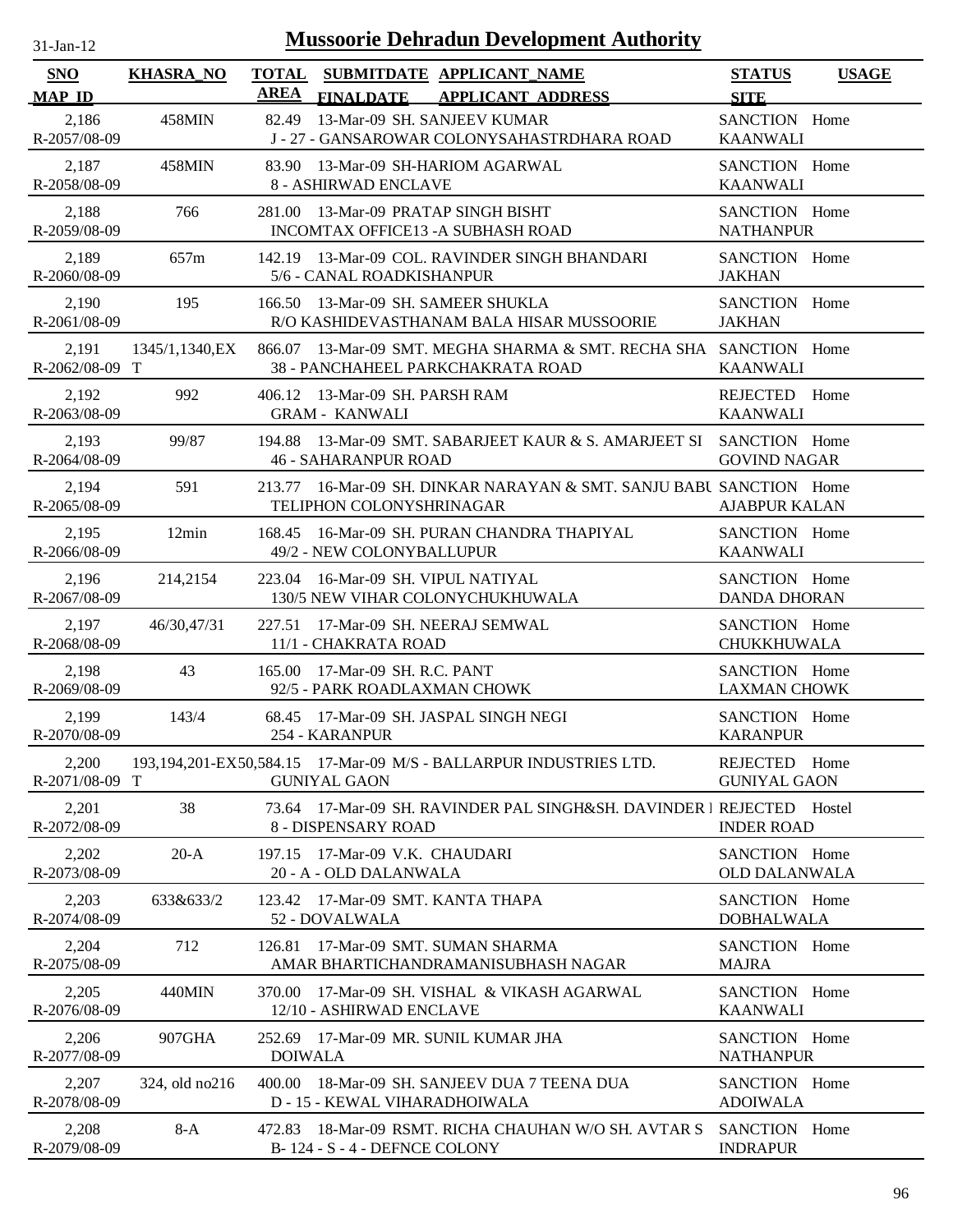# Mussoorie Dehradun Development Authority

31-Jan-12

| SNO / MAP_ID | KHASRA_NO | TOTAL AREA | SUBMITDATE / FINALDATE | APPLICANT_NAME / APPLICANT_ADDRESS | STATUS / SITE | USAGE |
|---|---|---|---|---|---|---|
| 2,186 / R-2057/08-09 | 458MIN | 82.49 | 13-Mar-09 | SH. SANJEEV KUMAR / J - 27 - GANSAROWAR COLONYSAHASTRDHARA ROAD | SANCTION / KAANWALI | Home |
| 2,187 / R-2058/08-09 | 458MIN | 83.90 | 13-Mar-09 | SH-HARIOM AGARWAL / 8 - ASHIRWAD ENCLAVE | SANCTION / KAANWALI | Home |
| 2,188 / R-2059/08-09 | 766 | 281.00 | 13-Mar-09 | PRATAP SINGH BISHT / INCOMTAX OFFICE13 -A SUBHASH ROAD | SANCTION / NATHANPUR | Home |
| 2,189 / R-2060/08-09 | 657m | 142.19 | 13-Mar-09 | COL. RAVINDER SINGH BHANDARI / 5/6 - CANAL ROADKISHANPUR | SANCTION / JAKHAN | Home |
| 2,190 / R-2061/08-09 | 195 | 166.50 | 13-Mar-09 | SH. SAMEER SHUKLA / R/O KASHIDEVASTHANAM BALA HISAR MUSSOORIE | SANCTION / JAKHAN | Home |
| 2,191 / R-2062/08-09 | 1345/1,1340,EXT | 866.07 | 13-Mar-09 | SMT. MEGHA SHARMA & SMT. RECHA SHA / 38 - PANCHAHEEL PARKCHAKRATA ROAD | SANCTION / KAANWALI | Home |
| 2,192 / R-2063/08-09 | 992 | 406.12 | 13-Mar-09 | SH. PARSH RAM / GRAM - KANWALI | REJECTED / KAANWALI | Home |
| 2,193 / R-2064/08-09 | 99/87 | 194.88 | 13-Mar-09 | SMT. SABARJEET KAUR & S. AMARJEET SI / 46 - SAHARANPUR ROAD | SANCTION / GOVIND NAGAR | Home |
| 2,194 / R-2065/08-09 | 591 | 213.77 | 16-Mar-09 | SH. DINKAR NARAYAN & SMT. SANJU BABU / TELIPHON COLONYSHRINAGAR | SANCTION / AJABPUR KALAN | Home |
| 2,195 / R-2066/08-09 | 12min | 168.45 | 16-Mar-09 | SH. PURAN CHANDRA THAPIYAL / 49/2 - NEW COLONYBALLUPUR | SANCTION / KAANWALI | Home |
| 2,196 / R-2067/08-09 | 214,2154 | 223.04 | 16-Mar-09 | SH. VIPUL NATIYAL / 130/5 NEW VIHAR COLONYCHUKHUWALA | SANCTION / DANDA DHORAN | Home |
| 2,197 / R-2068/08-09 | 46/30,47/31 | 227.51 | 17-Mar-09 | SH. NEERAJ SEMWAL / 11/1 - CHAKRATA ROAD | SANCTION / CHUKKHUWALA | Home |
| 2,198 / R-2069/08-09 | 43 | 165.00 | 17-Mar-09 | SH. R.C. PANT / 92/5 - PARK ROADLAXMAN CHOWK | SANCTION / LAXMAN CHOWK | Home |
| 2,199 / R-2070/08-09 | 143/4 | 68.45 | 17-Mar-09 | SH. JASPAL SINGH NEGI / 254 - KARANPUR | SANCTION / KARANPUR | Home |
| 2,200 / R-2071/08-09 | 193,194,201-EXT | 50,584.15 | 17-Mar-09 | M/S - BALLARPUR INDUSTRIES LTD. / GUNIYAL GAON | REJECTED / GUNIYAL GAON | Home |
| 2,201 / R-2072/08-09 | 38 | 73.64 | 17-Mar-09 | SH. RAVINDER PAL SINGH&SH. DAVINDER I / 8 - DISPENSARY ROAD | REJECTED / INDER ROAD | Hostel |
| 2,202 / R-2073/08-09 | 20-A | 197.15 | 17-Mar-09 | V.K. CHAUDARI / 20 - A - OLD DALANWALA | SANCTION / OLD DALANWALA | Home |
| 2,203 / R-2074/08-09 | 633&633/2 | 123.42 | 17-Mar-09 | SMT. KANTA THAPA / 52 - DOVALWALA | SANCTION / DOBHALWALA | Home |
| 2,204 / R-2075/08-09 | 712 | 126.81 | 17-Mar-09 | SMT. SUMAN SHARMA / AMAR BHARTICHANDRAMANISUBHASH NAGAR | SANCTION / MAJRA | Home |
| 2,205 / R-2076/08-09 | 440MIN | 370.00 | 17-Mar-09 | SH. VISHAL & VIKASH AGARWAL / 12/10 - ASHIRWAD ENCLAVE | SANCTION / KAANWALI | Home |
| 2,206 / R-2077/08-09 | 907GHA | 252.69 | 17-Mar-09 | MR. SUNIL KUMAR JHA / DOIWALA | SANCTION / NATHANPUR | Home |
| 2,207 / R-2078/08-09 | 324, old no216 | 400.00 | 18-Mar-09 | SH. SANJEEV DUA 7 TEENA DUA / D - 15 - KEWAL VIHARADHOIWALA | SANCTION / ADOIWALA | Home |
| 2,208 / R-2079/08-09 | 8-A | 472.83 | 18-Mar-09 | RSMT. RICHA CHAUHAN W/O SH. AVTAR S / B- 124 - S - 4 - DEFNCE COLONY | SANCTION / INDRAPUR | Home |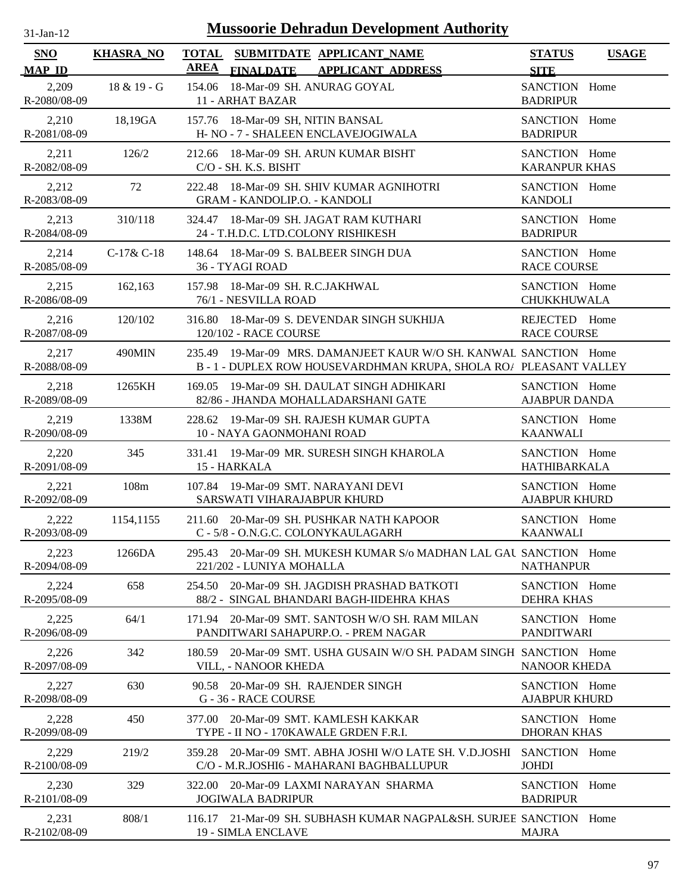# Mussoorie Dehradun Development Authority

31-Jan-12

| SNO / MAP_ID | KHASRA_NO | TOTAL AREA | SUBMITDATE / FINALDATE | APPLICANT_NAME / APPLICANT ADDRESS | STATUS / SITE | USAGE |
|---|---|---|---|---|---|---|
| 2,209 / R-2080/08-09 | 18 & 19 - G | 154.06 | 18-Mar-09 | SH. ANURAG GOYAL / 11 - ARHAT BAZAR | SANCTION / BADRIPUR | Home |
| 2,210 / R-2081/08-09 | 18,19GA | 157.76 | 18-Mar-09 | SH, NITIN BANSAL / H- NO - 7 - SHALEEN ENCLAVEJOGIWALA | SANCTION / BADRIPUR | Home |
| 2,211 / R-2082/08-09 | 126/2 | 212.66 | 18-Mar-09 | SH. ARUN KUMAR BISHT / C/O - SH. K.S. BISHT | SANCTION / KARANPUR KHAS | Home |
| 2,212 / R-2083/08-09 | 72 | 222.48 | 18-Mar-09 | SH. SHIV KUMAR AGNIHOTRI / GRAM - KANDOLIP.O. - KANDOLI | SANCTION / KANDOLI | Home |
| 2,213 / R-2084/08-09 | 310/118 | 324.47 | 18-Mar-09 | SH. JAGAT RAM KUTHARI / 24 - T.H.D.C. LTD.COLONY RISHIKESH | SANCTION / BADRIPUR | Home |
| 2,214 / R-2085/08-09 | C-17& C-18 | 148.64 | 18-Mar-09 | S. BALBEER SINGH DUA / 36 - TYAGI ROAD | SANCTION / RACE COURSE | Home |
| 2,215 / R-2086/08-09 | 162,163 | 157.98 | 18-Mar-09 | SH. R.C.JAKHWAL / 76/1 - NESVILLA ROAD | SANCTION / CHUKKHUWALA | Home |
| 2,216 / R-2087/08-09 | 120/102 | 316.80 | 18-Mar-09 | S. DEVENDAR SINGH SUKHIJA / 120/102 - RACE COURSE | REJECTED / RACE COURSE | Home |
| 2,217 / R-2088/08-09 | 490MIN | 235.49 | 19-Mar-09 | MRS. DAMANJEET KAUR W/O SH. KANWAL / B - 1 - DUPLEX ROW HOUSEVARDHMAN KRUPA, SHOLA RO/ | SANCTION / PLEASANT VALLEY | Home |
| 2,218 / R-2089/08-09 | 1265KH | 169.05 | 19-Mar-09 | SH. DAULAT SINGH ADHIKARI / 82/86 - JHANDA MOHALLADARSHANI GATE | SANCTION / AJABPUR DANDA | Home |
| 2,219 / R-2090/08-09 | 1338M | 228.62 | 19-Mar-09 | SH. RAJESH KUMAR GUPTA / 10 - NAYA GAONMOHANI ROAD | SANCTION / KAANWALI | Home |
| 2,220 / R-2091/08-09 | 345 | 331.41 | 19-Mar-09 | MR. SURESH SINGH KHAROLA / 15 - HARKALA | SANCTION / HATHIBARKALA | Home |
| 2,221 / R-2092/08-09 | 108m | 107.84 | 19-Mar-09 | SMT. NARAYANI DEVI / SARSWATI VIHARAJABPUR KHURD | SANCTION / AJABPUR KHURD | Home |
| 2,222 / R-2093/08-09 | 1154,1155 | 211.60 | 20-Mar-09 | SH. PUSHKAR NATH KAPOOR / C - 5/8 - O.N.G.C. COLONYKAULAGARH | SANCTION / KAANWALI | Home |
| 2,223 / R-2094/08-09 | 1266DA | 295.43 | 20-Mar-09 | SH. MUKESH KUMAR S/o MADHAN LAL GAU / 221/202 - LUNIYA MOHALLA | SANCTION / NATHANPUR | Home |
| 2,224 / R-2095/08-09 | 658 | 254.50 | 20-Mar-09 | SH. JAGDISH PRASHAD BATKOTI / 88/2 - SINGAL BHANDARI BAGH-IIDEHRA KHAS | SANCTION / DEHRA KHAS | Home |
| 2,225 / R-2096/08-09 | 64/1 | 171.94 | 20-Mar-09 | SMT. SANTOSH W/O SH. RAM MILAN / PANDITWARI SAHAPURP.O. - PREM NAGAR | SANCTION / PANDITWARI | Home |
| 2,226 / R-2097/08-09 | 342 | 180.59 | 20-Mar-09 | SMT. USHA GUSAIN W/O SH. PADAM SINGH / VILL, - NANOOR KHEDA | SANCTION / NANOOR KHEDA | Home |
| 2,227 / R-2098/08-09 | 630 | 90.58 | 20-Mar-09 | SH. RAJENDER SINGH / G - 36 - RACE COURSE | SANCTION / AJABPUR KHURD | Home |
| 2,228 / R-2099/08-09 | 450 | 377.00 | 20-Mar-09 | SMT. KAMLESH KAKKAR / TYPE - II NO - 170KAWALE GRDEN F.R.I. | SANCTION / DHORAN KHAS | Home |
| 2,229 / R-2100/08-09 | 219/2 | 359.28 | 20-Mar-09 | SMT. ABHA JOSHI W/O LATE SH. V.D.JOSHI / C/O - M.R.JOSHI6 - MAHARANI BAGHBALLUPUR | SANCTION / JOHDI | Home |
| 2,230 / R-2101/08-09 | 329 | 322.00 | 20-Mar-09 | LAXMI NARAYAN SHARMA / JOGIWALA BADRIPUR | SANCTION / BADRIPUR | Home |
| 2,231 / R-2102/08-09 | 808/1 | 116.17 | 21-Mar-09 | SH. SUBHASH KUMAR NAGPAL&SH. SURJEE / 19 - SIMLA ENCLAVE | SANCTION / MAJRA | Home |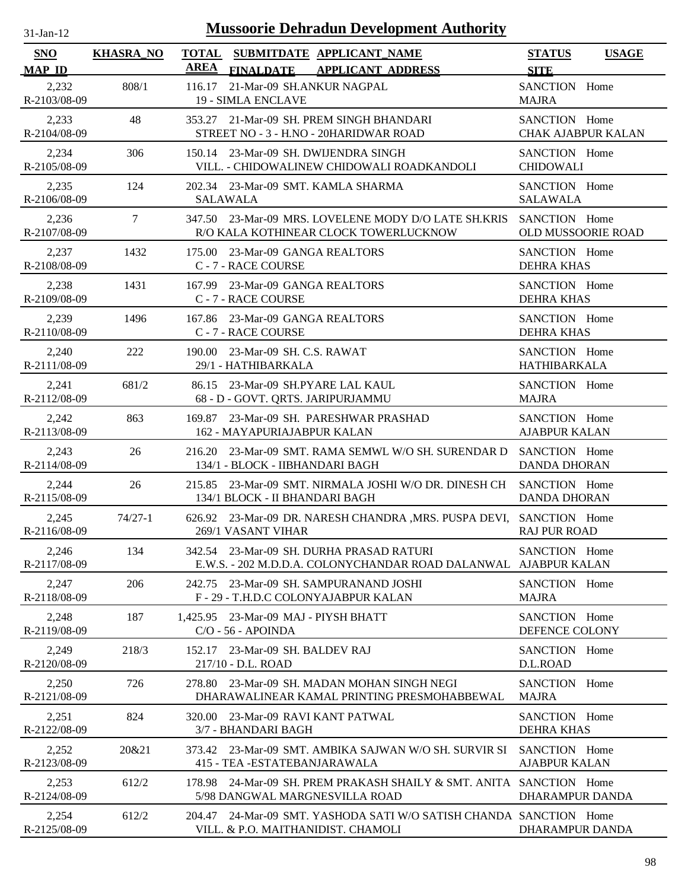# Mussoorie Dehradun Development Authority

| SNO / MAP_ID | KHASRA_NO | TOTAL AREA | SUBMITDATE / FINALDATE | APPLICANT_NAME / APPLICANT ADDRESS | STATUS / SITE | USAGE |
|---|---|---|---|---|---|---|
| 2,232 / R-2103/08-09 | 808/1 | 116.17 | 21-Mar-09 | SH.ANKUR NAGPAL / 19 - SIMLA ENCLAVE | SANCTION / MAJRA | Home |
| 2,233 / R-2104/08-09 | 48 | 353.27 | 21-Mar-09 | SH. PREM SINGH BHANDARI / STREET NO - 3 - H.NO - 20HARIDWAR ROAD | SANCTION / CHAK AJABPUR KALAN | Home |
| 2,234 / R-2105/08-09 | 306 | 150.14 | 23-Mar-09 | SH. DWIJENDRA SINGH / VILL. - CHIDOWALINEW CHIDOWALI ROADKANDOLI | SANCTION / CHIDOWALI | Home |
| 2,235 / R-2106/08-09 | 124 | 202.34 | 23-Mar-09 | SMT. KAMLA SHARMA / SALAWALA | SANCTION / SALAWALA | Home |
| 2,236 / R-2107/08-09 | 7 | 347.50 | 23-Mar-09 | MRS. LOVELENE MODY D/O LATE SH.KRIS / R/O KALA KOTHINEAR CLOCK TOWERLUCKNOW | SANCTION / OLD MUSSOORIE ROAD | Home |
| 2,237 / R-2108/08-09 | 1432 | 175.00 | 23-Mar-09 | GANGA REALTORS / C - 7 - RACE COURSE | SANCTION / DEHRA KHAS | Home |
| 2,238 / R-2109/08-09 | 1431 | 167.99 | 23-Mar-09 | GANGA REALTORS / C - 7 - RACE COURSE | SANCTION / DEHRA KHAS | Home |
| 2,239 / R-2110/08-09 | 1496 | 167.86 | 23-Mar-09 | GANGA REALTORS / C - 7 - RACE COURSE | SANCTION / DEHRA KHAS | Home |
| 2,240 / R-2111/08-09 | 222 | 190.00 | 23-Mar-09 | SH. C.S. RAWAT / 29/1 - HATHIBARKALA | SANCTION / HATHIBARKALA | Home |
| 2,241 / R-2112/08-09 | 681/2 | 86.15 | 23-Mar-09 | SH.PYARE LAL KAUL / 68 - D - GOVT. QRTS. JARIPURJAMMU | SANCTION / MAJRA | Home |
| 2,242 / R-2113/08-09 | 863 | 169.87 | 23-Mar-09 | SH. PARESHWAR PRASHAD / 162 - MAYAPURIAJABPUR KALAN | SANCTION / AJABPUR KALAN | Home |
| 2,243 / R-2114/08-09 | 26 | 216.20 | 23-Mar-09 | SMT. RAMA SEMWL W/O SH. SURENDAR D / 134/1 - BLOCK - IIBHANDARI BAGH | SANCTION / DANDA DHORAN | Home |
| 2,244 / R-2115/08-09 | 26 | 215.85 | 23-Mar-09 | SMT. NIRMALA JOSHI W/O DR. DINESH CH / 134/1 BLOCK - II BHANDARI BAGH | SANCTION / DANDA DHORAN | Home |
| 2,245 / R-2116/08-09 | 74/27-1 | 626.92 | 23-Mar-09 | DR. NARESH CHANDRA ,MRS. PUSPA DEVI, / 269/1 VASANT VIHAR | SANCTION / RAJ PUR ROAD | Home |
| 2,246 / R-2117/08-09 | 134 | 342.54 | 23-Mar-09 | SH. DURHA PRASAD RATURI / E.W.S. - 202 M.D.D.A. COLONYCHANDAR ROAD DALANWAL | SANCTION / AJABPUR KALAN | Home |
| 2,247 / R-2118/08-09 | 206 | 242.75 | 23-Mar-09 | SH. SAMPURANAND JOSHI / F - 29 - T.H.D.C COLONYAJABPUR KALAN | SANCTION / MAJRA | Home |
| 2,248 / R-2119/08-09 | 187 | 1,425.95 | 23-Mar-09 | MAJ - PIYSH BHATT / C/O - 56 - APOINDA | SANCTION / DEFENCE COLONY | Home |
| 2,249 / R-2120/08-09 | 218/3 | 152.17 | 23-Mar-09 | SH. BALDEV RAJ / 217/10 - D.L. ROAD | SANCTION / D.L.ROAD | Home |
| 2,250 / R-2121/08-09 | 726 | 278.80 | 23-Mar-09 | SH. MADAN MOHAN SINGH NEGI / DHARAWALINEAR KAMAL PRINTING PRESMOHABBEWAL | SANCTION / MAJRA | Home |
| 2,251 / R-2122/08-09 | 824 | 320.00 | 23-Mar-09 | RAVI KANT PATWAL / 3/7 - BHANDARI BAGH | SANCTION / DEHRA KHAS | Home |
| 2,252 / R-2123/08-09 | 20&21 | 373.42 | 23-Mar-09 | SMT. AMBIKA SAJWAN W/O SH. SURVIR SI / 415 - TEA -ESTATEBANJARAWALA | SANCTION / AJABPUR KALAN | Home |
| 2,253 / R-2124/08-09 | 612/2 | 178.98 | 24-Mar-09 | SH. PREM PRAKASH SHAILY & SMT. ANITA / 5/98 DANGWAL MARGNESVILLA ROAD | SANCTION / DHARAMPUR DANDA | Home |
| 2,254 / R-2125/08-09 | 612/2 | 204.47 | 24-Mar-09 | SMT. YASHODA SATI W/O SATISH CHANDA / VILL. & P.O. MAITHANIDIST. CHAMOLI | SANCTION / DHARAMPUR DANDA | Home |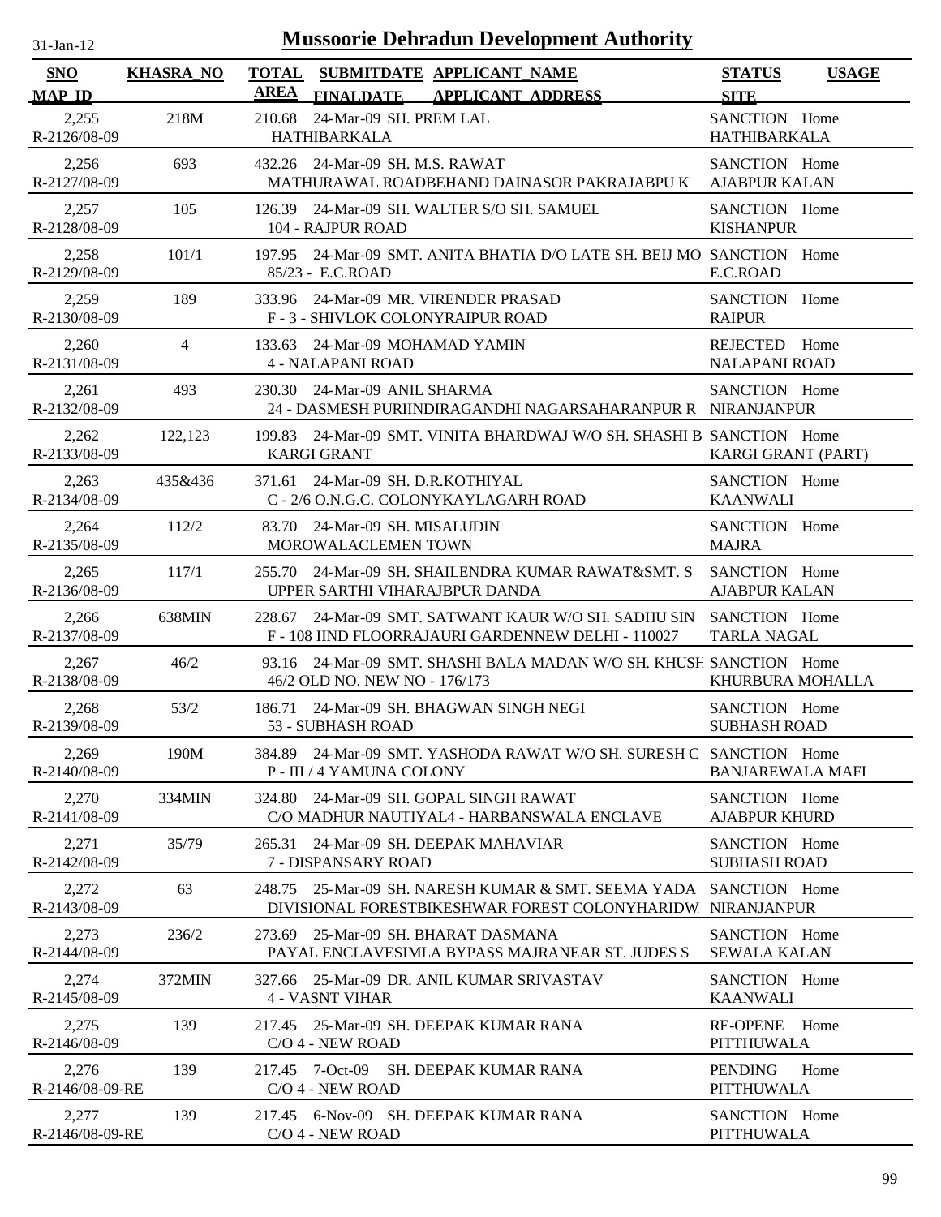# Mussoorie Dehradun Development Authority

31-Jan-12

| SNO<br>MAP_ID | KHASRA_NO | TOTAL AREA | SUBMITDATE<br>FINALDATE | APPLICANT_NAME<br>APPLICANT_ADDRESS | STATUS<br>SITE | USAGE |
|---|---|---|---|---|---|---|
| 2,255<br>R-2126/08-09 | 218M | 210.68 | 24-Mar-09 | SH. PREM LAL<br>HATHIBARKALA | SANCTION<br>HATHIBARKALA | Home |
| 2,256<br>R-2127/08-09 | 693 | 432.26 | 24-Mar-09 | SH. M.S. RAWAT<br>MATHURAWAL ROADBEHAND DAINASOR PAKRAJABPU K | SANCTION<br>AJABPUR KALAN | Home |
| 2,257<br>R-2128/08-09 | 105 | 126.39 | 24-Mar-09 | SH. WALTER S/O SH. SAMUEL<br>104 - RAJPUR ROAD | SANCTION<br>KISHANPUR | Home |
| 2,258<br>R-2129/08-09 | 101/1 | 197.95 | 24-Mar-09 | SMT. ANITA BHATIA D/O LATE SH. BEIJ MO<br>85/23 - E.C.ROAD | SANCTION<br>E.C.ROAD | Home |
| 2,259<br>R-2130/08-09 | 189 | 333.96 | 24-Mar-09 | MR. VIRENDER PRASAD<br>F - 3 - SHIVLOK COLONYRAIPUR ROAD | SANCTION<br>RAIPUR | Home |
| 2,260<br>R-2131/08-09 | 4 | 133.63 | 24-Mar-09 | MOHAMAD YAMIN<br>4 - NALAPANI ROAD | REJECTED<br>NALAPANI ROAD | Home |
| 2,261<br>R-2132/08-09 | 493 | 230.30 | 24-Mar-09 | ANIL SHARMA<br>24 - DASMESH PURIINDIRAGANDHI NAGARSAHARANPUR R | SANCTION<br>NIRANJANPUR | Home |
| 2,262<br>R-2133/08-09 | 122,123 | 199.83 | 24-Mar-09 | SMT. VINITA BHARDWAJ W/O SH. SHASHI B<br>KARGI GRANT | SANCTION<br>KARGI GRANT (PART) | Home |
| 2,263<br>R-2134/08-09 | 435&436 | 371.61 | 24-Mar-09 | SH. D.R.KOTHIYAL<br>C - 2/6 O.N.G.C. COLONYKAYLAGARH ROAD | SANCTION<br>KAANWALI | Home |
| 2,264<br>R-2135/08-09 | 112/2 | 83.70 | 24-Mar-09 | SH. MISALUDIN<br>MOROWALACLEMEN TOWN | SANCTION<br>MAJRA | Home |
| 2,265<br>R-2136/08-09 | 117/1 | 255.70 | 24-Mar-09 | SH. SHAILENDRA KUMAR RAWAT&SMT. S<br>UPPER SARTHI VIHARAJBPUR DANDA | SANCTION<br>AJABPUR KALAN | Home |
| 2,266<br>R-2137/08-09 | 638MIN | 228.67 | 24-Mar-09 | SMT. SATWANT KAUR W/O SH. SADHU SIN<br>F - 108 IIND FLOORRAJAURI GARDENNEW DELHI - 110027 | SANCTION<br>TARLA NAGAL | Home |
| 2,267<br>R-2138/08-09 | 46/2 | 93.16 | 24-Mar-09 | SMT. SHASHI BALA MADAN W/O SH. KHUSH<br>46/2 OLD NO. NEW NO - 176/173 | SANCTION<br>KHURBURA MOHALLA | Home |
| 2,268<br>R-2139/08-09 | 53/2 | 186.71 | 24-Mar-09 | SH. BHAGWAN SINGH NEGI<br>53 - SUBHASH ROAD | SANCTION<br>SUBHASH ROAD | Home |
| 2,269<br>R-2140/08-09 | 190M | 384.89 | 24-Mar-09 | SMT. YASHODA RAWAT W/O SH. SURESH C<br>P - III / 4 YAMUNA COLONY | SANCTION<br>BANJAREWALA MAFI | Home |
| 2,270<br>R-2141/08-09 | 334MIN | 324.80 | 24-Mar-09 | SH. GOPAL SINGH RAWAT<br>C/O MADHUR NAUTIYAL4 - HARBANSWALA ENCLAVE | SANCTION<br>AJABPUR KHURD | Home |
| 2,271<br>R-2142/08-09 | 35/79 | 265.31 | 24-Mar-09 | SH. DEEPAK MAHAVIAR<br>7 - DISPANSARY ROAD | SANCTION<br>SUBHASH ROAD | Home |
| 2,272<br>R-2143/08-09 | 63 | 248.75 | 25-Mar-09 | SH. NARESH KUMAR & SMT. SEEMA YADA<br>DIVISIONAL FORESTBIKESHWAR FOREST COLONYHARIDW | SANCTION<br>NIRANJANPUR | Home |
| 2,273<br>R-2144/08-09 | 236/2 | 273.69 | 25-Mar-09 | SH. BHARAT DASMANA<br>PAYAL ENCLAVESIMLA BYPASS MAJRANEAR ST. JUDES S | SANCTION<br>SEWALA KALAN | Home |
| 2,274<br>R-2145/08-09 | 372MIN | 327.66 | 25-Mar-09 | DR. ANIL KUMAR SRIVASTAV<br>4 - VASNT VIHAR | SANCTION<br>KAANWALI | Home |
| 2,275<br>R-2146/08-09 | 139 | 217.45 | 25-Mar-09 | SH. DEEPAK KUMAR RANA<br>C/O 4 - NEW ROAD | RE-OPENE<br>PITTHUWALA | Home |
| 2,276<br>R-2146/08-09-RE | 139 | 217.45 | 7-Oct-09 | SH. DEEPAK KUMAR RANA<br>C/O 4 - NEW ROAD | PENDING<br>PITTHUWALA | Home |
| 2,277<br>R-2146/08-09-RE | 139 | 217.45 | 6-Nov-09 | SH. DEEPAK KUMAR RANA<br>C/O 4 - NEW ROAD | SANCTION<br>PITTHUWALA | Home |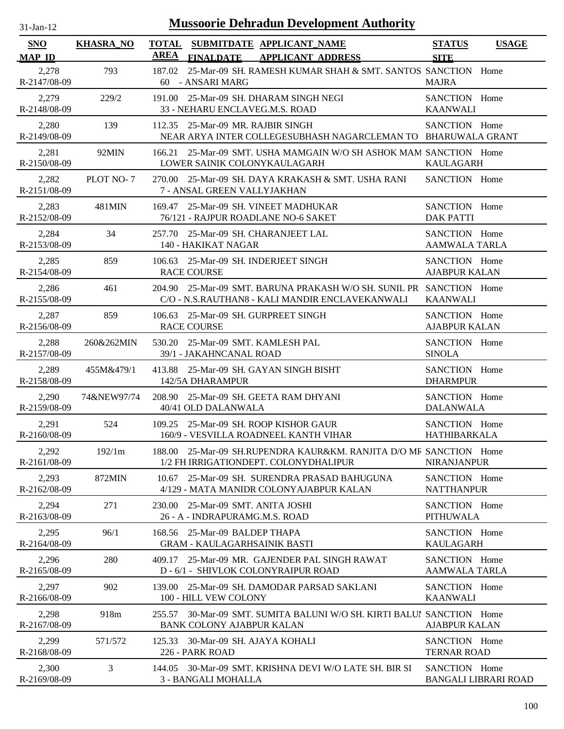31-Jan-12

# Mussoorie Dehradun Development Authority

| SNO / MAP_ID | KHASRA_NO | TOTAL AREA | SUBMITDATE / FINALDATE | APPLICANT_NAME / APPLICANT ADDRESS | STATUS / SITE | USAGE |
|---|---|---|---|---|---|---|
| 2,278 / R-2147/08-09 | 793 | 187.02 | 25-Mar-09 | SH. RAMESH KUMAR SHAH & SMT. SANTOS / 60 - ANSARI MARG | SANCTION / MAJRA | Home |
| 2,279 / R-2148/08-09 | 229/2 | 191.00 | 25-Mar-09 | SH. DHARAM SINGH NEGI / 33 - NEHARU ENCLAVEG.M.S. ROAD | SANCTION / KAANWALI | Home |
| 2,280 / R-2149/08-09 | 139 | 112.35 | 25-Mar-09 | MR. RAJBIR SINGH / NEAR ARYA INTER COLLEGESUBHASH NAGARCLEMAN TO | SANCTION / BHARUWALA GRANT | Home |
| 2,281 / R-2150/08-09 | 92MIN | 166.21 | 25-Mar-09 | SMT. USHA MAMGAIN W/O SH ASHOK MAM / LOWER SAINIK COLONYKAULAGARH | SANCTION / KAULAGARH | Home |
| 2,282 / R-2151/08-09 | PLOT NO- 7 | 270.00 | 25-Mar-09 | SH. DAYA KRAKASH & SMT. USHA RANI / 7 - ANSAL GREEN VALLYJAKHAN | SANCTION | Home |
| 2,283 / R-2152/08-09 | 481MIN | 169.47 | 25-Mar-09 | SH. VINEET MADHUKAR / 76/121 - RAJPUR ROADLANE NO-6 SAKET | SANCTION / DAK PATTI | Home |
| 2,284 / R-2153/08-09 | 34 | 257.70 | 25-Mar-09 | SH. CHARANJEET LAL / 140 - HAKIKAT NAGAR | SANCTION / AAMWALA TARLA | Home |
| 2,285 / R-2154/08-09 | 859 | 106.63 | 25-Mar-09 | SH. INDERJEET SINGH / RACE COURSE | SANCTION / AJABPUR KALAN | Home |
| 2,286 / R-2155/08-09 | 461 | 204.90 | 25-Mar-09 | SMT. BARUNA PRAKASH W/O SH. SUNIL PR / C/O - N.S.RAUTHAN8 - KALI MANDIR ENCLAVEKANWALI | SANCTION / KAANWALI | Home |
| 2,287 / R-2156/08-09 | 859 | 106.63 | 25-Mar-09 | SH. GURPREET SINGH / RACE COURSE | SANCTION / AJABPUR KALAN | Home |
| 2,288 / R-2157/08-09 | 260&262MIN | 530.20 | 25-Mar-09 | SMT. KAMLESH PAL / 39/1 - JAKAHNCANAL ROAD | SANCTION / SINOLA | Home |
| 2,289 / R-2158/08-09 | 455M&479/1 | 413.88 | 25-Mar-09 | SH. GAYAN SINGH BISHT / 142/5A DHARAMPUR | SANCTION / DHARMPUR | Home |
| 2,290 / R-2159/08-09 | 74&NEW97/74 | 208.90 | 25-Mar-09 | SH. GEETA RAM DHYANI / 40/41 OLD DALANWALA | SANCTION / DALANWALA | Home |
| 2,291 / R-2160/08-09 | 524 | 109.25 | 25-Mar-09 | SH. ROOP KISHOR GAUR / 160/9 - VESVILLA ROADNEEL KANTH VIHAR | SANCTION / HATHIBARKALA | Home |
| 2,292 / R-2161/08-09 | 192/1m | 188.00 | 25-Mar-09 | SH.RUPENDRA KAUR&KM. RANJITA D/O MF / 1/2 FH IRRIGATIONDEPT. COLONYDHALIPUR | SANCTION / NIRANJANPUR | Home |
| 2,293 / R-2162/08-09 | 872MIN | 10.67 | 25-Mar-09 | SH. SURENDRA PRASAD BAHUGUNA / 4/129 - MATA MANIDR COLONYAJABPUR KALAN | SANCTION / NATTHANPUR | Home |
| 2,294 / R-2163/08-09 | 271 | 230.00 | 25-Mar-09 | SMT. ANITA JOSHI / 26 - A - INDRAPURAMG.M.S. ROAD | SANCTION / PITHUWALA | Home |
| 2,295 / R-2164/08-09 | 96/1 | 168.56 | 25-Mar-09 | BALDEP THAPA / GRAM - KAULAGARHSAINIK BASTI | SANCTION / KAULAGARH | Home |
| 2,296 / R-2165/08-09 | 280 | 409.17 | 25-Mar-09 | MR. GAJENDER PAL SINGH RAWAT / D - 6/1 - SHIVLOK COLONYRAIPUR ROAD | SANCTION / AAMWALA TARLA | Home |
| 2,297 / R-2166/08-09 | 902 | 139.00 | 25-Mar-09 | SH. DAMODAR PARSAD SAKLANI / 100 - HILL VEW COLONY | SANCTION / KAANWALI | Home |
| 2,298 / R-2167/08-09 | 918m | 255.57 | 30-Mar-09 | SMT. SUMITA BALUNI W/O SH. KIRTI BALUI / BANK COLONY AJABPUR KALAN | SANCTION / AJABPUR KALAN | Home |
| 2,299 / R-2168/08-09 | 571/572 | 125.33 | 30-Mar-09 | SH. AJAYA KOHALI / 226 - PARK ROAD | SANCTION / TERNAR ROAD | Home |
| 2,300 / R-2169/08-09 | 3 | 144.05 | 30-Mar-09 | SMT. KRISHNA DEVI W/O LATE SH. BIR SI / 3 - BANGALI MOHALLA | SANCTION / BANGALI LIBRARI ROAD | Home |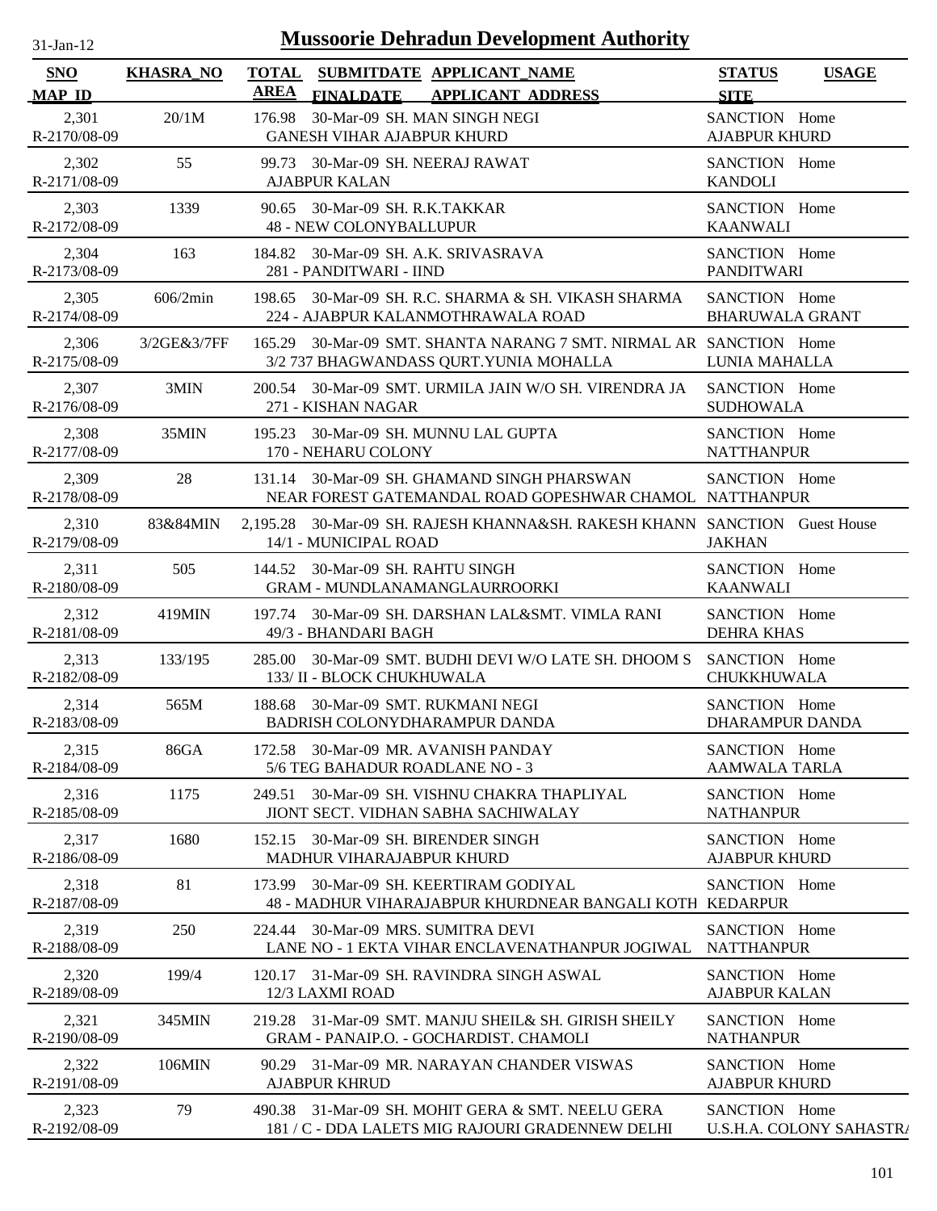# Mussoorie Dehradun Development Authority

| SNO / MAP_ID | KHASRA_NO | TOTAL AREA | SUBMITDATE / FINALDATE | APPLICANT_NAME / APPLICANT_ADDRESS | STATUS / SITE | USAGE |
|---|---|---|---|---|---|---|
| 2,301 / R-2170/08-09 | 20/1M | 176.98 | 30-Mar-09 | SH. MAN SINGH NEGI / GANESH VIHAR AJABPUR KHURD | SANCTION / AJABPUR KHURD | Home |
| 2,302 / R-2171/08-09 | 55 | 99.73 | 30-Mar-09 | SH. NEERAJ RAWAT / AJABPUR KALAN | SANCTION / KANDOLI | Home |
| 2,303 / R-2172/08-09 | 1339 | 90.65 | 30-Mar-09 | SH. R.K.TAKKAR / 48 - NEW COLONYBALLUPUR | SANCTION / KAANWALI | Home |
| 2,304 / R-2173/08-09 | 163 | 184.82 | 30-Mar-09 | SH. A.K. SRIVASRAVA / 281 - PANDITWARI - IIND | SANCTION / PANDITWARI | Home |
| 2,305 / R-2174/08-09 | 606/2min | 198.65 | 30-Mar-09 | SH. R.C. SHARMA & SH. VIKASH SHARMA / 224 - AJABPUR KALANMOTHRAWALA ROAD | SANCTION / BHARUWALA GRANT | Home |
| 2,306 / R-2175/08-09 | 3/2GE&3/7FF | 165.29 | 30-Mar-09 | SMT. SHANTA NARANG 7 SMT. NIRMAL AR / 3/2 737 BHAGWANDASS QURT.YUNIA MOHALLA | SANCTION / LUNIA MAHALLA | Home |
| 2,307 / R-2176/08-09 | 3MIN | 200.54 | 30-Mar-09 | SMT. URMILA JAIN W/O SH. VIRENDRA JA / 271 - KISHAN NAGAR | SANCTION / SUDHOWALA | Home |
| 2,308 / R-2177/08-09 | 35MIN | 195.23 | 30-Mar-09 | SH. MUNNU LAL GUPTA / 170 - NEHARU COLONY | SANCTION / NATTHANPUR | Home |
| 2,309 / R-2178/08-09 | 28 | 131.14 | 30-Mar-09 | SH. GHAMAND SINGH PHARSWAN / NEAR FOREST GATEMANDAL ROAD GOPESHWAR CHAMOL | SANCTION / NATTHANPUR | Home |
| 2,310 / R-2179/08-09 | 83&84MIN | 2,195.28 | 30-Mar-09 | SH. RAJESH KHANNA&SH. RAKESH KHANN / 14/1 - MUNICIPAL ROAD | SANCTION / JAKHAN | Guest House |
| 2,311 / R-2180/08-09 | 505 | 144.52 | 30-Mar-09 | SH. RAHTU SINGH / GRAM - MUNDLANAMANGLAURROORKI | SANCTION / KAANWALI | Home |
| 2,312 / R-2181/08-09 | 419MIN | 197.74 | 30-Mar-09 | SH. DARSHAN LAL&SMT. VIMLA RANI / 49/3 - BHANDARI BAGH | SANCTION / DEHRA KHAS | Home |
| 2,313 / R-2182/08-09 | 133/195 | 285.00 | 30-Mar-09 | SMT. BUDHI DEVI W/O LATE SH. DHOOM S / 133/ II - BLOCK CHUKHUWALA | SANCTION / CHUKKHUWALA | Home |
| 2,314 / R-2183/08-09 | 565M | 188.68 | 30-Mar-09 | SMT. RUKMANI NEGI / BADRISH COLONYDHARAMPUR DANDA | SANCTION / DHARAMPUR DANDA | Home |
| 2,315 / R-2184/08-09 | 86GA | 172.58 | 30-Mar-09 | MR. AVANISH PANDAY / 5/6 TEG BAHADUR ROADLANE NO - 3 | SANCTION / AAMWALA TARLA | Home |
| 2,316 / R-2185/08-09 | 1175 | 249.51 | 30-Mar-09 | SH. VISHNU CHAKRA THAPLIYAL / JIONT SECT. VIDHAN SABHA SACHIWALAY | SANCTION / NATHANPUR | Home |
| 2,317 / R-2186/08-09 | 1680 | 152.15 | 30-Mar-09 | SH. BIRENDER SINGH / MADHUR VIHARAJABPUR KHURD | SANCTION / AJABPUR KHURD | Home |
| 2,318 / R-2187/08-09 | 81 | 173.99 | 30-Mar-09 | SH. KEERTIRAM GODIYAL / 48 - MADHUR VIHARAJABPUR KHURDNEAR BANGALI KOTH | SANCTION / KEDARPUR | Home |
| 2,319 / R-2188/08-09 | 250 | 224.44 | 30-Mar-09 | MRS. SUMITRA DEVI / LANE NO - 1 EKTA VIHAR ENCLAVENATHANPUR JOGIWAL | SANCTION / NATTHANPUR | Home |
| 2,320 / R-2189/08-09 | 199/4 | 120.17 | 31-Mar-09 | SH. RAVINDRA SINGH ASWAL / 12/3 LAXMI ROAD | SANCTION / AJABPUR KALAN | Home |
| 2,321 / R-2190/08-09 | 345MIN | 219.28 | 31-Mar-09 | SMT. MANJU SHEIL& SH. GIRISH SHEILY / GRAM - PANAIP.O. - GOCHARDIST. CHAMOLI | SANCTION / NATHANPUR | Home |
| 2,322 / R-2191/08-09 | 106MIN | 90.29 | 31-Mar-09 | MR. NARAYAN CHANDER VISWAS / AJABPUR KHRUD | SANCTION / AJABPUR KHURD | Home |
| 2,323 / R-2192/08-09 | 79 | 490.38 | 31-Mar-09 | SH. MOHIT GERA & SMT. NEELU GERA / 181 / C - DDA LALETS MIG RAJOURI GRADENNEW DELHI | SANCTION / U.S.H.A. COLONY SAHASTRA | Home |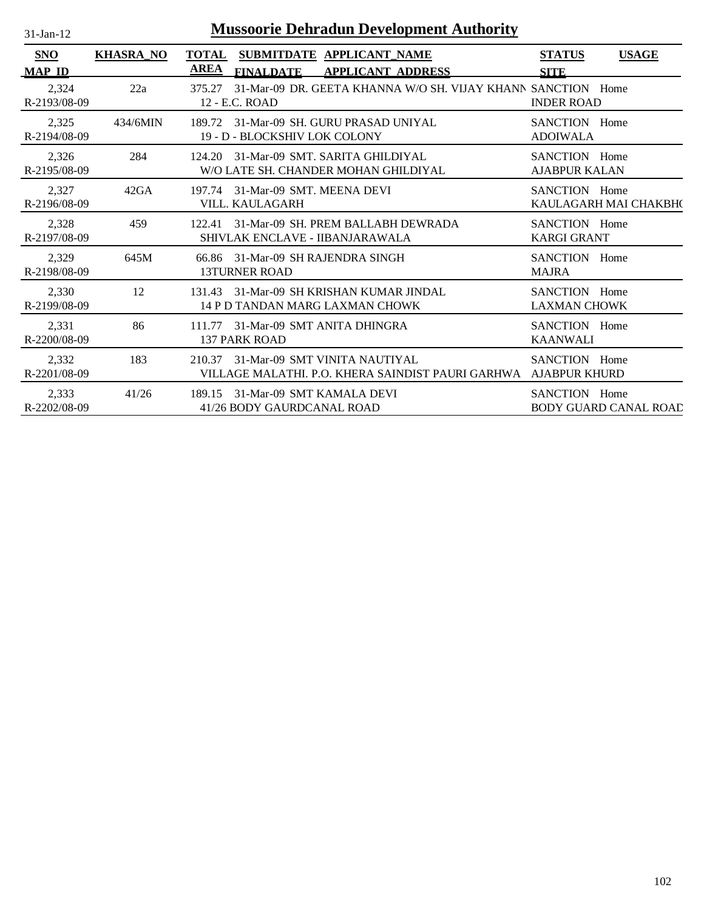# Mussoorie Dehradun Development Authority

| SNO / MAP_ID | KHASRA_NO | TOTAL AREA | SUBMITDATE / FINALDATE | APPLICANT_NAME / APPLICANT_ADDRESS | STATUS / SITE | USAGE |
|---|---|---|---|---|---|---|
| 2,324 / R-2193/08-09 | 22a | 375.27 | 31-Mar-09 | DR. GEETA KHANNA W/O SH. VIJAY KHANN / 12 - E.C. ROAD | SANCTION / INDER ROAD | Home |
| 2,325 / R-2194/08-09 | 434/6MIN | 189.72 | 31-Mar-09 | SH. GURU PRASAD UNIYAL / 19 - D - BLOCKSHIV LOK COLONY | SANCTION / ADOIWALA | Home |
| 2,326 / R-2195/08-09 | 284 | 124.20 | 31-Mar-09 | SMT. SARITA GHILDIYAL / W/O LATE SH. CHANDER MOHAN GHILDIYAL | SANCTION / AJABPUR KALAN | Home |
| 2,327 / R-2196/08-09 | 42GA | 197.74 | 31-Mar-09 | SMT. MEENA DEVI / VILL. KAULAGARH | SANCTION / KAULAGARH MAI CHAKBHO | Home |
| 2,328 / R-2197/08-09 | 459 | 122.41 | 31-Mar-09 | SH. PREM BALLABH DEWRADA / SHIVLAK ENCLAVE - IIBANJARAWALA | SANCTION / KARGI GRANT | Home |
| 2,329 / R-2198/08-09 | 645M | 66.86 | 31-Mar-09 | SH RAJENDRA SINGH / 13TURNER ROAD | SANCTION / MAJRA | Home |
| 2,330 / R-2199/08-09 | 12 | 131.43 | 31-Mar-09 | SH KRISHAN KUMAR JINDAL / 14 P D TANDAN MARG LAXMAN CHOWK | SANCTION / LAXMAN CHOWK | Home |
| 2,331 / R-2200/08-09 | 86 | 111.77 | 31-Mar-09 | SMT ANITA DHINGRA / 137 PARK ROAD | SANCTION / KAANWALI | Home |
| 2,332 / R-2201/08-09 | 183 | 210.37 | 31-Mar-09 | SMT VINITA NAUTIYAL / VILLAGE MALATHI. P.O. KHERA SAINDIST PAURI GARHWA | SANCTION / AJABPUR KHURD | Home |
| 2,333 / R-2202/08-09 | 41/26 | 189.15 | 31-Mar-09 | SMT KAMALA DEVI / 41/26 BODY GAURDCANAL ROAD | SANCTION / BODY GUARD CANAL ROAD | Home |